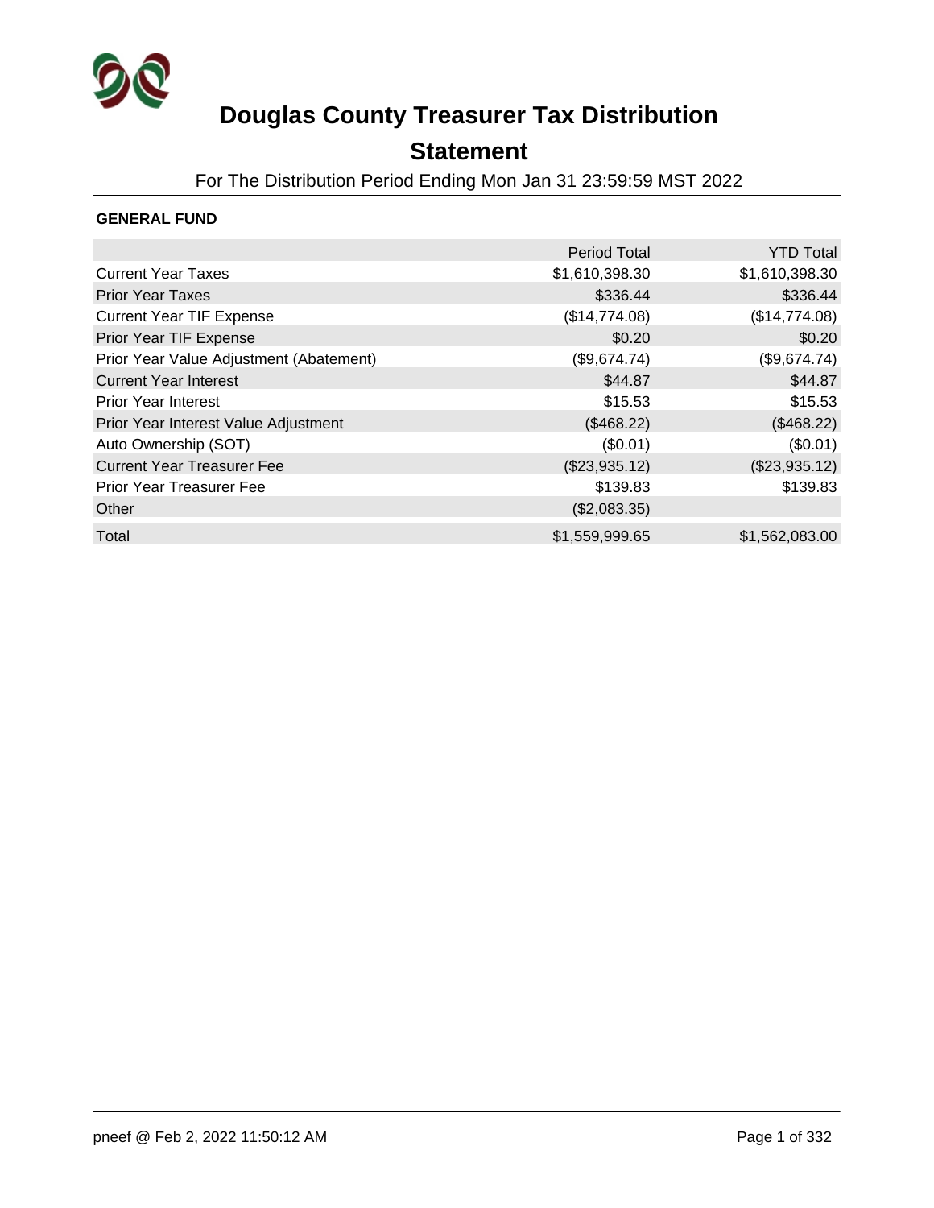# Douglas County Treasurer Tax Distribution Statement

For The Distribution Period Ending Mon Jan 31 23:59:59 MST 2022

**GENERAL FUND**

| | Period Total | YTD Total |
|---|---|---|
| Current Year Taxes | $1,610,398.30 | $1,610,398.30 |
| Prior Year Taxes | $336.44 | $336.44 |
| Current Year TIF Expense | ($14,774.08) | ($14,774.08) |
| Prior Year TIF Expense | $0.20 | $0.20 |
| Prior Year Value Adjustment (Abatement) | ($9,674.74) | ($9,674.74) |
| Current Year Interest | $44.87 | $44.87 |
| Prior Year Interest | $15.53 | $15.53 |
| Prior Year Interest Value Adjustment | ($468.22) | ($468.22) |
| Auto Ownership (SOT) | ($0.01) | ($0.01) |
| Current Year Treasurer Fee | ($23,935.12) | ($23,935.12) |
| Prior Year Treasurer Fee | $139.83 | $139.83 |
| Other | ($2,083.35) | |
| Total | $1,559,999.65 | $1,562,083.00 |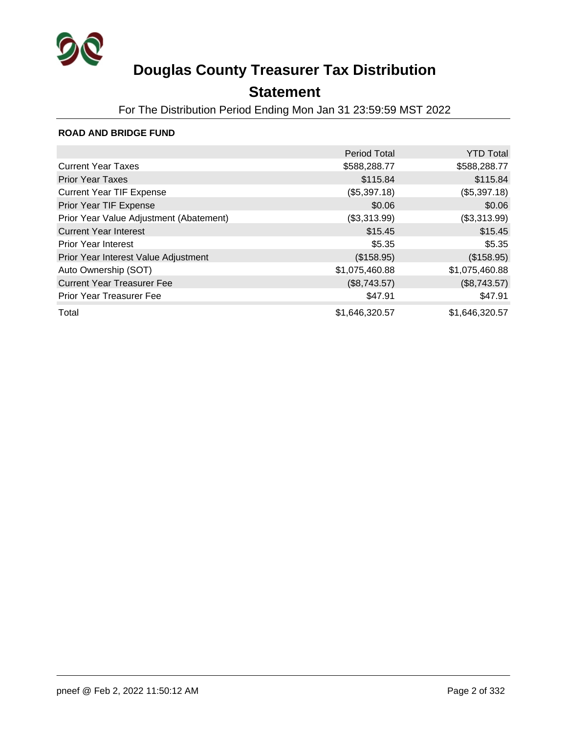# Douglas County Treasurer Tax Distribution

## Statement

For The Distribution Period Ending Mon Jan 31 23:59:59 MST 2022

### ROAD AND BRIDGE FUND

| | Period Total | YTD Total |
|---|---:|---:|
| Current Year Taxes | $588,288.77 | $588,288.77 |
| Prior Year Taxes | $115.84 | $115.84 |
| Current Year TIF Expense | ($5,397.18) | ($5,397.18) |
| Prior Year TIF Expense | $0.06 | $0.06 |
| Prior Year Value Adjustment (Abatement) | ($3,313.99) | ($3,313.99) |
| Current Year Interest | $15.45 | $15.45 |
| Prior Year Interest | $5.35 | $5.35 |
| Prior Year Interest Value Adjustment | ($158.95) | ($158.95) |
| Auto Ownership (SOT) | $1,075,460.88 | $1,075,460.88 |
| Current Year Treasurer Fee | ($8,743.57) | ($8,743.57) |
| Prior Year Treasurer Fee | $47.91 | $47.91 |
| Total | $1,646,320.57 | $1,646,320.57 |

pneef @ Feb 2, 2022 11:50:12 AM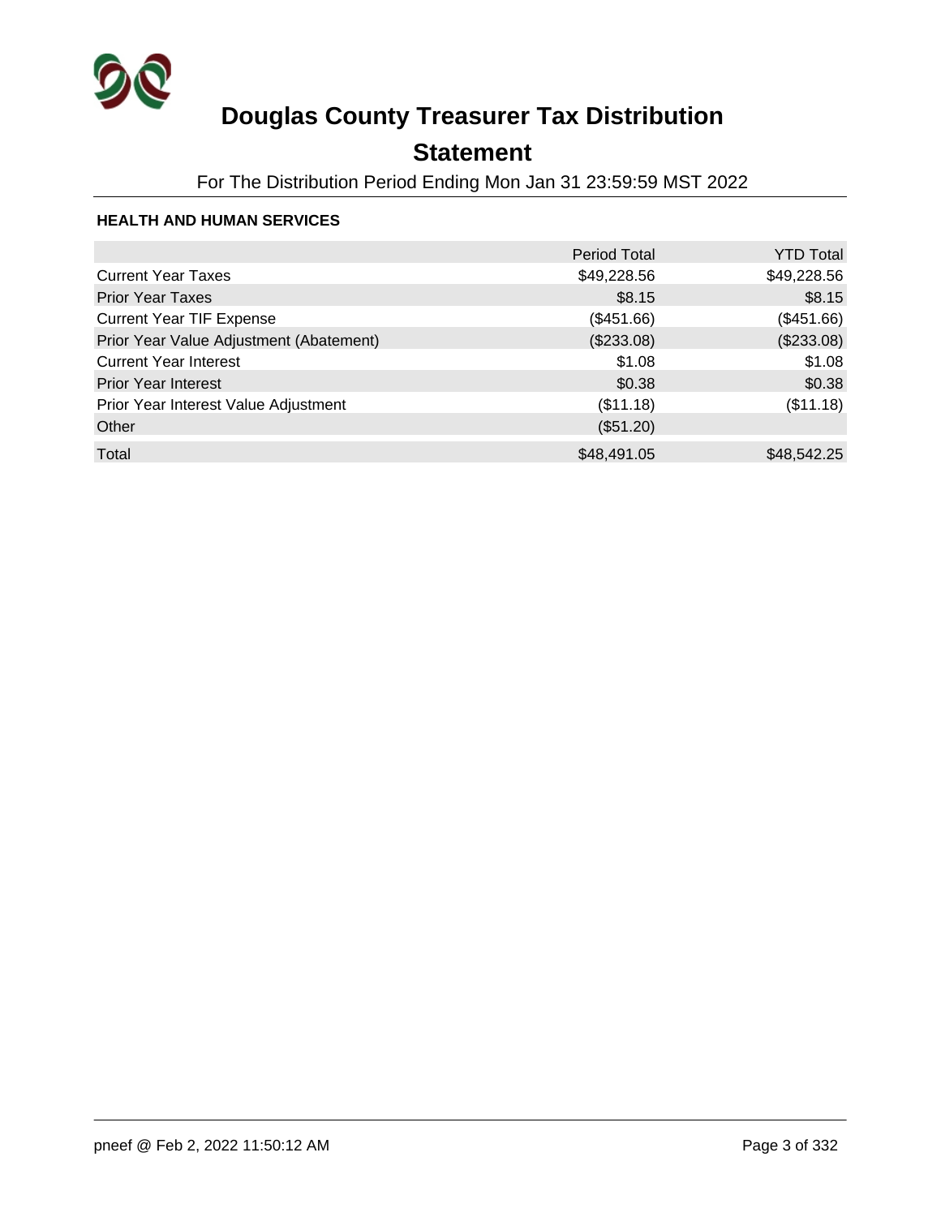# Douglas County Treasurer Tax Distribution

## Statement

For The Distribution Period Ending Mon Jan 31 23:59:59 MST 2022

### HEALTH AND HUMAN SERVICES

| | Period Total | YTD Total |
|---|---:|---:|
| Current Year Taxes | $49,228.56 | $49,228.56 |
| Prior Year Taxes | $8.15 | $8.15 |
| Current Year TIF Expense | ($451.66) | ($451.66) |
| Prior Year Value Adjustment (Abatement) | ($233.08) | ($233.08) |
| Current Year Interest | $1.08 | $1.08 |
| Prior Year Interest | $0.38 | $0.38 |
| Prior Year Interest Value Adjustment | ($11.18) | ($11.18) |
| Other | ($51.20) | |
| Total | $48,491.05 | $48,542.25 |

pneef @ Feb 2, 2022 11:50:12 AM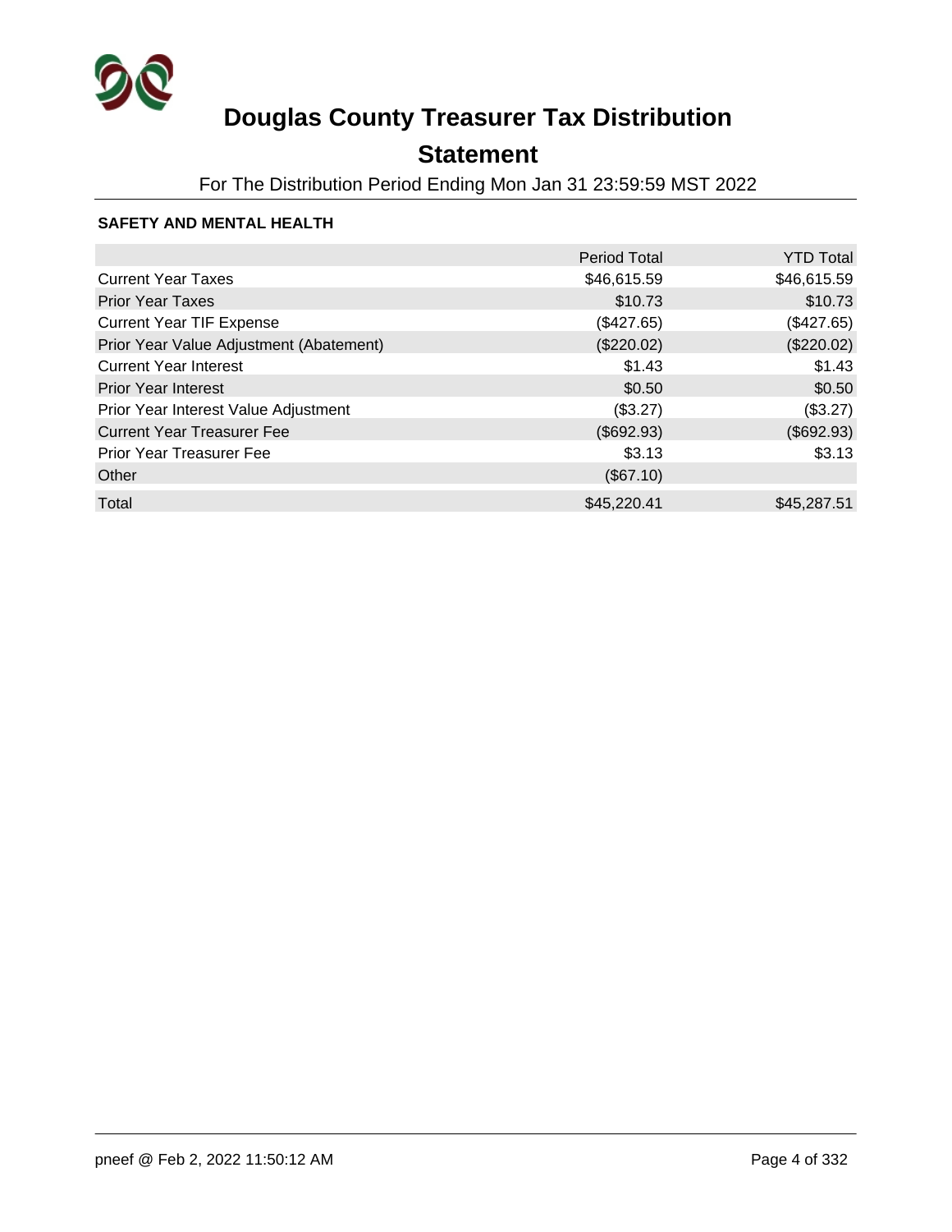# Douglas County Treasurer Tax Distribution

## Statement

For The Distribution Period Ending Mon Jan 31 23:59:59 MST 2022

### SAFETY AND MENTAL HEALTH

| | Period Total | YTD Total |
|---|---|---|
| Current Year Taxes | $46,615.59 | $46,615.59 |
| Prior Year Taxes | $10.73 | $10.73 |
| Current Year TIF Expense | ($427.65) | ($427.65) |
| Prior Year Value Adjustment (Abatement) | ($220.02) | ($220.02) |
| Current Year Interest | $1.43 | $1.43 |
| Prior Year Interest | $0.50 | $0.50 |
| Prior Year Interest Value Adjustment | ($3.27) | ($3.27) |
| Current Year Treasurer Fee | ($692.93) | ($692.93) |
| Prior Year Treasurer Fee | $3.13 | $3.13 |
| Other | ($67.10) | |
| Total | $45,220.41 | $45,287.51 |

pneef @ Feb 2, 2022 11:50:12 AM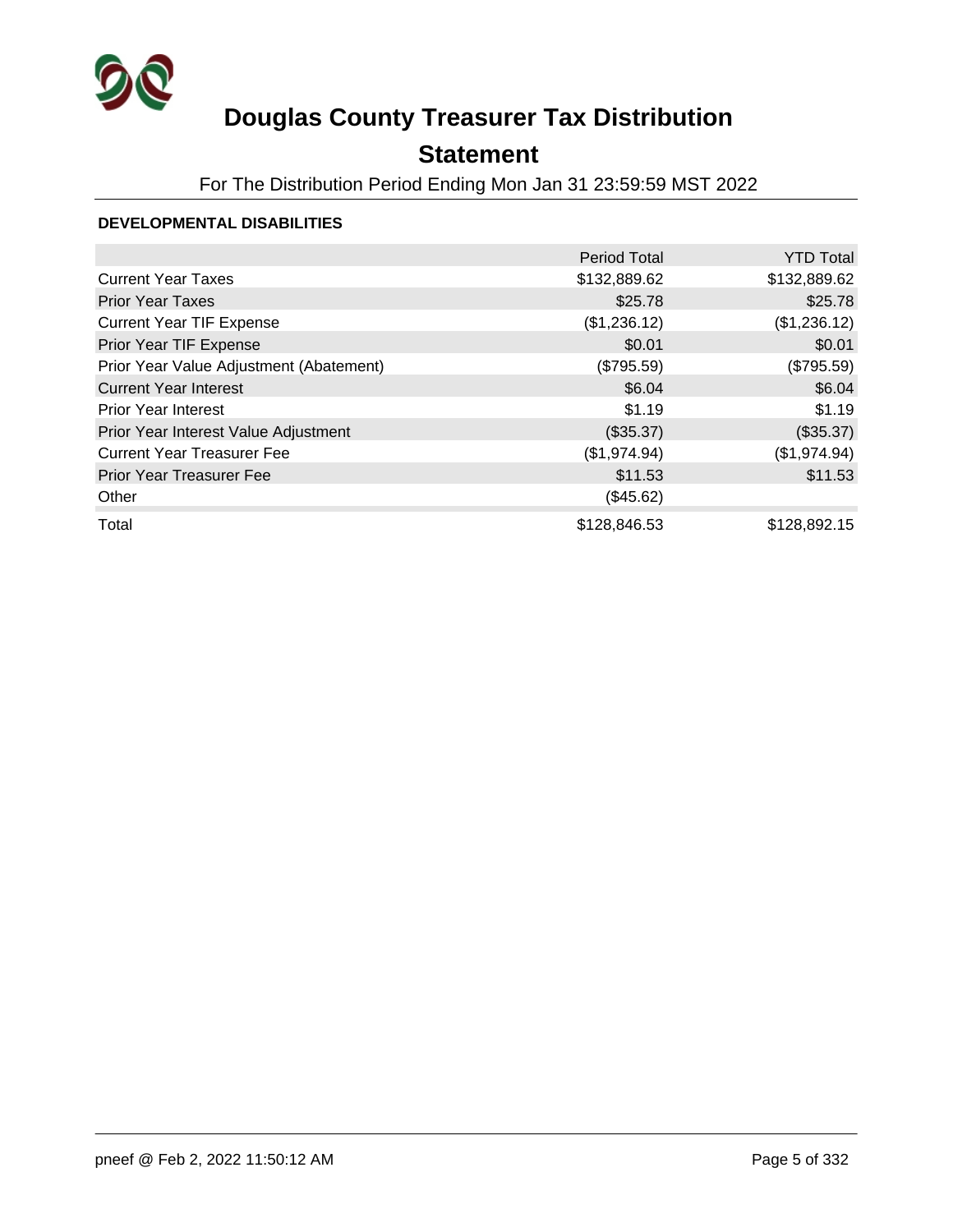# Douglas County Treasurer Tax Distribution

## Statement

For The Distribution Period Ending Mon Jan 31 23:59:59 MST 2022

### DEVELOPMENTAL DISABILITIES

| | Period Total | YTD Total |
|---|---|---|
| Current Year Taxes | $132,889.62 | $132,889.62 |
| Prior Year Taxes | $25.78 | $25.78 |
| Current Year TIF Expense | ($1,236.12) | ($1,236.12) |
| Prior Year TIF Expense | $0.01 | $0.01 |
| Prior Year Value Adjustment (Abatement) | ($795.59) | ($795.59) |
| Current Year Interest | $6.04 | $6.04 |
| Prior Year Interest | $1.19 | $1.19 |
| Prior Year Interest Value Adjustment | ($35.37) | ($35.37) |
| Current Year Treasurer Fee | ($1,974.94) | ($1,974.94) |
| Prior Year Treasurer Fee | $11.53 | $11.53 |
| Other | ($45.62) | |
| Total | $128,846.53 | $128,892.15 |

pneef @ Feb 2, 2022 11:50:12 AM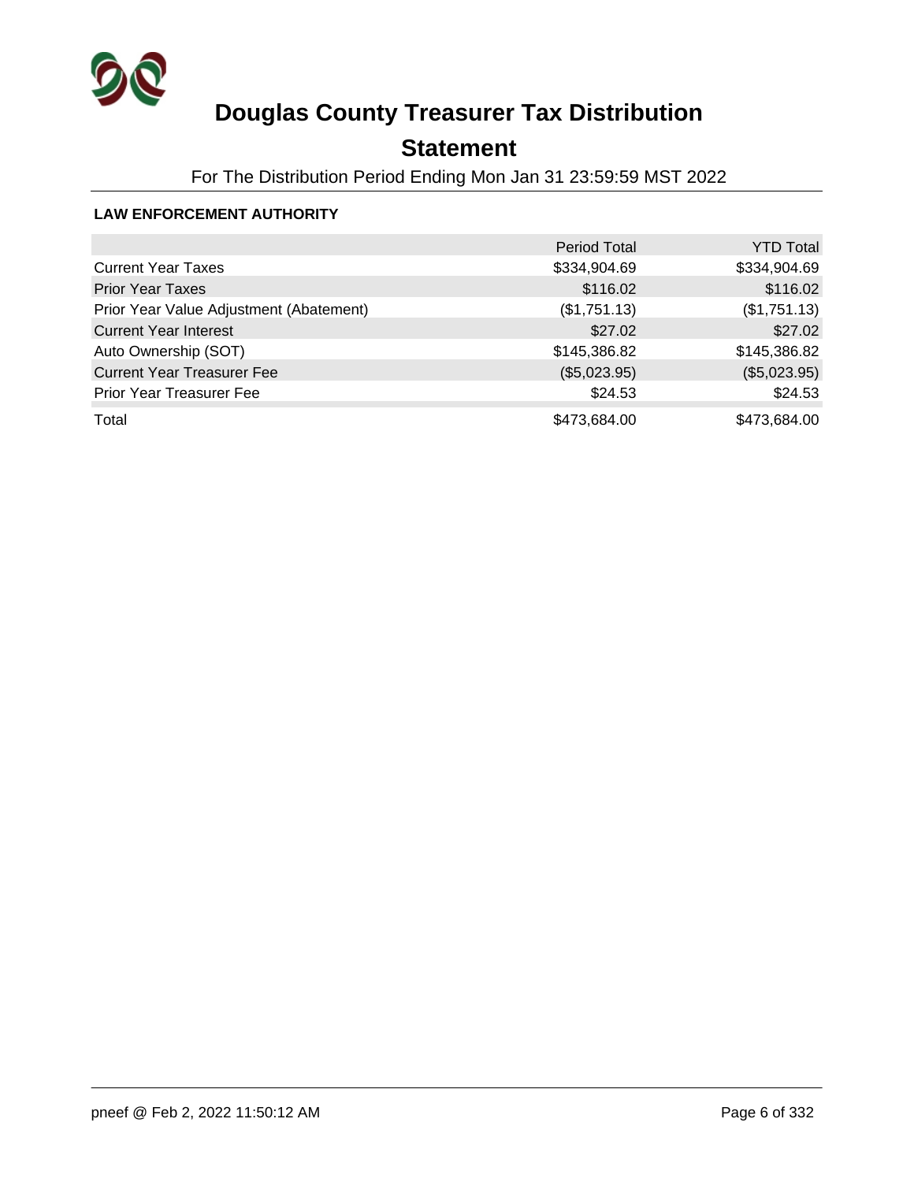# Douglas County Treasurer Tax Distribution

## Statement

For The Distribution Period Ending Mon Jan 31 23:59:59 MST 2022

**LAW ENFORCEMENT AUTHORITY**

| | Period Total | YTD Total |
|---|---|---|
| Current Year Taxes | $334,904.69 | $334,904.69 |
| Prior Year Taxes | $116.02 | $116.02 |
| Prior Year Value Adjustment (Abatement) | ($1,751.13) | ($1,751.13) |
| Current Year Interest | $27.02 | $27.02 |
| Auto Ownership (SOT) | $145,386.82 | $145,386.82 |
| Current Year Treasurer Fee | ($5,023.95) | ($5,023.95) |
| Prior Year Treasurer Fee | $24.53 | $24.53 |
| Total | $473,684.00 | $473,684.00 |

pneef @ Feb 2, 2022 11:50:12 AM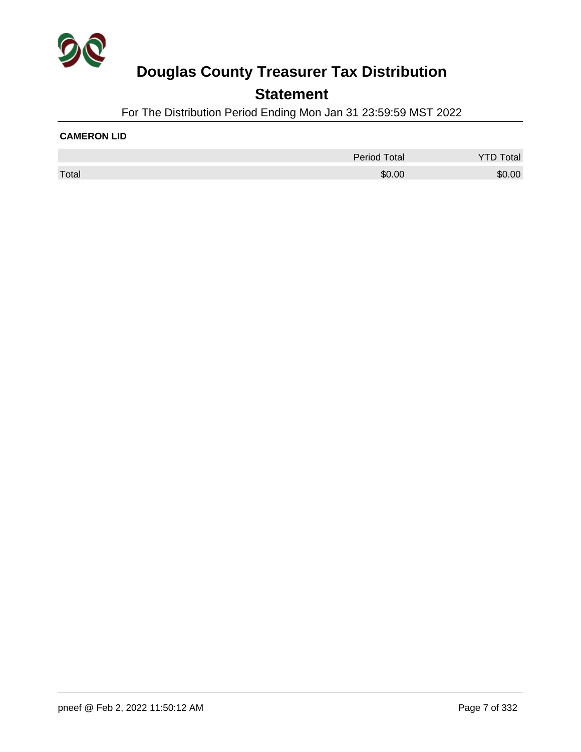# Douglas County Treasurer Tax Distribution

## Statement

For The Distribution Period Ending Mon Jan 31 23:59:59 MST 2022

**CAMERON LID**

| | Period Total | YTD Total |
|---|---|---|
| Total | $0.00 | $0.00 |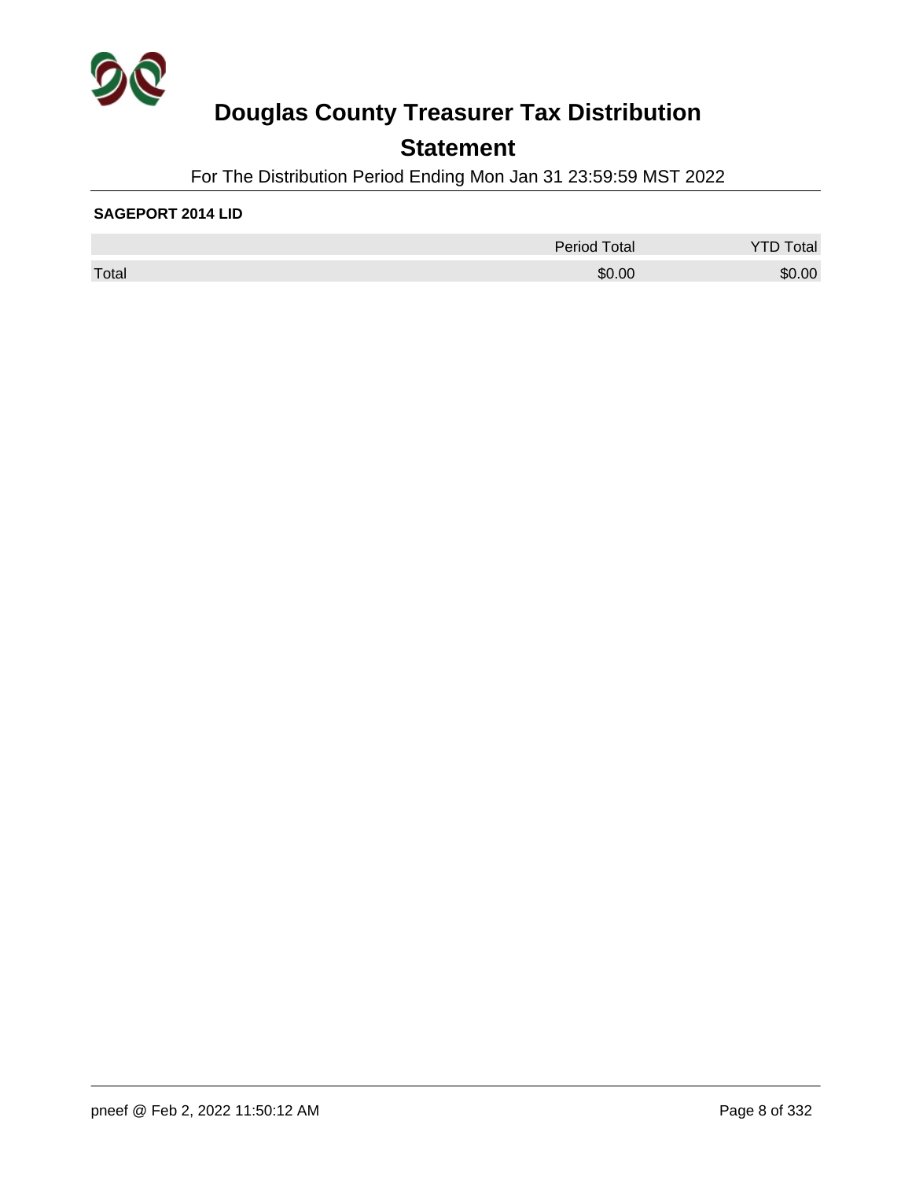# Douglas County Treasurer Tax Distribution

## Statement

For The Distribution Period Ending Mon Jan 31 23:59:59 MST 2022

**SAGEPORT 2014 LID**

| | Period Total | YTD Total |
|---|---|---|
| Total | $0.00 | $0.00 |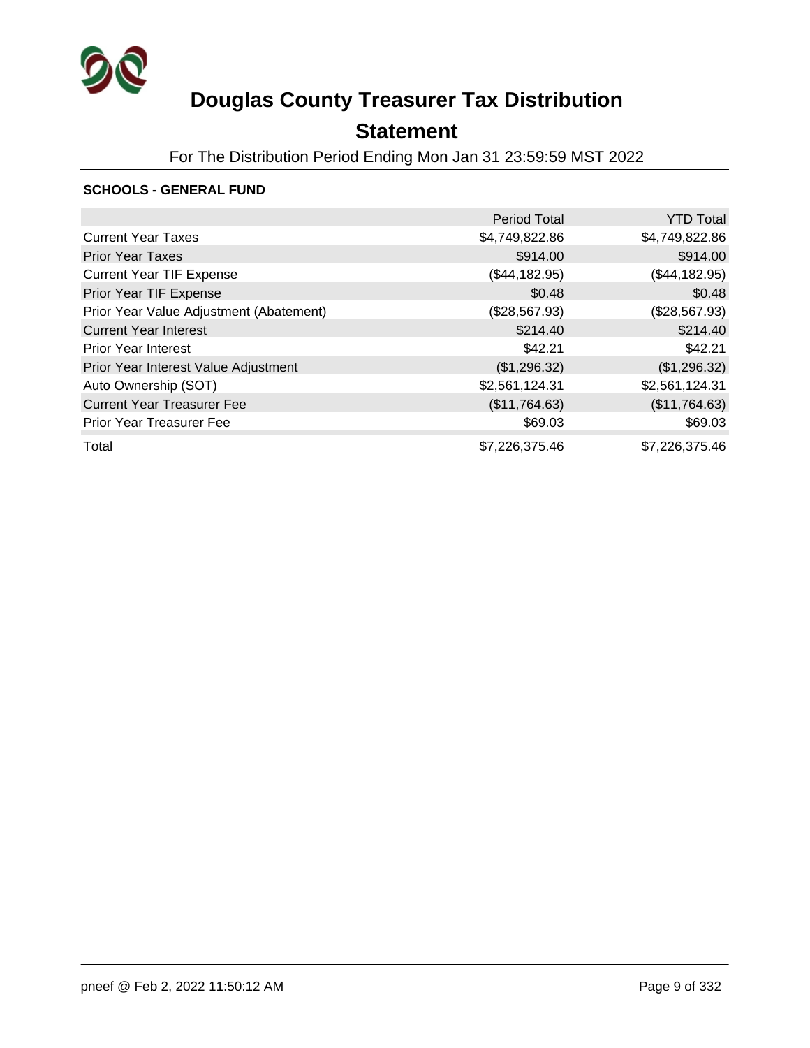# Douglas County Treasurer Tax Distribution

## Statement

For The Distribution Period Ending Mon Jan 31 23:59:59 MST 2022

### SCHOOLS - GENERAL FUND

| | Period Total | YTD Total |
|---|---|---|
| Current Year Taxes | $4,749,822.86 | $4,749,822.86 |
| Prior Year Taxes | $914.00 | $914.00 |
| Current Year TIF Expense | ($44,182.95) | ($44,182.95) |
| Prior Year TIF Expense | $0.48 | $0.48 |
| Prior Year Value Adjustment (Abatement) | ($28,567.93) | ($28,567.93) |
| Current Year Interest | $214.40 | $214.40 |
| Prior Year Interest | $42.21 | $42.21 |
| Prior Year Interest Value Adjustment | ($1,296.32) | ($1,296.32) |
| Auto Ownership (SOT) | $2,561,124.31 | $2,561,124.31 |
| Current Year Treasurer Fee | ($11,764.63) | ($11,764.63) |
| Prior Year Treasurer Fee | $69.03 | $69.03 |
| Total | $7,226,375.46 | $7,226,375.46 |

pneef @ Feb 2, 2022 11:50:12 AM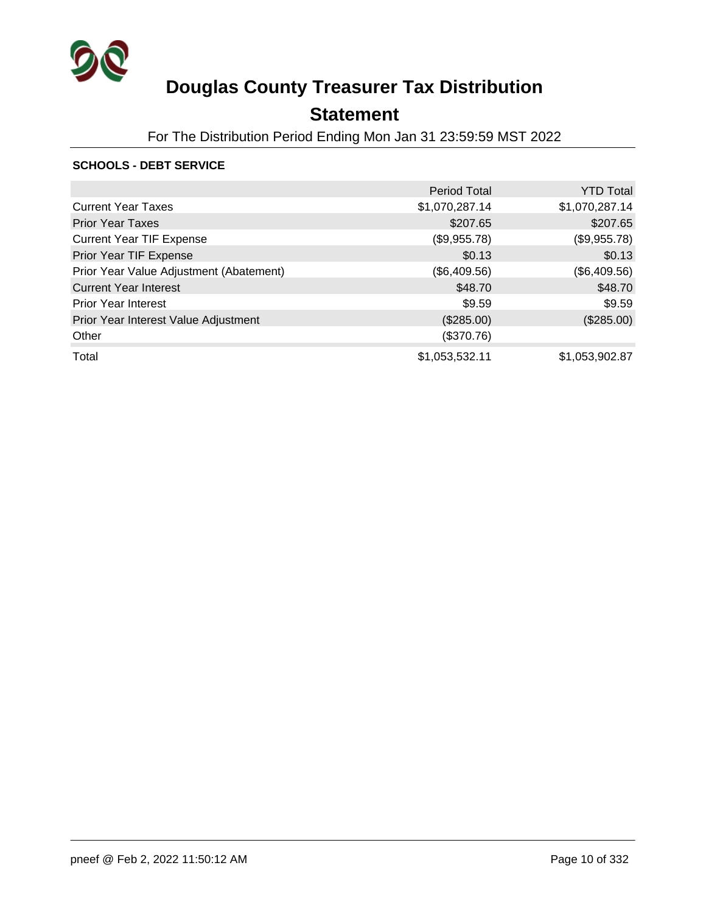# Douglas County Treasurer Tax Distribution

## Statement

For The Distribution Period Ending Mon Jan 31 23:59:59 MST 2022

**SCHOOLS - DEBT SERVICE**

| | Period Total | YTD Total |
|---|---|---|
| Current Year Taxes | $1,070,287.14 | $1,070,287.14 |
| Prior Year Taxes | $207.65 | $207.65 |
| Current Year TIF Expense | ($9,955.78) | ($9,955.78) |
| Prior Year TIF Expense | $0.13 | $0.13 |
| Prior Year Value Adjustment (Abatement) | ($6,409.56) | ($6,409.56) |
| Current Year Interest | $48.70 | $48.70 |
| Prior Year Interest | $9.59 | $9.59 |
| Prior Year Interest Value Adjustment | ($285.00) | ($285.00) |
| Other | ($370.76) | |
| Total | $1,053,532.11 | $1,053,902.87 |

pneef @ Feb 2, 2022 11:50:12 AM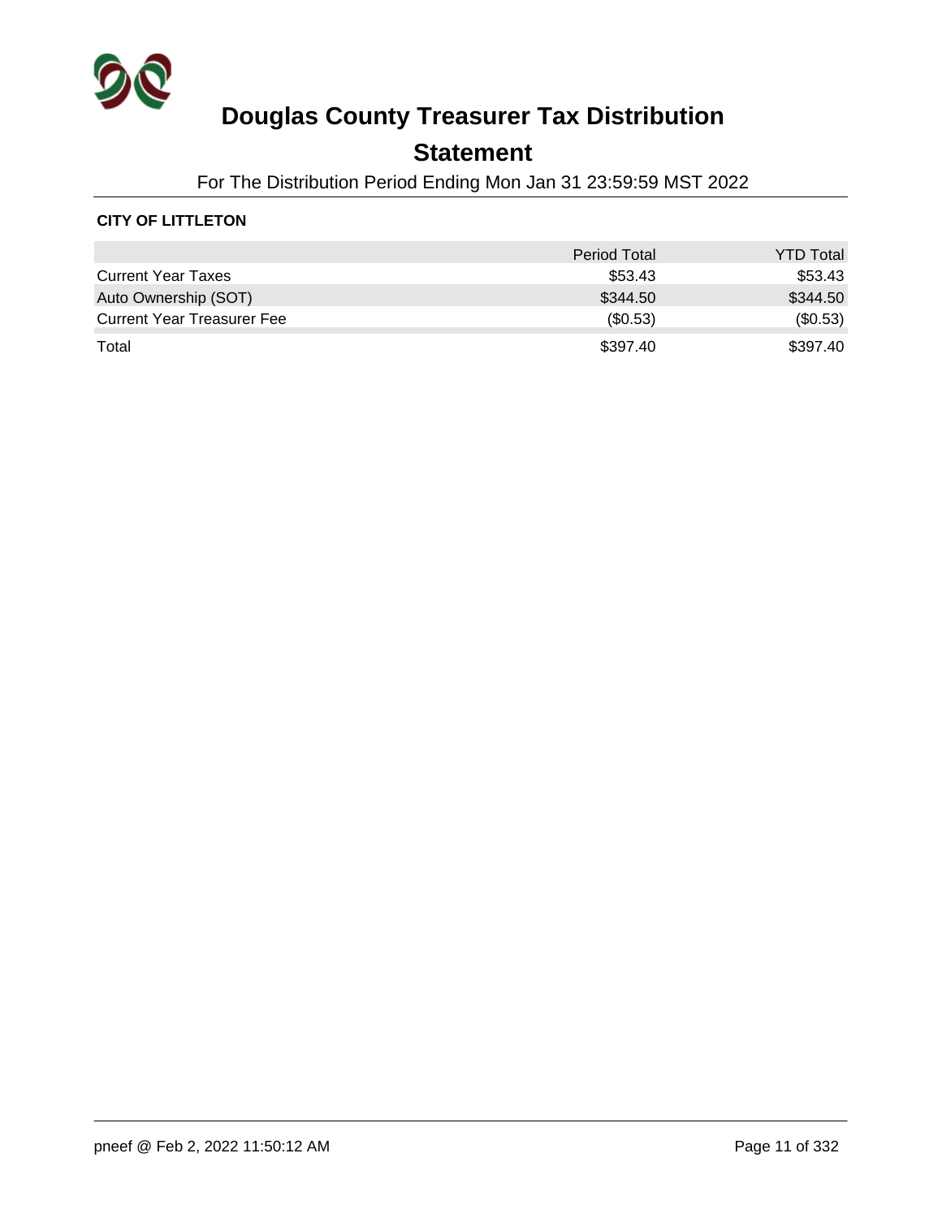# Douglas County Treasurer Tax Distribution

## Statement

For The Distribution Period Ending Mon Jan 31 23:59:59 MST 2022

**CITY OF LITTLETON**

| | Period Total | YTD Total |
|---|---|---|
| Current Year Taxes | $53.43 | $53.43 |
| Auto Ownership (SOT) | $344.50 | $344.50 |
| Current Year Treasurer Fee | ($0.53) | ($0.53) |
| Total | $397.40 | $397.40 |

pneef @ Feb 2, 2022 11:50:12 AM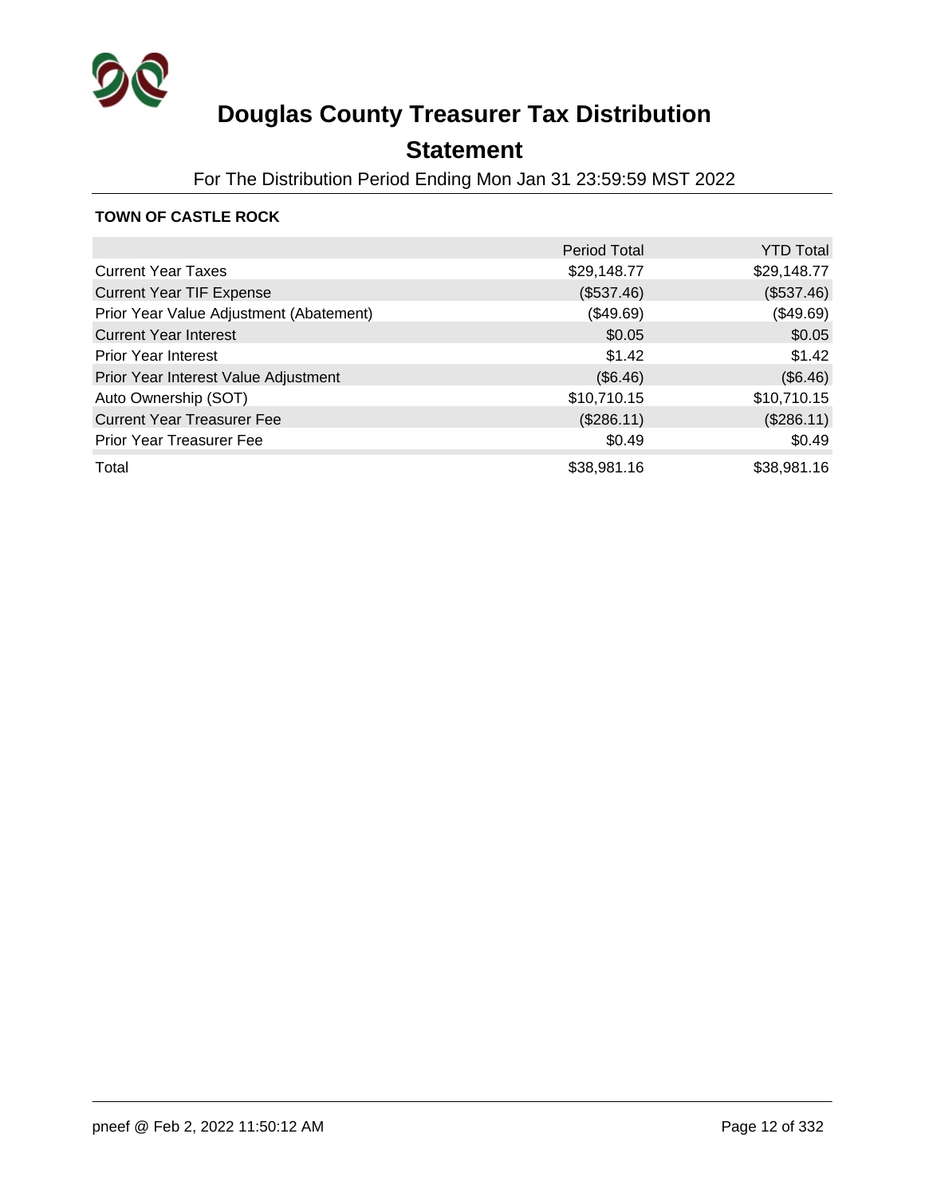# Douglas County Treasurer Tax Distribution

## Statement

For The Distribution Period Ending Mon Jan 31 23:59:59 MST 2022

**TOWN OF CASTLE ROCK**

| | Period Total | YTD Total |
|---|---|---|
| Current Year Taxes | $29,148.77 | $29,148.77 |
| Current Year TIF Expense | ($537.46) | ($537.46) |
| Prior Year Value Adjustment (Abatement) | ($49.69) | ($49.69) |
| Current Year Interest | $0.05 | $0.05 |
| Prior Year Interest | $1.42 | $1.42 |
| Prior Year Interest Value Adjustment | ($6.46) | ($6.46) |
| Auto Ownership (SOT) | $10,710.15 | $10,710.15 |
| Current Year Treasurer Fee | ($286.11) | ($286.11) |
| Prior Year Treasurer Fee | $0.49 | $0.49 |
| Total | $38,981.16 | $38,981.16 |

pneef @ Feb 2, 2022 11:50:12 AM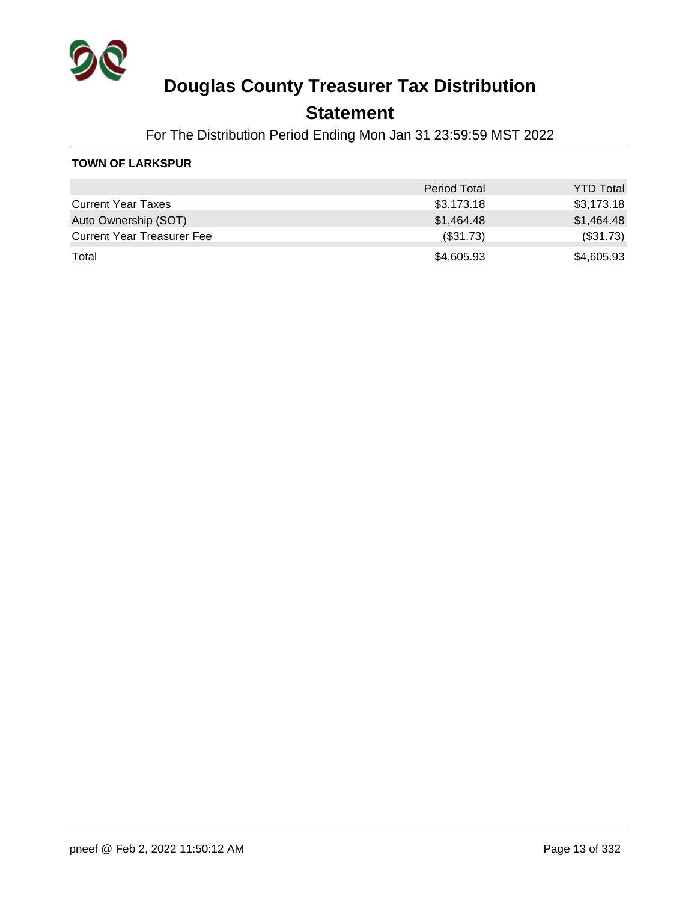# Douglas County Treasurer Tax Distribution

## Statement

For The Distribution Period Ending Mon Jan 31 23:59:59 MST 2022

**TOWN OF LARKSPUR**

| | Period Total | YTD Total |
|---|---|---|
| Current Year Taxes | $3,173.18 | $3,173.18 |
| Auto Ownership (SOT) | $1,464.48 | $1,464.48 |
| Current Year Treasurer Fee | ($31.73) | ($31.73) |
| Total | $4,605.93 | $4,605.93 |

pneef @ Feb 2, 2022 11:50:12 AM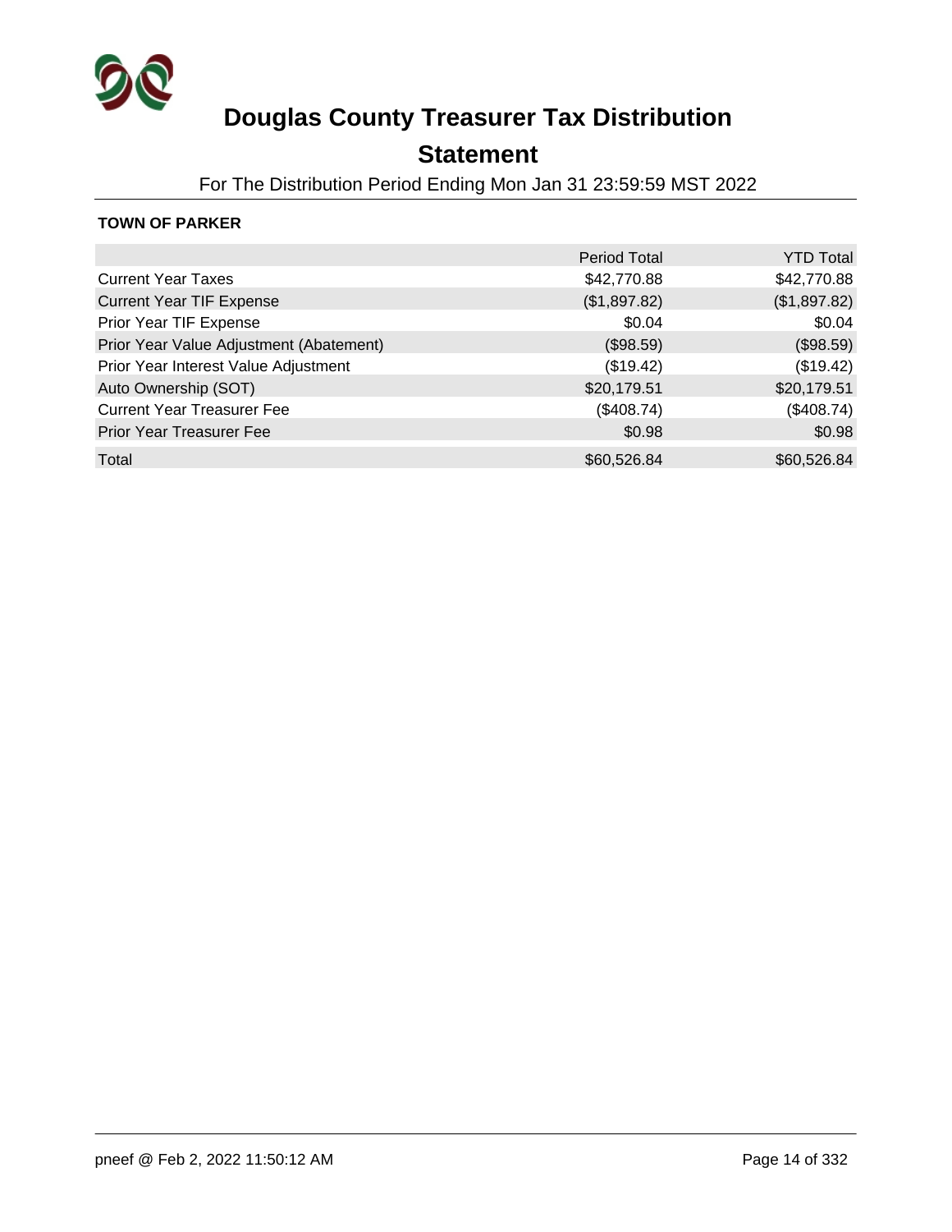# Douglas County Treasurer Tax Distribution

## Statement

For The Distribution Period Ending Mon Jan 31 23:59:59 MST 2022

**TOWN OF PARKER**

| | Period Total | YTD Total |
|---|---|---|
| Current Year Taxes | $42,770.88 | $42,770.88 |
| Current Year TIF Expense | ($1,897.82) | ($1,897.82) |
| Prior Year TIF Expense | $0.04 | $0.04 |
| Prior Year Value Adjustment (Abatement) | ($98.59) | ($98.59) |
| Prior Year Interest Value Adjustment | ($19.42) | ($19.42) |
| Auto Ownership (SOT) | $20,179.51 | $20,179.51 |
| Current Year Treasurer Fee | ($408.74) | ($408.74) |
| Prior Year Treasurer Fee | $0.98 | $0.98 |
| Total | $60,526.84 | $60,526.84 |

pneef @ Feb 2, 2022 11:50:12 AM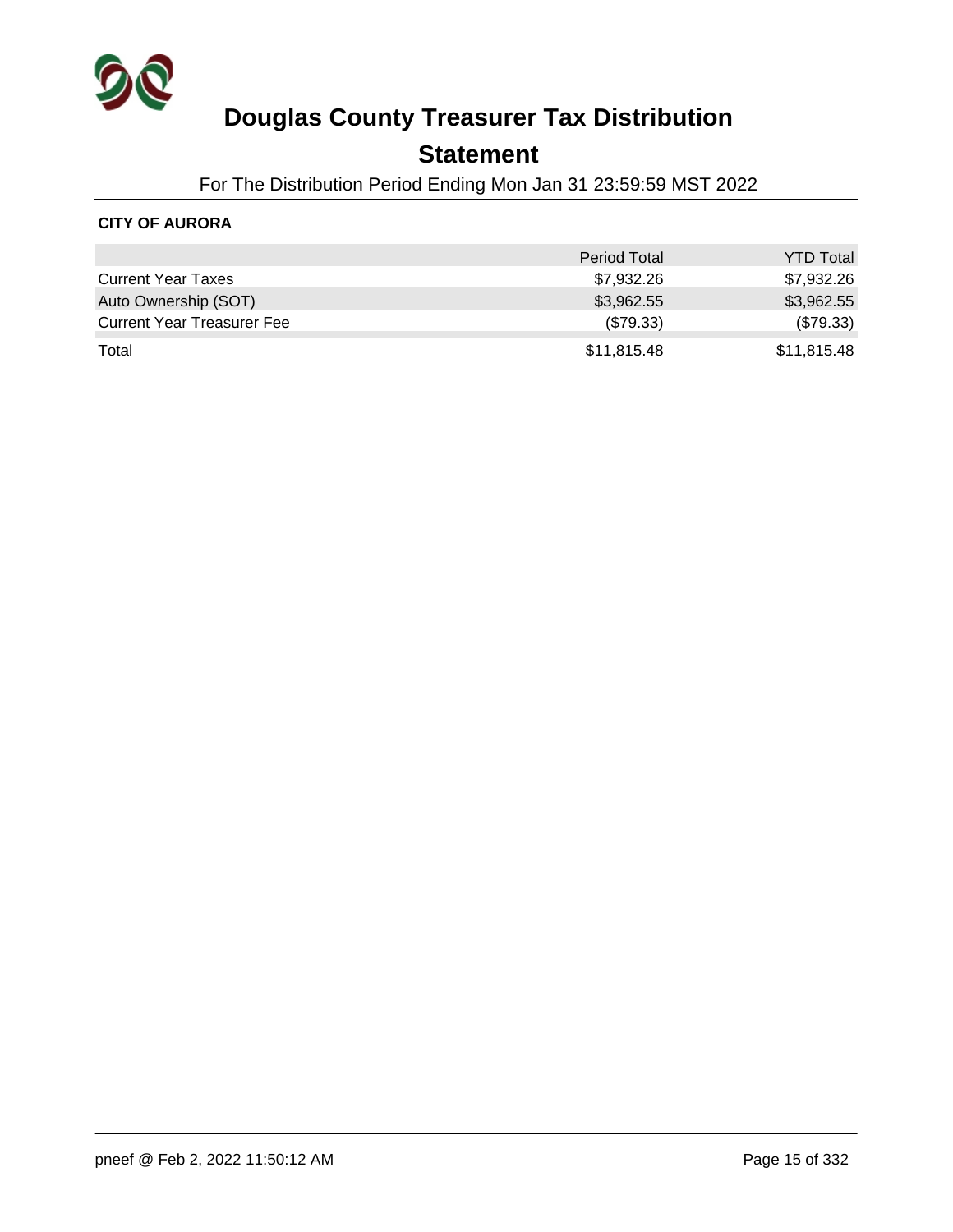# Douglas County Treasurer Tax Distribution

## Statement

For The Distribution Period Ending Mon Jan 31 23:59:59 MST 2022

**CITY OF AURORA**

| | Period Total | YTD Total |
|---|---|---|
| Current Year Taxes | $7,932.26 | $7,932.26 |
| Auto Ownership (SOT) | $3,962.55 | $3,962.55 |
| Current Year Treasurer Fee | ($79.33) | ($79.33) |
| Total | $11,815.48 | $11,815.48 |

pneef @ Feb 2, 2022 11:50:12 AM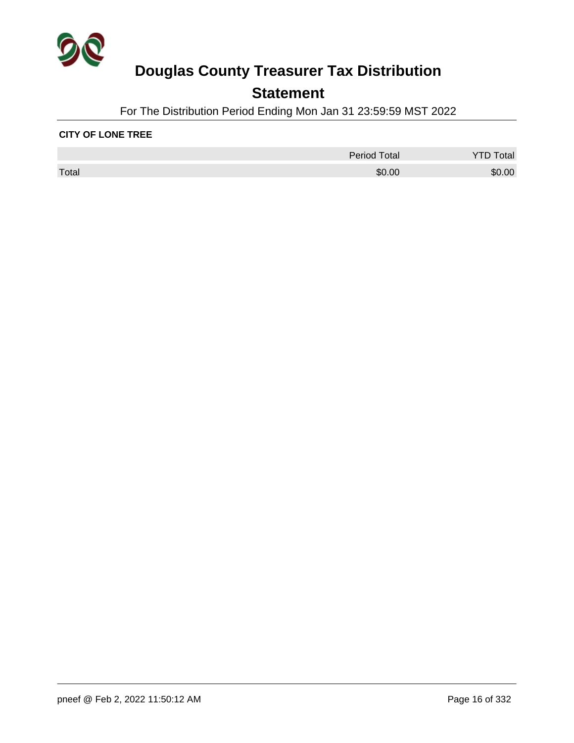# Douglas County Treasurer Tax Distribution

## Statement

For The Distribution Period Ending Mon Jan 31 23:59:59 MST 2022

**CITY OF LONE TREE**

| | Period Total | YTD Total |
|---|---|---|
| Total | $0.00 | $0.00 |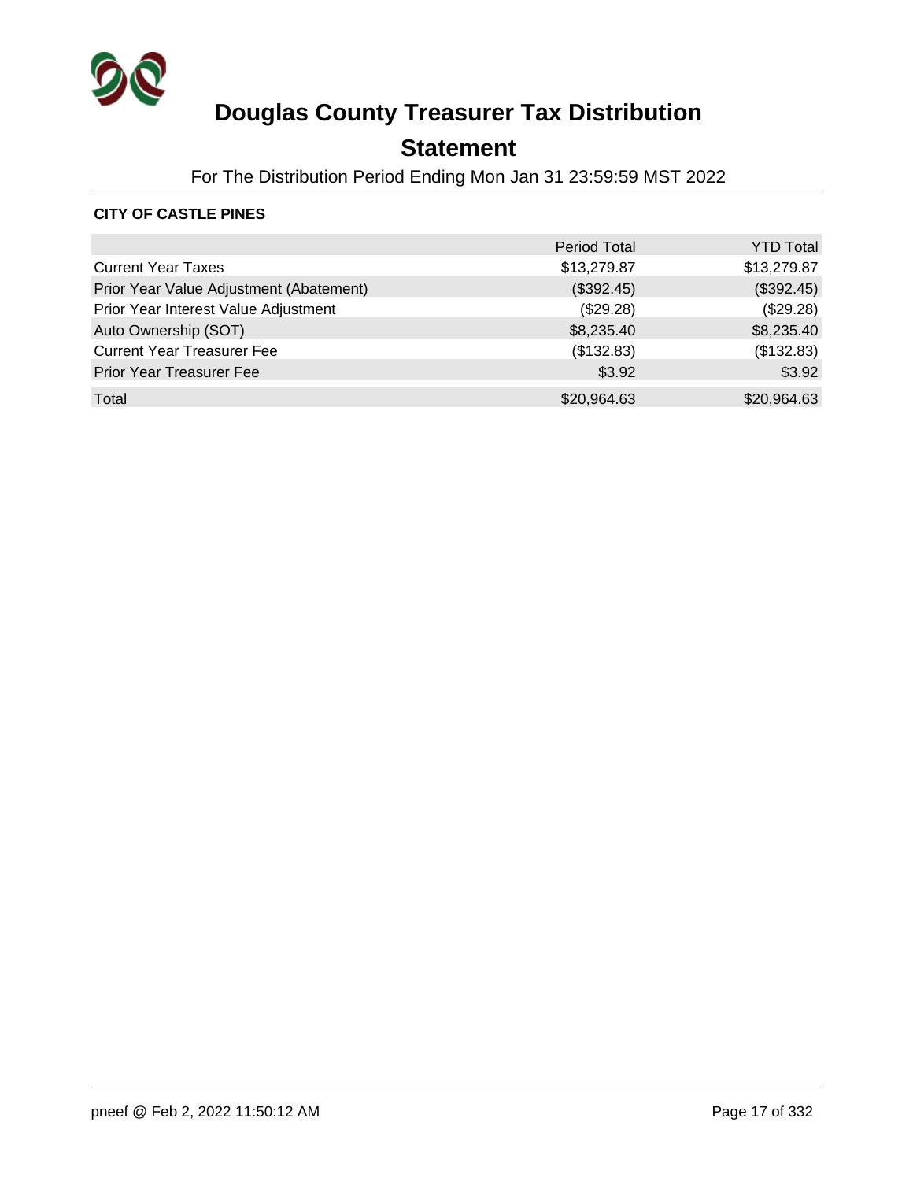# Douglas County Treasurer Tax Distribution

## Statement

For The Distribution Period Ending Mon Jan 31 23:59:59 MST 2022

**CITY OF CASTLE PINES**

| | Period Total | YTD Total |
|---|---:|---:|
| Current Year Taxes | $13,279.87 | $13,279.87 |
| Prior Year Value Adjustment (Abatement) | ($392.45) | ($392.45) |
| Prior Year Interest Value Adjustment | ($29.28) | ($29.28) |
| Auto Ownership (SOT) | $8,235.40 | $8,235.40 |
| Current Year Treasurer Fee | ($132.83) | ($132.83) |
| Prior Year Treasurer Fee | $3.92 | $3.92 |
| Total | $20,964.63 | $20,964.63 |

pneef @ Feb 2, 2022 11:50:12 AM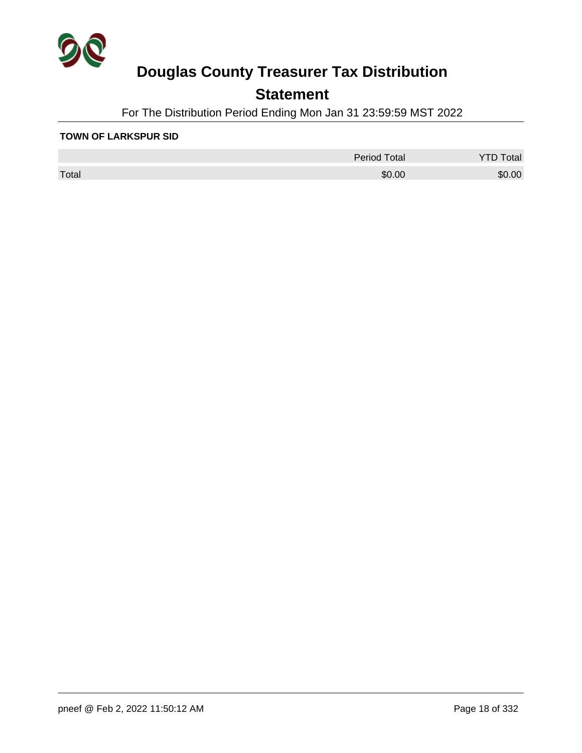# Douglas County Treasurer Tax Distribution

## Statement

For The Distribution Period Ending Mon Jan 31 23:59:59 MST 2022

**TOWN OF LARKSPUR SID**

| | Period Total | YTD Total |
|---|---|---|
| Total | $0.00 | $0.00 |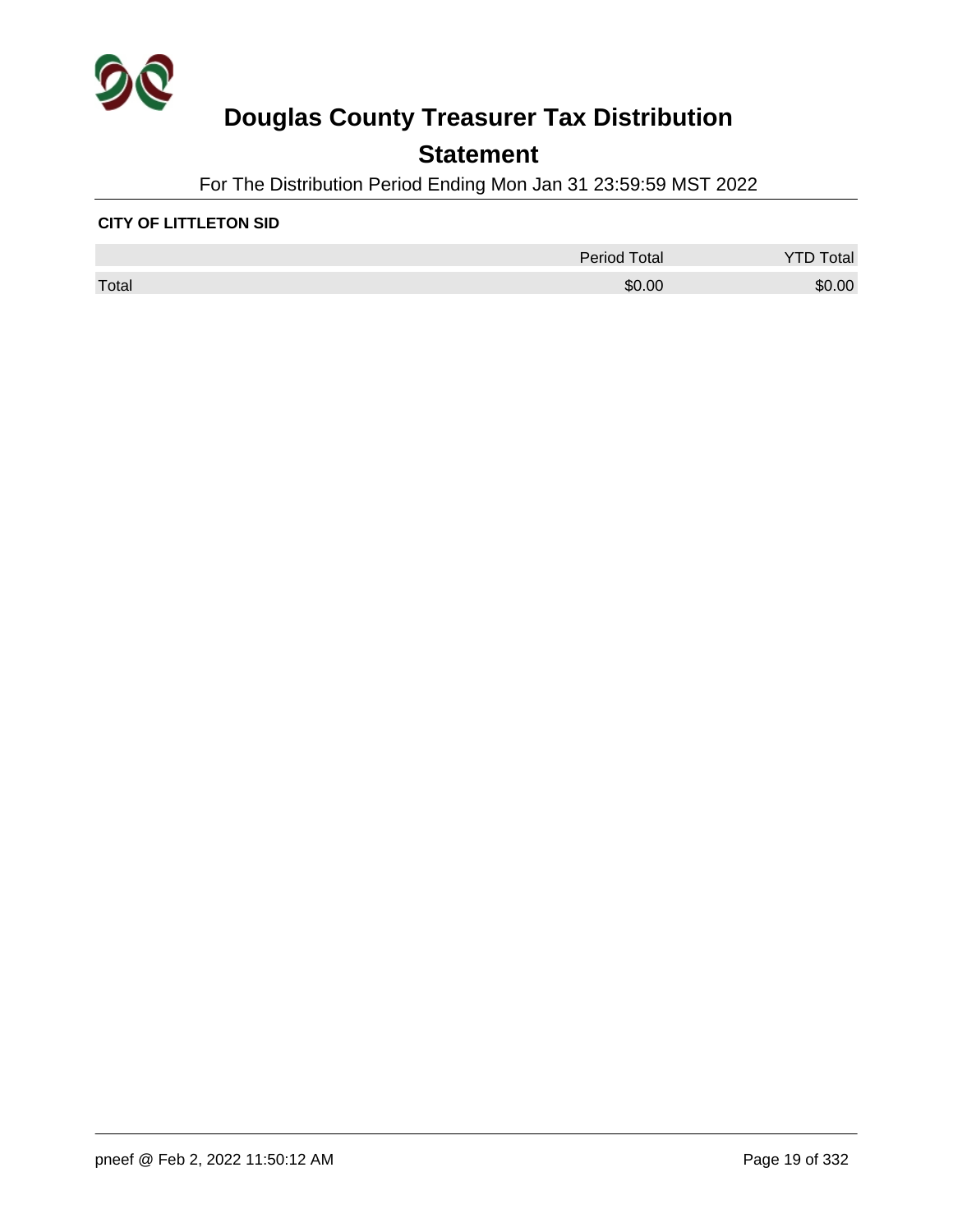# Douglas County Treasurer Tax Distribution

## Statement

For The Distribution Period Ending Mon Jan 31 23:59:59 MST 2022

**CITY OF LITTLETON SID**

| | Period Total | YTD Total |
|---|---|---|
| Total | $0.00 | $0.00 |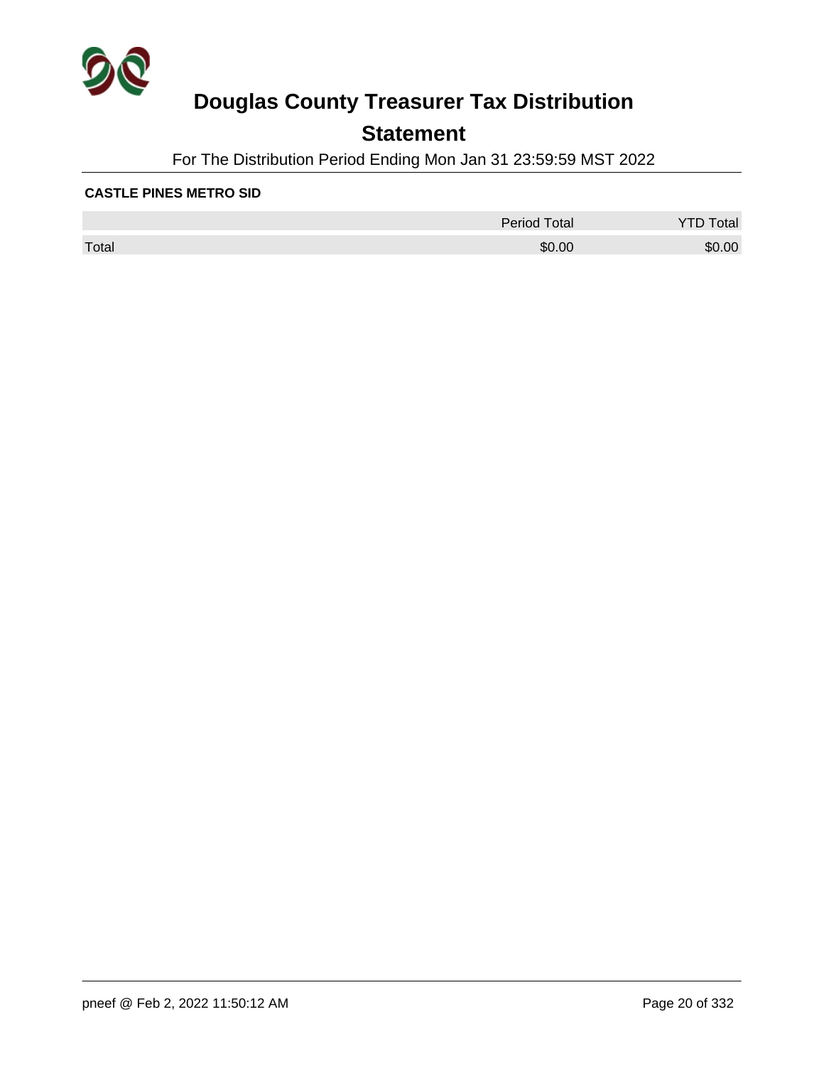# Douglas County Treasurer Tax Distribution

## Statement

For The Distribution Period Ending Mon Jan 31 23:59:59 MST 2022

**CASTLE PINES METRO SID**

| | Period Total | YTD Total |
|---|---|---|
| Total | $0.00 | $0.00 |

pneef @ Feb 2, 2022 11:50:12 AM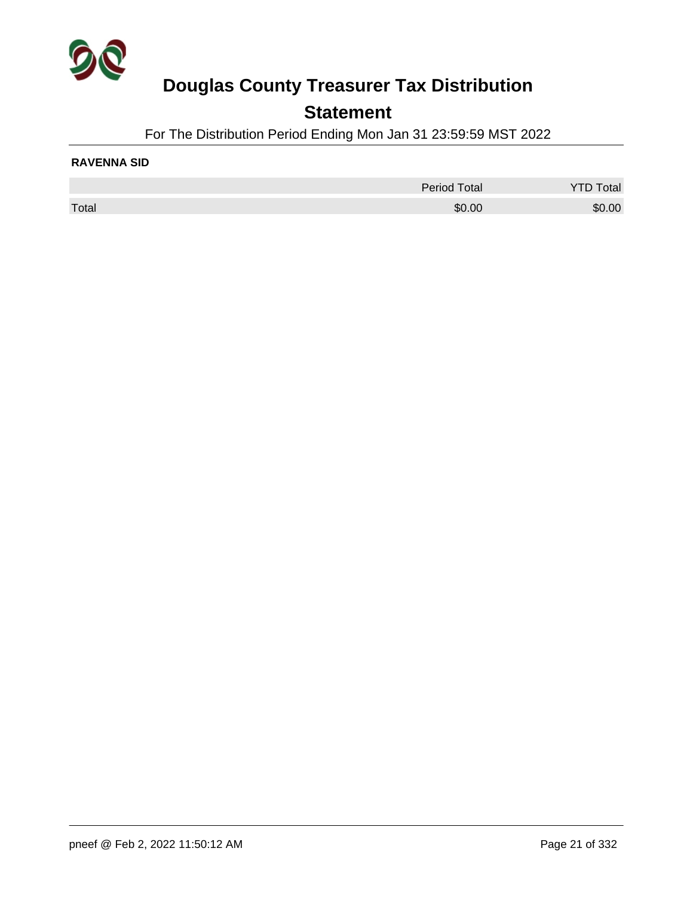# Douglas County Treasurer Tax Distribution

## Statement

For The Distribution Period Ending Mon Jan 31 23:59:59 MST 2022

**RAVENNA SID**

| | Period Total | YTD Total |
|---|---|---|
| Total | $0.00 | $0.00 |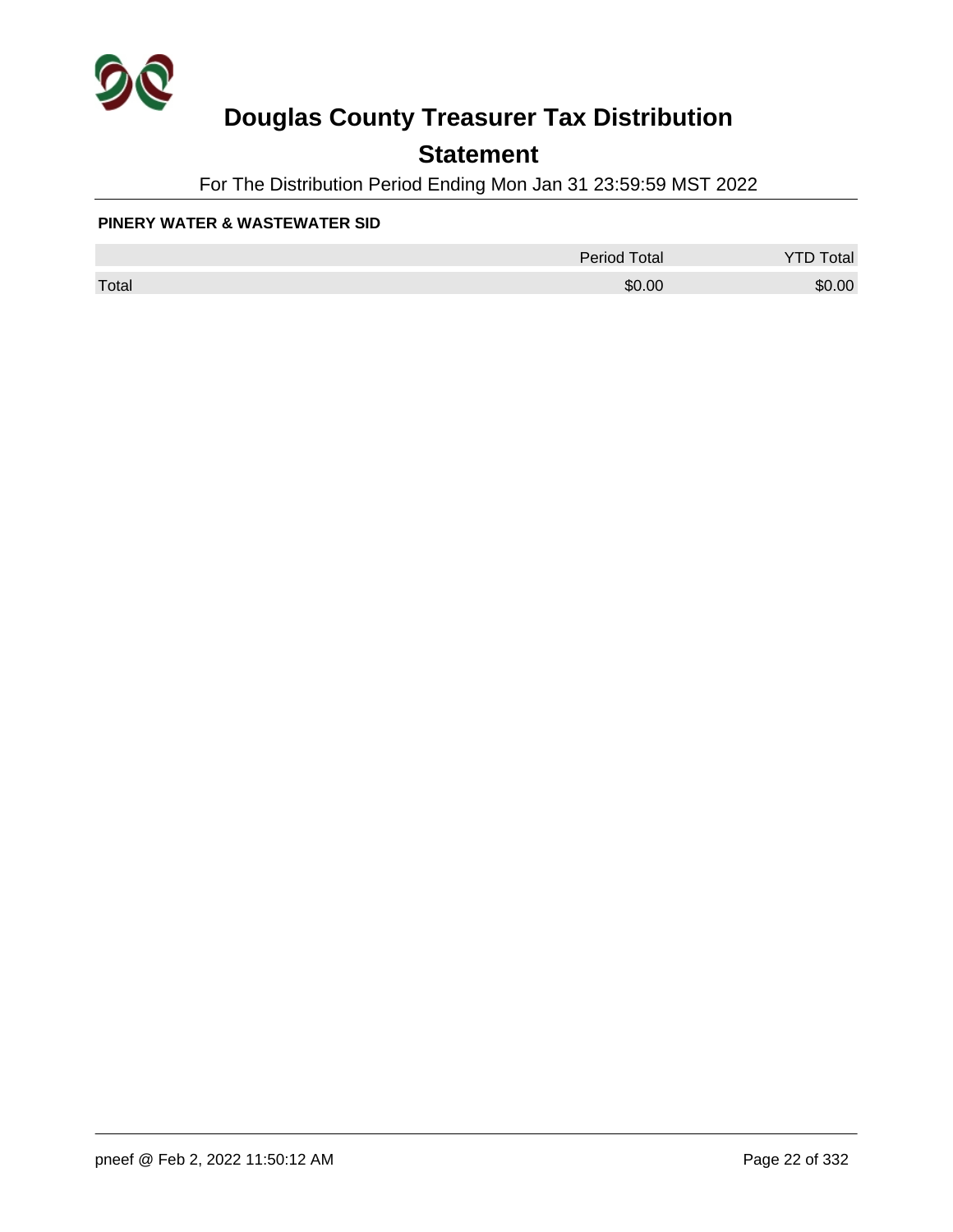# Douglas County Treasurer Tax Distribution

## Statement

For The Distribution Period Ending Mon Jan 31 23:59:59 MST 2022

**PINERY WATER & WASTEWATER SID**

| | Period Total | YTD Total |
|---|---|---|
| Total | $0.00 | $0.00 |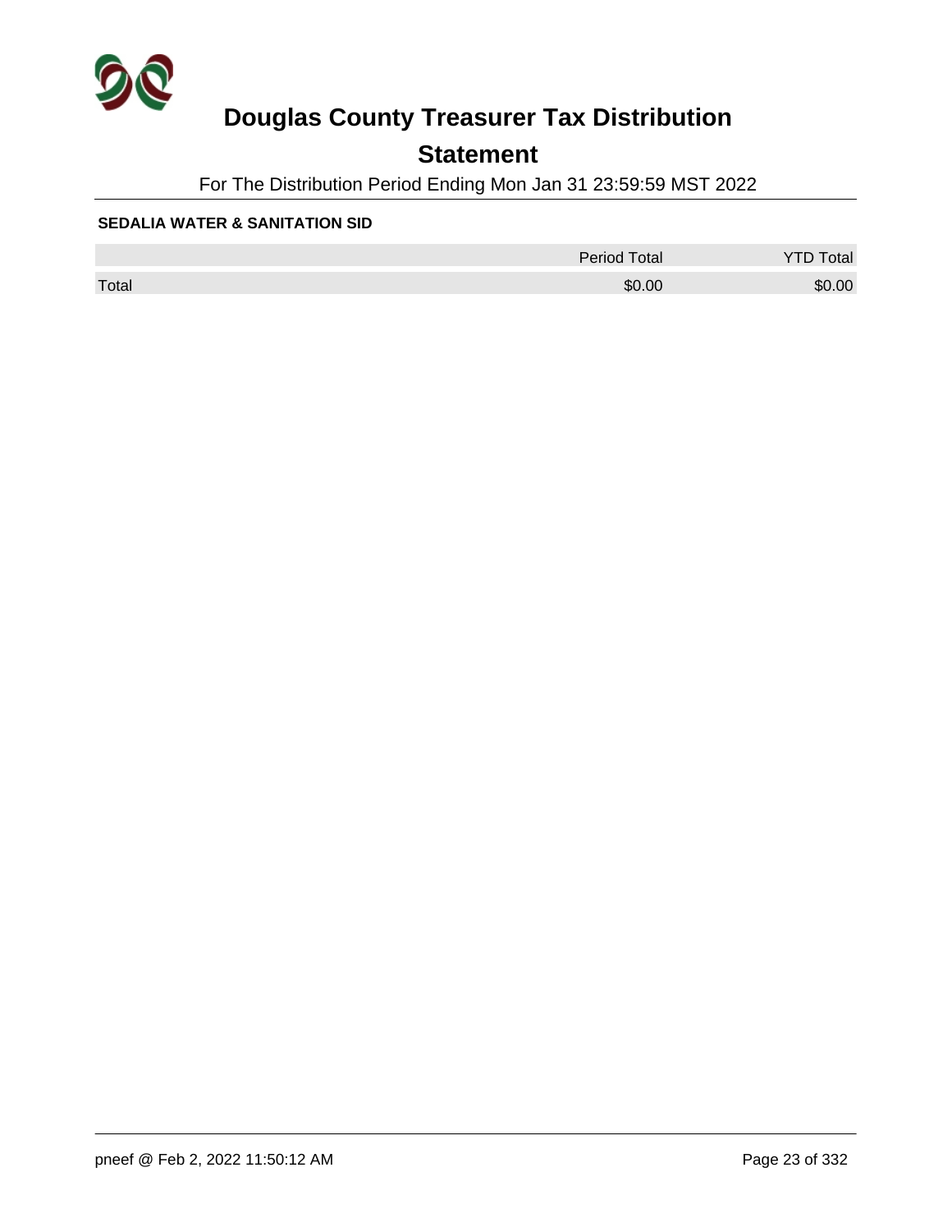# Douglas County Treasurer Tax Distribution

## Statement

For The Distribution Period Ending Mon Jan 31 23:59:59 MST 2022

**SEDALIA WATER & SANITATION SID**

| | Period Total | YTD Total |
|---|---|---|
| Total | $0.00 | $0.00 |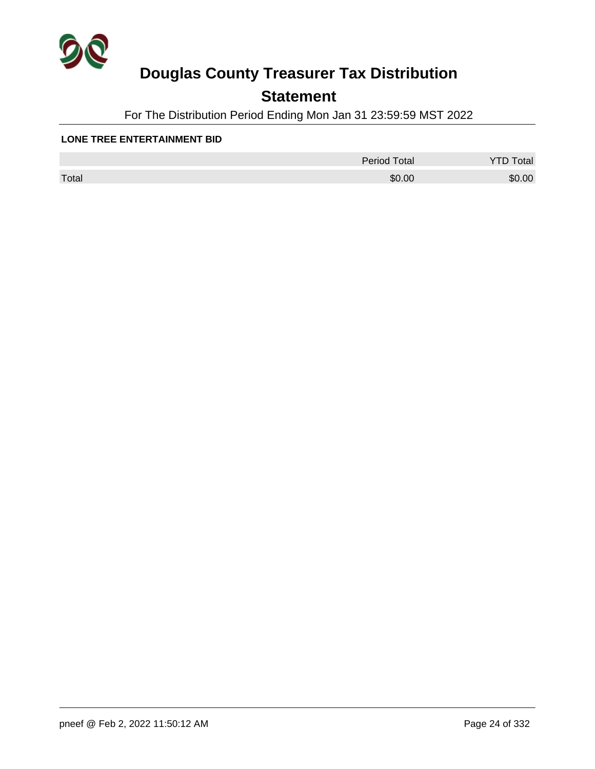# Douglas County Treasurer Tax Distribution

## Statement

For The Distribution Period Ending Mon Jan 31 23:59:59 MST 2022

**LONE TREE ENTERTAINMENT BID**

| | Period Total | YTD Total |
|---|---|---|
| Total | $0.00 | $0.00 |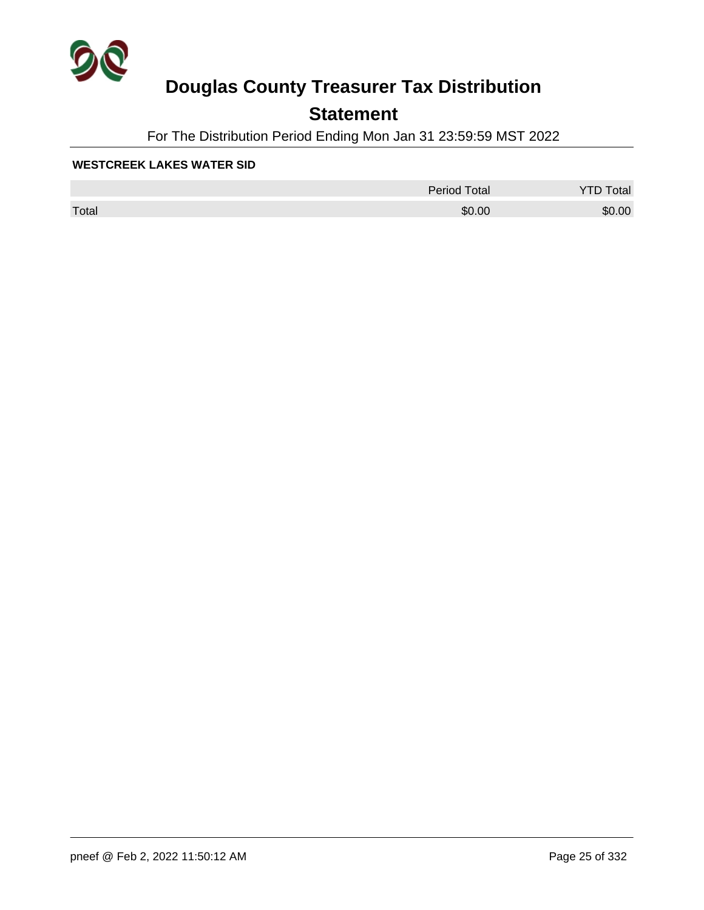# Douglas County Treasurer Tax Distribution

## Statement

For The Distribution Period Ending Mon Jan 31 23:59:59 MST 2022

**WESTCREEK LAKES WATER SID**

| | Period Total | YTD Total |
|---|---|---|
| Total | $0.00 | $0.00 |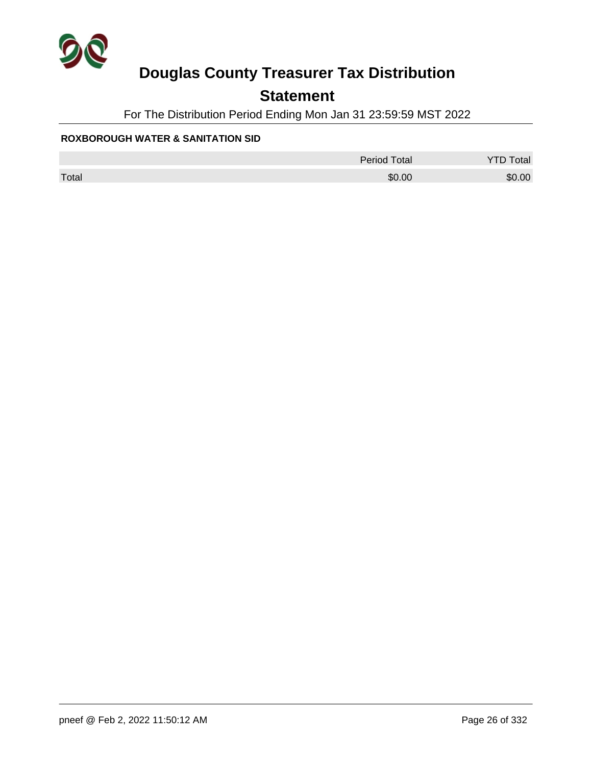# Douglas County Treasurer Tax Distribution

## Statement

For The Distribution Period Ending Mon Jan 31 23:59:59 MST 2022

**ROXBOROUGH WATER & SANITATION SID**

| | Period Total | YTD Total |
|---|---|---|
| Total | $0.00 | $0.00 |

pneef @ Feb 2, 2022 11:50:12 AM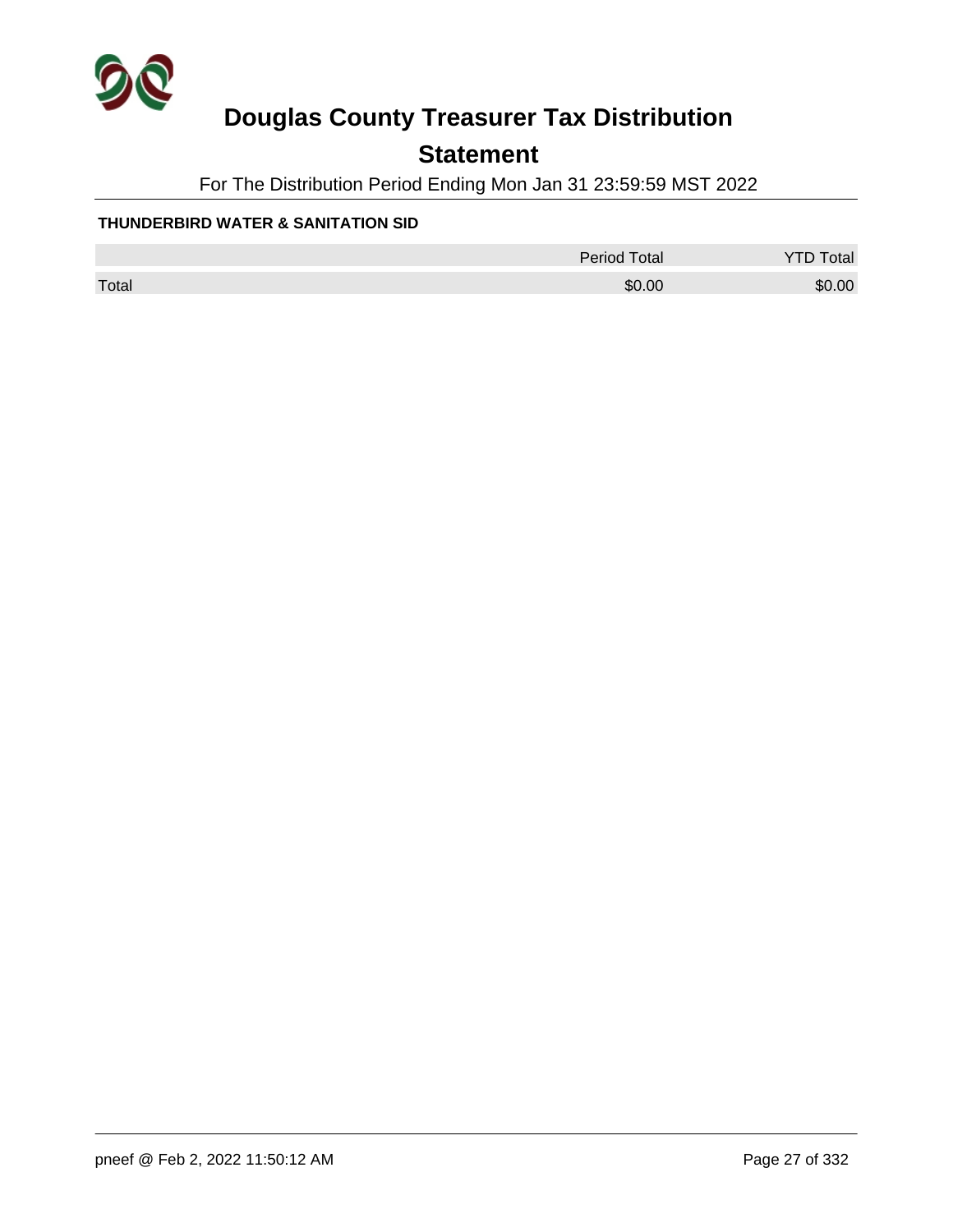# Douglas County Treasurer Tax Distribution

## Statement

For The Distribution Period Ending Mon Jan 31 23:59:59 MST 2022

**THUNDERBIRD WATER & SANITATION SID**

| | Period Total | YTD Total |
|---|---|---|
| Total | $0.00 | $0.00 |

pneef @ Feb 2, 2022 11:50:12 AM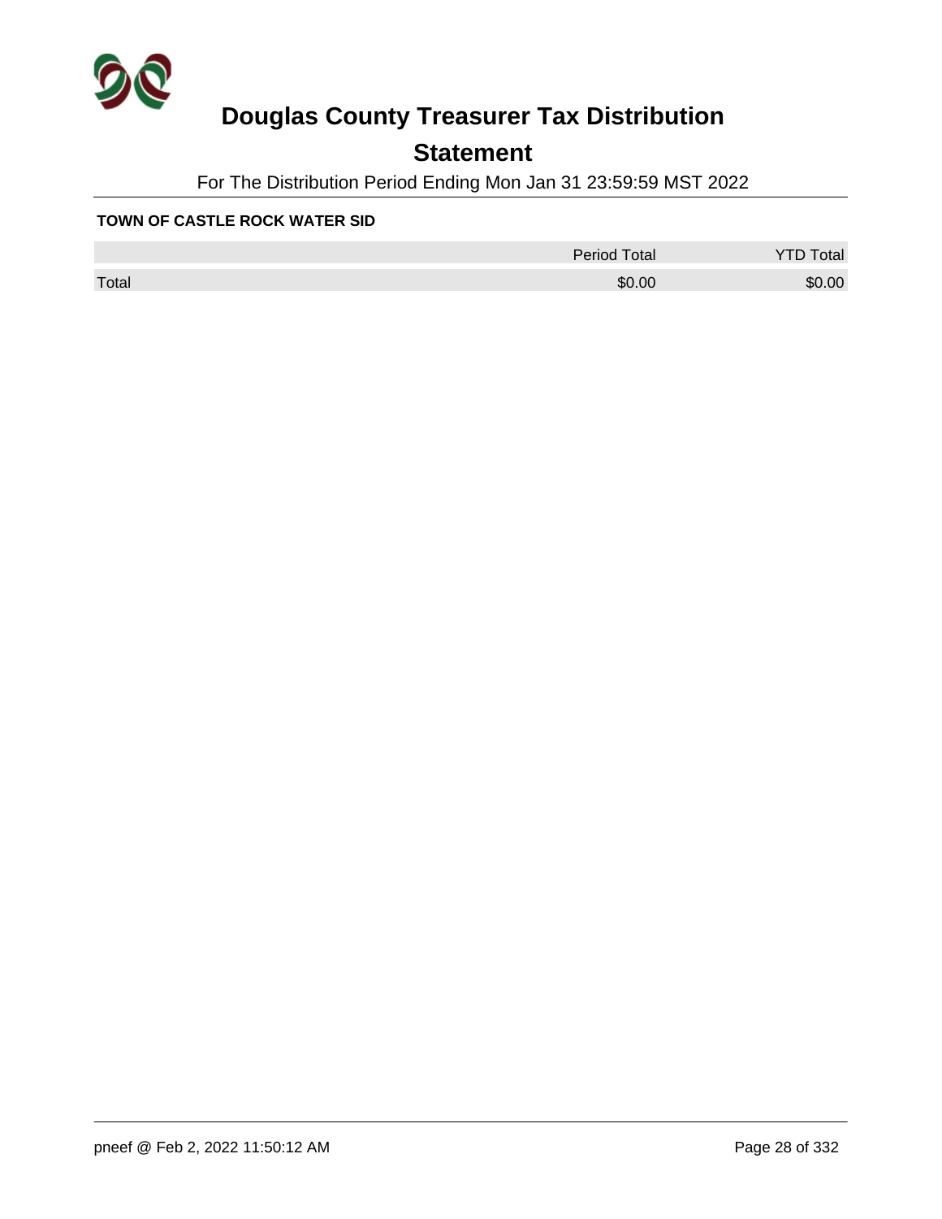# Douglas County Treasurer Tax Distribution

## Statement

For The Distribution Period Ending Mon Jan 31 23:59:59 MST 2022

**TOWN OF CASTLE ROCK WATER SID**

| | Period Total | YTD Total |
|---|---|---|
| Total | $0.00 | $0.00 |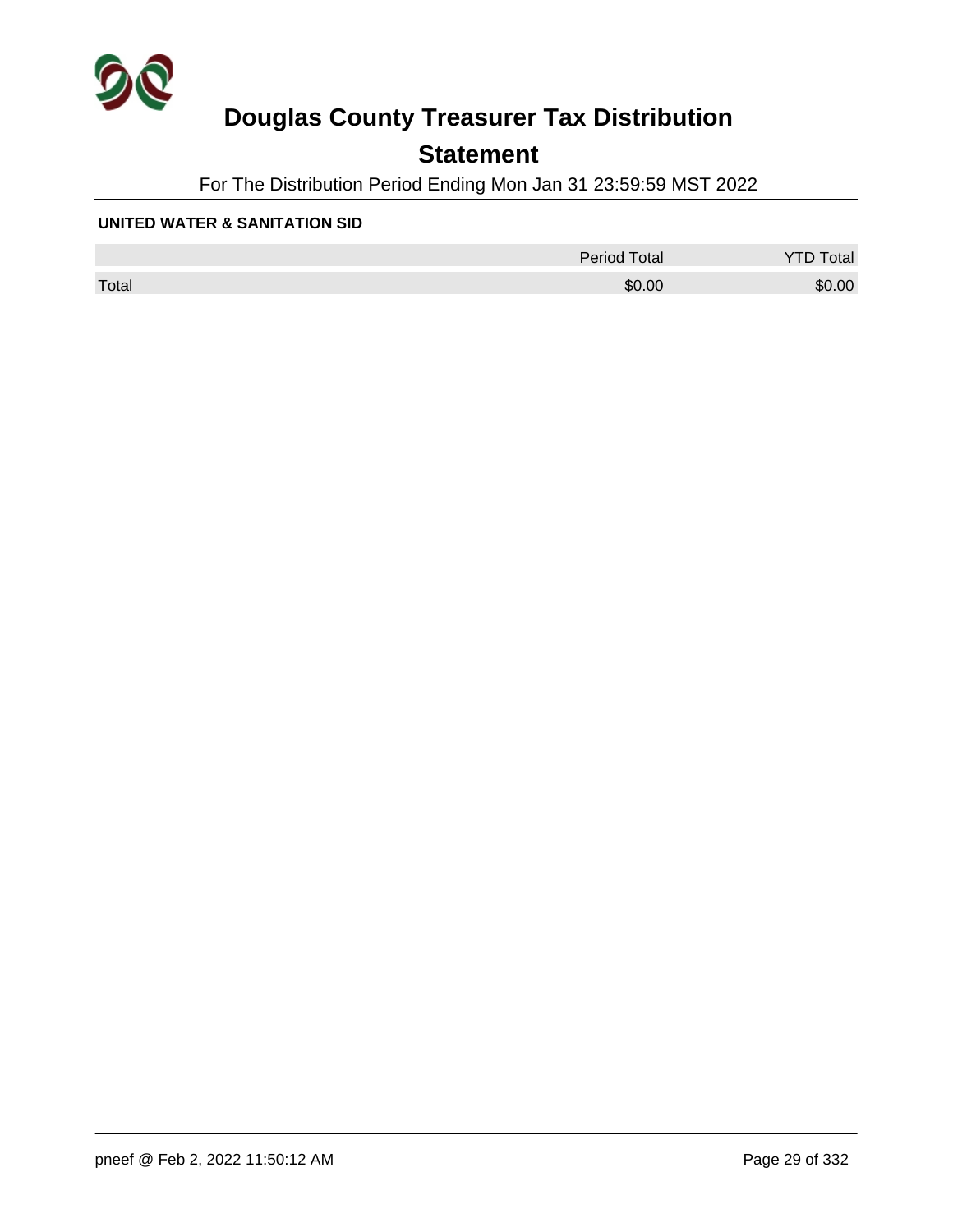# Douglas County Treasurer Tax Distribution

## Statement

For The Distribution Period Ending Mon Jan 31 23:59:59 MST 2022

**UNITED WATER & SANITATION SID**

| | Period Total | YTD Total |
|---|---|---|
| Total | $0.00 | $0.00 |

pneef @ Feb 2, 2022 11:50:12 AM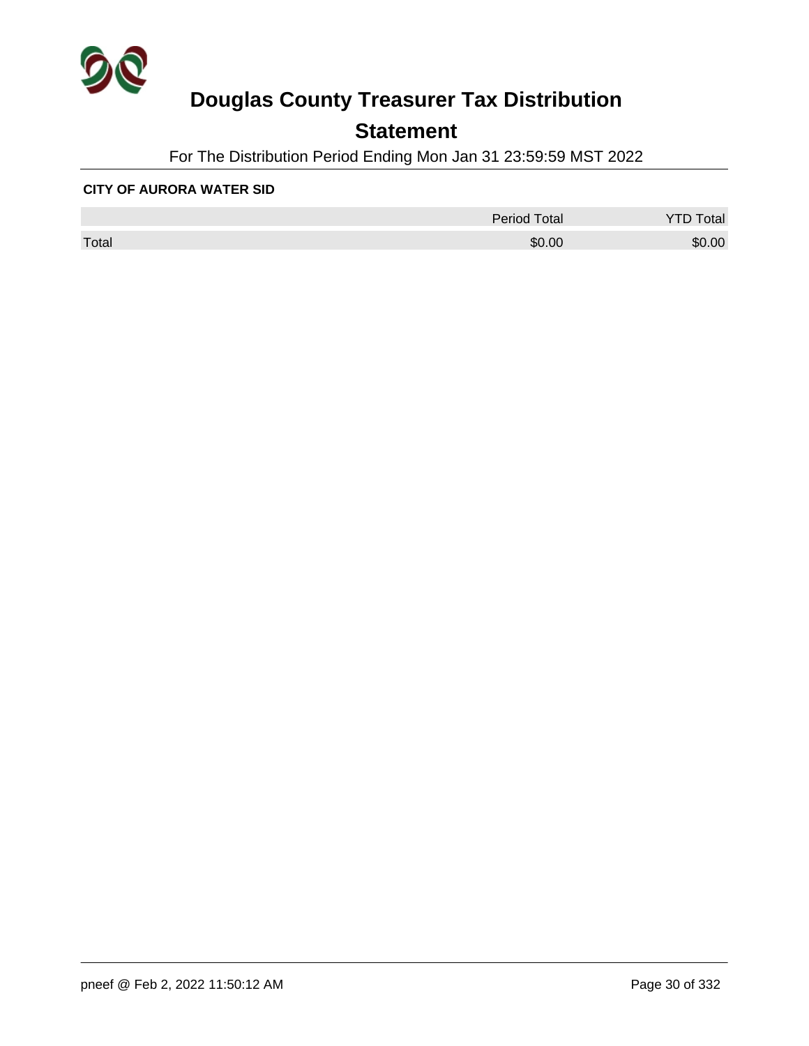# Douglas County Treasurer Tax Distribution

## Statement

For The Distribution Period Ending Mon Jan 31 23:59:59 MST 2022

**CITY OF AURORA WATER SID**

| | Period Total | YTD Total |
|---|---|---|
| Total | $0.00 | $0.00 |

pneef @ Feb 2, 2022 11:50:12 AM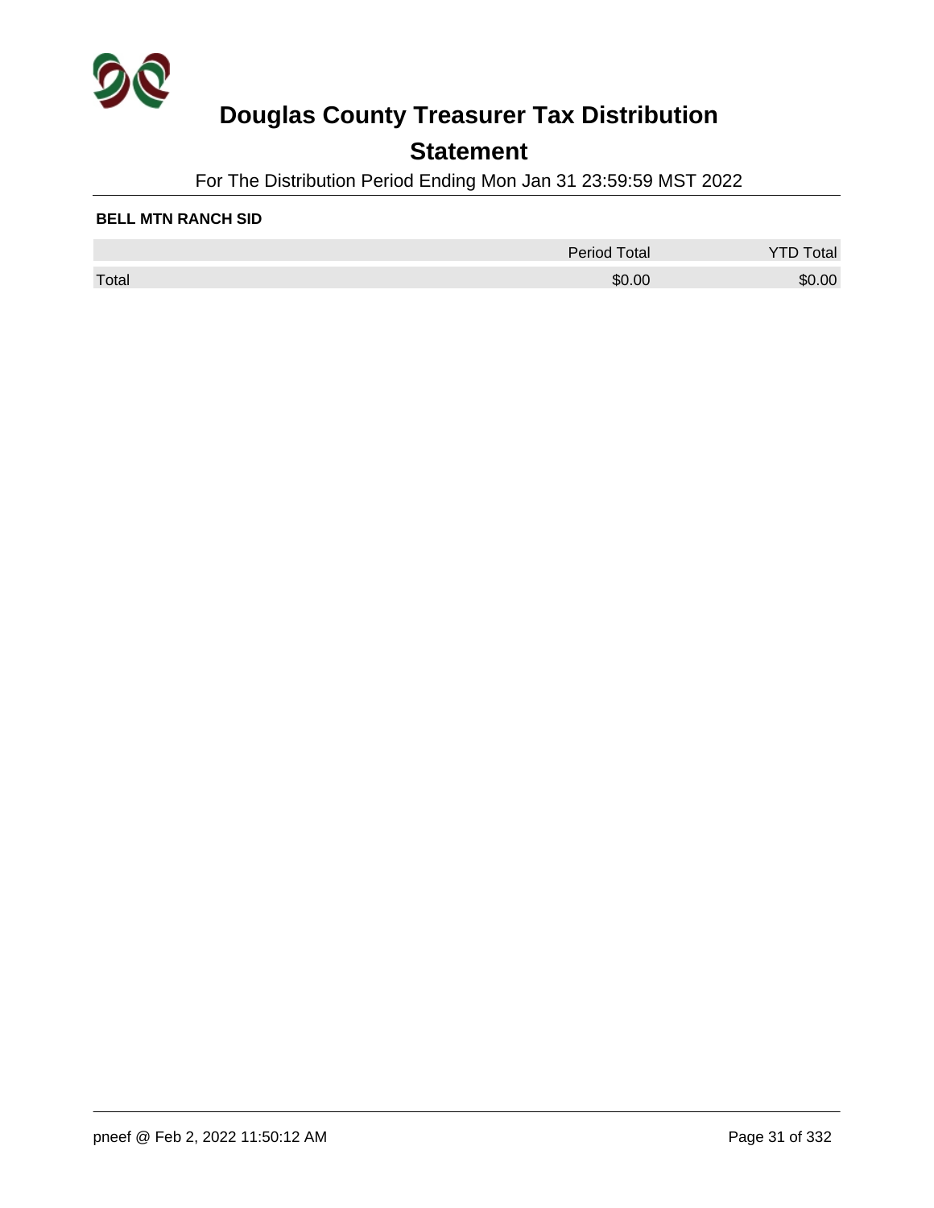# Douglas County Treasurer Tax Distribution

## Statement

For The Distribution Period Ending Mon Jan 31 23:59:59 MST 2022

**BELL MTN RANCH SID**

| | Period Total | YTD Total |
|---|---|---|
| Total | $0.00 | $0.00 |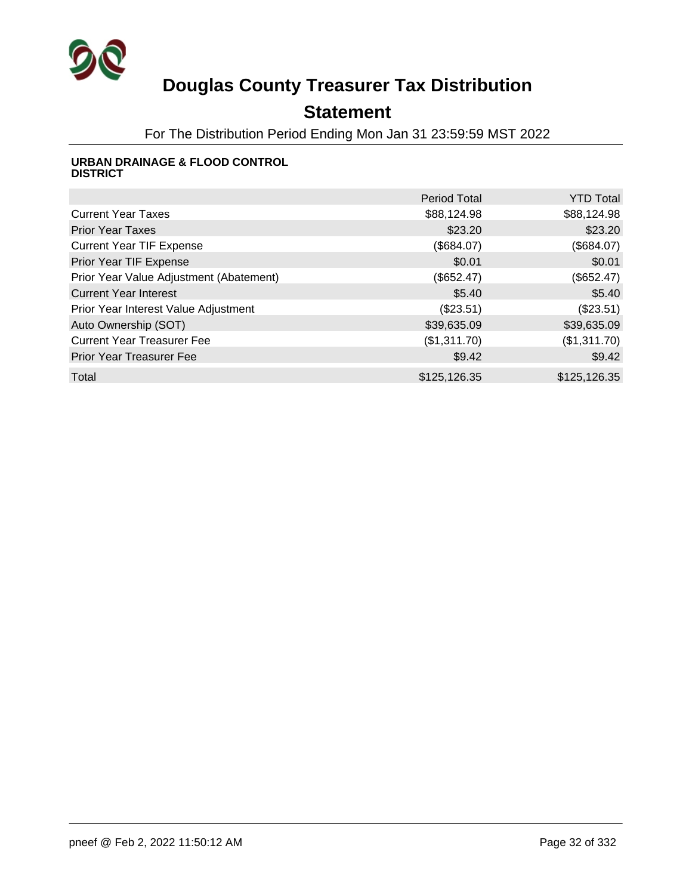# Douglas County Treasurer Tax Distribution

## Statement

For The Distribution Period Ending Mon Jan 31 23:59:59 MST 2022

**URBAN DRAINAGE & FLOOD CONTROL DISTRICT**

| | Period Total | YTD Total |
|---|---|---|
| Current Year Taxes | $88,124.98 | $88,124.98 |
| Prior Year Taxes | $23.20 | $23.20 |
| Current Year TIF Expense | ($684.07) | ($684.07) |
| Prior Year TIF Expense | $0.01 | $0.01 |
| Prior Year Value Adjustment (Abatement) | ($652.47) | ($652.47) |
| Current Year Interest | $5.40 | $5.40 |
| Prior Year Interest Value Adjustment | ($23.51) | ($23.51) |
| Auto Ownership (SOT) | $39,635.09 | $39,635.09 |
| Current Year Treasurer Fee | ($1,311.70) | ($1,311.70) |
| Prior Year Treasurer Fee | $9.42 | $9.42 |
| Total | $125,126.35 | $125,126.35 |

pneef @ Feb 2, 2022 11:50:12 AM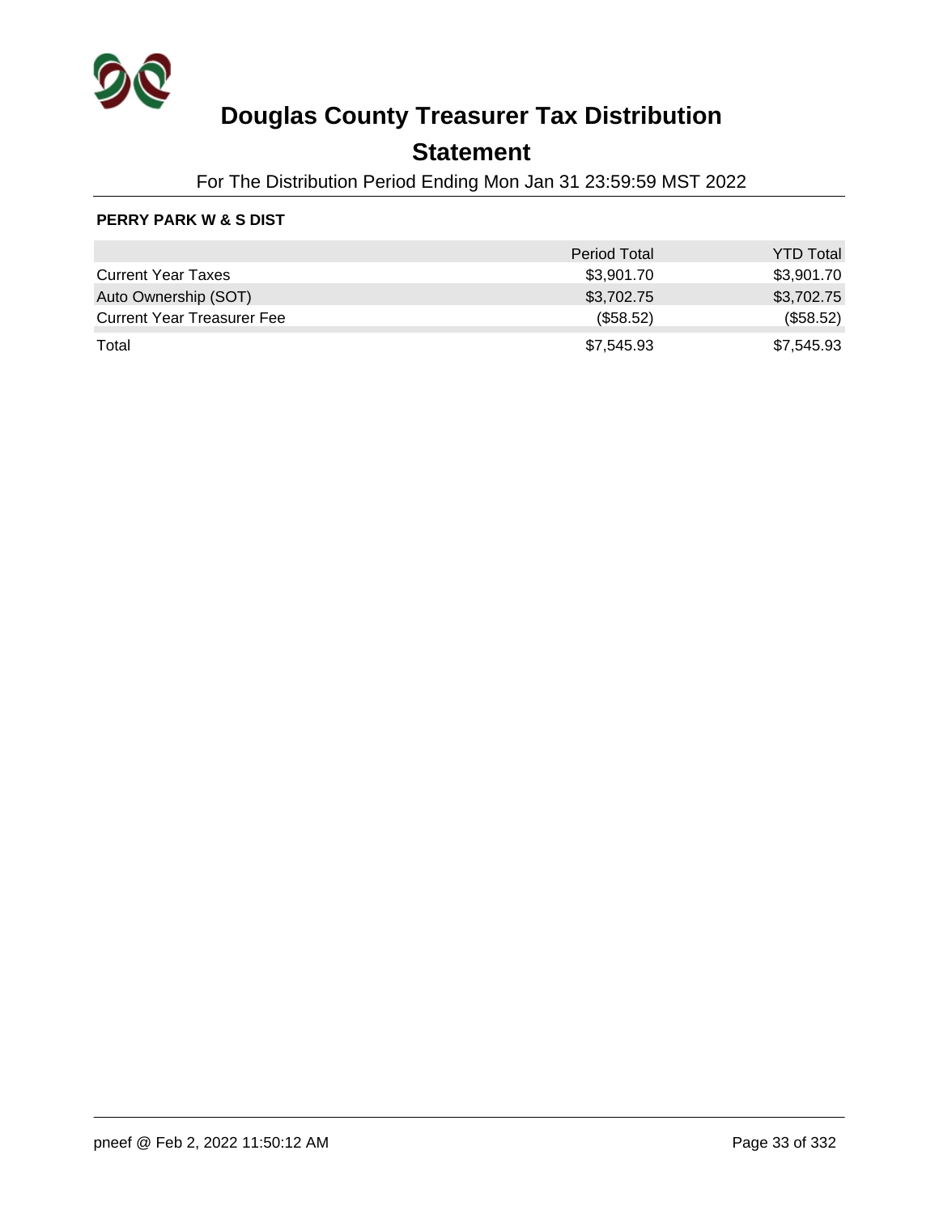# Douglas County Treasurer Tax Distribution

## Statement

For The Distribution Period Ending Mon Jan 31 23:59:59 MST 2022

**PERRY PARK W & S DIST**

| | Period Total | YTD Total |
|---|---|---|
| Current Year Taxes | $3,901.70 | $3,901.70 |
| Auto Ownership (SOT) | $3,702.75 | $3,702.75 |
| Current Year Treasurer Fee | ($58.52) | ($58.52) |
| Total | $7,545.93 | $7,545.93 |

pneef @ Feb 2, 2022 11:50:12 AM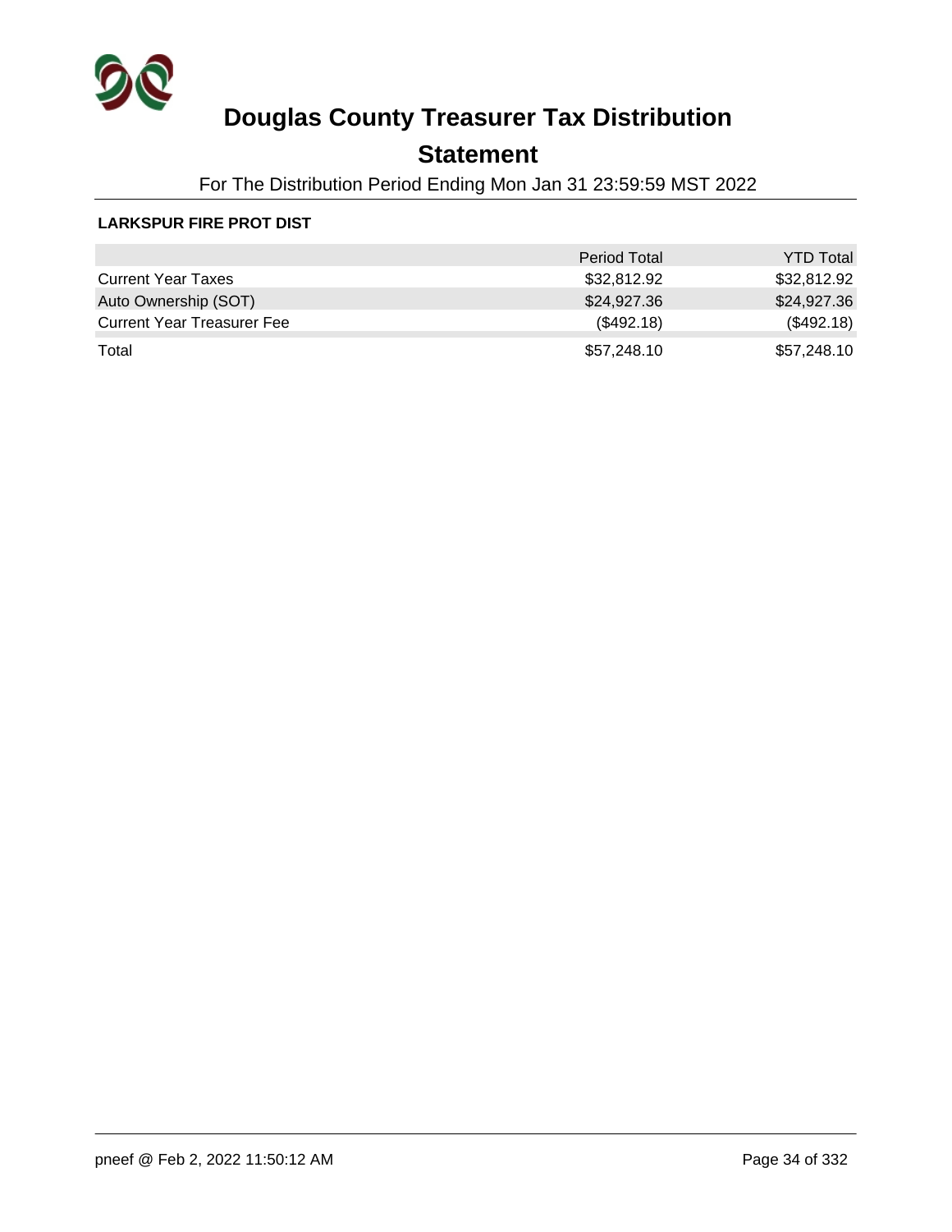# Douglas County Treasurer Tax Distribution

## Statement

For The Distribution Period Ending Mon Jan 31 23:59:59 MST 2022

**LARKSPUR FIRE PROT DIST**

| | Period Total | YTD Total |
|---|---|---|
| Current Year Taxes | $32,812.92 | $32,812.92 |
| Auto Ownership (SOT) | $24,927.36 | $24,927.36 |
| Current Year Treasurer Fee | ($492.18) | ($492.18) |
| Total | $57,248.10 | $57,248.10 |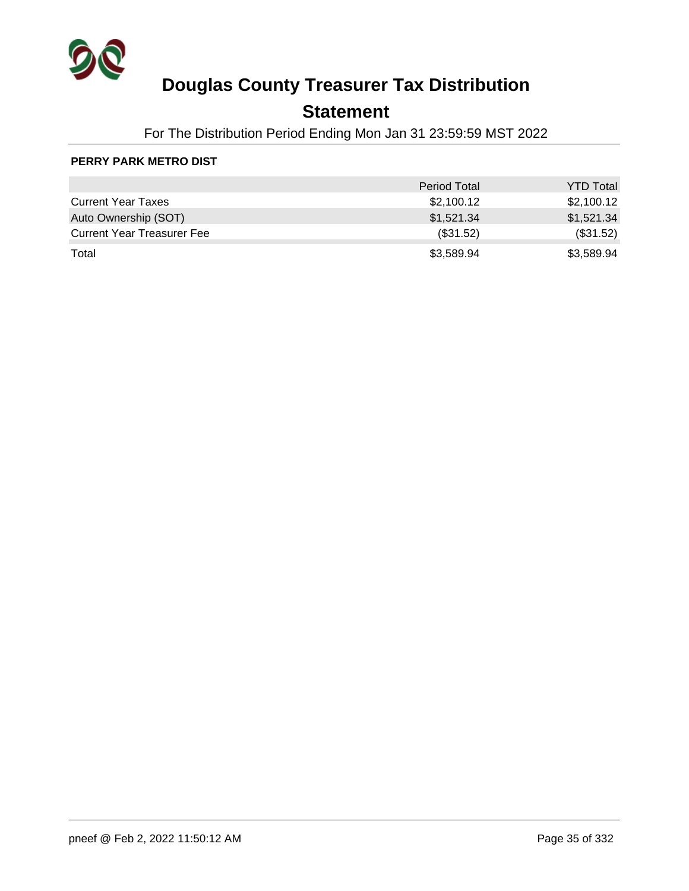# Douglas County Treasurer Tax Distribution

## Statement

For The Distribution Period Ending Mon Jan 31 23:59:59 MST 2022

**PERRY PARK METRO DIST**

| | Period Total | YTD Total |
|---|---|---|
| Current Year Taxes | $2,100.12 | $2,100.12 |
| Auto Ownership (SOT) | $1,521.34 | $1,521.34 |
| Current Year Treasurer Fee | ($31.52) | ($31.52) |
| Total | $3,589.94 | $3,589.94 |

pneef @ Feb 2, 2022 11:50:12 AM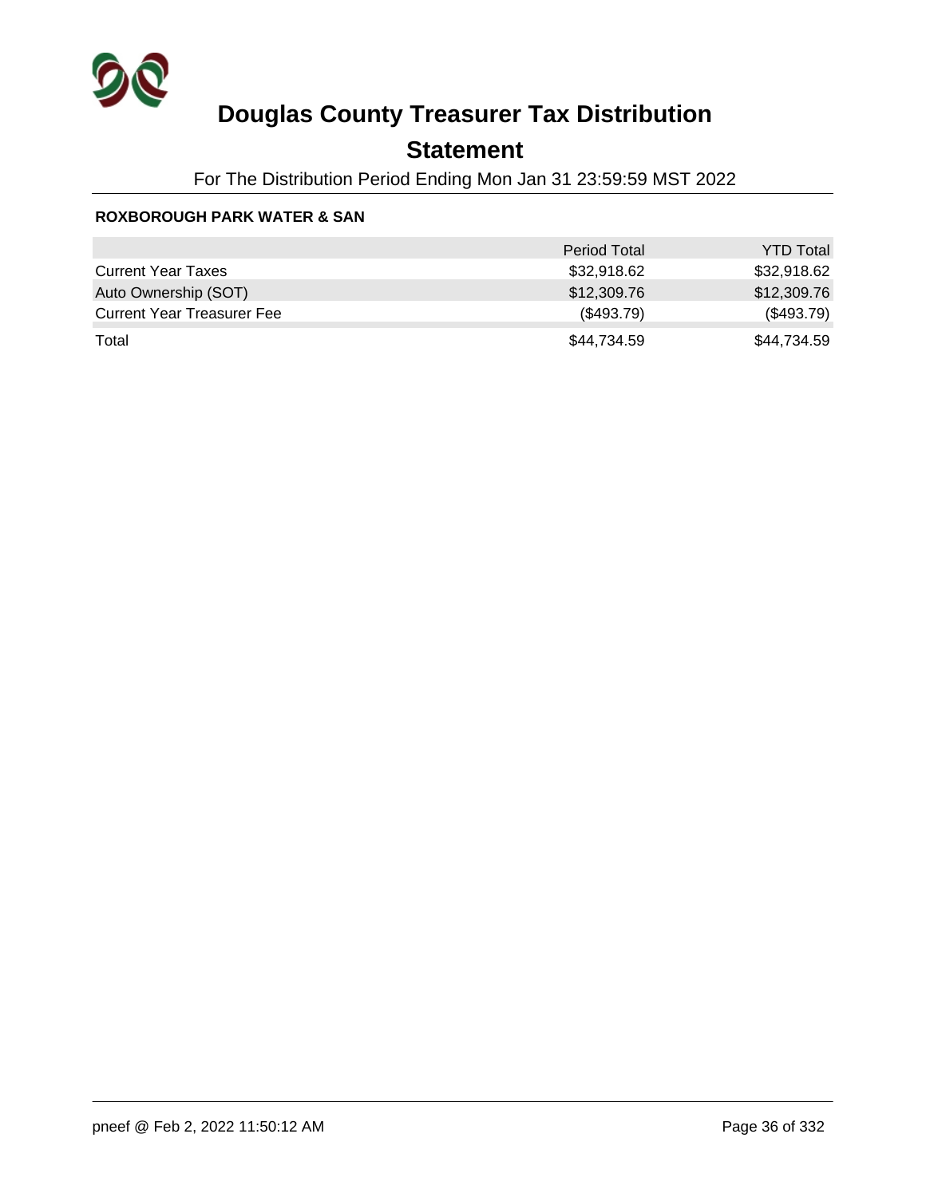# Douglas County Treasurer Tax Distribution

## Statement

For The Distribution Period Ending Mon Jan 31 23:59:59 MST 2022

**ROXBOROUGH PARK WATER & SAN**

| | Period Total | YTD Total |
|---|---|---|
| Current Year Taxes | $32,918.62 | $32,918.62 |
| Auto Ownership (SOT) | $12,309.76 | $12,309.76 |
| Current Year Treasurer Fee | ($493.79) | ($493.79) |
| Total | $44,734.59 | $44,734.59 |

pneef @ Feb 2, 2022 11:50:12 AM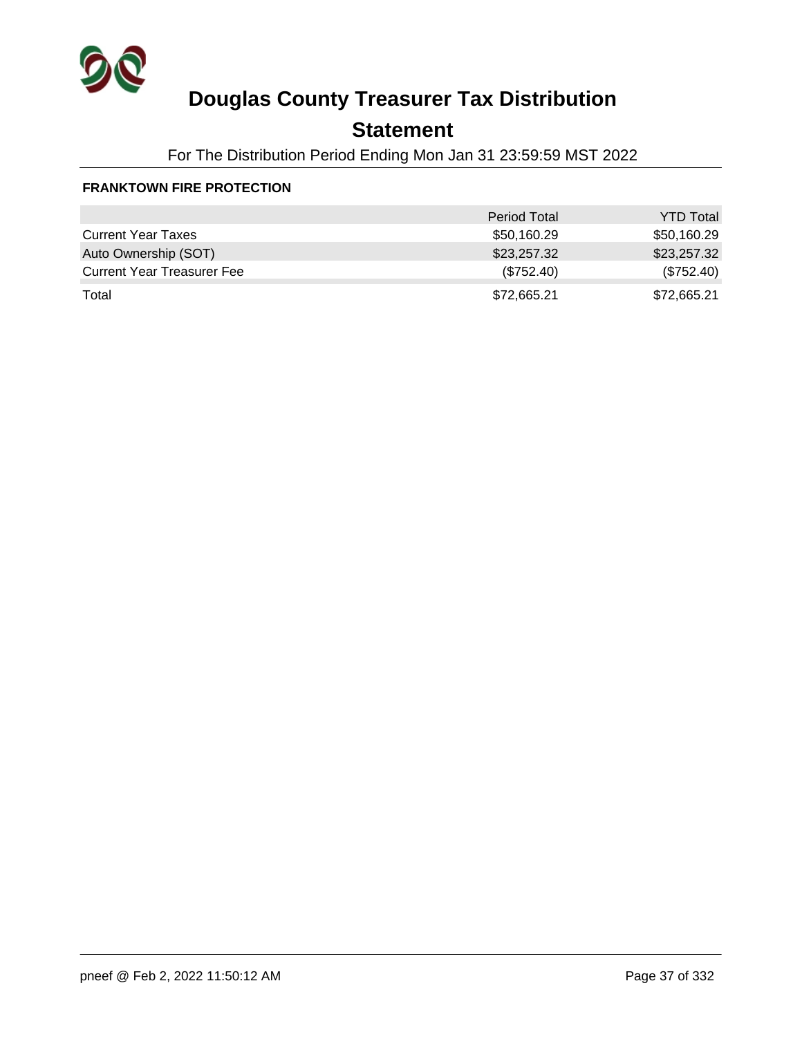# Douglas County Treasurer Tax Distribution

## Statement

For The Distribution Period Ending Mon Jan 31 23:59:59 MST 2022

**FRANKTOWN FIRE PROTECTION**

| | Period Total | YTD Total |
|---|---|---|
| Current Year Taxes | $50,160.29 | $50,160.29 |
| Auto Ownership (SOT) | $23,257.32 | $23,257.32 |
| Current Year Treasurer Fee | ($752.40) | ($752.40) |
| Total | $72,665.21 | $72,665.21 |

pneef @ Feb 2, 2022 11:50:12 AM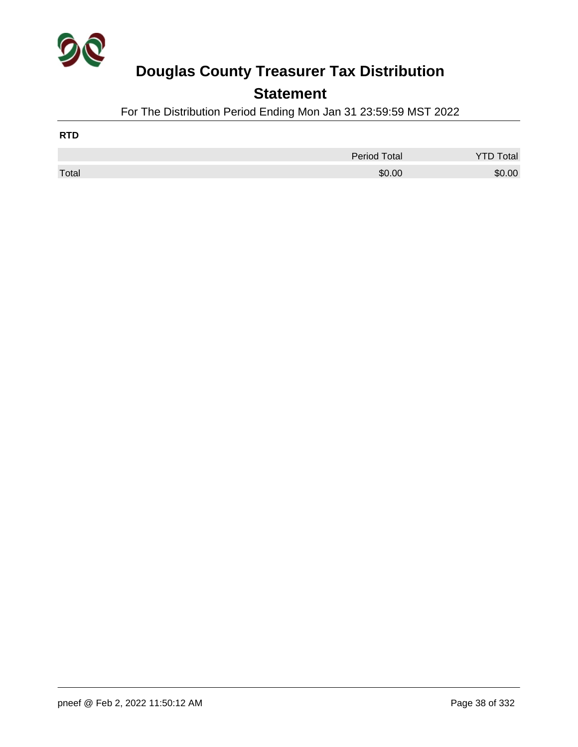# Douglas County Treasurer Tax Distribution

## Statement

For The Distribution Period Ending Mon Jan 31 23:59:59 MST 2022

**RTD**

| | Period Total | YTD Total |
|---|---|---|
| Total | $0.00 | $0.00 |

pneef @ Feb 2, 2022 11:50:12 AM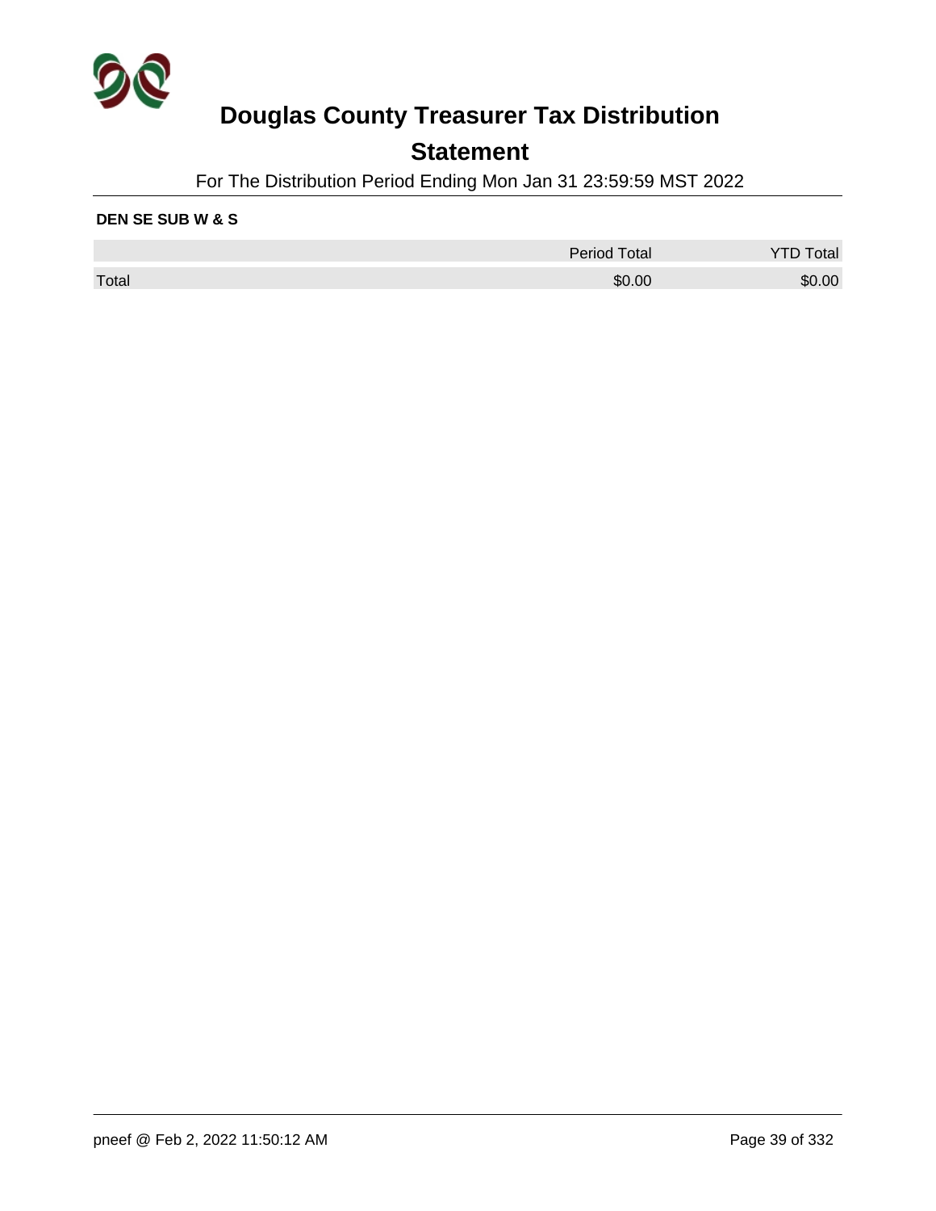# Douglas County Treasurer Tax Distribution

## Statement

For The Distribution Period Ending Mon Jan 31 23:59:59 MST 2022

**DEN SE SUB W & S**

| | Period Total | YTD Total |
|---|---|---|
| Total | $0.00 | $0.00 |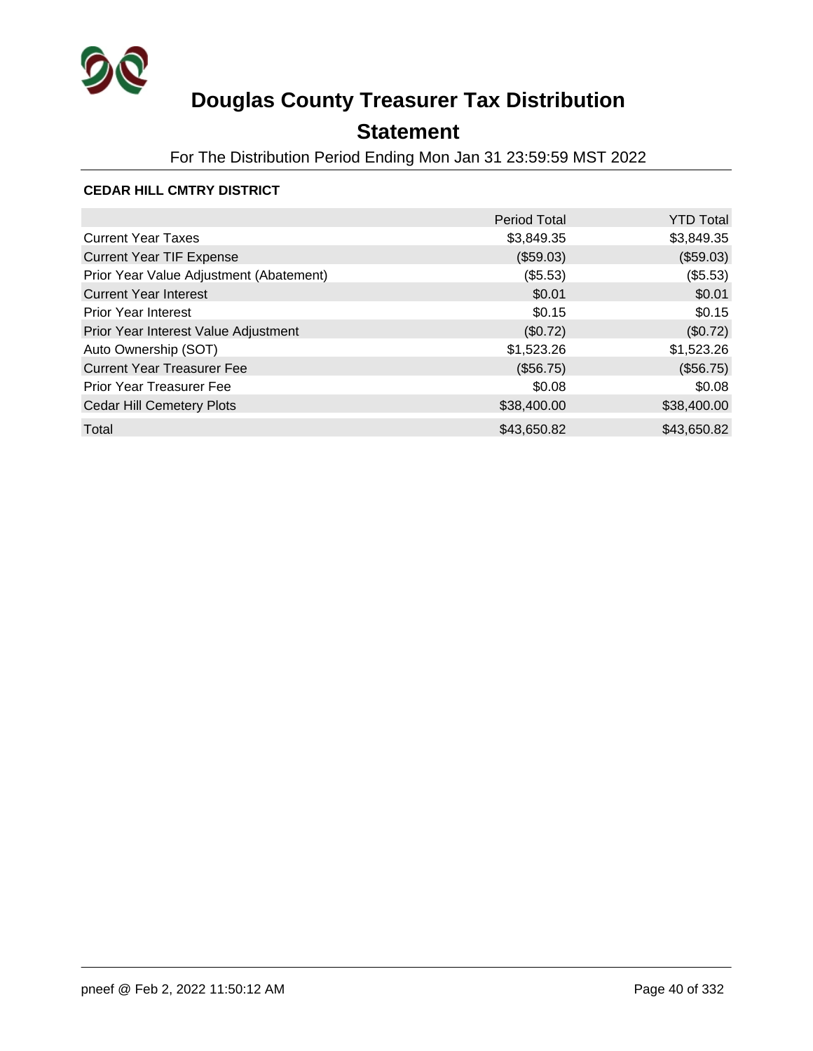# Douglas County Treasurer Tax Distribution

## Statement

For The Distribution Period Ending Mon Jan 31 23:59:59 MST 2022

### CEDAR HILL CMTRY DISTRICT

| | Period Total | YTD Total |
|---|---:|---:|
| Current Year Taxes | $3,849.35 | $3,849.35 |
| Current Year TIF Expense | ($59.03) | ($59.03) |
| Prior Year Value Adjustment (Abatement) | ($5.53) | ($5.53) |
| Current Year Interest | $0.01 | $0.01 |
| Prior Year Interest | $0.15 | $0.15 |
| Prior Year Interest Value Adjustment | ($0.72) | ($0.72) |
| Auto Ownership (SOT) | $1,523.26 | $1,523.26 |
| Current Year Treasurer Fee | ($56.75) | ($56.75) |
| Prior Year Treasurer Fee | $0.08 | $0.08 |
| Cedar Hill Cemetery Plots | $38,400.00 | $38,400.00 |
| Total | $43,650.82 | $43,650.82 |

pneef @ Feb 2, 2022 11:50:12 AM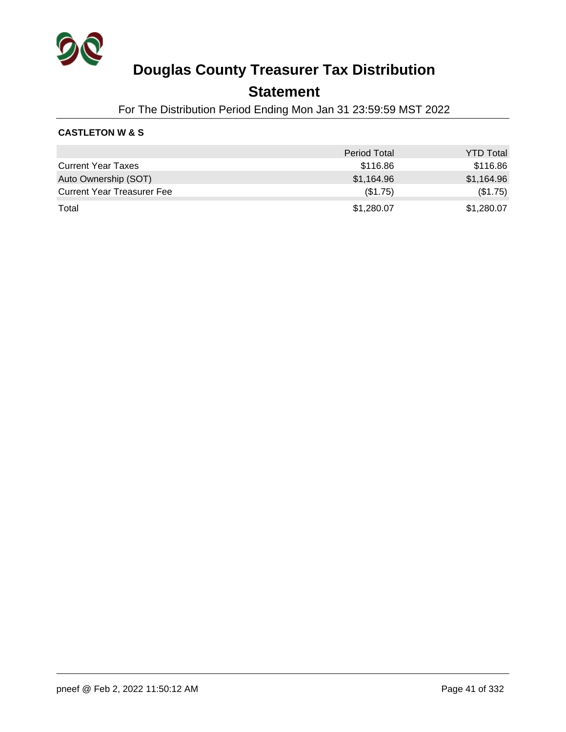# Douglas County Treasurer Tax Distribution

## Statement

For The Distribution Period Ending Mon Jan 31 23:59:59 MST 2022

**CASTLETON W & S**

| | Period Total | YTD Total |
|---|---|---|
| Current Year Taxes | $116.86 | $116.86 |
| Auto Ownership (SOT) | $1,164.96 | $1,164.96 |
| Current Year Treasurer Fee | ($1.75) | ($1.75) |
| Total | $1,280.07 | $1,280.07 |

pneef @ Feb 2, 2022 11:50:12 AM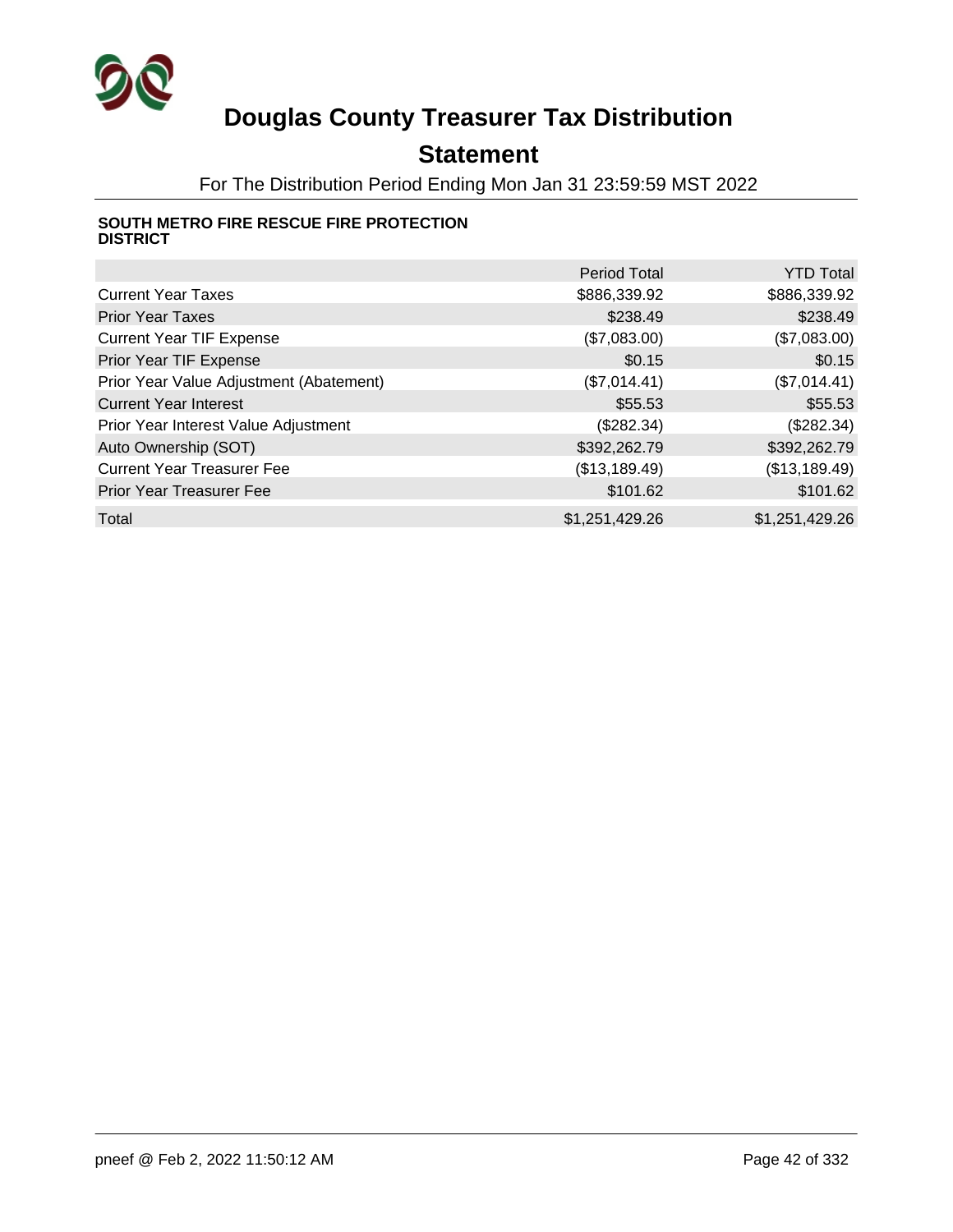# Douglas County Treasurer Tax Distribution

## Statement

For The Distribution Period Ending Mon Jan 31 23:59:59 MST 2022

**SOUTH METRO FIRE RESCUE FIRE PROTECTION DISTRICT**

| | Period Total | YTD Total |
|---|---|---|
| Current Year Taxes | $886,339.92 | $886,339.92 |
| Prior Year Taxes | $238.49 | $238.49 |
| Current Year TIF Expense | ($7,083.00) | ($7,083.00) |
| Prior Year TIF Expense | $0.15 | $0.15 |
| Prior Year Value Adjustment (Abatement) | ($7,014.41) | ($7,014.41) |
| Current Year Interest | $55.53 | $55.53 |
| Prior Year Interest Value Adjustment | ($282.34) | ($282.34) |
| Auto Ownership (SOT) | $392,262.79 | $392,262.79 |
| Current Year Treasurer Fee | ($13,189.49) | ($13,189.49) |
| Prior Year Treasurer Fee | $101.62 | $101.62 |
| Total | $1,251,429.26 | $1,251,429.26 |

pneef @ Feb 2, 2022 11:50:12 AM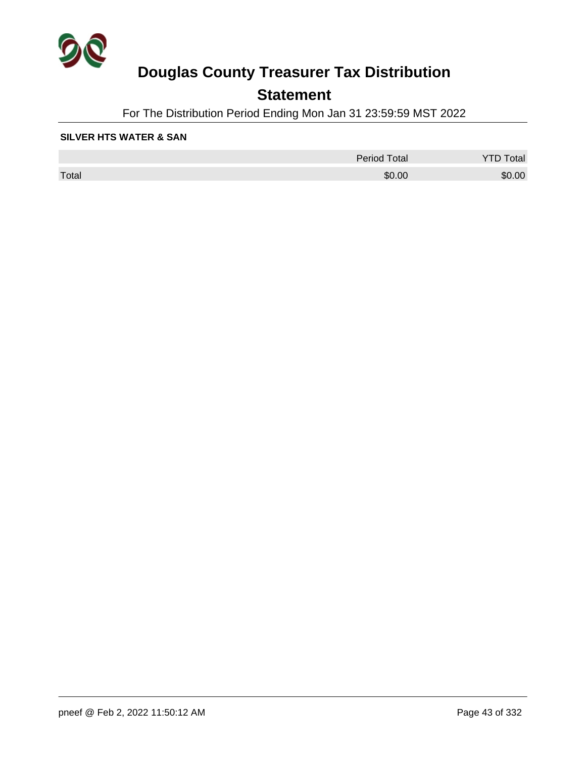# Douglas County Treasurer Tax Distribution

## Statement

For The Distribution Period Ending Mon Jan 31 23:59:59 MST 2022

**SILVER HTS WATER & SAN**

| | Period Total | YTD Total |
|---|---|---|
| Total | $0.00 | $0.00 |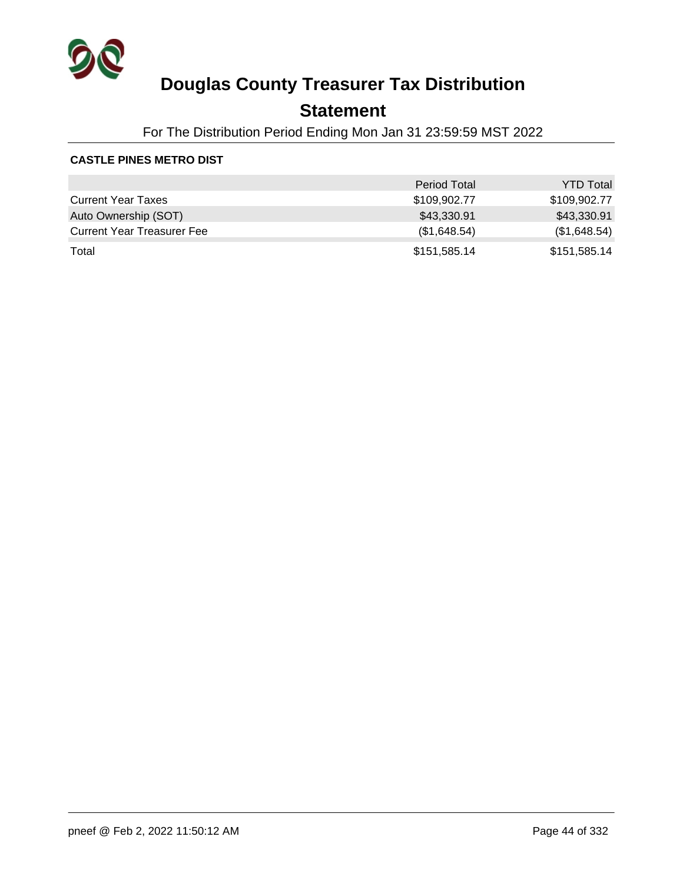# Douglas County Treasurer Tax Distribution

## Statement

For The Distribution Period Ending Mon Jan 31 23:59:59 MST 2022

**CASTLE PINES METRO DIST**

| | Period Total | YTD Total |
|---|---|---|
| Current Year Taxes | $109,902.77 | $109,902.77 |
| Auto Ownership (SOT) | $43,330.91 | $43,330.91 |
| Current Year Treasurer Fee | ($1,648.54) | ($1,648.54) |
| Total | $151,585.14 | $151,585.14 |

pneef @ Feb 2, 2022 11:50:12 AM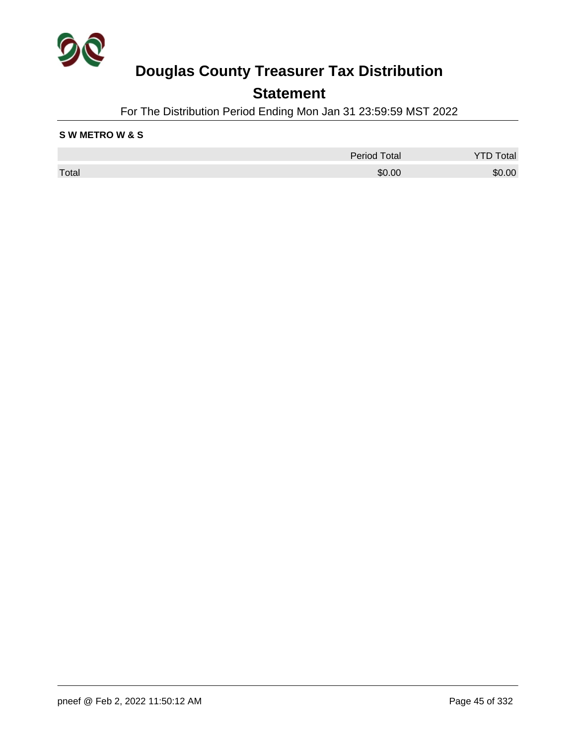# Douglas County Treasurer Tax Distribution

## Statement

For The Distribution Period Ending Mon Jan 31 23:59:59 MST 2022

**S W METRO W & S**

| | Period Total | YTD Total |
|---|---|---|
| Total | $0.00 | $0.00 |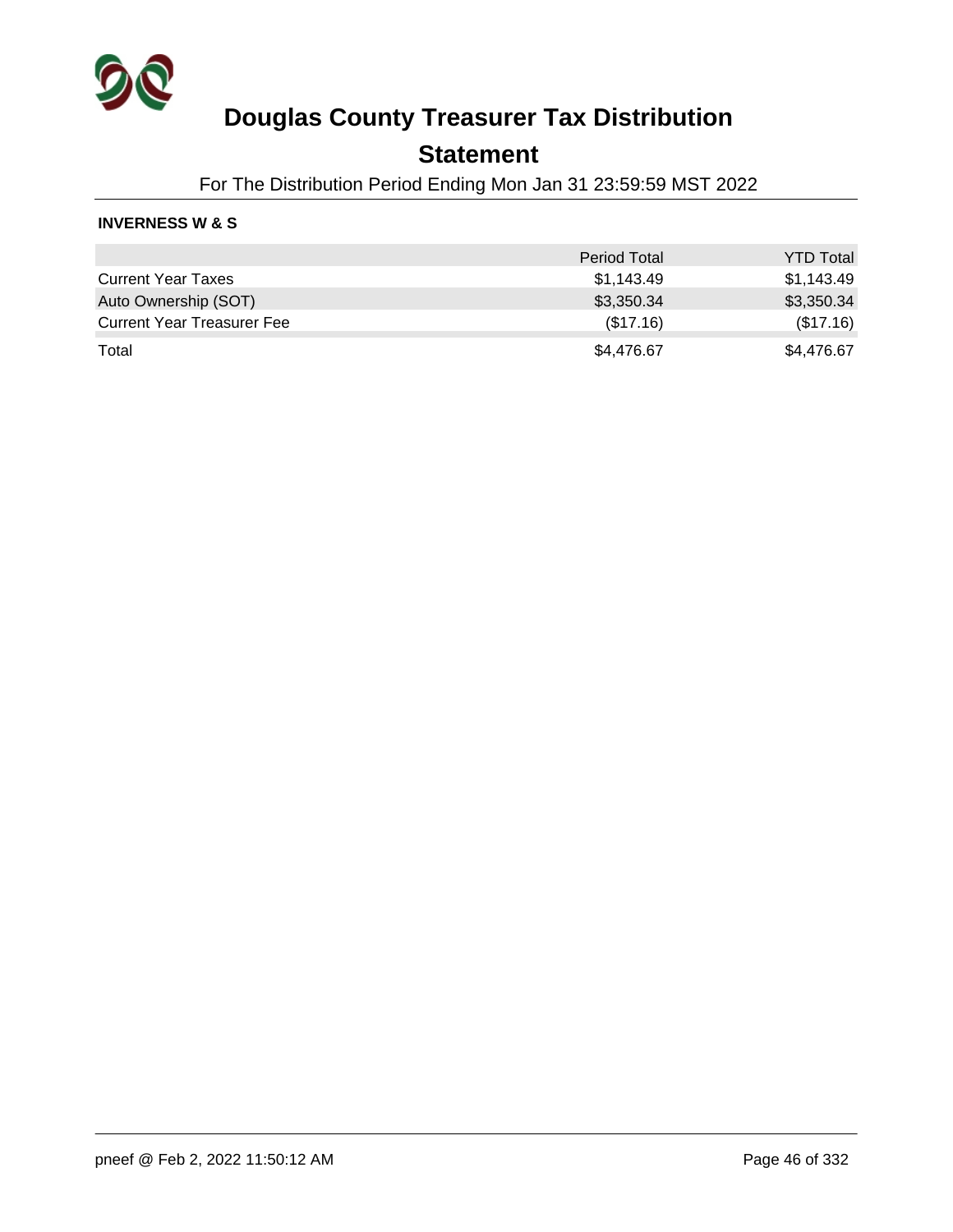# Douglas County Treasurer Tax Distribution

## Statement

For The Distribution Period Ending Mon Jan 31 23:59:59 MST 2022

**INVERNESS W & S**

| | Period Total | YTD Total |
|---|---|---|
| Current Year Taxes | $1,143.49 | $1,143.49 |
| Auto Ownership (SOT) | $3,350.34 | $3,350.34 |
| Current Year Treasurer Fee | ($17.16) | ($17.16) |
| Total | $4,476.67 | $4,476.67 |

pneef @ Feb 2, 2022 11:50:12 AM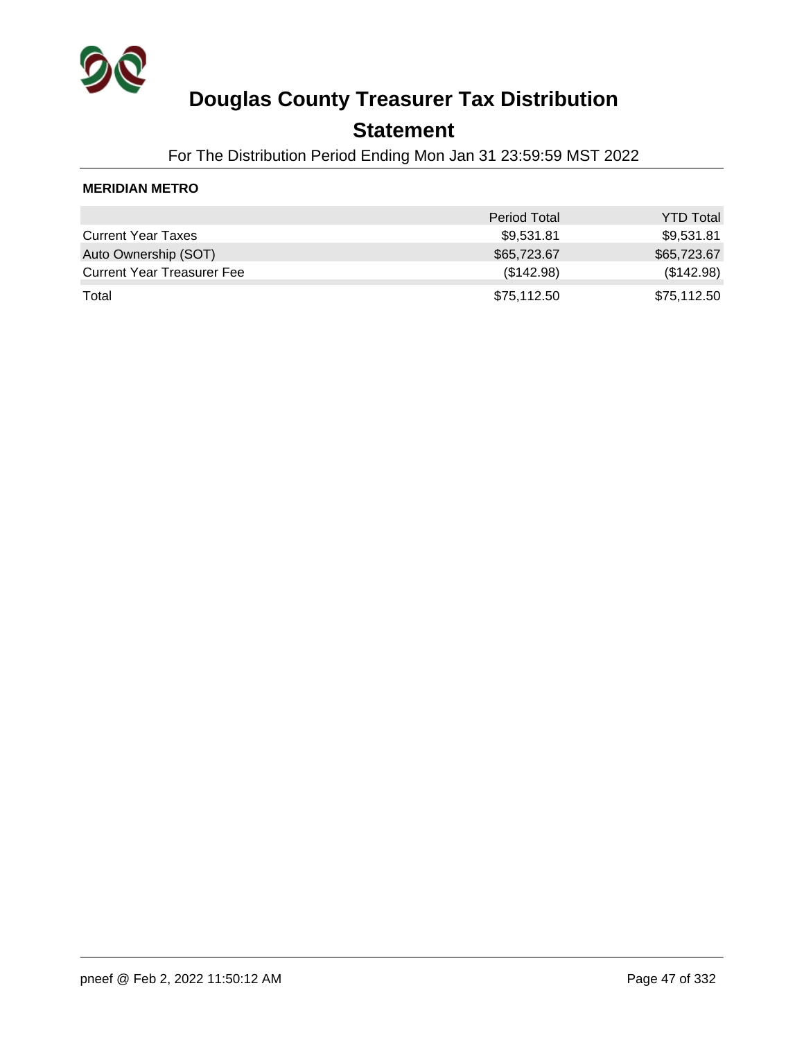# Douglas County Treasurer Tax Distribution

## Statement

For The Distribution Period Ending Mon Jan 31 23:59:59 MST 2022

**MERIDIAN METRO**

| | Period Total | YTD Total |
|---|---|---|
| Current Year Taxes | $9,531.81 | $9,531.81 |
| Auto Ownership (SOT) | $65,723.67 | $65,723.67 |
| Current Year Treasurer Fee | ($142.98) | ($142.98) |
| Total | $75,112.50 | $75,112.50 |

pneef @ Feb 2, 2022 11:50:12 AM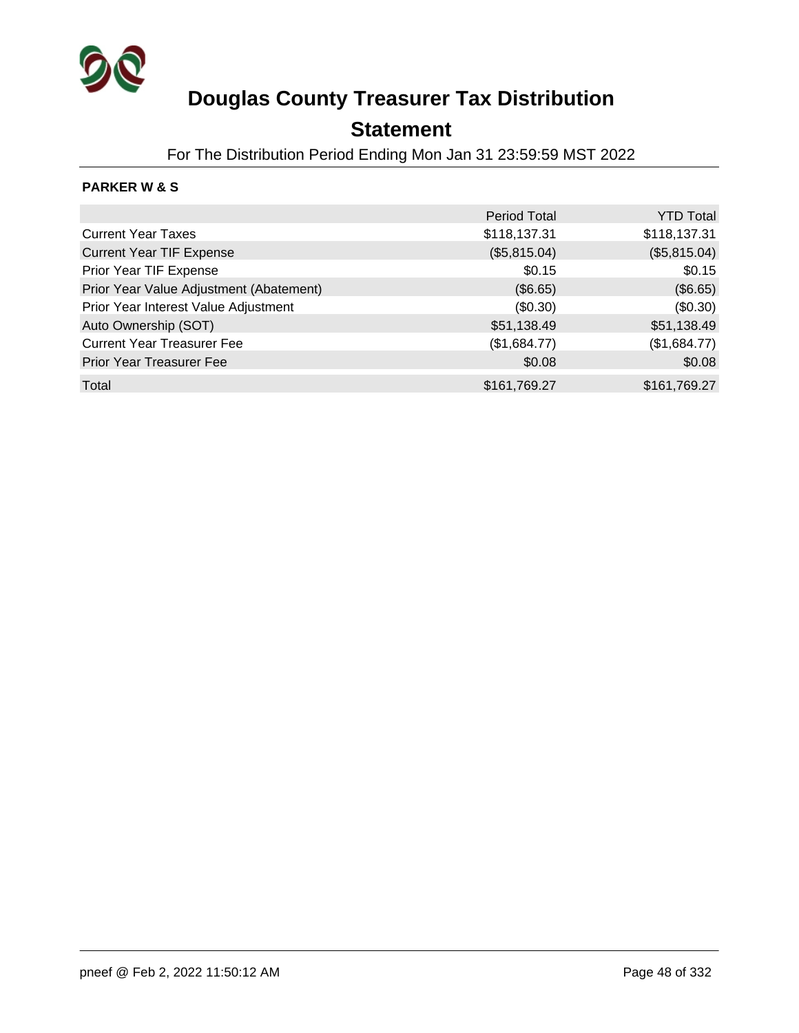# Douglas County Treasurer Tax Distribution

## Statement

For The Distribution Period Ending Mon Jan 31 23:59:59 MST 2022

**PARKER W & S**

| | Period Total | YTD Total |
|---|---|---|
| Current Year Taxes | $118,137.31 | $118,137.31 |
| Current Year TIF Expense | ($5,815.04) | ($5,815.04) |
| Prior Year TIF Expense | $0.15 | $0.15 |
| Prior Year Value Adjustment (Abatement) | ($6.65) | ($6.65) |
| Prior Year Interest Value Adjustment | ($0.30) | ($0.30) |
| Auto Ownership (SOT) | $51,138.49 | $51,138.49 |
| Current Year Treasurer Fee | ($1,684.77) | ($1,684.77) |
| Prior Year Treasurer Fee | $0.08 | $0.08 |
| Total | $161,769.27 | $161,769.27 |

pneef @ Feb 2, 2022 11:50:12 AM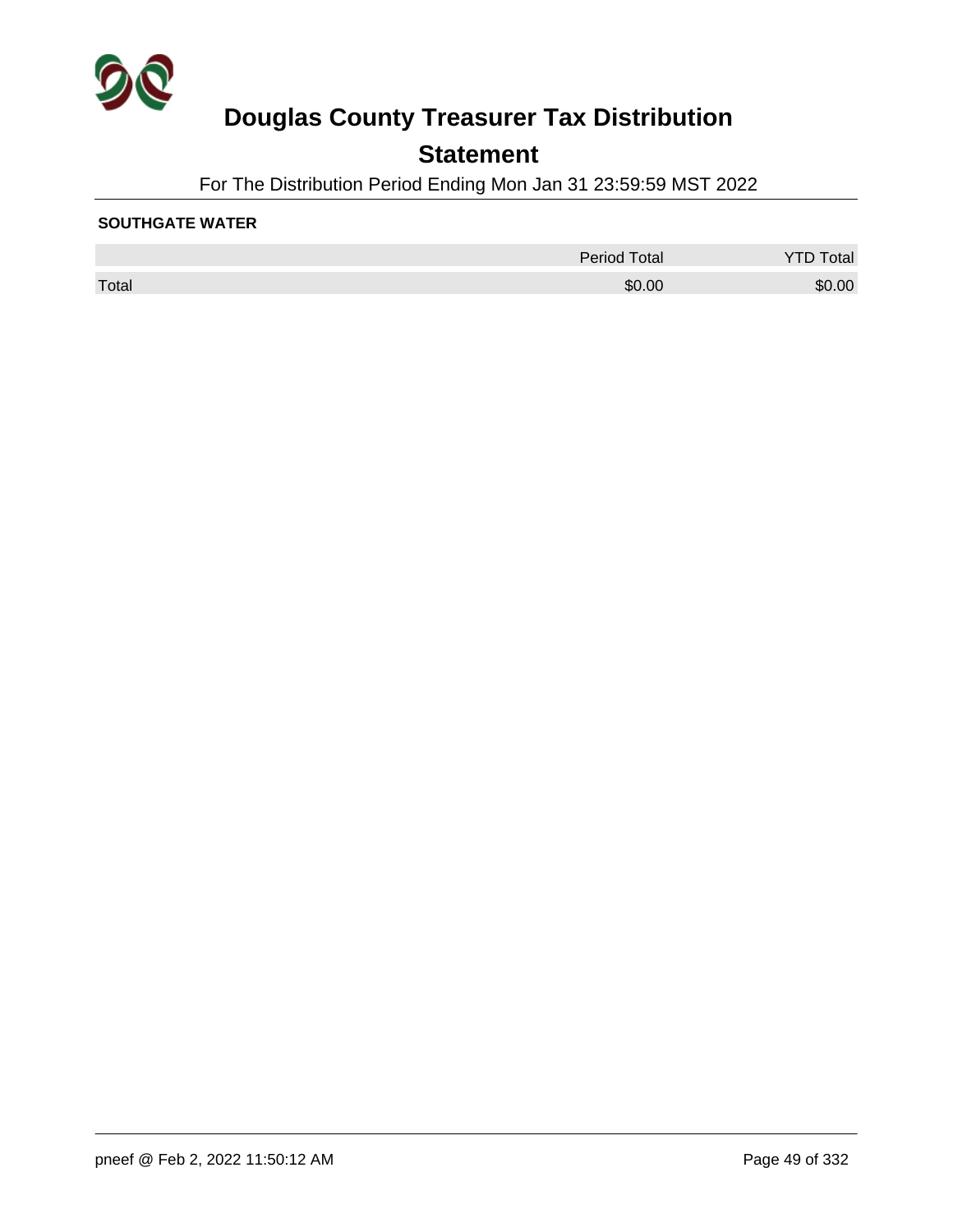# Douglas County Treasurer Tax Distribution

## Statement

For The Distribution Period Ending Mon Jan 31 23:59:59 MST 2022

**SOUTHGATE WATER**

| | Period Total | YTD Total |
|---|---|---|
| Total | $0.00 | $0.00 |

pneef @ Feb 2, 2022 11:50:12 AM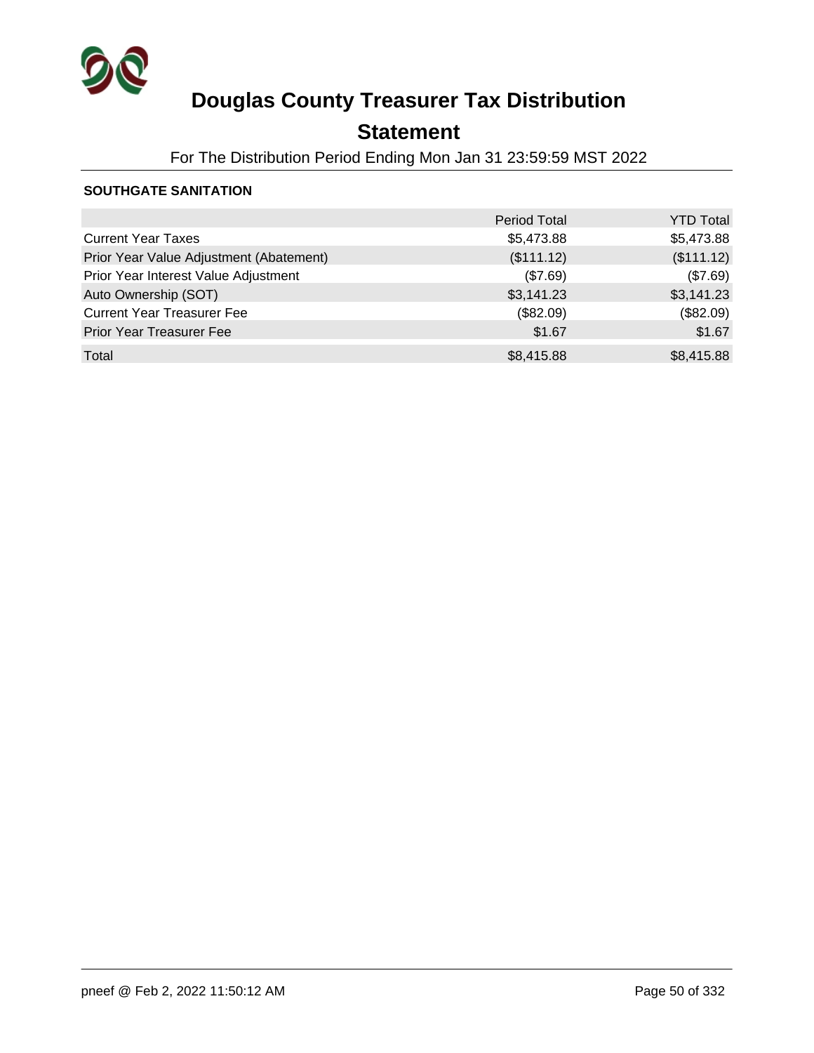# Douglas County Treasurer Tax Distribution

## Statement

For The Distribution Period Ending Mon Jan 31 23:59:59 MST 2022

### SOUTHGATE SANITATION

| | Period Total | YTD Total |
|---|---|---|
| Current Year Taxes | $5,473.88 | $5,473.88 |
| Prior Year Value Adjustment (Abatement) | ($111.12) | ($111.12) |
| Prior Year Interest Value Adjustment | ($7.69) | ($7.69) |
| Auto Ownership (SOT) | $3,141.23 | $3,141.23 |
| Current Year Treasurer Fee | ($82.09) | ($82.09) |
| Prior Year Treasurer Fee | $1.67 | $1.67 |
| Total | $8,415.88 | $8,415.88 |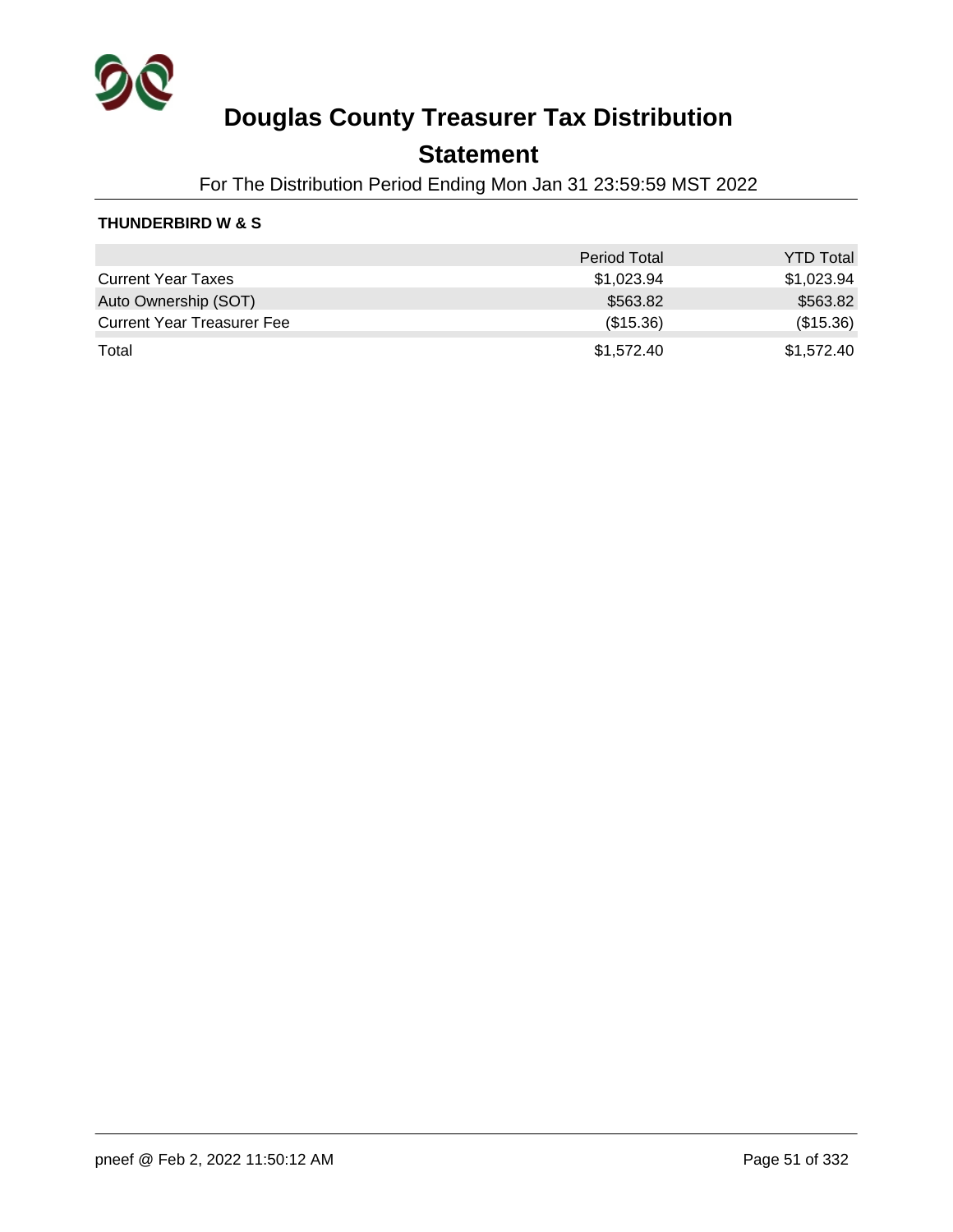# Douglas County Treasurer Tax Distribution

## Statement

For The Distribution Period Ending Mon Jan 31 23:59:59 MST 2022

**THUNDERBIRD W & S**

| | Period Total | YTD Total |
|---|---:|---:|
| Current Year Taxes | $1,023.94 | $1,023.94 |
| Auto Ownership (SOT) | $563.82 | $563.82 |
| Current Year Treasurer Fee | ($15.36) | ($15.36) |
| Total | $1,572.40 | $1,572.40 |

pneef @ Feb 2, 2022 11:50:12 AM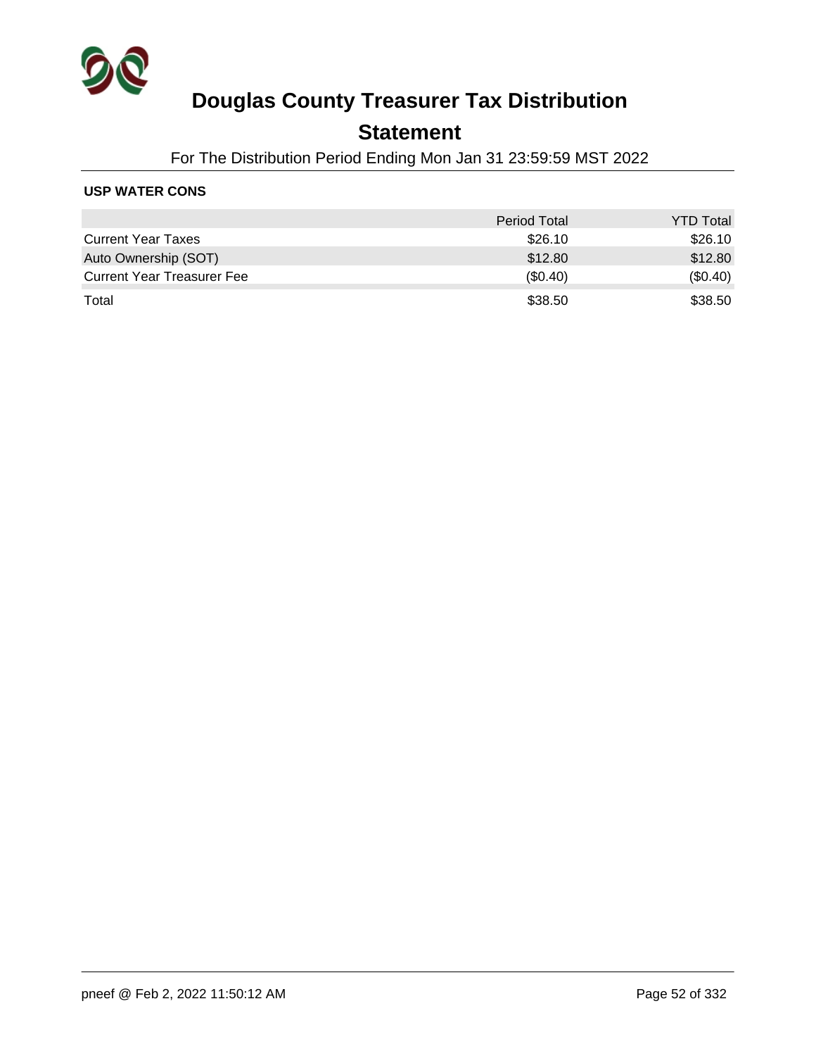# Douglas County Treasurer Tax Distribution

## Statement

For The Distribution Period Ending Mon Jan 31 23:59:59 MST 2022

### USP WATER CONS

| | Period Total | YTD Total |
|---|---|---|
| Current Year Taxes | $26.10 | $26.10 |
| Auto Ownership (SOT) | $12.80 | $12.80 |
| Current Year Treasurer Fee | ($0.40) | ($0.40) |
| Total | $38.50 | $38.50 |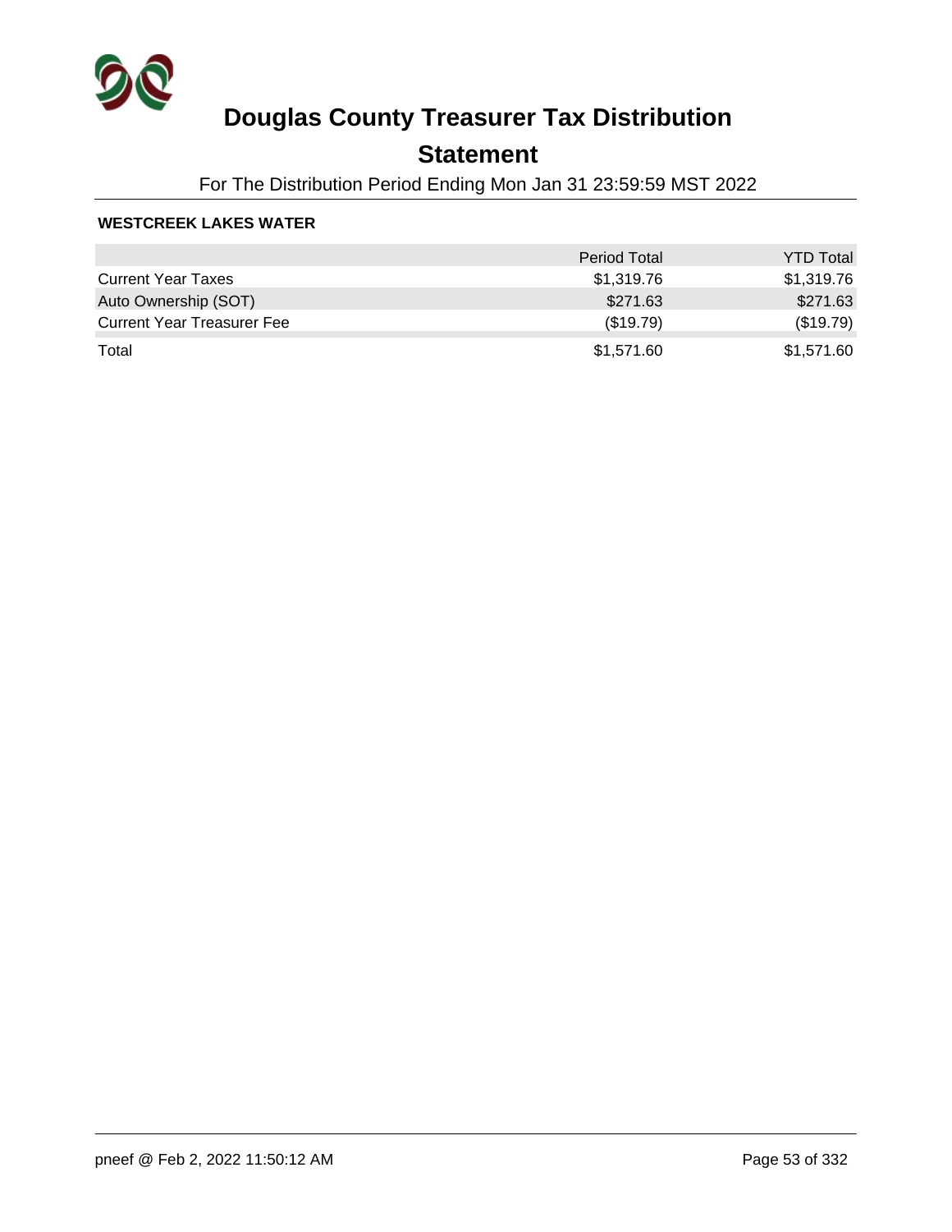# Douglas County Treasurer Tax Distribution

## Statement

For The Distribution Period Ending Mon Jan 31 23:59:59 MST 2022

**WESTCREEK LAKES WATER**

| | Period Total | YTD Total |
|---|---|---|
| Current Year Taxes | $1,319.76 | $1,319.76 |
| Auto Ownership (SOT) | $271.63 | $271.63 |
| Current Year Treasurer Fee | ($19.79) | ($19.79) |
| Total | $1,571.60 | $1,571.60 |

pneef @ Feb 2, 2022 11:50:12 AM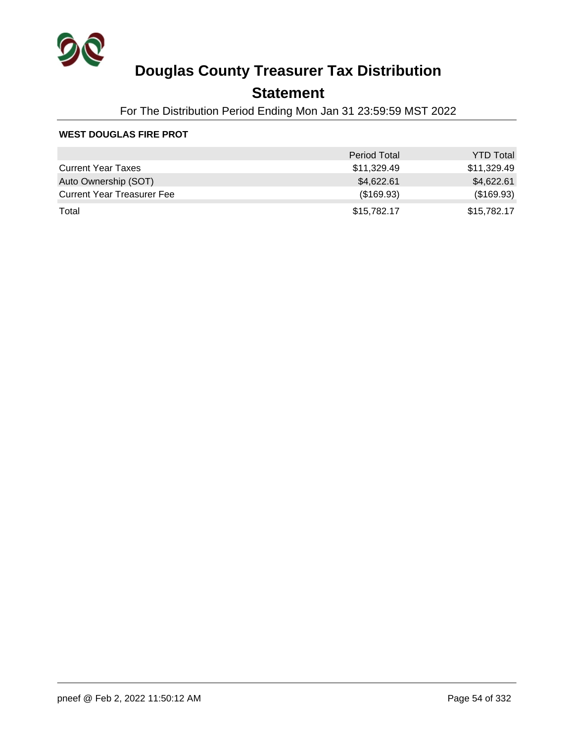# Douglas County Treasurer Tax Distribution

## Statement

For The Distribution Period Ending Mon Jan 31 23:59:59 MST 2022

**WEST DOUGLAS FIRE PROT**

| | Period Total | YTD Total |
|---|---|---|
| Current Year Taxes | $11,329.49 | $11,329.49 |
| Auto Ownership (SOT) | $4,622.61 | $4,622.61 |
| Current Year Treasurer Fee | ($169.93) | ($169.93) |
| Total | $15,782.17 | $15,782.17 |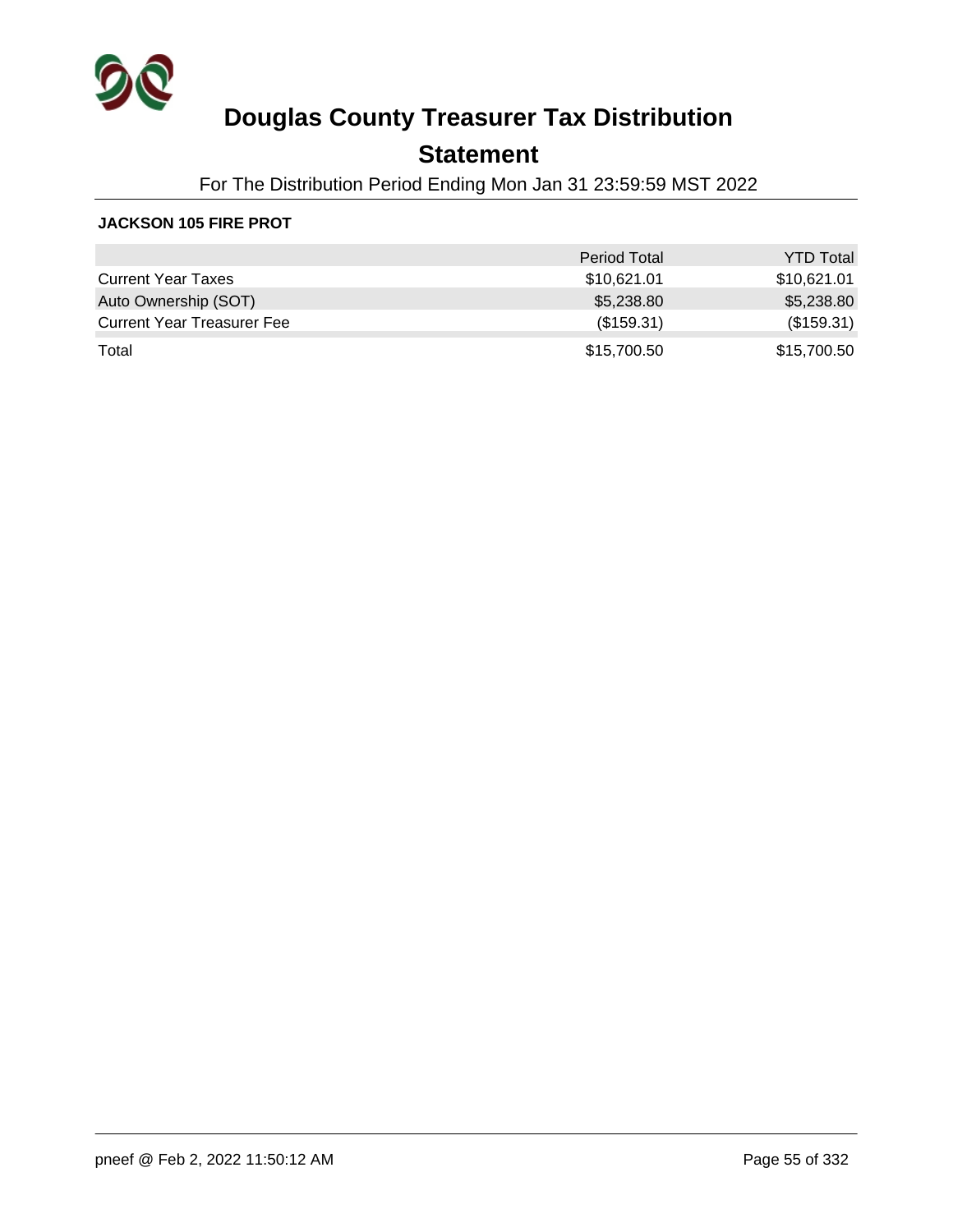# Douglas County Treasurer Tax Distribution

## Statement

For The Distribution Period Ending Mon Jan 31 23:59:59 MST 2022

### JACKSON 105 FIRE PROT

| | Period Total | YTD Total |
|---|---|---|
| Current Year Taxes | $10,621.01 | $10,621.01 |
| Auto Ownership (SOT) | $5,238.80 | $5,238.80 |
| Current Year Treasurer Fee | ($159.31) | ($159.31) |
| Total | $15,700.50 | $15,700.50 |

pneef @ Feb 2, 2022 11:50:12 AM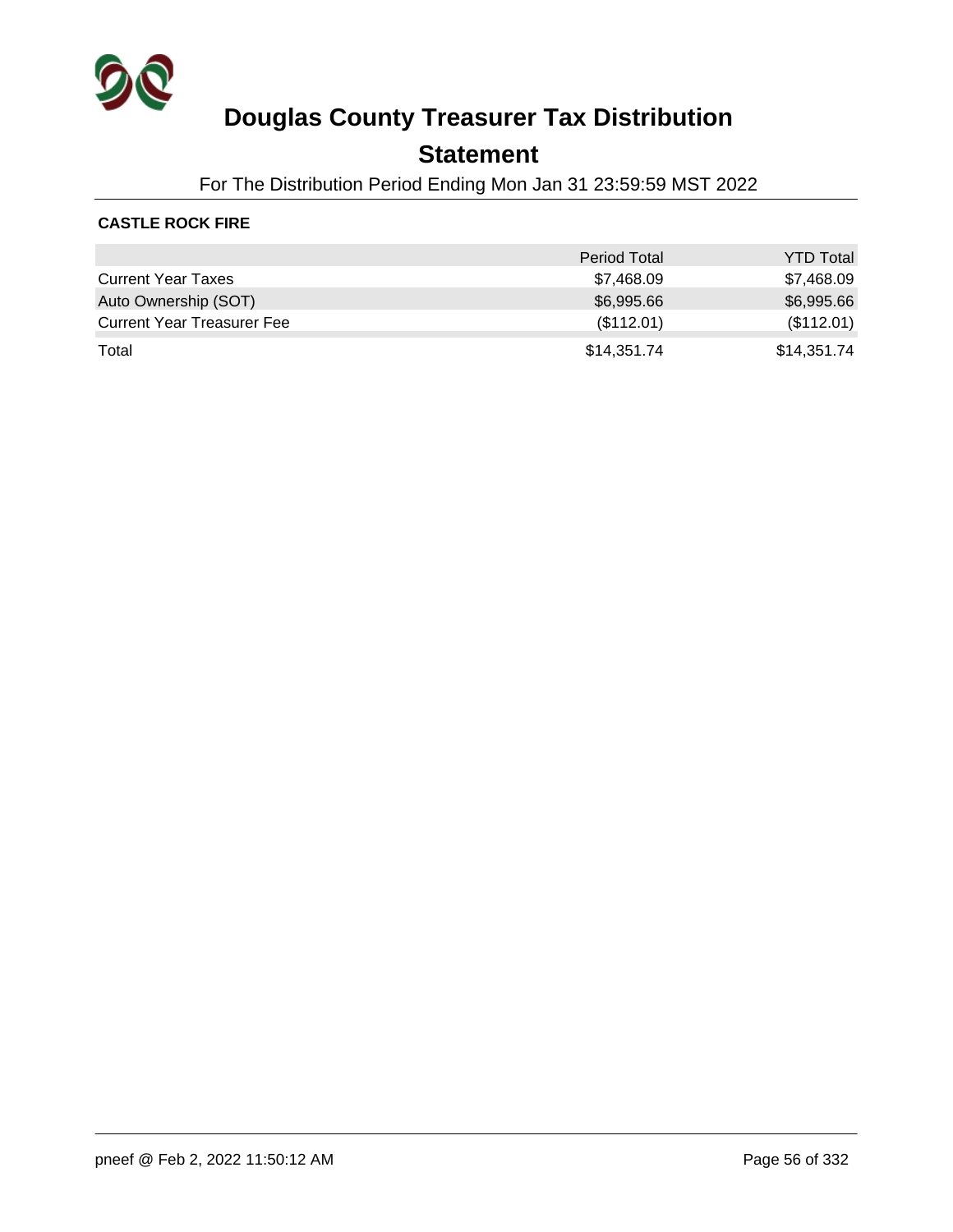# Douglas County Treasurer Tax Distribution

## Statement

For The Distribution Period Ending Mon Jan 31 23:59:59 MST 2022

**CASTLE ROCK FIRE**

| | Period Total | YTD Total |
|---|---|---|
| Current Year Taxes | $7,468.09 | $7,468.09 |
| Auto Ownership (SOT) | $6,995.66 | $6,995.66 |
| Current Year Treasurer Fee | ($112.01) | ($112.01) |
| Total | $14,351.74 | $14,351.74 |

pneef @ Feb 2, 2022 11:50:12 AM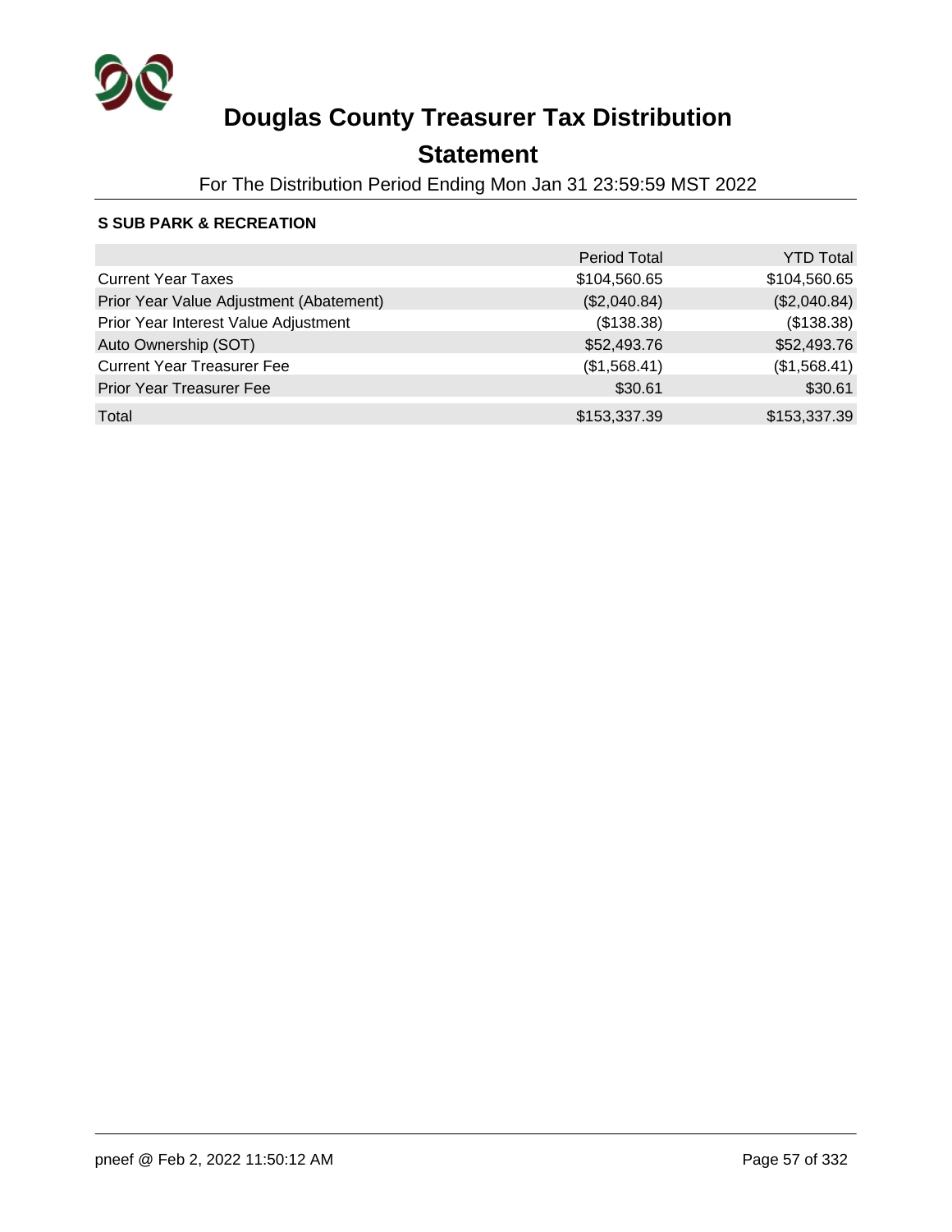# Douglas County Treasurer Tax Distribution

## Statement

For The Distribution Period Ending Mon Jan 31 23:59:59 MST 2022

### S SUB PARK & RECREATION

| | Period Total | YTD Total |
|---|---|---|
| Current Year Taxes | $104,560.65 | $104,560.65 |
| Prior Year Value Adjustment (Abatement) | ($2,040.84) | ($2,040.84) |
| Prior Year Interest Value Adjustment | ($138.38) | ($138.38) |
| Auto Ownership (SOT) | $52,493.76 | $52,493.76 |
| Current Year Treasurer Fee | ($1,568.41) | ($1,568.41) |
| Prior Year Treasurer Fee | $30.61 | $30.61 |
| Total | $153,337.39 | $153,337.39 |

pneef @ Feb 2, 2022 11:50:12 AM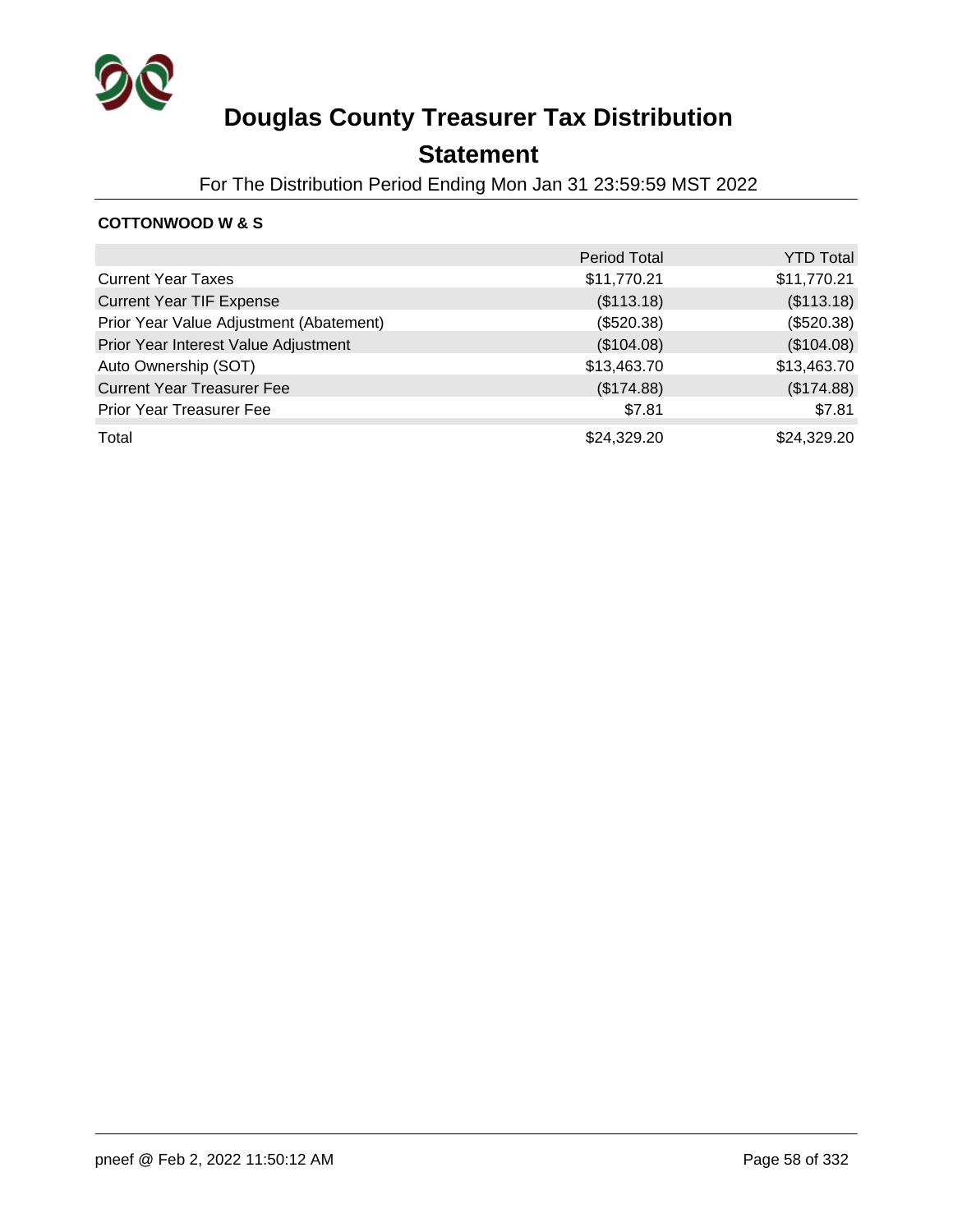# Douglas County Treasurer Tax Distribution

## Statement

For The Distribution Period Ending Mon Jan 31 23:59:59 MST 2022

**COTTONWOOD W & S**

| | Period Total | YTD Total |
|---|---|---|
| Current Year Taxes | $11,770.21 | $11,770.21 |
| Current Year TIF Expense | ($113.18) | ($113.18) |
| Prior Year Value Adjustment (Abatement) | ($520.38) | ($520.38) |
| Prior Year Interest Value Adjustment | ($104.08) | ($104.08) |
| Auto Ownership (SOT) | $13,463.70 | $13,463.70 |
| Current Year Treasurer Fee | ($174.88) | ($174.88) |
| Prior Year Treasurer Fee | $7.81 | $7.81 |
| Total | $24,329.20 | $24,329.20 |

pneef @ Feb 2, 2022 11:50:12 AM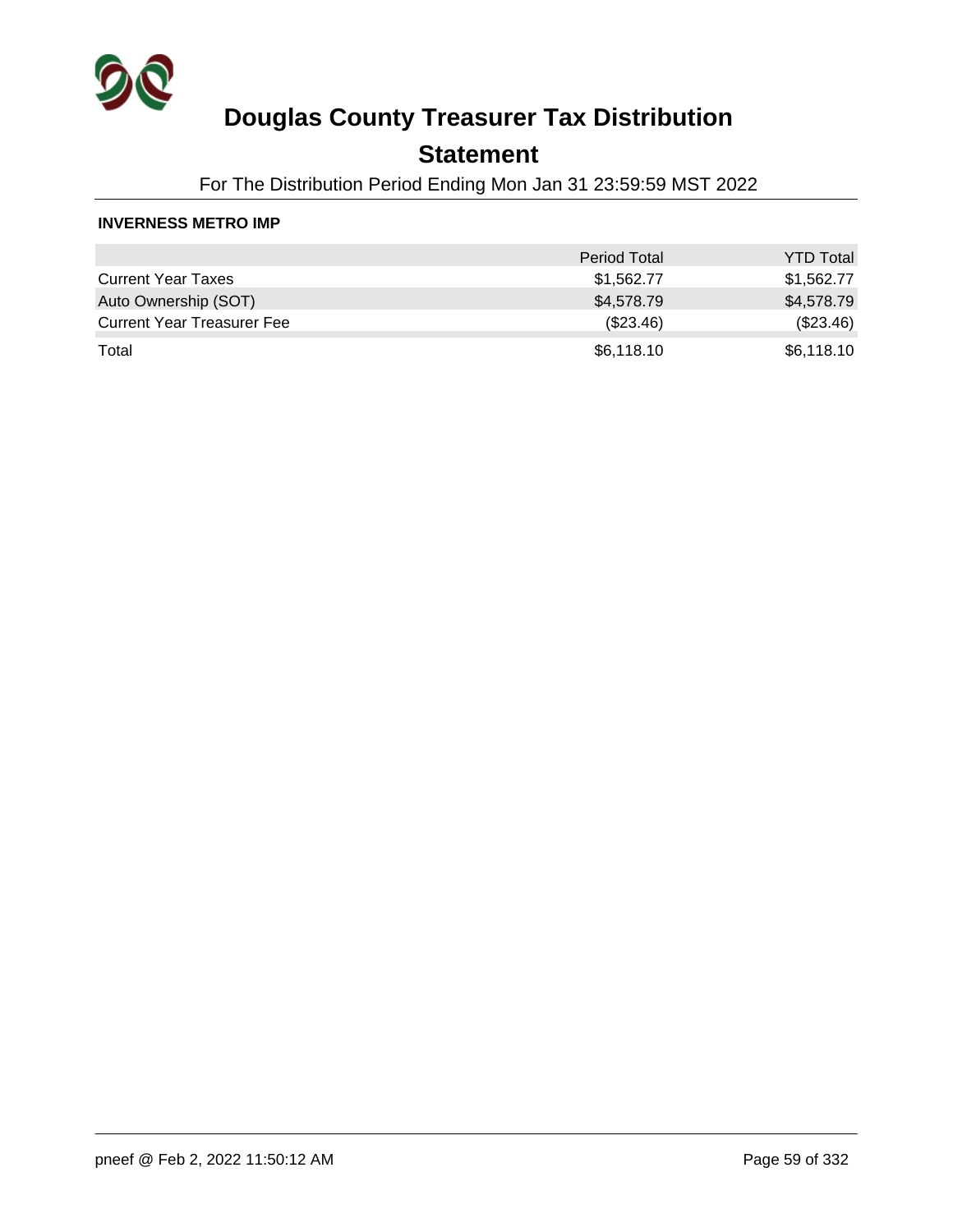# Douglas County Treasurer Tax Distribution

## Statement

For The Distribution Period Ending Mon Jan 31 23:59:59 MST 2022

**INVERNESS METRO IMP**

| | Period Total | YTD Total |
|---|---|---|
| Current Year Taxes | $1,562.77 | $1,562.77 |
| Auto Ownership (SOT) | $4,578.79 | $4,578.79 |
| Current Year Treasurer Fee | ($23.46) | ($23.46) |
| Total | $6,118.10 | $6,118.10 |

pneef @ Feb 2, 2022 11:50:12 AM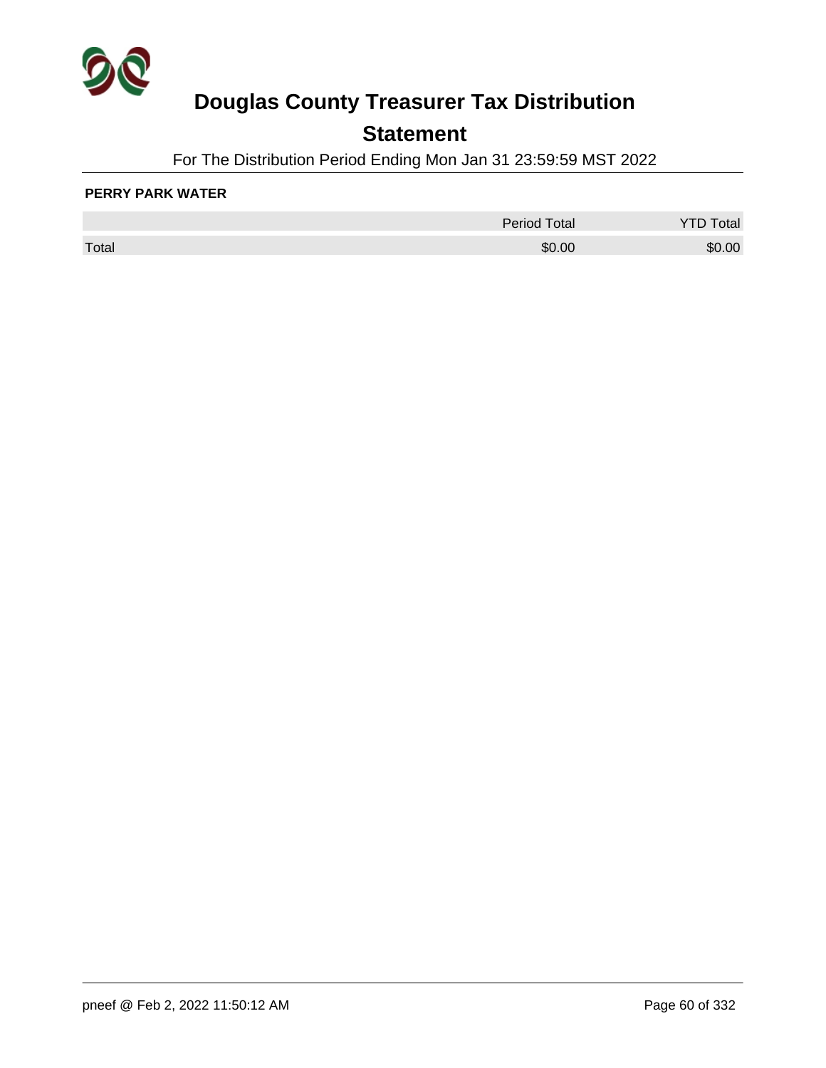# Douglas County Treasurer Tax Distribution

## Statement

For The Distribution Period Ending Mon Jan 31 23:59:59 MST 2022

**PERRY PARK WATER**

| | Period Total | YTD Total |
|---|---|---|
| Total | $0.00 | $0.00 |

pneef @ Feb 2, 2022 11:50:12 AM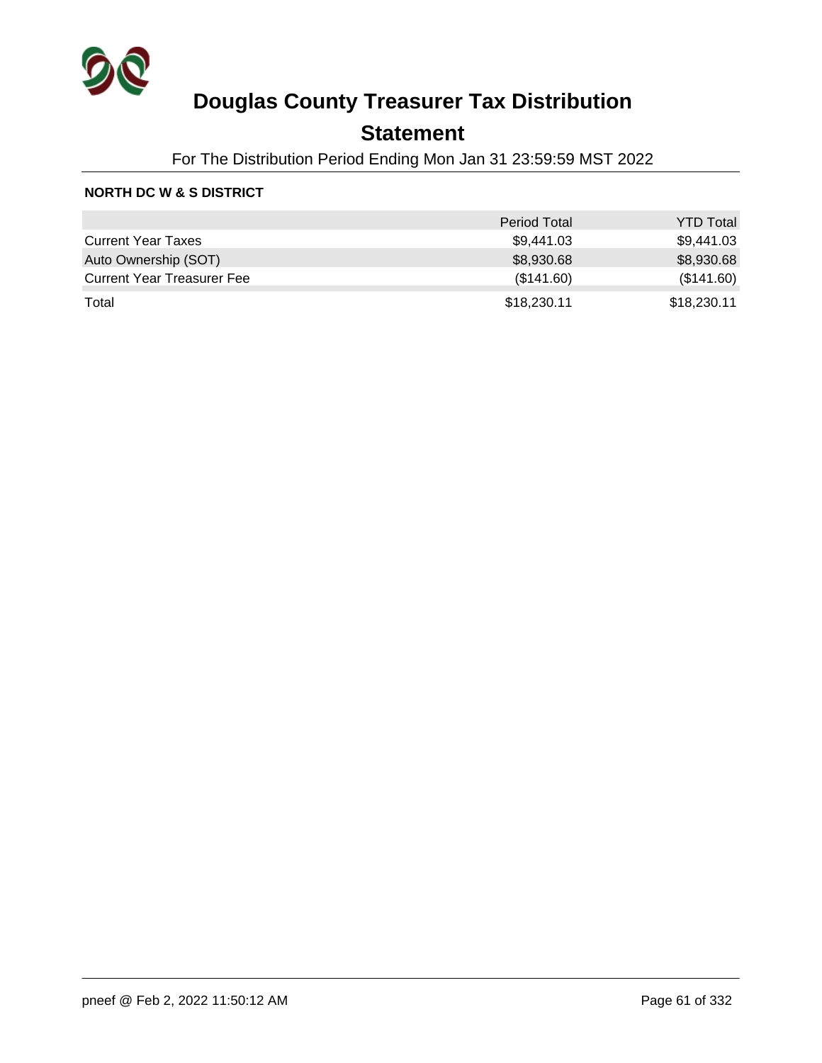# Douglas County Treasurer Tax Distribution

## Statement

For The Distribution Period Ending Mon Jan 31 23:59:59 MST 2022

**NORTH DC W & S DISTRICT**

| | Period Total | YTD Total |
|---|---|---|
| Current Year Taxes | $9,441.03 | $9,441.03 |
| Auto Ownership (SOT) | $8,930.68 | $8,930.68 |
| Current Year Treasurer Fee | ($141.60) | ($141.60) |
| Total | $18,230.11 | $18,230.11 |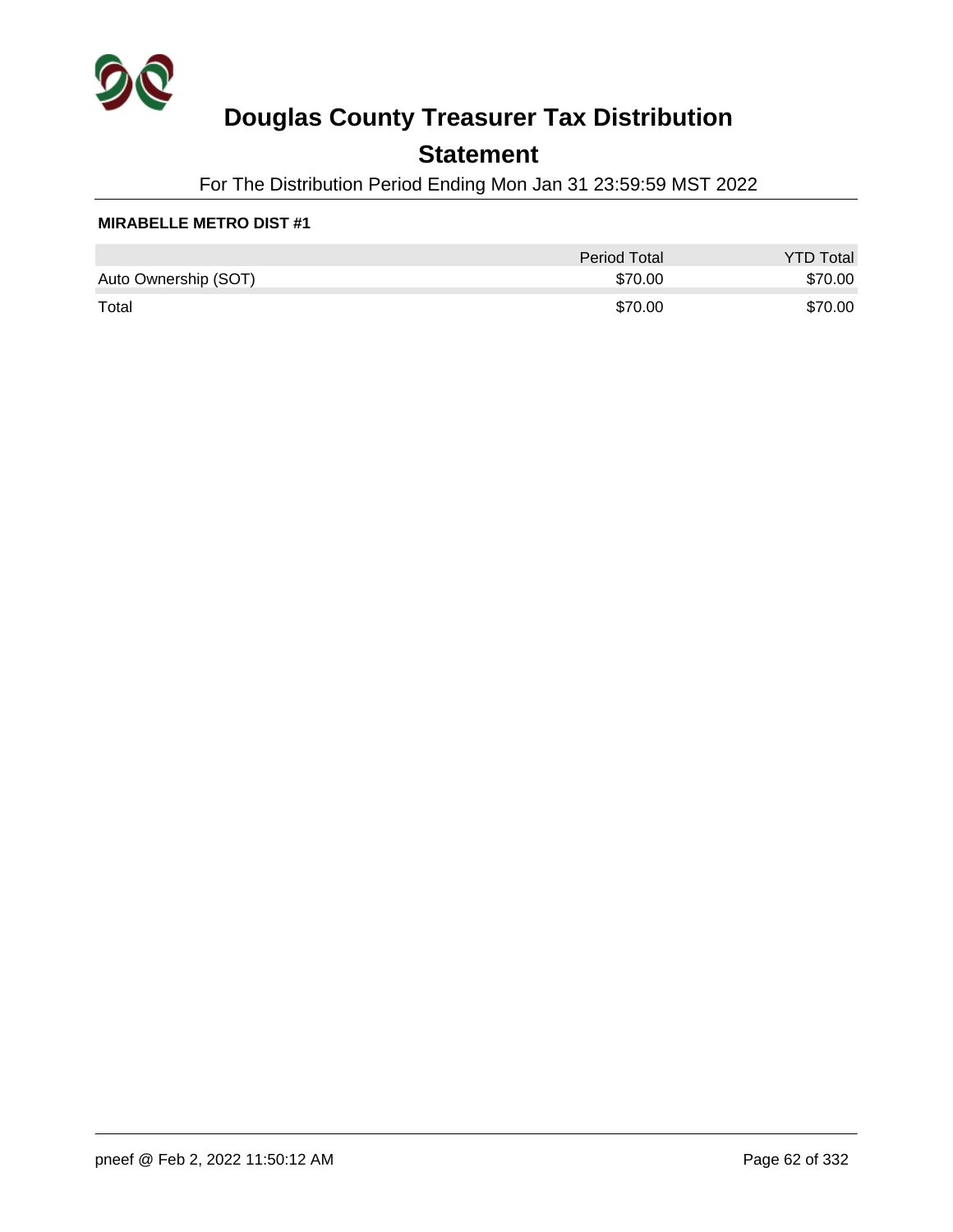# Douglas County Treasurer Tax Distribution

## Statement

For The Distribution Period Ending Mon Jan 31 23:59:59 MST 2022

**MIRABELLE METRO DIST #1**

| | Period Total | YTD Total |
| --- | --- | --- |
| Auto Ownership (SOT) | $70.00 | $70.00 |
| Total | $70.00 | $70.00 |

pneef @ Feb 2, 2022 11:50:12 AM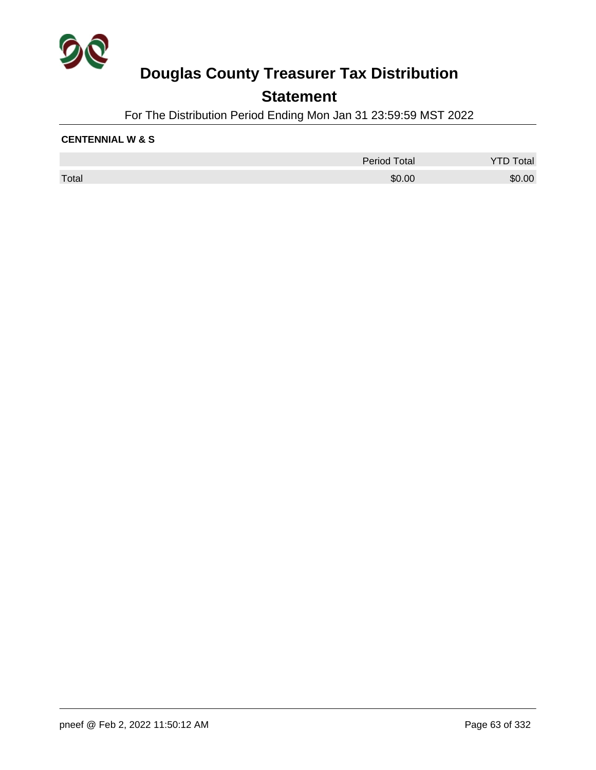# Douglas County Treasurer Tax Distribution

## Statement

For The Distribution Period Ending Mon Jan 31 23:59:59 MST 2022

**CENTENNIAL W & S**

| | Period Total | YTD Total |
|---|---|---|
| Total | $0.00 | $0.00 |

pneef @ Feb 2, 2022 11:50:12 AM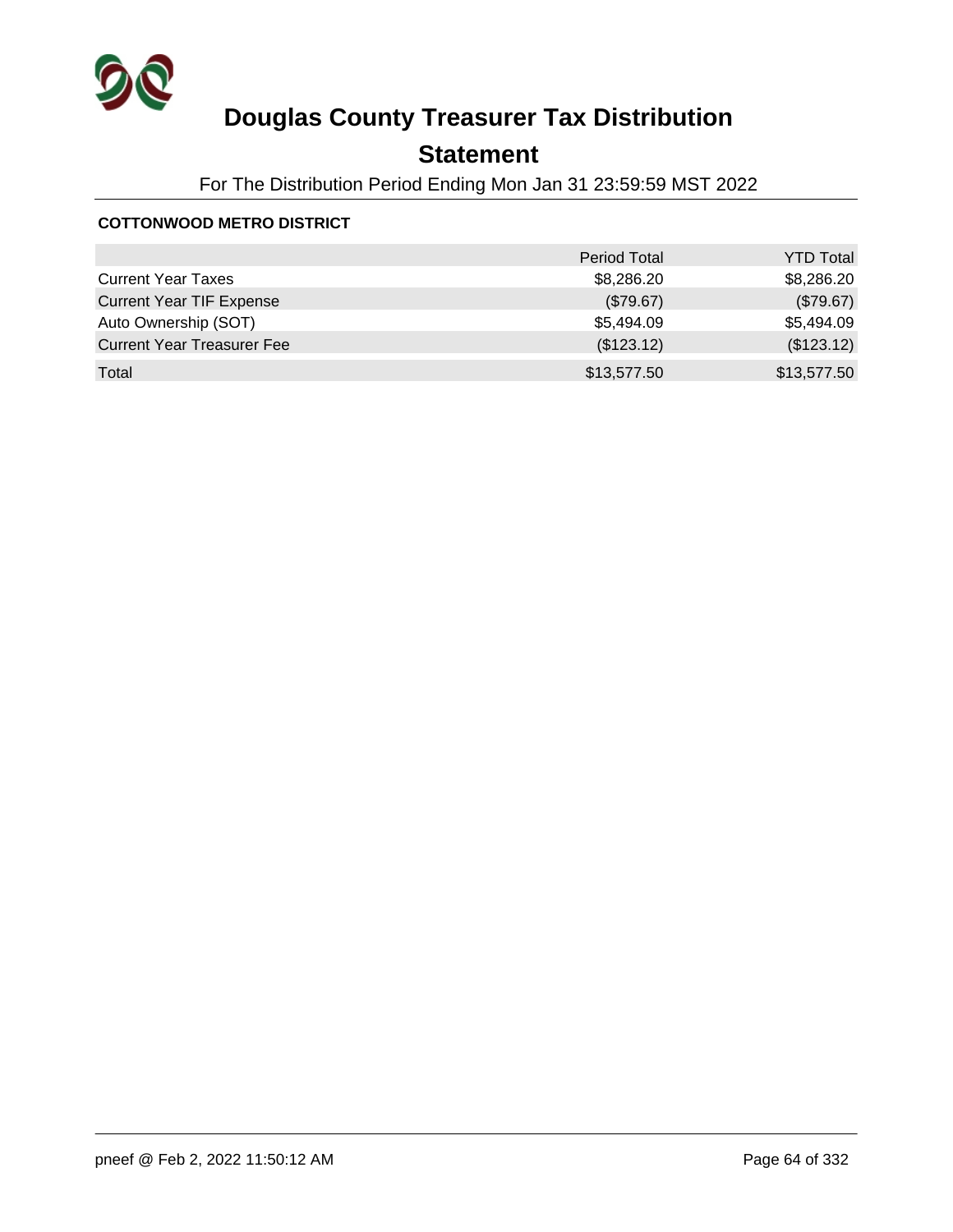# Douglas County Treasurer Tax Distribution

## Statement

For The Distribution Period Ending Mon Jan 31 23:59:59 MST 2022

**COTTONWOOD METRO DISTRICT**

| | Period Total | YTD Total |
|---|---|---|
| Current Year Taxes | $8,286.20 | $8,286.20 |
| Current Year TIF Expense | ($79.67) | ($79.67) |
| Auto Ownership (SOT) | $5,494.09 | $5,494.09 |
| Current Year Treasurer Fee | ($123.12) | ($123.12) |
| Total | $13,577.50 | $13,577.50 |

pneef @ Feb 2, 2022 11:50:12 AM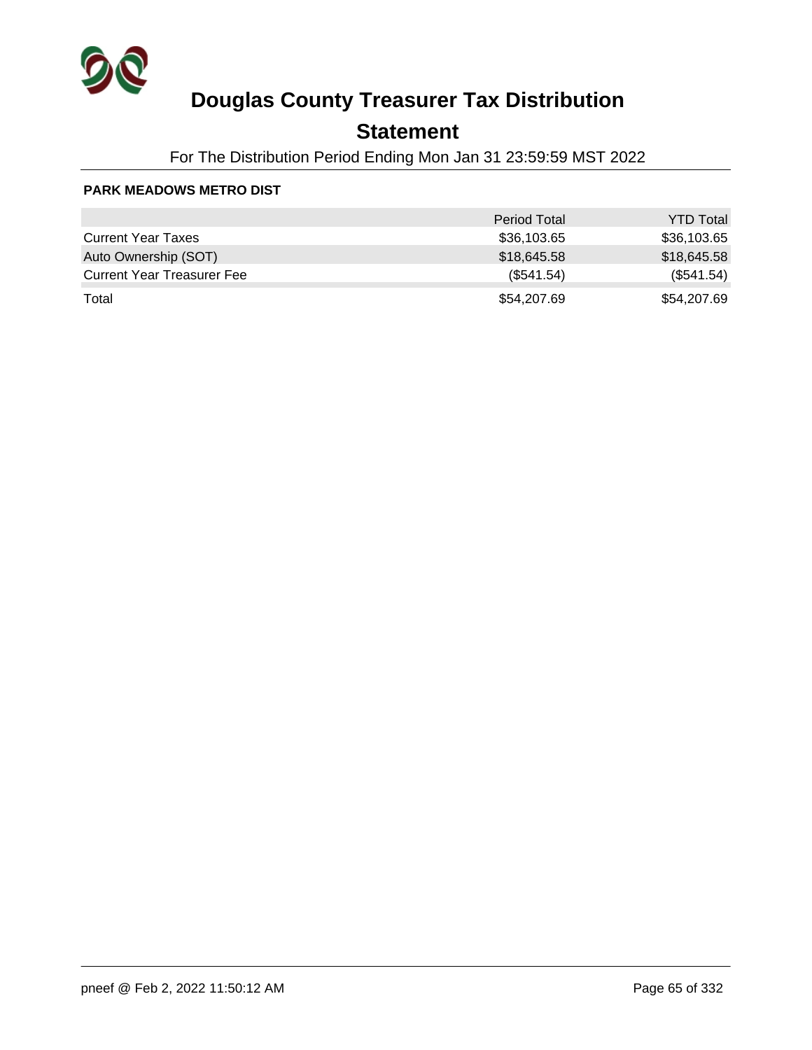# Douglas County Treasurer Tax Distribution

## Statement

For The Distribution Period Ending Mon Jan 31 23:59:59 MST 2022

**PARK MEADOWS METRO DIST**

| | Period Total | YTD Total |
|---|---|---|
| Current Year Taxes | $36,103.65 | $36,103.65 |
| Auto Ownership (SOT) | $18,645.58 | $18,645.58 |
| Current Year Treasurer Fee | ($541.54) | ($541.54) |
| Total | $54,207.69 | $54,207.69 |

pneef @ Feb 2, 2022 11:50:12 AM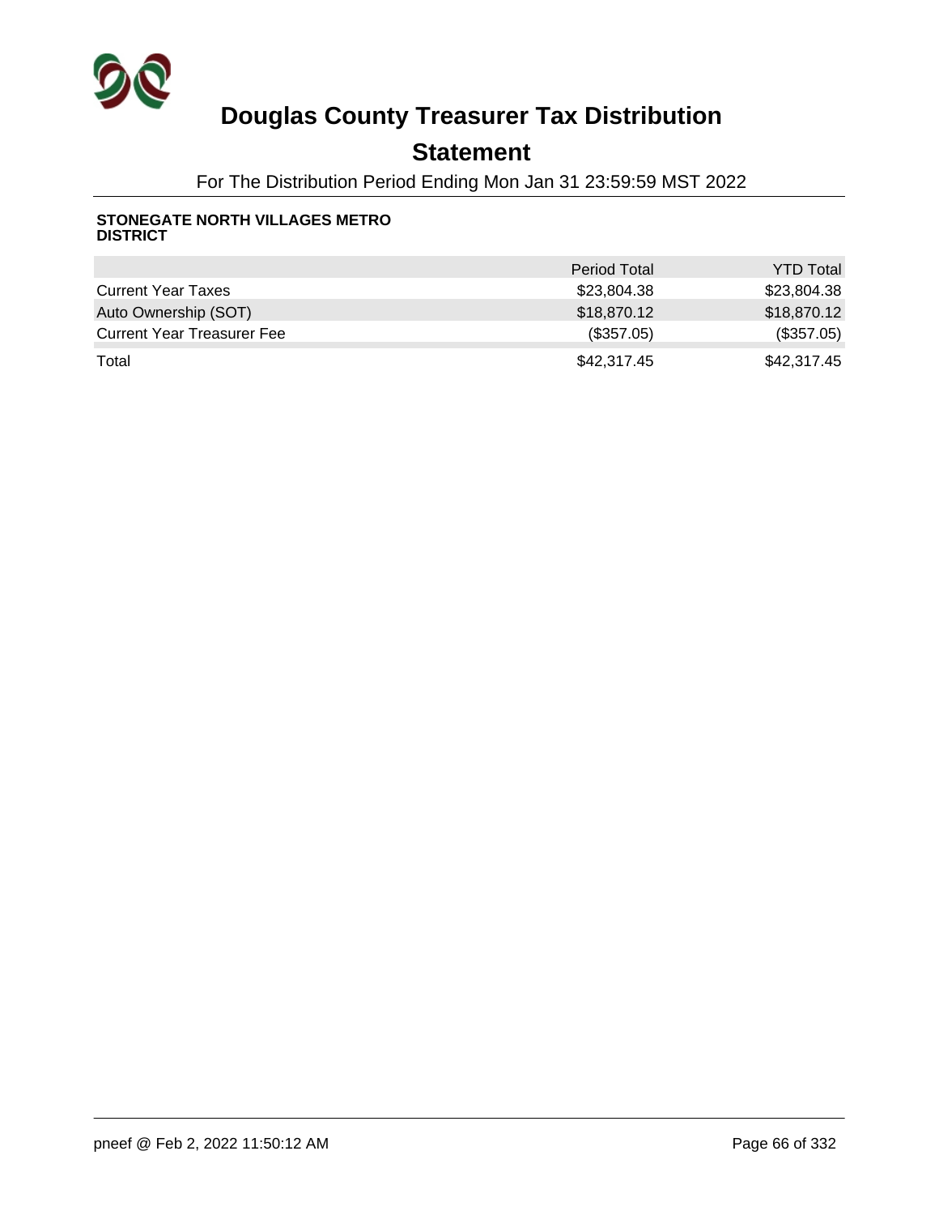# Douglas County Treasurer Tax Distribution

## Statement

For The Distribution Period Ending Mon Jan 31 23:59:59 MST 2022

**STONEGATE NORTH VILLAGES METRO DISTRICT**

| | Period Total | YTD Total |
|---|---|---|
| Current Year Taxes | $23,804.38 | $23,804.38 |
| Auto Ownership (SOT) | $18,870.12 | $18,870.12 |
| Current Year Treasurer Fee | ($357.05) | ($357.05) |
| Total | $42,317.45 | $42,317.45 |

pneef @ Feb 2, 2022 11:50:12 AM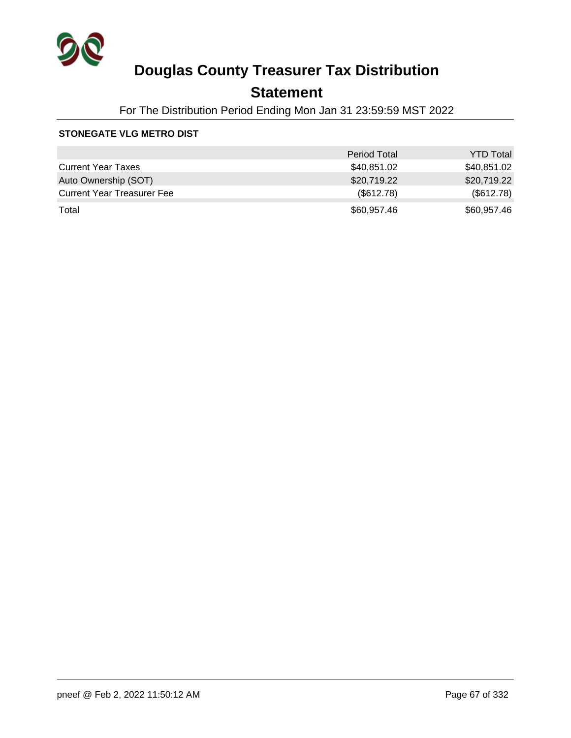# Douglas County Treasurer Tax Distribution

## Statement

For The Distribution Period Ending Mon Jan 31 23:59:59 MST 2022

**STONEGATE VLG METRO DIST**

| | Period Total | YTD Total |
|---|---|---|
| Current Year Taxes | $40,851.02 | $40,851.02 |
| Auto Ownership (SOT) | $20,719.22 | $20,719.22 |
| Current Year Treasurer Fee | ($612.78) | ($612.78) |
| Total | $60,957.46 | $60,957.46 |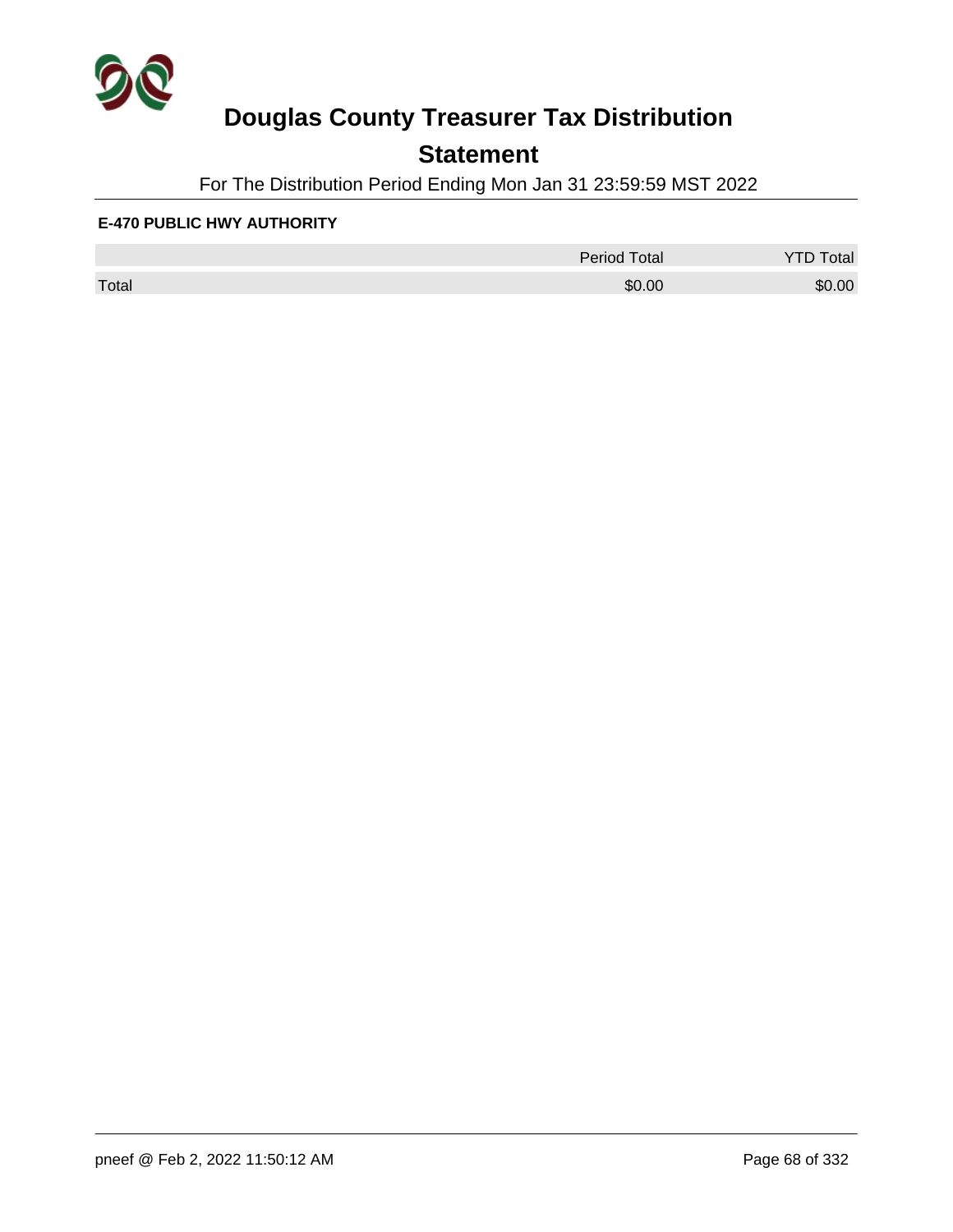# Douglas County Treasurer Tax Distribution

## Statement

For The Distribution Period Ending Mon Jan 31 23:59:59 MST 2022

**E-470 PUBLIC HWY AUTHORITY**

| | Period Total | YTD Total |
|---|---|---|
| Total | $0.00 | $0.00 |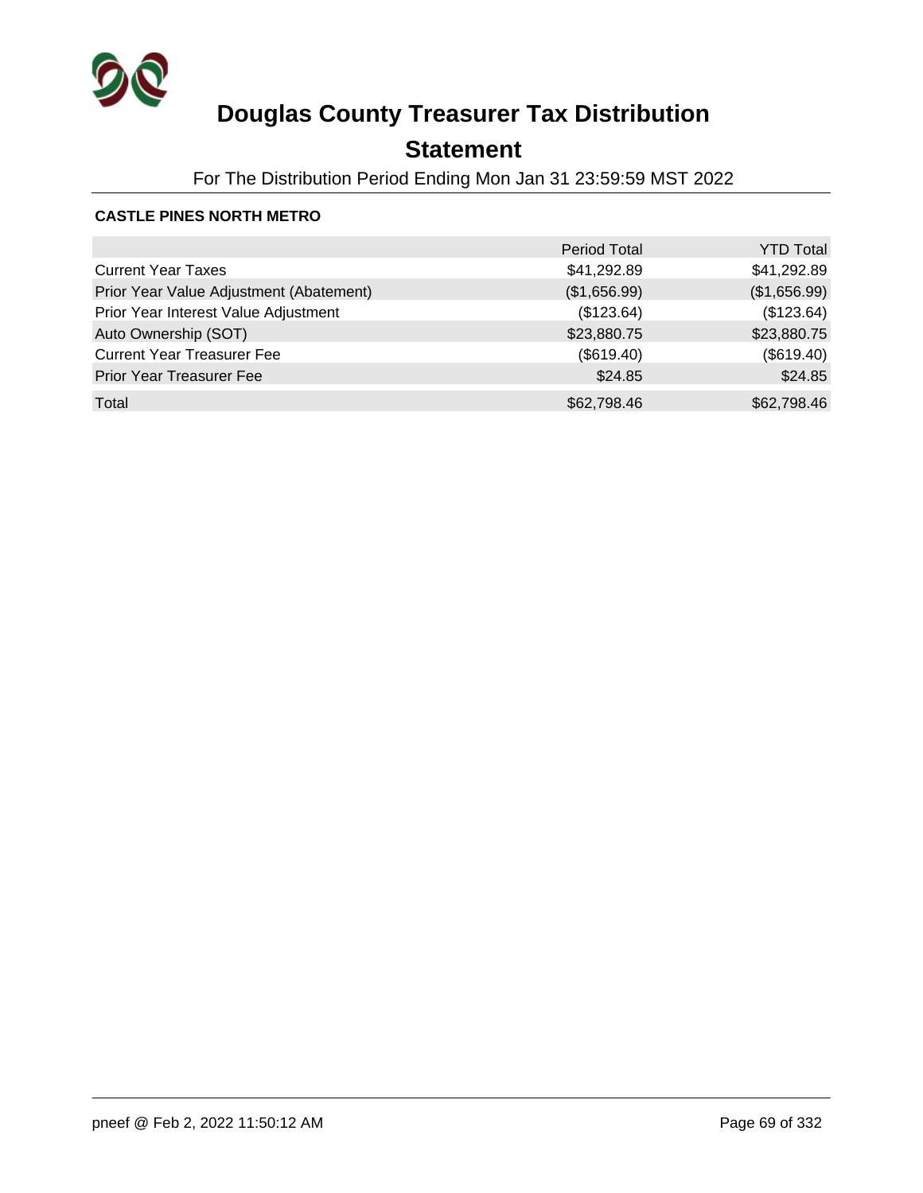# Douglas County Treasurer Tax Distribution

## Statement

For The Distribution Period Ending Mon Jan 31 23:59:59 MST 2022

**CASTLE PINES NORTH METRO**

| | Period Total | YTD Total |
|---|---|---|
| Current Year Taxes | $41,292.89 | $41,292.89 |
| Prior Year Value Adjustment (Abatement) | ($1,656.99) | ($1,656.99) |
| Prior Year Interest Value Adjustment | ($123.64) | ($123.64) |
| Auto Ownership (SOT) | $23,880.75 | $23,880.75 |
| Current Year Treasurer Fee | ($619.40) | ($619.40) |
| Prior Year Treasurer Fee | $24.85 | $24.85 |
| Total | $62,798.46 | $62,798.46 |

pneef @ Feb 2, 2022 11:50:12 AM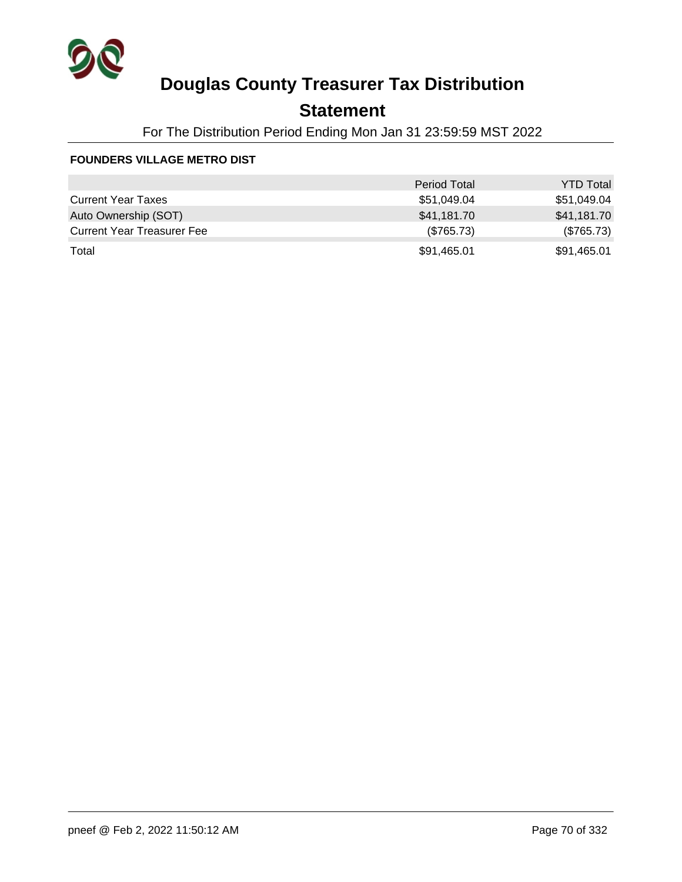# Douglas County Treasurer Tax Distribution

## Statement

For The Distribution Period Ending Mon Jan 31 23:59:59 MST 2022

### FOUNDERS VILLAGE METRO DIST

| | Period Total | YTD Total |
|---|---|---|
| Current Year Taxes | $51,049.04 | $51,049.04 |
| Auto Ownership (SOT) | $41,181.70 | $41,181.70 |
| Current Year Treasurer Fee | ($765.73) | ($765.73) |
| Total | $91,465.01 | $91,465.01 |

pneef @ Feb 2, 2022 11:50:12 AM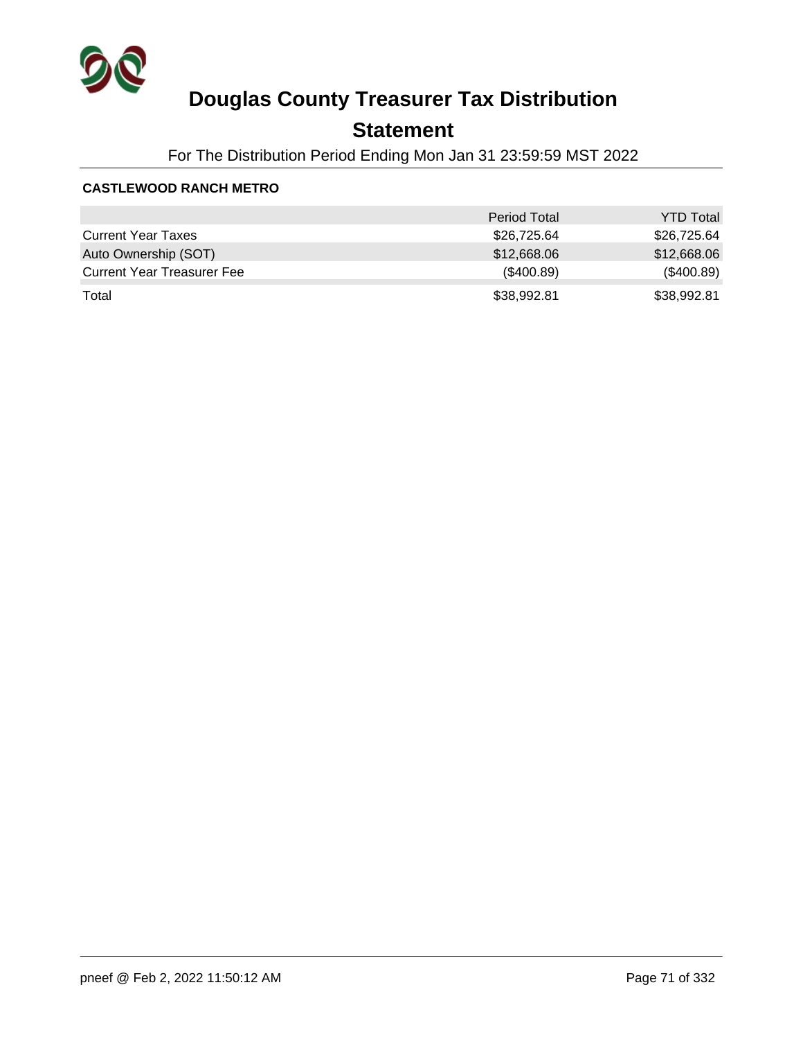# Douglas County Treasurer Tax Distribution

## Statement

For The Distribution Period Ending Mon Jan 31 23:59:59 MST 2022

**CASTLEWOOD RANCH METRO**

| | Period Total | YTD Total |
|---|---|---|
| Current Year Taxes | $26,725.64 | $26,725.64 |
| Auto Ownership (SOT) | $12,668.06 | $12,668.06 |
| Current Year Treasurer Fee | ($400.89) | ($400.89) |
| Total | $38,992.81 | $38,992.81 |

pneef @ Feb 2, 2022 11:50:12 AM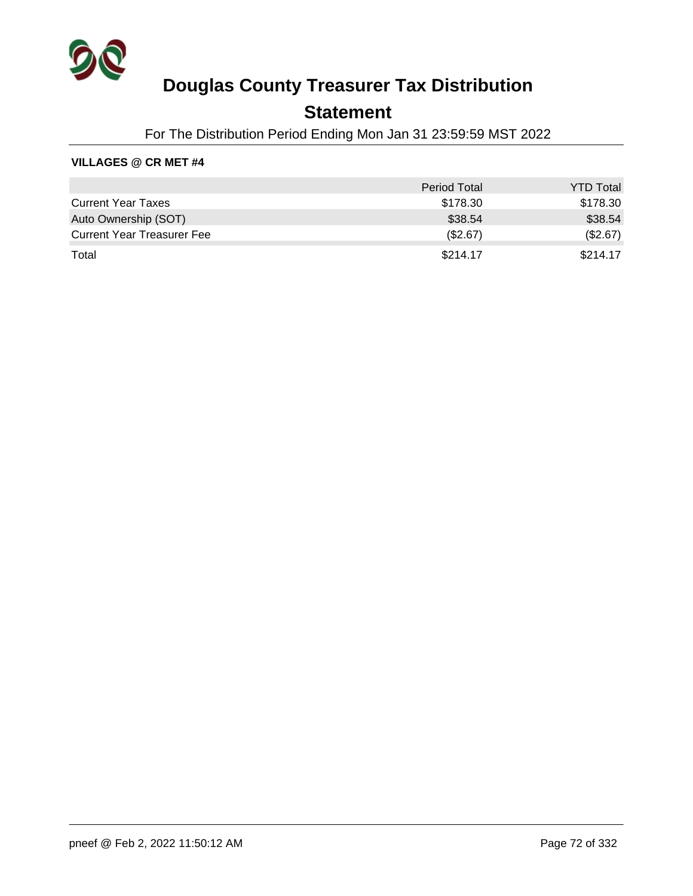# Douglas County Treasurer Tax Distribution

## Statement

For The Distribution Period Ending Mon Jan 31 23:59:59 MST 2022

**VILLAGES @ CR MET #4**

| | Period Total | YTD Total |
|---|---|---|
| Current Year Taxes | $178.30 | $178.30 |
| Auto Ownership (SOT) | $38.54 | $38.54 |
| Current Year Treasurer Fee | ($2.67) | ($2.67) |
| Total | $214.17 | $214.17 |

pneef @ Feb 2, 2022 11:50:12 AM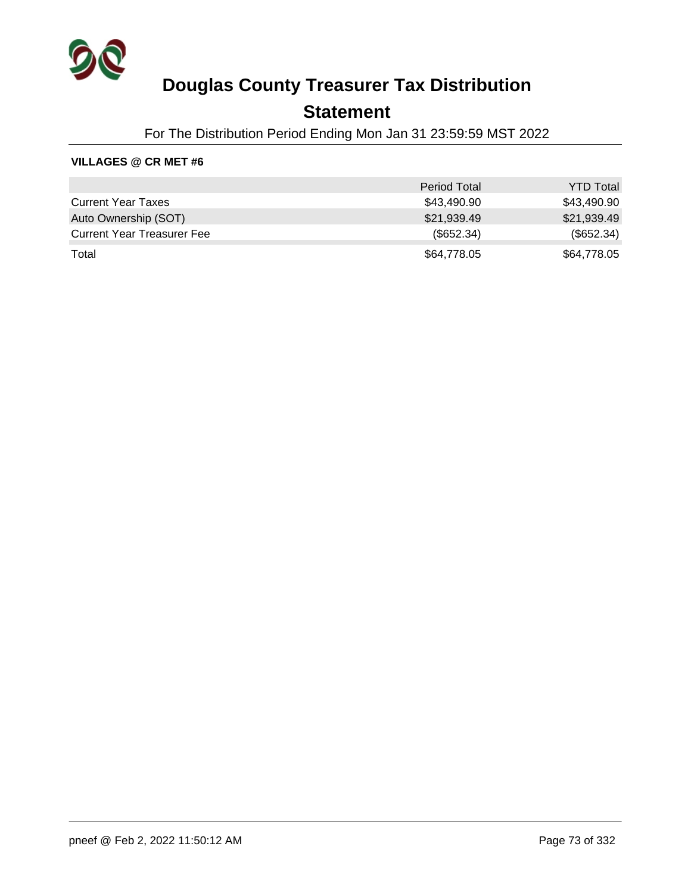# Douglas County Treasurer Tax Distribution

## Statement

For The Distribution Period Ending Mon Jan 31 23:59:59 MST 2022

**VILLAGES @ CR MET #6**

| | Period Total | YTD Total |
|---|---|---|
| Current Year Taxes | $43,490.90 | $43,490.90 |
| Auto Ownership (SOT) | $21,939.49 | $21,939.49 |
| Current Year Treasurer Fee | ($652.34) | ($652.34) |
| Total | $64,778.05 | $64,778.05 |

pneef @ Feb 2, 2022 11:50:12 AM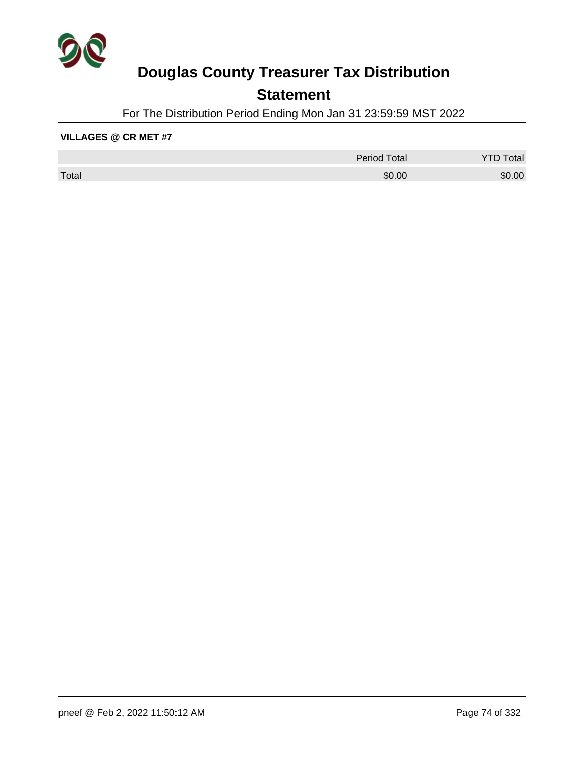# Douglas County Treasurer Tax Distribution

## Statement

For The Distribution Period Ending Mon Jan 31 23:59:59 MST 2022

**VILLAGES @ CR MET #7**

| | Period Total | YTD Total |
|---|---|---|
| Total | $0.00 | $0.00 |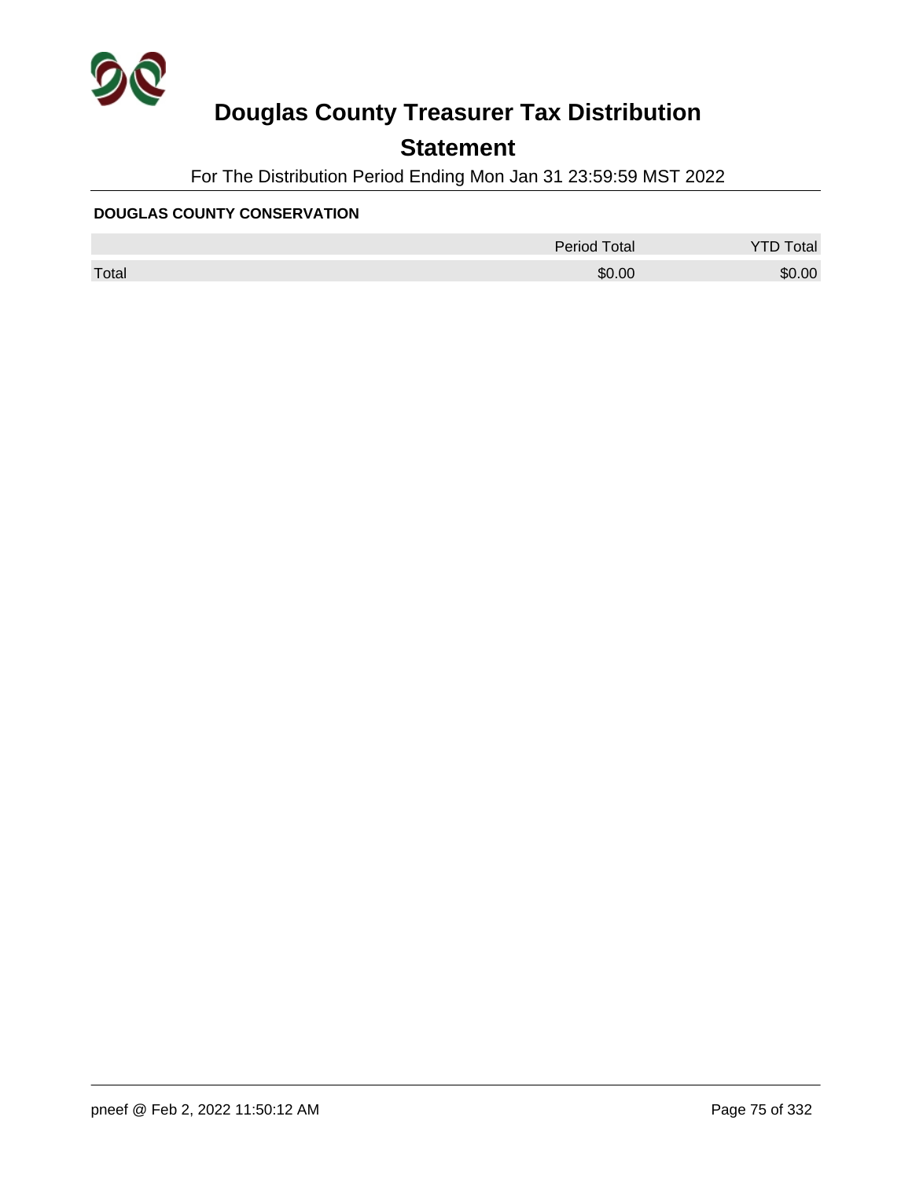# Douglas County Treasurer Tax Distribution

## Statement

For The Distribution Period Ending Mon Jan 31 23:59:59 MST 2022

**DOUGLAS COUNTY CONSERVATION**

| | Period Total | YTD Total |
|---|---|---|
| Total | $0.00 | $0.00 |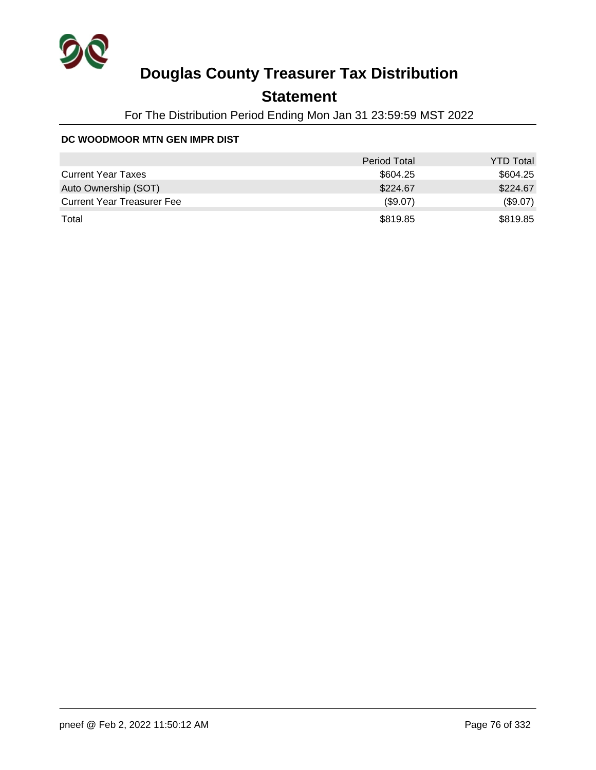# Douglas County Treasurer Tax Distribution

## Statement

For The Distribution Period Ending Mon Jan 31 23:59:59 MST 2022

**DC WOODMOOR MTN GEN IMPR DIST**

| | Period Total | YTD Total |
|---|---|---|
| Current Year Taxes | $604.25 | $604.25 |
| Auto Ownership (SOT) | $224.67 | $224.67 |
| Current Year Treasurer Fee | ($9.07) | ($9.07) |
| Total | $819.85 | $819.85 |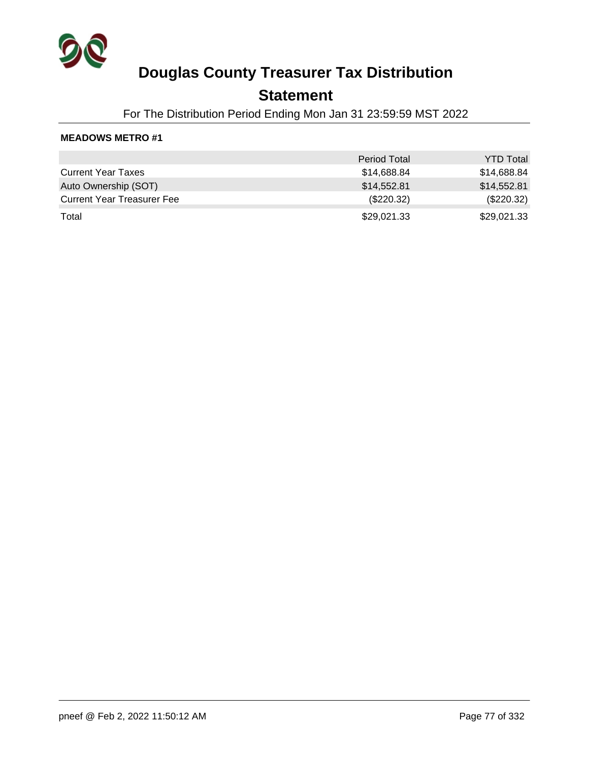# Douglas County Treasurer Tax Distribution

## Statement

For The Distribution Period Ending Mon Jan 31 23:59:59 MST 2022

### MEADOWS METRO #1

| | Period Total | YTD Total |
|---|---|---|
| Current Year Taxes | $14,688.84 | $14,688.84 |
| Auto Ownership (SOT) | $14,552.81 | $14,552.81 |
| Current Year Treasurer Fee | ($220.32) | ($220.32) |
| Total | $29,021.33 | $29,021.33 |

pneef @ Feb 2, 2022 11:50:12 AM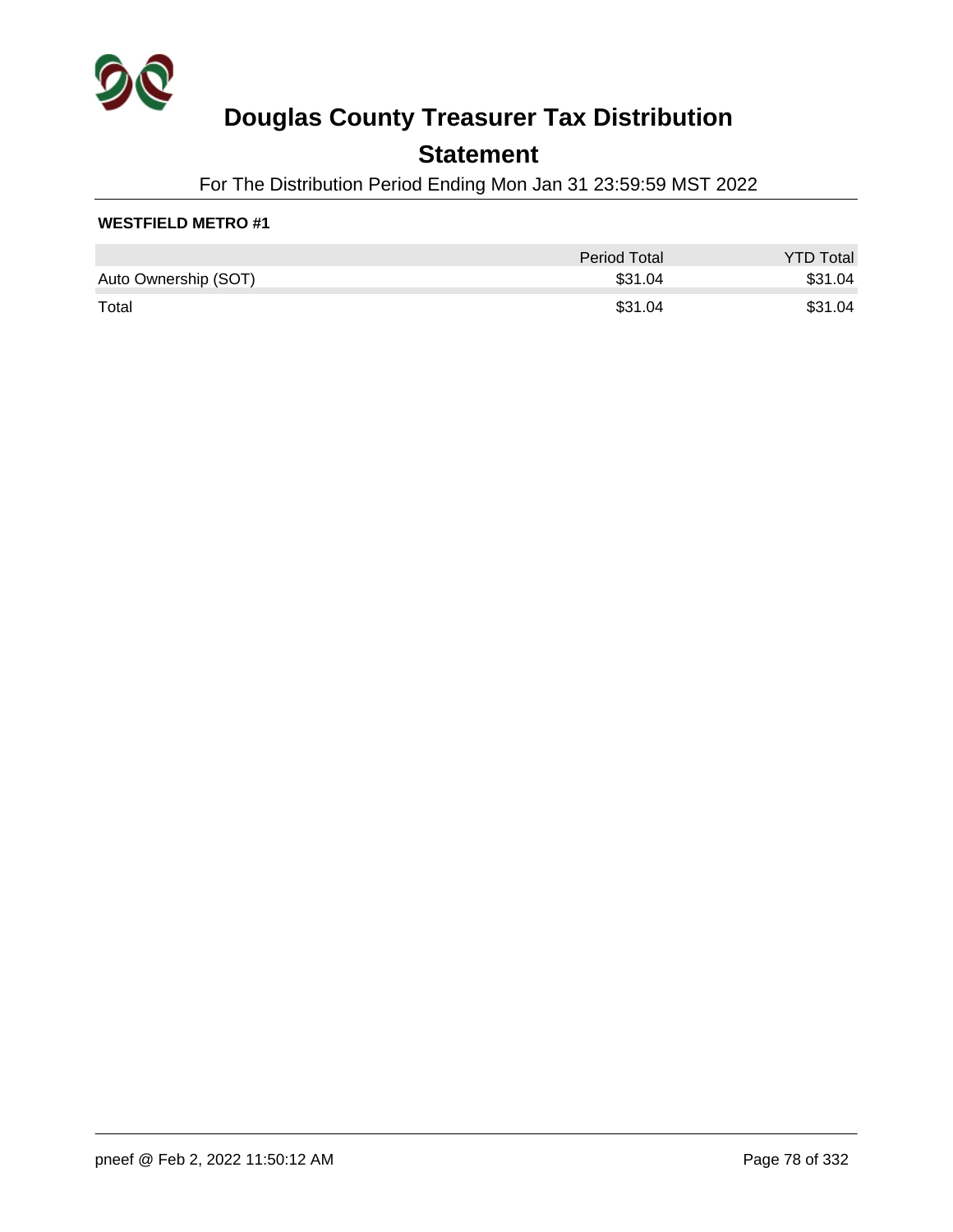# Douglas County Treasurer Tax Distribution

## Statement

For The Distribution Period Ending Mon Jan 31 23:59:59 MST 2022

**WESTFIELD METRO #1**

| | Period Total | YTD Total |
|---|---|---|
| Auto Ownership (SOT) | $31.04 | $31.04 |
| Total | $31.04 | $31.04 |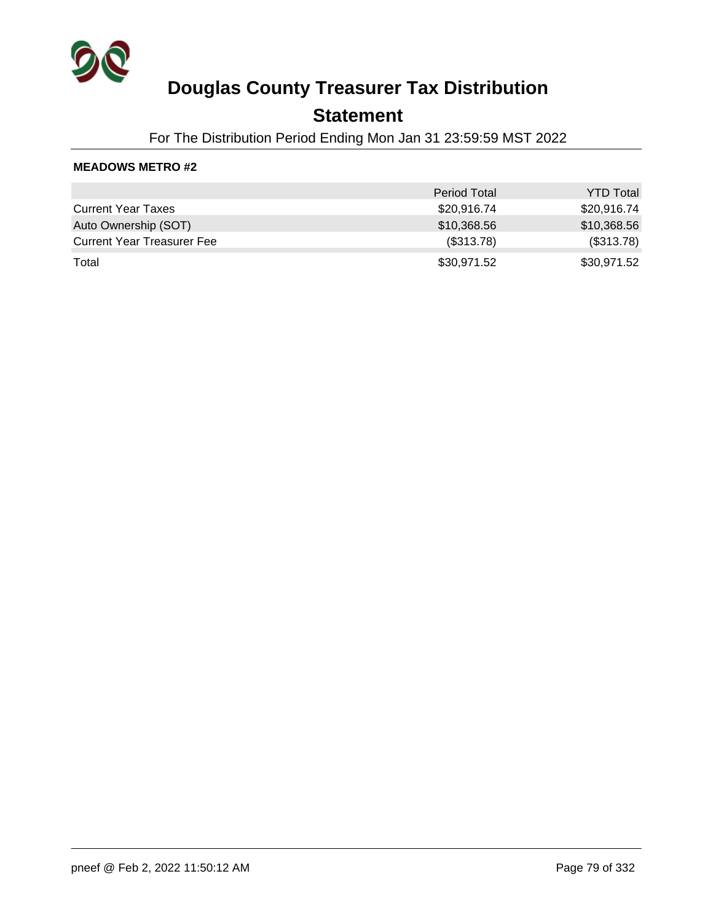# Douglas County Treasurer Tax Distribution

## Statement

For The Distribution Period Ending Mon Jan 31 23:59:59 MST 2022

**MEADOWS METRO #2**

| | Period Total | YTD Total |
|---|---|---|
| Current Year Taxes | $20,916.74 | $20,916.74 |
| Auto Ownership (SOT) | $10,368.56 | $10,368.56 |
| Current Year Treasurer Fee | ($313.78) | ($313.78) |
| Total | $30,971.52 | $30,971.52 |

pneef @ Feb 2, 2022 11:50:12 AM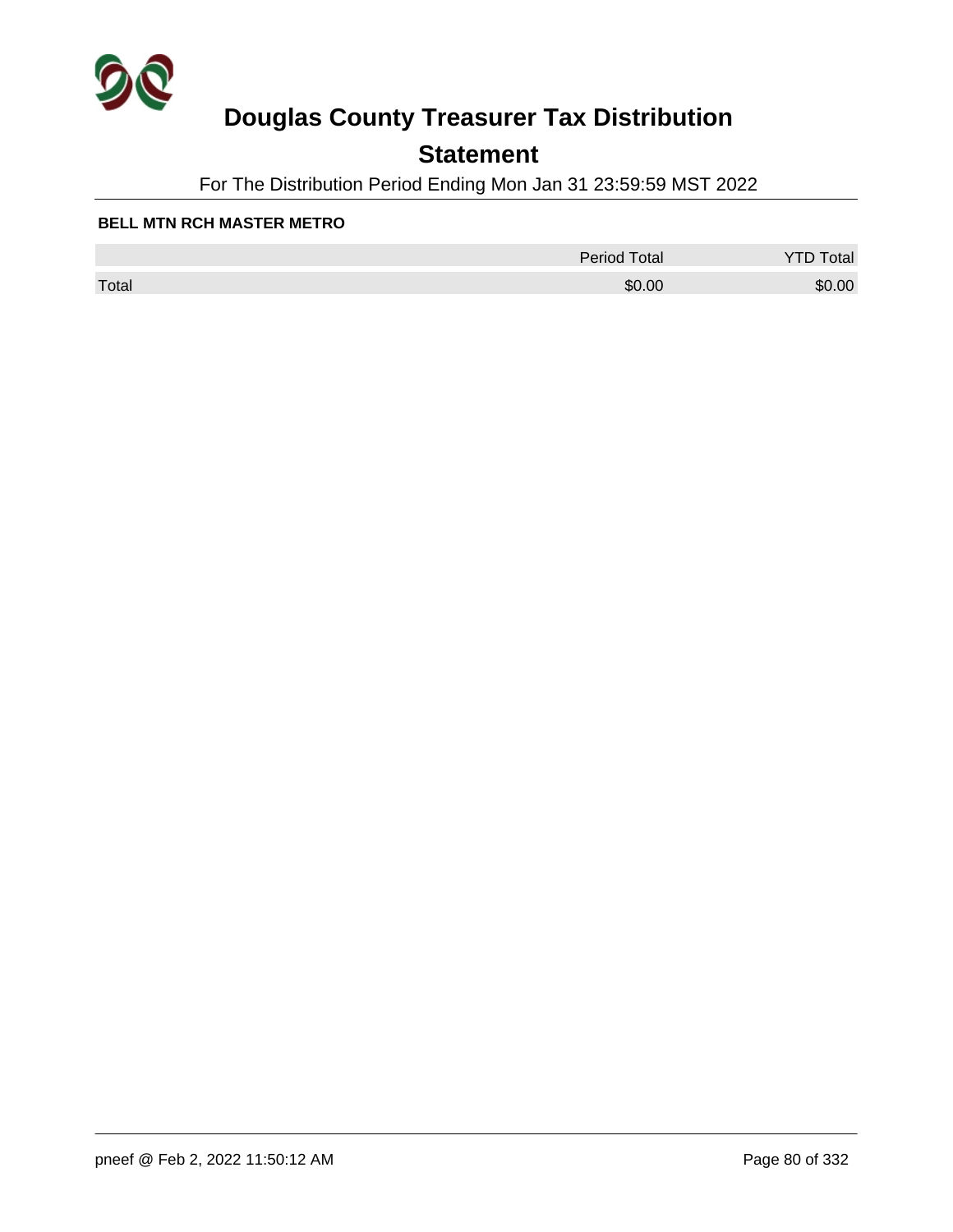# Douglas County Treasurer Tax Distribution

## Statement

For The Distribution Period Ending Mon Jan 31 23:59:59 MST 2022

**BELL MTN RCH MASTER METRO**

| | Period Total | YTD Total |
|---|---|---|
| Total | $0.00 | $0.00 |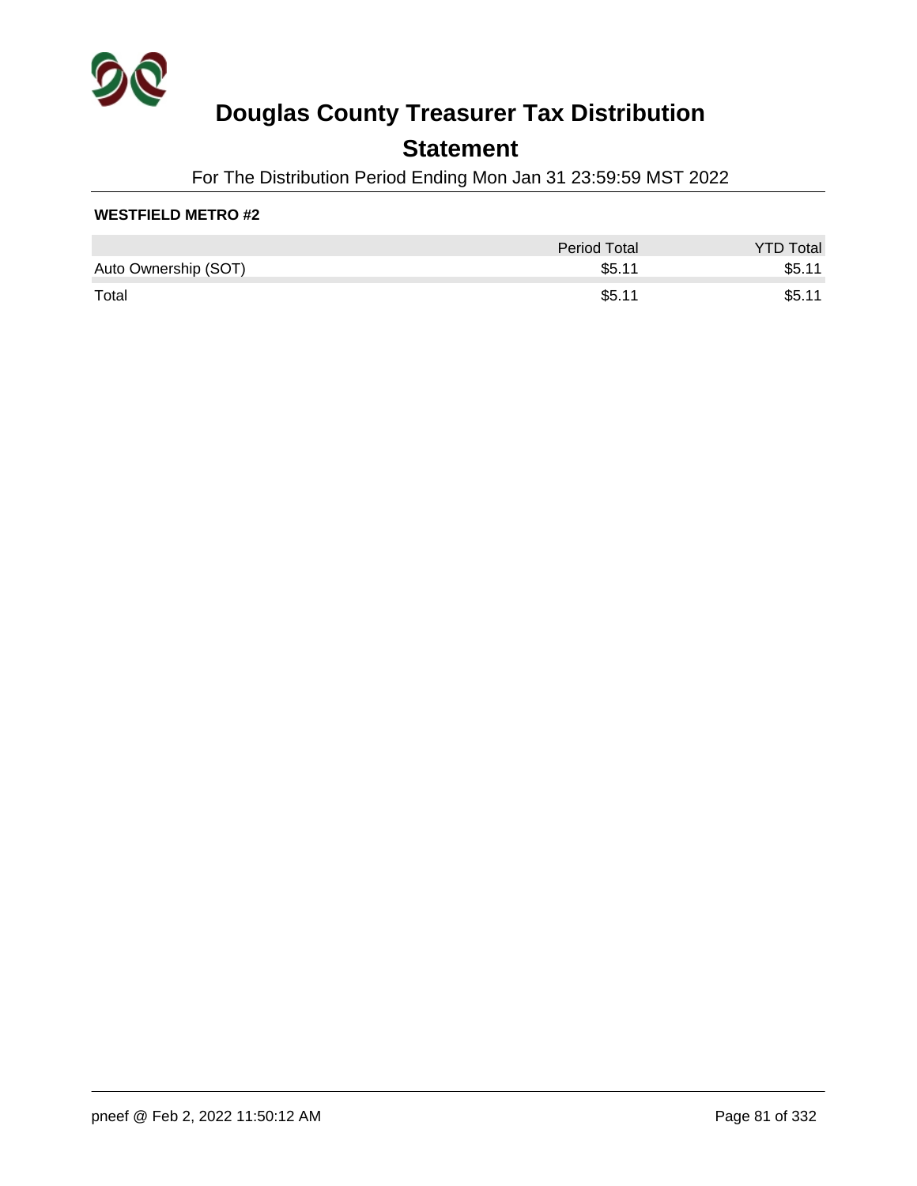# Douglas County Treasurer Tax Distribution

## Statement

For The Distribution Period Ending Mon Jan 31 23:59:59 MST 2022

**WESTFIELD METRO #2**

| | Period Total | YTD Total |
| --- | --- | --- |
| Auto Ownership (SOT) | $5.11 | $5.11 |
| Total | $5.11 | $5.11 |

pneef @ Feb 2, 2022 11:50:12 AM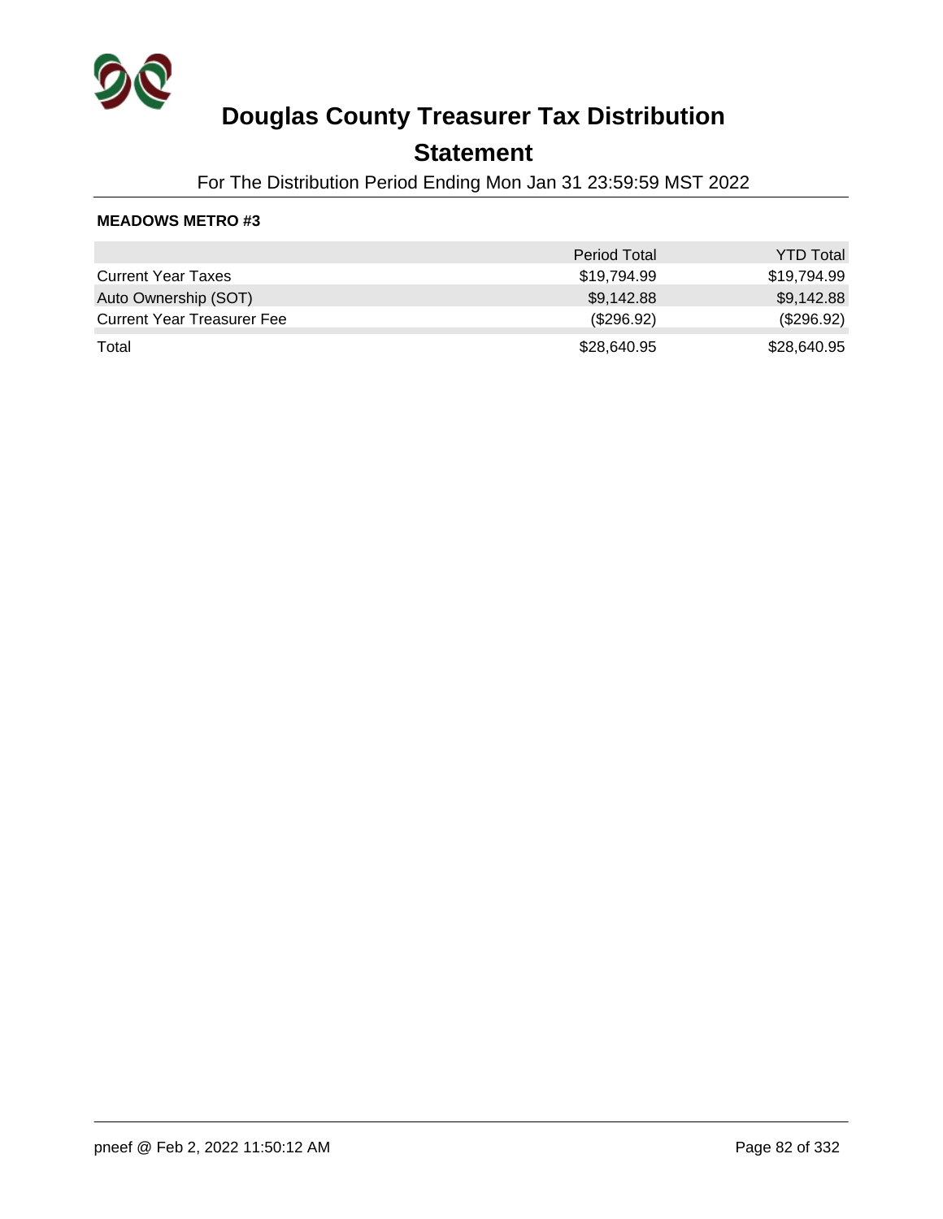# Douglas County Treasurer Tax Distribution

## Statement

For The Distribution Period Ending Mon Jan 31 23:59:59 MST 2022

**MEADOWS METRO #3**

| | Period Total | YTD Total |
|---|---|---|
| Current Year Taxes | $19,794.99 | $19,794.99 |
| Auto Ownership (SOT) | $9,142.88 | $9,142.88 |
| Current Year Treasurer Fee | ($296.92) | ($296.92) |
| Total | $28,640.95 | $28,640.95 |

pneef @ Feb 2, 2022 11:50:12 AM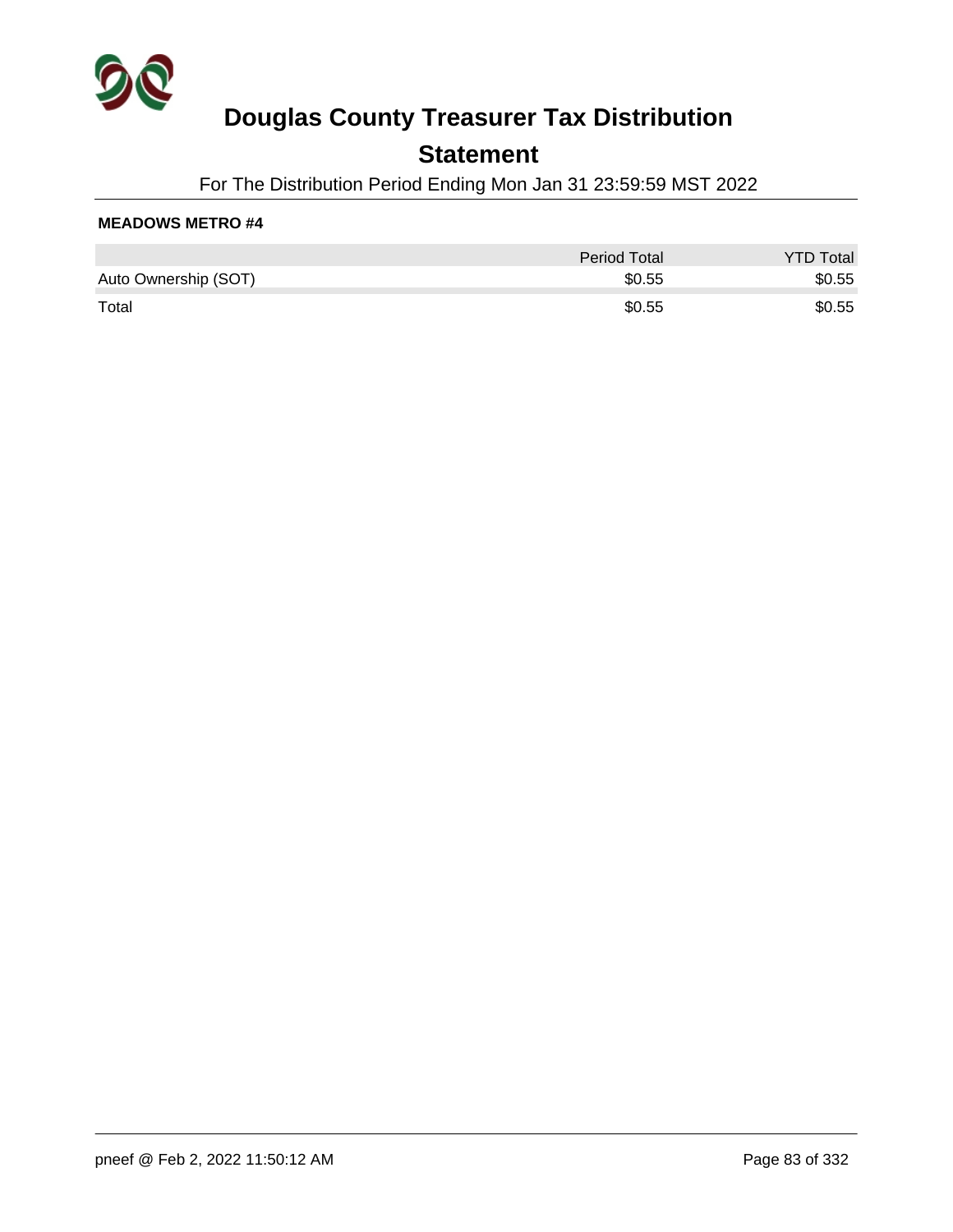# Douglas County Treasurer Tax Distribution

## Statement

For The Distribution Period Ending Mon Jan 31 23:59:59 MST 2022

**MEADOWS METRO #4**

| | Period Total | YTD Total |
|---|---|---|
| Auto Ownership (SOT) | $0.55 | $0.55 |
| Total | $0.55 | $0.55 |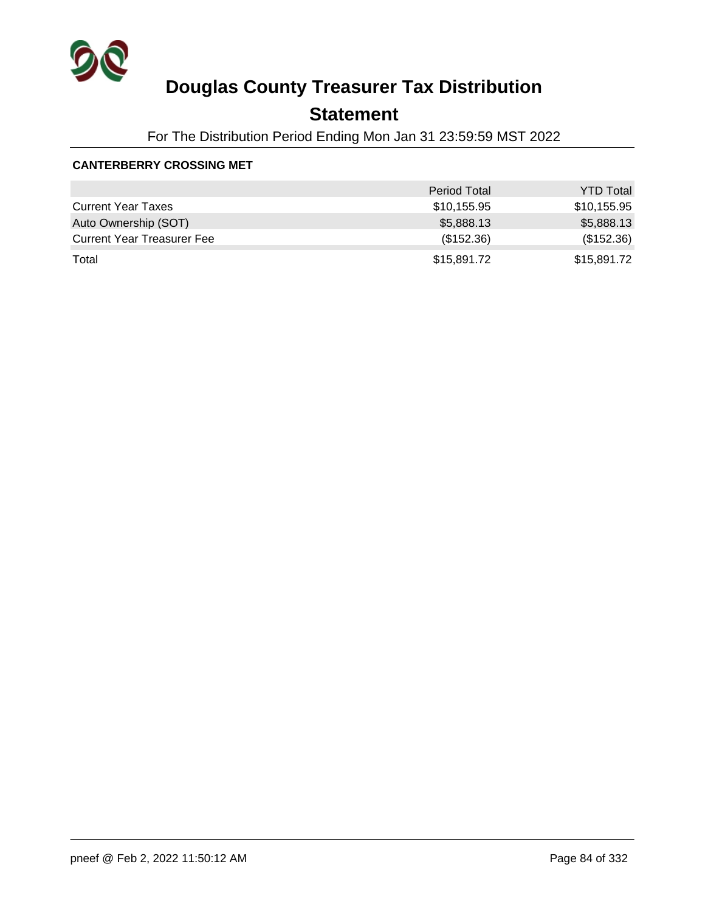# Douglas County Treasurer Tax Distribution

## Statement

For The Distribution Period Ending Mon Jan 31 23:59:59 MST 2022

**CANTERBERRY CROSSING MET**

| | Period Total | YTD Total |
|---|---|---|
| Current Year Taxes | $10,155.95 | $10,155.95 |
| Auto Ownership (SOT) | $5,888.13 | $5,888.13 |
| Current Year Treasurer Fee | ($152.36) | ($152.36) |
| Total | $15,891.72 | $15,891.72 |

pneef @ Feb 2, 2022 11:50:12 AM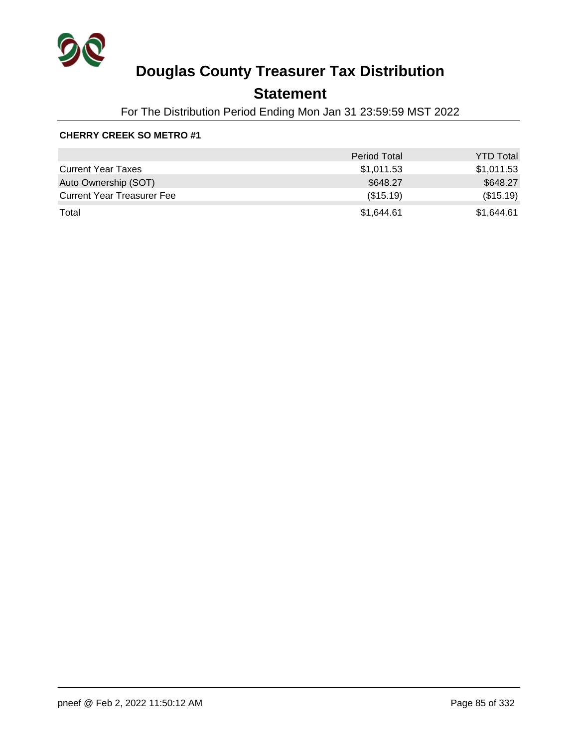# Douglas County Treasurer Tax Distribution

## Statement

For The Distribution Period Ending Mon Jan 31 23:59:59 MST 2022

**CHERRY CREEK SO METRO #1**

| | Period Total | YTD Total |
|---|---|---|
| Current Year Taxes | $1,011.53 | $1,011.53 |
| Auto Ownership (SOT) | $648.27 | $648.27 |
| Current Year Treasurer Fee | ($15.19) | ($15.19) |
| Total | $1,644.61 | $1,644.61 |

pneef @ Feb 2, 2022 11:50:12 AM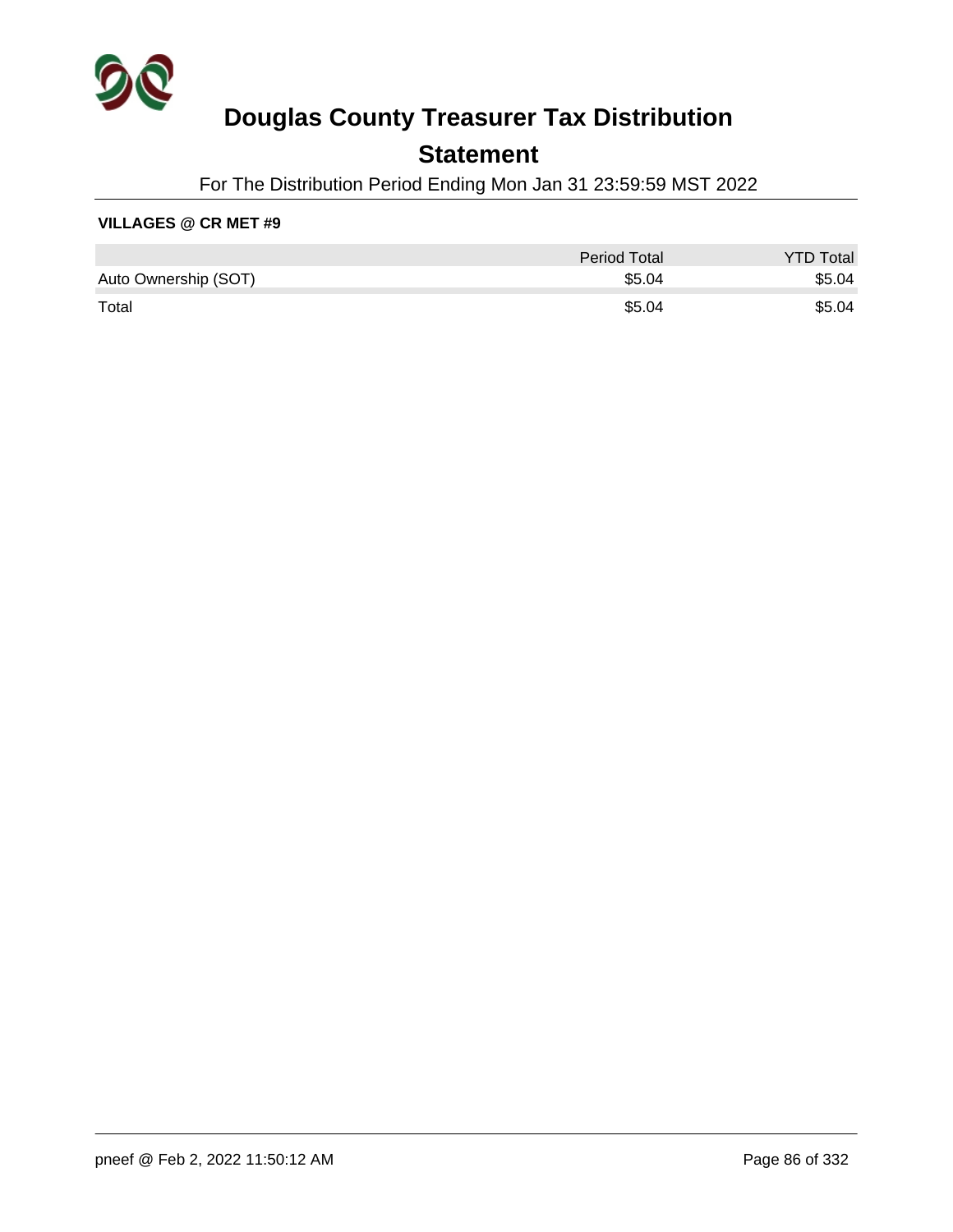# Douglas County Treasurer Tax Distribution

## Statement

For The Distribution Period Ending Mon Jan 31 23:59:59 MST 2022

**VILLAGES @ CR MET #9**

| | Period Total | YTD Total |
|---|---|---|
| Auto Ownership (SOT) | $5.04 | $5.04 |
| Total | $5.04 | $5.04 |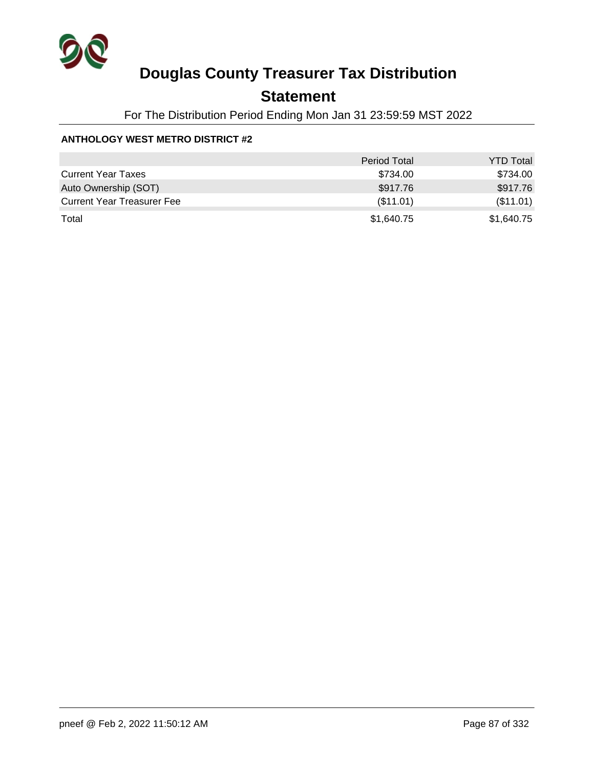# Douglas County Treasurer Tax Distribution

## Statement

For The Distribution Period Ending Mon Jan 31 23:59:59 MST 2022

**ANTHOLOGY WEST METRO DISTRICT #2**

| | Period Total | YTD Total |
|---|---|---|
| Current Year Taxes | $734.00 | $734.00 |
| Auto Ownership (SOT) | $917.76 | $917.76 |
| Current Year Treasurer Fee | ($11.01) | ($11.01) |
| Total | $1,640.75 | $1,640.75 |

pneef @ Feb 2, 2022 11:50:12 AM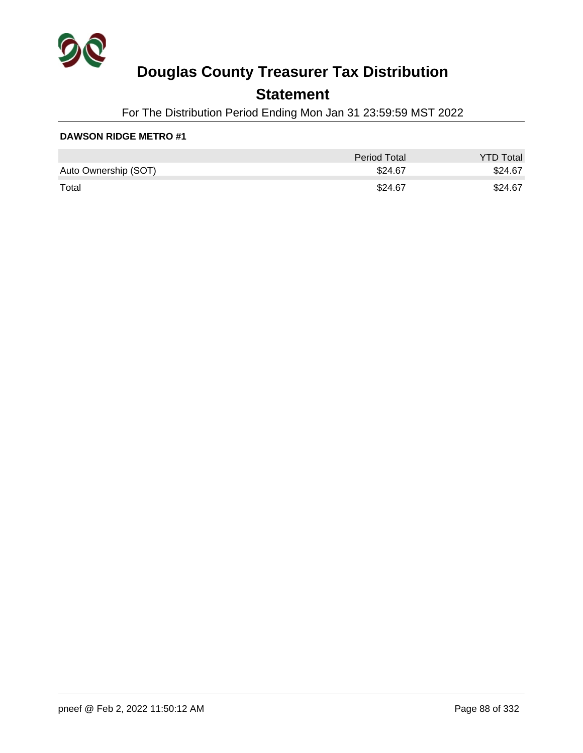# Douglas County Treasurer Tax Distribution

## Statement

For The Distribution Period Ending Mon Jan 31 23:59:59 MST 2022

**DAWSON RIDGE METRO #1**

| | Period Total | YTD Total |
|---|---:|---:|
| Auto Ownership (SOT) | $24.67 | $24.67 |
| Total | $24.67 | $24.67 |

pneef @ Feb 2, 2022 11:50:12 AM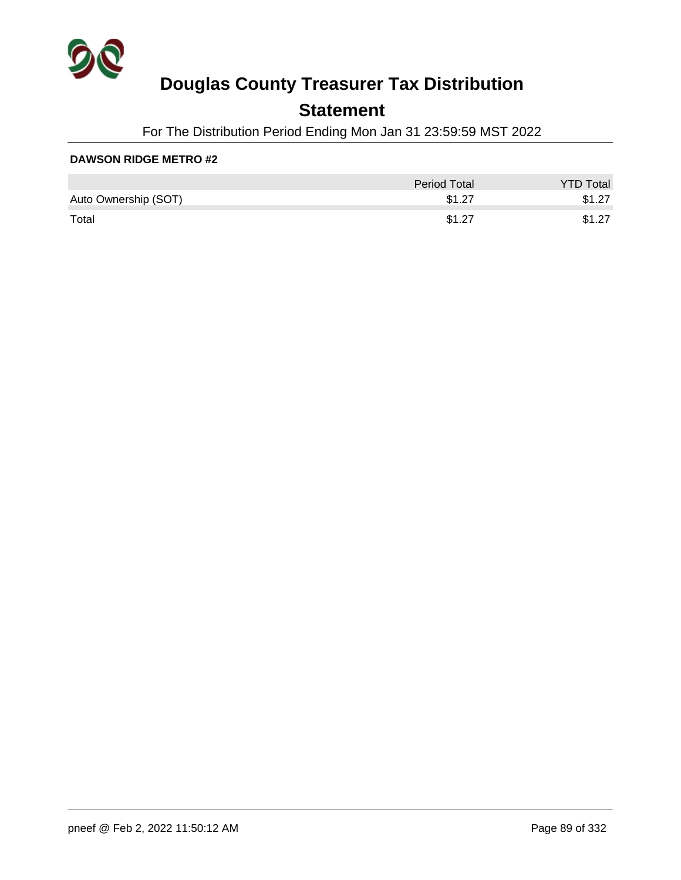# Douglas County Treasurer Tax Distribution

## Statement

For The Distribution Period Ending Mon Jan 31 23:59:59 MST 2022

**DAWSON RIDGE METRO #2**

| | Period Total | YTD Total |
|---|---|---|
| Auto Ownership (SOT) | $1.27 | $1.27 |
| Total | $1.27 | $1.27 |

pneef @ Feb 2, 2022 11:50:12 AM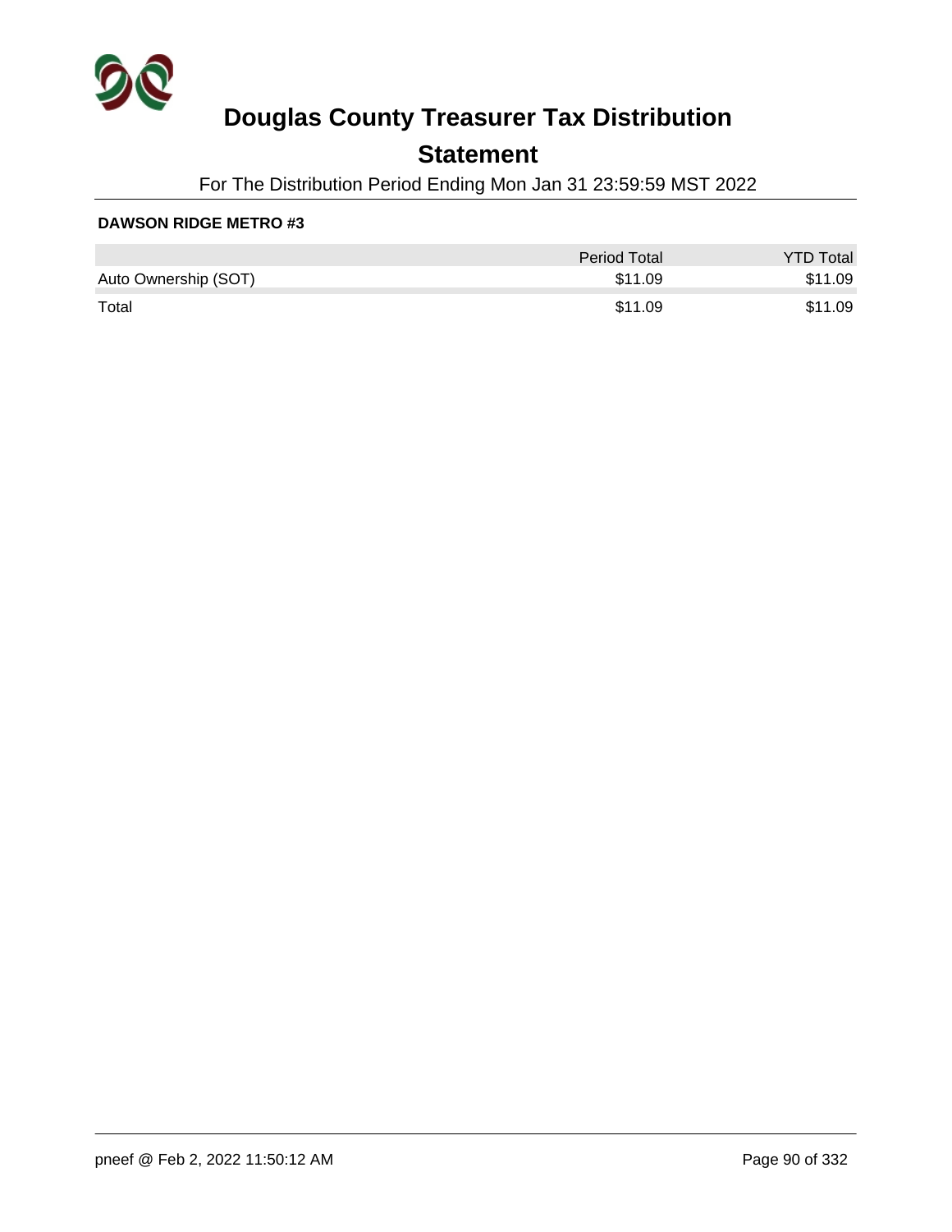# Douglas County Treasurer Tax Distribution

## Statement

For The Distribution Period Ending Mon Jan 31 23:59:59 MST 2022

**DAWSON RIDGE METRO #3**

| | Period Total | YTD Total |
|---|---|---|
| Auto Ownership (SOT) | $11.09 | $11.09 |
| Total | $11.09 | $11.09 |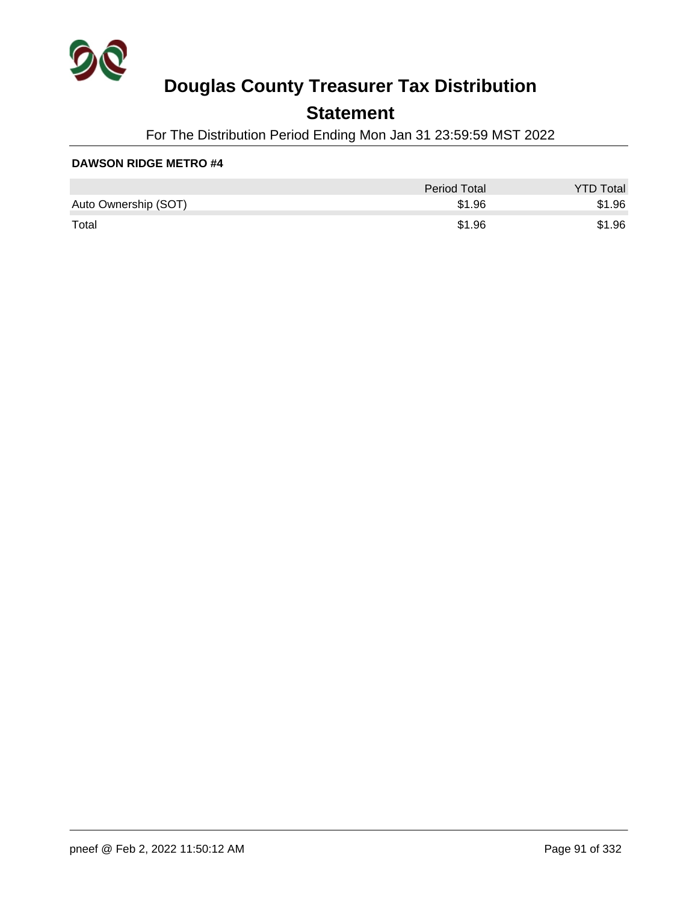# Douglas County Treasurer Tax Distribution

## Statement

For The Distribution Period Ending Mon Jan 31 23:59:59 MST 2022

**DAWSON RIDGE METRO #4**

| | Period Total | YTD Total |
|---|---|---|
| Auto Ownership (SOT) | $1.96 | $1.96 |
| Total | $1.96 | $1.96 |

pneef @ Feb 2, 2022 11:50:12 AM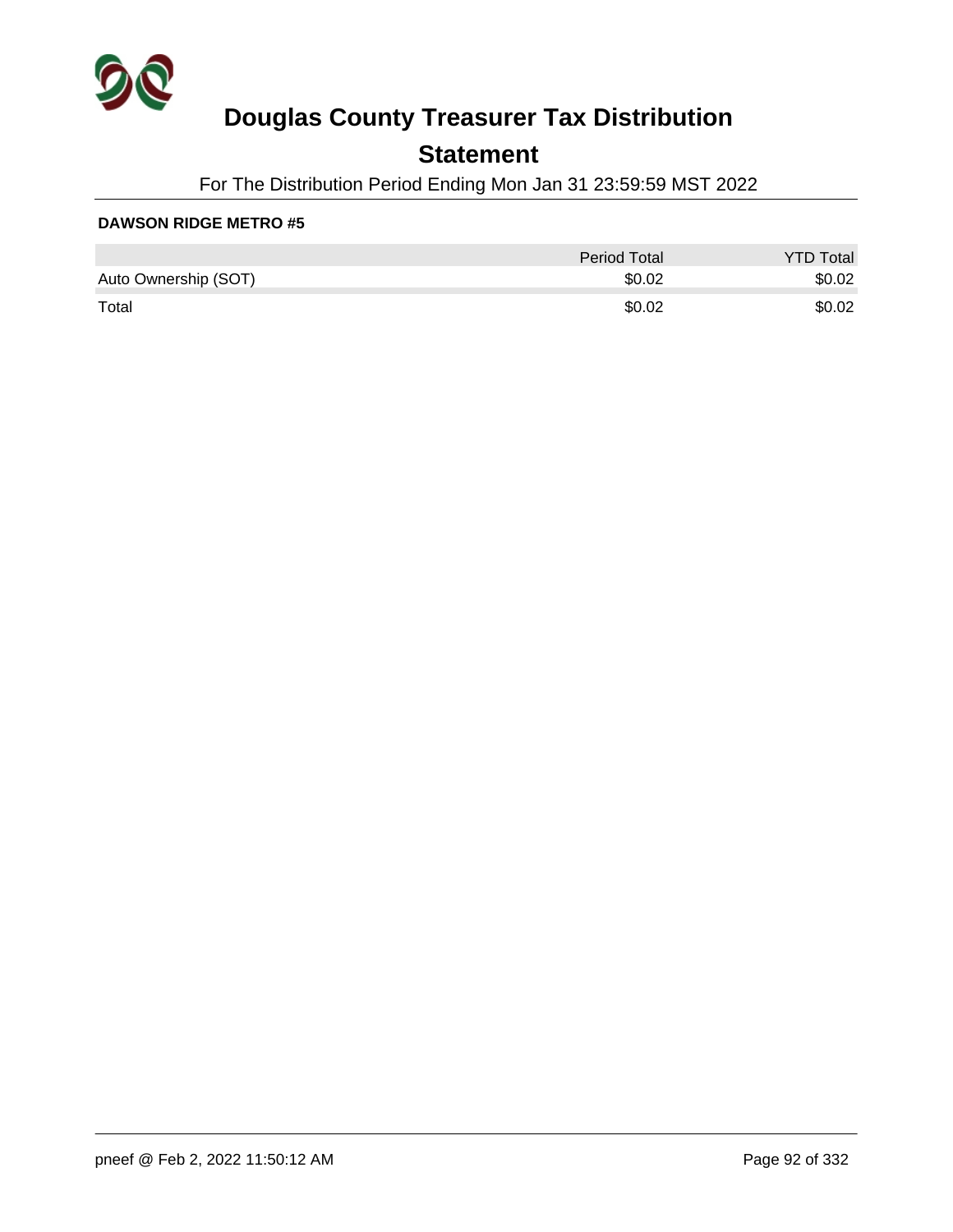# Douglas County Treasurer Tax Distribution

## Statement

For The Distribution Period Ending Mon Jan 31 23:59:59 MST 2022

**DAWSON RIDGE METRO #5**

| | Period Total | YTD Total |
|---|---|---|
| Auto Ownership (SOT) | $0.02 | $0.02 |
| Total | $0.02 | $0.02 |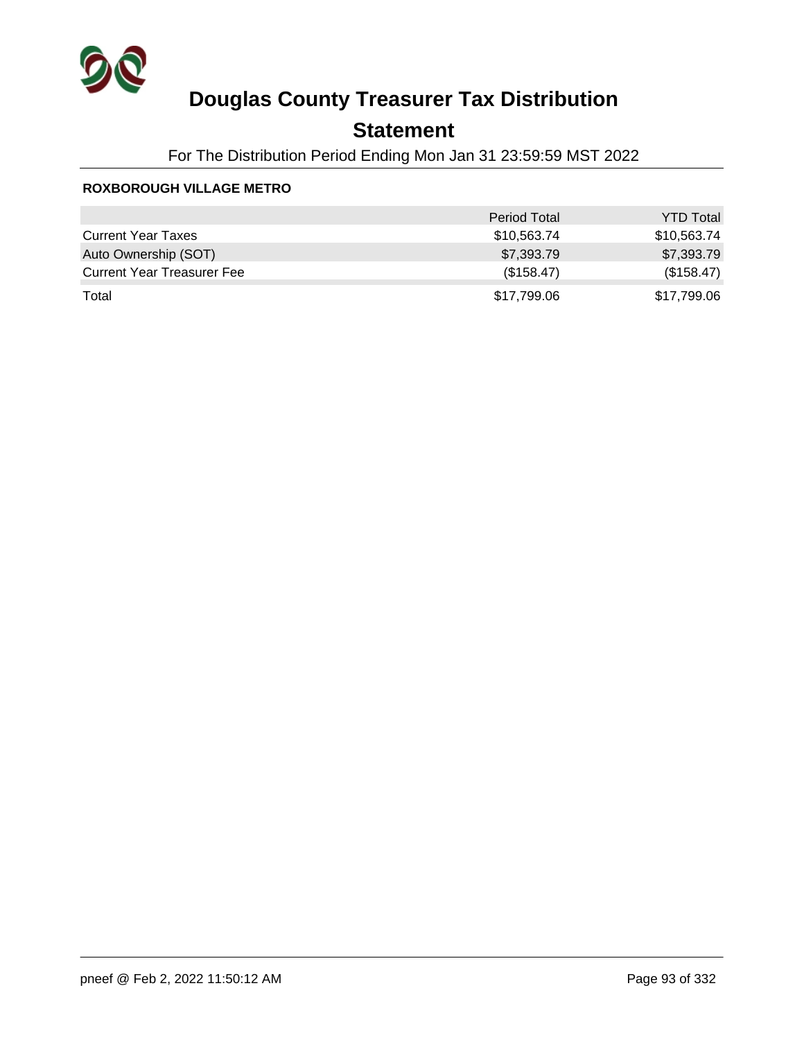# Douglas County Treasurer Tax Distribution

## Statement

For The Distribution Period Ending Mon Jan 31 23:59:59 MST 2022

**ROXBOROUGH VILLAGE METRO**

| | Period Total | YTD Total |
|---|---|---|
| Current Year Taxes | $10,563.74 | $10,563.74 |
| Auto Ownership (SOT) | $7,393.79 | $7,393.79 |
| Current Year Treasurer Fee | ($158.47) | ($158.47) |
| Total | $17,799.06 | $17,799.06 |

pneef @ Feb 2, 2022 11:50:12 AM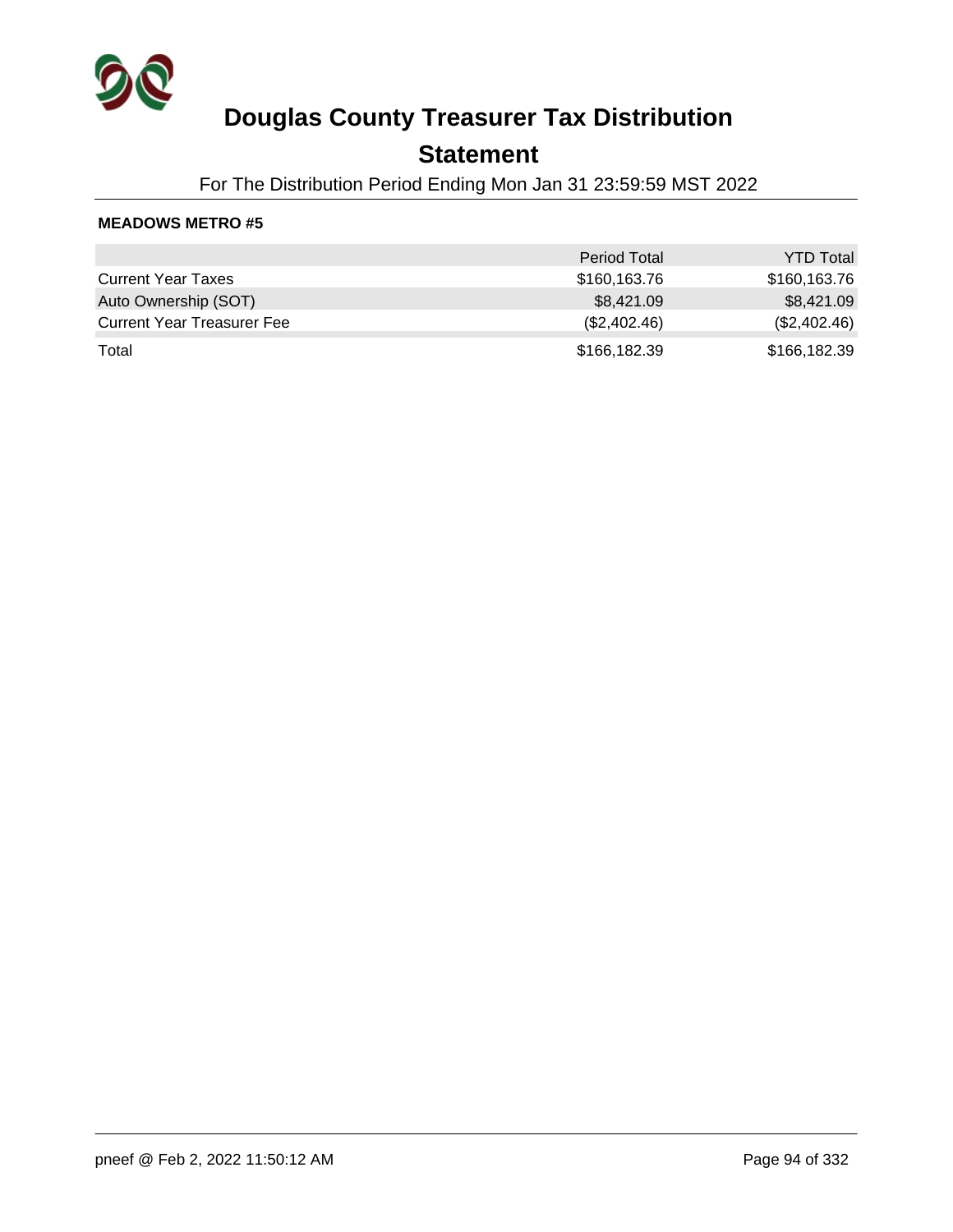# Douglas County Treasurer Tax Distribution

## Statement

For The Distribution Period Ending Mon Jan 31 23:59:59 MST 2022

**MEADOWS METRO #5**

| | Period Total | YTD Total |
|---|---|---|
| Current Year Taxes | $160,163.76 | $160,163.76 |
| Auto Ownership (SOT) | $8,421.09 | $8,421.09 |
| Current Year Treasurer Fee | ($2,402.46) | ($2,402.46) |
| Total | $166,182.39 | $166,182.39 |

pneef @ Feb 2, 2022 11:50:12 AM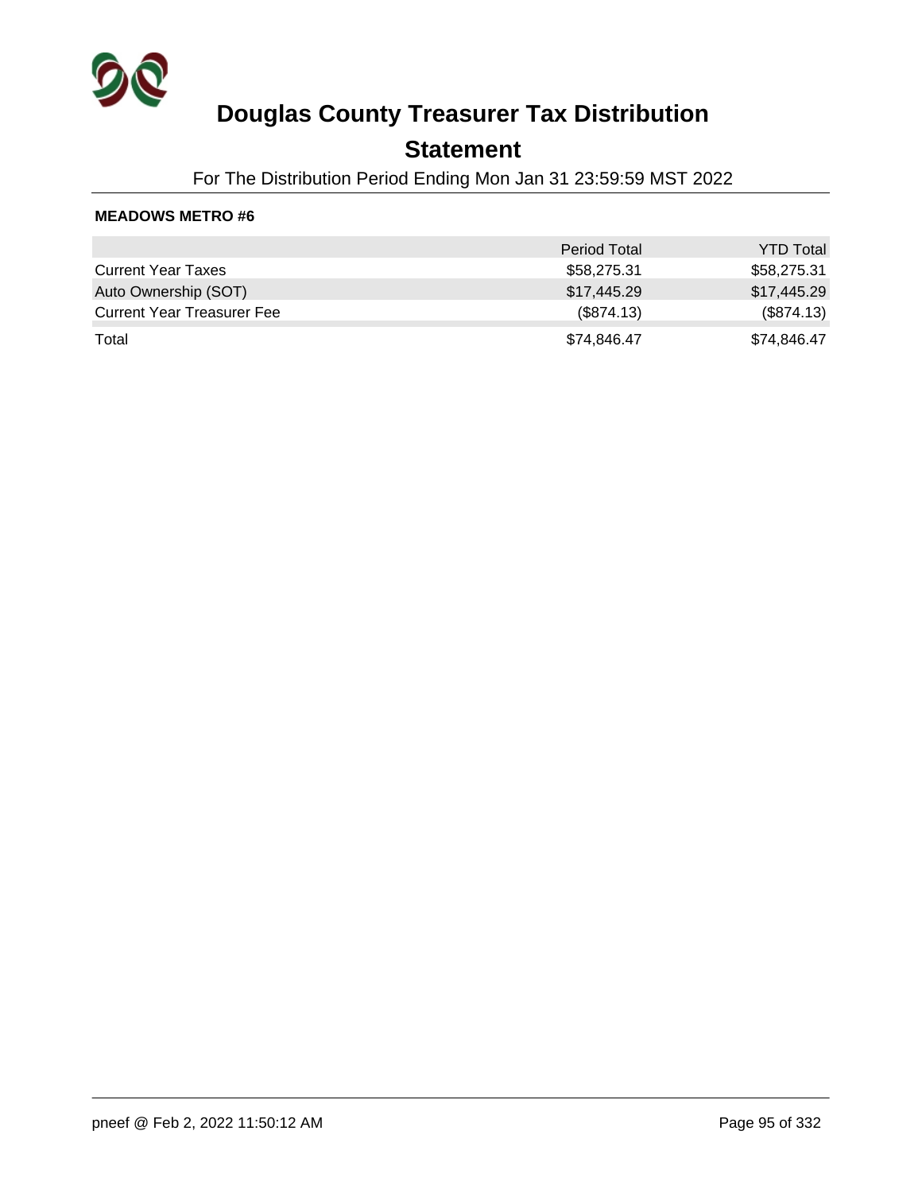# Douglas County Treasurer Tax Distribution

## Statement

For The Distribution Period Ending Mon Jan 31 23:59:59 MST 2022

**MEADOWS METRO #6**

| | Period Total | YTD Total |
|---|---|---|
| Current Year Taxes | $58,275.31 | $58,275.31 |
| Auto Ownership (SOT) | $17,445.29 | $17,445.29 |
| Current Year Treasurer Fee | ($874.13) | ($874.13) |
| Total | $74,846.47 | $74,846.47 |

pneef @ Feb 2, 2022 11:50:12 AM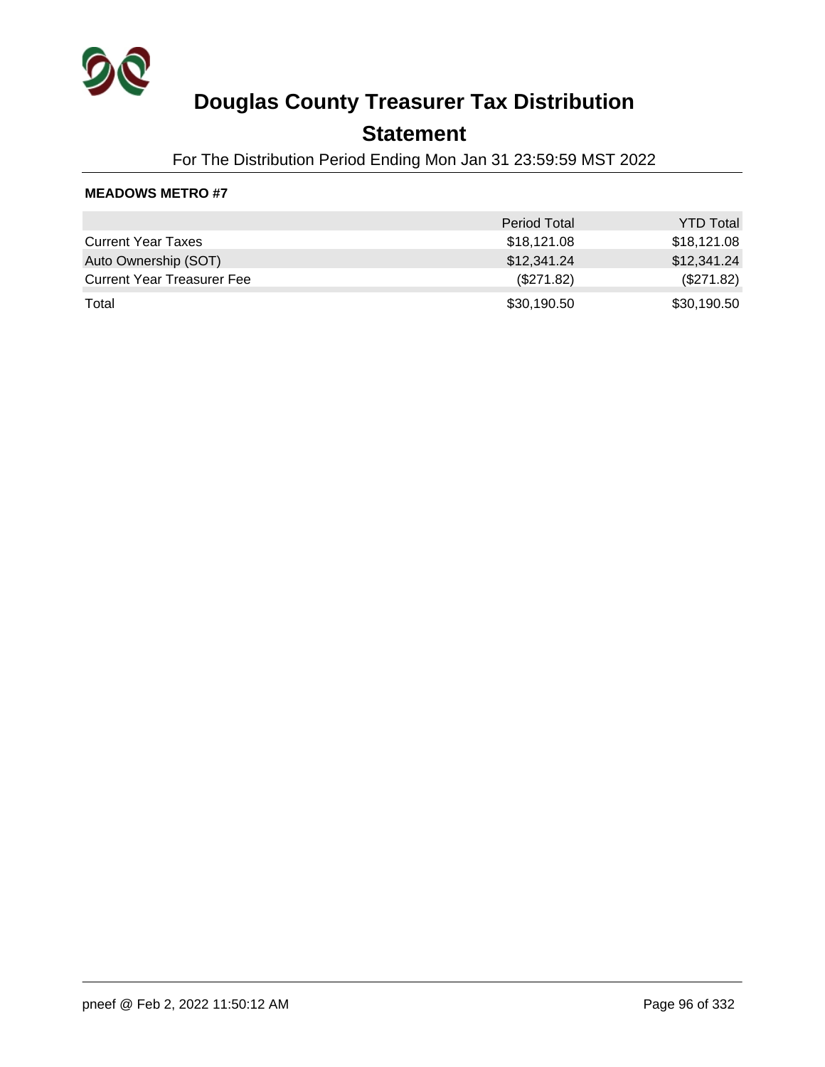# Douglas County Treasurer Tax Distribution

## Statement

For The Distribution Period Ending Mon Jan 31 23:59:59 MST 2022

**MEADOWS METRO #7**

| | Period Total | YTD Total |
|---|---|---|
| Current Year Taxes | $18,121.08 | $18,121.08 |
| Auto Ownership (SOT) | $12,341.24 | $12,341.24 |
| Current Year Treasurer Fee | ($271.82) | ($271.82) |
| Total | $30,190.50 | $30,190.50 |

pneef @ Feb 2, 2022 11:50:12 AM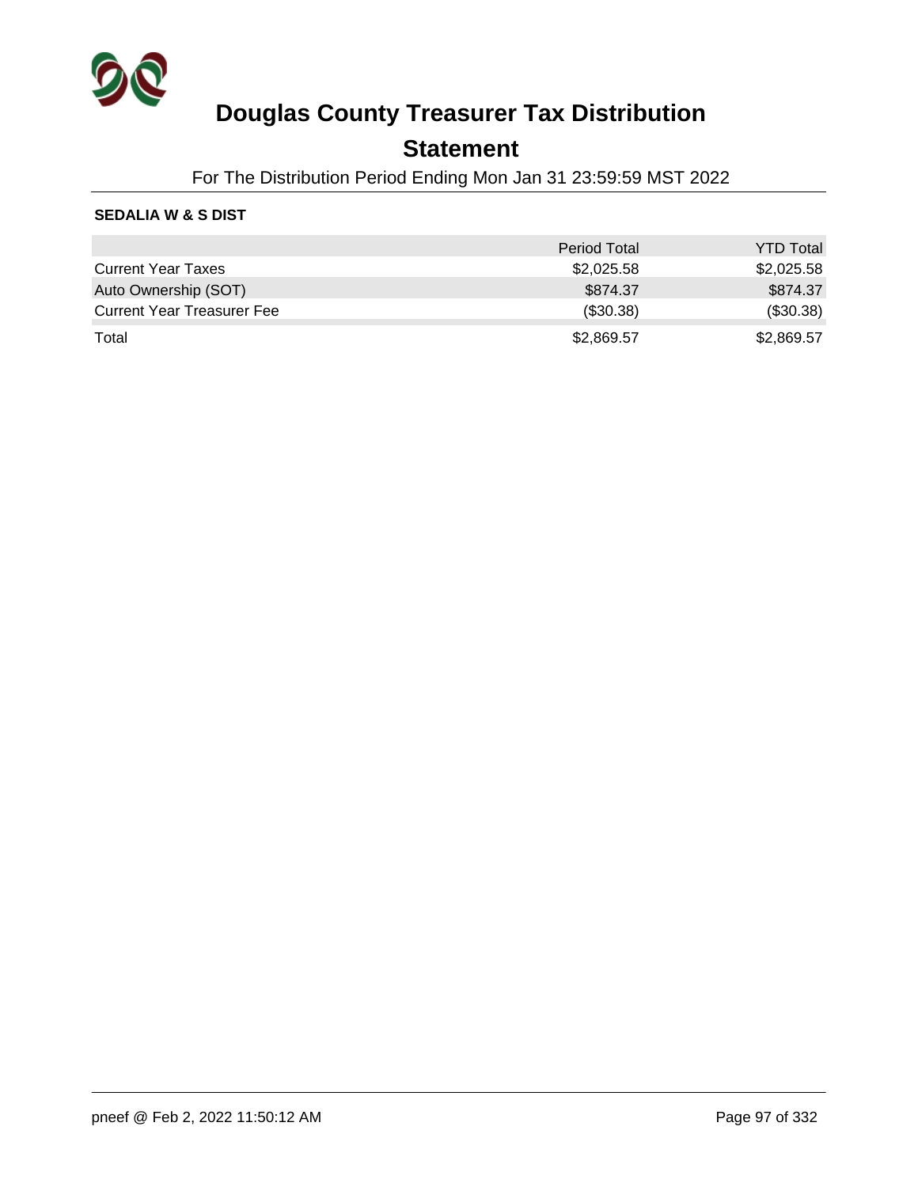# Douglas County Treasurer Tax Distribution

## Statement

For The Distribution Period Ending Mon Jan 31 23:59:59 MST 2022

**SEDALIA W & S DIST**

| | Period Total | YTD Total |
| --- | --- | --- |
| Current Year Taxes | $2,025.58 | $2,025.58 |
| Auto Ownership (SOT) | $874.37 | $874.37 |
| Current Year Treasurer Fee | ($30.38) | ($30.38) |
| Total | $2,869.57 | $2,869.57 |

pneef @ Feb 2, 2022 11:50:12 AM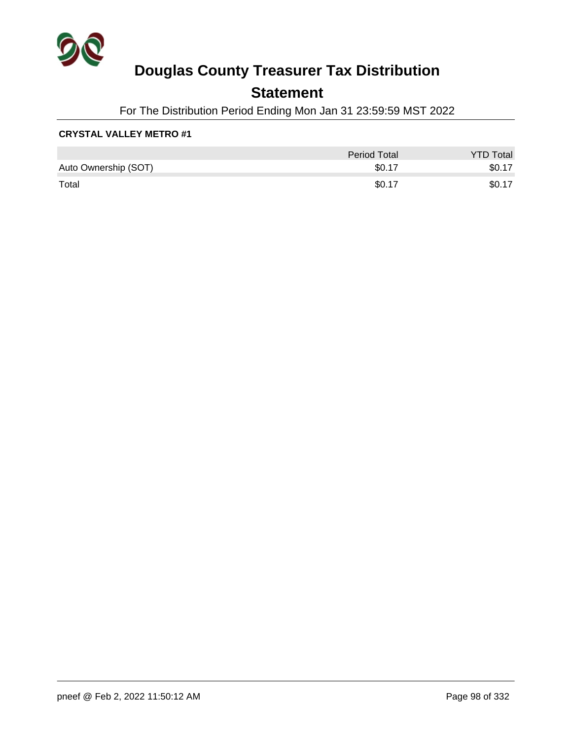# Douglas County Treasurer Tax Distribution

## Statement

For The Distribution Period Ending Mon Jan 31 23:59:59 MST 2022

**CRYSTAL VALLEY METRO #1**

| | Period Total | YTD Total |
| --- | --- | --- |
| Auto Ownership (SOT) | $0.17 | $0.17 |
| Total | $0.17 | $0.17 |

pneef @ Feb 2, 2022 11:50:12 AM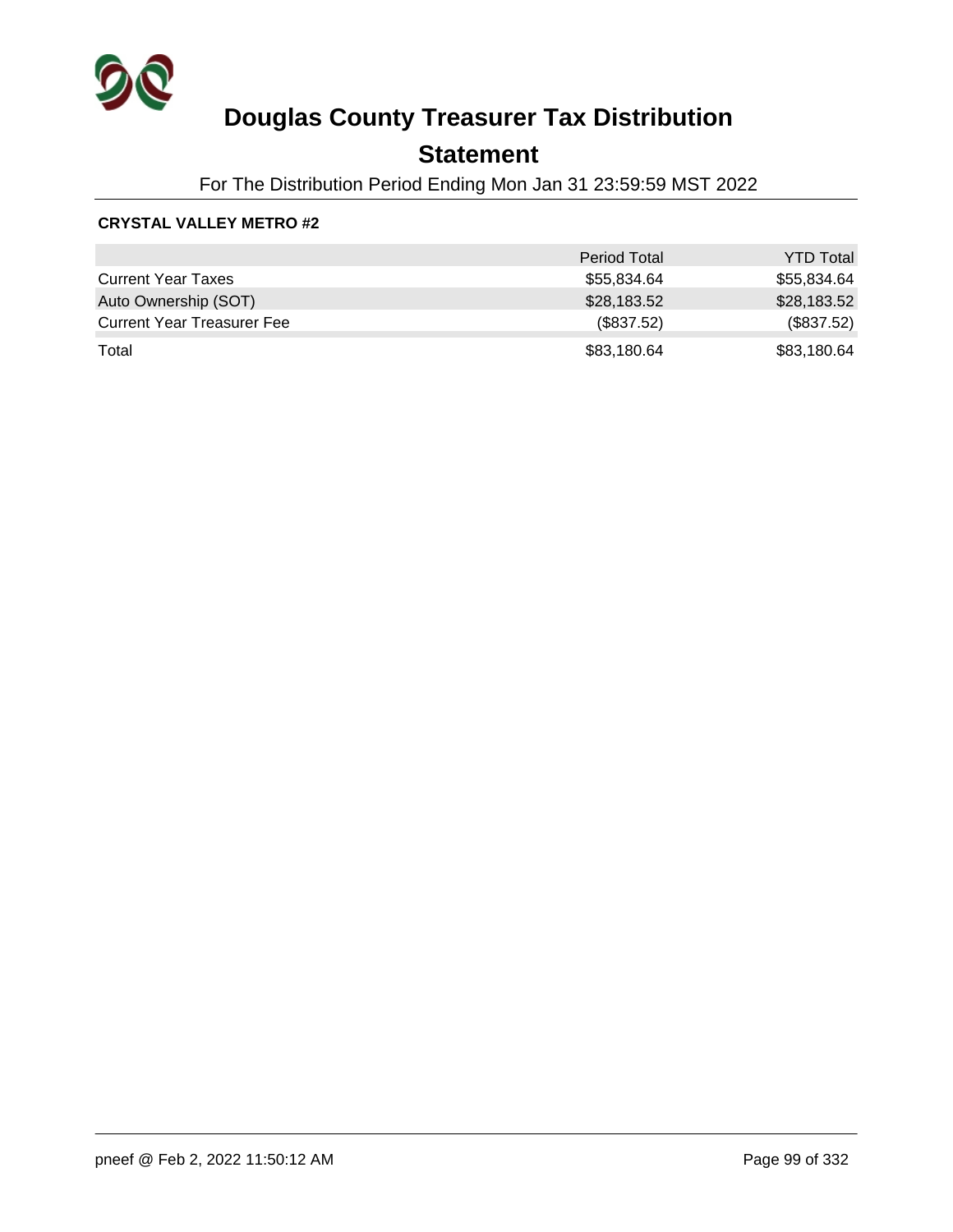# Douglas County Treasurer Tax Distribution

## Statement

For The Distribution Period Ending Mon Jan 31 23:59:59 MST 2022

**CRYSTAL VALLEY METRO #2**

| | Period Total | YTD Total |
|---|---|---|
| Current Year Taxes | $55,834.64 | $55,834.64 |
| Auto Ownership (SOT) | $28,183.52 | $28,183.52 |
| Current Year Treasurer Fee | ($837.52) | ($837.52) |
| Total | $83,180.64 | $83,180.64 |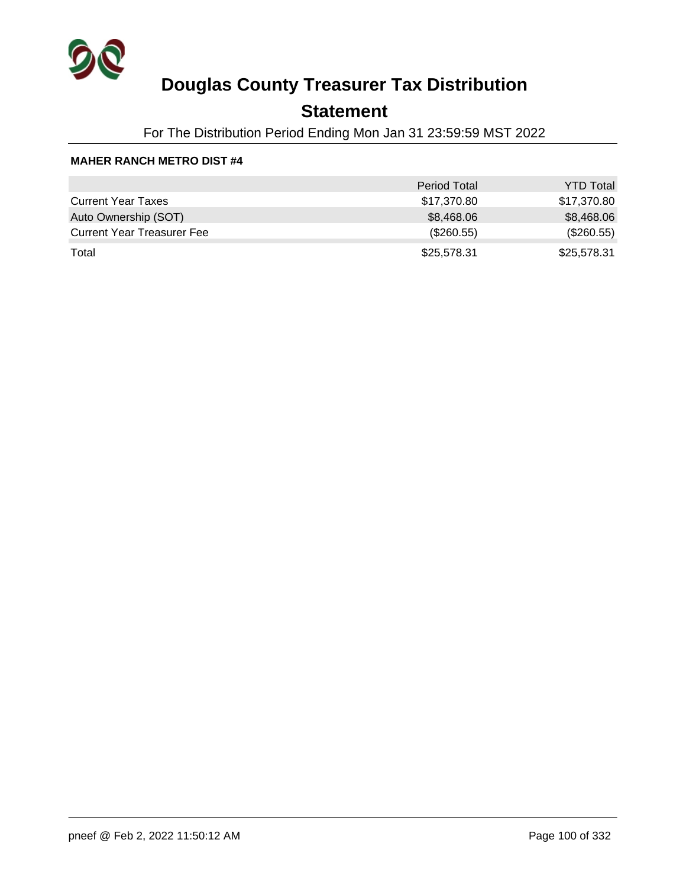# Douglas County Treasurer Tax Distribution

## Statement

For The Distribution Period Ending Mon Jan 31 23:59:59 MST 2022

**MAHER RANCH METRO DIST #4**

| | Period Total | YTD Total |
|---|---|---|
| Current Year Taxes | $17,370.80 | $17,370.80 |
| Auto Ownership (SOT) | $8,468.06 | $8,468.06 |
| Current Year Treasurer Fee | ($260.55) | ($260.55) |
| Total | $25,578.31 | $25,578.31 |

pneef @ Feb 2, 2022 11:50:12 AM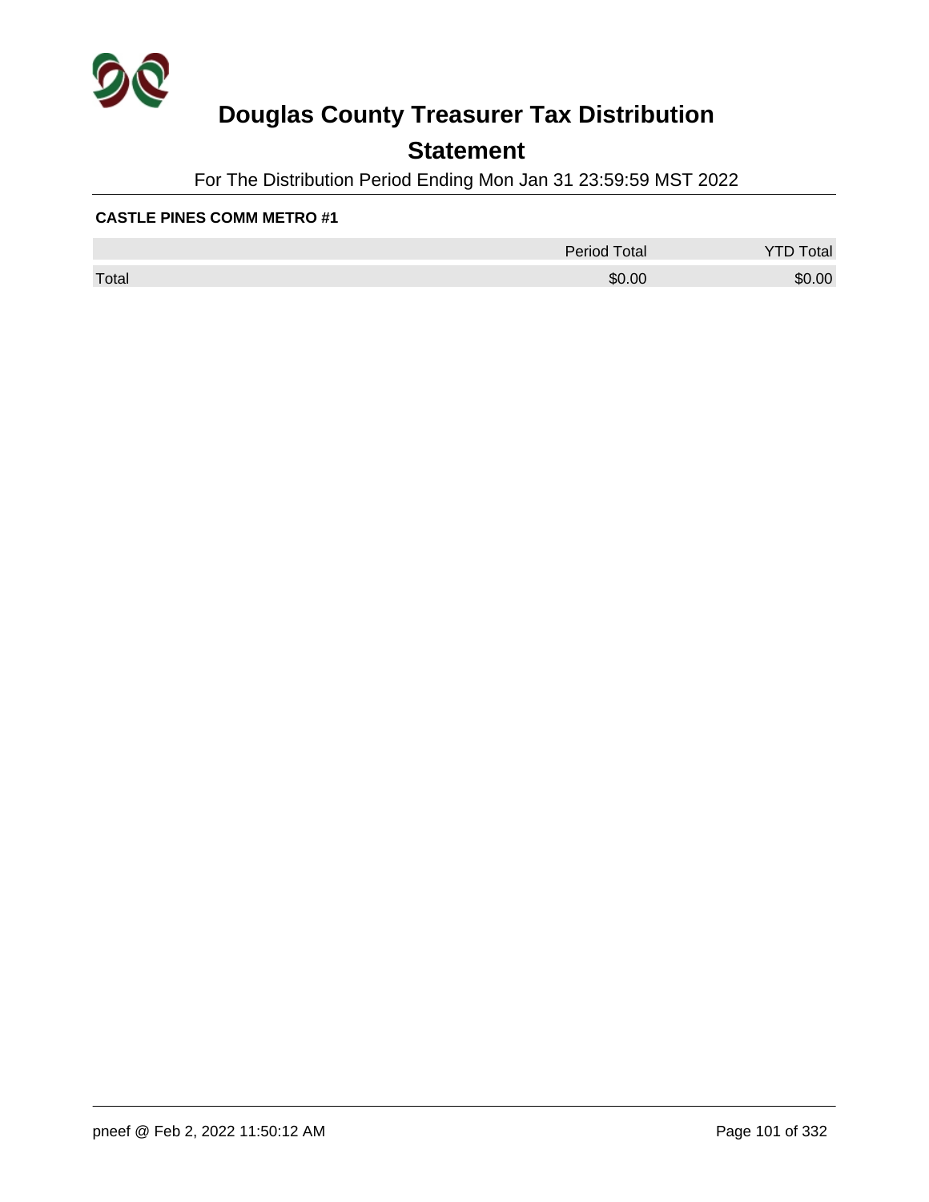# Douglas County Treasurer Tax Distribution

## Statement

For The Distribution Period Ending Mon Jan 31 23:59:59 MST 2022

**CASTLE PINES COMM METRO #1**

| | Period Total | YTD Total |
|---|---|---|
| Total | $0.00 | $0.00 |

pneef @ Feb 2, 2022 11:50:12 AM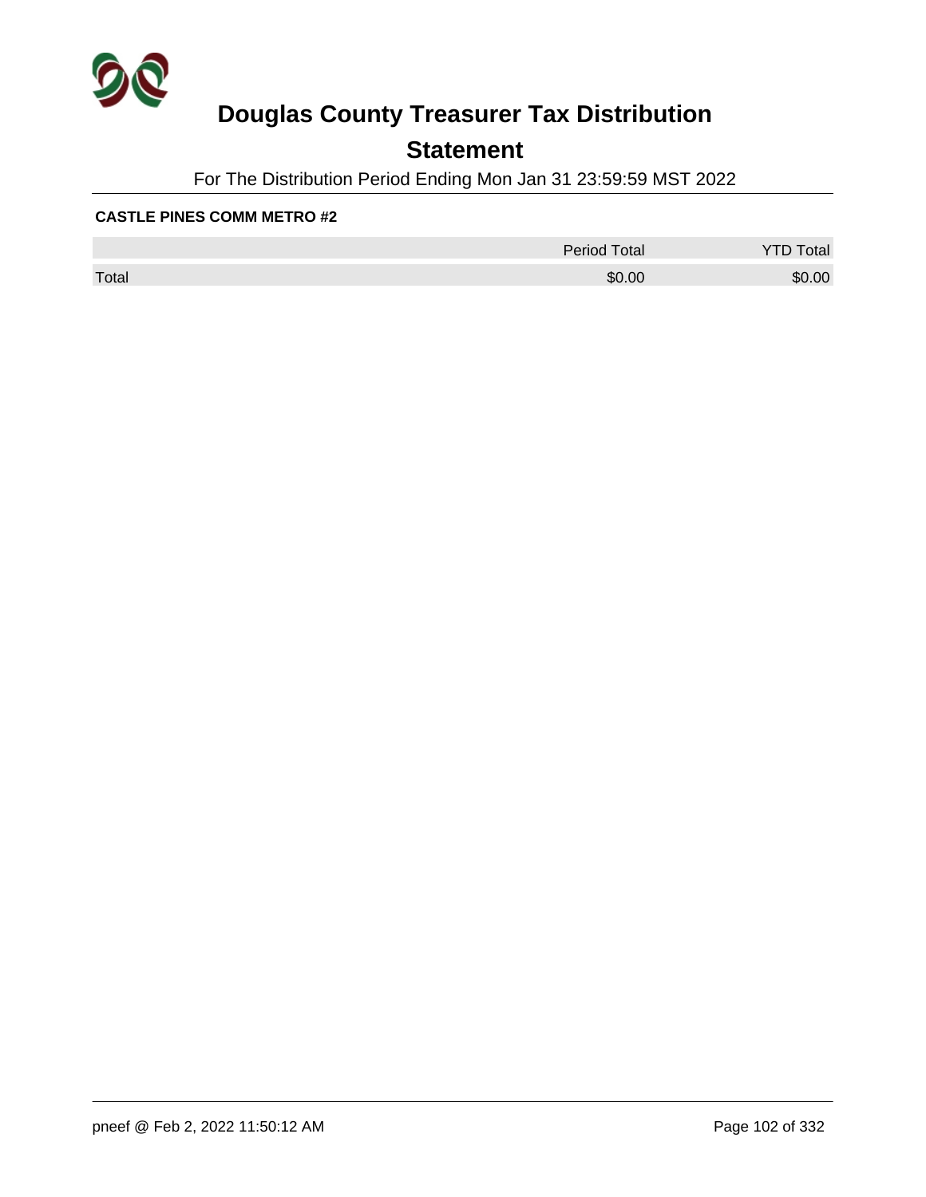# Douglas County Treasurer Tax Distribution

## Statement

For The Distribution Period Ending Mon Jan 31 23:59:59 MST 2022

**CASTLE PINES COMM METRO #2**

| | Period Total | YTD Total |
|---|---|---|
| Total | $0.00 | $0.00 |

pneef @ Feb 2, 2022 11:50:12 AM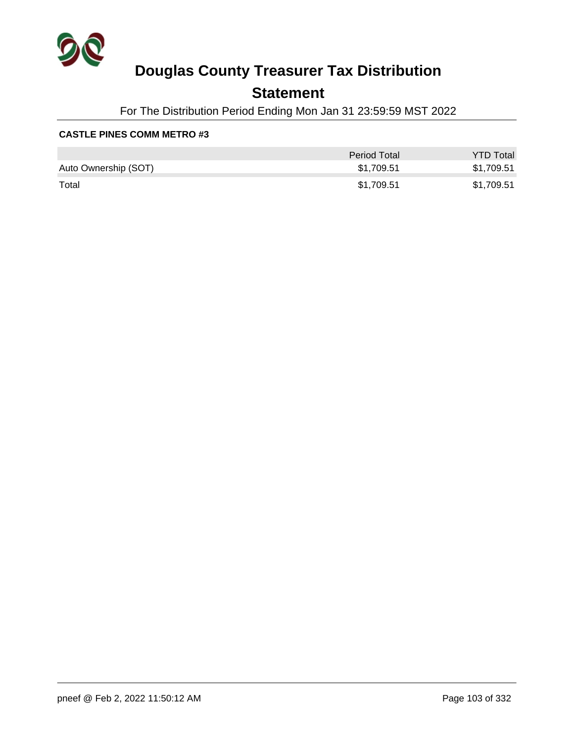# Douglas County Treasurer Tax Distribution

## Statement

For The Distribution Period Ending Mon Jan 31 23:59:59 MST 2022

**CASTLE PINES COMM METRO #3**

| | Period Total | YTD Total |
|---|---|---|
| Auto Ownership (SOT) | $1,709.51 | $1,709.51 |
| Total | $1,709.51 | $1,709.51 |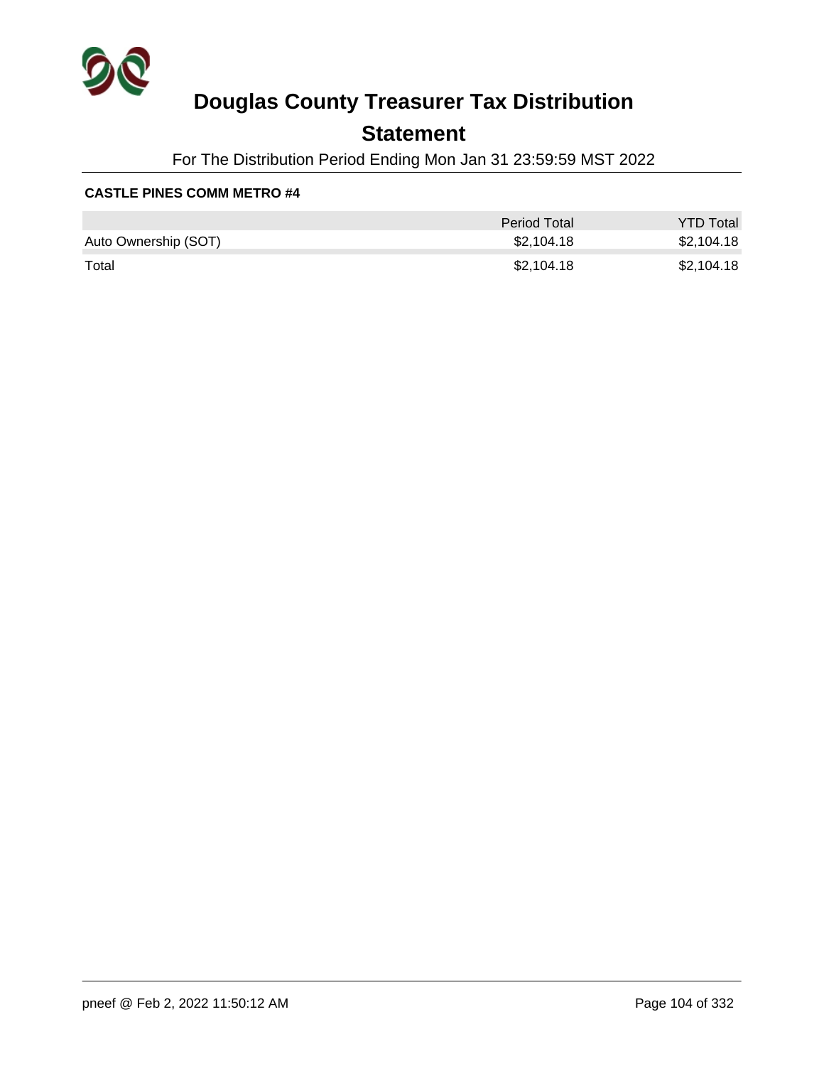# Douglas County Treasurer Tax Distribution

## Statement

For The Distribution Period Ending Mon Jan 31 23:59:59 MST 2022

**CASTLE PINES COMM METRO #4**

| | Period Total | YTD Total |
|---|---|---|
| Auto Ownership (SOT) | $2,104.18 | $2,104.18 |
| Total | $2,104.18 | $2,104.18 |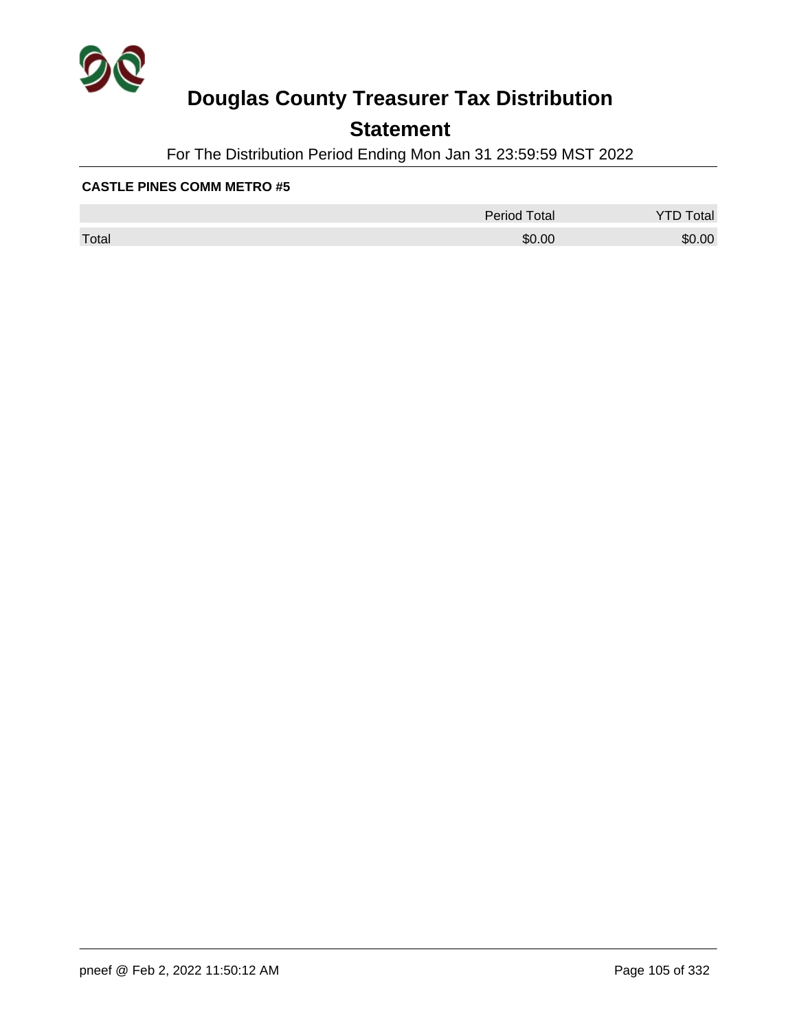# Douglas County Treasurer Tax Distribution

## Statement

For The Distribution Period Ending Mon Jan 31 23:59:59 MST 2022

**CASTLE PINES COMM METRO #5**

| | Period Total | YTD Total |
|---|---|---|
| Total | $0.00 | $0.00 |

pneef @ Feb 2, 2022 11:50:12 AM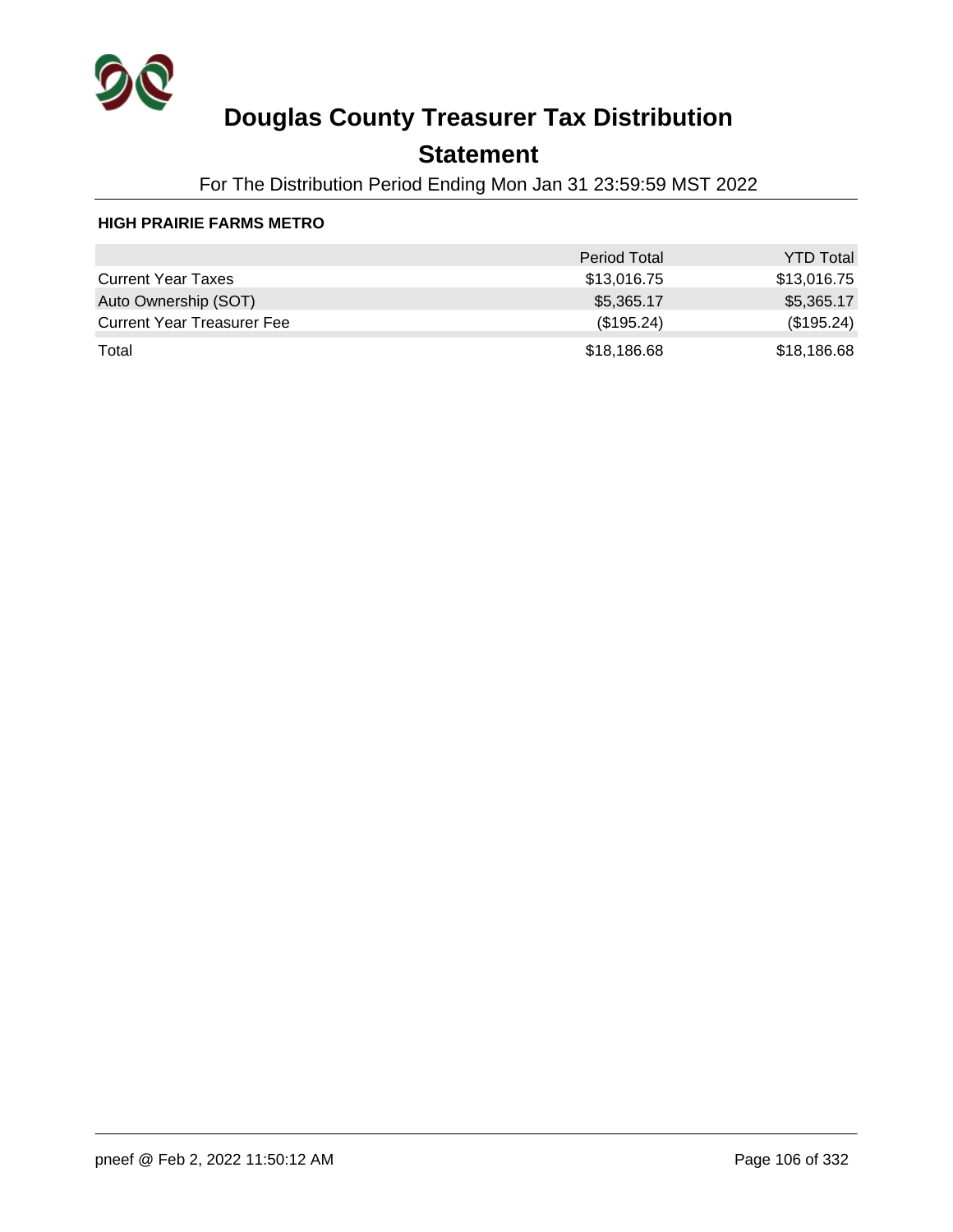# Douglas County Treasurer Tax Distribution

## Statement

For The Distribution Period Ending Mon Jan 31 23:59:59 MST 2022

**HIGH PRAIRIE FARMS METRO**

| | Period Total | YTD Total |
|---|---|---|
| Current Year Taxes | $13,016.75 | $13,016.75 |
| Auto Ownership (SOT) | $5,365.17 | $5,365.17 |
| Current Year Treasurer Fee | ($195.24) | ($195.24) |
| Total | $18,186.68 | $18,186.68 |

pneef @ Feb 2, 2022 11:50:12 AM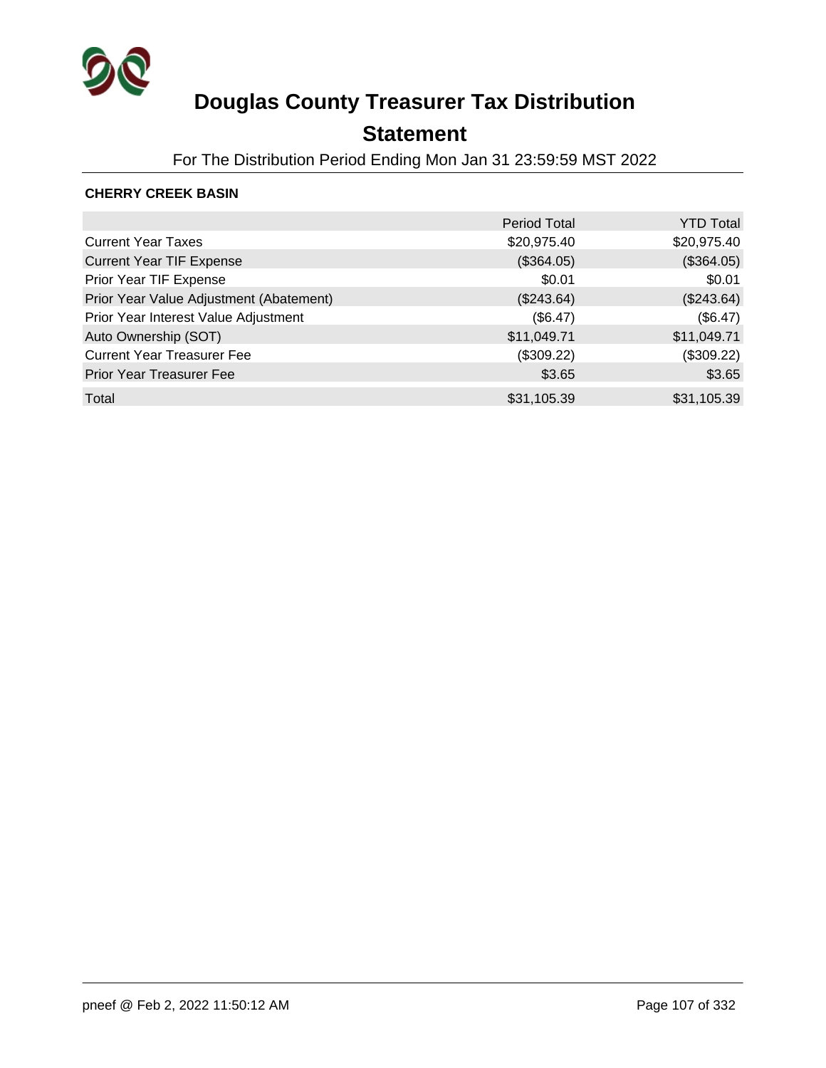# Douglas County Treasurer Tax Distribution

## Statement

For The Distribution Period Ending Mon Jan 31 23:59:59 MST 2022

**CHERRY CREEK BASIN**

| | Period Total | YTD Total |
|---|---|---|
| Current Year Taxes | $20,975.40 | $20,975.40 |
| Current Year TIF Expense | ($364.05) | ($364.05) |
| Prior Year TIF Expense | $0.01 | $0.01 |
| Prior Year Value Adjustment (Abatement) | ($243.64) | ($243.64) |
| Prior Year Interest Value Adjustment | ($6.47) | ($6.47) |
| Auto Ownership (SOT) | $11,049.71 | $11,049.71 |
| Current Year Treasurer Fee | ($309.22) | ($309.22) |
| Prior Year Treasurer Fee | $3.65 | $3.65 |
| Total | $31,105.39 | $31,105.39 |

pneef @ Feb 2, 2022 11:50:12 AM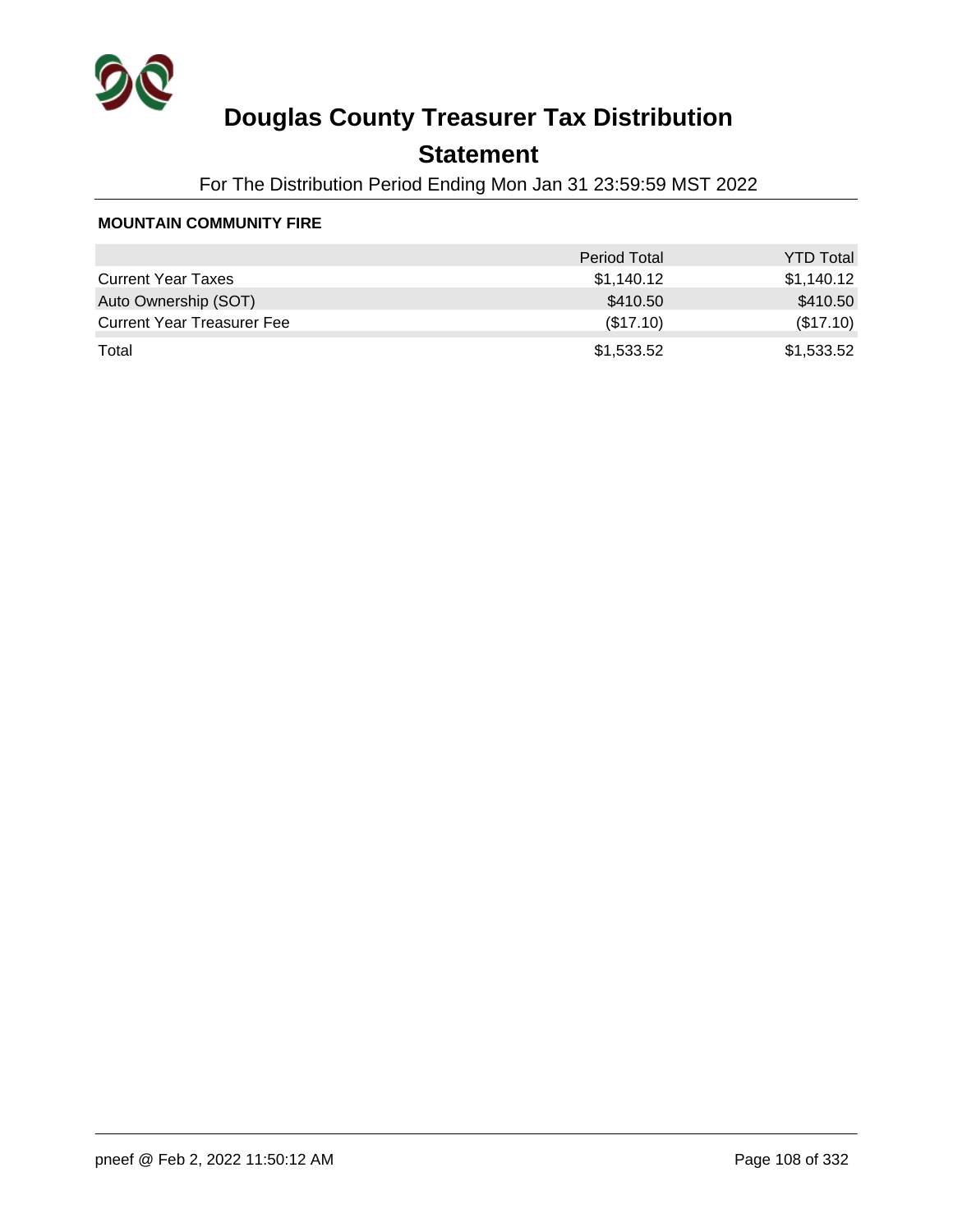# Douglas County Treasurer Tax Distribution

## Statement

For The Distribution Period Ending Mon Jan 31 23:59:59 MST 2022

**MOUNTAIN COMMUNITY FIRE**

| | Period Total | YTD Total |
|---|---|---|
| Current Year Taxes | $1,140.12 | $1,140.12 |
| Auto Ownership (SOT) | $410.50 | $410.50 |
| Current Year Treasurer Fee | ($17.10) | ($17.10) |
| Total | $1,533.52 | $1,533.52 |

pneef @ Feb 2, 2022 11:50:12 AM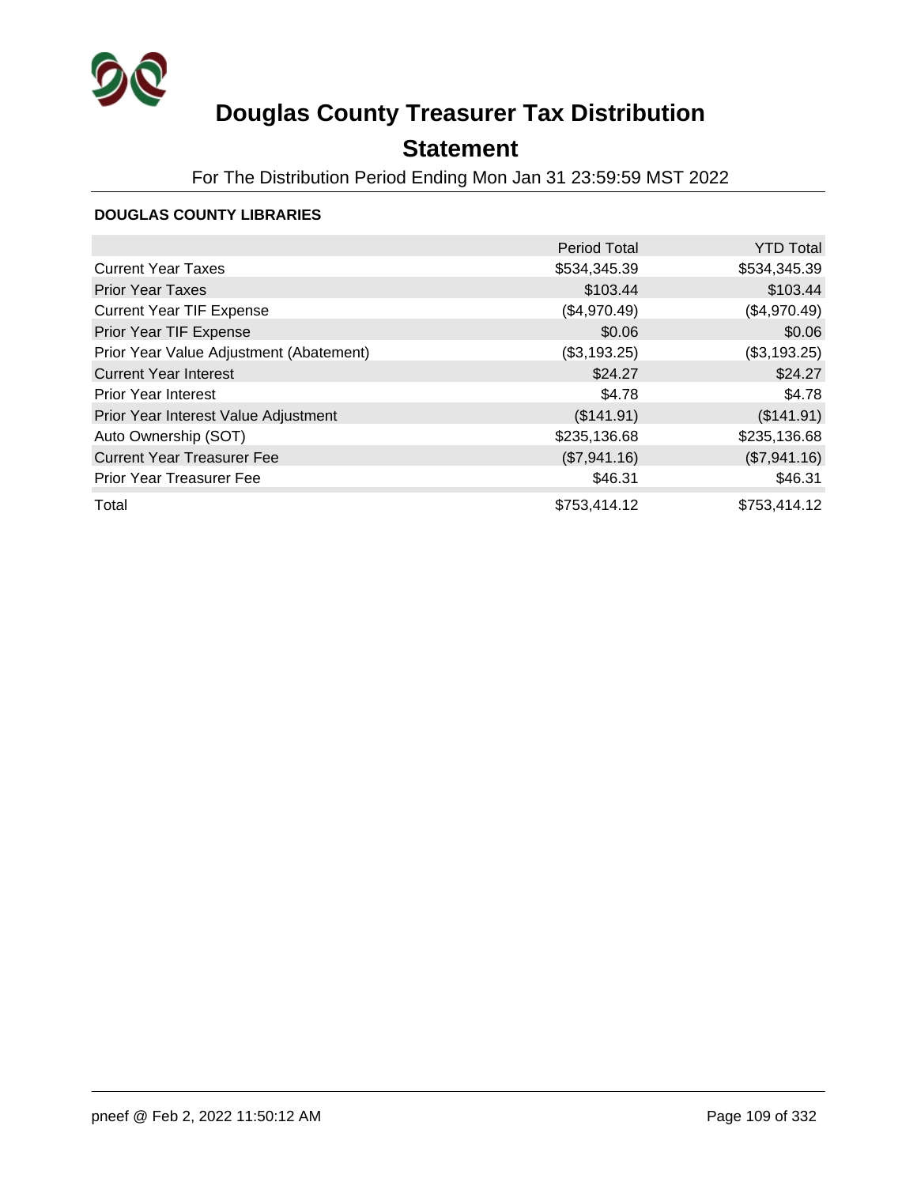# Douglas County Treasurer Tax Distribution

## Statement

For The Distribution Period Ending Mon Jan 31 23:59:59 MST 2022

### DOUGLAS COUNTY LIBRARIES

| | Period Total | YTD Total |
|---|---:|---:|
| Current Year Taxes | $534,345.39 | $534,345.39 |
| Prior Year Taxes | $103.44 | $103.44 |
| Current Year TIF Expense | ($4,970.49) | ($4,970.49) |
| Prior Year TIF Expense | $0.06 | $0.06 |
| Prior Year Value Adjustment (Abatement) | ($3,193.25) | ($3,193.25) |
| Current Year Interest | $24.27 | $24.27 |
| Prior Year Interest | $4.78 | $4.78 |
| Prior Year Interest Value Adjustment | ($141.91) | ($141.91) |
| Auto Ownership (SOT) | $235,136.68 | $235,136.68 |
| Current Year Treasurer Fee | ($7,941.16) | ($7,941.16) |
| Prior Year Treasurer Fee | $46.31 | $46.31 |
| Total | $753,414.12 | $753,414.12 |

pneef @ Feb 2, 2022 11:50:12 AM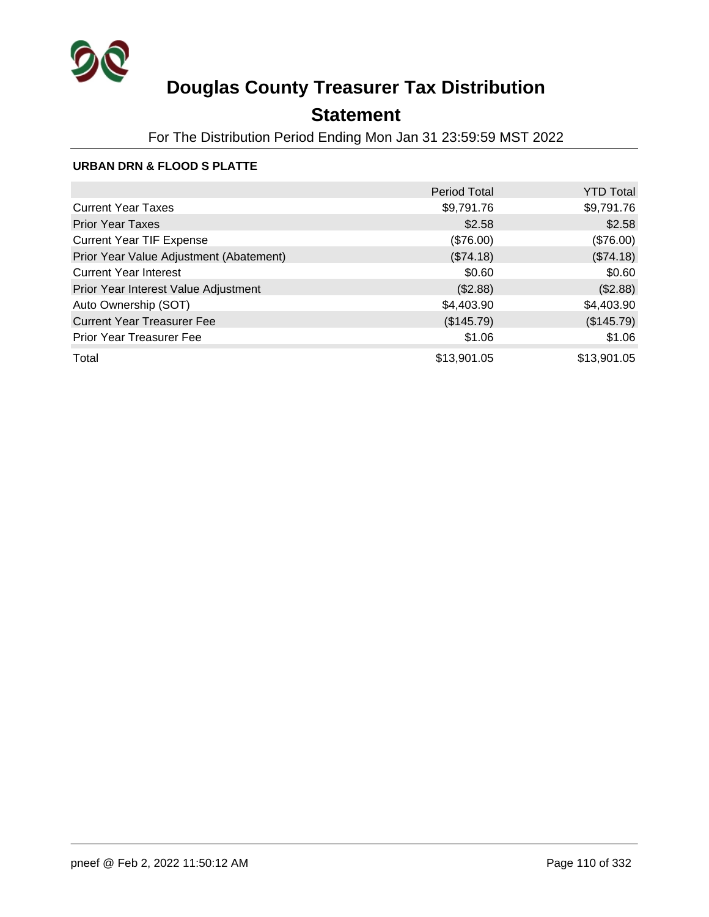# Douglas County Treasurer Tax Distribution

## Statement

For The Distribution Period Ending Mon Jan 31 23:59:59 MST 2022

### URBAN DRN & FLOOD S PLATTE

| | Period Total | YTD Total |
|---|---|---|
| Current Year Taxes | $9,791.76 | $9,791.76 |
| Prior Year Taxes | $2.58 | $2.58 |
| Current Year TIF Expense | ($76.00) | ($76.00) |
| Prior Year Value Adjustment (Abatement) | ($74.18) | ($74.18) |
| Current Year Interest | $0.60 | $0.60 |
| Prior Year Interest Value Adjustment | ($2.88) | ($2.88) |
| Auto Ownership (SOT) | $4,403.90 | $4,403.90 |
| Current Year Treasurer Fee | ($145.79) | ($145.79) |
| Prior Year Treasurer Fee | $1.06 | $1.06 |
| Total | $13,901.05 | $13,901.05 |

pneef @ Feb 2, 2022 11:50:12 AM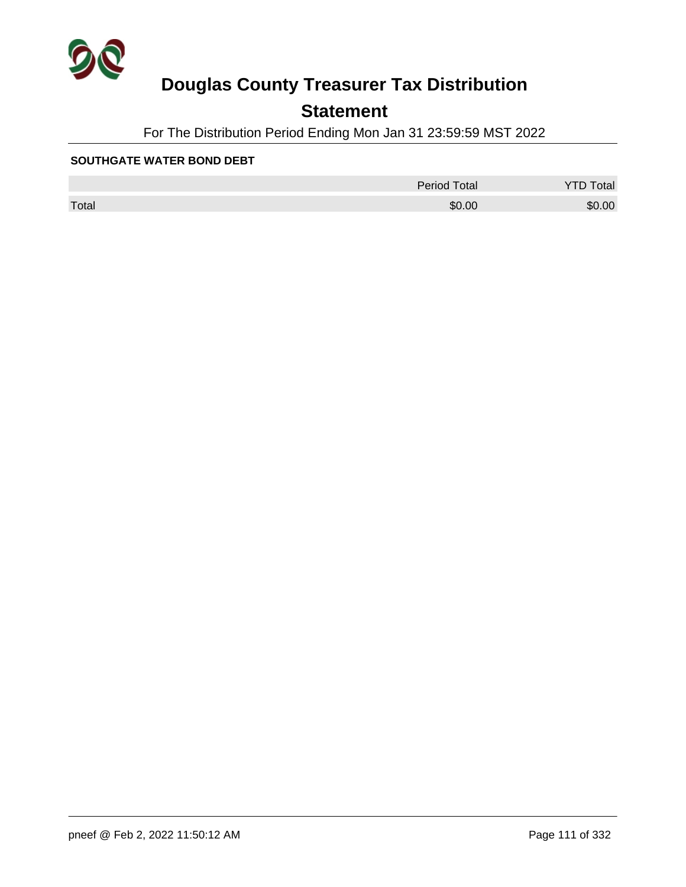# Douglas County Treasurer Tax Distribution

## Statement

For The Distribution Period Ending Mon Jan 31 23:59:59 MST 2022

**SOUTHGATE WATER BOND DEBT**

| | Period Total | YTD Total |
|---|---|---|
| Total | $0.00 | $0.00 |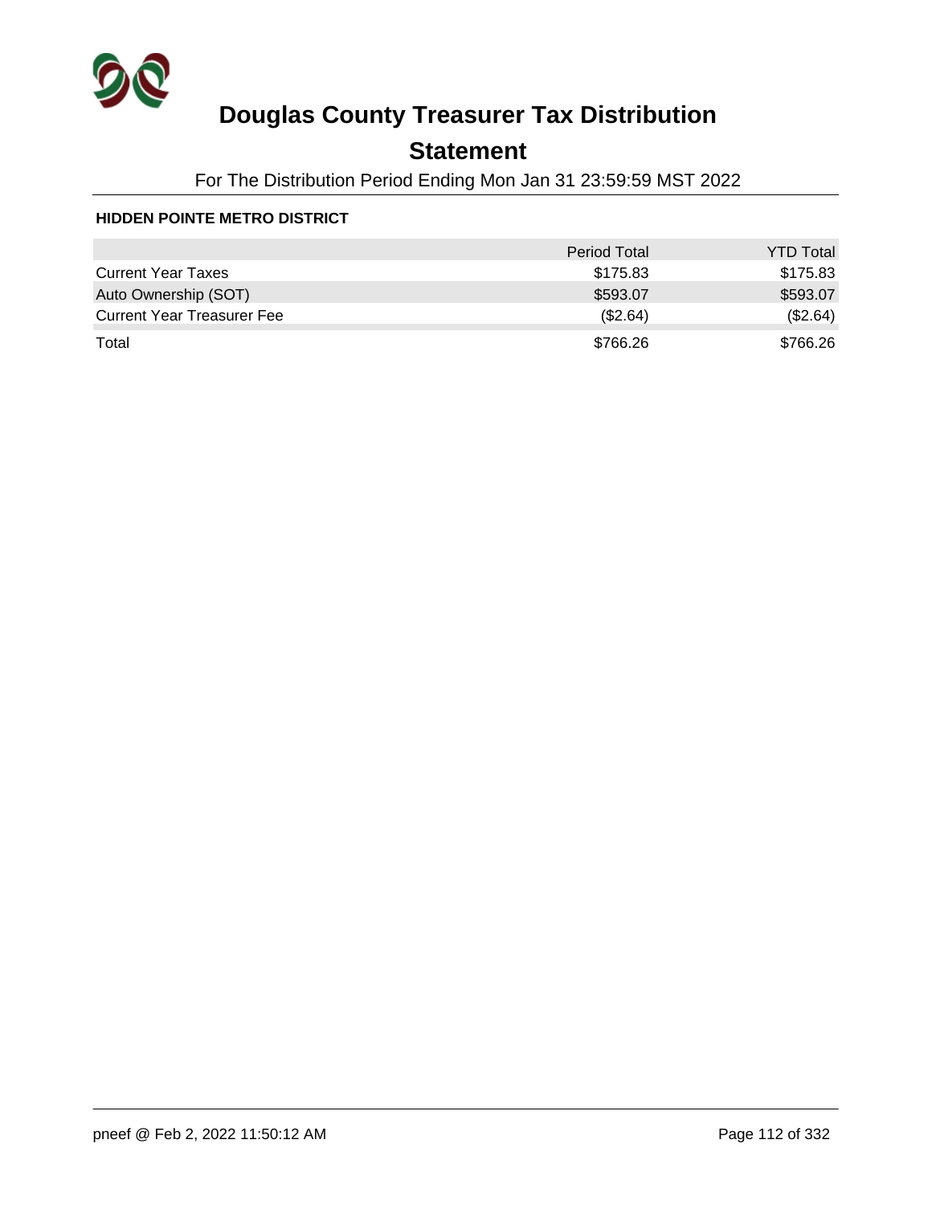# Douglas County Treasurer Tax Distribution

## Statement

For The Distribution Period Ending Mon Jan 31 23:59:59 MST 2022

**HIDDEN POINTE METRO DISTRICT**

| | Period Total | YTD Total |
|---|---:|---:|
| Current Year Taxes | $175.83 | $175.83 |
| Auto Ownership (SOT) | $593.07 | $593.07 |
| Current Year Treasurer Fee | ($2.64) | ($2.64) |
| Total | $766.26 | $766.26 |

pneef @ Feb 2, 2022 11:50:12 AM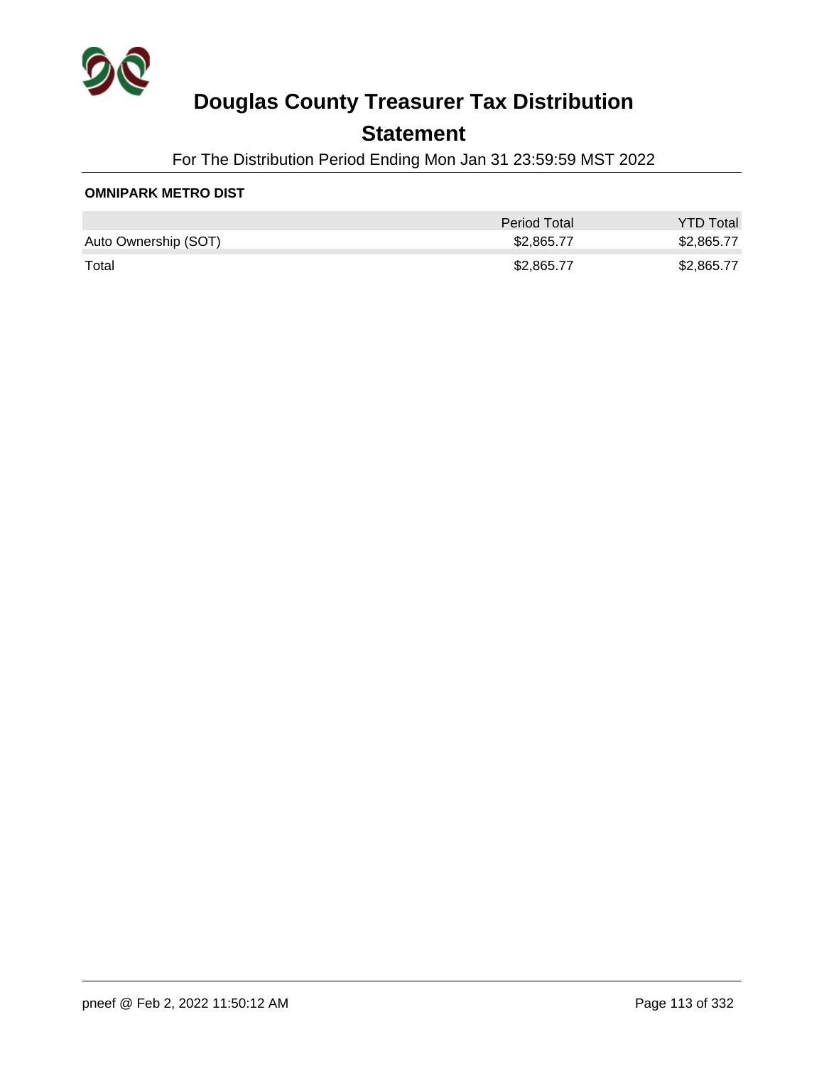# Douglas County Treasurer Tax Distribution

## Statement

For The Distribution Period Ending Mon Jan 31 23:59:59 MST 2022

**OMNIPARK METRO DIST**

| | Period Total | YTD Total |
|---|---|---|
| Auto Ownership (SOT) | $2,865.77 | $2,865.77 |
| Total | $2,865.77 | $2,865.77 |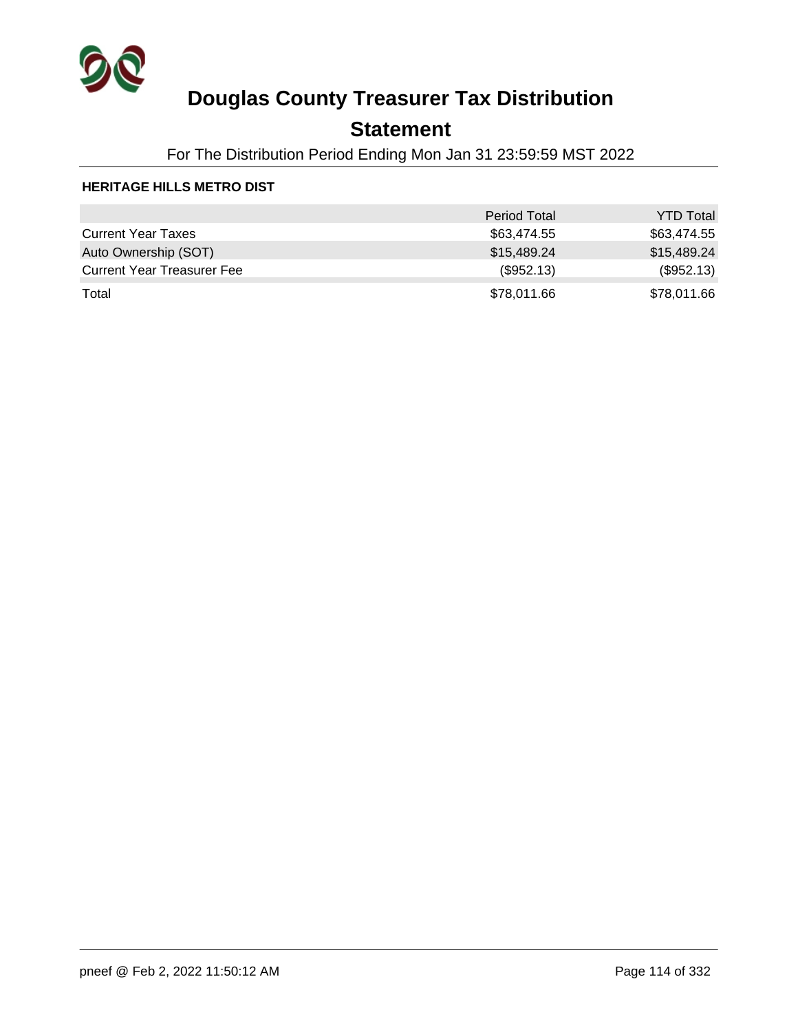# Douglas County Treasurer Tax Distribution

## Statement

For The Distribution Period Ending Mon Jan 31 23:59:59 MST 2022

### HERITAGE HILLS METRO DIST

| | Period Total | YTD Total |
|---|---|---|
| Current Year Taxes | $63,474.55 | $63,474.55 |
| Auto Ownership (SOT) | $15,489.24 | $15,489.24 |
| Current Year Treasurer Fee | ($952.13) | ($952.13) |
| Total | $78,011.66 | $78,011.66 |

pneef @ Feb 2, 2022 11:50:12 AM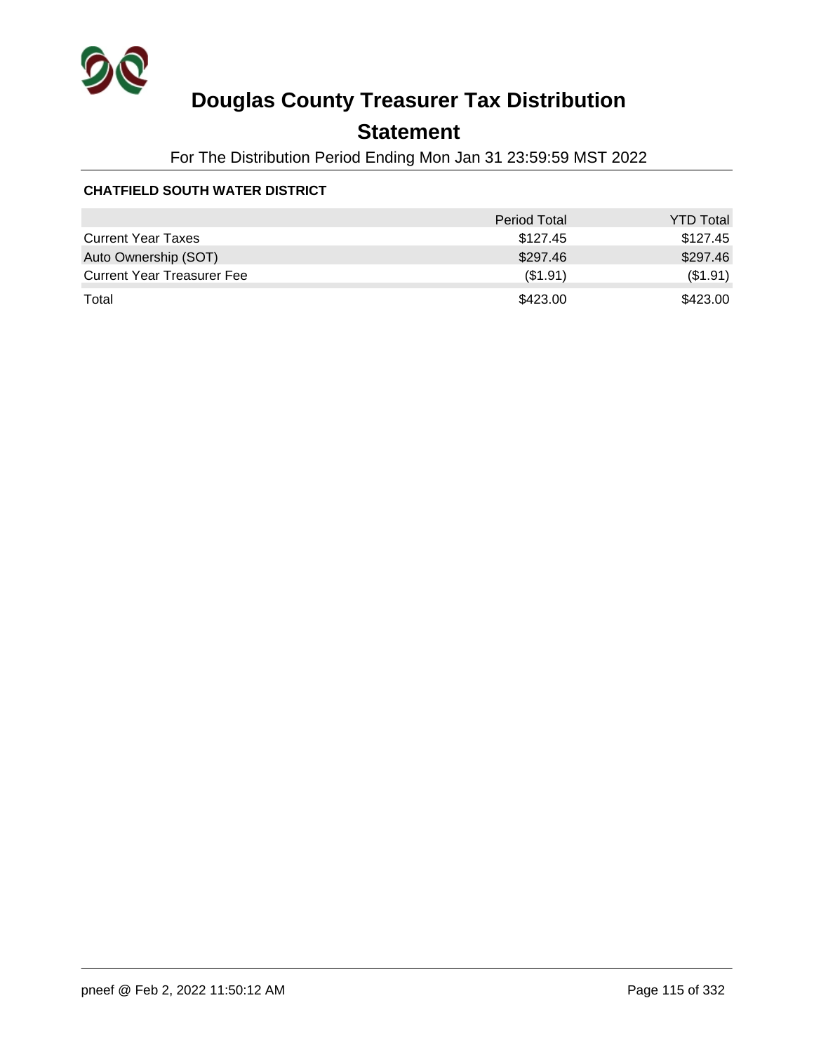# Douglas County Treasurer Tax Distribution

## Statement

For The Distribution Period Ending Mon Jan 31 23:59:59 MST 2022

**CHATFIELD SOUTH WATER DISTRICT**

| | Period Total | YTD Total |
|---|---|---|
| Current Year Taxes | $127.45 | $127.45 |
| Auto Ownership (SOT) | $297.46 | $297.46 |
| Current Year Treasurer Fee | ($1.91) | ($1.91) |
| Total | $423.00 | $423.00 |

pneef @ Feb 2, 2022 11:50:12 AM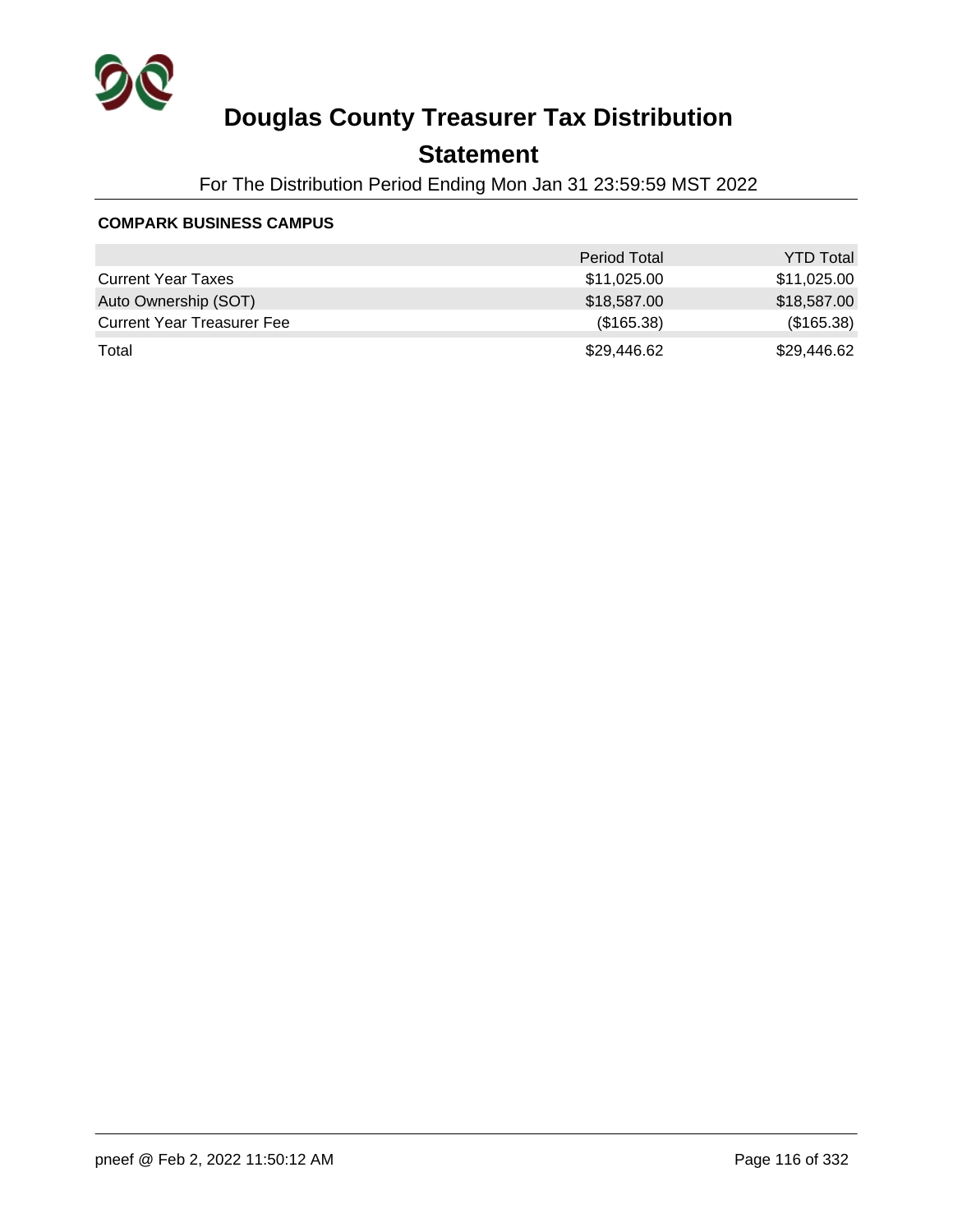# Douglas County Treasurer Tax Distribution

## Statement

For The Distribution Period Ending Mon Jan 31 23:59:59 MST 2022

**COMPARK BUSINESS CAMPUS**

| | Period Total | YTD Total |
|---|---|---|
| Current Year Taxes | $11,025.00 | $11,025.00 |
| Auto Ownership (SOT) | $18,587.00 | $18,587.00 |
| Current Year Treasurer Fee | ($165.38) | ($165.38) |
| Total | $29,446.62 | $29,446.62 |

pneef @ Feb 2, 2022 11:50:12 AM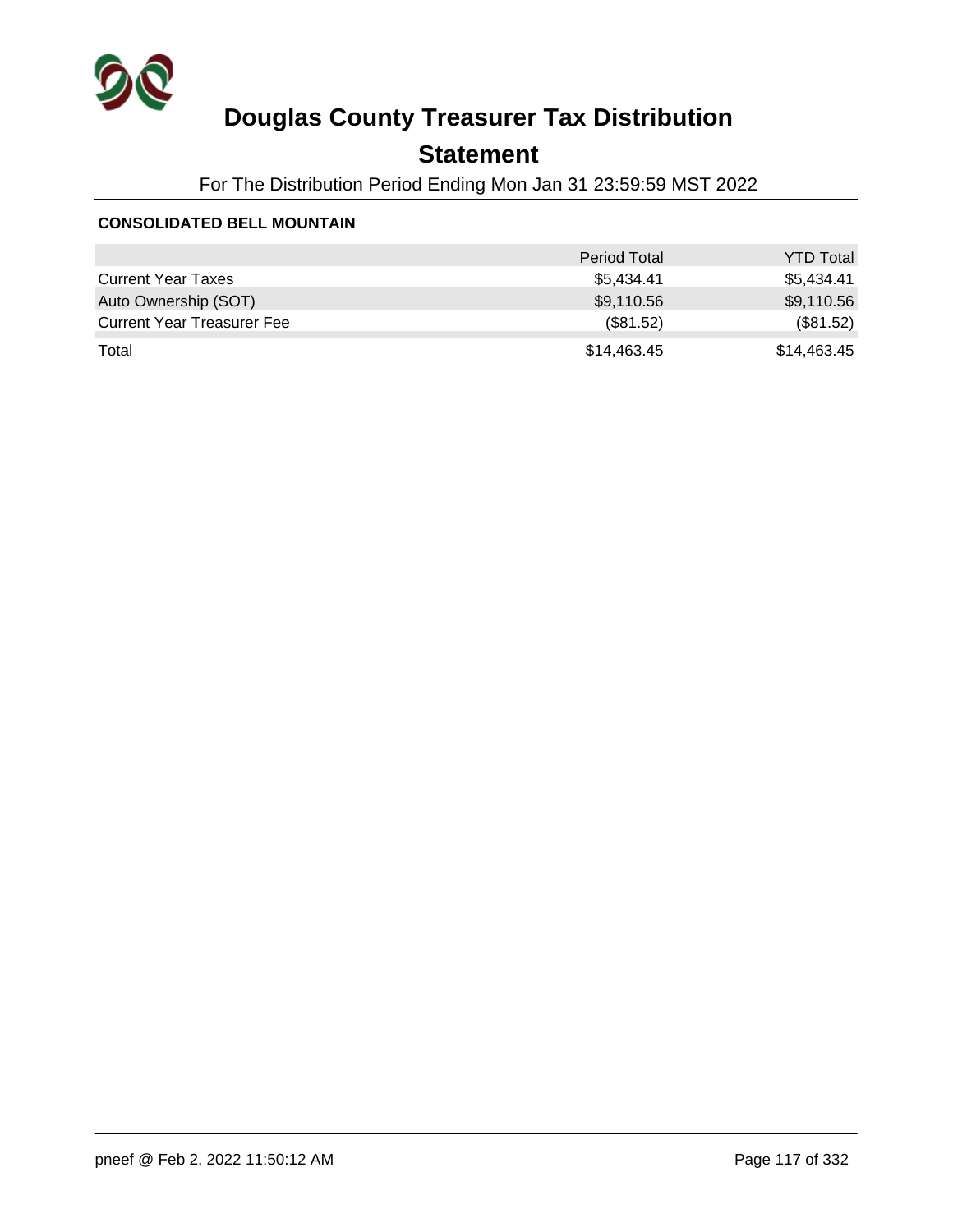# Douglas County Treasurer Tax Distribution

## Statement

For The Distribution Period Ending Mon Jan 31 23:59:59 MST 2022

**CONSOLIDATED BELL MOUNTAIN**

| | Period Total | YTD Total |
|---|---|---|
| Current Year Taxes | $5,434.41 | $5,434.41 |
| Auto Ownership (SOT) | $9,110.56 | $9,110.56 |
| Current Year Treasurer Fee | ($81.52) | ($81.52) |
| Total | $14,463.45 | $14,463.45 |

pneef @ Feb 2, 2022 11:50:12 AM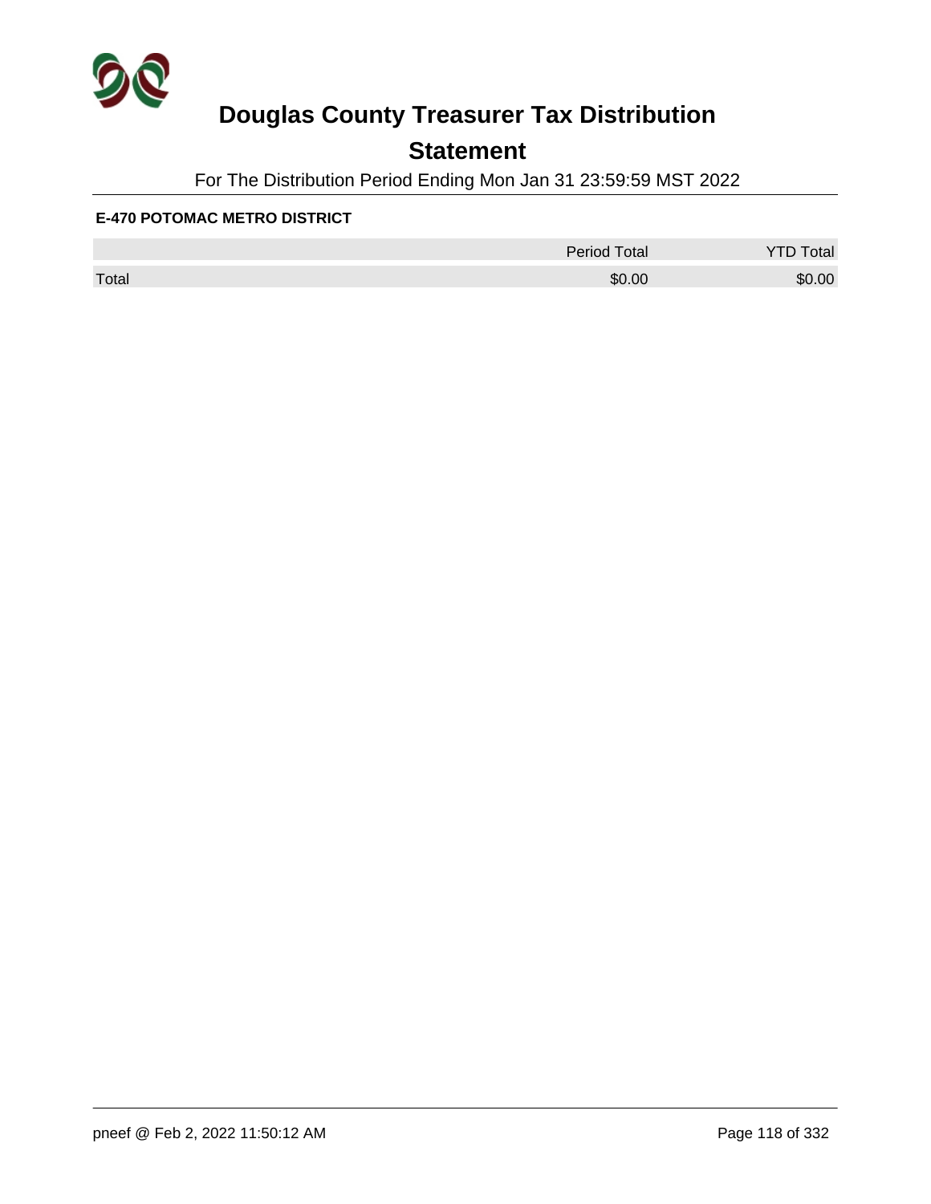# Douglas County Treasurer Tax Distribution

## Statement

For The Distribution Period Ending Mon Jan 31 23:59:59 MST 2022

**E-470 POTOMAC METRO DISTRICT**

| | Period Total | YTD Total |
|---|---|---|
| Total | $0.00 | $0.00 |

pneef @ Feb 2, 2022 11:50:12 AM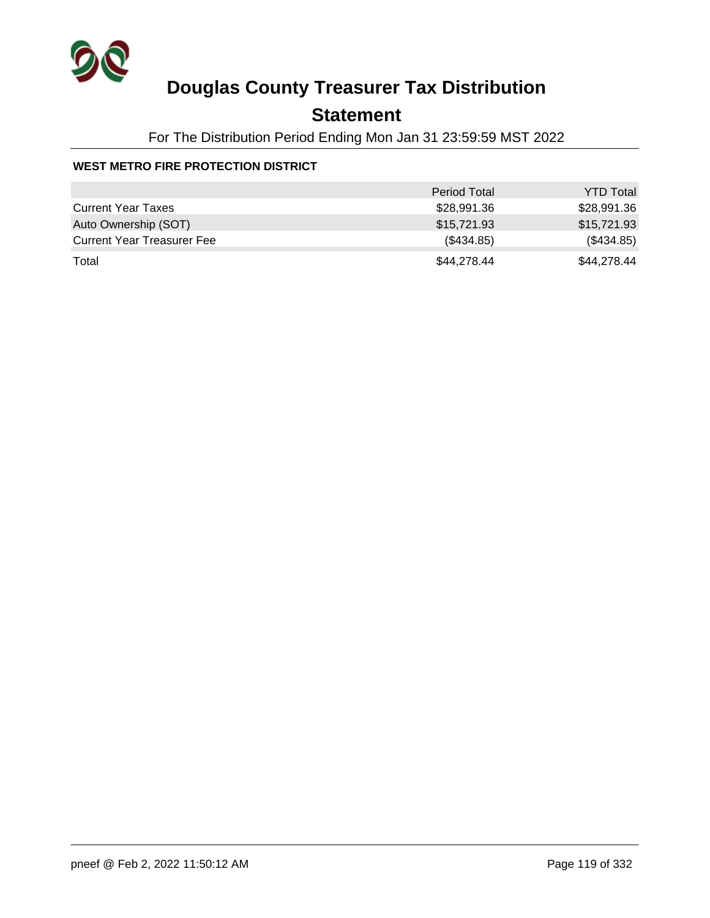# Douglas County Treasurer Tax Distribution

## Statement

For The Distribution Period Ending Mon Jan 31 23:59:59 MST 2022

**WEST METRO FIRE PROTECTION DISTRICT**

| | Period Total | YTD Total |
|---|---|---|
| Current Year Taxes | $28,991.36 | $28,991.36 |
| Auto Ownership (SOT) | $15,721.93 | $15,721.93 |
| Current Year Treasurer Fee | ($434.85) | ($434.85) |
| Total | $44,278.44 | $44,278.44 |

pneef @ Feb 2, 2022 11:50:12 AM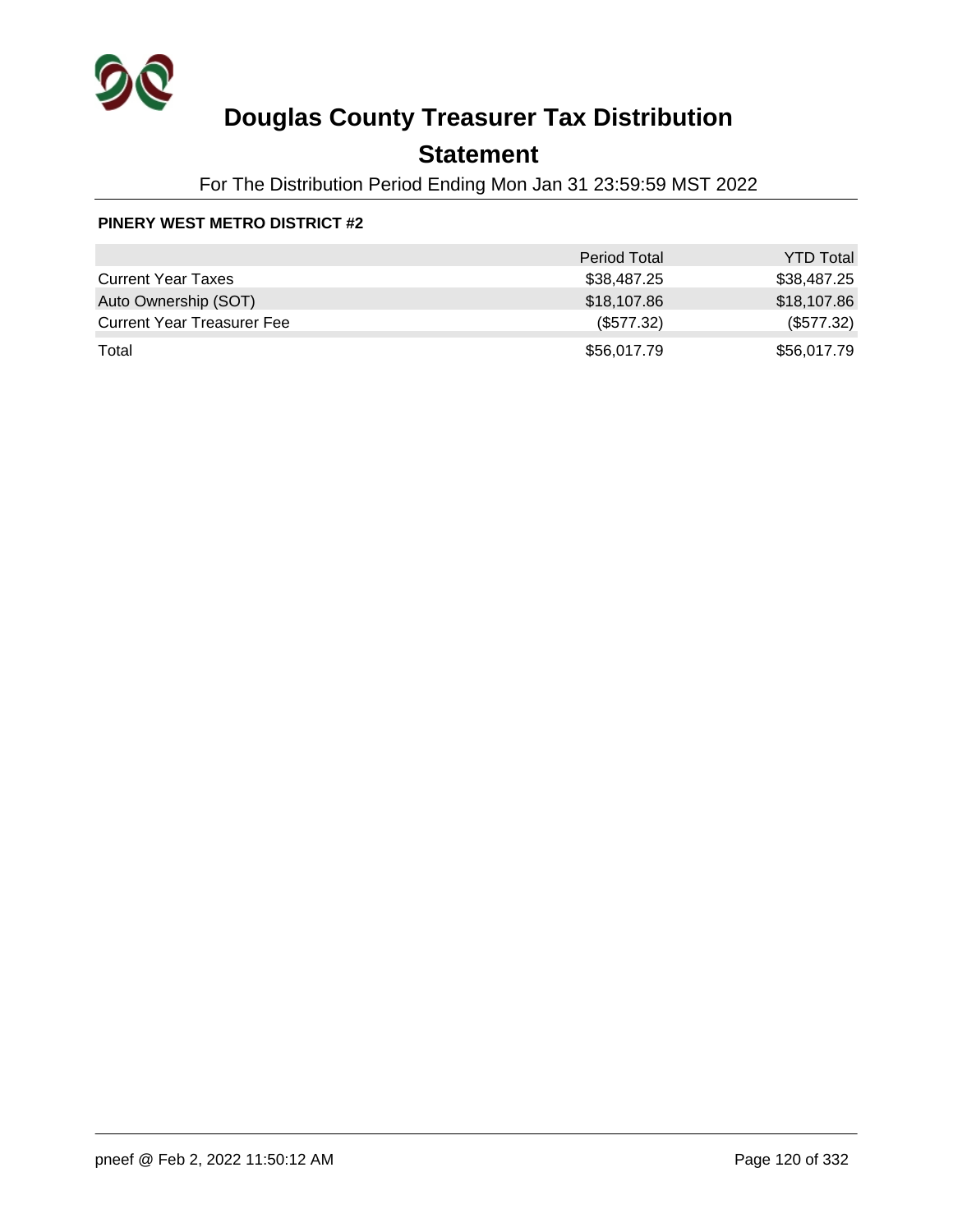# Douglas County Treasurer Tax Distribution

## Statement

For The Distribution Period Ending Mon Jan 31 23:59:59 MST 2022

**PINERY WEST METRO DISTRICT #2**

| | Period Total | YTD Total |
|---|---|---|
| Current Year Taxes | $38,487.25 | $38,487.25 |
| Auto Ownership (SOT) | $18,107.86 | $18,107.86 |
| Current Year Treasurer Fee | ($577.32) | ($577.32) |
| Total | $56,017.79 | $56,017.79 |

pneef @ Feb 2, 2022 11:50:12 AM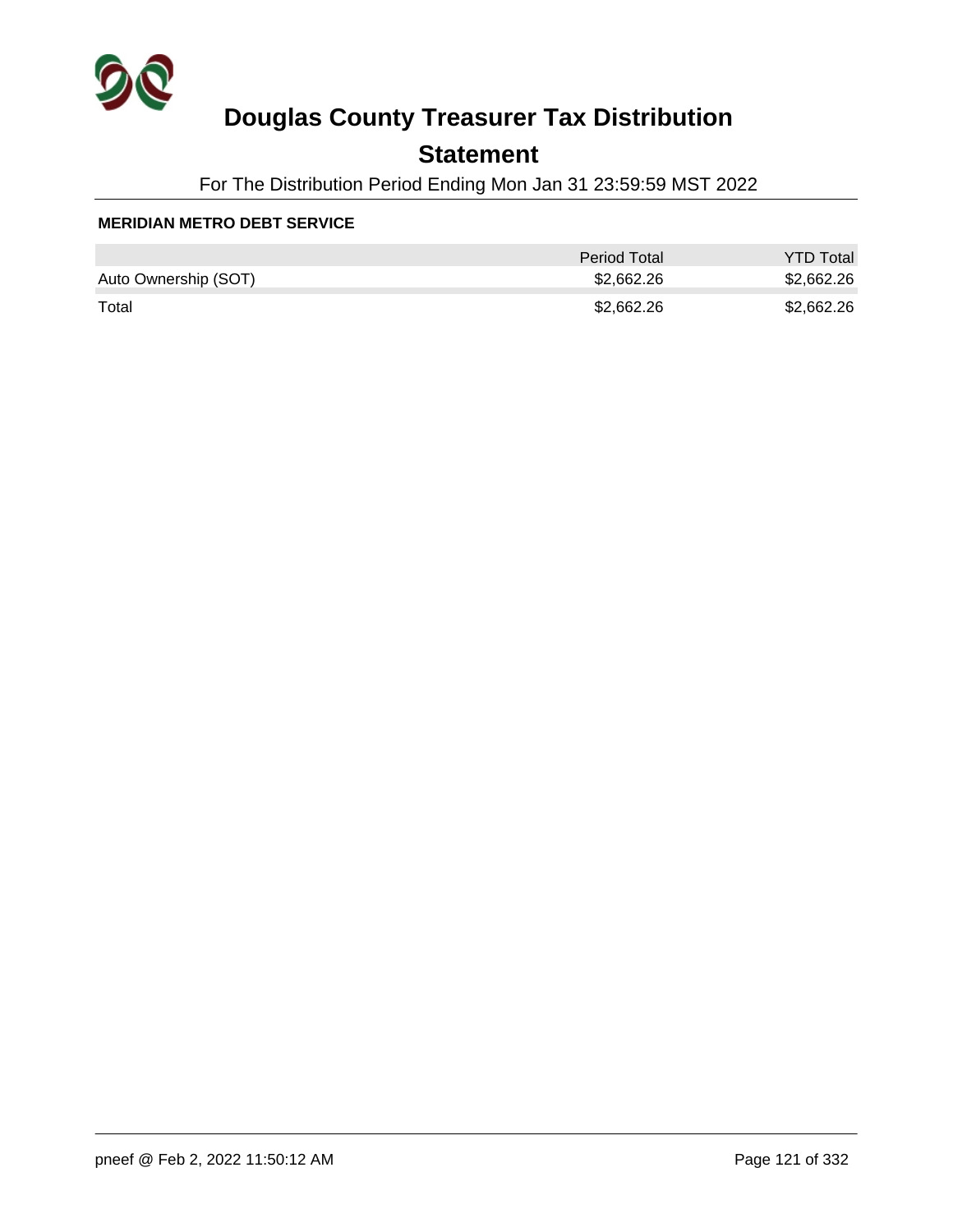# Douglas County Treasurer Tax Distribution

## Statement

For The Distribution Period Ending Mon Jan 31 23:59:59 MST 2022

### MERIDIAN METRO DEBT SERVICE

| | Period Total | YTD Total |
|---|---|---|
| Auto Ownership (SOT) | $2,662.26 | $2,662.26 |
| Total | $2,662.26 | $2,662.26 |

pneef @ Feb 2, 2022 11:50:12 AM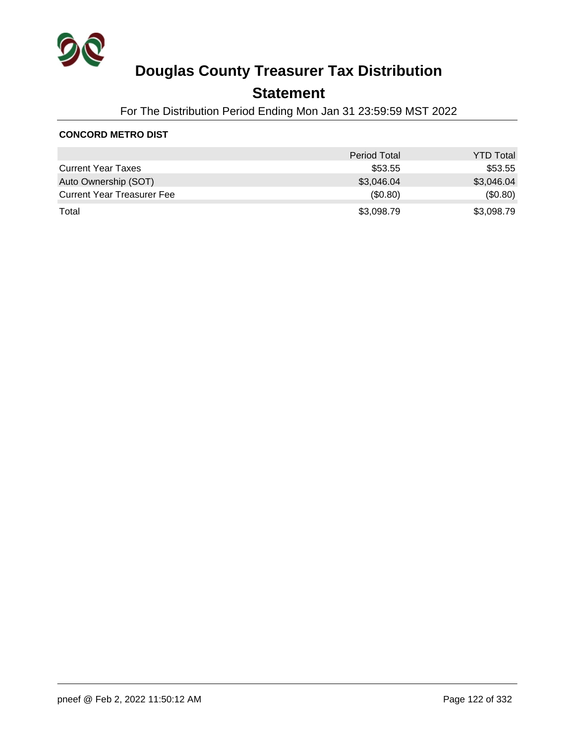# Douglas County Treasurer Tax Distribution

## Statement

For The Distribution Period Ending Mon Jan 31 23:59:59 MST 2022

**CONCORD METRO DIST**

| | Period Total | YTD Total |
|---|---:|---:|
| Current Year Taxes | $53.55 | $53.55 |
| Auto Ownership (SOT) | $3,046.04 | $3,046.04 |
| Current Year Treasurer Fee | ($0.80) | ($0.80) |
| Total | $3,098.79 | $3,098.79 |

pneef @ Feb 2, 2022 11:50:12 AM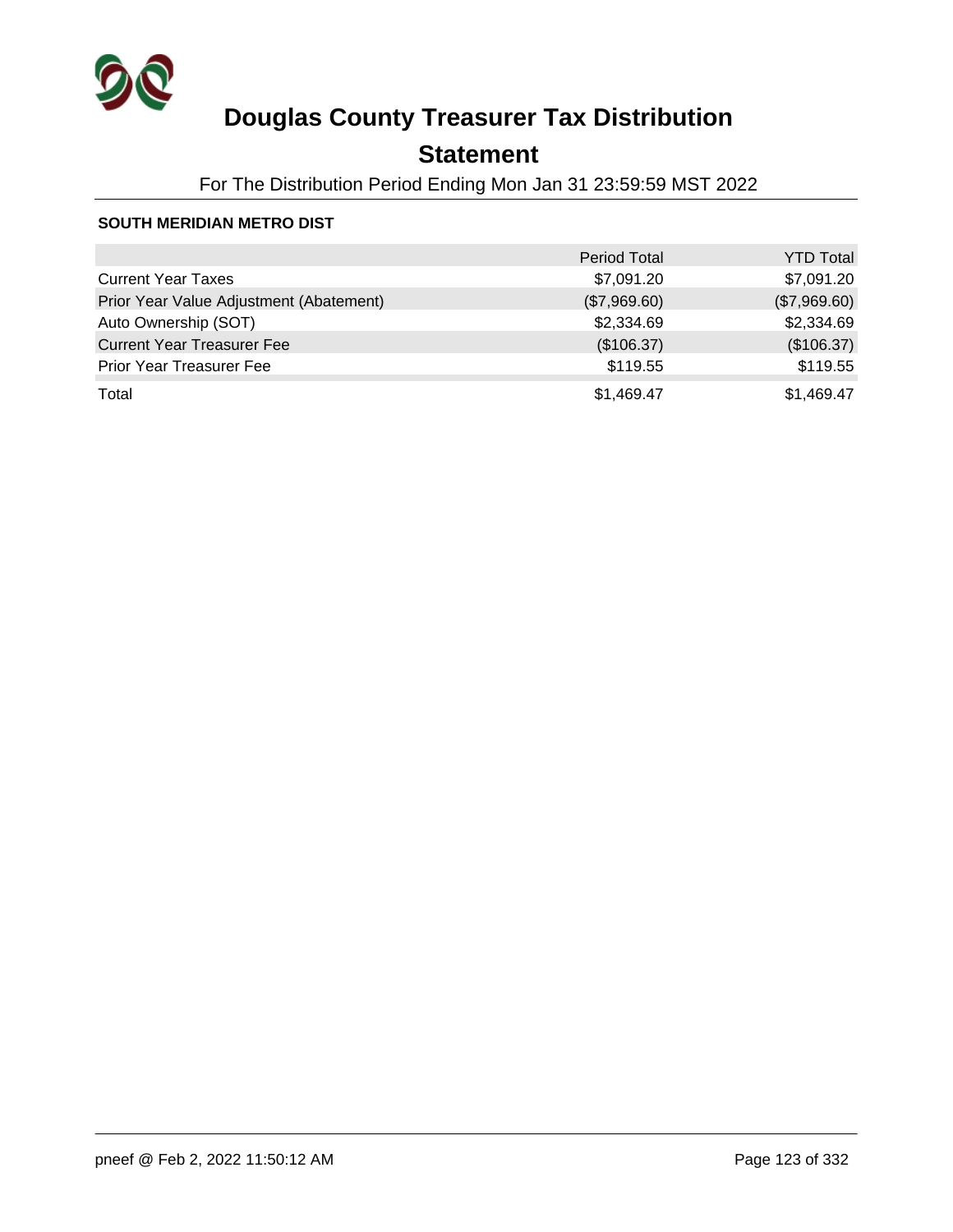# Douglas County Treasurer Tax Distribution

## Statement

For The Distribution Period Ending Mon Jan 31 23:59:59 MST 2022

**SOUTH MERIDIAN METRO DIST**

| | Period Total | YTD Total |
|---|---:|---:|
| Current Year Taxes | $7,091.20 | $7,091.20 |
| Prior Year Value Adjustment (Abatement) | ($7,969.60) | ($7,969.60) |
| Auto Ownership (SOT) | $2,334.69 | $2,334.69 |
| Current Year Treasurer Fee | ($106.37) | ($106.37) |
| Prior Year Treasurer Fee | $119.55 | $119.55 |
| Total | $1,469.47 | $1,469.47 |

pneef @ Feb 2, 2022 11:50:12 AM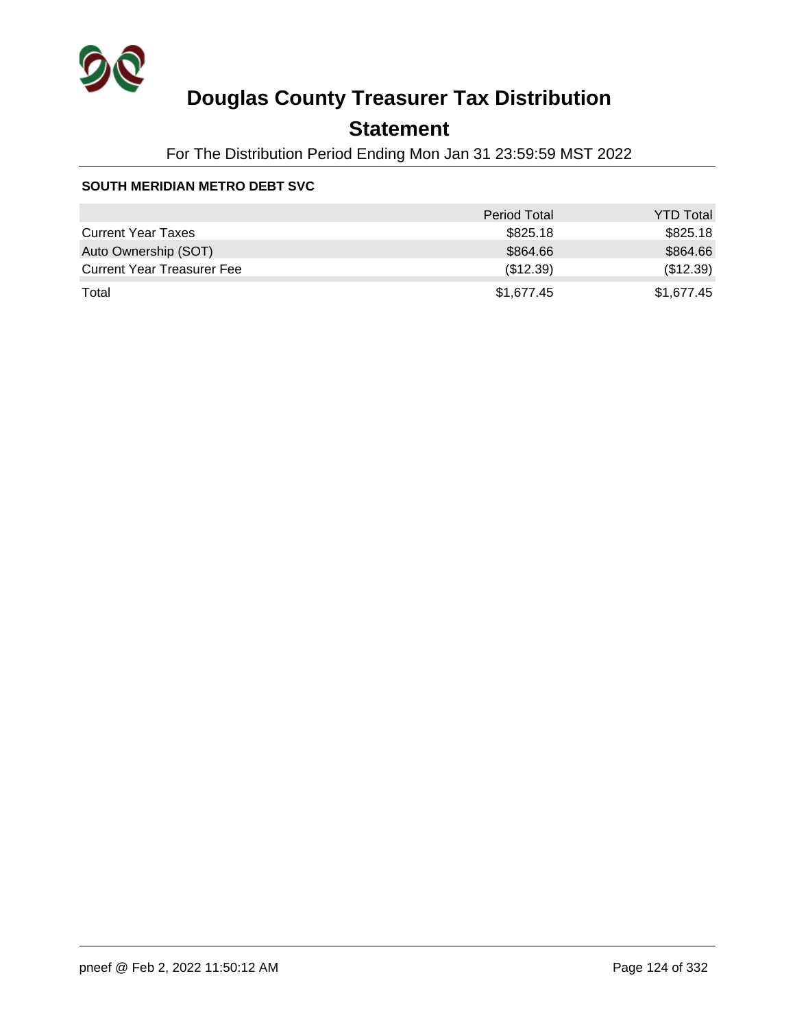# Douglas County Treasurer Tax Distribution

## Statement

For The Distribution Period Ending Mon Jan 31 23:59:59 MST 2022

**SOUTH MERIDIAN METRO DEBT SVC**

| | Period Total | YTD Total |
|---|---|---|
| Current Year Taxes | $825.18 | $825.18 |
| Auto Ownership (SOT) | $864.66 | $864.66 |
| Current Year Treasurer Fee | ($12.39) | ($12.39) |
| Total | $1,677.45 | $1,677.45 |

pneef @ Feb 2, 2022 11:50:12 AM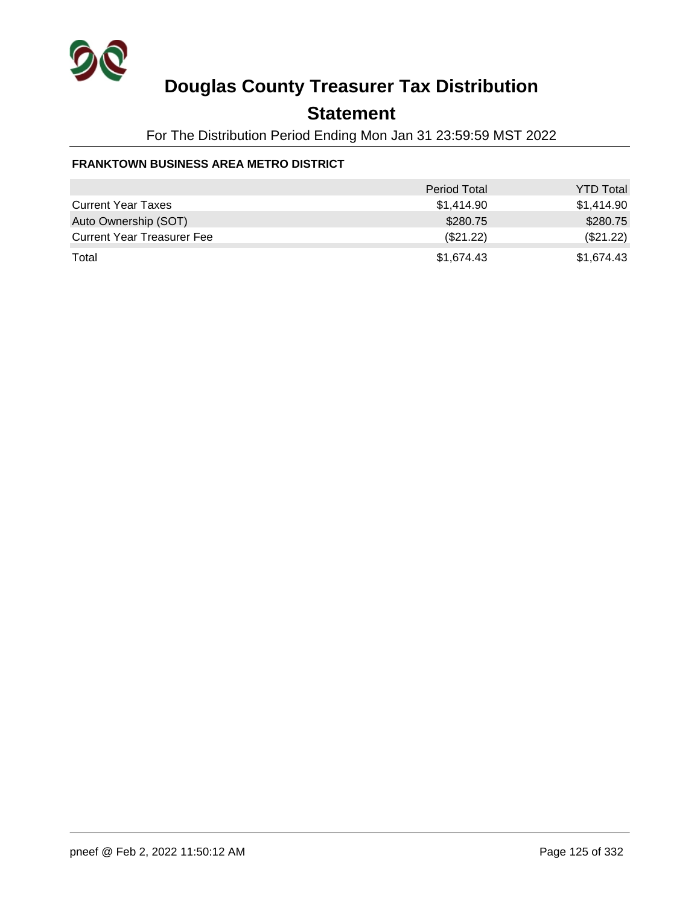# Douglas County Treasurer Tax Distribution

## Statement

For The Distribution Period Ending Mon Jan 31 23:59:59 MST 2022

### FRANKTOWN BUSINESS AREA METRO DISTRICT

| | Period Total | YTD Total |
|---|---|---|
| Current Year Taxes | $1,414.90 | $1,414.90 |
| Auto Ownership (SOT) | $280.75 | $280.75 |
| Current Year Treasurer Fee | ($21.22) | ($21.22) |
| Total | $1,674.43 | $1,674.43 |

pneef @ Feb 2, 2022 11:50:12 AM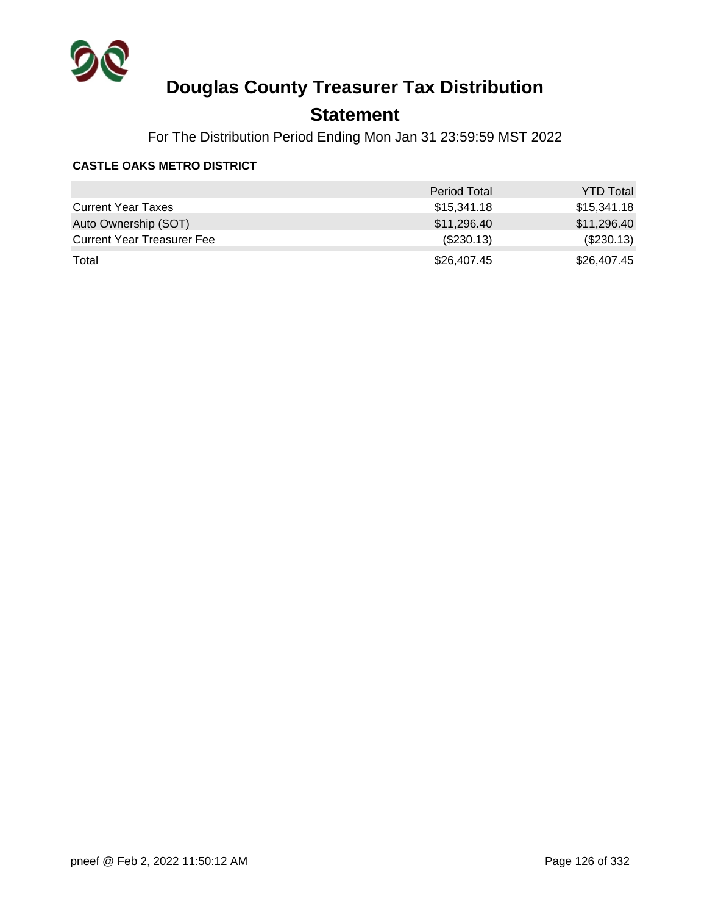# Douglas County Treasurer Tax Distribution

## Statement

For The Distribution Period Ending Mon Jan 31 23:59:59 MST 2022

**CASTLE OAKS METRO DISTRICT**

| | Period Total | YTD Total |
|---|---|---|
| Current Year Taxes | $15,341.18 | $15,341.18 |
| Auto Ownership (SOT) | $11,296.40 | $11,296.40 |
| Current Year Treasurer Fee | ($230.13) | ($230.13) |
| Total | $26,407.45 | $26,407.45 |

pneef @ Feb 2, 2022 11:50:12 AM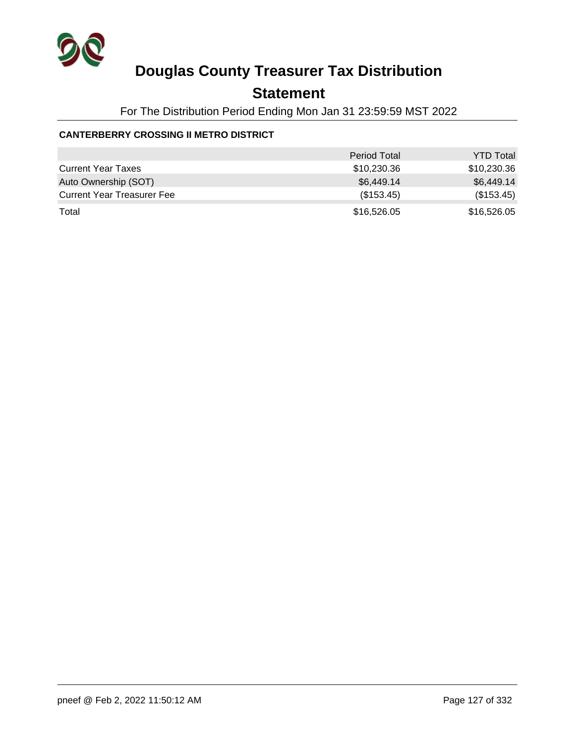# Douglas County Treasurer Tax Distribution

## Statement

For The Distribution Period Ending Mon Jan 31 23:59:59 MST 2022

**CANTERBERRY CROSSING II METRO DISTRICT**

| | Period Total | YTD Total |
|---|---|---|
| Current Year Taxes | $10,230.36 | $10,230.36 |
| Auto Ownership (SOT) | $6,449.14 | $6,449.14 |
| Current Year Treasurer Fee | ($153.45) | ($153.45) |
| Total | $16,526.05 | $16,526.05 |

pneef @ Feb 2, 2022 11:50:12 AM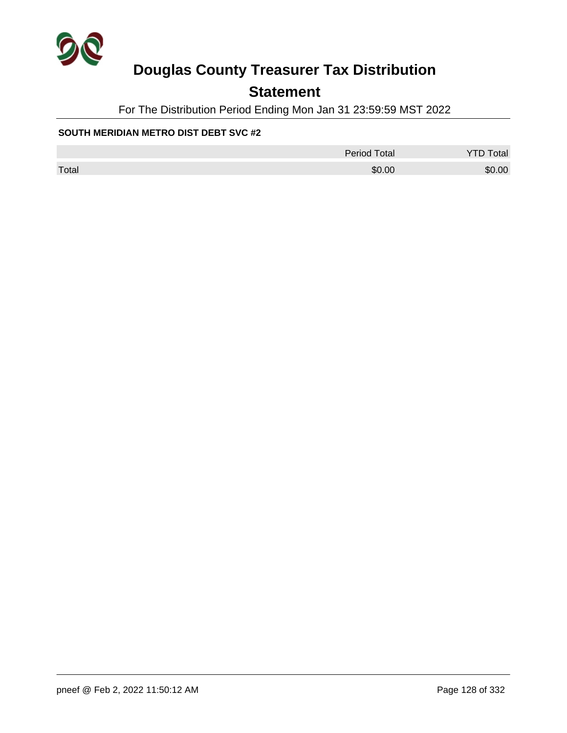# Douglas County Treasurer Tax Distribution

## Statement

For The Distribution Period Ending Mon Jan 31 23:59:59 MST 2022

**SOUTH MERIDIAN METRO DIST DEBT SVC #2**

| | Period Total | YTD Total |
|---|---|---|
| Total | $0.00 | $0.00 |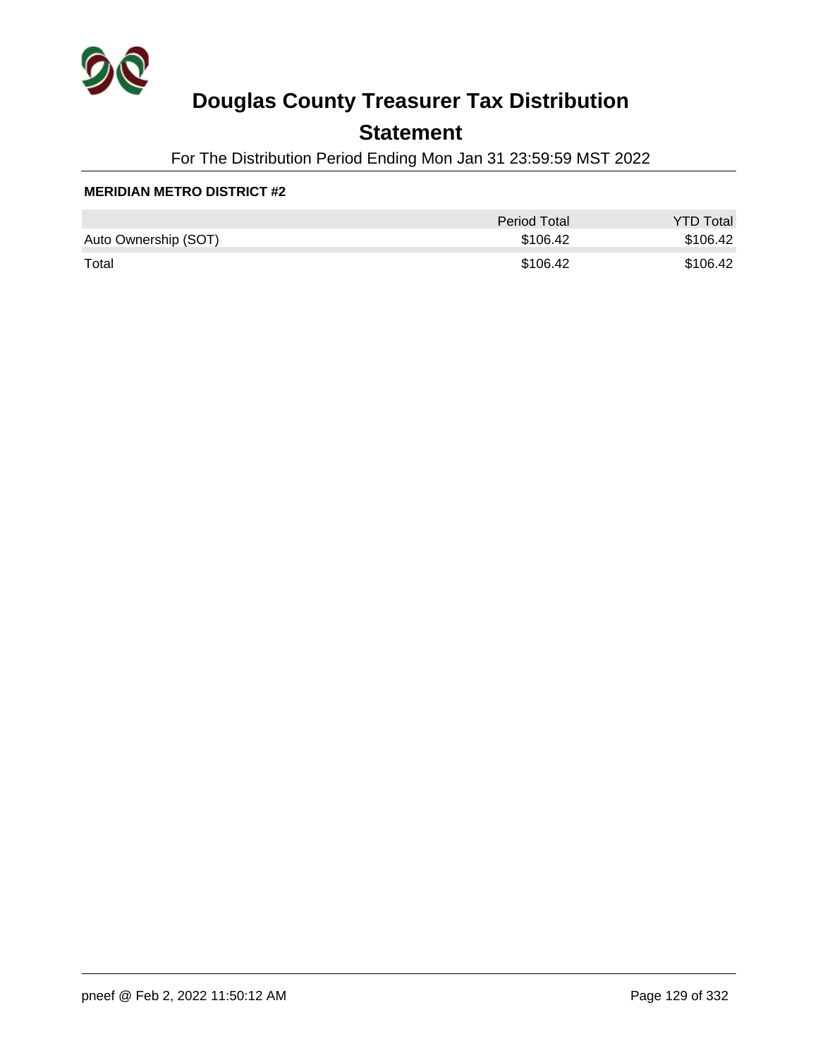# Douglas County Treasurer Tax Distribution

## Statement

For The Distribution Period Ending Mon Jan 31 23:59:59 MST 2022

**MERIDIAN METRO DISTRICT #2**

| | Period Total | YTD Total |
|---|---|---|
| Auto Ownership (SOT) | $106.42 | $106.42 |
| Total | $106.42 | $106.42 |

pneef @ Feb 2, 2022 11:50:12 AM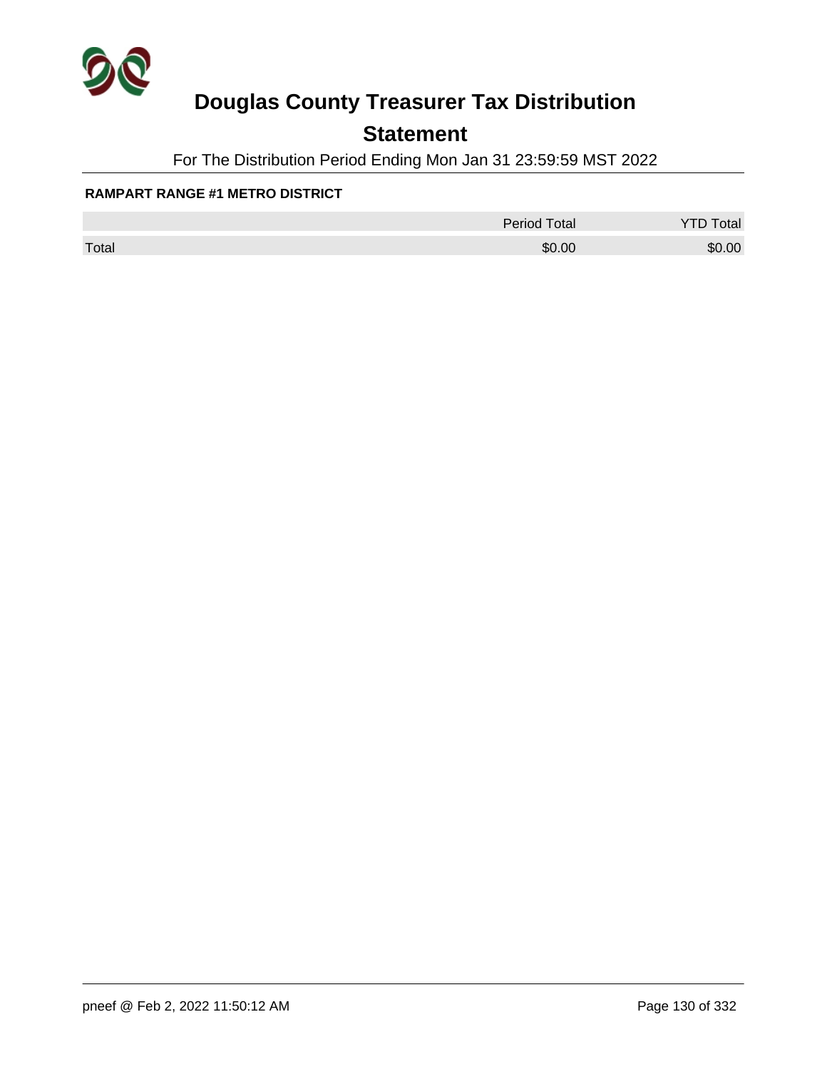# Douglas County Treasurer Tax Distribution

## Statement

For The Distribution Period Ending Mon Jan 31 23:59:59 MST 2022

**RAMPART RANGE #1 METRO DISTRICT**

| | Period Total | YTD Total |
|---|---|---|
| Total | $0.00 | $0.00 |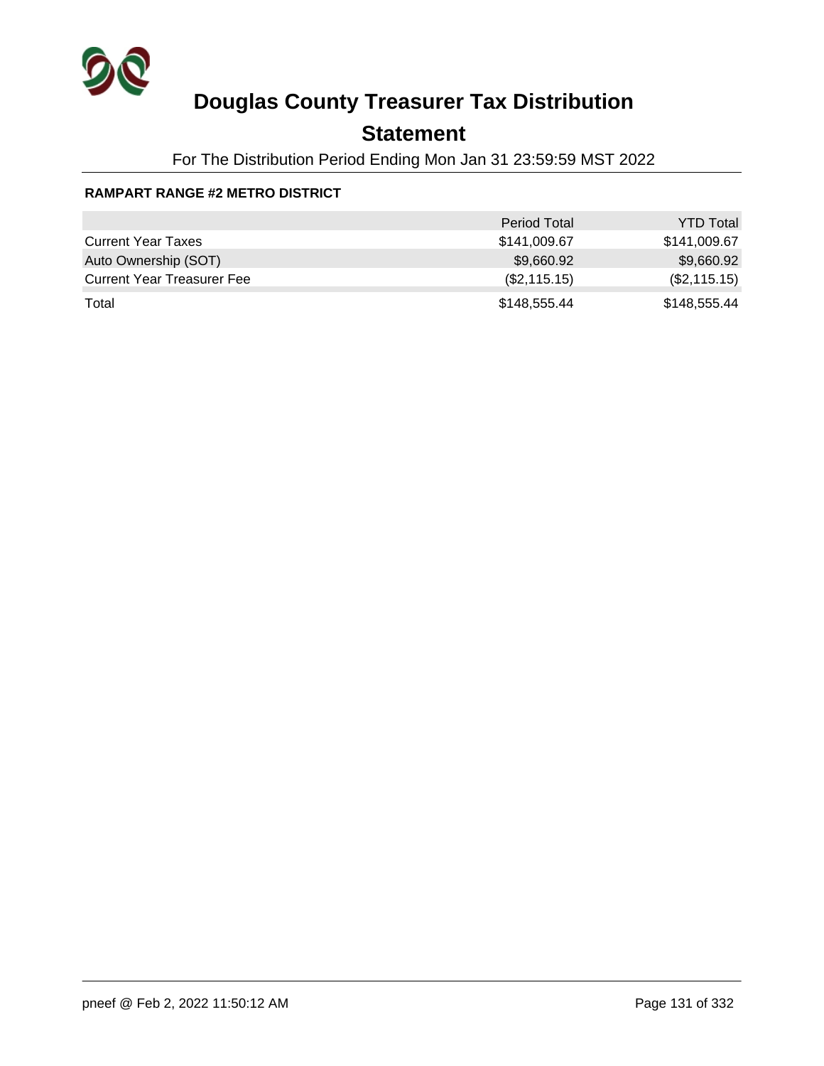# Douglas County Treasurer Tax Distribution

## Statement

For The Distribution Period Ending Mon Jan 31 23:59:59 MST 2022

**RAMPART RANGE #2 METRO DISTRICT**

| | Period Total | YTD Total |
|---|---|---|
| Current Year Taxes | $141,009.67 | $141,009.67 |
| Auto Ownership (SOT) | $9,660.92 | $9,660.92 |
| Current Year Treasurer Fee | ($2,115.15) | ($2,115.15) |
| Total | $148,555.44 | $148,555.44 |

pneef @ Feb 2, 2022 11:50:12 AM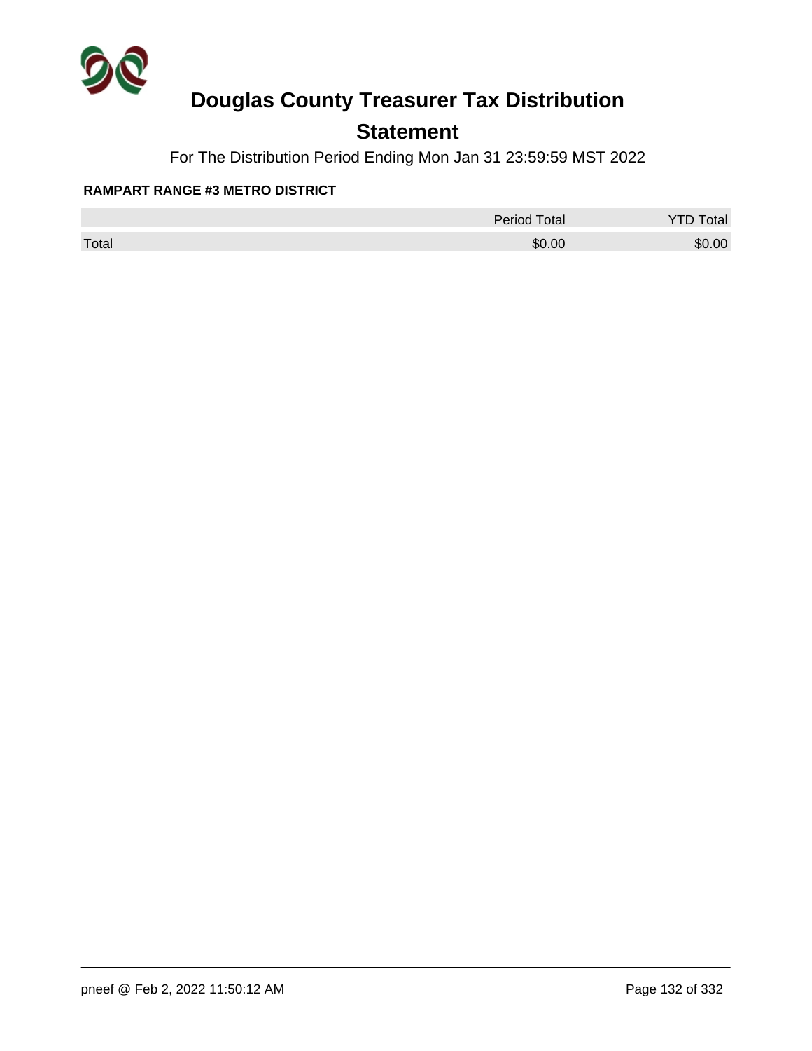# Douglas County Treasurer Tax Distribution

## Statement

For The Distribution Period Ending Mon Jan 31 23:59:59 MST 2022

**RAMPART RANGE #3 METRO DISTRICT**

| | Period Total | YTD Total |
|---|---|---|
| Total | $0.00 | $0.00 |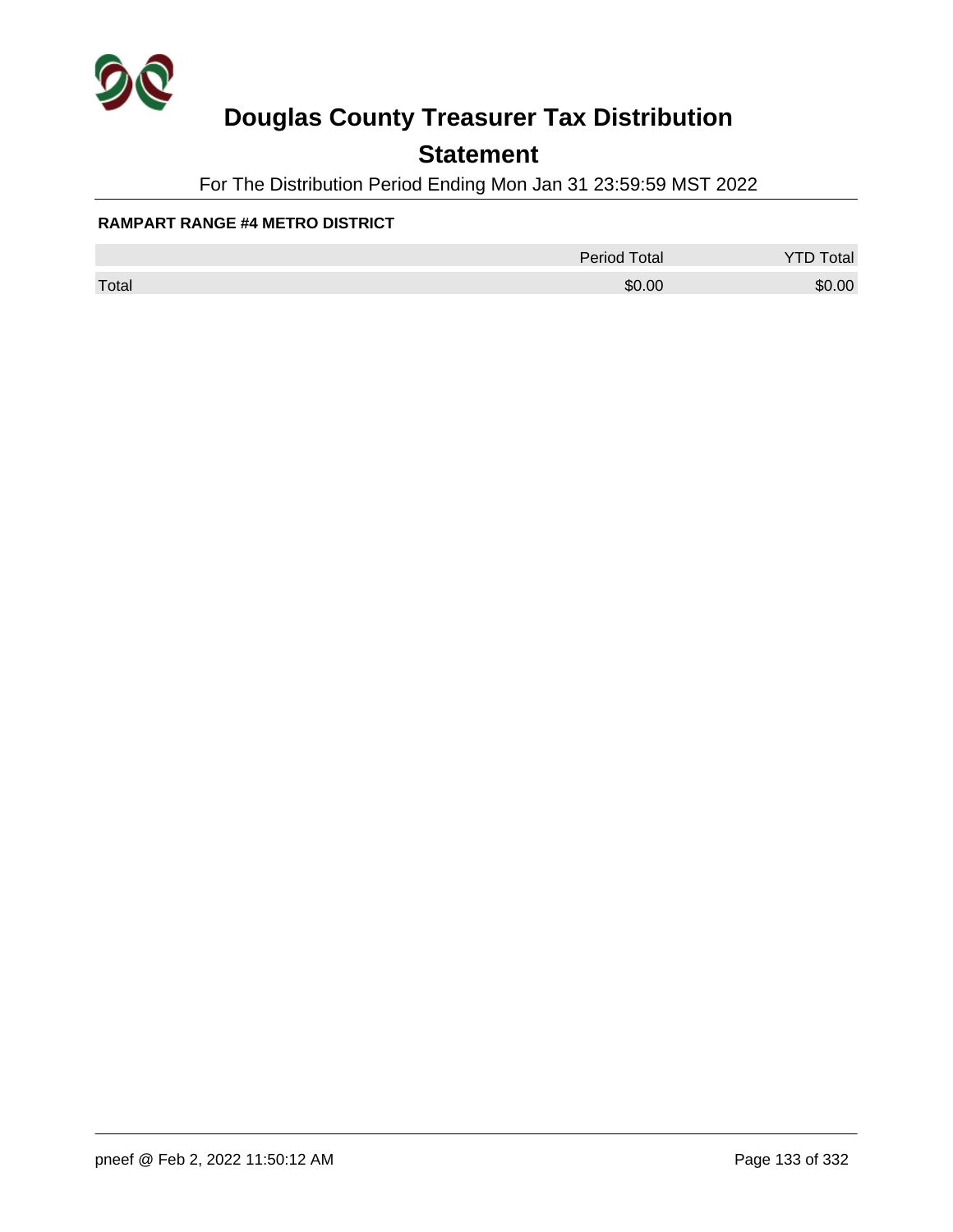# Douglas County Treasurer Tax Distribution

## Statement

For The Distribution Period Ending Mon Jan 31 23:59:59 MST 2022

**RAMPART RANGE #4 METRO DISTRICT**

| | Period Total | YTD Total |
|---|---|---|
| Total | $0.00 | $0.00 |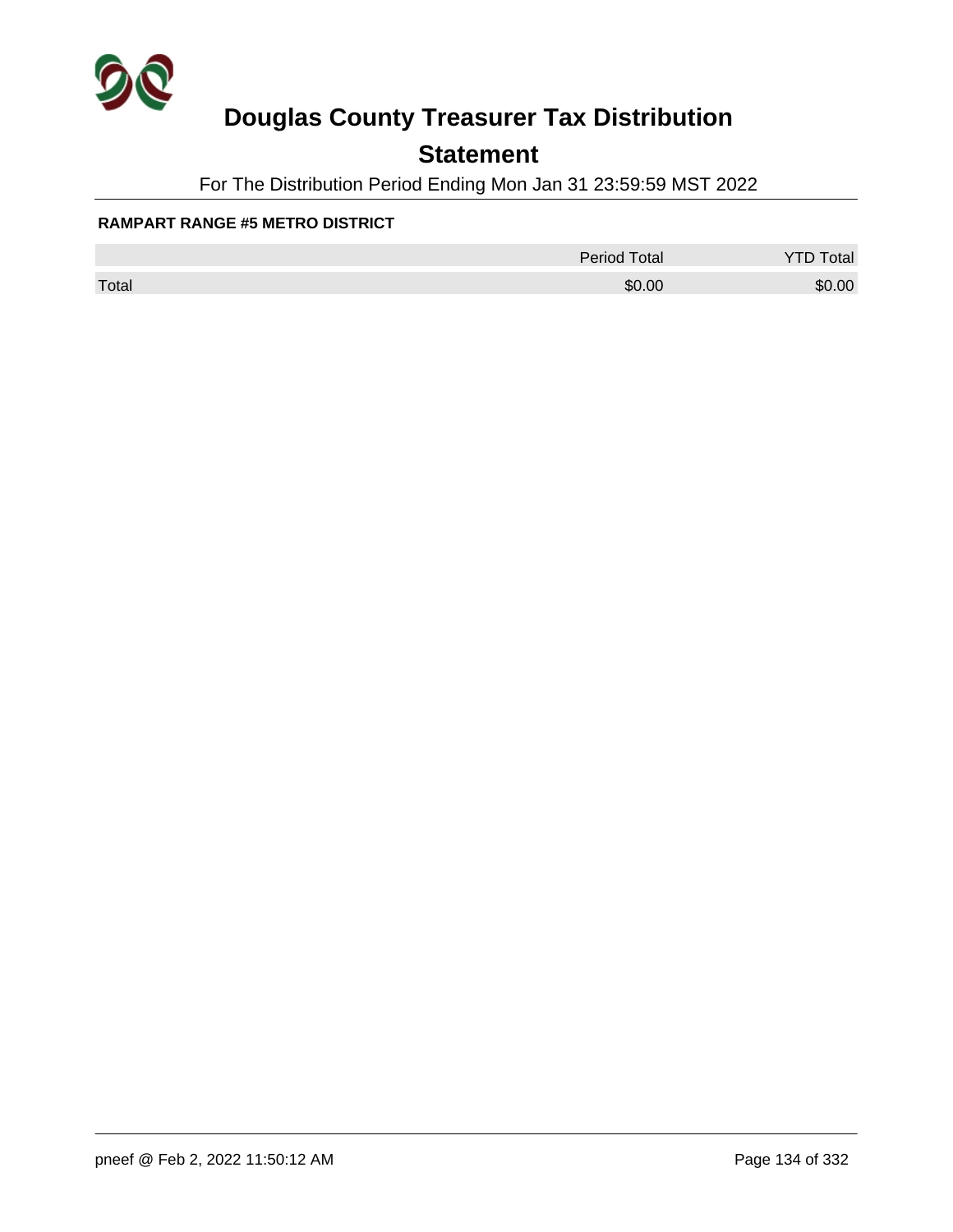# Douglas County Treasurer Tax Distribution

## Statement

For The Distribution Period Ending Mon Jan 31 23:59:59 MST 2022

**RAMPART RANGE #5 METRO DISTRICT**

| | Period Total | YTD Total |
|---|---|---|
| Total | $0.00 | $0.00 |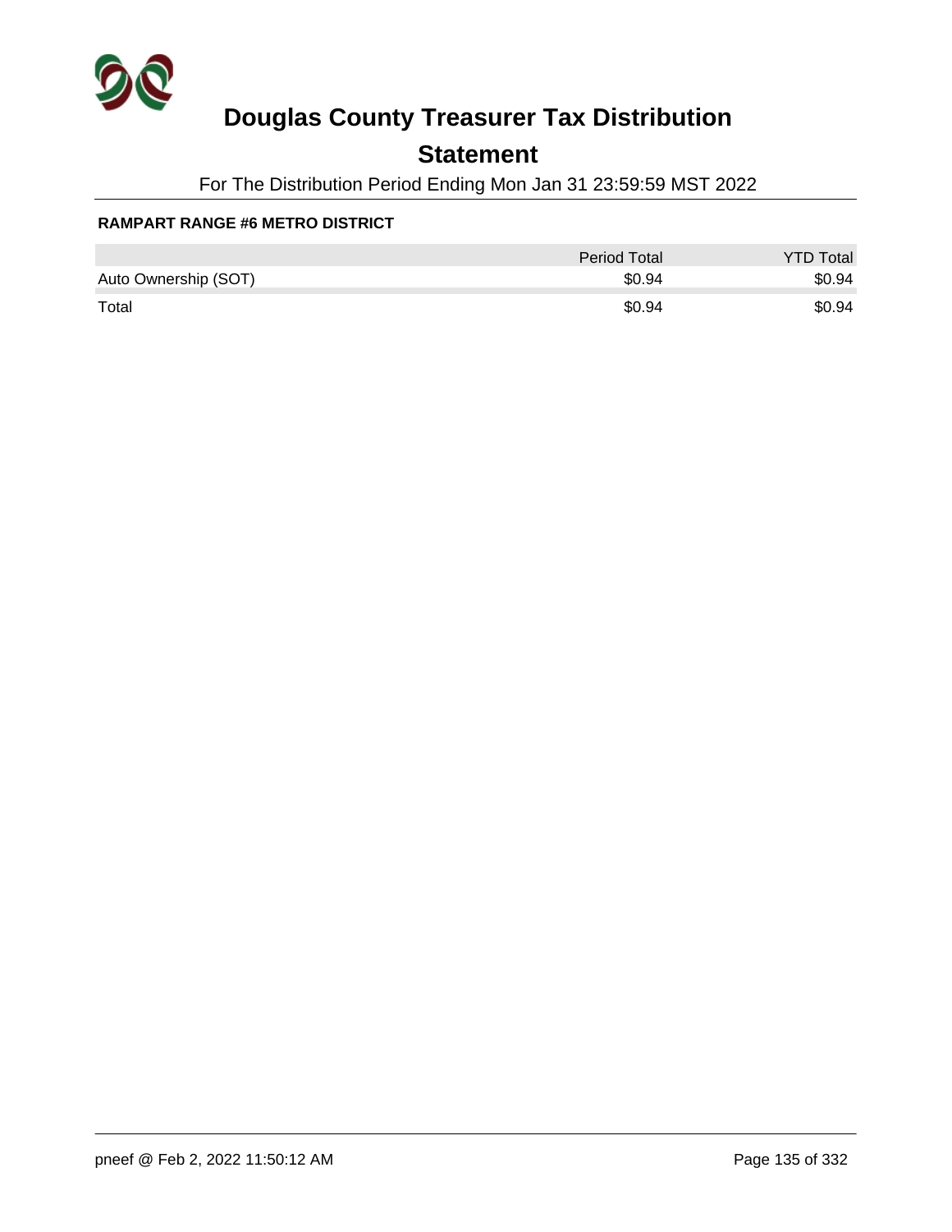# Douglas County Treasurer Tax Distribution

## Statement

For The Distribution Period Ending Mon Jan 31 23:59:59 MST 2022

**RAMPART RANGE #6 METRO DISTRICT**

| | Period Total | YTD Total |
|---|---|---|
| Auto Ownership (SOT) | $0.94 | $0.94 |
| Total | $0.94 | $0.94 |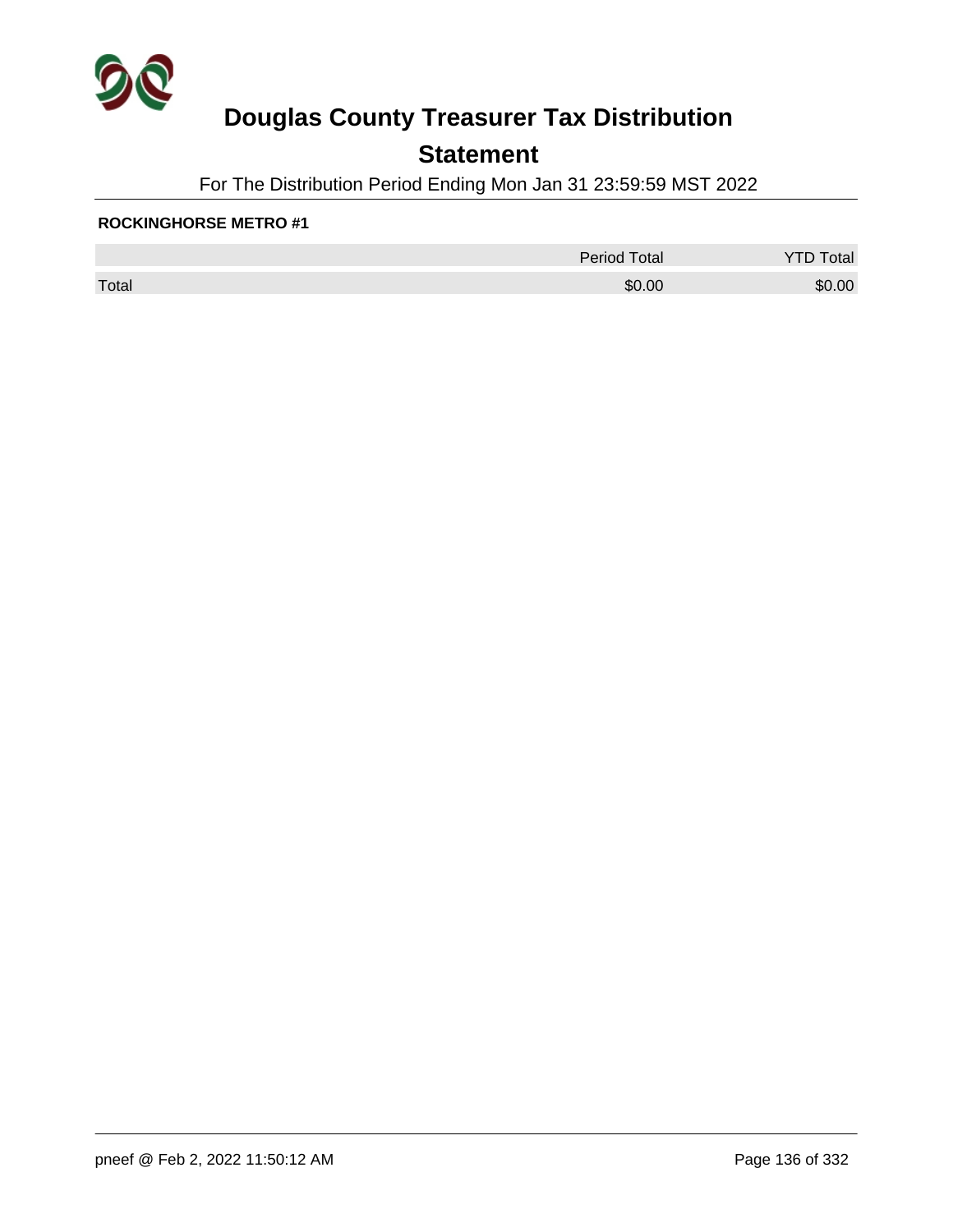# Douglas County Treasurer Tax Distribution

## Statement

For The Distribution Period Ending Mon Jan 31 23:59:59 MST 2022

**ROCKINGHORSE METRO #1**

| | Period Total | YTD Total |
|---|---|---|
| Total | $0.00 | $0.00 |

pneef @ Feb 2, 2022 11:50:12 AM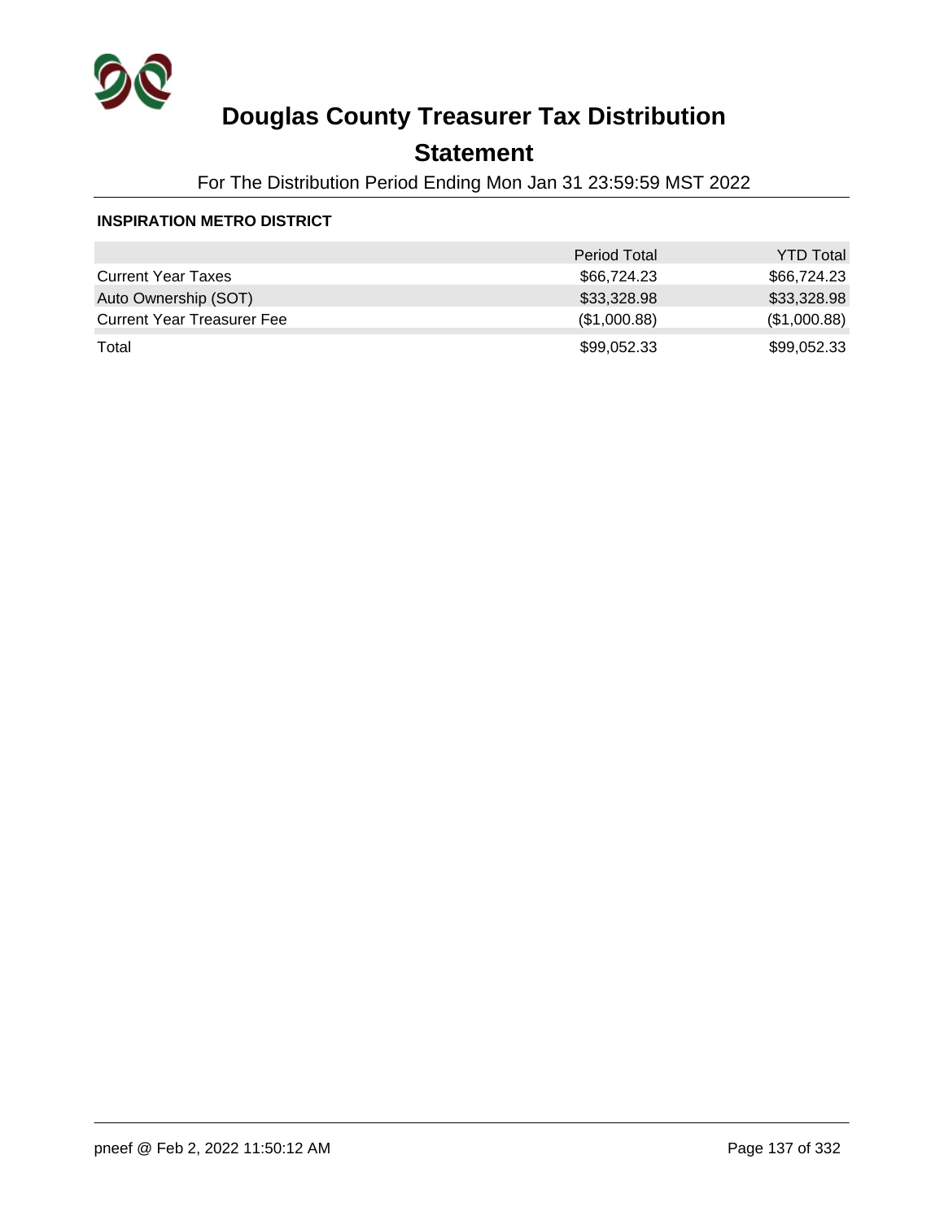# Douglas County Treasurer Tax Distribution

## Statement

For The Distribution Period Ending Mon Jan 31 23:59:59 MST 2022

**INSPIRATION METRO DISTRICT**

| | Period Total | YTD Total |
|---|---|---|
| Current Year Taxes | $66,724.23 | $66,724.23 |
| Auto Ownership (SOT) | $33,328.98 | $33,328.98 |
| Current Year Treasurer Fee | ($1,000.88) | ($1,000.88) |
| Total | $99,052.33 | $99,052.33 |

pneef @ Feb 2, 2022 11:50:12 AM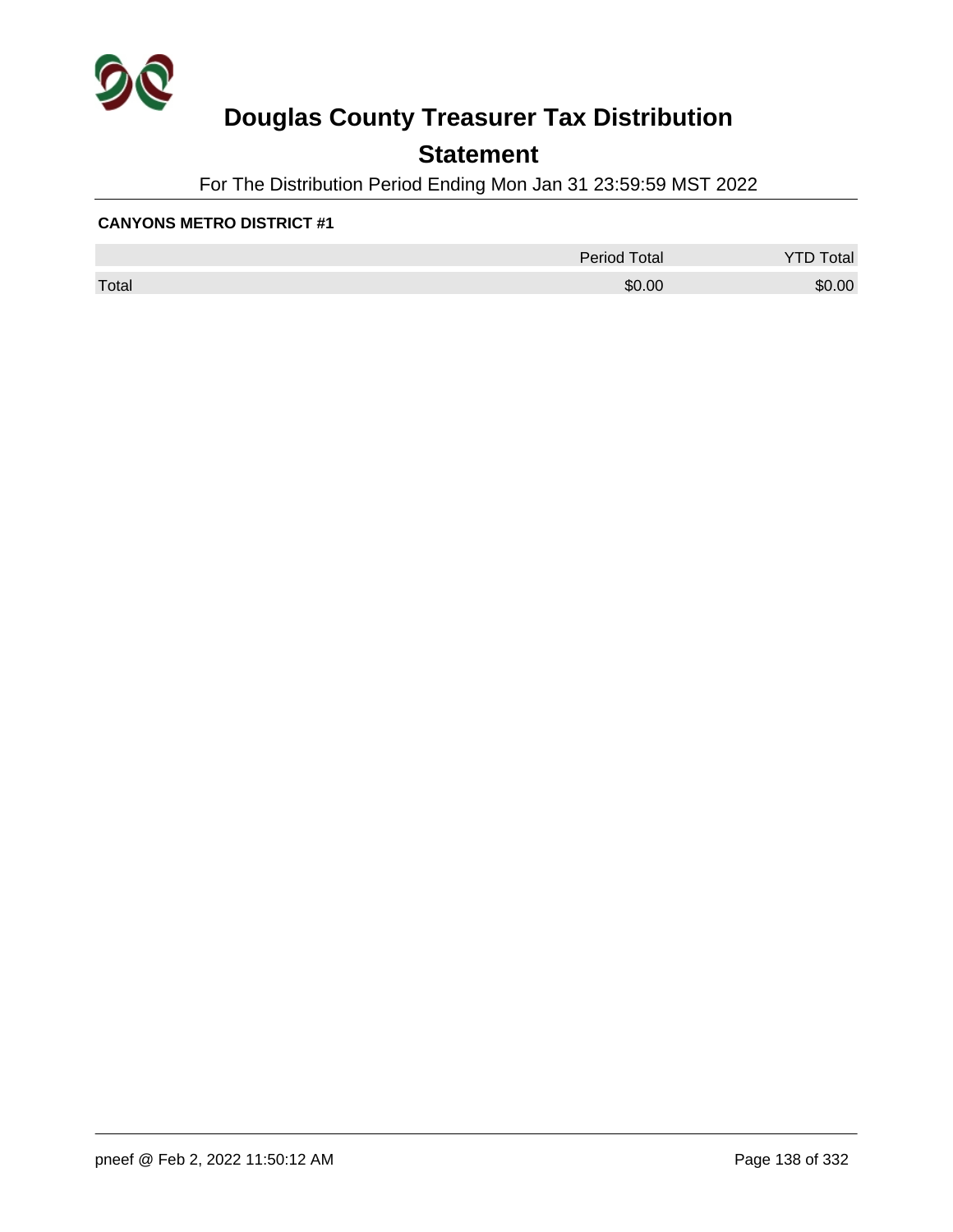# Douglas County Treasurer Tax Distribution

## Statement

For The Distribution Period Ending Mon Jan 31 23:59:59 MST 2022

**CANYONS METRO DISTRICT #1**

| | Period Total | YTD Total |
|---|---|---|
| Total | $0.00 | $0.00 |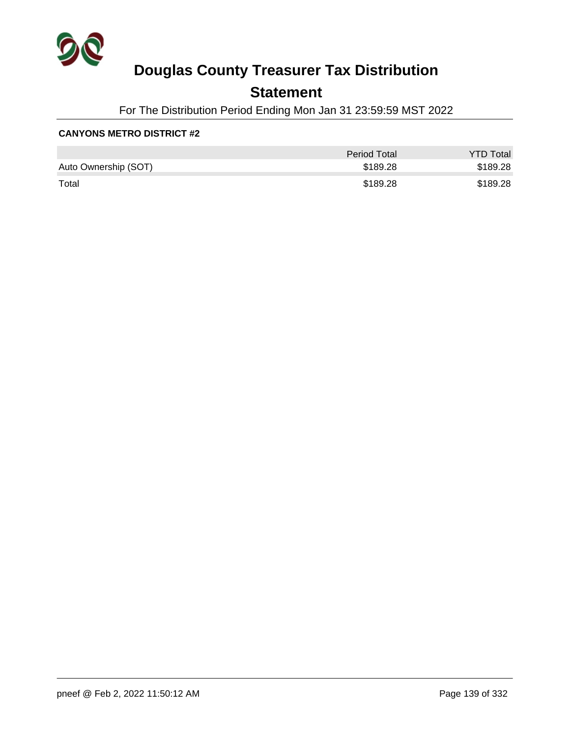# Douglas County Treasurer Tax Distribution

## Statement

For The Distribution Period Ending Mon Jan 31 23:59:59 MST 2022

**CANYONS METRO DISTRICT #2**

| | Period Total | YTD Total |
|---|---:|---:|
| Auto Ownership (SOT) | $189.28 | $189.28 |
| Total | $189.28 | $189.28 |

pneef @ Feb 2, 2022 11:50:12 AM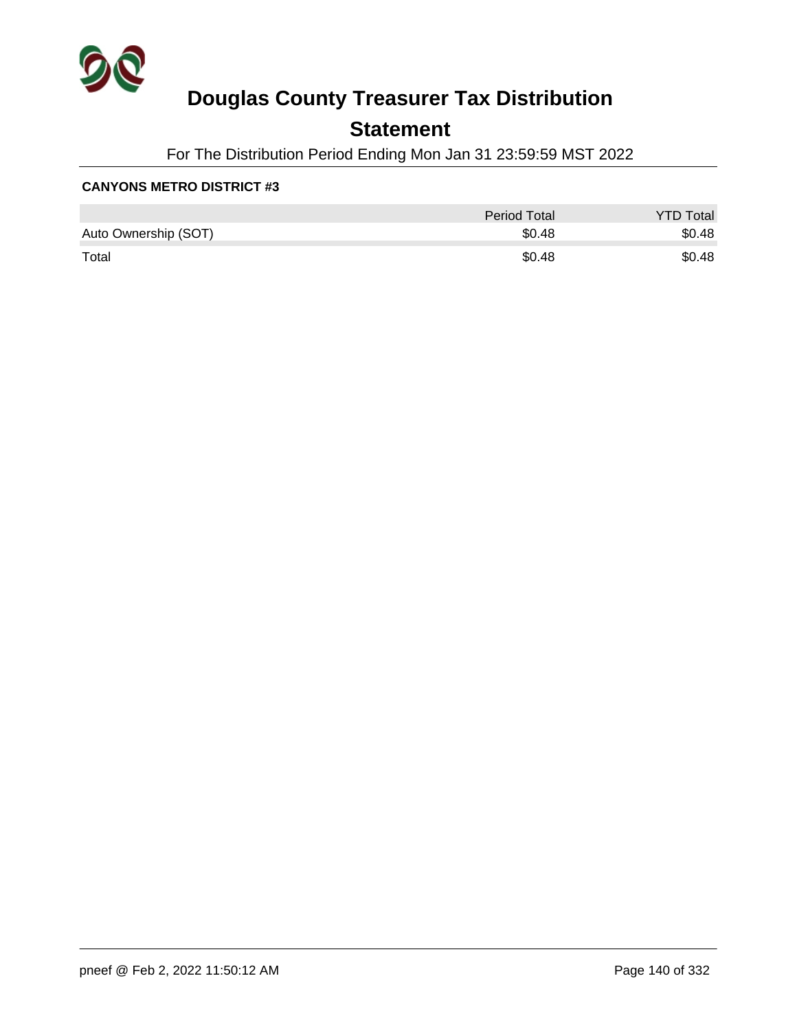# Douglas County Treasurer Tax Distribution

## Statement

For The Distribution Period Ending Mon Jan 31 23:59:59 MST 2022

**CANYONS METRO DISTRICT #3**

| | Period Total | YTD Total |
|---|---|---|
| Auto Ownership (SOT) | $0.48 | $0.48 |
| Total | $0.48 | $0.48 |

pneef @ Feb 2, 2022 11:50:12 AM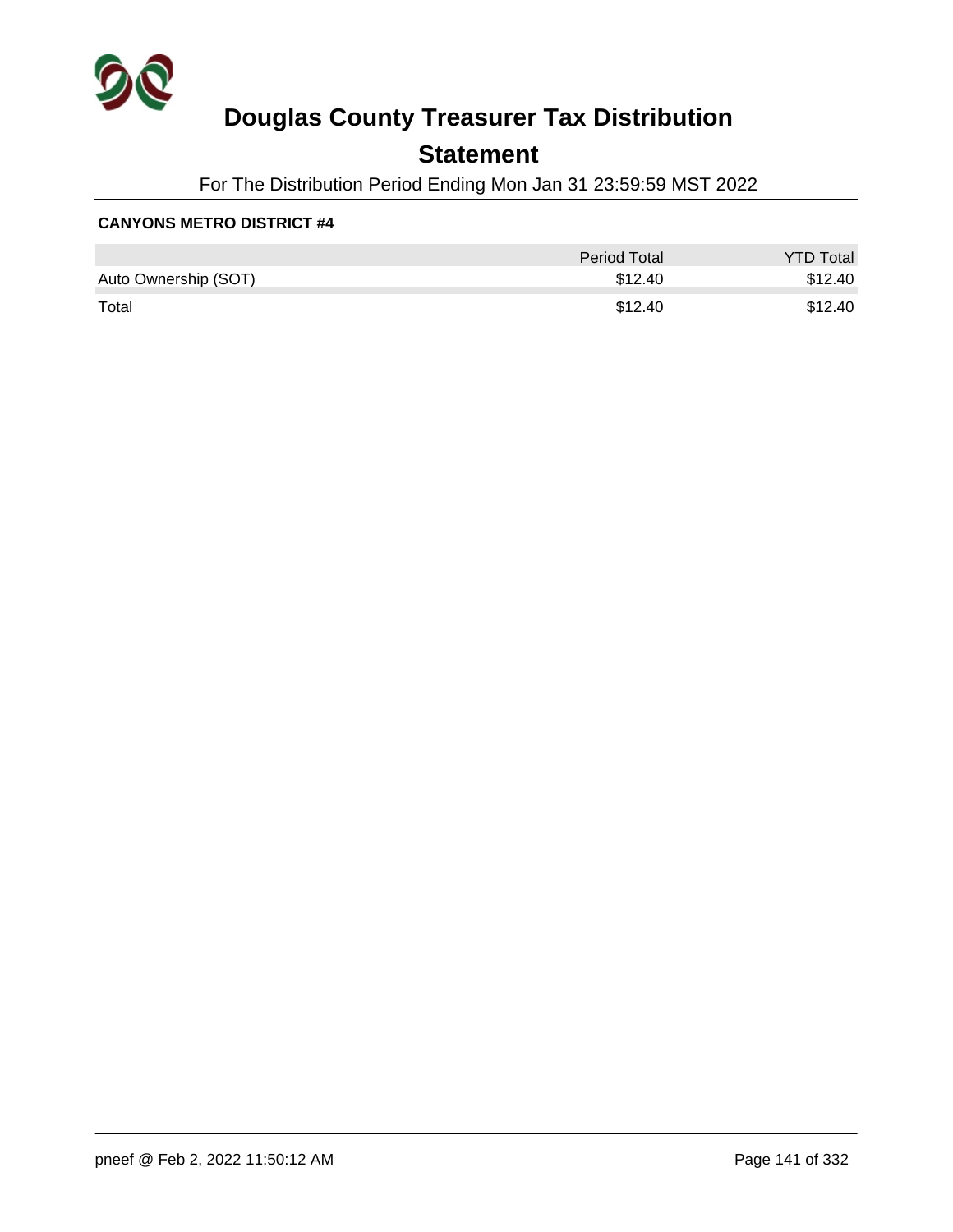# Douglas County Treasurer Tax Distribution

## Statement

For The Distribution Period Ending Mon Jan 31 23:59:59 MST 2022

**CANYONS METRO DISTRICT #4**

| | Period Total | YTD Total |
|---|---|---|
| Auto Ownership (SOT) | $12.40 | $12.40 |
| Total | $12.40 | $12.40 |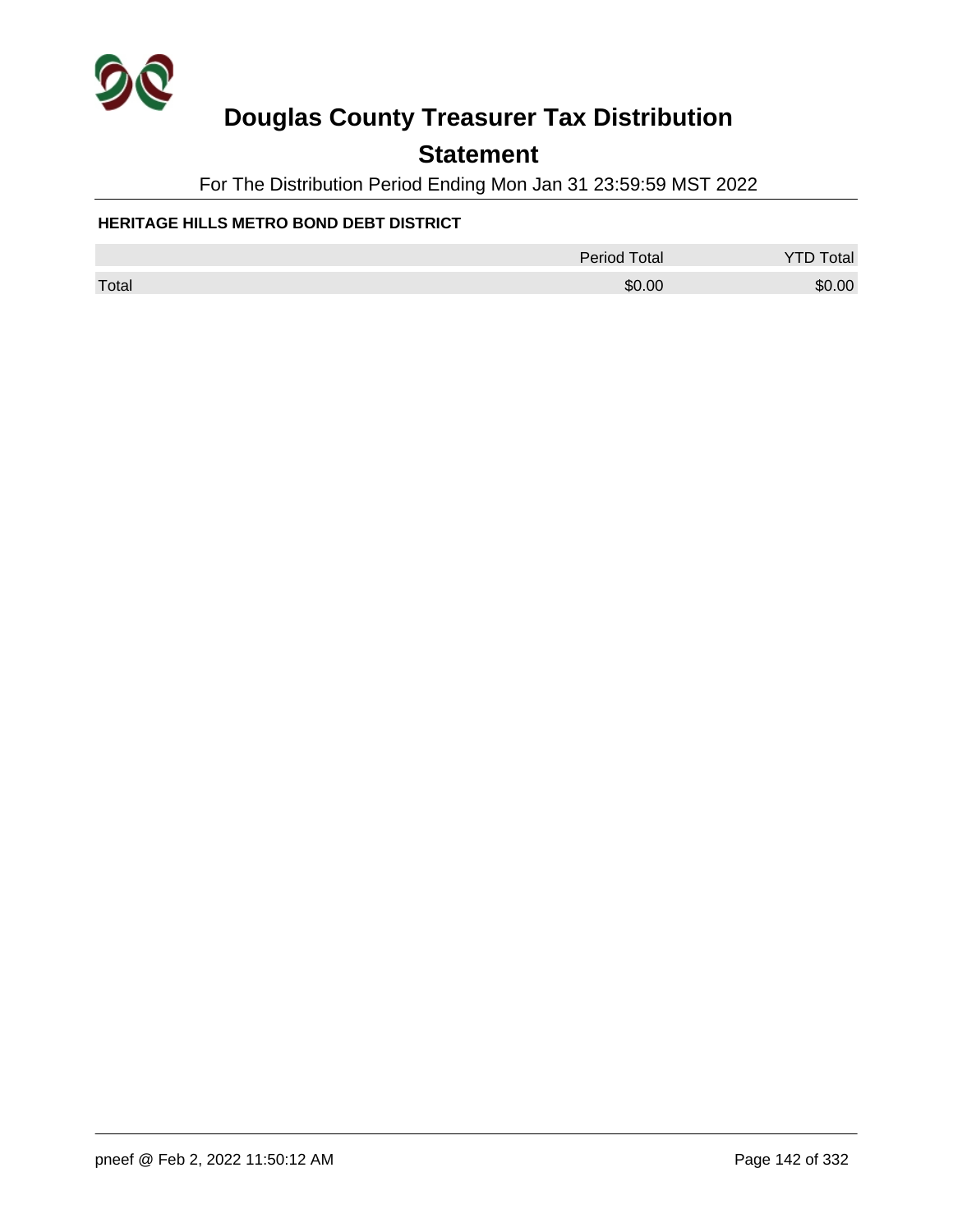# Douglas County Treasurer Tax Distribution

## Statement

For The Distribution Period Ending Mon Jan 31 23:59:59 MST 2022

**HERITAGE HILLS METRO BOND DEBT DISTRICT**

| | Period Total | YTD Total |
|---|---|---|
| Total | $0.00 | $0.00 |

pneef @ Feb 2, 2022 11:50:12 AM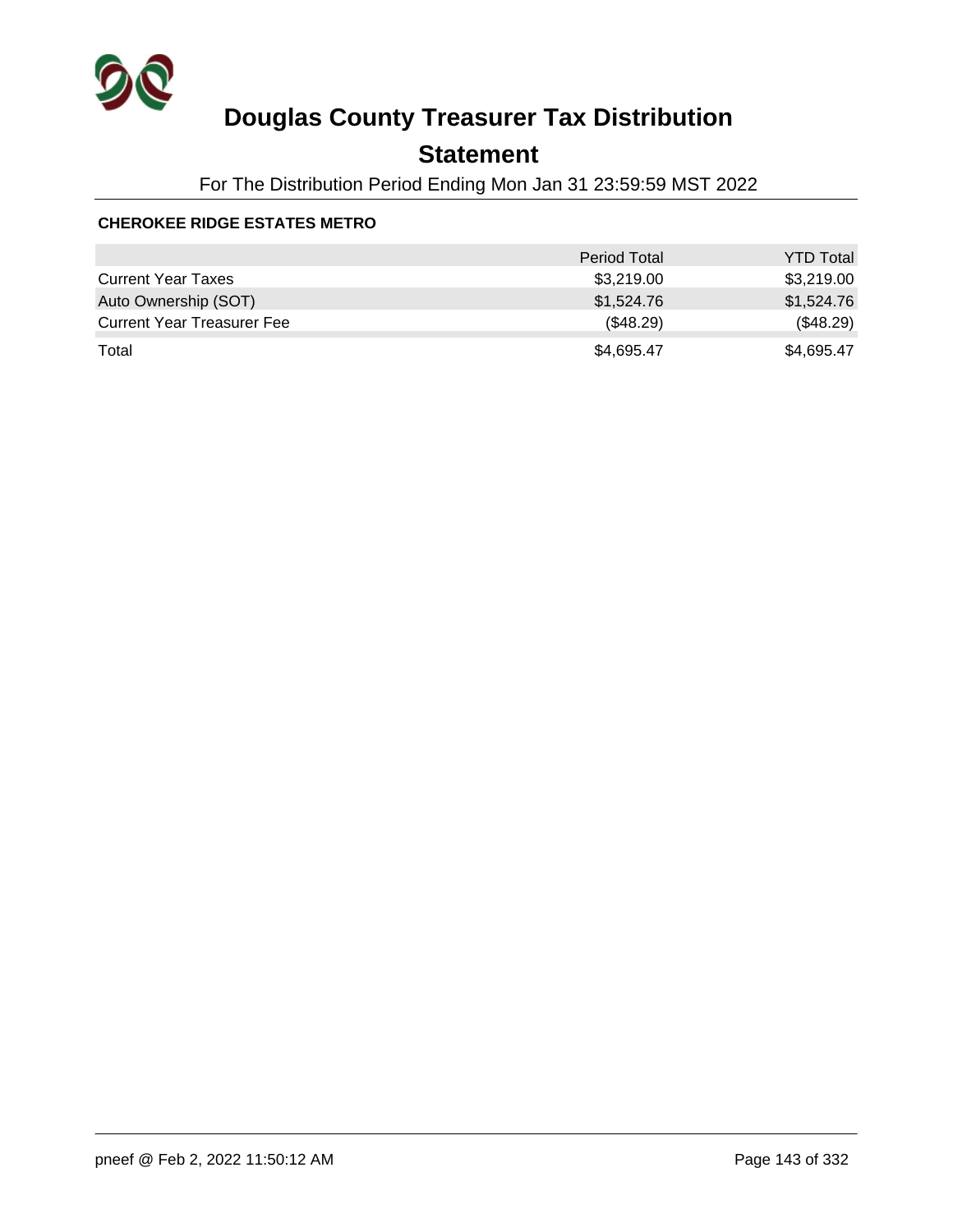# Douglas County Treasurer Tax Distribution

## Statement

For The Distribution Period Ending Mon Jan 31 23:59:59 MST 2022

**CHEROKEE RIDGE ESTATES METRO**

| | Period Total | YTD Total |
|---|---|---|
| Current Year Taxes | $3,219.00 | $3,219.00 |
| Auto Ownership (SOT) | $1,524.76 | $1,524.76 |
| Current Year Treasurer Fee | ($48.29) | ($48.29) |
| Total | $4,695.47 | $4,695.47 |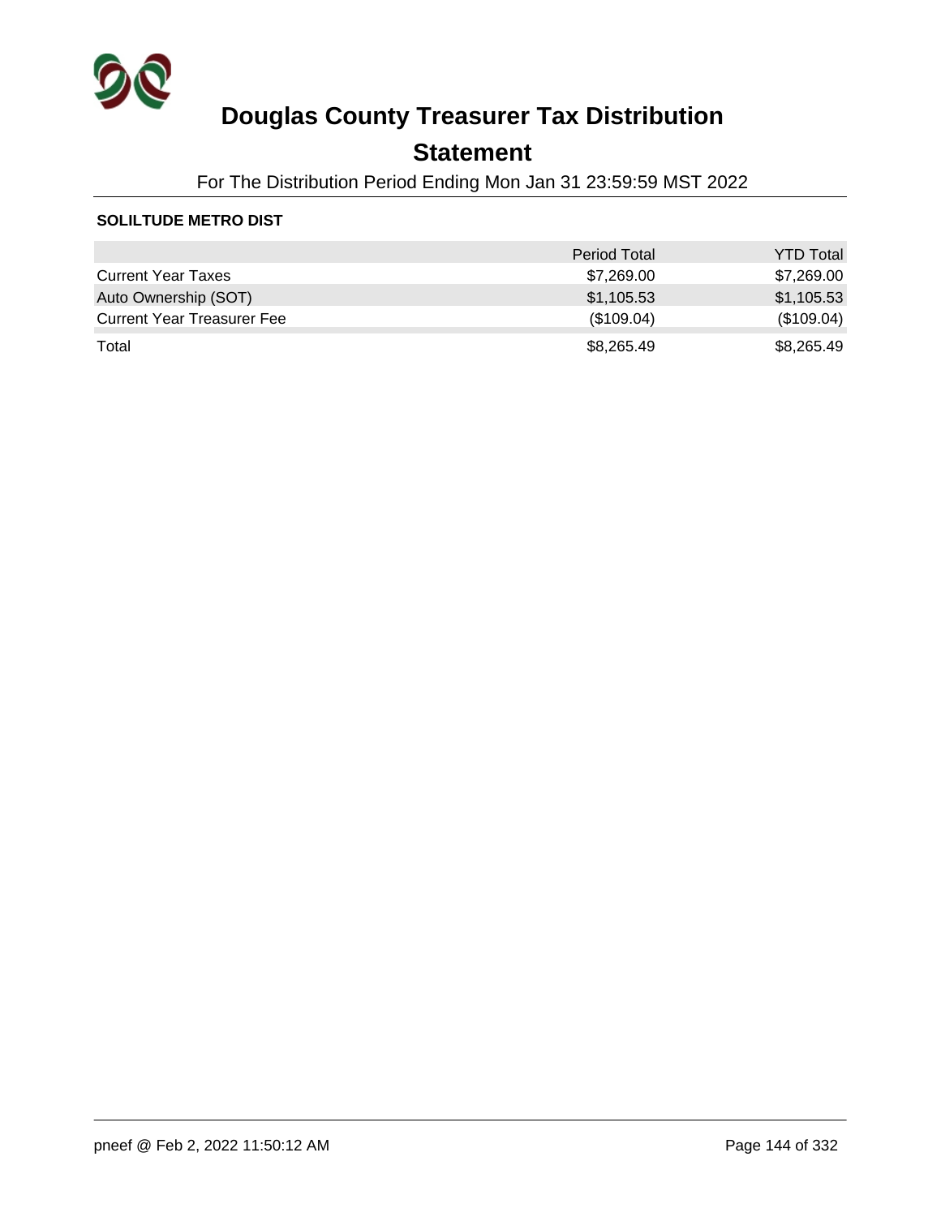# Douglas County Treasurer Tax Distribution

## Statement

For The Distribution Period Ending Mon Jan 31 23:59:59 MST 2022

**SOLILTUDE METRO DIST**

| | Period Total | YTD Total |
|---|---|---|
| Current Year Taxes | $7,269.00 | $7,269.00 |
| Auto Ownership (SOT) | $1,105.53 | $1,105.53 |
| Current Year Treasurer Fee | ($109.04) | ($109.04) |
| Total | $8,265.49 | $8,265.49 |

pneef @ Feb 2, 2022 11:50:12 AM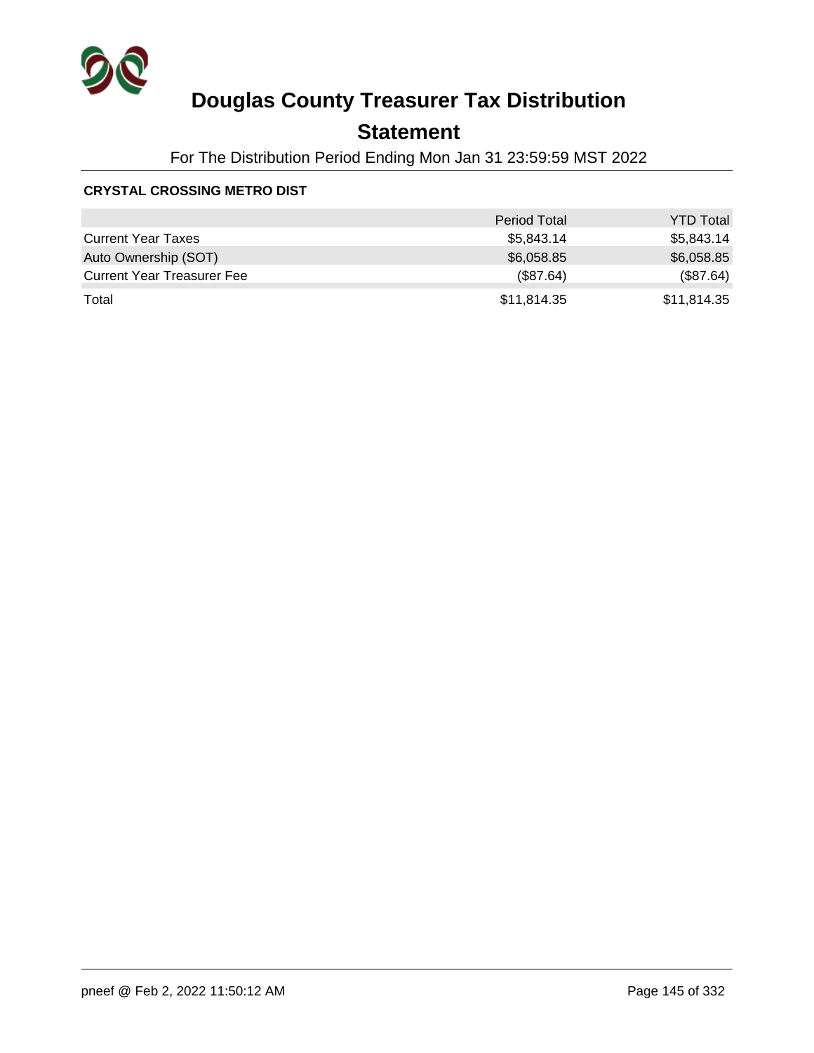# Douglas County Treasurer Tax Distribution

## Statement

For The Distribution Period Ending Mon Jan 31 23:59:59 MST 2022

**CRYSTAL CROSSING METRO DIST**

| | Period Total | YTD Total |
|---|---|---|
| Current Year Taxes | $5,843.14 | $5,843.14 |
| Auto Ownership (SOT) | $6,058.85 | $6,058.85 |
| Current Year Treasurer Fee | ($87.64) | ($87.64) |
| Total | $11,814.35 | $11,814.35 |

pneef @ Feb 2, 2022 11:50:12 AM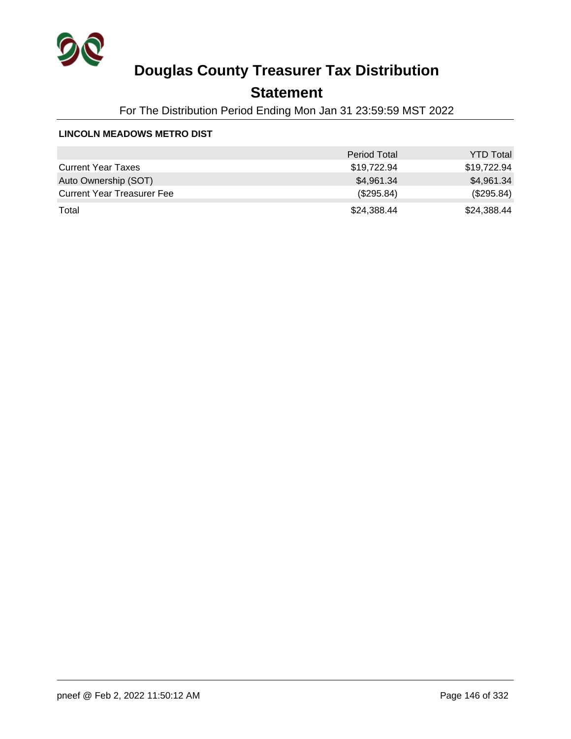# Douglas County Treasurer Tax Distribution

## Statement

For The Distribution Period Ending Mon Jan 31 23:59:59 MST 2022

**LINCOLN MEADOWS METRO DIST**

| | Period Total | YTD Total |
|---|---|---|
| Current Year Taxes | $19,722.94 | $19,722.94 |
| Auto Ownership (SOT) | $4,961.34 | $4,961.34 |
| Current Year Treasurer Fee | ($295.84) | ($295.84) |
| Total | $24,388.44 | $24,388.44 |

pneef @ Feb 2, 2022 11:50:12 AM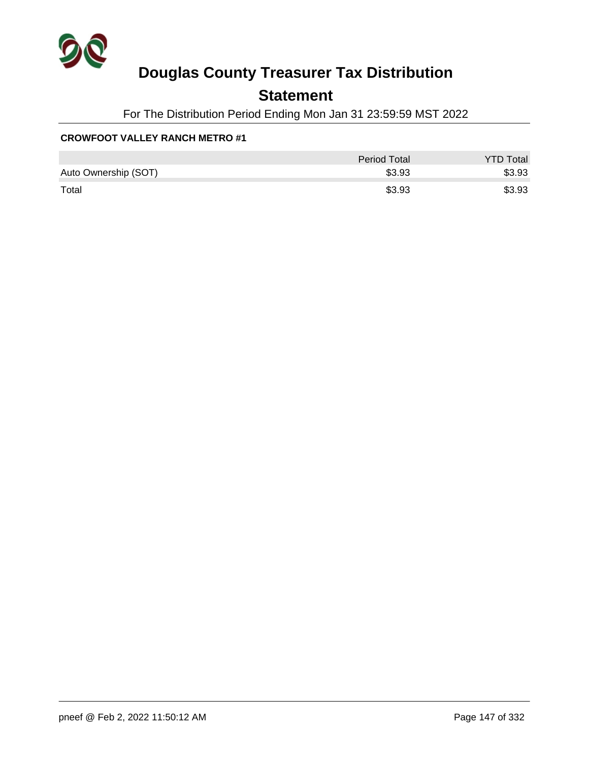# Douglas County Treasurer Tax Distribution

## Statement

For The Distribution Period Ending Mon Jan 31 23:59:59 MST 2022

**CROWFOOT VALLEY RANCH METRO #1**

| | Period Total | YTD Total |
|---|---|---|
| Auto Ownership (SOT) | $3.93 | $3.93 |
| Total | $3.93 | $3.93 |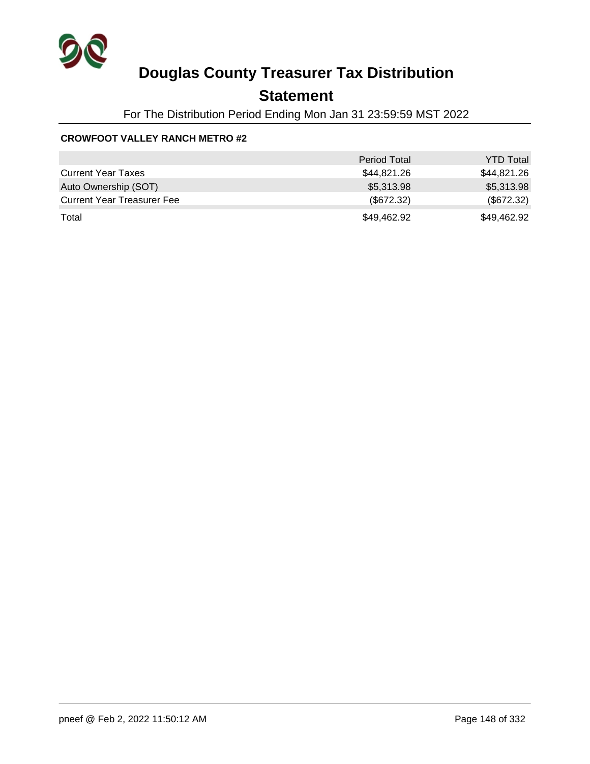# Douglas County Treasurer Tax Distribution

## Statement

For The Distribution Period Ending Mon Jan 31 23:59:59 MST 2022

**CROWFOOT VALLEY RANCH METRO #2**

| | Period Total | YTD Total |
|---|---|---|
| Current Year Taxes | $44,821.26 | $44,821.26 |
| Auto Ownership (SOT) | $5,313.98 | $5,313.98 |
| Current Year Treasurer Fee | ($672.32) | ($672.32) |
| Total | $49,462.92 | $49,462.92 |

pneef @ Feb 2, 2022 11:50:12 AM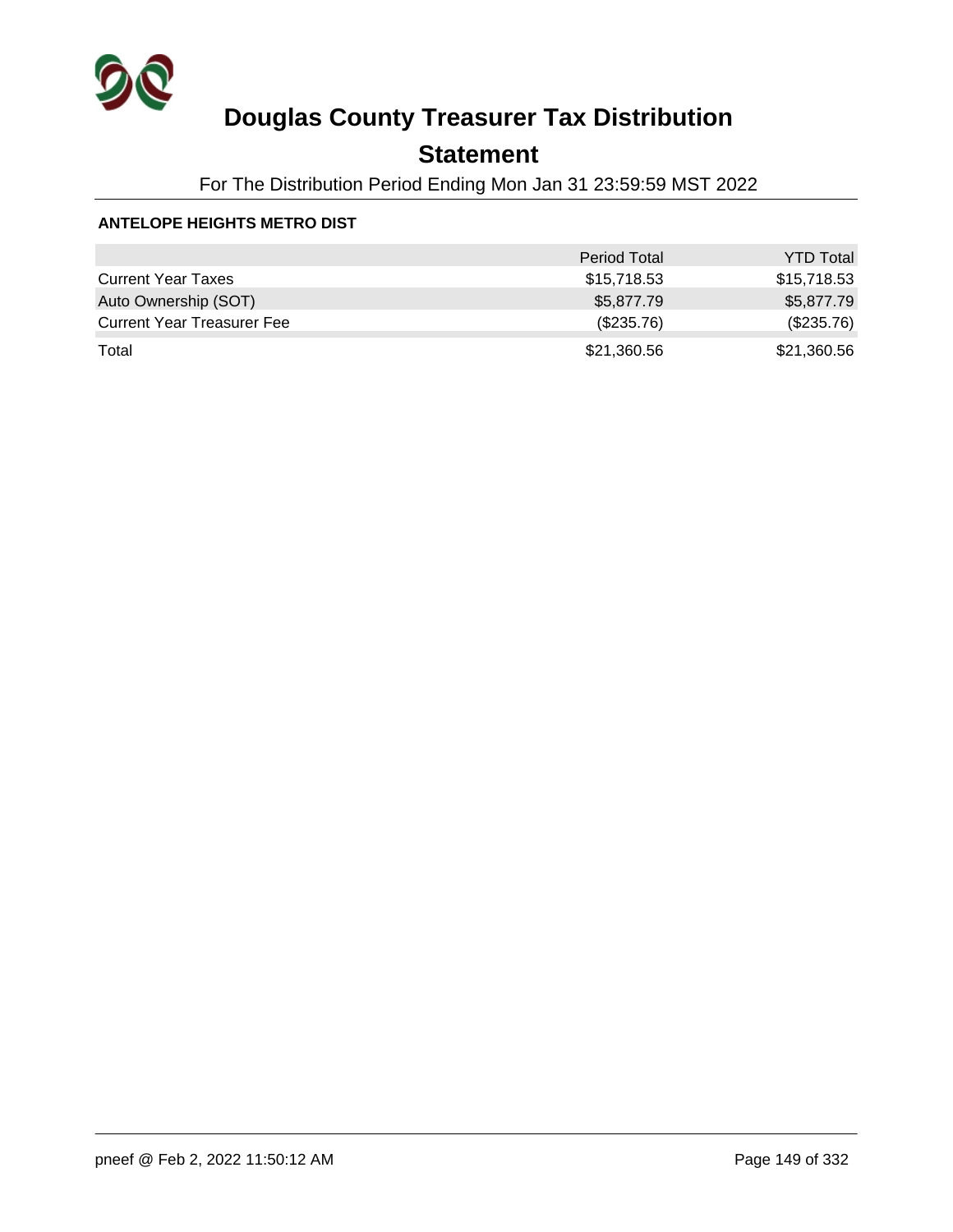# Douglas County Treasurer Tax Distribution

## Statement

For The Distribution Period Ending Mon Jan 31 23:59:59 MST 2022

**ANTELOPE HEIGHTS METRO DIST**

| | Period Total | YTD Total |
|---|---|---|
| Current Year Taxes | $15,718.53 | $15,718.53 |
| Auto Ownership (SOT) | $5,877.79 | $5,877.79 |
| Current Year Treasurer Fee | ($235.76) | ($235.76) |
| Total | $21,360.56 | $21,360.56 |

pneef @ Feb 2, 2022 11:50:12 AM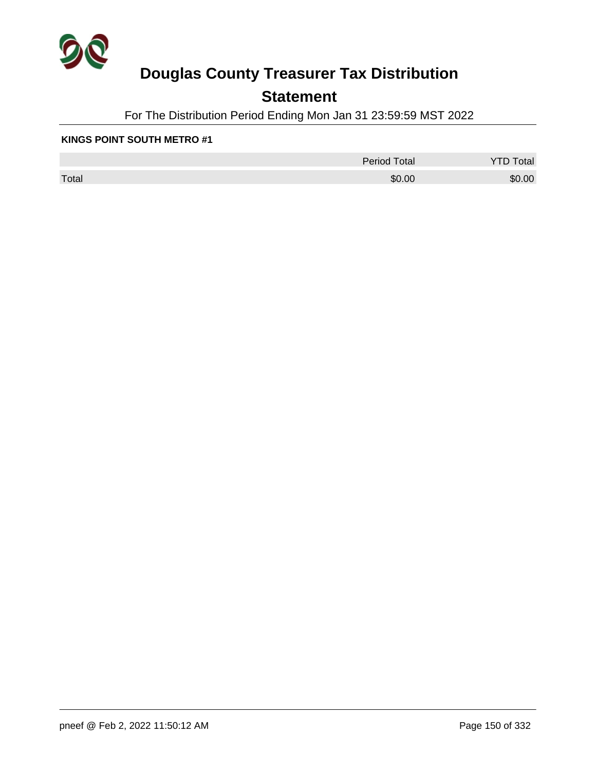# Douglas County Treasurer Tax Distribution

## Statement

For The Distribution Period Ending Mon Jan 31 23:59:59 MST 2022

**KINGS POINT SOUTH METRO #1**

| | Period Total | YTD Total |
|---|---|---|
| Total | $0.00 | $0.00 |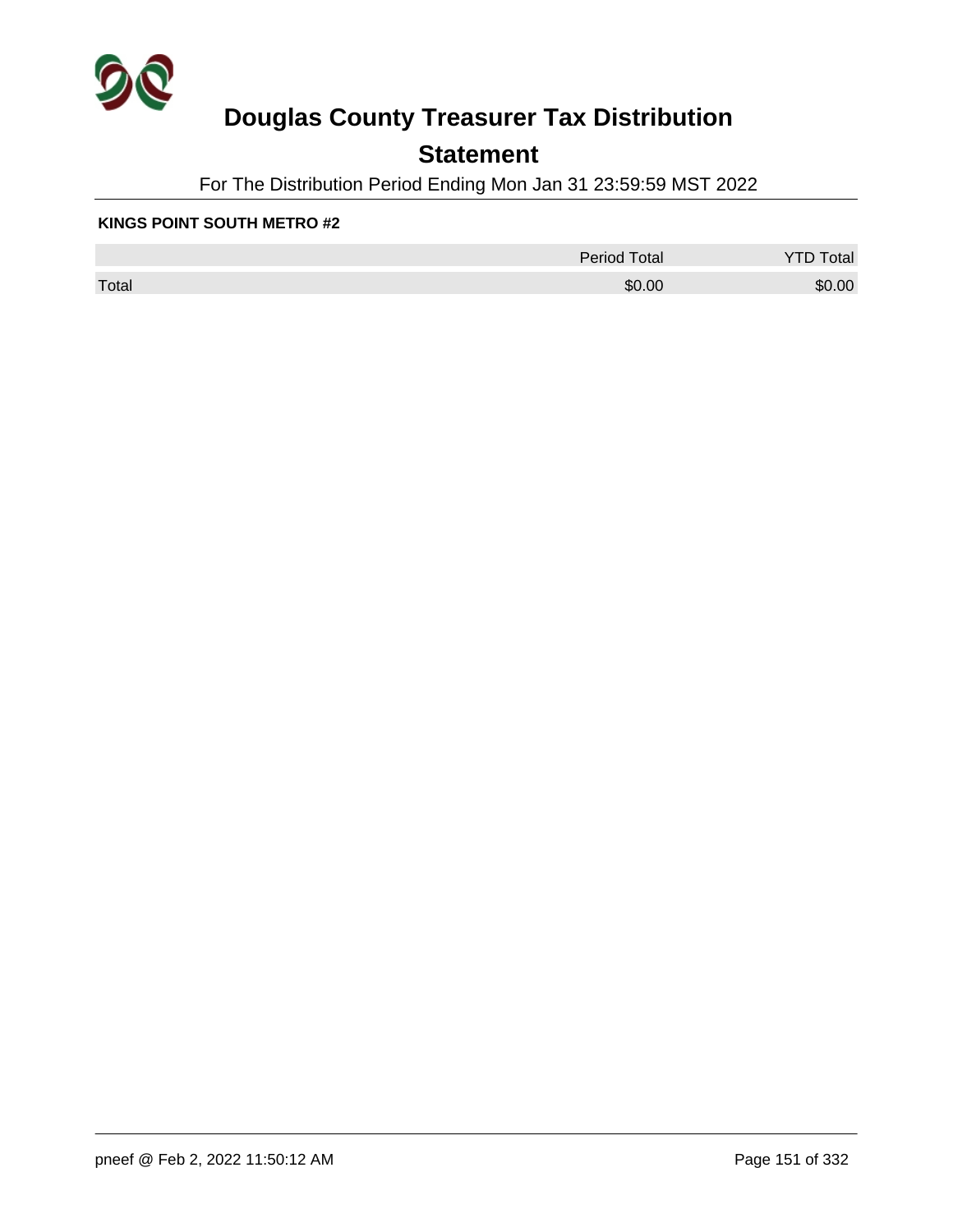# Douglas County Treasurer Tax Distribution

## Statement

For The Distribution Period Ending Mon Jan 31 23:59:59 MST 2022

**KINGS POINT SOUTH METRO #2**

| | Period Total | YTD Total |
|---|---|---|
| Total | $0.00 | $0.00 |

pneef @ Feb 2, 2022 11:50:12 AM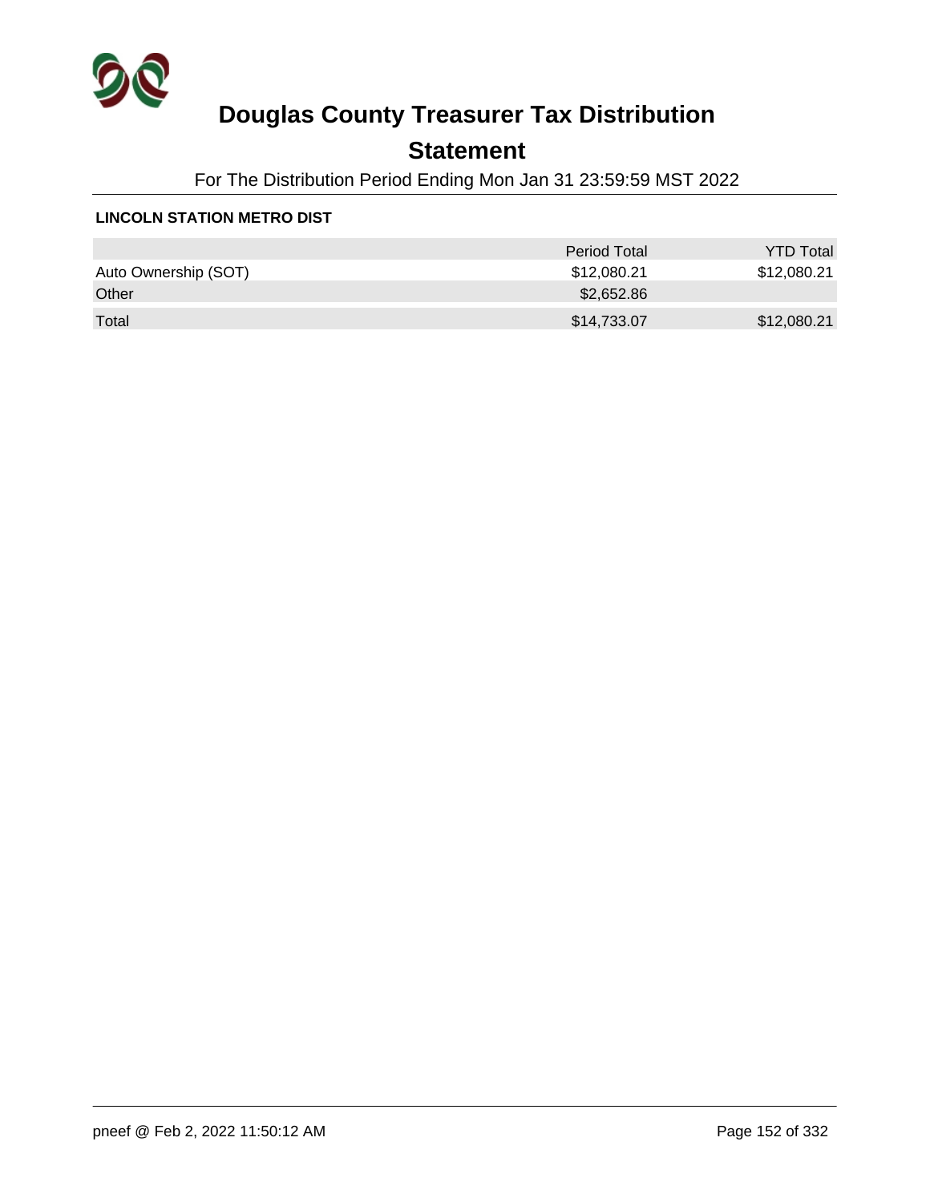# Douglas County Treasurer Tax Distribution

## Statement

For The Distribution Period Ending Mon Jan 31 23:59:59 MST 2022

**LINCOLN STATION METRO DIST**

| | Period Total | YTD Total |
|---|---|---|
| Auto Ownership (SOT) | $12,080.21 | $12,080.21 |
| Other | $2,652.86 | |
| Total | $14,733.07 | $12,080.21 |

pneef @ Feb 2, 2022 11:50:12 AM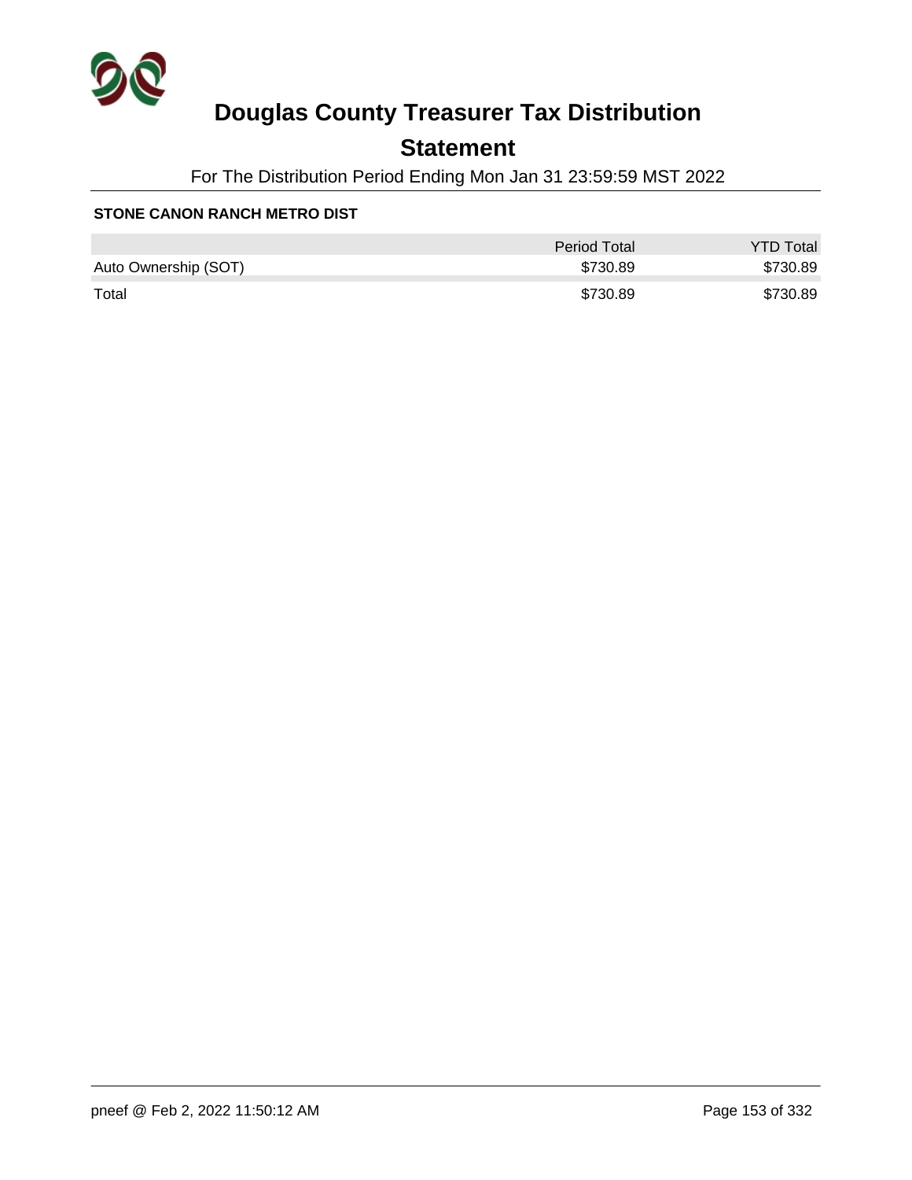# Douglas County Treasurer Tax Distribution

## Statement

For The Distribution Period Ending Mon Jan 31 23:59:59 MST 2022

### STONE CANON RANCH METRO DIST

| | Period Total | YTD Total |
|---|---|---|
| Auto Ownership (SOT) | $730.89 | $730.89 |
| Total | $730.89 | $730.89 |

pneef @ Feb 2, 2022 11:50:12 AM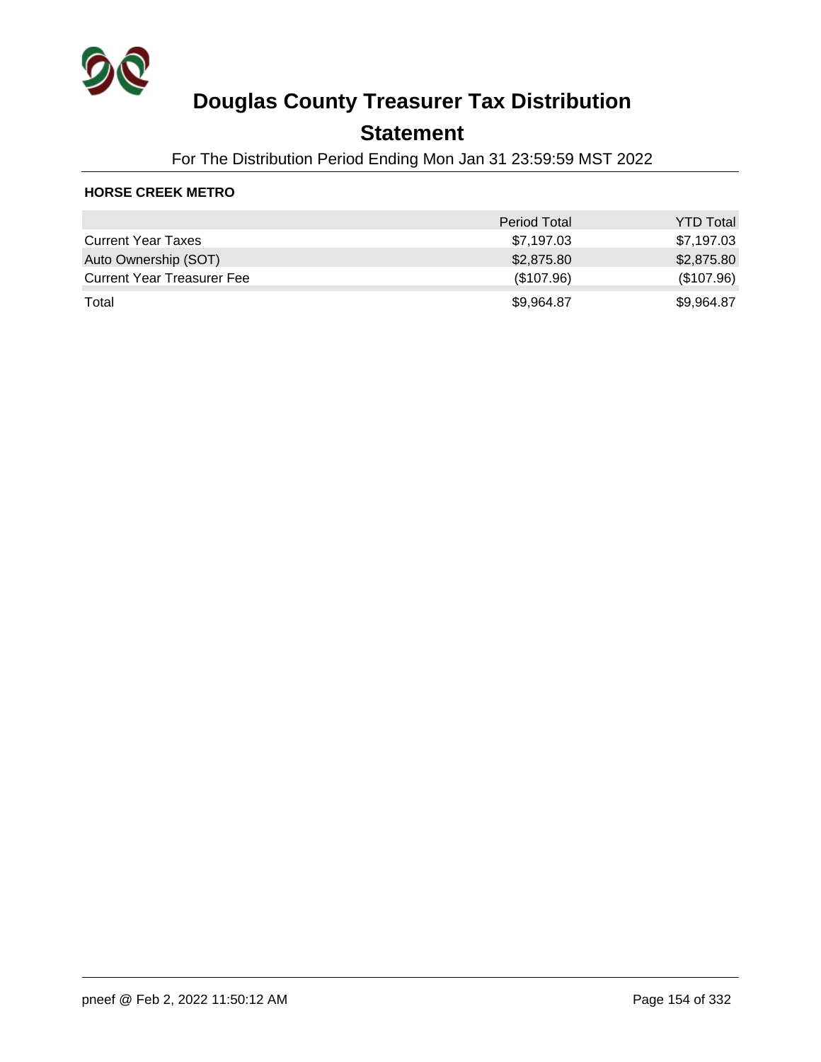# Douglas County Treasurer Tax Distribution

## Statement

For The Distribution Period Ending Mon Jan 31 23:59:59 MST 2022

### HORSE CREEK METRO

| | Period Total | YTD Total |
|---|---|---|
| Current Year Taxes | $7,197.03 | $7,197.03 |
| Auto Ownership (SOT) | $2,875.80 | $2,875.80 |
| Current Year Treasurer Fee | ($107.96) | ($107.96) |
| Total | $9,964.87 | $9,964.87 |

pneef @ Feb 2, 2022 11:50:12 AM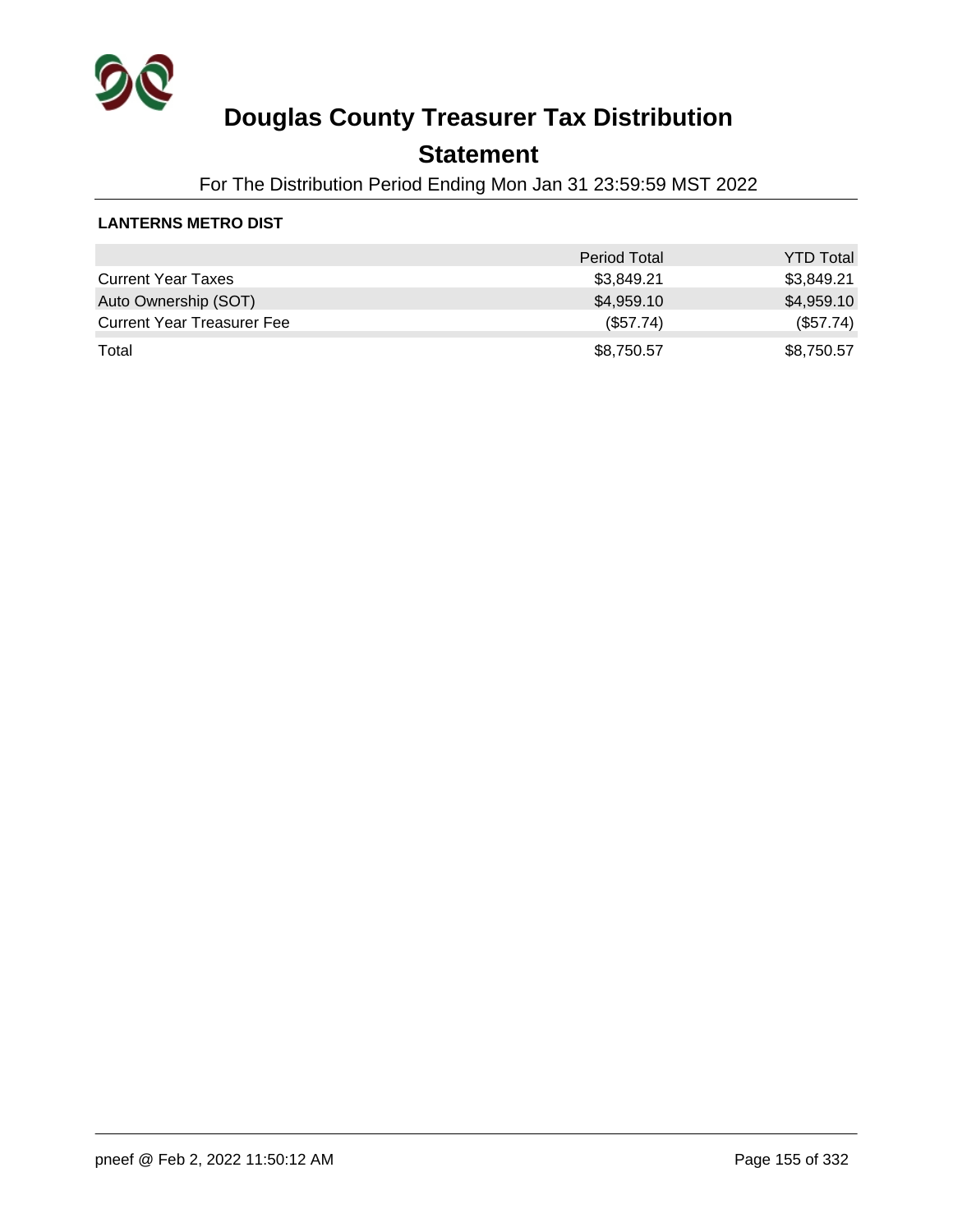# Douglas County Treasurer Tax Distribution

## Statement

For The Distribution Period Ending Mon Jan 31 23:59:59 MST 2022

**LANTERNS METRO DIST**

| | Period Total | YTD Total |
|---|---|---|
| Current Year Taxes | $3,849.21 | $3,849.21 |
| Auto Ownership (SOT) | $4,959.10 | $4,959.10 |
| Current Year Treasurer Fee | ($57.74) | ($57.74) |
| Total | $8,750.57 | $8,750.57 |

pneef @ Feb 2, 2022 11:50:12 AM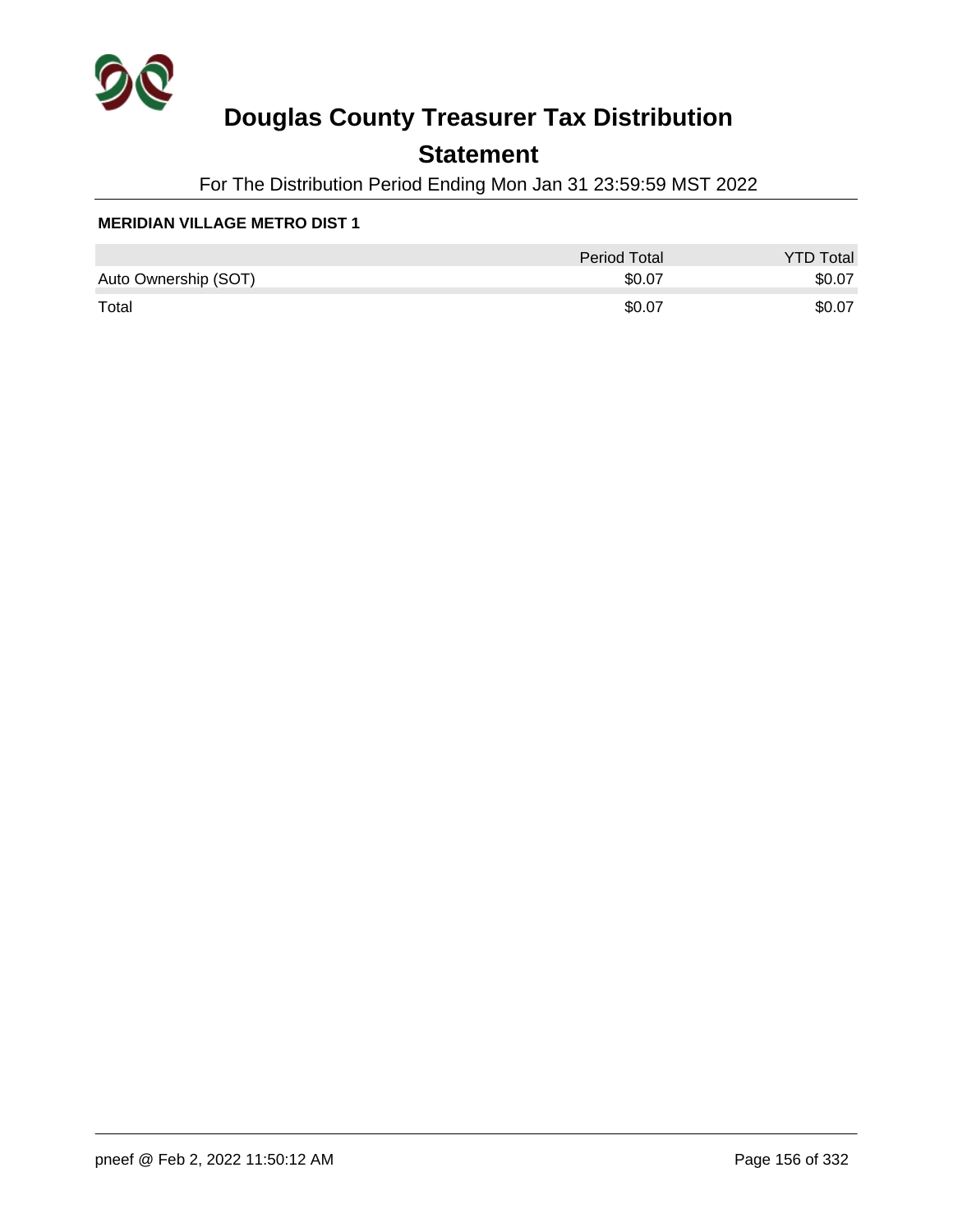# Douglas County Treasurer Tax Distribution

## Statement

For The Distribution Period Ending Mon Jan 31 23:59:59 MST 2022

**MERIDIAN VILLAGE METRO DIST 1**

| | Period Total | YTD Total |
|---|---|---|
| Auto Ownership (SOT) | $0.07 | $0.07 |
| Total | $0.07 | $0.07 |

pneef @ Feb 2, 2022 11:50:12 AM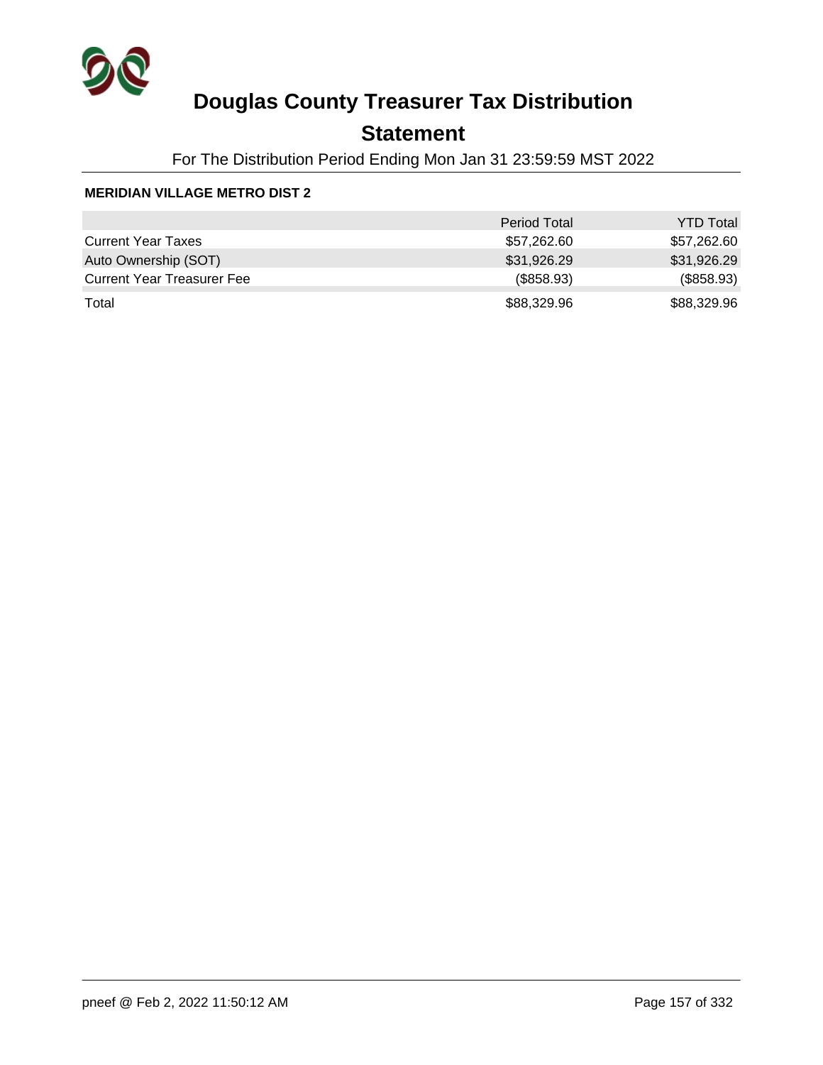# Douglas County Treasurer Tax Distribution

## Statement

For The Distribution Period Ending Mon Jan 31 23:59:59 MST 2022

**MERIDIAN VILLAGE METRO DIST 2**

| | Period Total | YTD Total |
|---|---|---|
| Current Year Taxes | $57,262.60 | $57,262.60 |
| Auto Ownership (SOT) | $31,926.29 | $31,926.29 |
| Current Year Treasurer Fee | ($858.93) | ($858.93) |
| Total | $88,329.96 | $88,329.96 |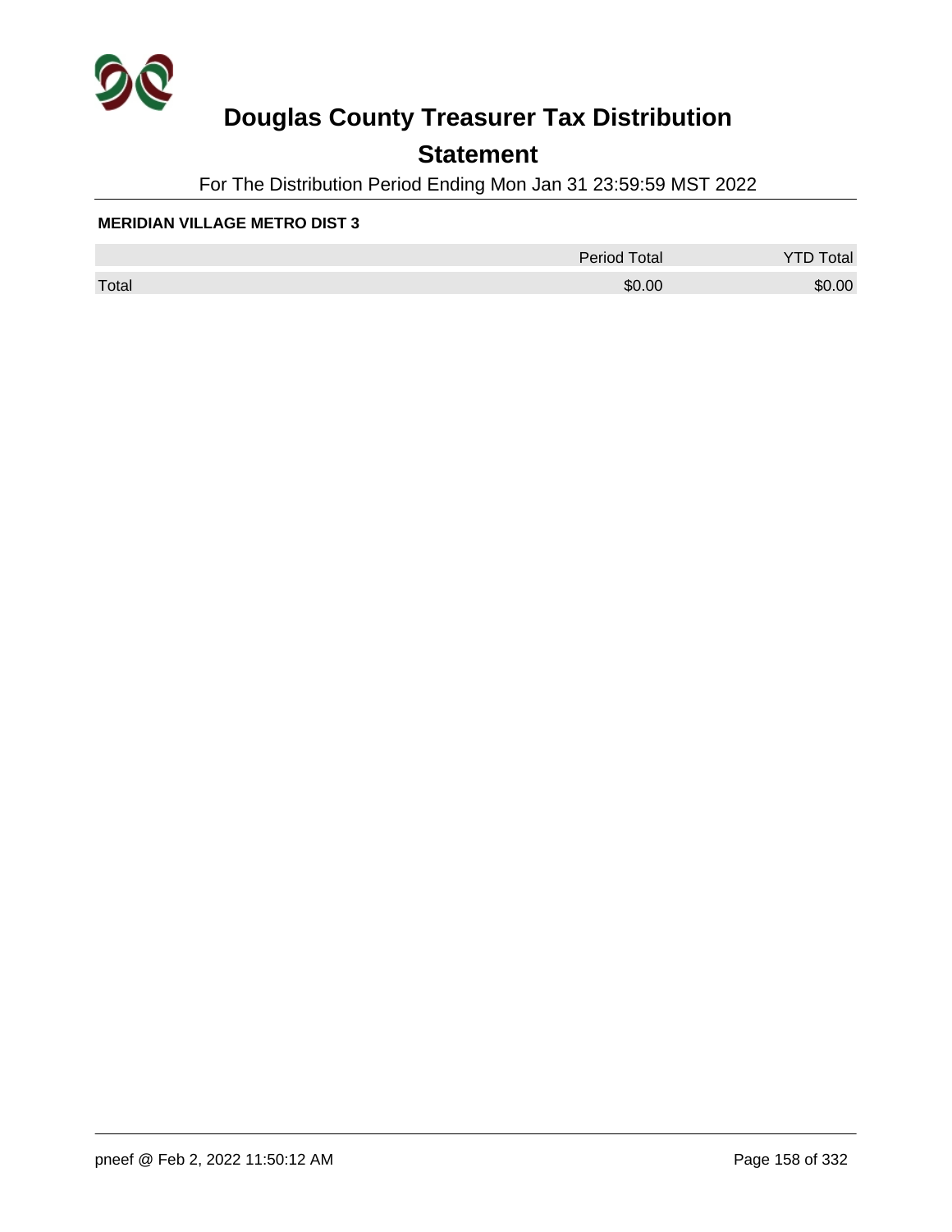# Douglas County Treasurer Tax Distribution

## Statement

For The Distribution Period Ending Mon Jan 31 23:59:59 MST 2022

**MERIDIAN VILLAGE METRO DIST 3**

| | Period Total | YTD Total |
|---|---|---|
| Total | $0.00 | $0.00 |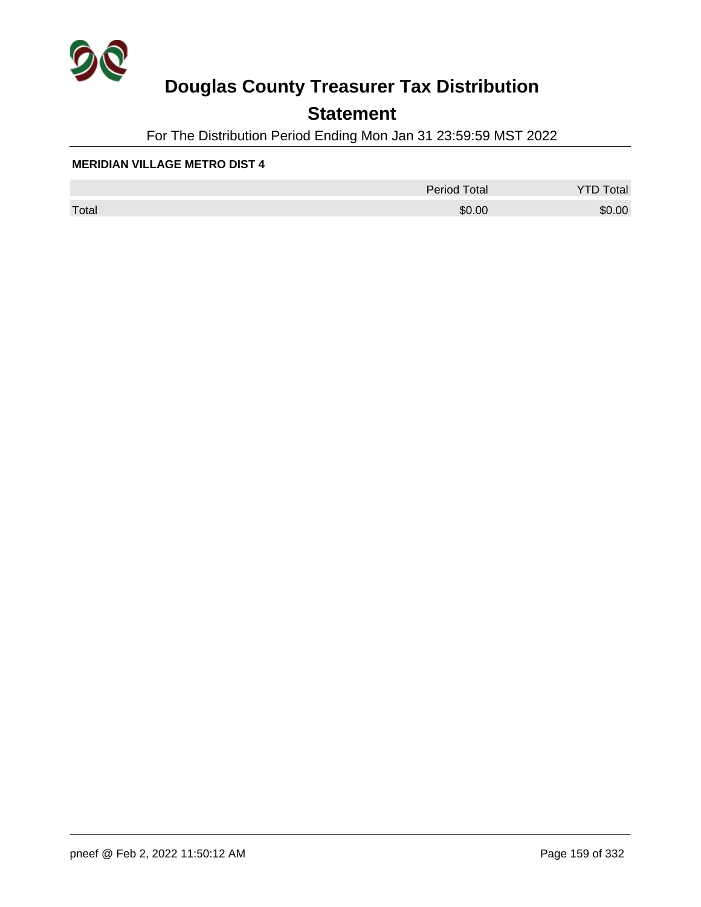# Douglas County Treasurer Tax Distribution

## Statement

For The Distribution Period Ending Mon Jan 31 23:59:59 MST 2022

**MERIDIAN VILLAGE METRO DIST 4**

| | Period Total | YTD Total |
|---|---|---|
| Total | $0.00 | $0.00 |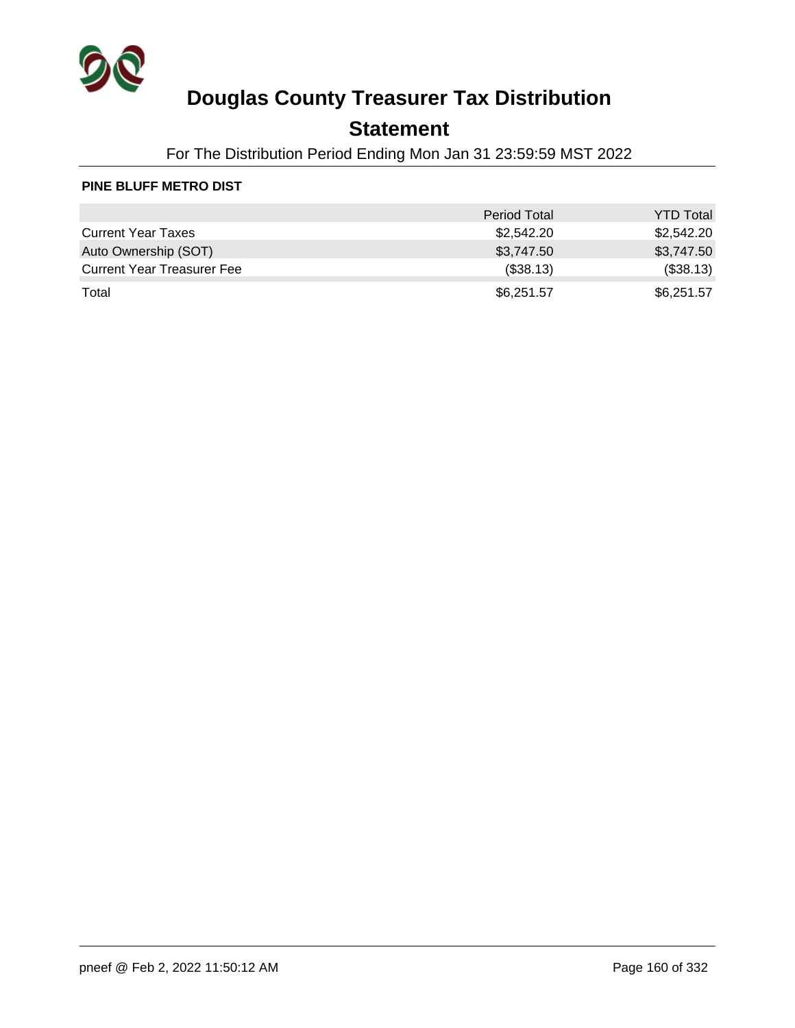# Douglas County Treasurer Tax Distribution

## Statement

For The Distribution Period Ending Mon Jan 31 23:59:59 MST 2022

**PINE BLUFF METRO DIST**

| | Period Total | YTD Total |
|---|---|---|
| Current Year Taxes | $2,542.20 | $2,542.20 |
| Auto Ownership (SOT) | $3,747.50 | $3,747.50 |
| Current Year Treasurer Fee | ($38.13) | ($38.13) |
| Total | $6,251.57 | $6,251.57 |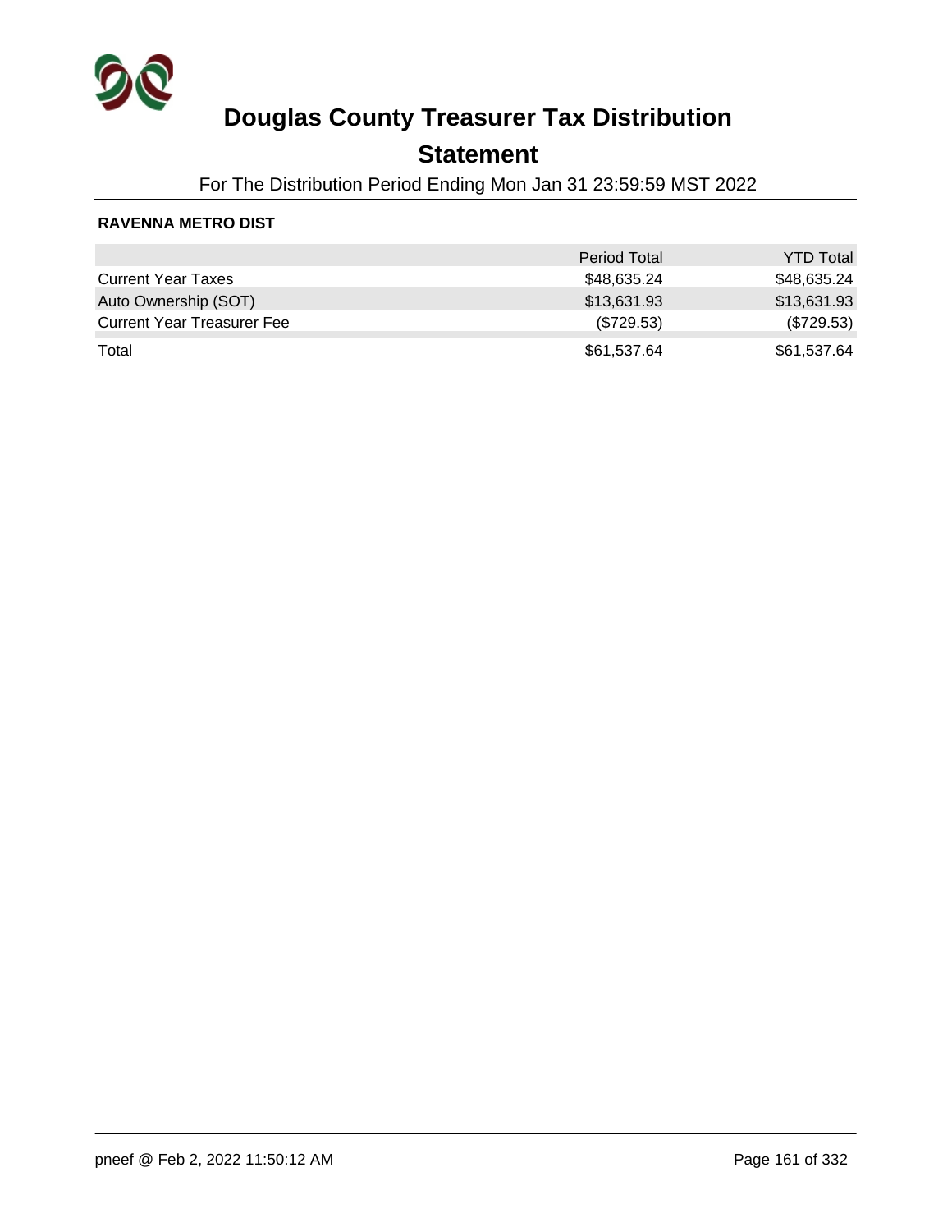# Douglas County Treasurer Tax Distribution

## Statement

For The Distribution Period Ending Mon Jan 31 23:59:59 MST 2022

**RAVENNA METRO DIST**

| | Period Total | YTD Total |
|---|---|---|
| Current Year Taxes | $48,635.24 | $48,635.24 |
| Auto Ownership (SOT) | $13,631.93 | $13,631.93 |
| Current Year Treasurer Fee | ($729.53) | ($729.53) |
| Total | $61,537.64 | $61,537.64 |

pneef @ Feb 2, 2022 11:50:12 AM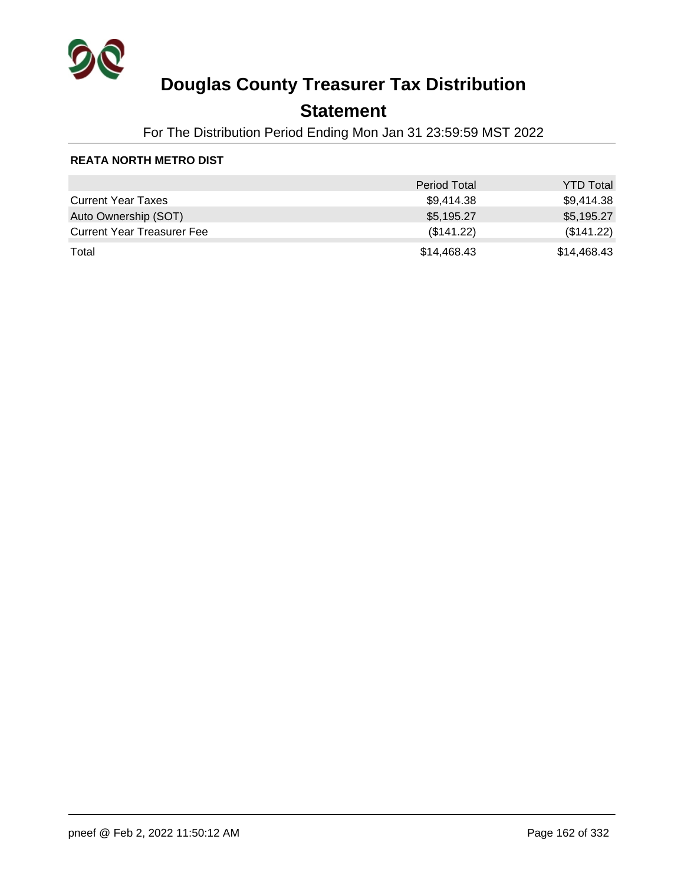# Douglas County Treasurer Tax Distribution

## Statement

For The Distribution Period Ending Mon Jan 31 23:59:59 MST 2022

**REATA NORTH METRO DIST**

| | Period Total | YTD Total |
|---|---|---|
| Current Year Taxes | $9,414.38 | $9,414.38 |
| Auto Ownership (SOT) | $5,195.27 | $5,195.27 |
| Current Year Treasurer Fee | ($141.22) | ($141.22) |
| Total | $14,468.43 | $14,468.43 |

pneef @ Feb 2, 2022 11:50:12 AM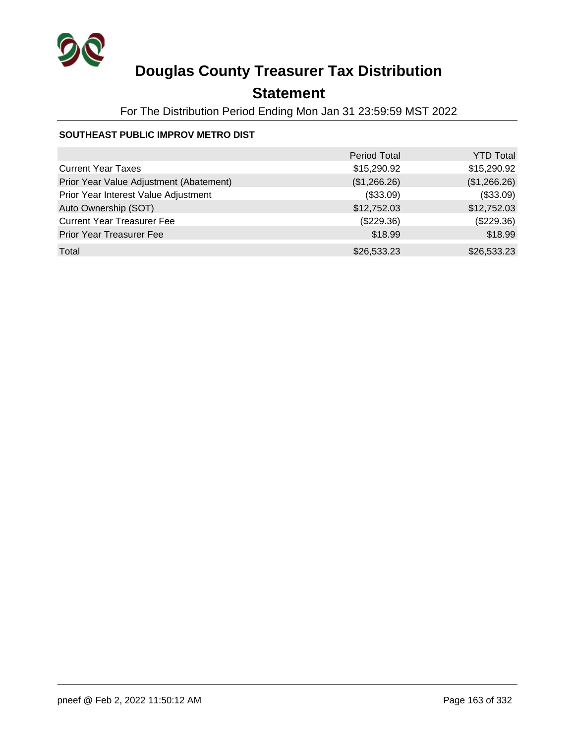# Douglas County Treasurer Tax Distribution

## Statement

For The Distribution Period Ending Mon Jan 31 23:59:59 MST 2022

### SOUTHEAST PUBLIC IMPROV METRO DIST

| | Period Total | YTD Total |
|---|---|---|
| Current Year Taxes | $15,290.92 | $15,290.92 |
| Prior Year Value Adjustment (Abatement) | ($1,266.26) | ($1,266.26) |
| Prior Year Interest Value Adjustment | ($33.09) | ($33.09) |
| Auto Ownership (SOT) | $12,752.03 | $12,752.03 |
| Current Year Treasurer Fee | ($229.36) | ($229.36) |
| Prior Year Treasurer Fee | $18.99 | $18.99 |
| Total | $26,533.23 | $26,533.23 |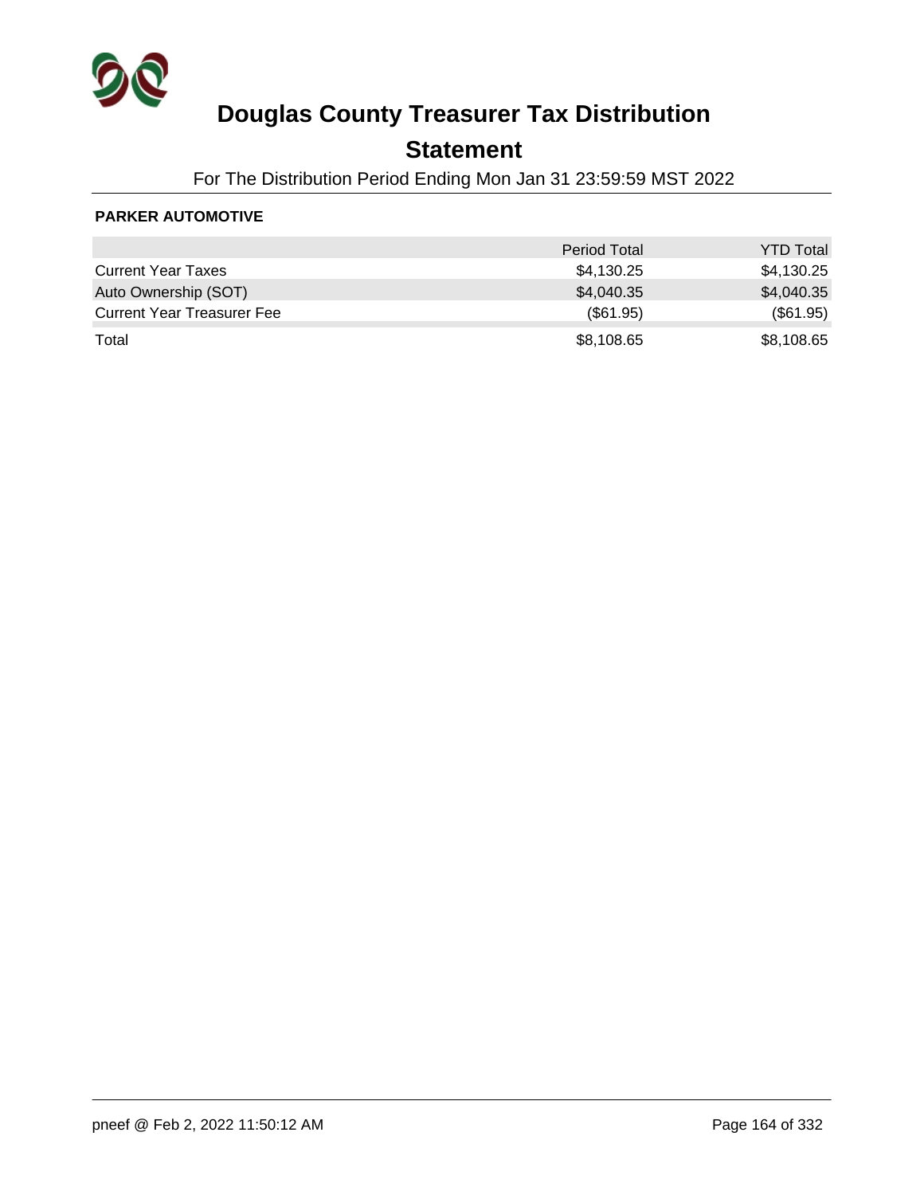# Douglas County Treasurer Tax Distribution

## Statement

For The Distribution Period Ending Mon Jan 31 23:59:59 MST 2022

**PARKER AUTOMOTIVE**

| | Period Total | YTD Total |
|---|---|---|
| Current Year Taxes | $4,130.25 | $4,130.25 |
| Auto Ownership (SOT) | $4,040.35 | $4,040.35 |
| Current Year Treasurer Fee | ($61.95) | ($61.95) |
| Total | $8,108.65 | $8,108.65 |

pneef @ Feb 2, 2022 11:50:12 AM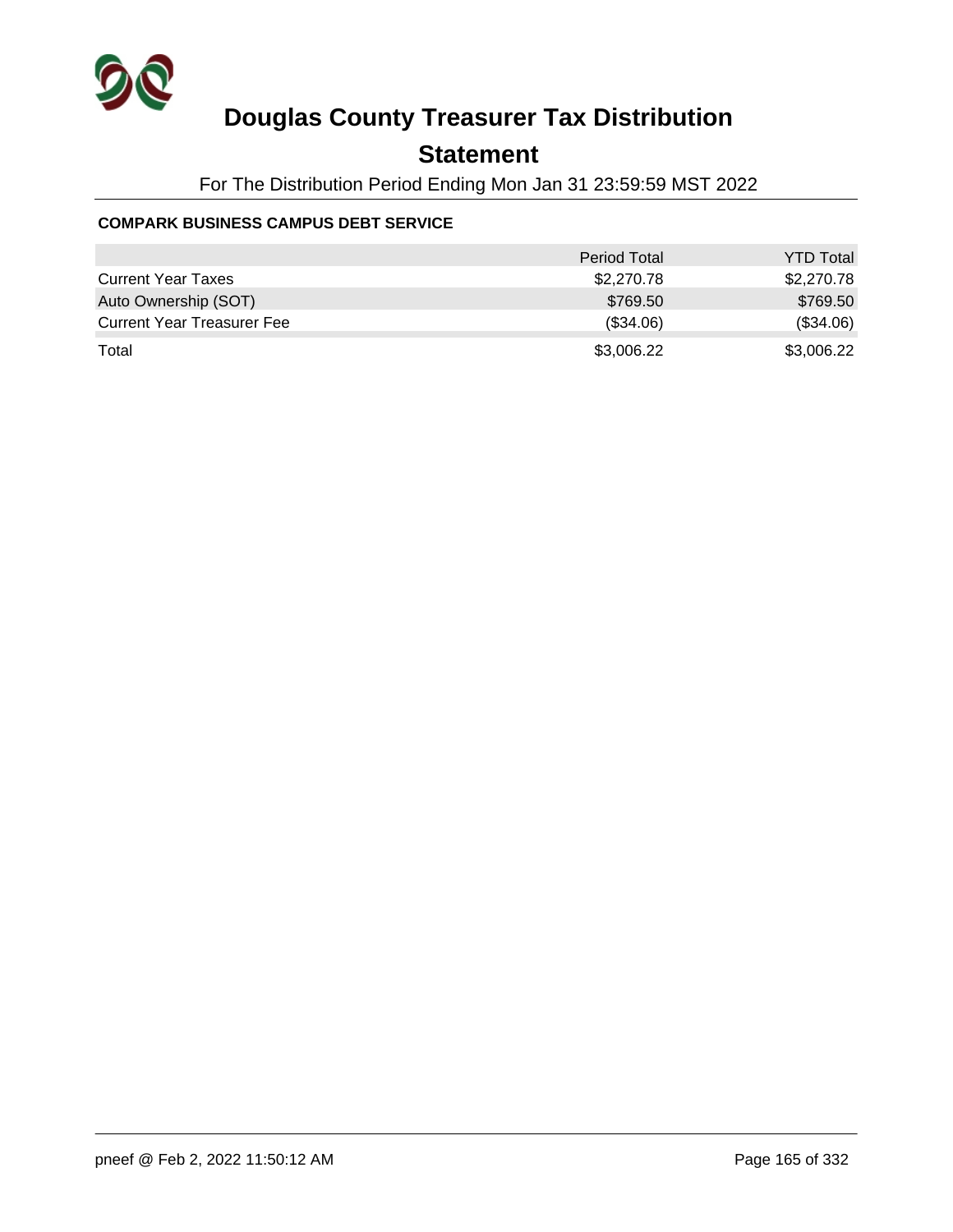# Douglas County Treasurer Tax Distribution

## Statement

For The Distribution Period Ending Mon Jan 31 23:59:59 MST 2022

### COMPARK BUSINESS CAMPUS DEBT SERVICE

| | Period Total | YTD Total |
|---|---|---|
| Current Year Taxes | $2,270.78 | $2,270.78 |
| Auto Ownership (SOT) | $769.50 | $769.50 |
| Current Year Treasurer Fee | ($34.06) | ($34.06) |
| Total | $3,006.22 | $3,006.22 |

pneef @ Feb 2, 2022 11:50:12 AM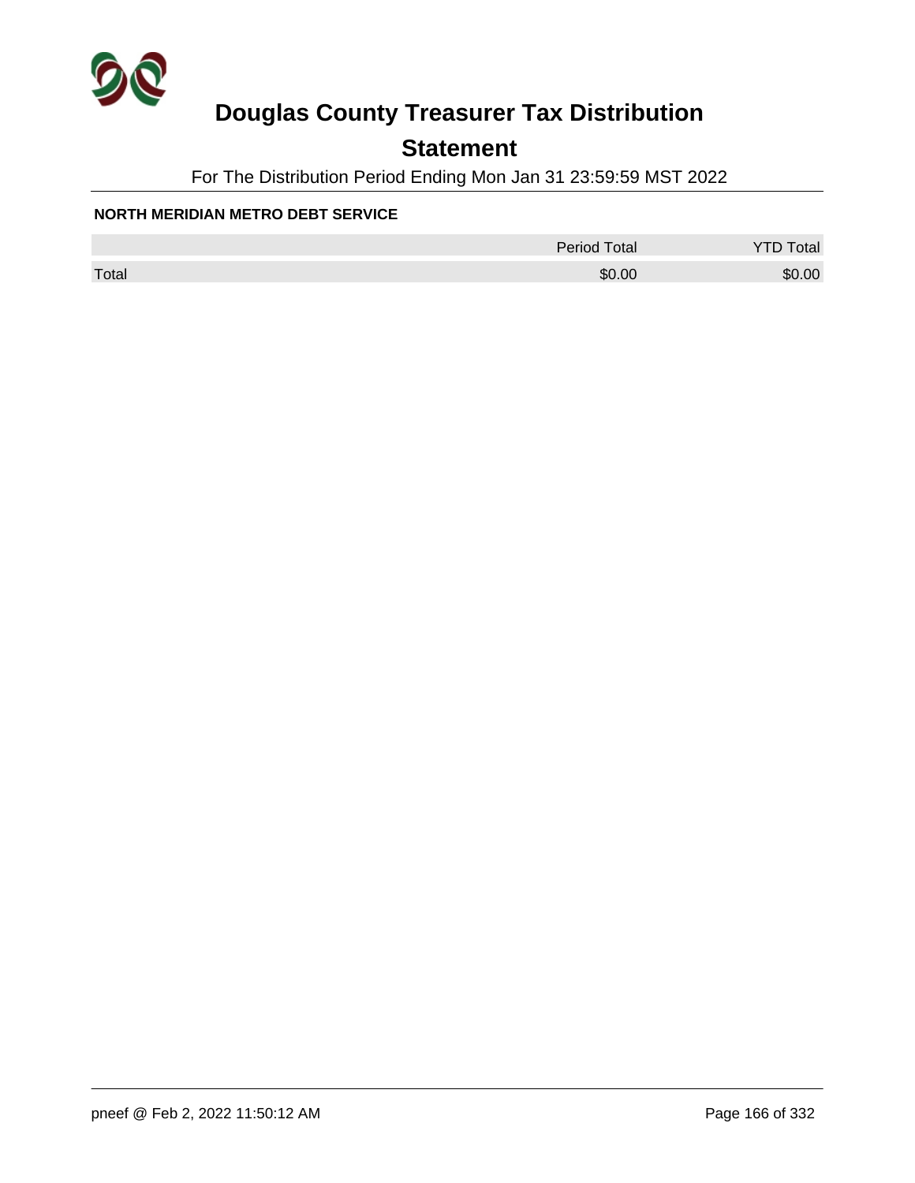# Douglas County Treasurer Tax Distribution

## Statement

For The Distribution Period Ending Mon Jan 31 23:59:59 MST 2022

**NORTH MERIDIAN METRO DEBT SERVICE**

| | Period Total | YTD Total |
|---|---|---|
| Total | $0.00 | $0.00 |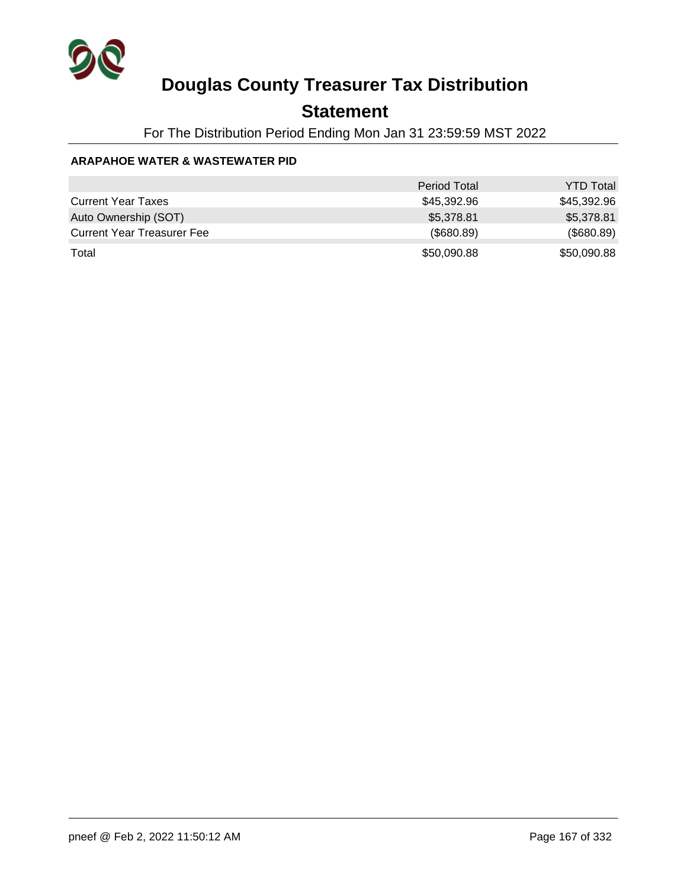# Douglas County Treasurer Tax Distribution

## Statement

For The Distribution Period Ending Mon Jan 31 23:59:59 MST 2022

**ARAPAHOE WATER & WASTEWATER PID**

| | Period Total | YTD Total |
|---|---|---|
| Current Year Taxes | $45,392.96 | $45,392.96 |
| Auto Ownership (SOT) | $5,378.81 | $5,378.81 |
| Current Year Treasurer Fee | ($680.89) | ($680.89) |
| Total | $50,090.88 | $50,090.88 |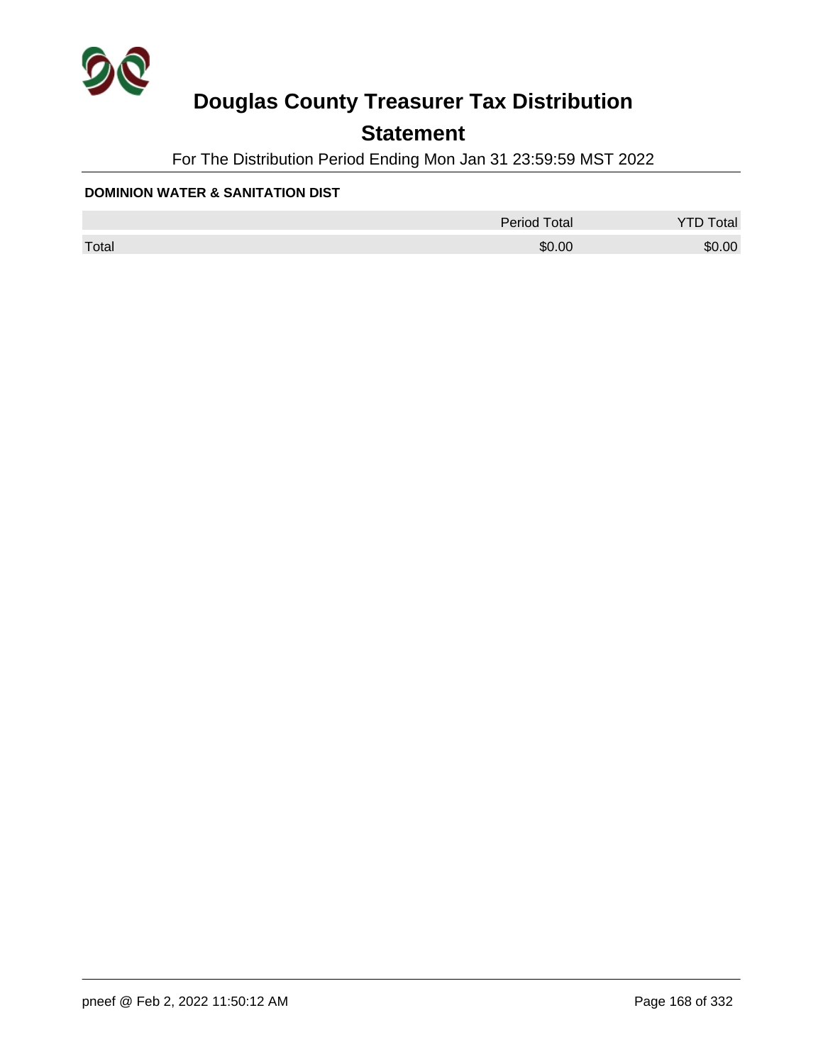# Douglas County Treasurer Tax Distribution

## Statement

For The Distribution Period Ending Mon Jan 31 23:59:59 MST 2022

**DOMINION WATER & SANITATION DIST**

| | Period Total | YTD Total |
|---|---|---|
| Total | $0.00 | $0.00 |

pneef @ Feb 2, 2022 11:50:12 AM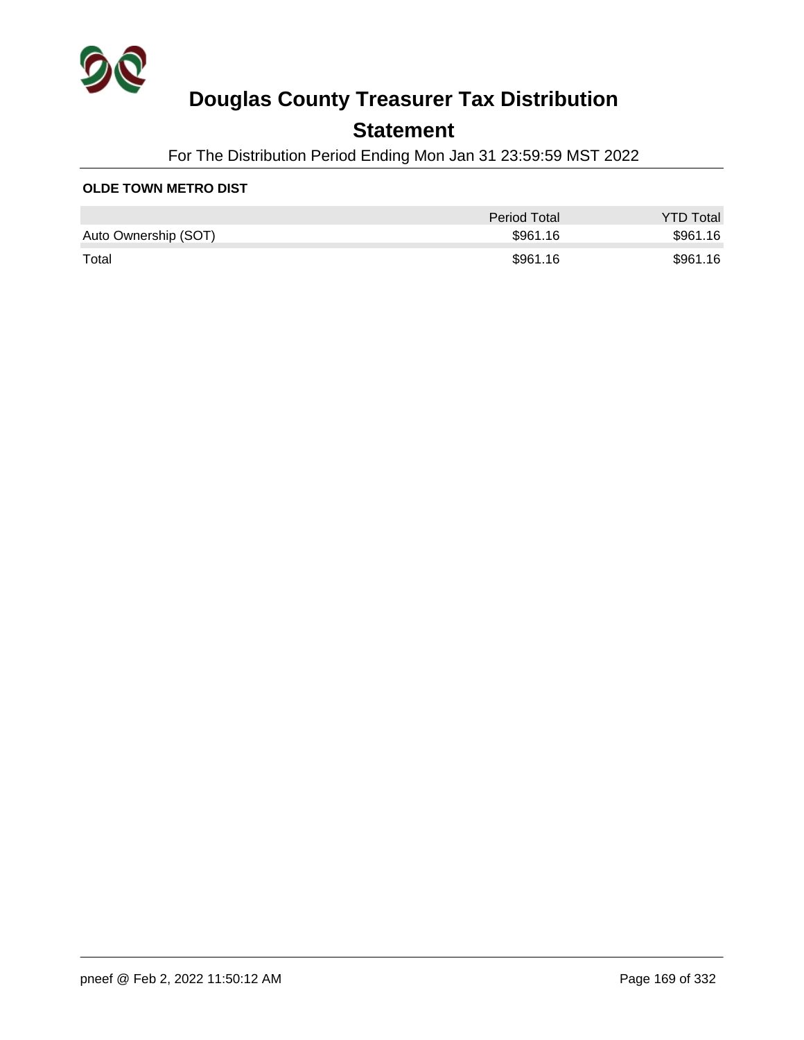# Douglas County Treasurer Tax Distribution

## Statement

For The Distribution Period Ending Mon Jan 31 23:59:59 MST 2022

**OLDE TOWN METRO DIST**

| | Period Total | YTD Total |
|---|---|---|
| Auto Ownership (SOT) | $961.16 | $961.16 |
| Total | $961.16 | $961.16 |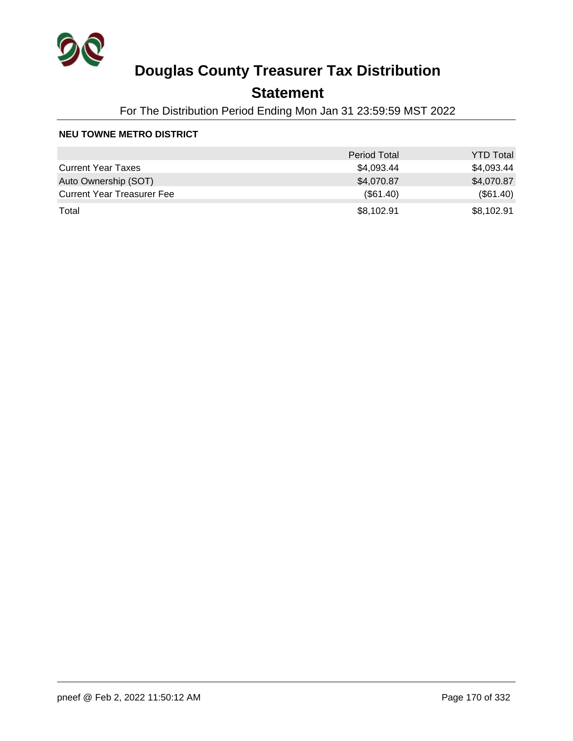# Douglas County Treasurer Tax Distribution

## Statement

For The Distribution Period Ending Mon Jan 31 23:59:59 MST 2022

**NEU TOWNE METRO DISTRICT**

| | Period Total | YTD Total |
|---|---|---|
| Current Year Taxes | $4,093.44 | $4,093.44 |
| Auto Ownership (SOT) | $4,070.87 | $4,070.87 |
| Current Year Treasurer Fee | ($61.40) | ($61.40) |
| Total | $8,102.91 | $8,102.91 |

pneef @ Feb 2, 2022 11:50:12 AM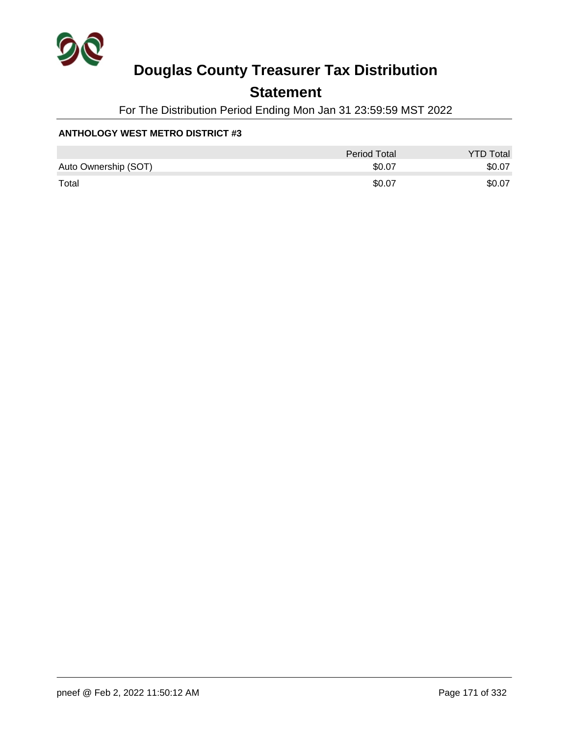# Douglas County Treasurer Tax Distribution

## Statement

For The Distribution Period Ending Mon Jan 31 23:59:59 MST 2022

**ANTHOLOGY WEST METRO DISTRICT #3**

| | Period Total | YTD Total |
|---|---:|---:|
| Auto Ownership (SOT) | $0.07 | $0.07 |
| Total | $0.07 | $0.07 |

pneef @ Feb 2, 2022 11:50:12 AM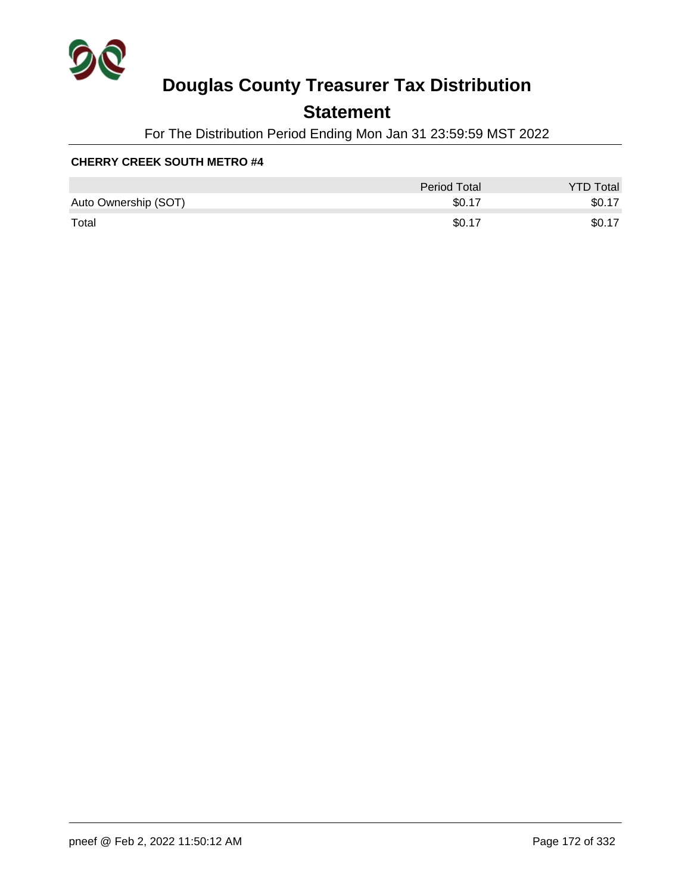# Douglas County Treasurer Tax Distribution

## Statement

For The Distribution Period Ending Mon Jan 31 23:59:59 MST 2022

**CHERRY CREEK SOUTH METRO #4**

| | Period Total | YTD Total |
|---|---|---|
| Auto Ownership (SOT) | $0.17 | $0.17 |
| Total | $0.17 | $0.17 |

pneef @ Feb 2, 2022 11:50:12 AM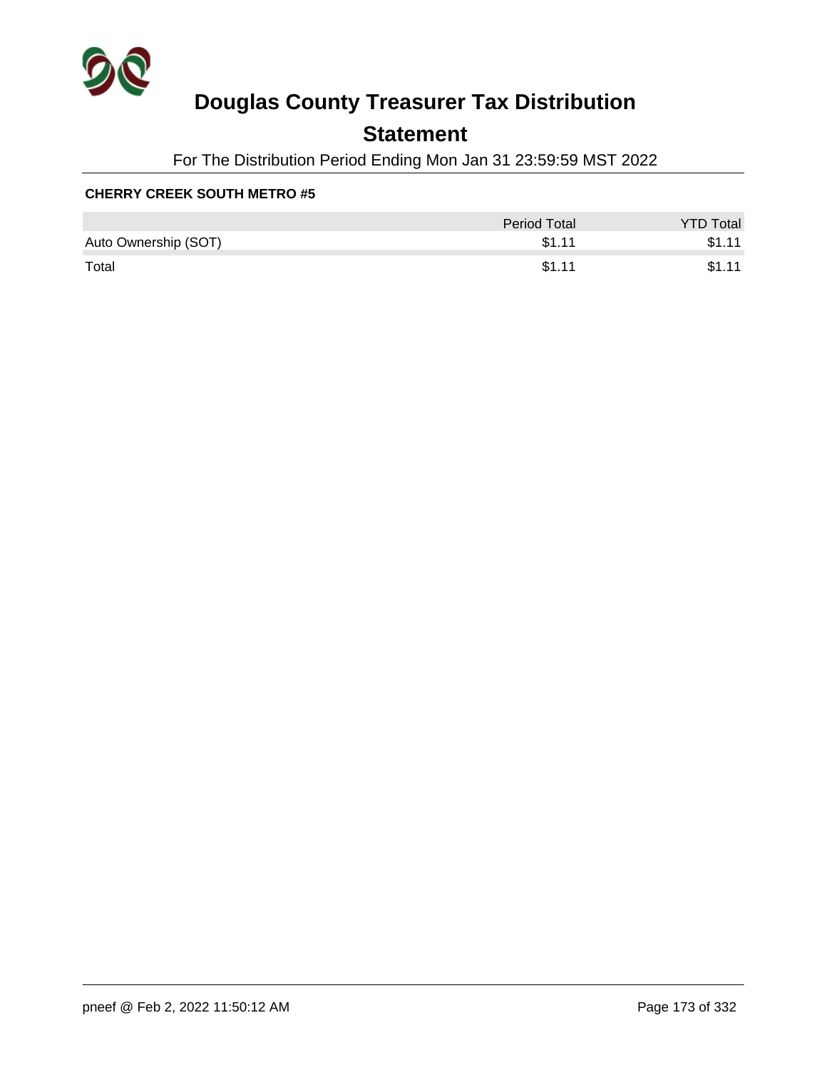# Douglas County Treasurer Tax Distribution

## Statement

For The Distribution Period Ending Mon Jan 31 23:59:59 MST 2022

**CHERRY CREEK SOUTH METRO #5**

| | Period Total | YTD Total |
|---|---|---|
| Auto Ownership (SOT) | $1.11 | $1.11 |
| Total | $1.11 | $1.11 |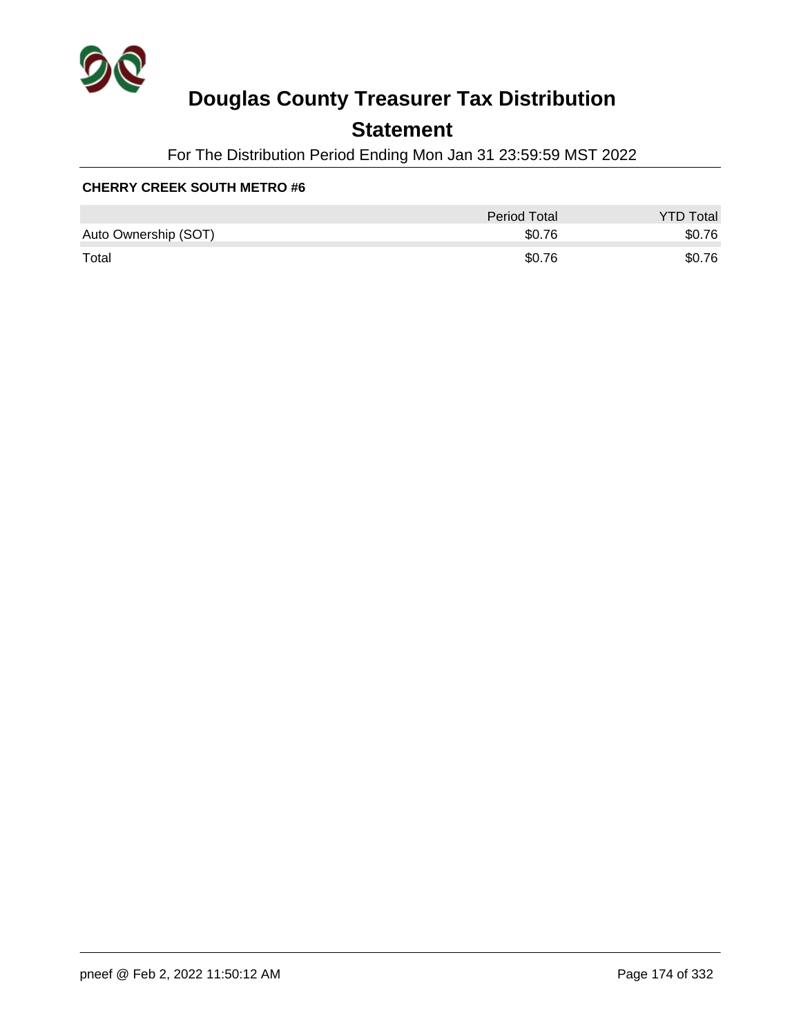# Douglas County Treasurer Tax Distribution

## Statement

For The Distribution Period Ending Mon Jan 31 23:59:59 MST 2022

**CHERRY CREEK SOUTH METRO #6**

| | Period Total | YTD Total |
|---|---|---|
| Auto Ownership (SOT) | $0.76 | $0.76 |
| Total | $0.76 | $0.76 |

pneef @ Feb 2, 2022 11:50:12 AM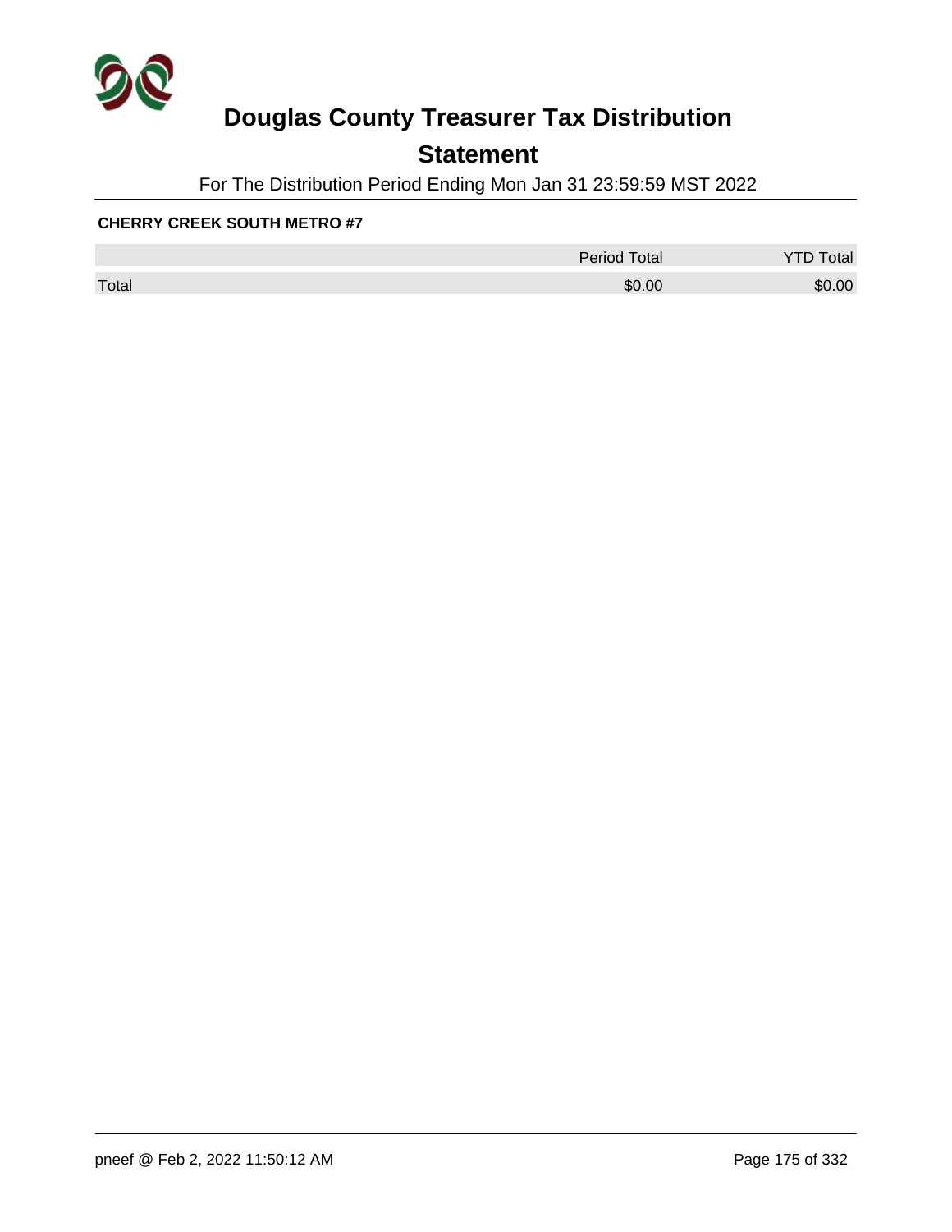# Douglas County Treasurer Tax Distribution

## Statement

For The Distribution Period Ending Mon Jan 31 23:59:59 MST 2022

**CHERRY CREEK SOUTH METRO #7**

| | Period Total | YTD Total |
|---|---|---|
| Total | $0.00 | $0.00 |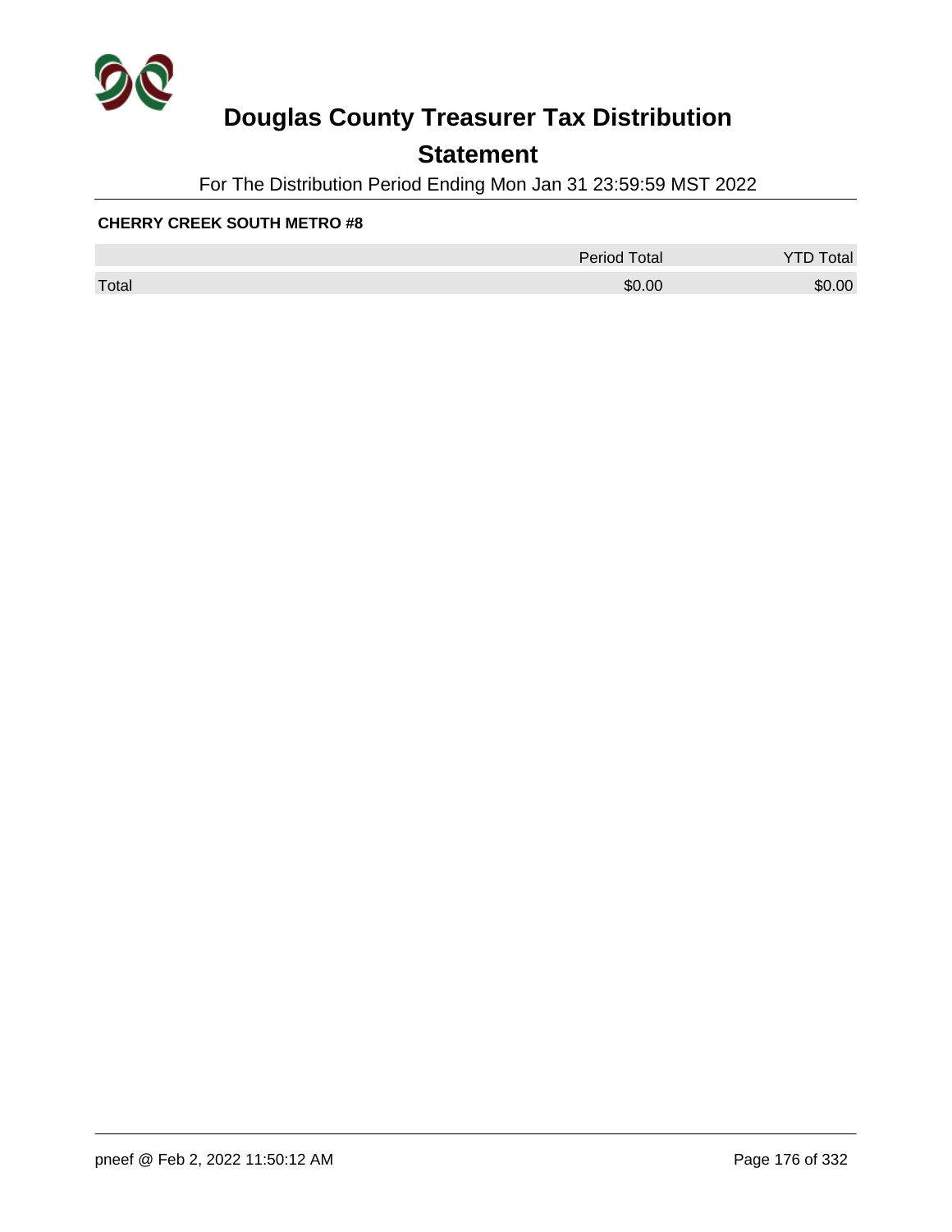# Douglas County Treasurer Tax Distribution

## Statement

For The Distribution Period Ending Mon Jan 31 23:59:59 MST 2022

**CHERRY CREEK SOUTH METRO #8**

| | Period Total | YTD Total |
|---|---|---|
| Total | $0.00 | $0.00 |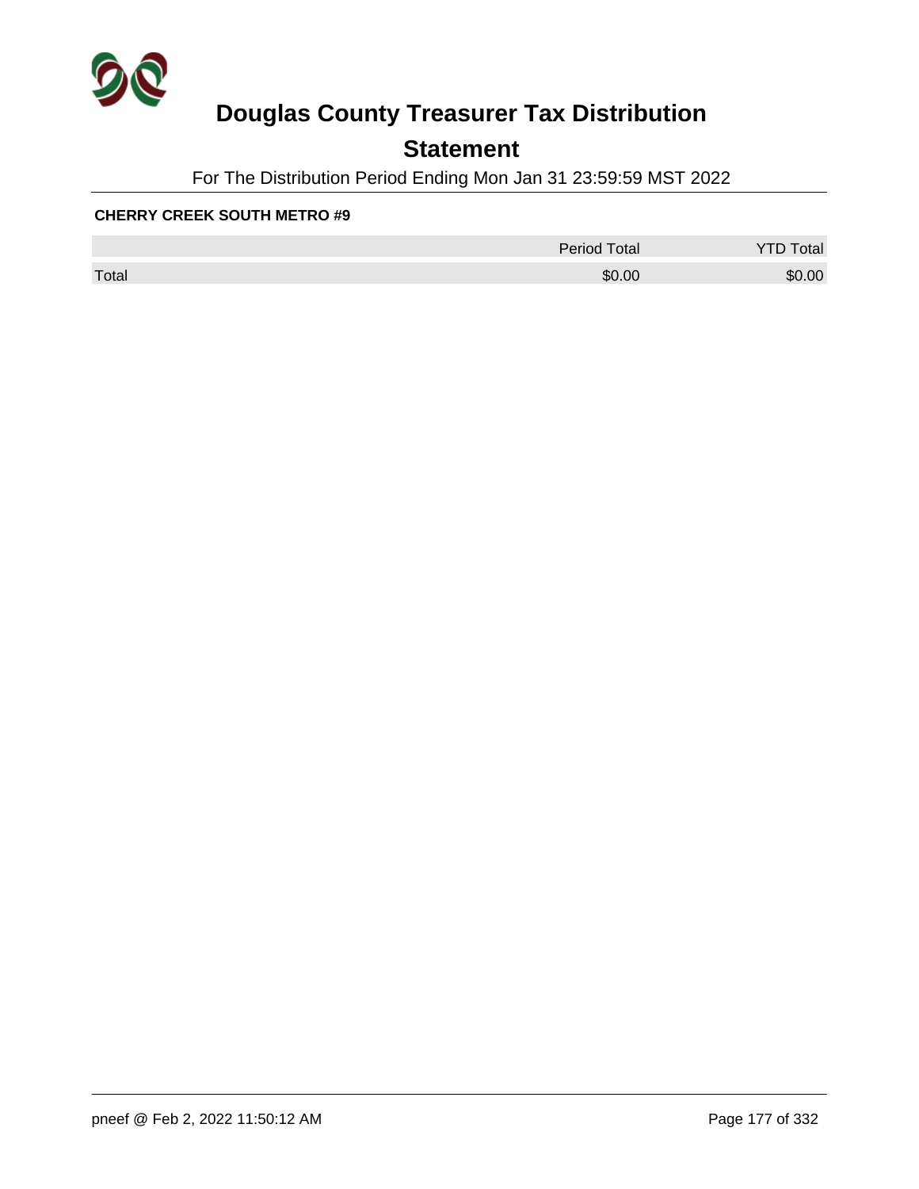# Douglas County Treasurer Tax Distribution

## Statement

For The Distribution Period Ending Mon Jan 31 23:59:59 MST 2022

**CHERRY CREEK SOUTH METRO #9**

| | Period Total | YTD Total |
|---|---|---|
| Total | $0.00 | $0.00 |

pneef @ Feb 2, 2022 11:50:12 AM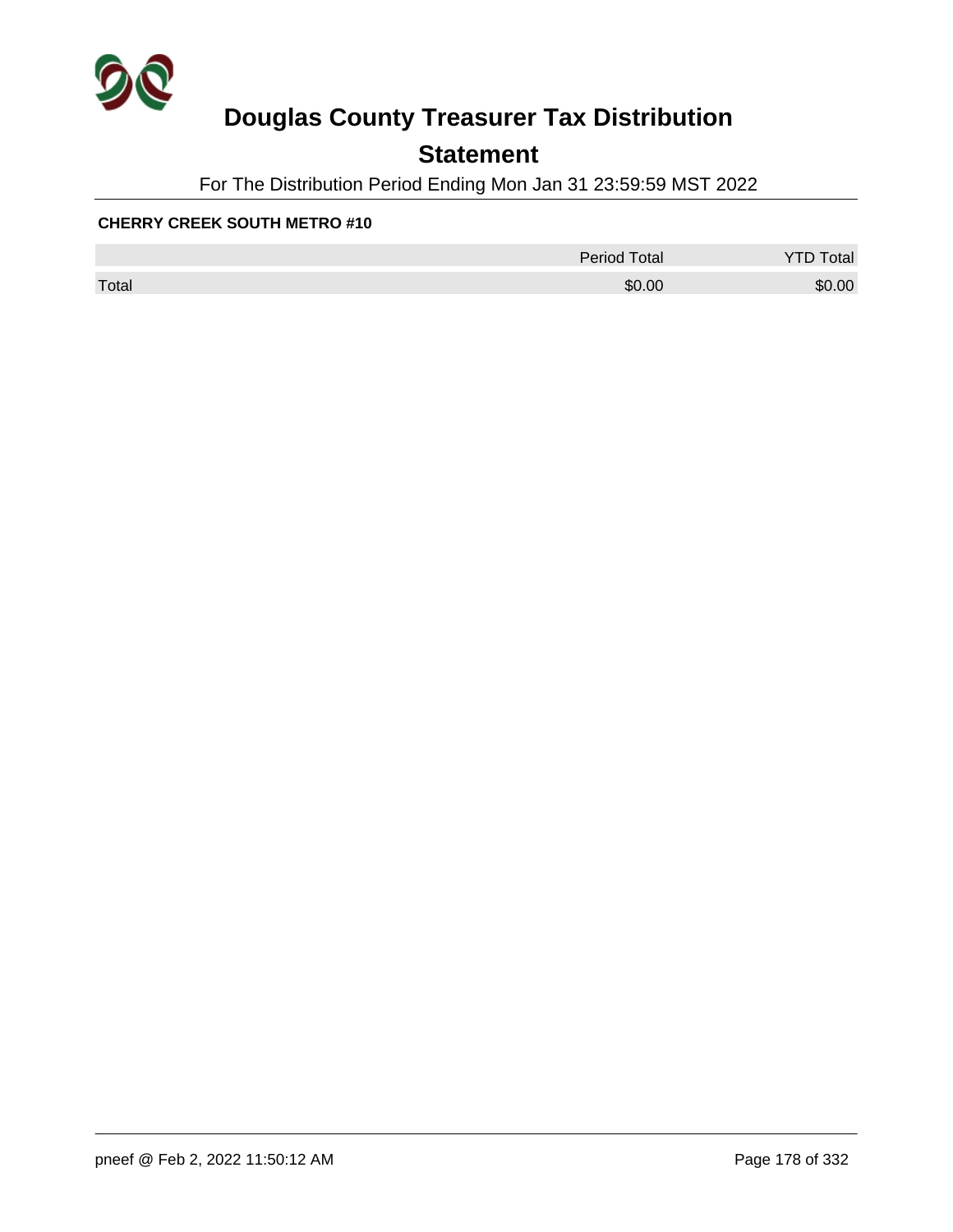# Douglas County Treasurer Tax Distribution

## Statement

For The Distribution Period Ending Mon Jan 31 23:59:59 MST 2022

**CHERRY CREEK SOUTH METRO #10**

| | Period Total | YTD Total |
|---|---|---|
| Total | $0.00 | $0.00 |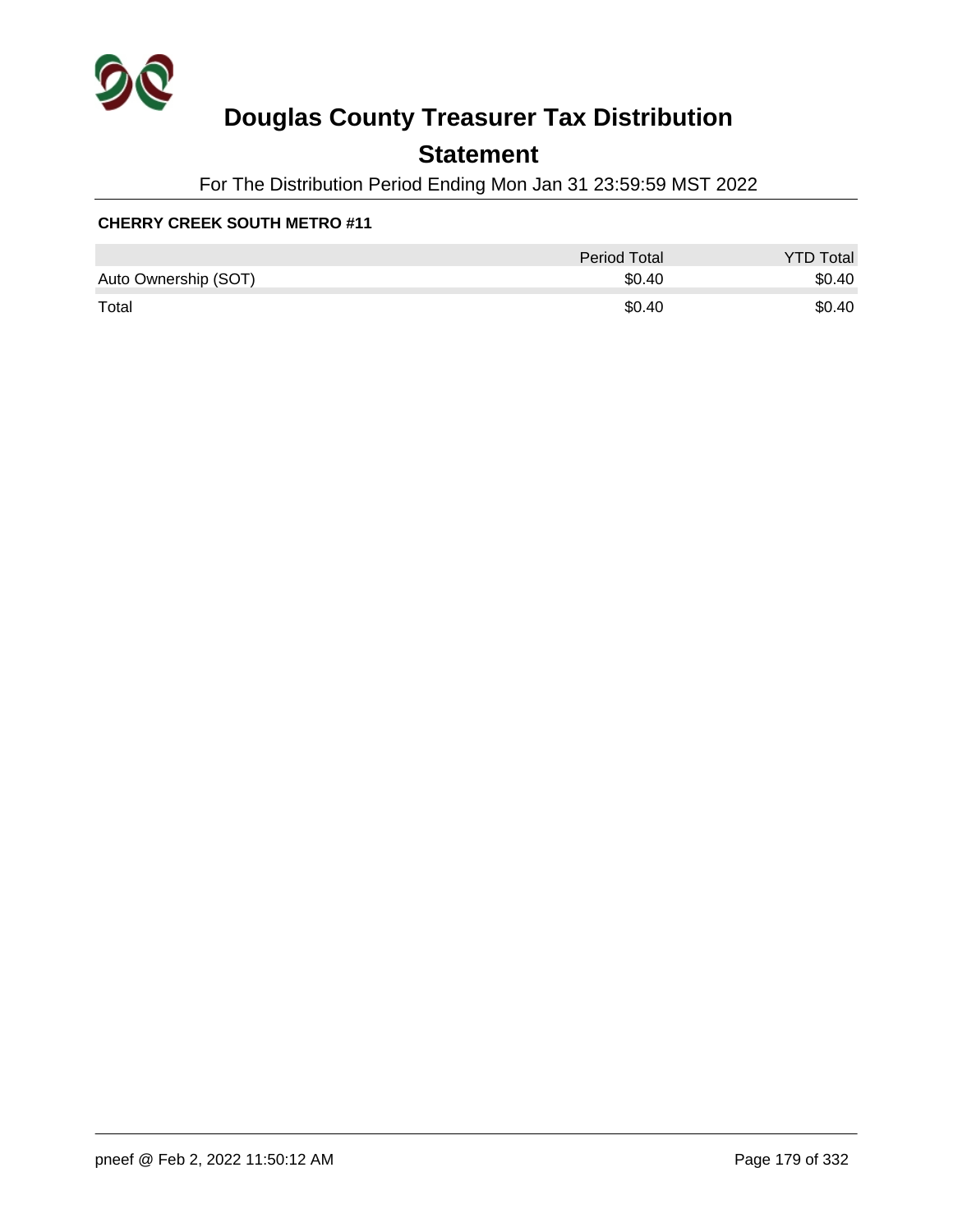# Douglas County Treasurer Tax Distribution

## Statement

For The Distribution Period Ending Mon Jan 31 23:59:59 MST 2022

**CHERRY CREEK SOUTH METRO #11**

| | Period Total | YTD Total |
|---|---|---|
| Auto Ownership (SOT) | $0.40 | $0.40 |
| Total | $0.40 | $0.40 |

pneef @ Feb 2, 2022 11:50:12 AM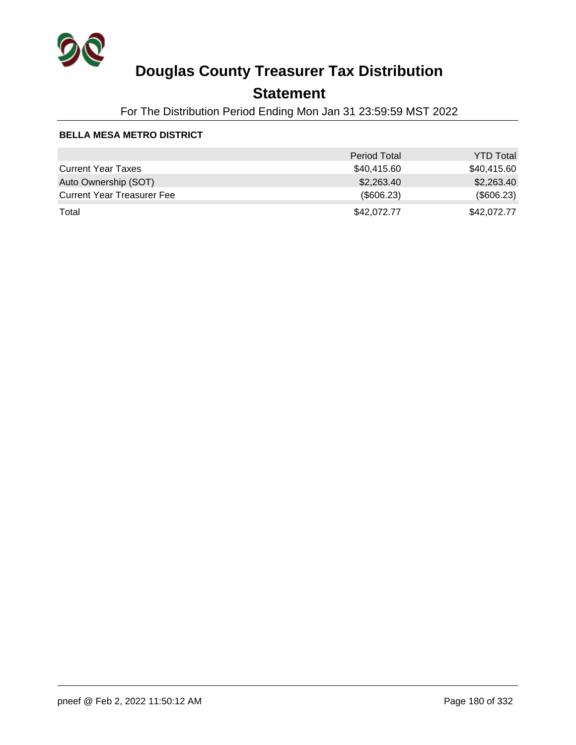# Douglas County Treasurer Tax Distribution

## Statement

For The Distribution Period Ending Mon Jan 31 23:59:59 MST 2022

**BELLA MESA METRO DISTRICT**

| | Period Total | YTD Total |
|---|---:|---:|
| Current Year Taxes | $40,415.60 | $40,415.60 |
| Auto Ownership (SOT) | $2,263.40 | $2,263.40 |
| Current Year Treasurer Fee | ($606.23) | ($606.23) |
| Total | $42,072.77 | $42,072.77 |

pneef @ Feb 2, 2022 11:50:12 AM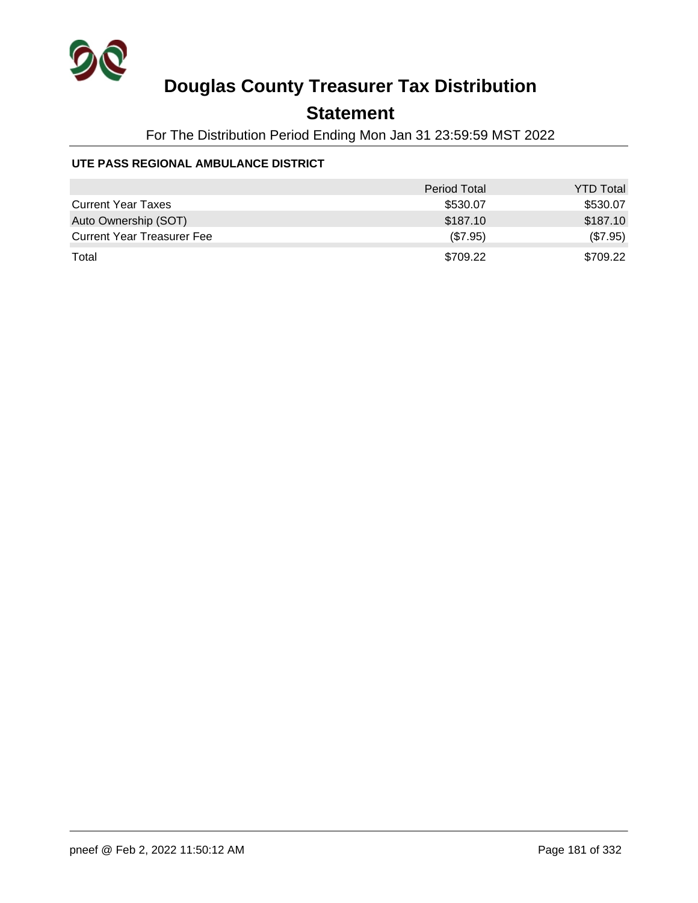# Douglas County Treasurer Tax Distribution

## Statement

For The Distribution Period Ending Mon Jan 31 23:59:59 MST 2022

### UTE PASS REGIONAL AMBULANCE DISTRICT

| | Period Total | YTD Total |
|---|---|---|
| Current Year Taxes | $530.07 | $530.07 |
| Auto Ownership (SOT) | $187.10 | $187.10 |
| Current Year Treasurer Fee | ($7.95) | ($7.95) |
| Total | $709.22 | $709.22 |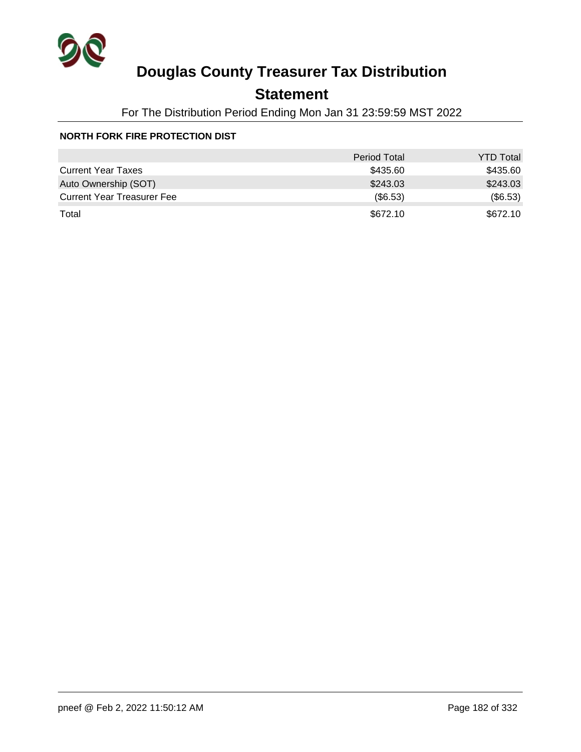# Douglas County Treasurer Tax Distribution

## Statement

For The Distribution Period Ending Mon Jan 31 23:59:59 MST 2022

**NORTH FORK FIRE PROTECTION DIST**

| | Period Total | YTD Total |
|---|---:|---:|
| Current Year Taxes | $435.60 | $435.60 |
| Auto Ownership (SOT) | $243.03 | $243.03 |
| Current Year Treasurer Fee | ($6.53) | ($6.53) |
| Total | $672.10 | $672.10 |

pneef @ Feb 2, 2022 11:50:12 AM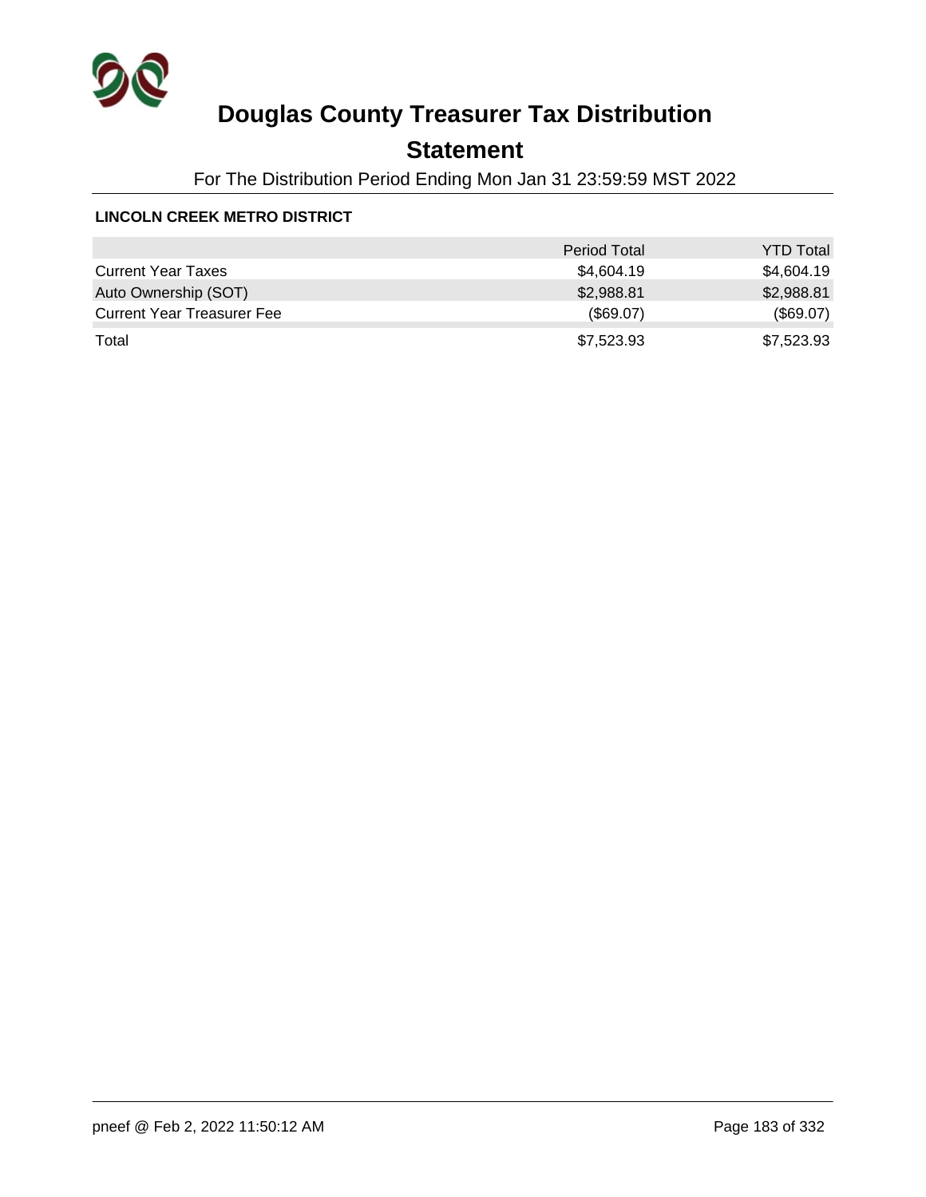# Douglas County Treasurer Tax Distribution

## Statement

For The Distribution Period Ending Mon Jan 31 23:59:59 MST 2022

**LINCOLN CREEK METRO DISTRICT**

| | Period Total | YTD Total |
|---|---|---|
| Current Year Taxes | $4,604.19 | $4,604.19 |
| Auto Ownership (SOT) | $2,988.81 | $2,988.81 |
| Current Year Treasurer Fee | ($69.07) | ($69.07) |
| Total | $7,523.93 | $7,523.93 |

pneef @ Feb 2, 2022 11:50:12 AM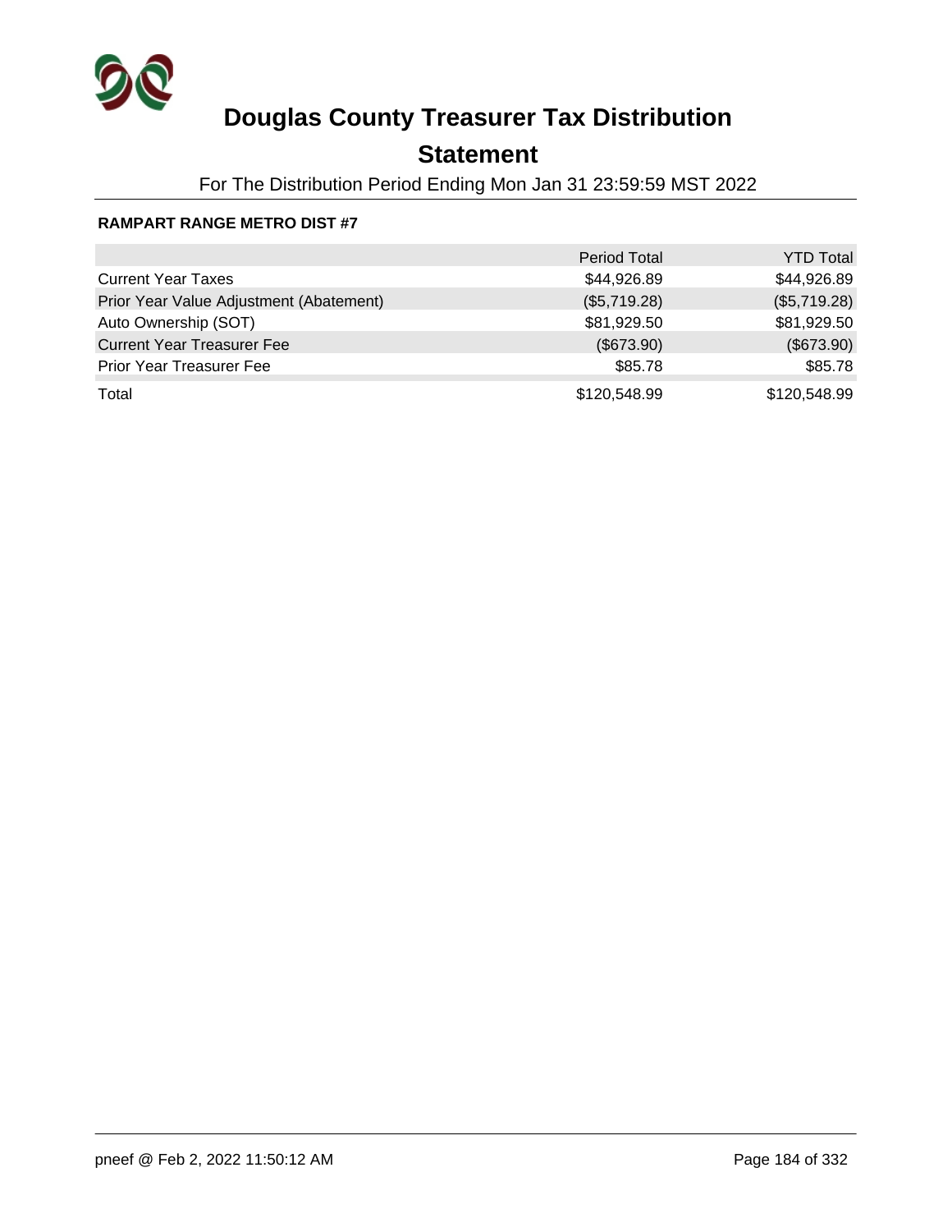# Douglas County Treasurer Tax Distribution

## Statement

For The Distribution Period Ending Mon Jan 31 23:59:59 MST 2022

**RAMPART RANGE METRO DIST #7**

| | Period Total | YTD Total |
|---|---|---|
| Current Year Taxes | $44,926.89 | $44,926.89 |
| Prior Year Value Adjustment (Abatement) | ($5,719.28) | ($5,719.28) |
| Auto Ownership (SOT) | $81,929.50 | $81,929.50 |
| Current Year Treasurer Fee | ($673.90) | ($673.90) |
| Prior Year Treasurer Fee | $85.78 | $85.78 |
| Total | $120,548.99 | $120,548.99 |

pneef @ Feb 2, 2022 11:50:12 AM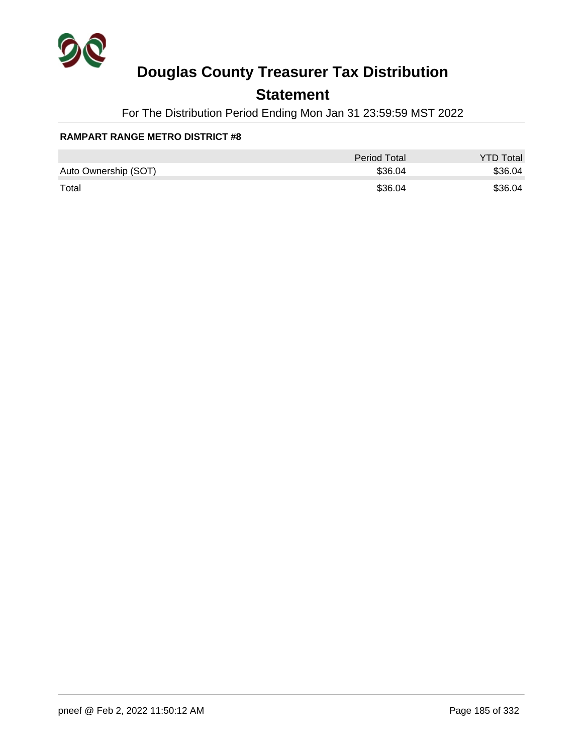# Douglas County Treasurer Tax Distribution

## Statement

For The Distribution Period Ending Mon Jan 31 23:59:59 MST 2022

**RAMPART RANGE METRO DISTRICT #8**

| | Period Total | YTD Total |
|---|---|---|
| Auto Ownership (SOT) | $36.04 | $36.04 |
| Total | $36.04 | $36.04 |

pneef @ Feb 2, 2022 11:50:12 AM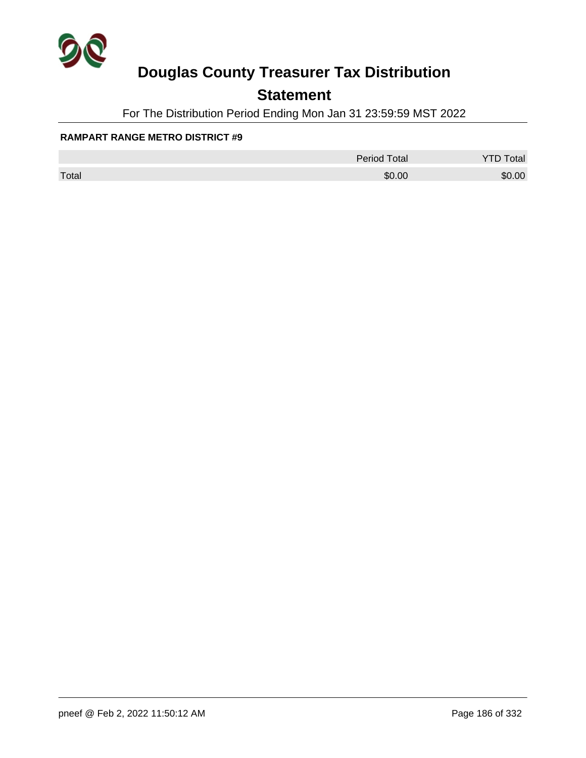# Douglas County Treasurer Tax Distribution

## Statement

For The Distribution Period Ending Mon Jan 31 23:59:59 MST 2022

**RAMPART RANGE METRO DISTRICT #9**

| | Period Total | YTD Total |
|---|---|---|
| Total | $0.00 | $0.00 |

pneef @ Feb 2, 2022 11:50:12 AM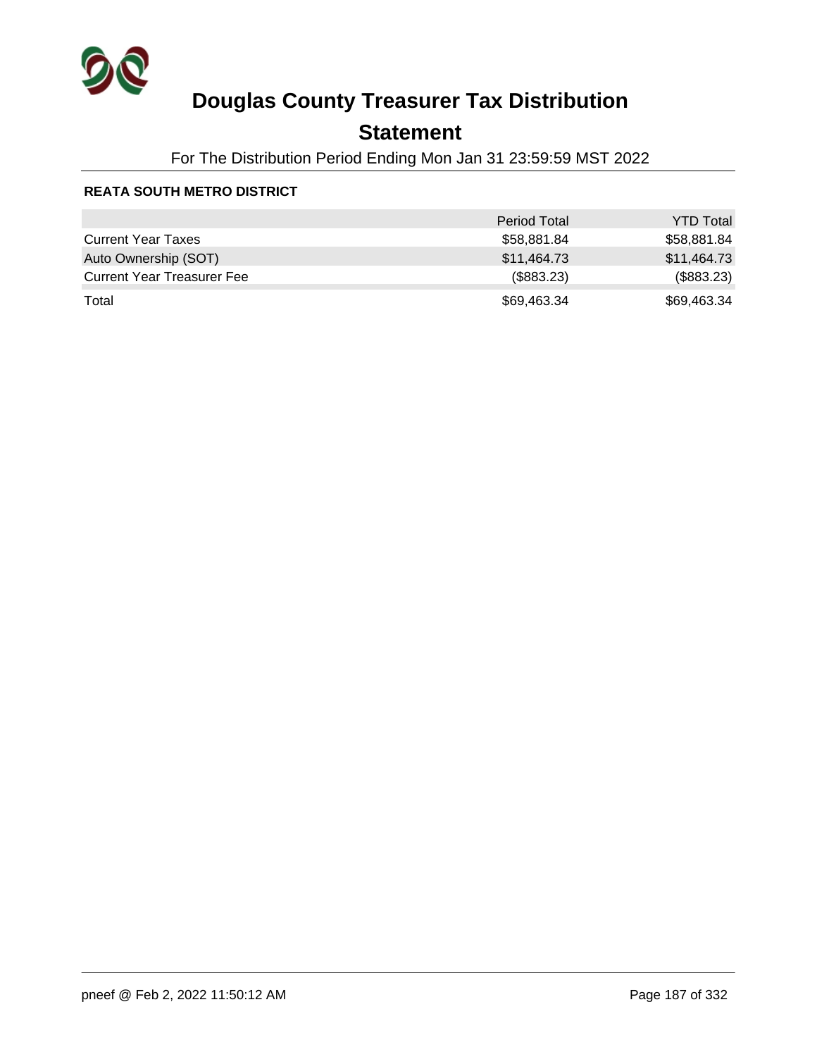# Douglas County Treasurer Tax Distribution

## Statement

For The Distribution Period Ending Mon Jan 31 23:59:59 MST 2022

**REATA SOUTH METRO DISTRICT**

| | Period Total | YTD Total |
|---|---|---|
| Current Year Taxes | $58,881.84 | $58,881.84 |
| Auto Ownership (SOT) | $11,464.73 | $11,464.73 |
| Current Year Treasurer Fee | ($883.23) | ($883.23) |
| Total | $69,463.34 | $69,463.34 |

pneef @ Feb 2, 2022 11:50:12 AM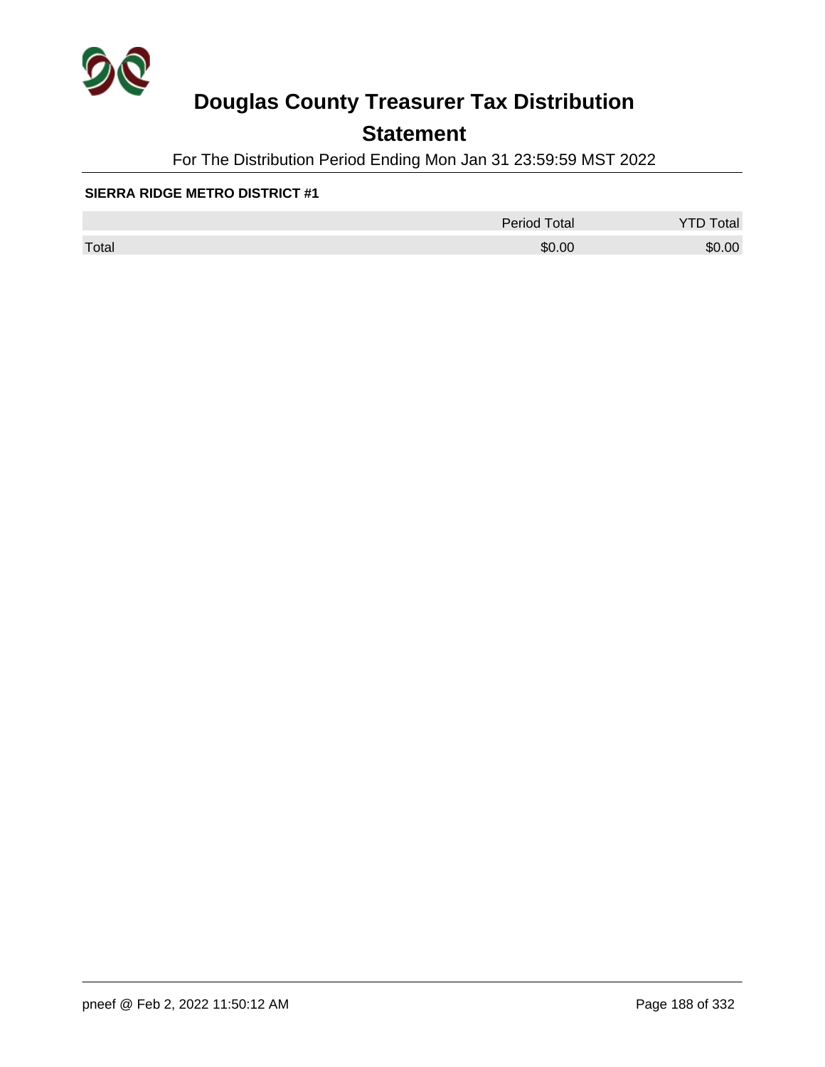# Douglas County Treasurer Tax Distribution

## Statement

For The Distribution Period Ending Mon Jan 31 23:59:59 MST 2022

**SIERRA RIDGE METRO DISTRICT #1**

| | Period Total | YTD Total |
|---|---|---|
| Total | $0.00 | $0.00 |

pneef @ Feb 2, 2022 11:50:12 AM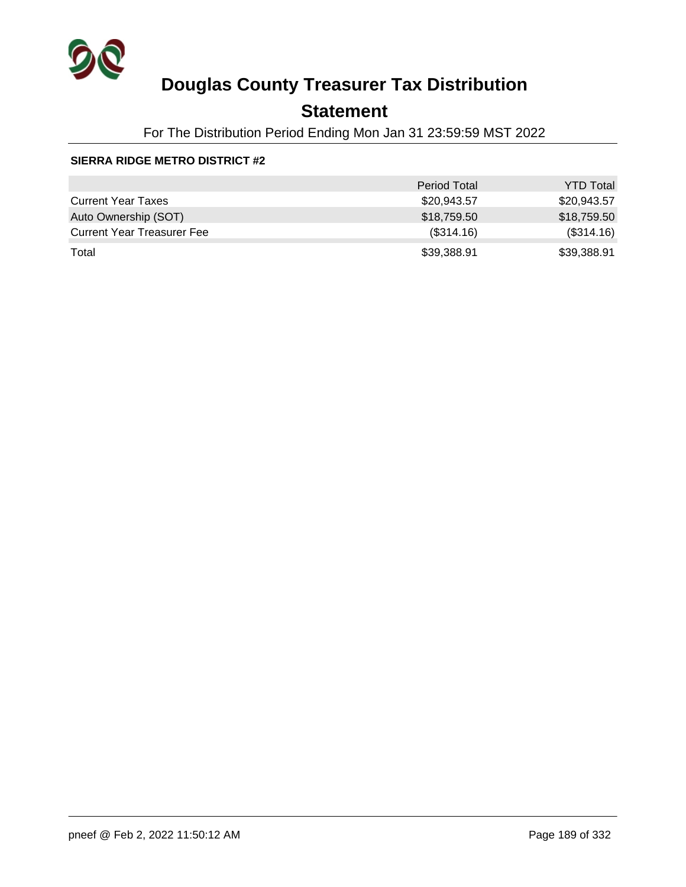# Douglas County Treasurer Tax Distribution

## Statement

For The Distribution Period Ending Mon Jan 31 23:59:59 MST 2022

**SIERRA RIDGE METRO DISTRICT #2**

| | Period Total | YTD Total |
|---|---|---|
| Current Year Taxes | $20,943.57 | $20,943.57 |
| Auto Ownership (SOT) | $18,759.50 | $18,759.50 |
| Current Year Treasurer Fee | ($314.16) | ($314.16) |
| Total | $39,388.91 | $39,388.91 |

pneef @ Feb 2, 2022 11:50:12 AM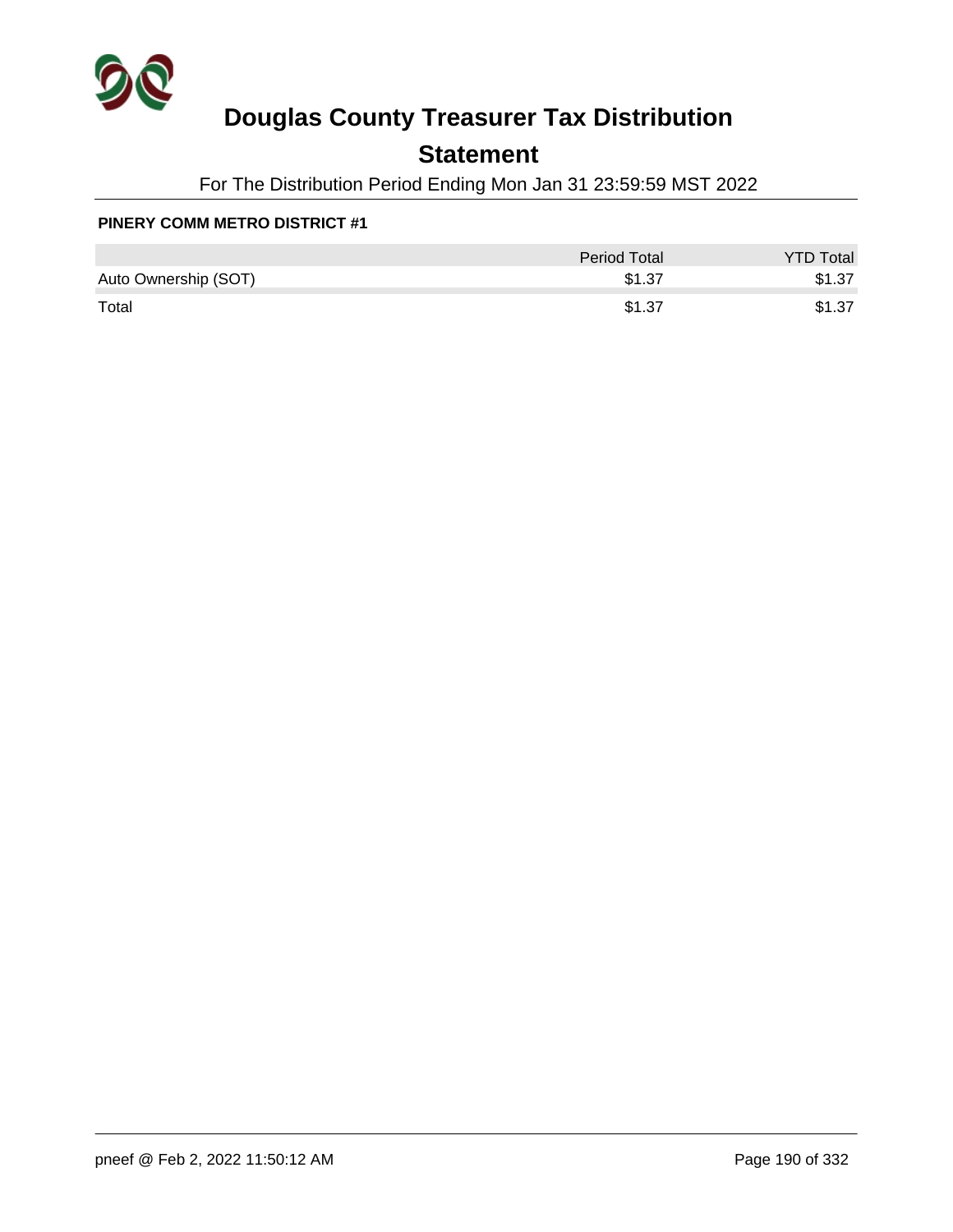# Douglas County Treasurer Tax Distribution

## Statement

For The Distribution Period Ending Mon Jan 31 23:59:59 MST 2022

**PINERY COMM METRO DISTRICT #1**

| | Period Total | YTD Total |
|---|---|---|
| Auto Ownership (SOT) | $1.37 | $1.37 |
| Total | $1.37 | $1.37 |

pneef @ Feb 2, 2022 11:50:12 AM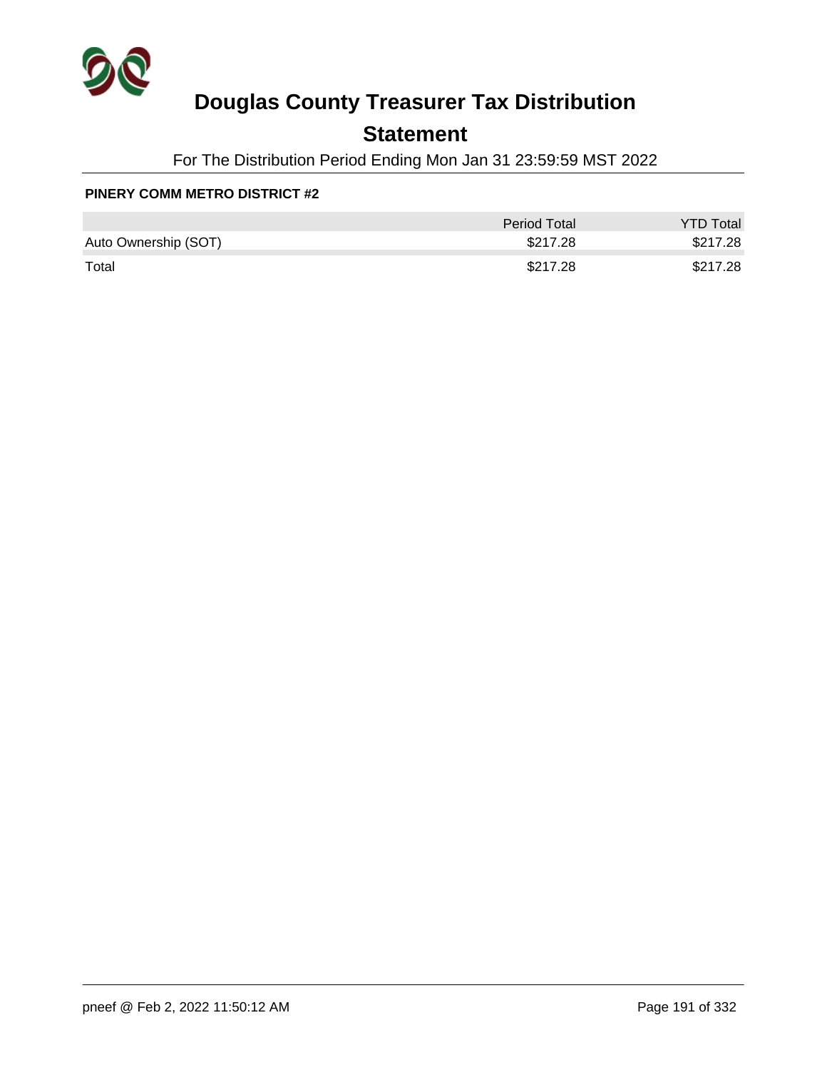# Douglas County Treasurer Tax Distribution

## Statement

For The Distribution Period Ending Mon Jan 31 23:59:59 MST 2022

**PINERY COMM METRO DISTRICT #2**

| | Period Total | YTD Total |
|---|---|---|
| Auto Ownership (SOT) | $217.28 | $217.28 |
| Total | $217.28 | $217.28 |

pneef @ Feb 2, 2022 11:50:12 AM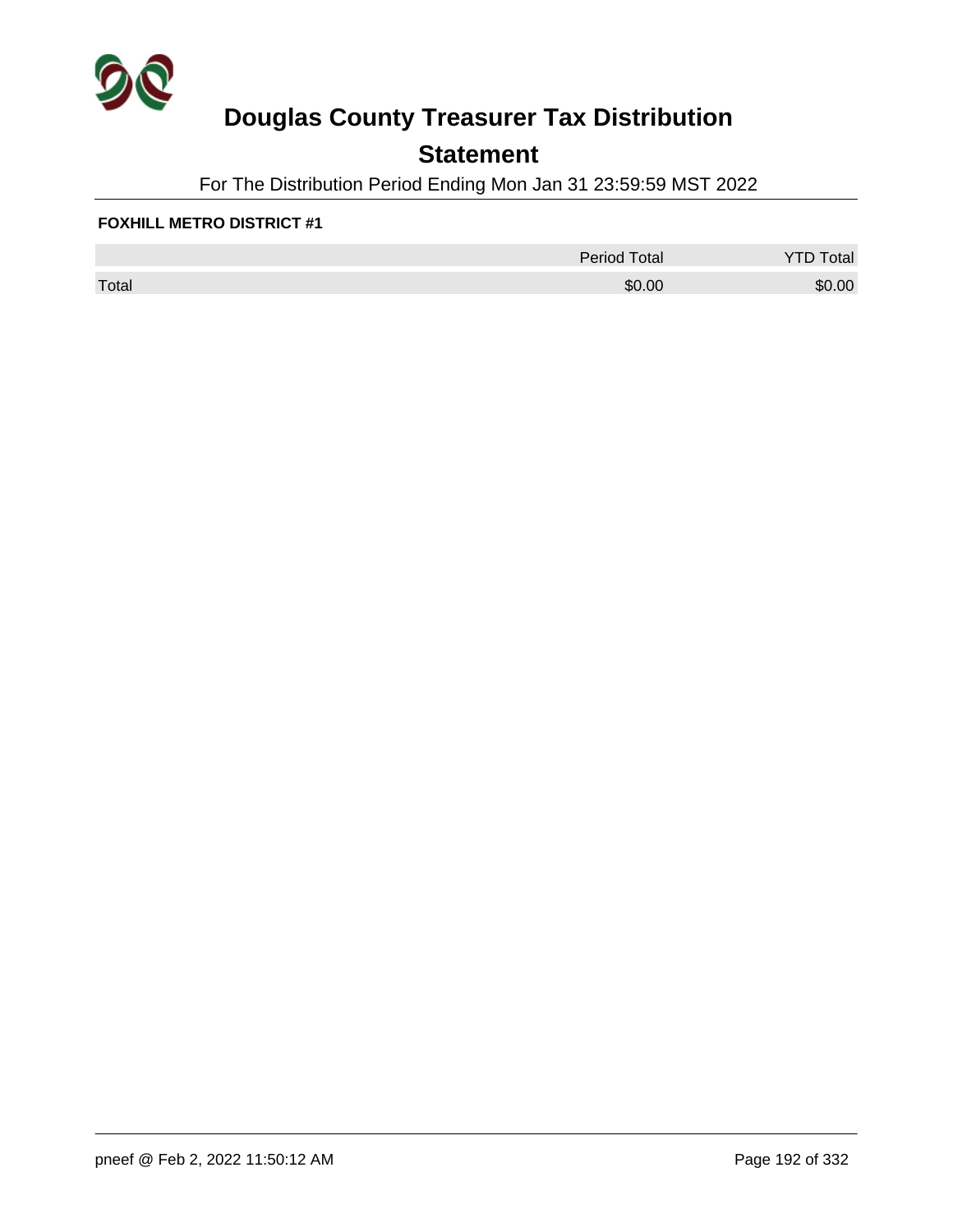# Douglas County Treasurer Tax Distribution

## Statement

For The Distribution Period Ending Mon Jan 31 23:59:59 MST 2022

**FOXHILL METRO DISTRICT #1**

| | Period Total | YTD Total |
|---|---|---|
| Total | $0.00 | $0.00 |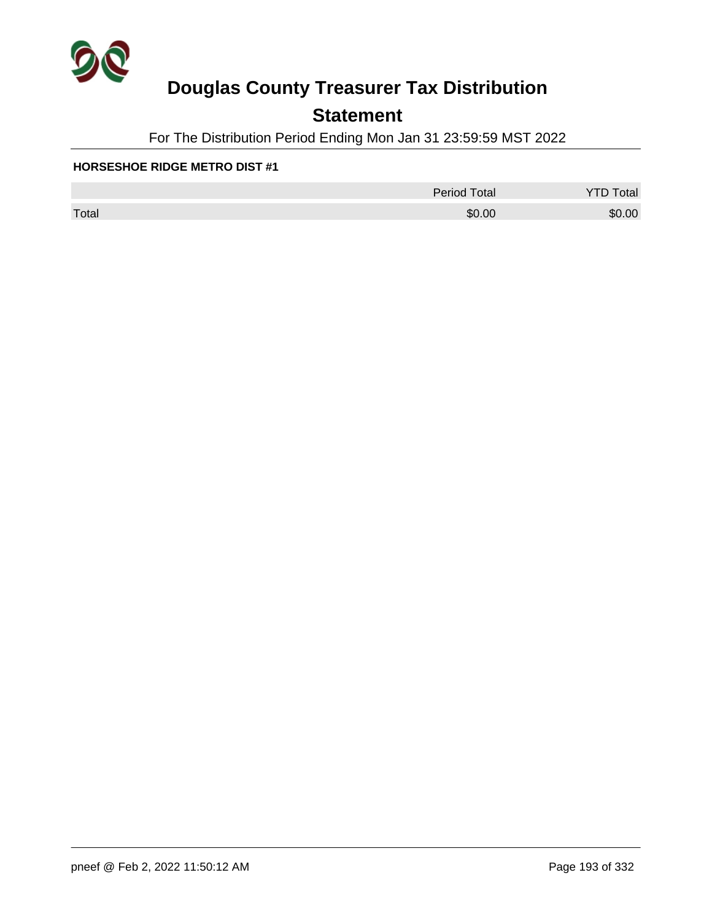# Douglas County Treasurer Tax Distribution

## Statement

For The Distribution Period Ending Mon Jan 31 23:59:59 MST 2022

**HORSESHOE RIDGE METRO DIST #1**

| | Period Total | YTD Total |
|---|---|---|
| Total | $0.00 | $0.00 |

pneef @ Feb 2, 2022 11:50:12 AM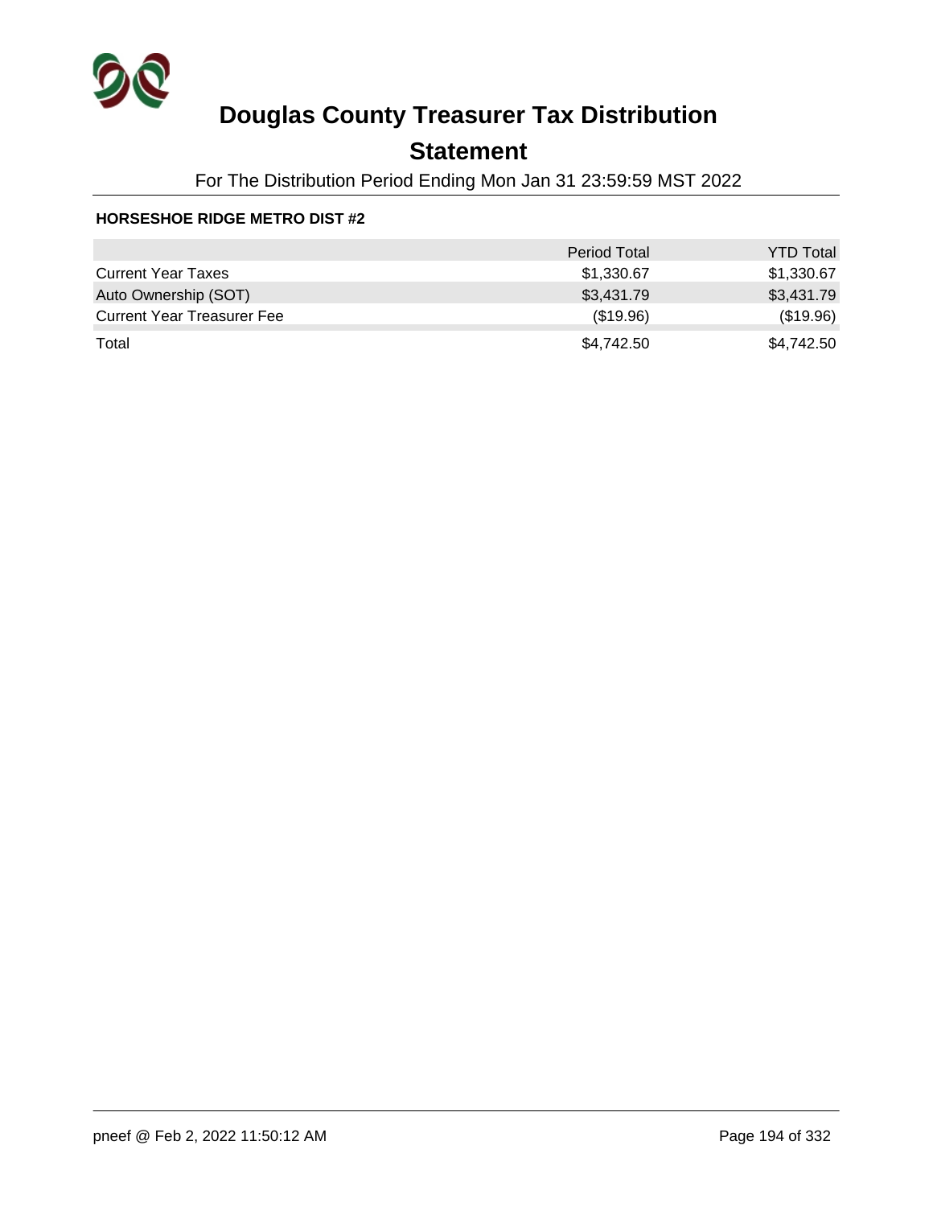# Douglas County Treasurer Tax Distribution

## Statement

For The Distribution Period Ending Mon Jan 31 23:59:59 MST 2022

**HORSESHOE RIDGE METRO DIST #2**

| | Period Total | YTD Total |
|---|---|---|
| Current Year Taxes | $1,330.67 | $1,330.67 |
| Auto Ownership (SOT) | $3,431.79 | $3,431.79 |
| Current Year Treasurer Fee | ($19.96) | ($19.96) |
| Total | $4,742.50 | $4,742.50 |

pneef @ Feb 2, 2022 11:50:12 AM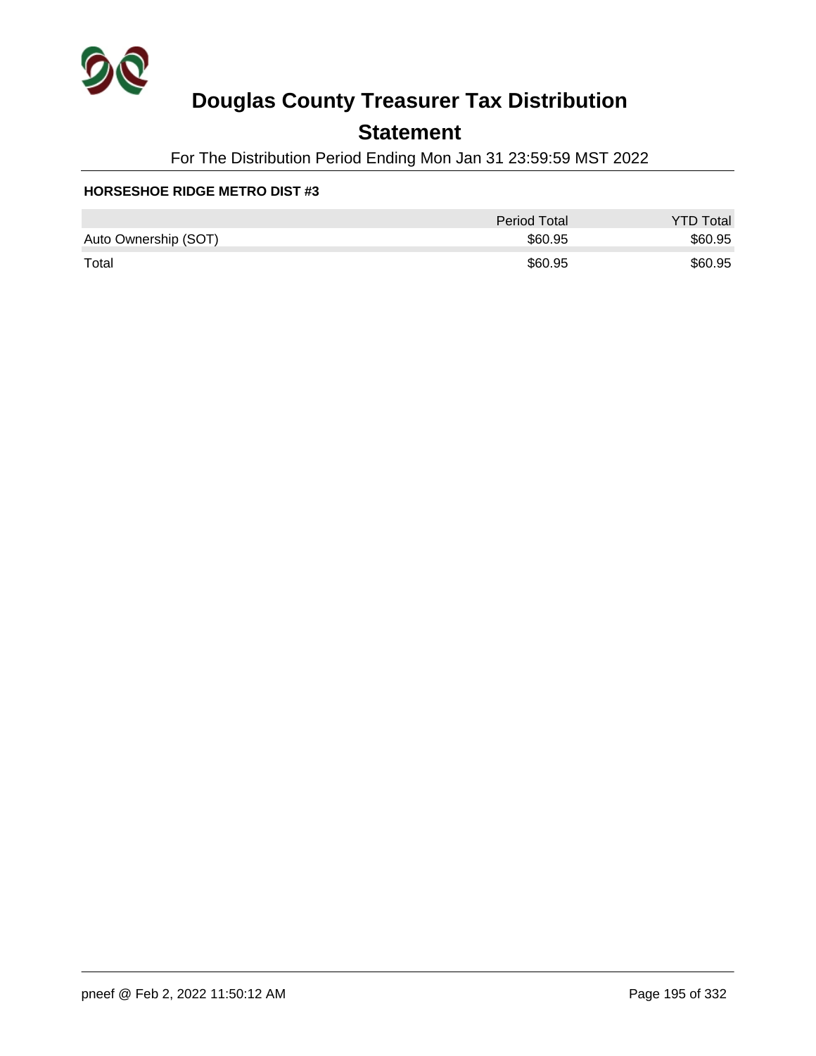# Douglas County Treasurer Tax Distribution

## Statement

For The Distribution Period Ending Mon Jan 31 23:59:59 MST 2022

**HORSESHOE RIDGE METRO DIST #3**

| | Period Total | YTD Total |
|---|---|---|
| Auto Ownership (SOT) | $60.95 | $60.95 |
| Total | $60.95 | $60.95 |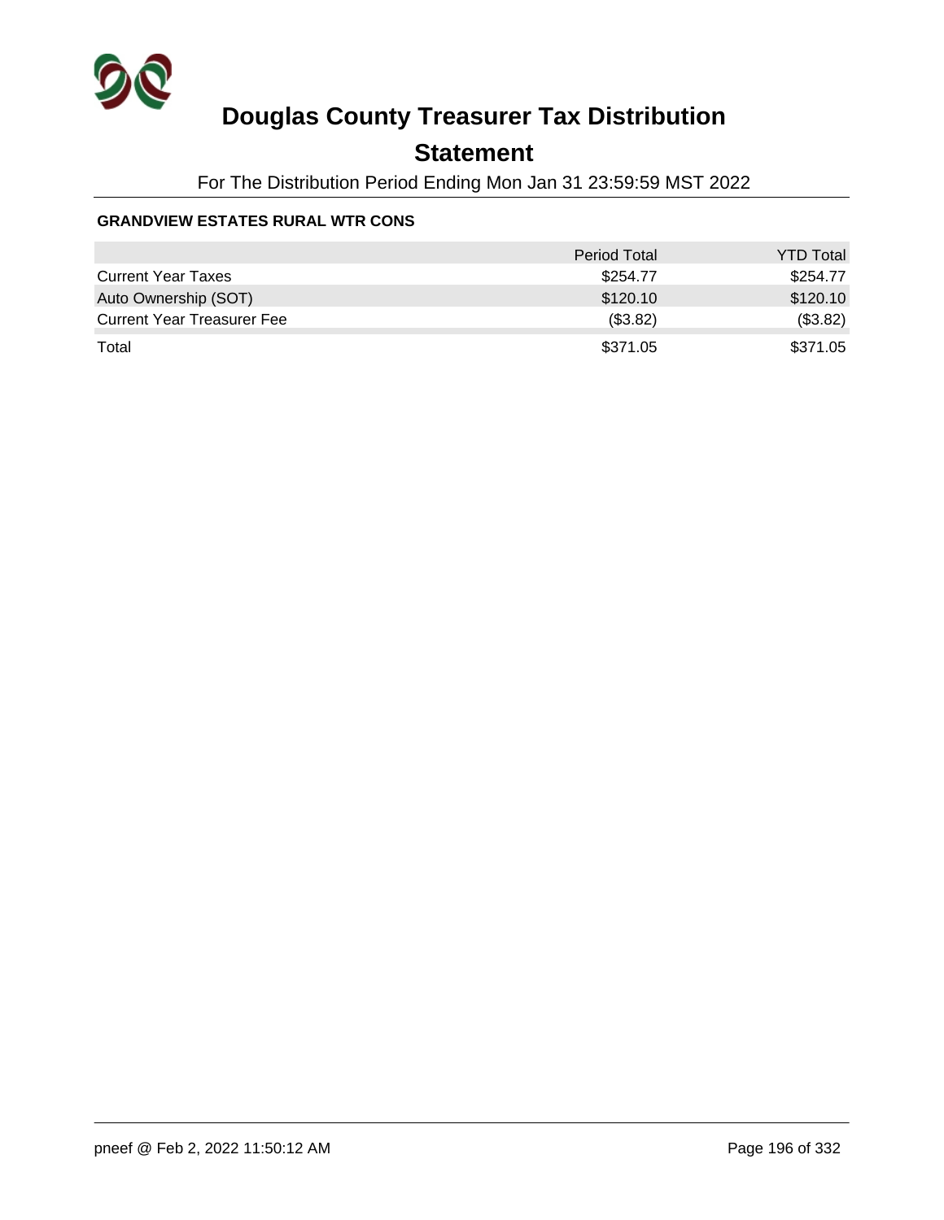# Douglas County Treasurer Tax Distribution

## Statement

For The Distribution Period Ending Mon Jan 31 23:59:59 MST 2022

**GRANDVIEW ESTATES RURAL WTR CONS**

| | Period Total | YTD Total |
|---|---|---|
| Current Year Taxes | $254.77 | $254.77 |
| Auto Ownership (SOT) | $120.10 | $120.10 |
| Current Year Treasurer Fee | ($3.82) | ($3.82) |
| Total | $371.05 | $371.05 |

pneef @ Feb 2, 2022 11:50:12 AM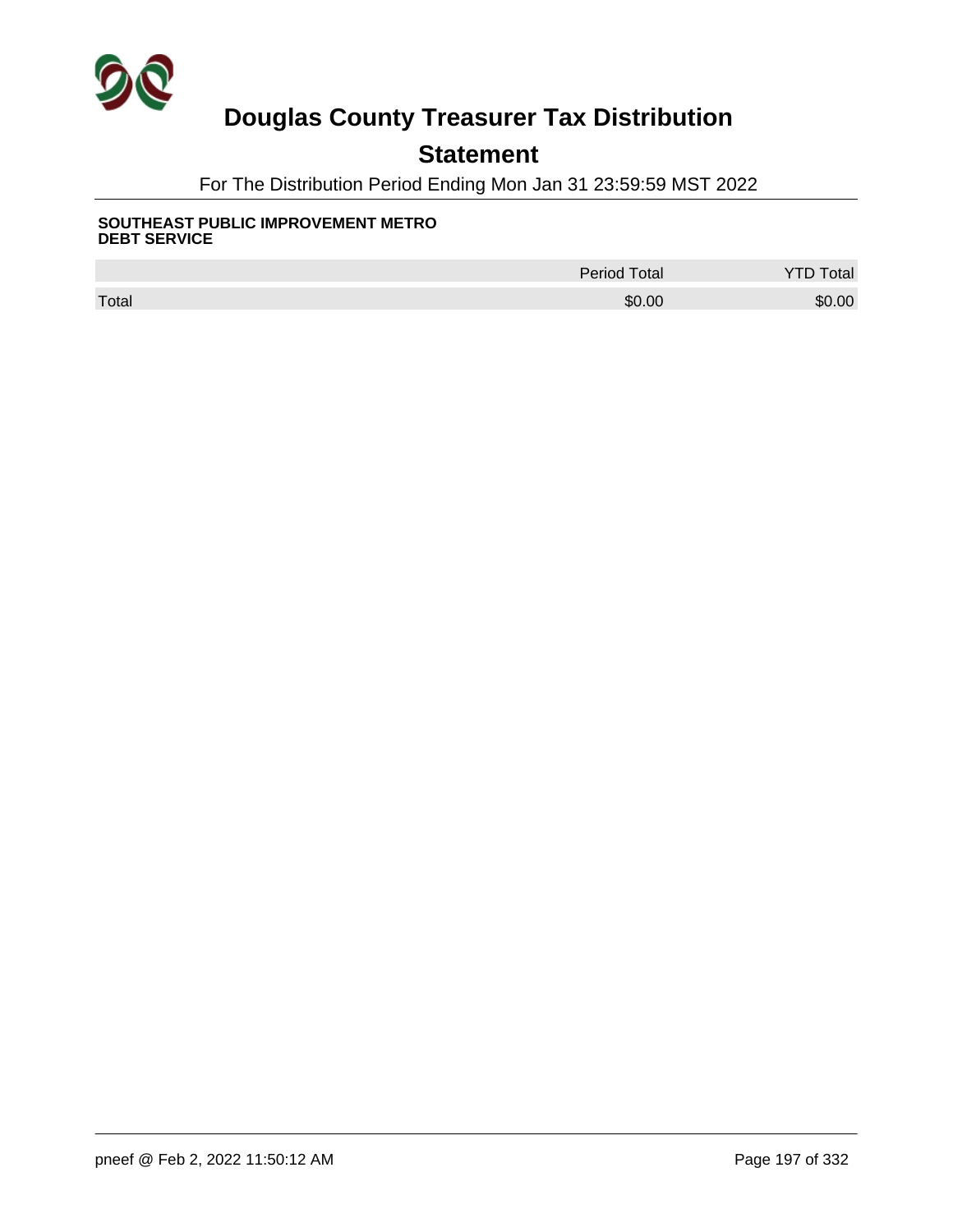# Douglas County Treasurer Tax Distribution

## Statement

For The Distribution Period Ending Mon Jan 31 23:59:59 MST 2022

**SOUTHEAST PUBLIC IMPROVEMENT METRO DEBT SERVICE**

| | Period Total | YTD Total |
|---|---|---|
| Total | $0.00 | $0.00 |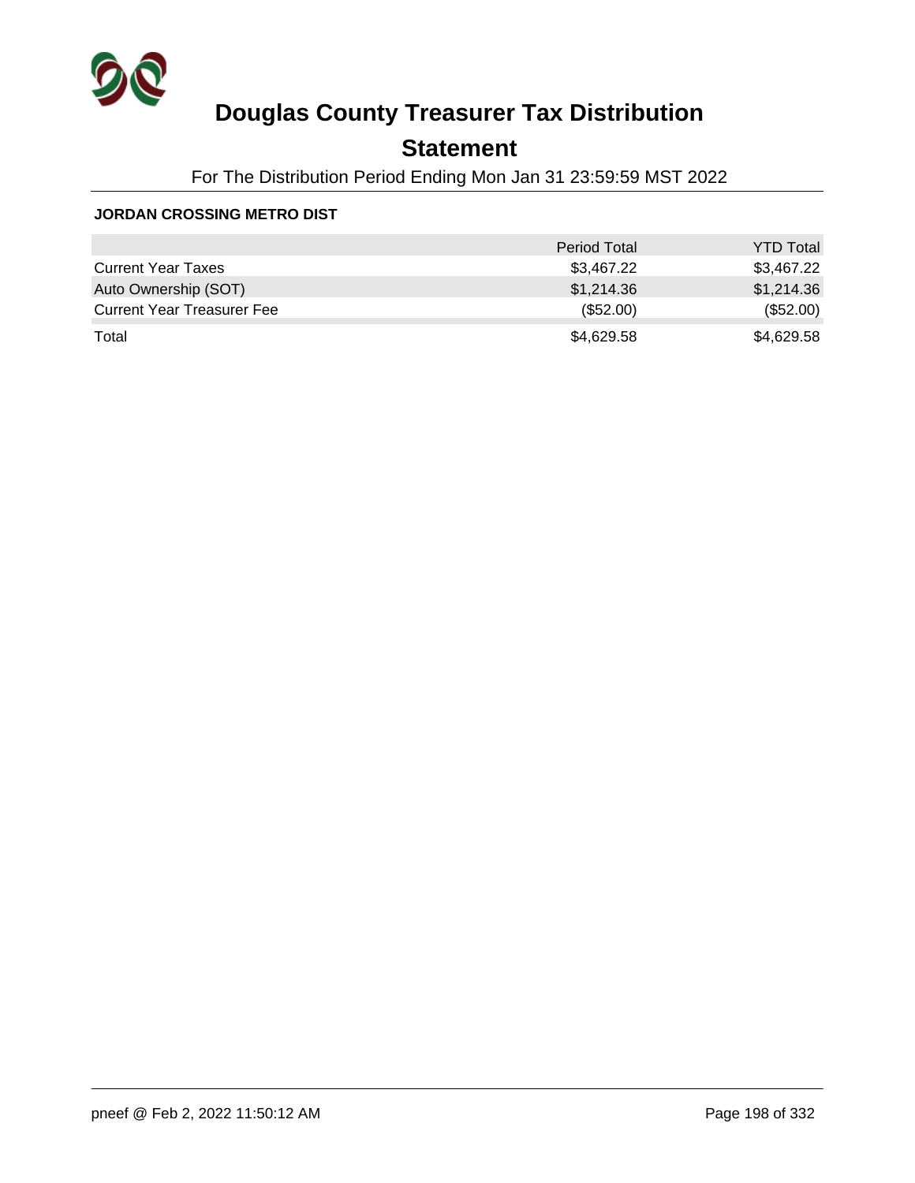# Douglas County Treasurer Tax Distribution

## Statement

For The Distribution Period Ending Mon Jan 31 23:59:59 MST 2022

### JORDAN CROSSING METRO DIST

| | Period Total | YTD Total |
|---|---|---|
| Current Year Taxes | $3,467.22 | $3,467.22 |
| Auto Ownership (SOT) | $1,214.36 | $1,214.36 |
| Current Year Treasurer Fee | ($52.00) | ($52.00) |
| Total | $4,629.58 | $4,629.58 |

pneef @ Feb 2, 2022 11:50:12 AM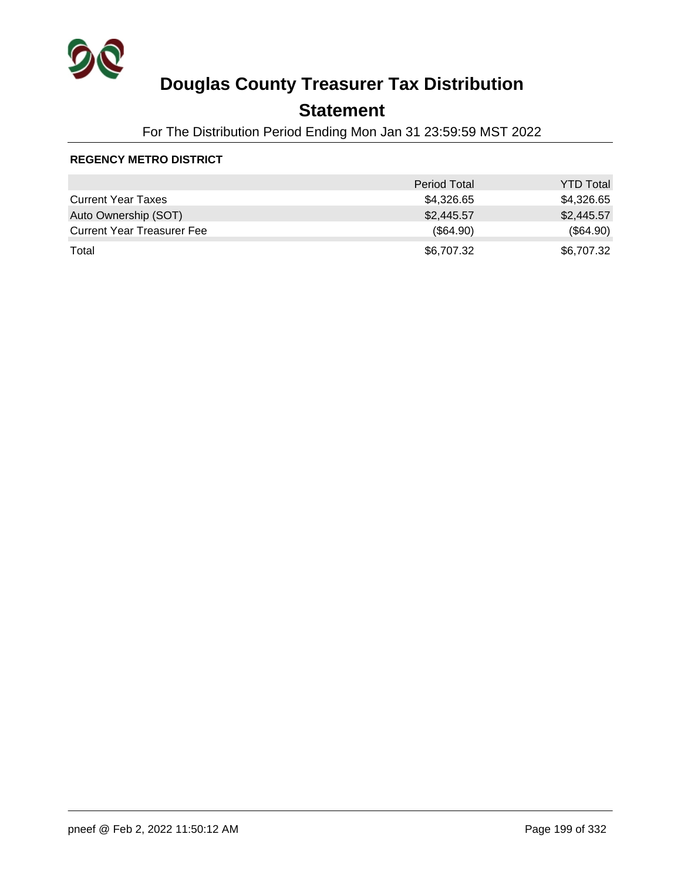# Douglas County Treasurer Tax Distribution

## Statement

For The Distribution Period Ending Mon Jan 31 23:59:59 MST 2022

**REGENCY METRO DISTRICT**

| | Period Total | YTD Total |
|---|---|---|
| Current Year Taxes | $4,326.65 | $4,326.65 |
| Auto Ownership (SOT) | $2,445.57 | $2,445.57 |
| Current Year Treasurer Fee | ($64.90) | ($64.90) |
| Total | $6,707.32 | $6,707.32 |

pneef @ Feb 2, 2022 11:50:12 AM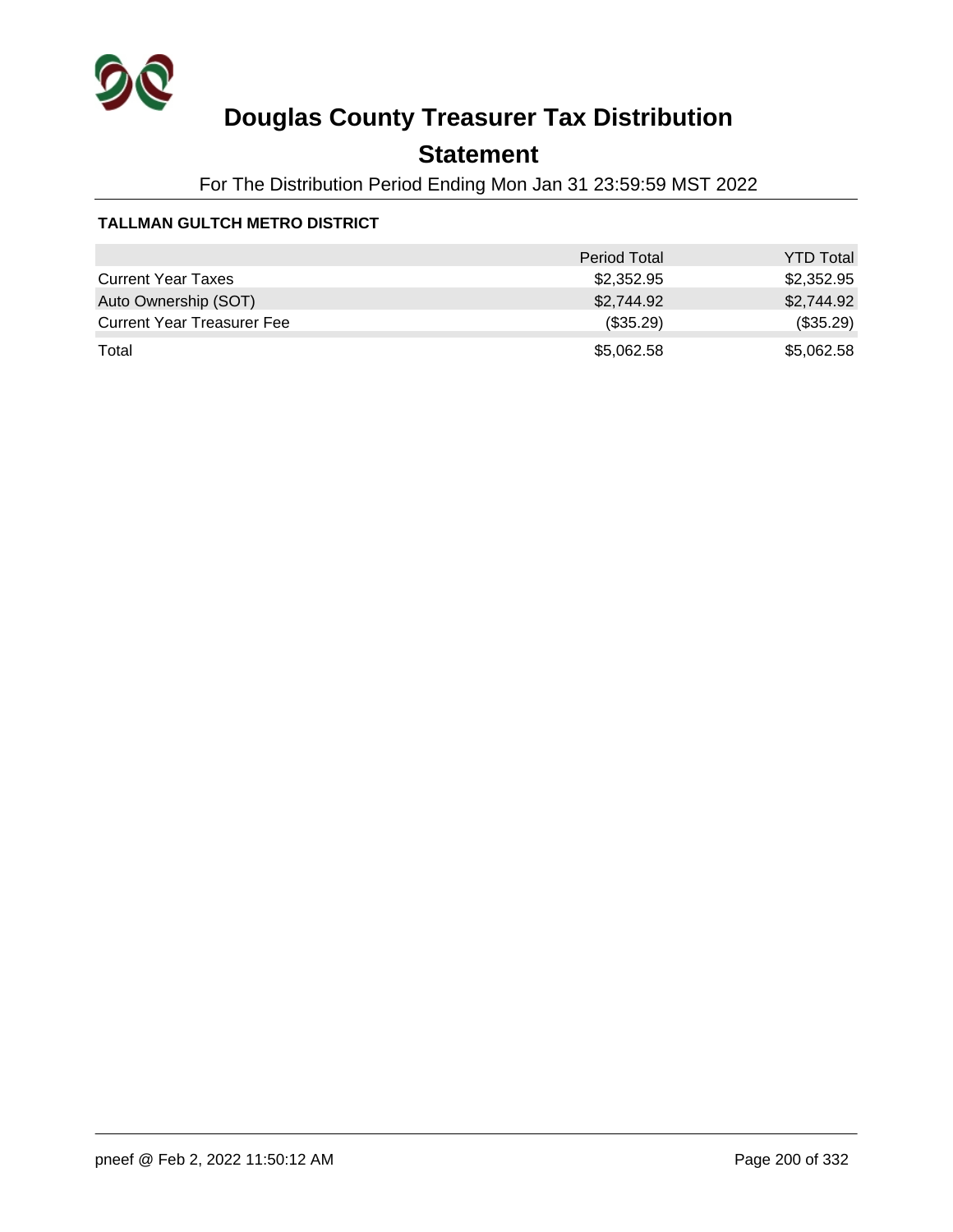# Douglas County Treasurer Tax Distribution

## Statement

For The Distribution Period Ending Mon Jan 31 23:59:59 MST 2022

**TALLMAN GULTCH METRO DISTRICT**

| | Period Total | YTD Total |
|---|---|---|
| Current Year Taxes | $2,352.95 | $2,352.95 |
| Auto Ownership (SOT) | $2,744.92 | $2,744.92 |
| Current Year Treasurer Fee | ($35.29) | ($35.29) |
| Total | $5,062.58 | $5,062.58 |

pneef @ Feb 2, 2022 11:50:12 AM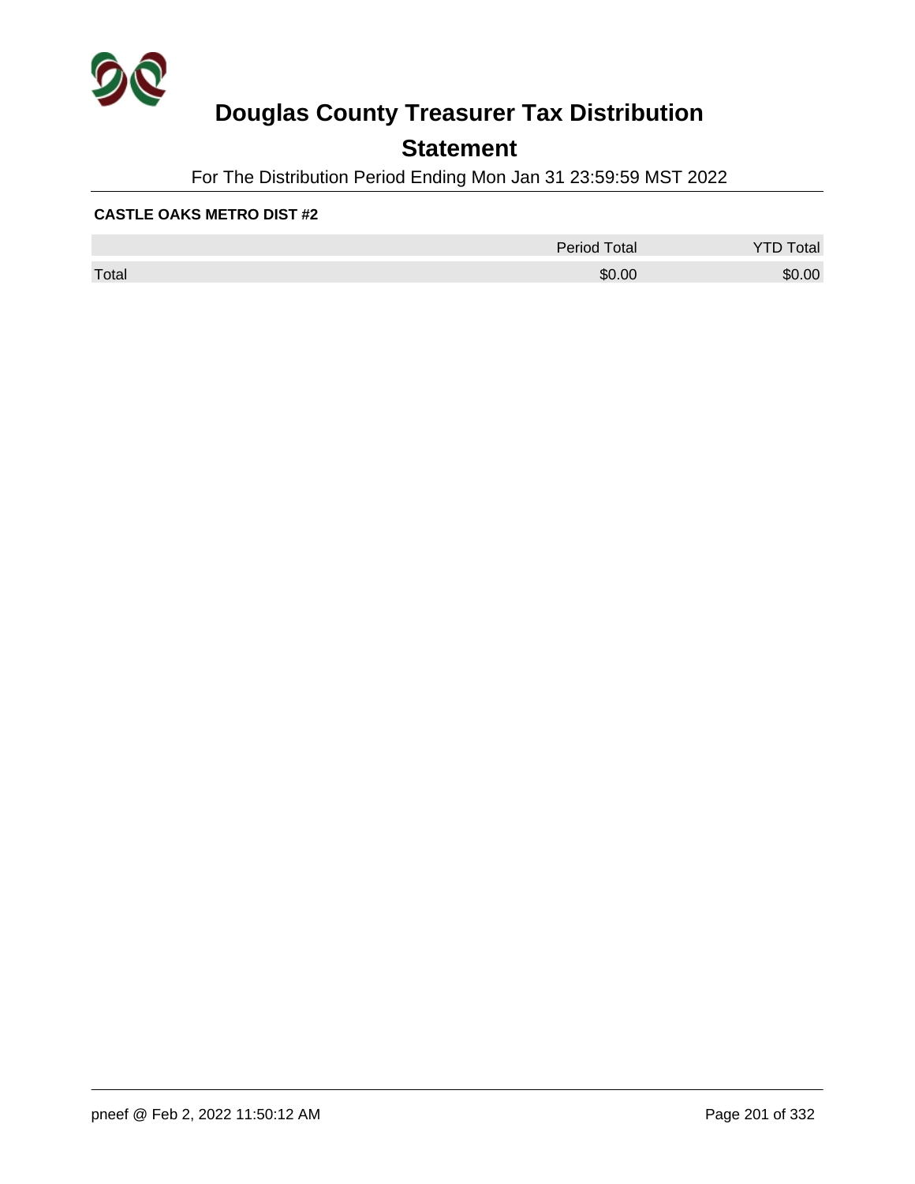# Douglas County Treasurer Tax Distribution

## Statement

For The Distribution Period Ending Mon Jan 31 23:59:59 MST 2022

**CASTLE OAKS METRO DIST #2**

| | Period Total | YTD Total |
|---|---|---|
| Total | $0.00 | $0.00 |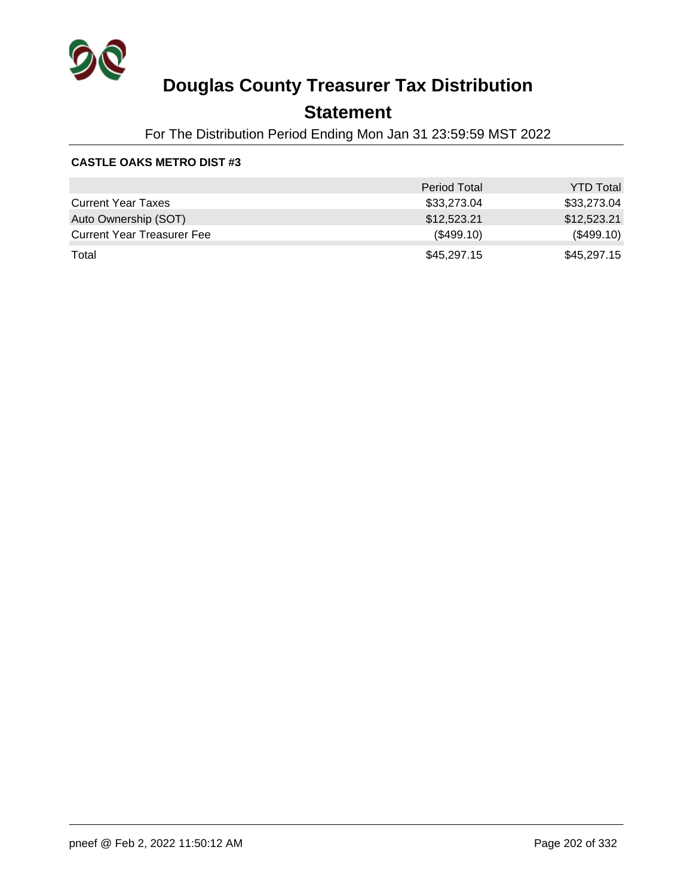# Douglas County Treasurer Tax Distribution

## Statement

For The Distribution Period Ending Mon Jan 31 23:59:59 MST 2022

**CASTLE OAKS METRO DIST #3**

| | Period Total | YTD Total |
|---|---|---|
| Current Year Taxes | $33,273.04 | $33,273.04 |
| Auto Ownership (SOT) | $12,523.21 | $12,523.21 |
| Current Year Treasurer Fee | ($499.10) | ($499.10) |
| Total | $45,297.15 | $45,297.15 |

pneef @ Feb 2, 2022 11:50:12 AM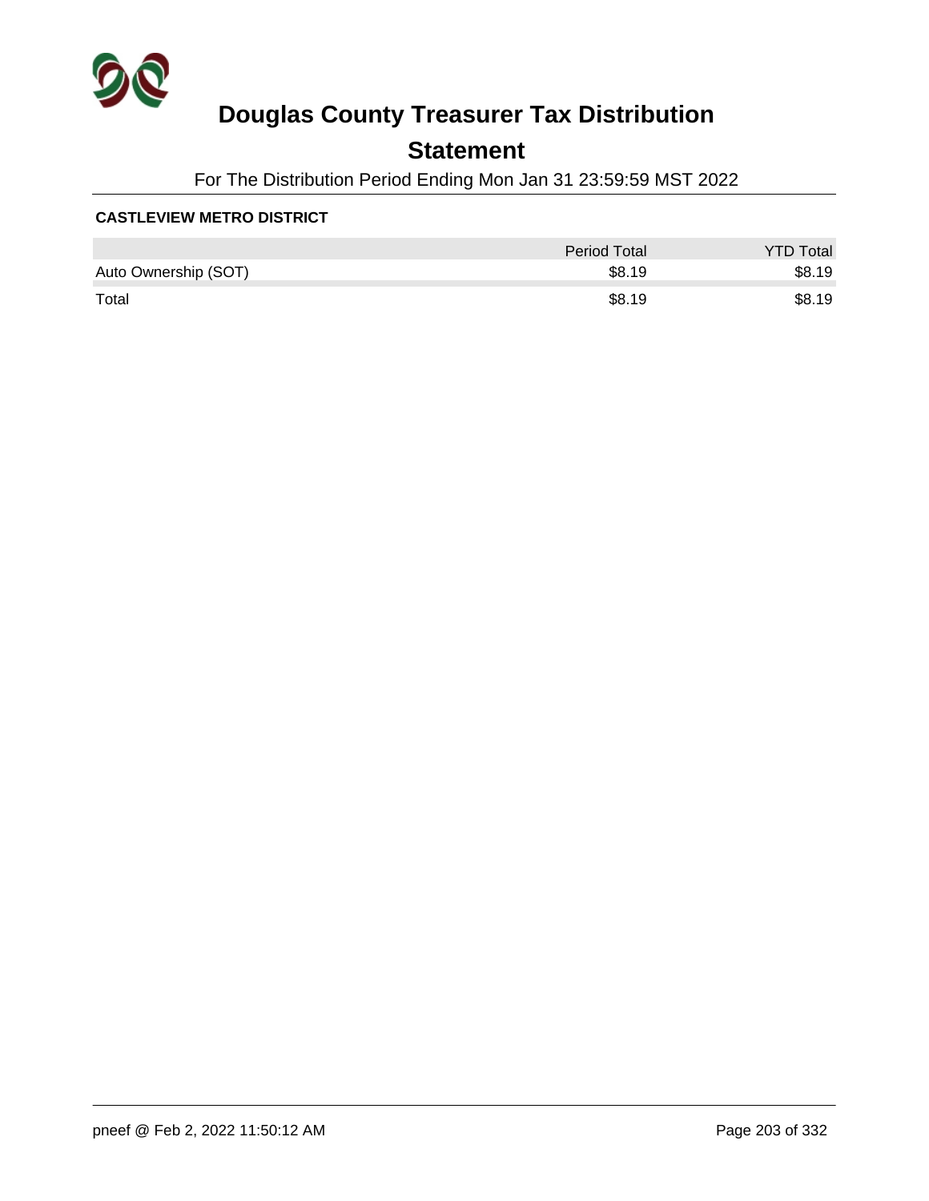# Douglas County Treasurer Tax Distribution

## Statement

For The Distribution Period Ending Mon Jan 31 23:59:59 MST 2022

### CASTLEVIEW METRO DISTRICT

| | Period Total | YTD Total |
|---|---:|---:|
| Auto Ownership (SOT) | $8.19 | $8.19 |
| Total | $8.19 | $8.19 |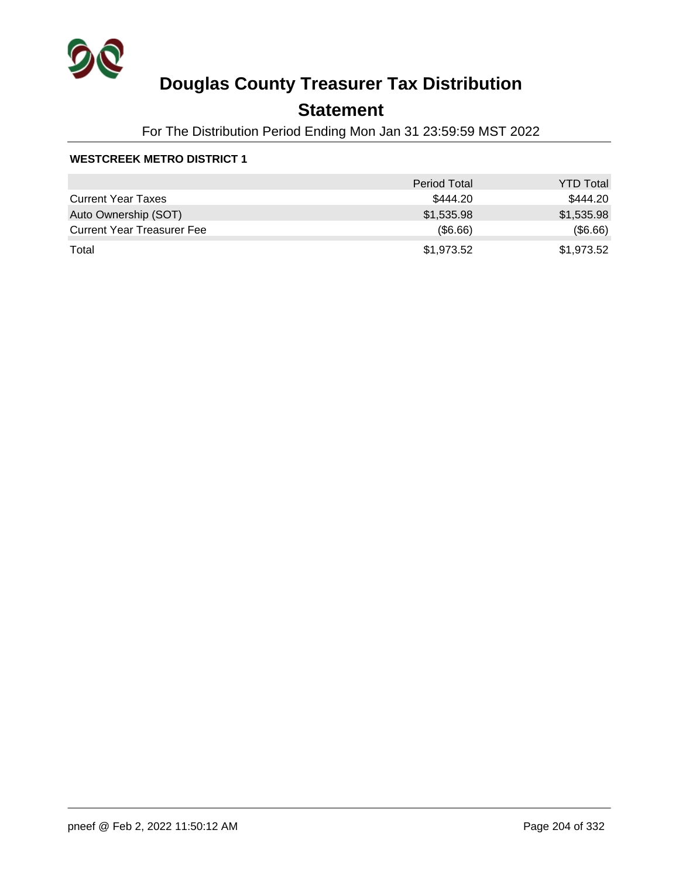# Douglas County Treasurer Tax Distribution

## Statement

For The Distribution Period Ending Mon Jan 31 23:59:59 MST 2022

### WESTCREEK METRO DISTRICT 1

| | Period Total | YTD Total |
|---|---|---|
| Current Year Taxes | $444.20 | $444.20 |
| Auto Ownership (SOT) | $1,535.98 | $1,535.98 |
| Current Year Treasurer Fee | ($6.66) | ($6.66) |
| Total | $1,973.52 | $1,973.52 |

pneef @ Feb 2, 2022 11:50:12 AM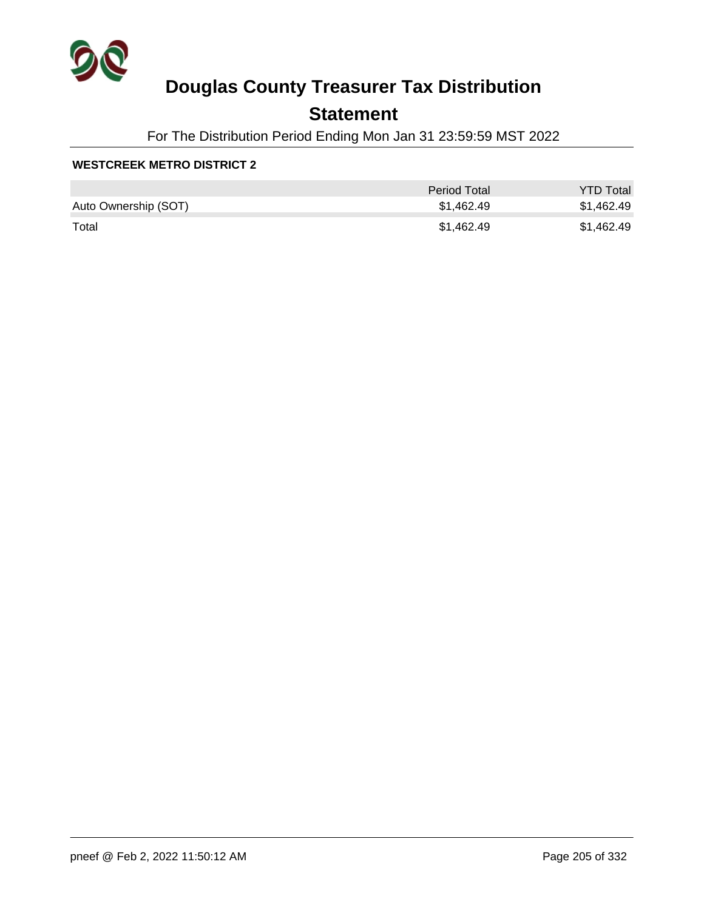# Douglas County Treasurer Tax Distribution

## Statement

For The Distribution Period Ending Mon Jan 31 23:59:59 MST 2022

**WESTCREEK METRO DISTRICT 2**

| | Period Total | YTD Total |
|---|---|---|
| Auto Ownership (SOT) | $1,462.49 | $1,462.49 |
| Total | $1,462.49 | $1,462.49 |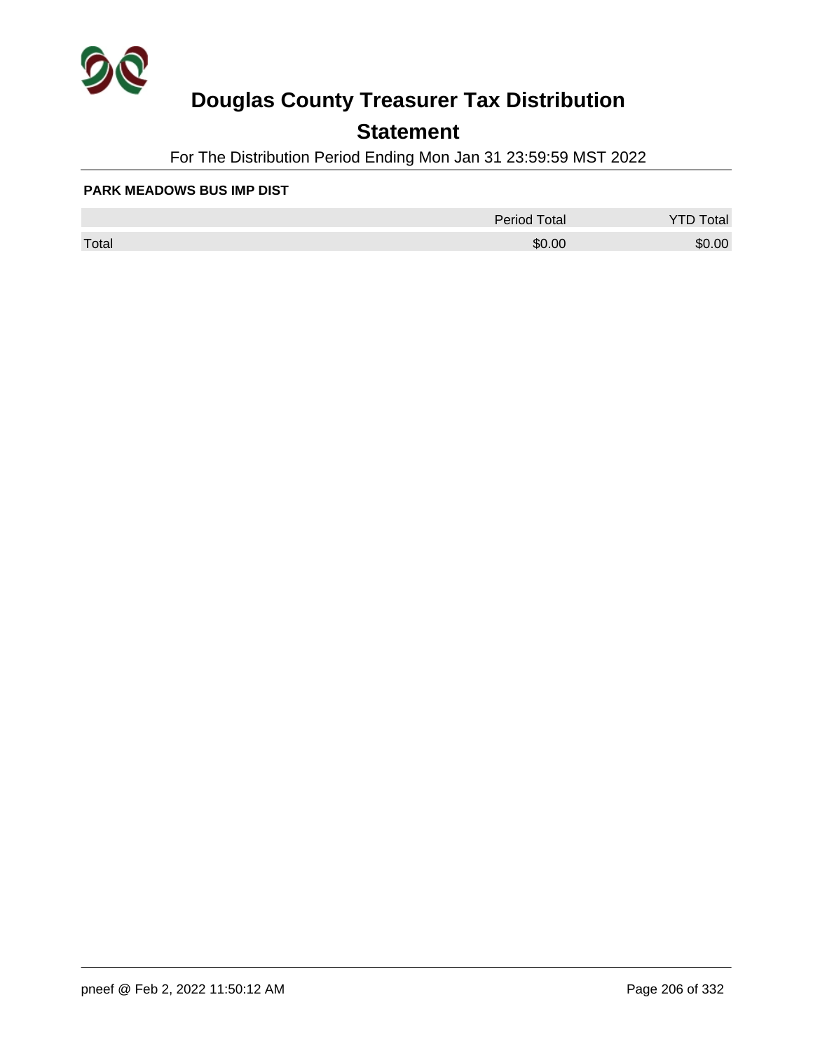# Douglas County Treasurer Tax Distribution

## Statement

For The Distribution Period Ending Mon Jan 31 23:59:59 MST 2022

**PARK MEADOWS BUS IMP DIST**

| | Period Total | YTD Total |
|---|---|---|
| Total | $0.00 | $0.00 |

pneef @ Feb 2, 2022 11:50:12 AM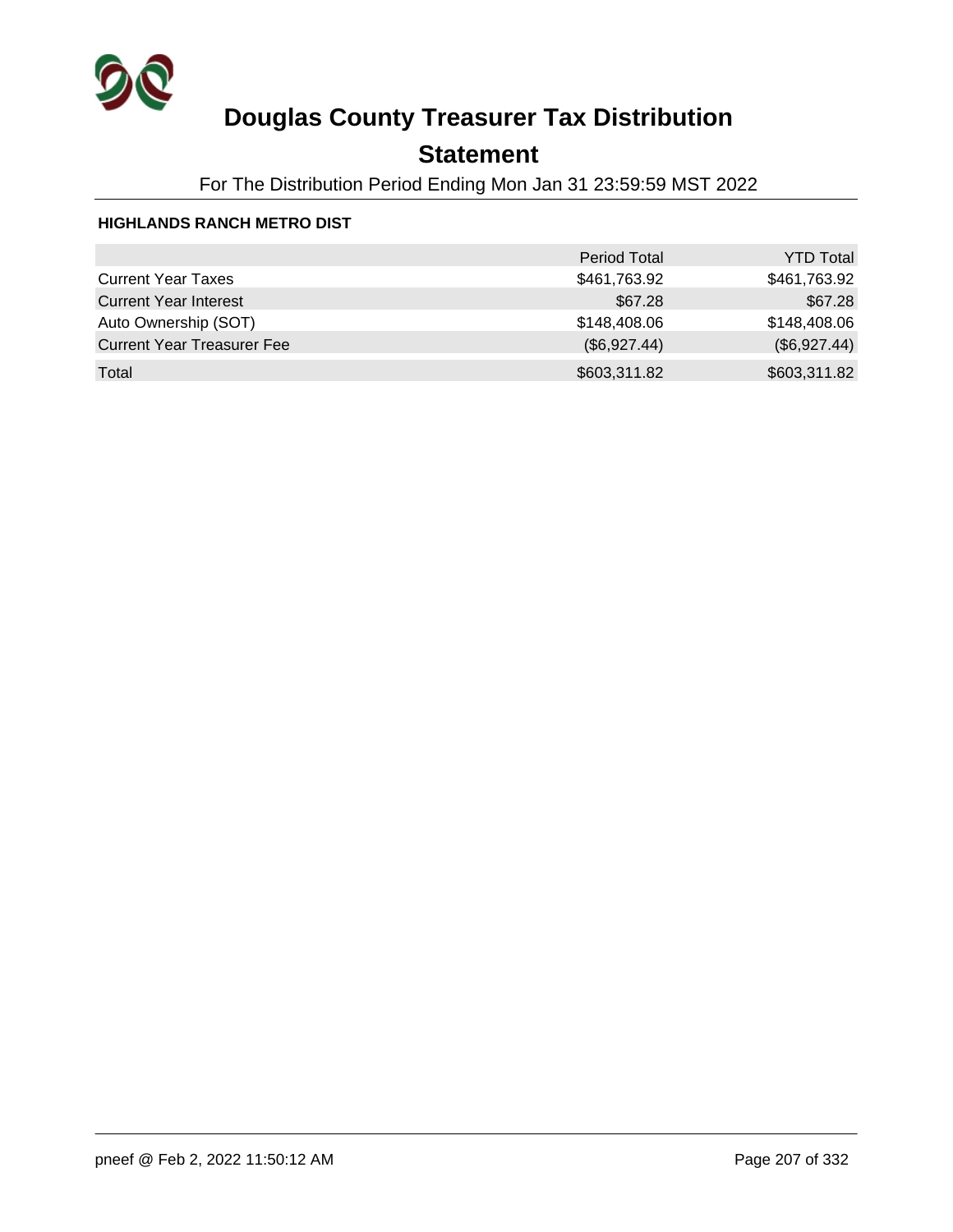# Douglas County Treasurer Tax Distribution

## Statement

For The Distribution Period Ending Mon Jan 31 23:59:59 MST 2022

**HIGHLANDS RANCH METRO DIST**

| | Period Total | YTD Total |
|---|---|---|
| Current Year Taxes | $461,763.92 | $461,763.92 |
| Current Year Interest | $67.28 | $67.28 |
| Auto Ownership (SOT) | $148,408.06 | $148,408.06 |
| Current Year Treasurer Fee | ($6,927.44) | ($6,927.44) |
| Total | $603,311.82 | $603,311.82 |

pneef @ Feb 2, 2022 11:50:12 AM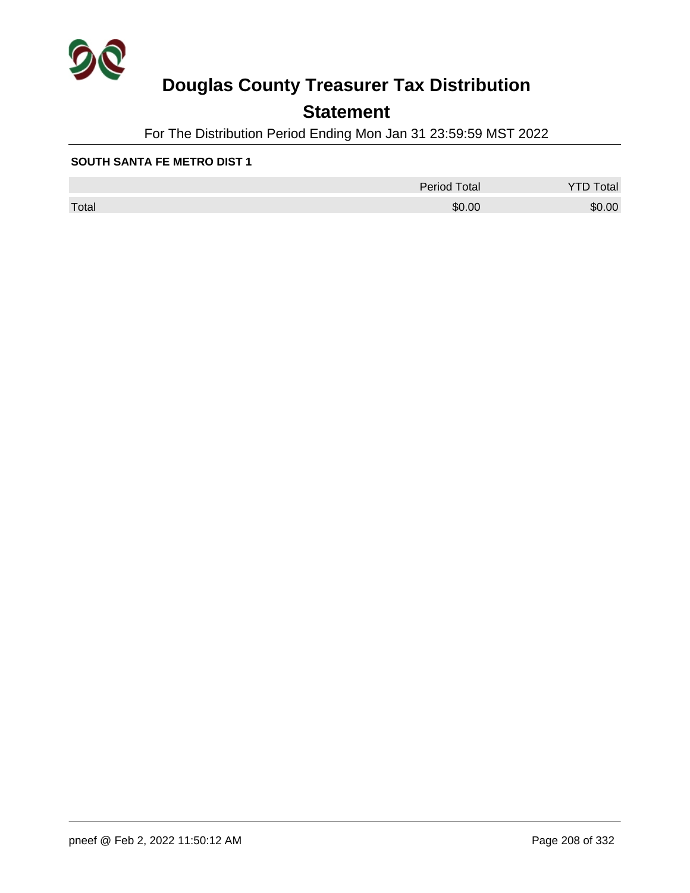# Douglas County Treasurer Tax Distribution

## Statement

For The Distribution Period Ending Mon Jan 31 23:59:59 MST 2022

**SOUTH SANTA FE METRO DIST 1**

| | Period Total | YTD Total |
|---|---|---|
| Total | $0.00 | $0.00 |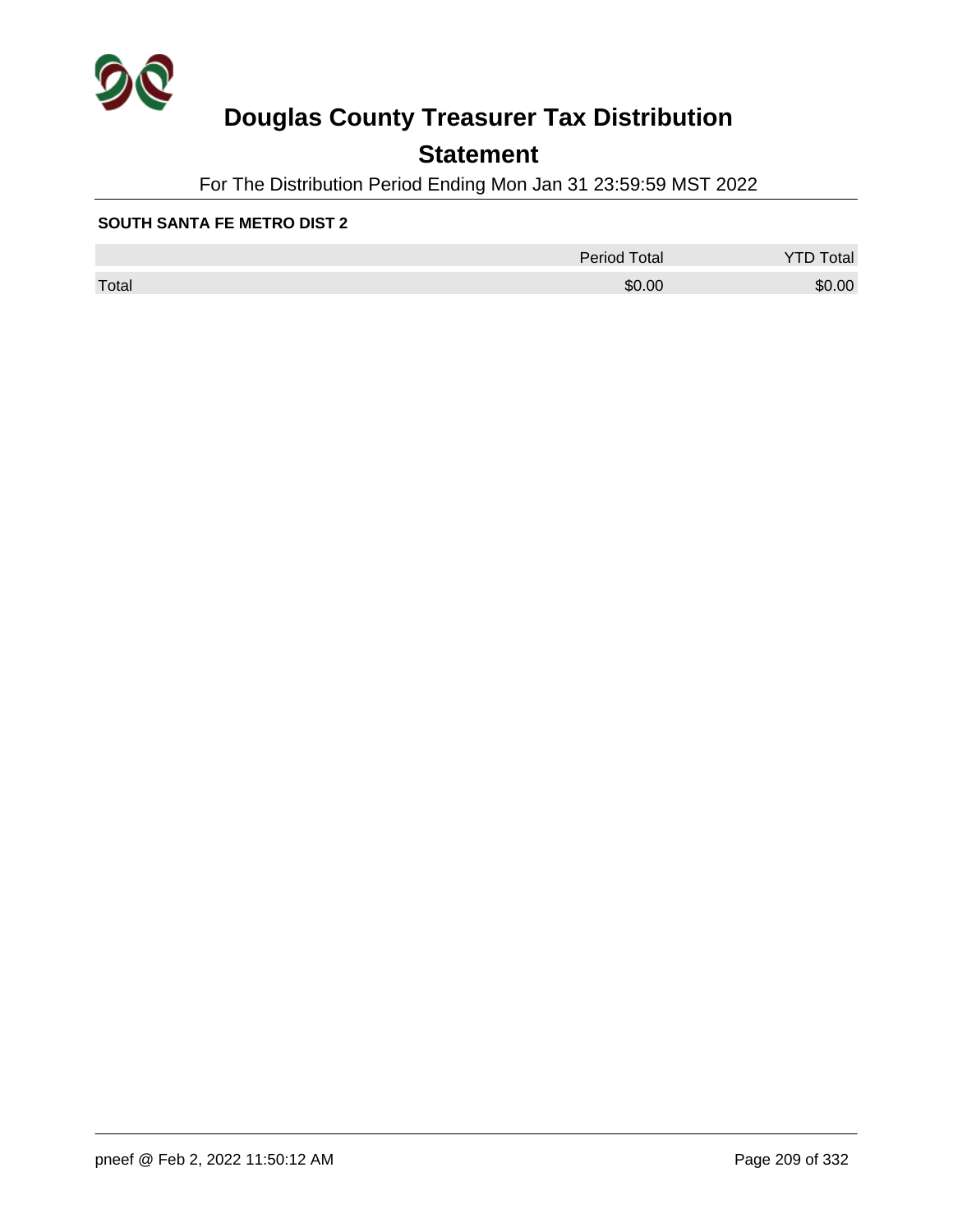# Douglas County Treasurer Tax Distribution

## Statement

For The Distribution Period Ending Mon Jan 31 23:59:59 MST 2022

**SOUTH SANTA FE METRO DIST 2**

| | Period Total | YTD Total |
|---|---|---|
| Total | $0.00 | $0.00 |

pneef @ Feb 2, 2022 11:50:12 AM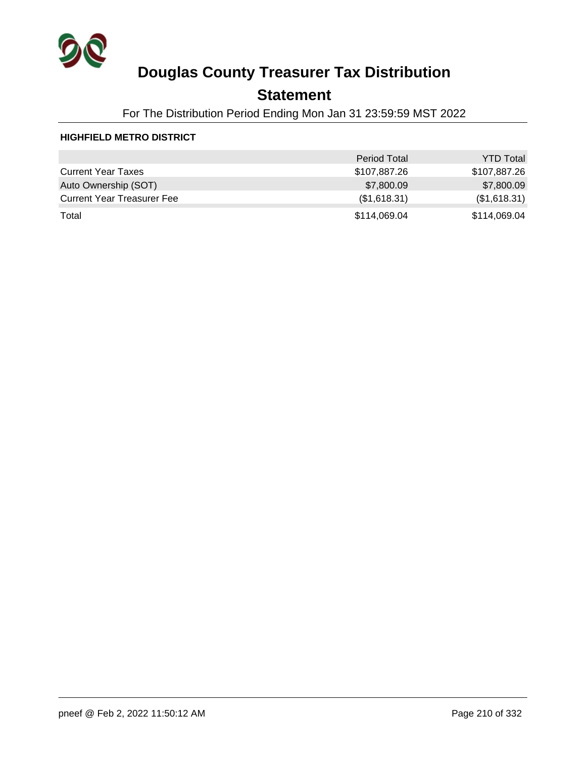# Douglas County Treasurer Tax Distribution

## Statement

For The Distribution Period Ending Mon Jan 31 23:59:59 MST 2022

**HIGHFIELD METRO DISTRICT**

| | Period Total | YTD Total |
|---|---|---|
| Current Year Taxes | $107,887.26 | $107,887.26 |
| Auto Ownership (SOT) | $7,800.09 | $7,800.09 |
| Current Year Treasurer Fee | ($1,618.31) | ($1,618.31) |
| Total | $114,069.04 | $114,069.04 |

pneef @ Feb 2, 2022 11:50:12 AM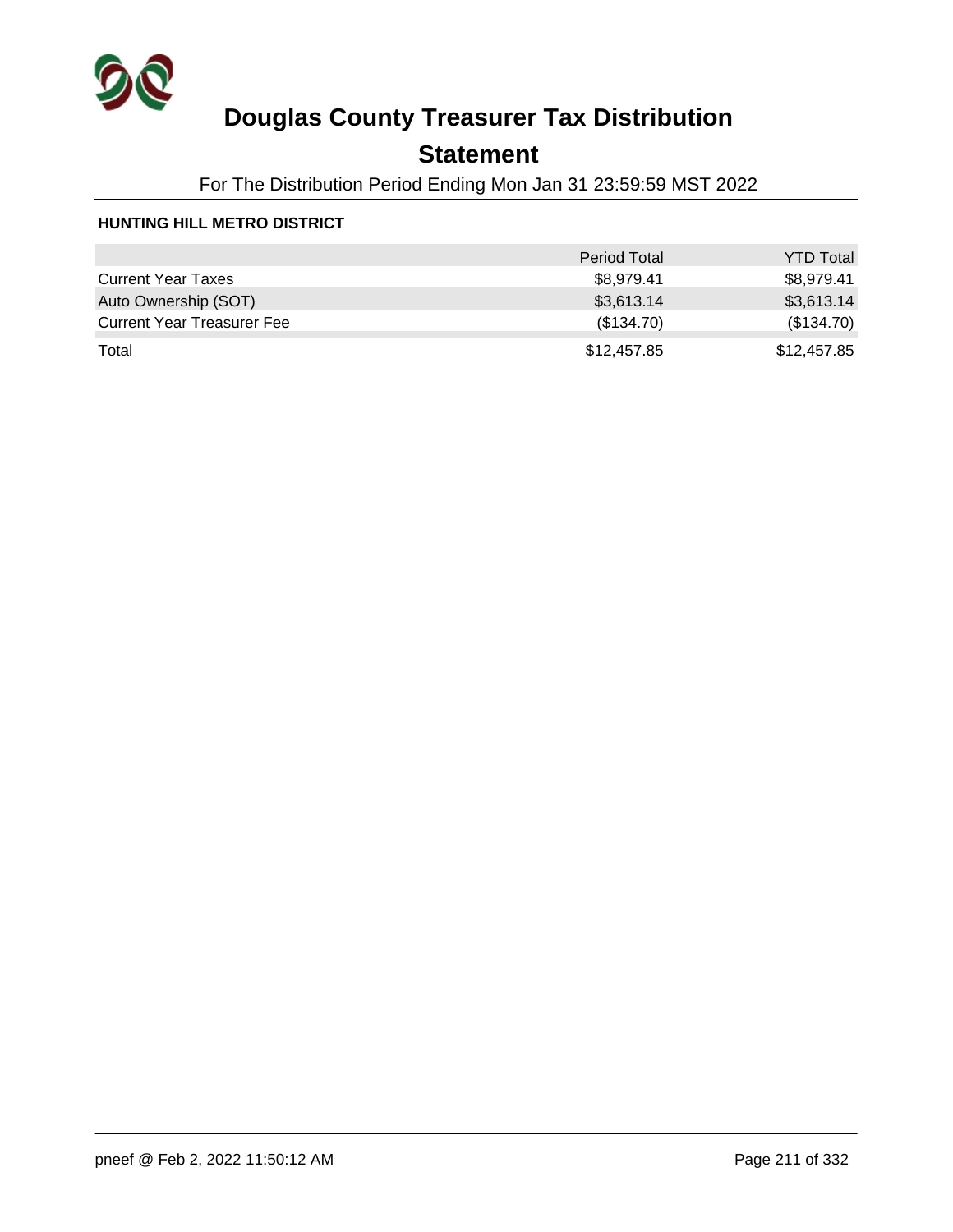# Douglas County Treasurer Tax Distribution

## Statement

For The Distribution Period Ending Mon Jan 31 23:59:59 MST 2022

**HUNTING HILL METRO DISTRICT**

| | Period Total | YTD Total |
|---|---:|---:|
| Current Year Taxes | $8,979.41 | $8,979.41 |
| Auto Ownership (SOT) | $3,613.14 | $3,613.14 |
| Current Year Treasurer Fee | ($134.70) | ($134.70) |
| Total | $12,457.85 | $12,457.85 |

pneef @ Feb 2, 2022 11:50:12 AM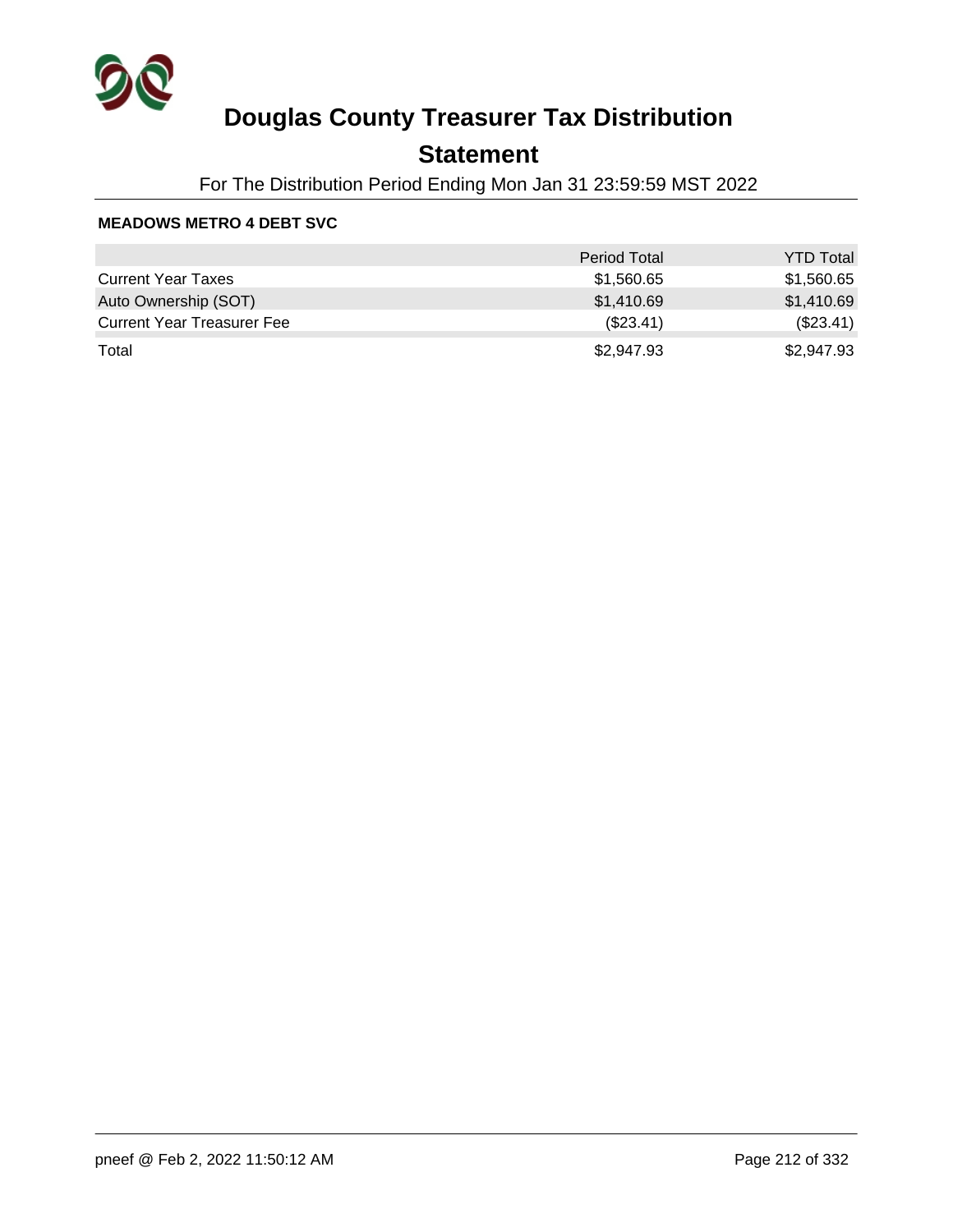# Douglas County Treasurer Tax Distribution

## Statement

For The Distribution Period Ending Mon Jan 31 23:59:59 MST 2022

**MEADOWS METRO 4 DEBT SVC**

| | Period Total | YTD Total |
|---|---|---|
| Current Year Taxes | $1,560.65 | $1,560.65 |
| Auto Ownership (SOT) | $1,410.69 | $1,410.69 |
| Current Year Treasurer Fee | ($23.41) | ($23.41) |
| Total | $2,947.93 | $2,947.93 |

pneef @ Feb 2, 2022 11:50:12 AM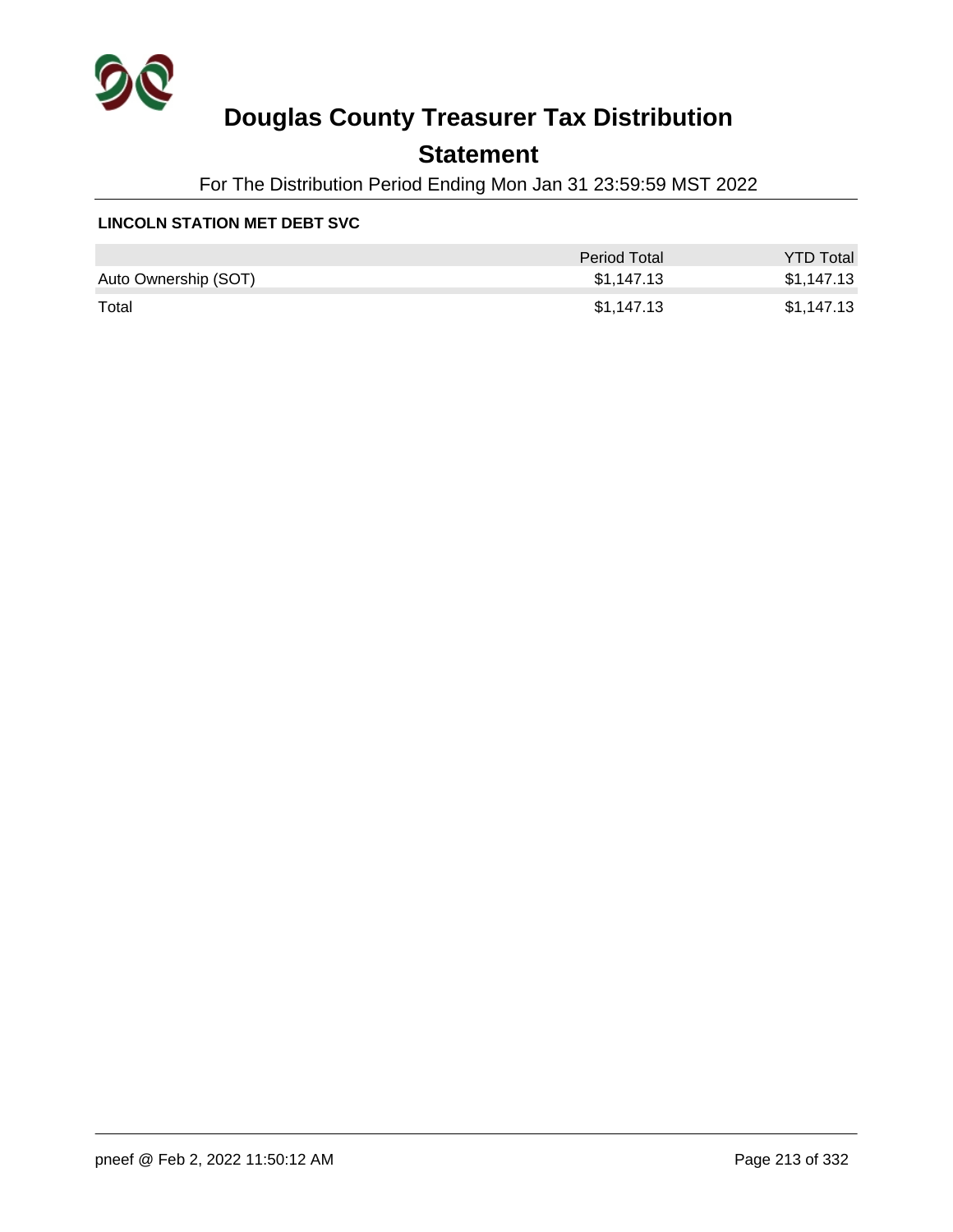# Douglas County Treasurer Tax Distribution

## Statement

For The Distribution Period Ending Mon Jan 31 23:59:59 MST 2022

**LINCOLN STATION MET DEBT SVC**

| | Period Total | YTD Total |
|---|---|---|
| Auto Ownership (SOT) | $1,147.13 | $1,147.13 |
| Total | $1,147.13 | $1,147.13 |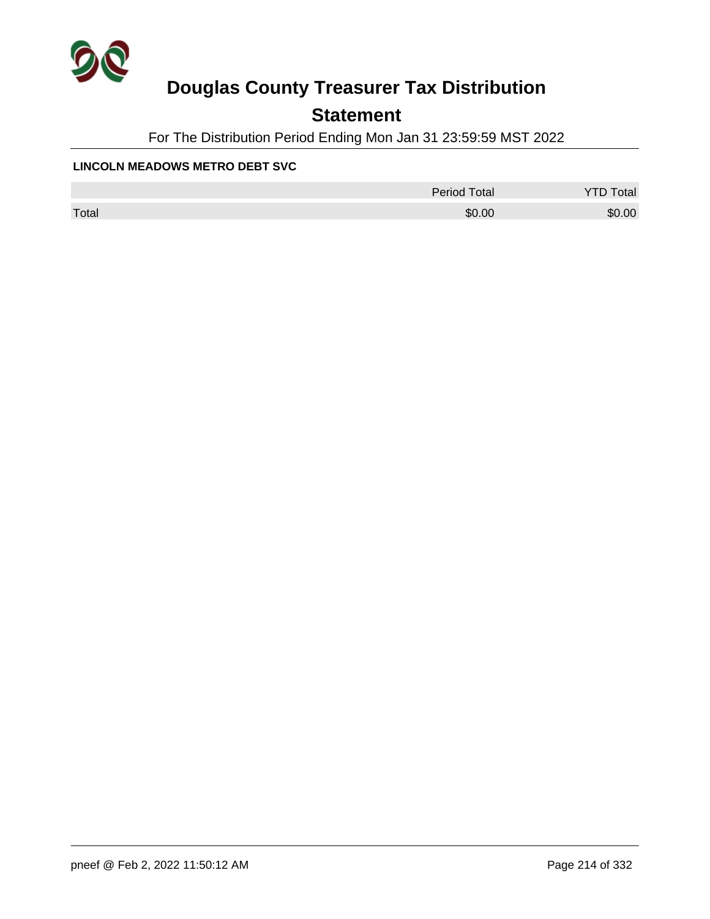# Douglas County Treasurer Tax Distribution

## Statement

For The Distribution Period Ending Mon Jan 31 23:59:59 MST 2022

**LINCOLN MEADOWS METRO DEBT SVC**

| | Period Total | YTD Total |
|---|---|---|
| Total | $0.00 | $0.00 |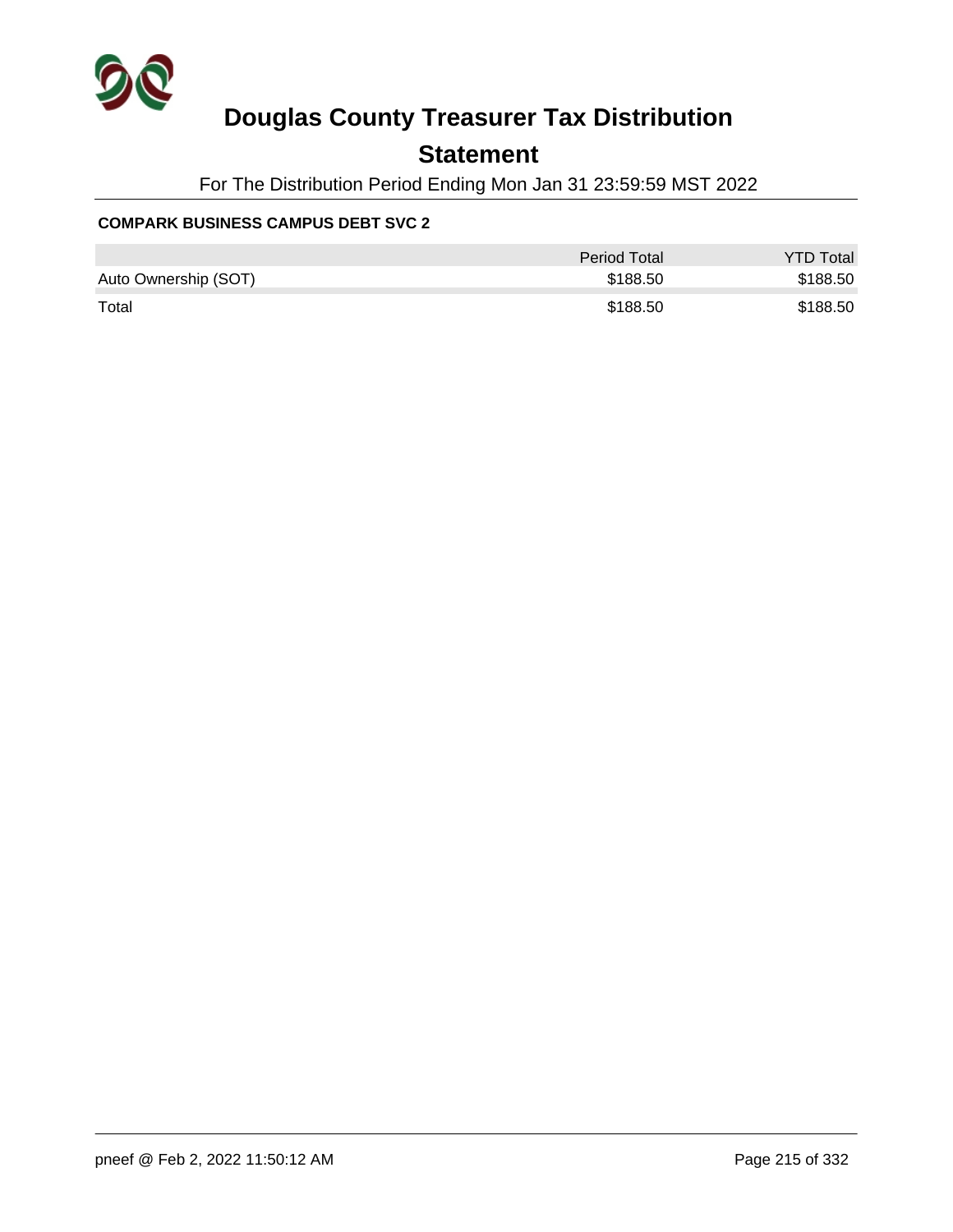# Douglas County Treasurer Tax Distribution

## Statement

For The Distribution Period Ending Mon Jan 31 23:59:59 MST 2022

**COMPARK BUSINESS CAMPUS DEBT SVC 2**

| | Period Total | YTD Total |
|---|---|---|
| Auto Ownership (SOT) | $188.50 | $188.50 |
| Total | $188.50 | $188.50 |

pneef @ Feb 2, 2022 11:50:12 AM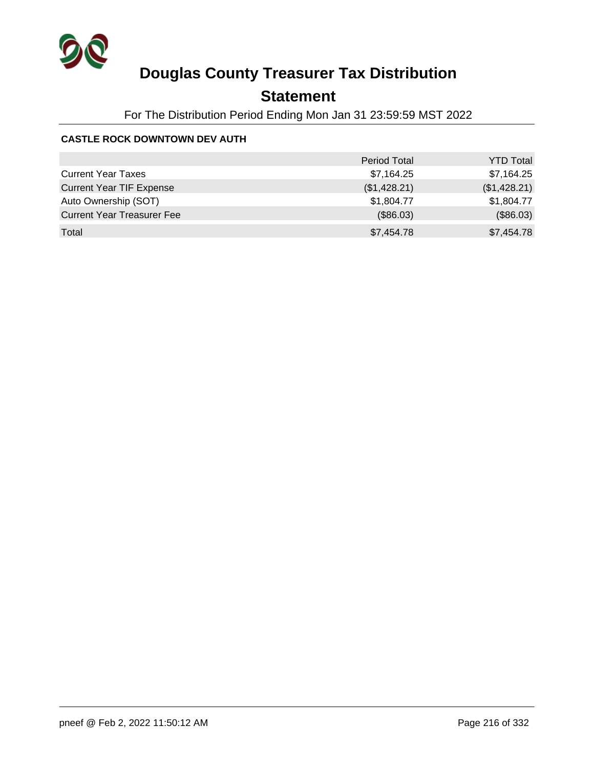# Douglas County Treasurer Tax Distribution

## Statement

For The Distribution Period Ending Mon Jan 31 23:59:59 MST 2022

**CASTLE ROCK DOWNTOWN DEV AUTH**

| | Period Total | YTD Total |
|---|---|---|
| Current Year Taxes | $7,164.25 | $7,164.25 |
| Current Year TIF Expense | ($1,428.21) | ($1,428.21) |
| Auto Ownership (SOT) | $1,804.77 | $1,804.77 |
| Current Year Treasurer Fee | ($86.03) | ($86.03) |
| Total | $7,454.78 | $7,454.78 |

pneef @ Feb 2, 2022 11:50:12 AM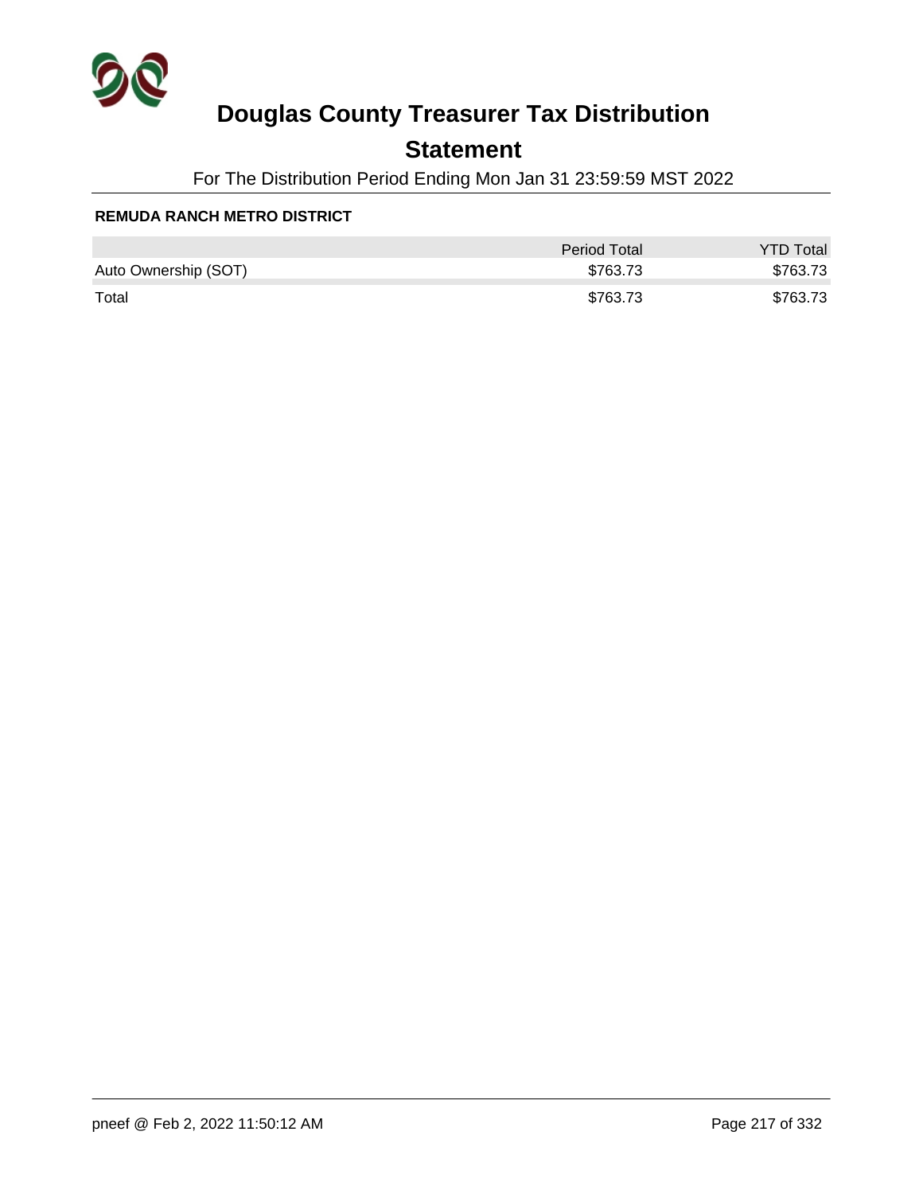# Douglas County Treasurer Tax Distribution

## Statement

For The Distribution Period Ending Mon Jan 31 23:59:59 MST 2022

**REMUDA RANCH METRO DISTRICT**

| | Period Total | YTD Total |
|---|---|---|
| Auto Ownership (SOT) | $763.73 | $763.73 |
| Total | $763.73 | $763.73 |

pneef @ Feb 2, 2022 11:50:12 AM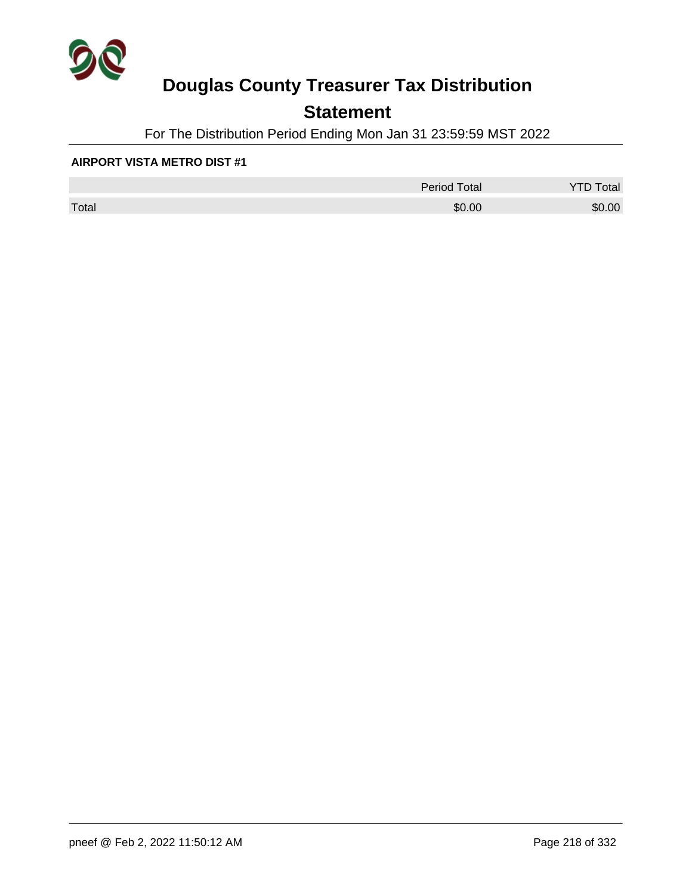# Douglas County Treasurer Tax Distribution

## Statement

For The Distribution Period Ending Mon Jan 31 23:59:59 MST 2022

**AIRPORT VISTA METRO DIST #1**

| | Period Total | YTD Total |
|---|---|---|
| Total | $0.00 | $0.00 |

pneef @ Feb 2, 2022 11:50:12 AM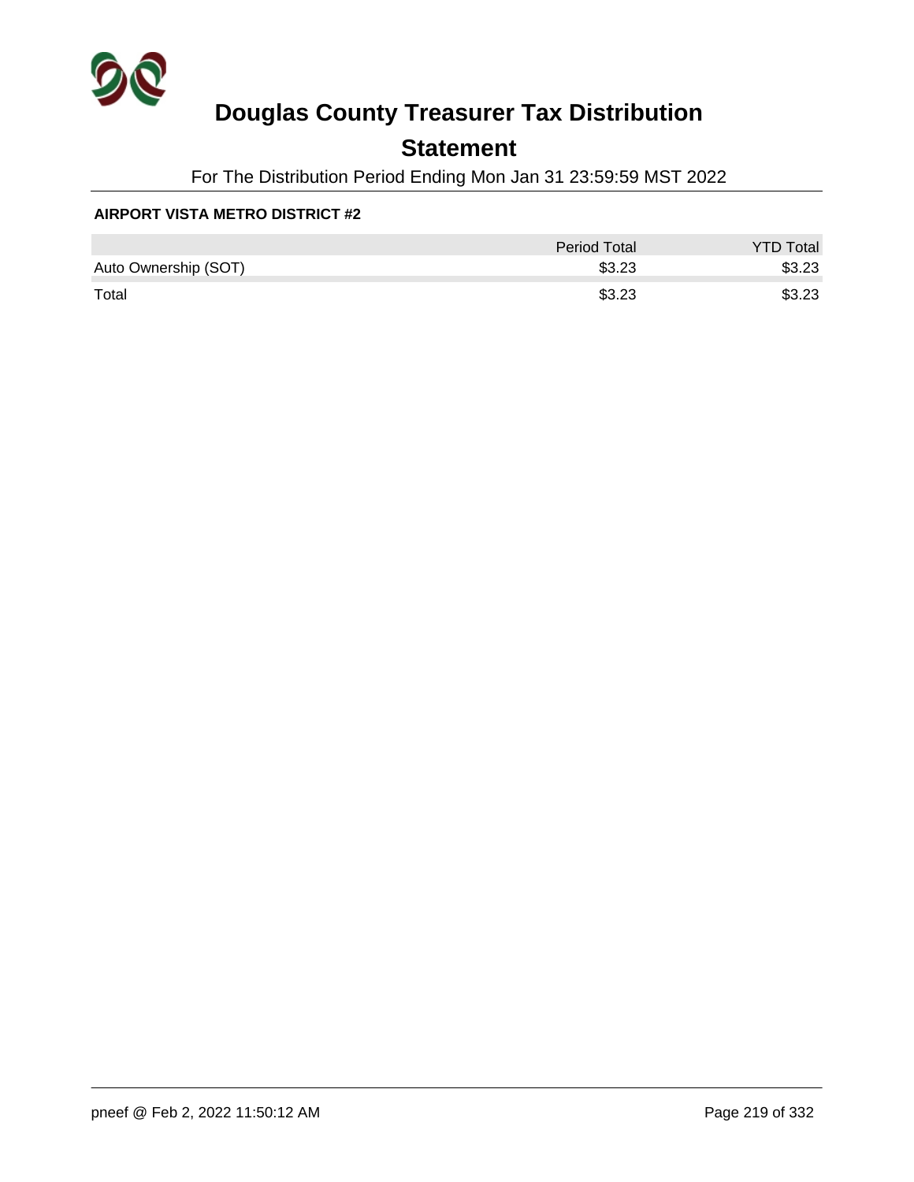# Douglas County Treasurer Tax Distribution

## Statement

For The Distribution Period Ending Mon Jan 31 23:59:59 MST 2022

**AIRPORT VISTA METRO DISTRICT #2**

| | Period Total | YTD Total |
|---|---:|---:|
| Auto Ownership (SOT) | $3.23 | $3.23 |
| Total | $3.23 | $3.23 |

pneef @ Feb 2, 2022 11:50:12 AM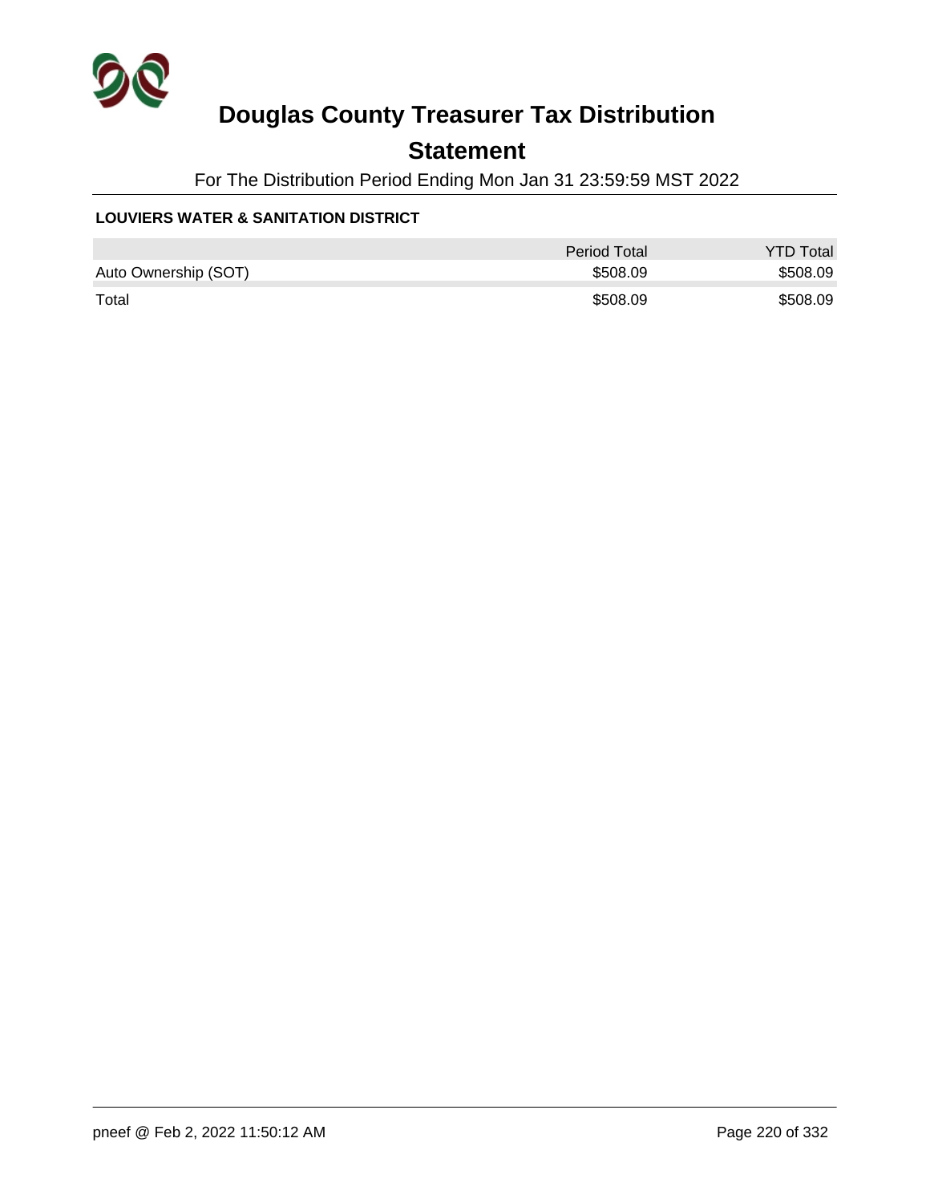# Douglas County Treasurer Tax Distribution

## Statement

For The Distribution Period Ending Mon Jan 31 23:59:59 MST 2022

**LOUVIERS WATER & SANITATION DISTRICT**

| | Period Total | YTD Total |
|---|---|---|
| Auto Ownership (SOT) | $508.09 | $508.09 |
| Total | $508.09 | $508.09 |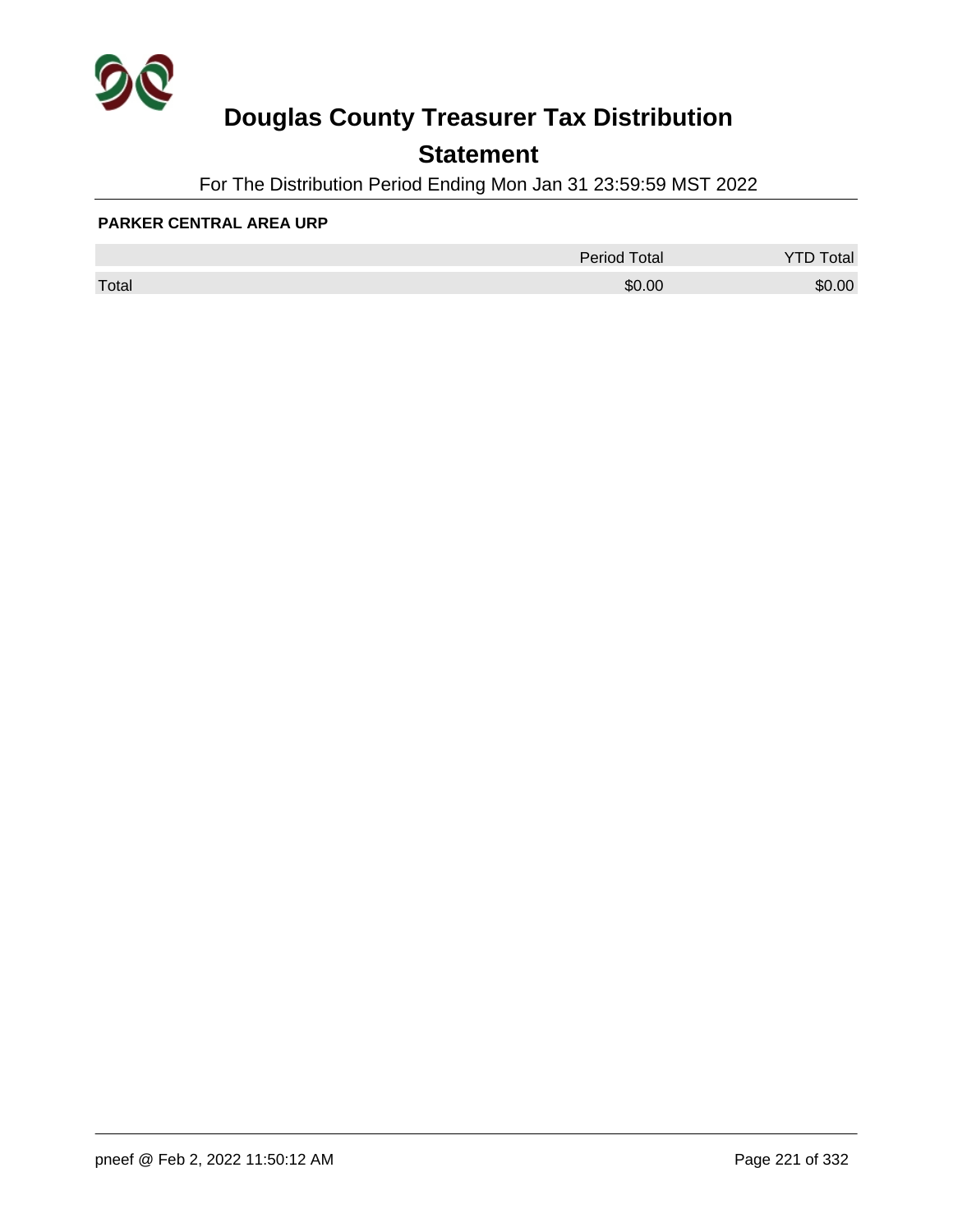# Douglas County Treasurer Tax Distribution

## Statement

For The Distribution Period Ending Mon Jan 31 23:59:59 MST 2022

**PARKER CENTRAL AREA URP**

| | Period Total | YTD Total |
|---|---|---|
| Total | $0.00 | $0.00 |

pneef @ Feb 2, 2022 11:50:12 AM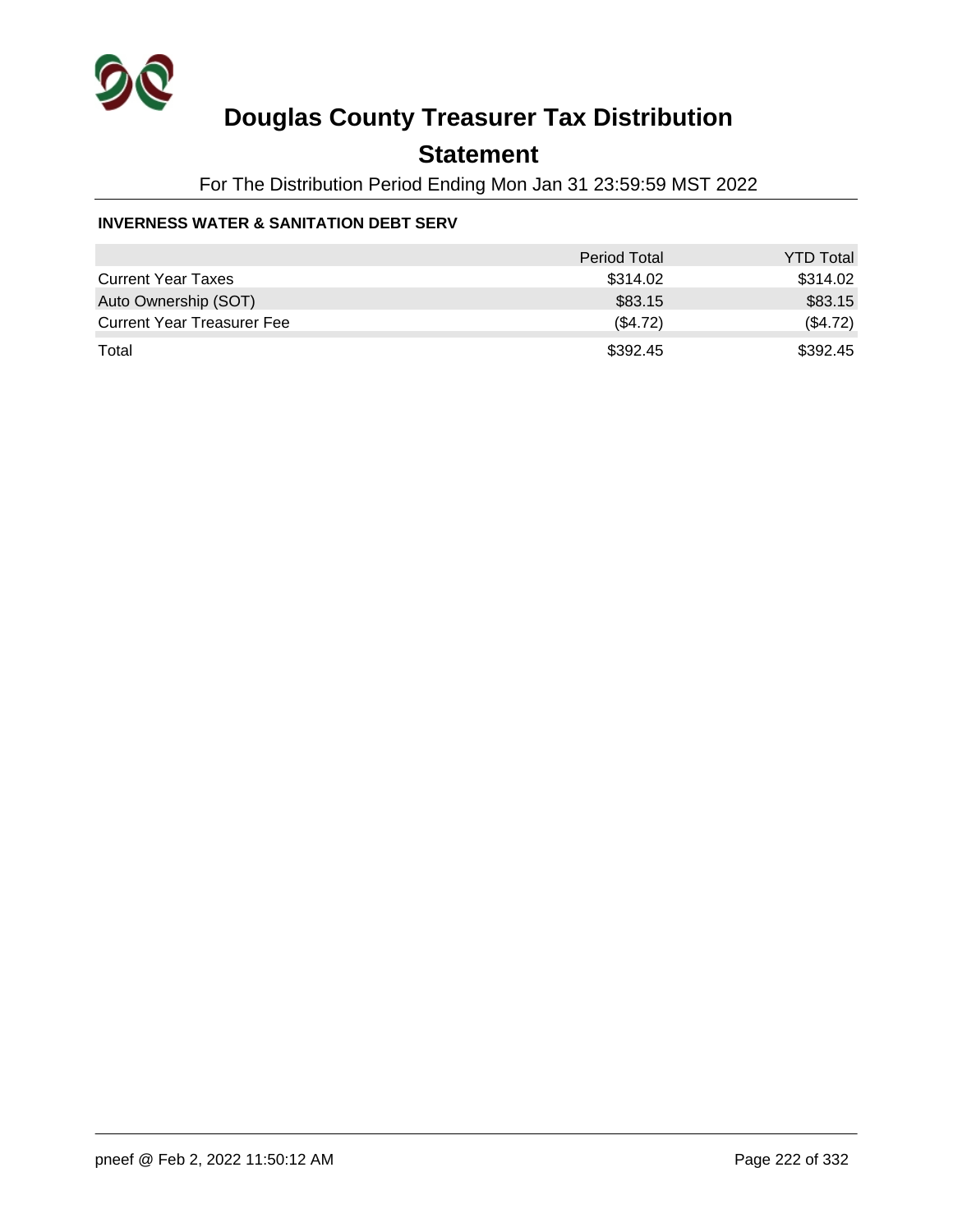# Douglas County Treasurer Tax Distribution

## Statement

For The Distribution Period Ending Mon Jan 31 23:59:59 MST 2022

**INVERNESS WATER & SANITATION DEBT SERV**

| | Period Total | YTD Total |
|---|---|---|
| Current Year Taxes | $314.02 | $314.02 |
| Auto Ownership (SOT) | $83.15 | $83.15 |
| Current Year Treasurer Fee | ($4.72) | ($4.72) |
| Total | $392.45 | $392.45 |

pneef @ Feb 2, 2022 11:50:12 AM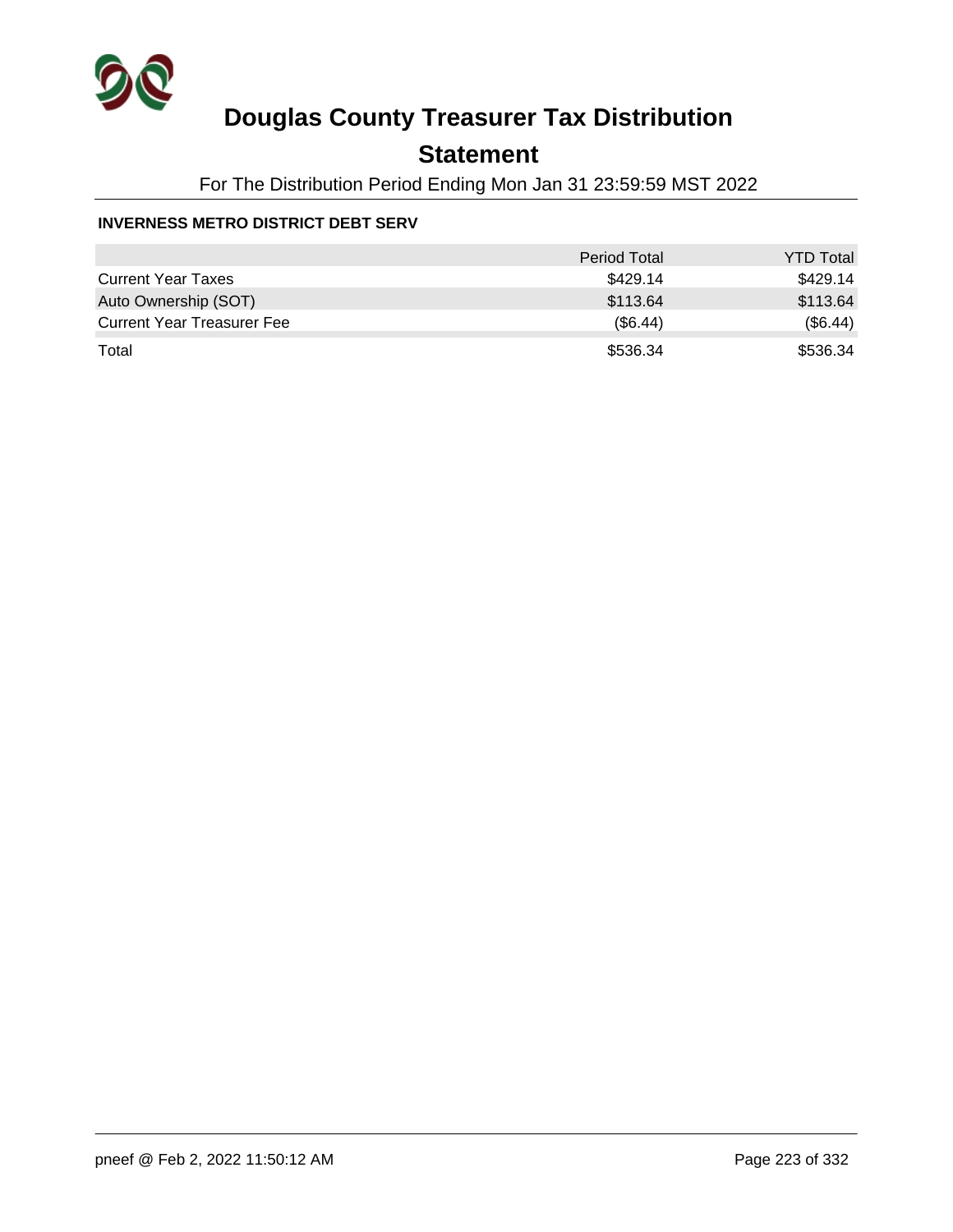# Douglas County Treasurer Tax Distribution

## Statement

For The Distribution Period Ending Mon Jan 31 23:59:59 MST 2022

### INVERNESS METRO DISTRICT DEBT SERV

| | Period Total | YTD Total |
|---|---|---|
| Current Year Taxes | $429.14 | $429.14 |
| Auto Ownership (SOT) | $113.64 | $113.64 |
| Current Year Treasurer Fee | ($6.44) | ($6.44) |
| Total | $536.34 | $536.34 |

pneef @ Feb 2, 2022 11:50:12 AM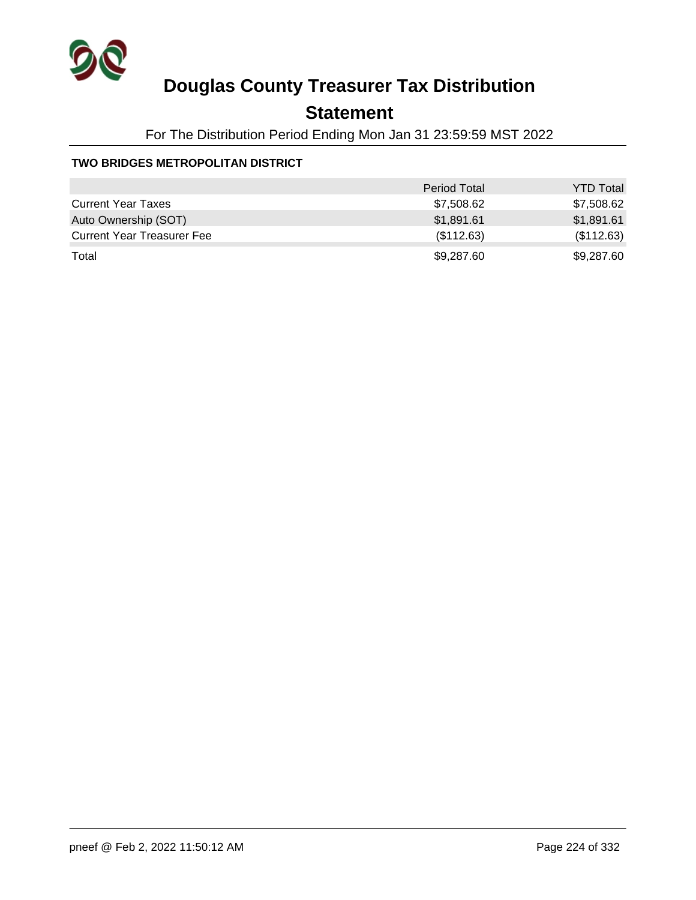# Douglas County Treasurer Tax Distribution

## Statement

For The Distribution Period Ending Mon Jan 31 23:59:59 MST 2022

**TWO BRIDGES METROPOLITAN DISTRICT**

| | Period Total | YTD Total |
|---|---:|---:|
| Current Year Taxes | $7,508.62 | $7,508.62 |
| Auto Ownership (SOT) | $1,891.61 | $1,891.61 |
| Current Year Treasurer Fee | ($112.63) | ($112.63) |
| Total | $9,287.60 | $9,287.60 |

pneef @ Feb 2, 2022 11:50:12 AM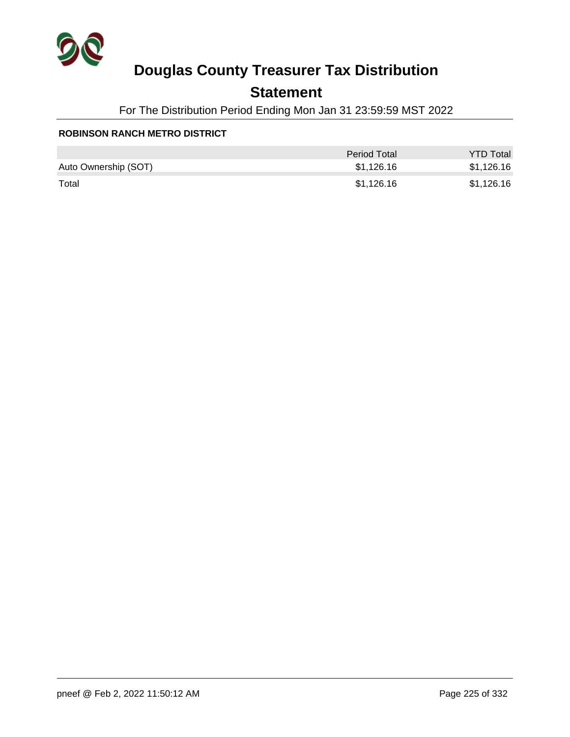# Douglas County Treasurer Tax Distribution

## Statement

For The Distribution Period Ending Mon Jan 31 23:59:59 MST 2022

**ROBINSON RANCH METRO DISTRICT**

| | Period Total | YTD Total |
|---|---|---|
| Auto Ownership (SOT) | $1,126.16 | $1,126.16 |
| Total | $1,126.16 | $1,126.16 |

pneef @ Feb 2, 2022 11:50:12 AM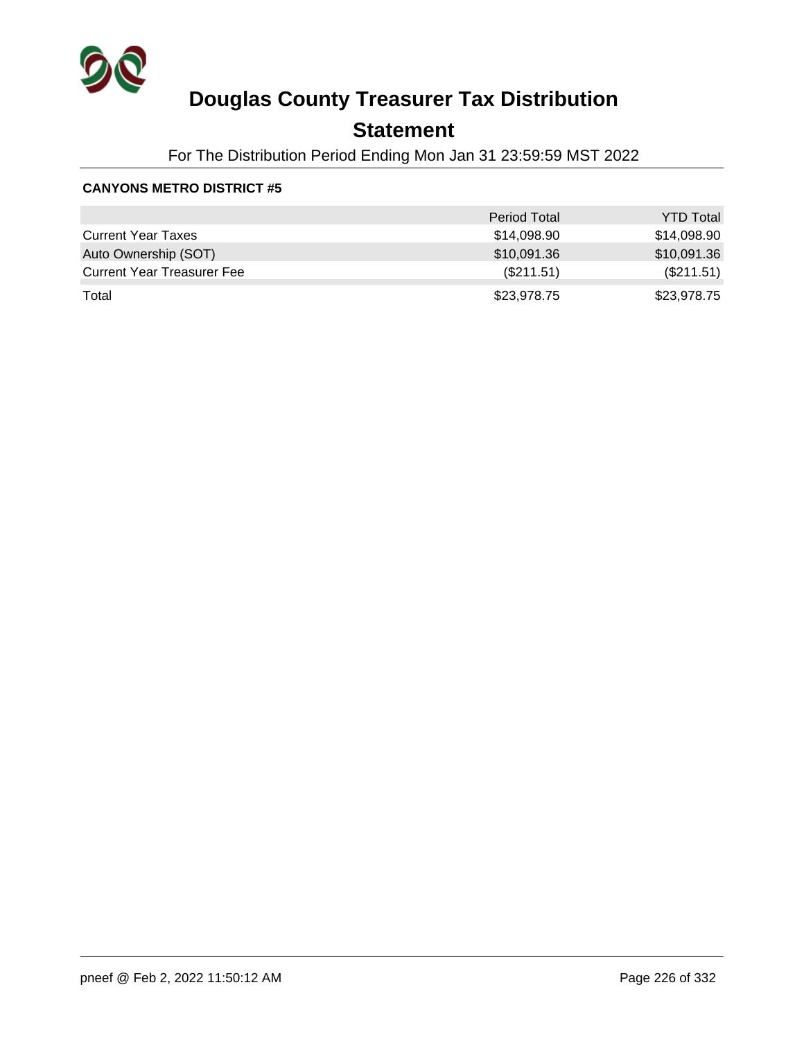# Douglas County Treasurer Tax Distribution

## Statement

For The Distribution Period Ending Mon Jan 31 23:59:59 MST 2022

**CANYONS METRO DISTRICT #5**

| | Period Total | YTD Total |
|---|---|---|
| Current Year Taxes | $14,098.90 | $14,098.90 |
| Auto Ownership (SOT) | $10,091.36 | $10,091.36 |
| Current Year Treasurer Fee | ($211.51) | ($211.51) |
| Total | $23,978.75 | $23,978.75 |

pneef @ Feb 2, 2022 11:50:12 AM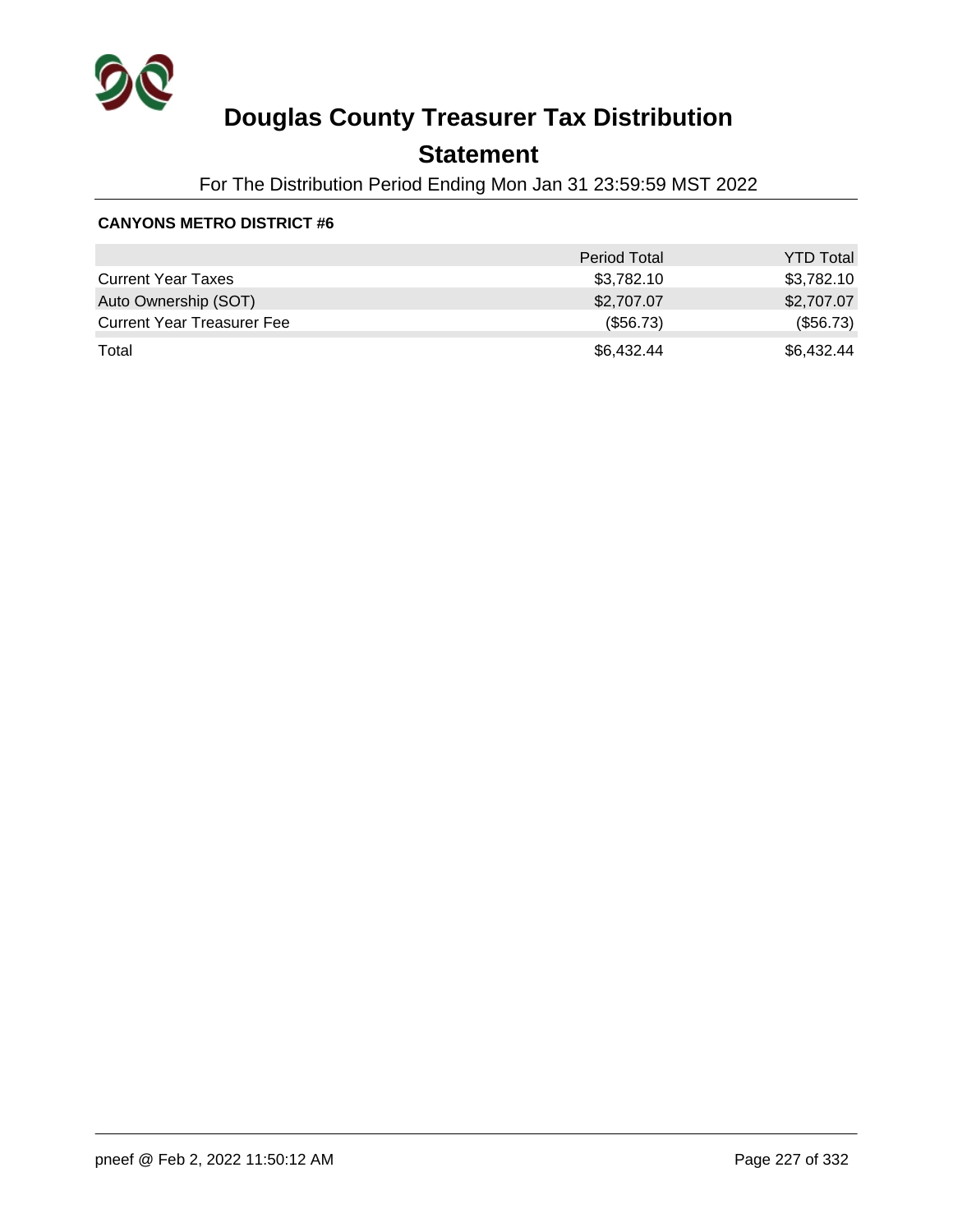# Douglas County Treasurer Tax Distribution

## Statement

For The Distribution Period Ending Mon Jan 31 23:59:59 MST 2022

**CANYONS METRO DISTRICT #6**

| | Period Total | YTD Total |
|---|---|---|
| Current Year Taxes | $3,782.10 | $3,782.10 |
| Auto Ownership (SOT) | $2,707.07 | $2,707.07 |
| Current Year Treasurer Fee | ($56.73) | ($56.73) |
| Total | $6,432.44 | $6,432.44 |

pneef @ Feb 2, 2022 11:50:12 AM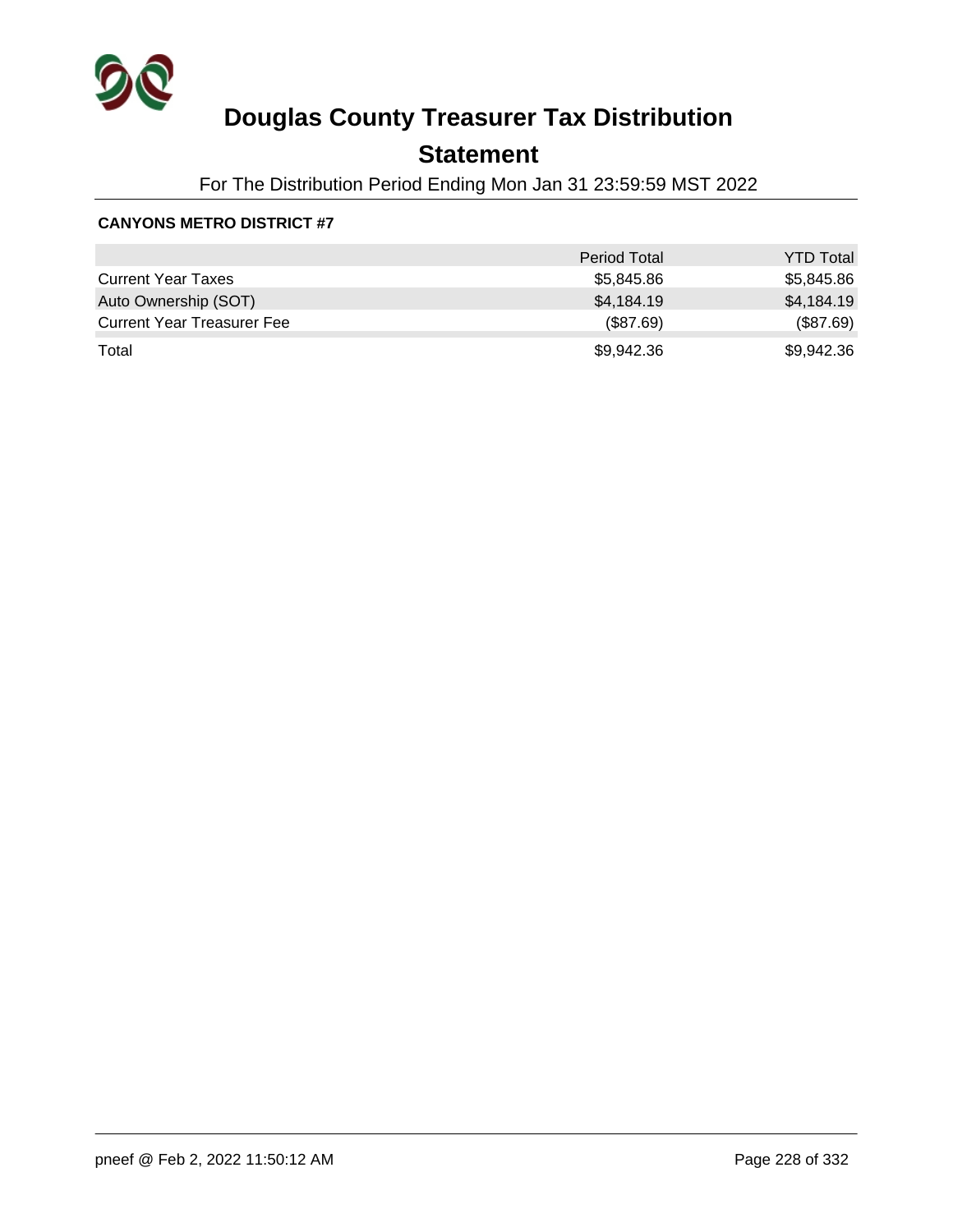# Douglas County Treasurer Tax Distribution

## Statement

For The Distribution Period Ending Mon Jan 31 23:59:59 MST 2022

**CANYONS METRO DISTRICT #7**

| | Period Total | YTD Total |
|---|---|---|
| Current Year Taxes | $5,845.86 | $5,845.86 |
| Auto Ownership (SOT) | $4,184.19 | $4,184.19 |
| Current Year Treasurer Fee | ($87.69) | ($87.69) |
| Total | $9,942.36 | $9,942.36 |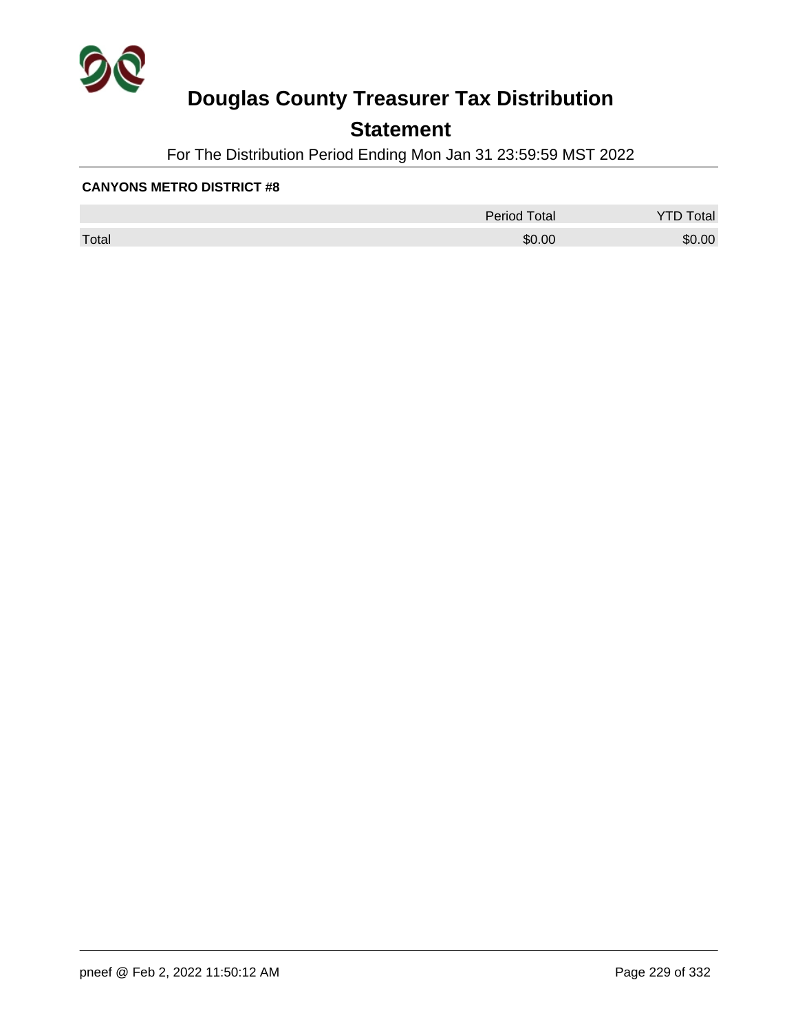# Douglas County Treasurer Tax Distribution

## Statement

For The Distribution Period Ending Mon Jan 31 23:59:59 MST 2022

**CANYONS METRO DISTRICT #8**

| | Period Total | YTD Total |
|---|---|---|
| Total | $0.00 | $0.00 |

pneef @ Feb 2, 2022 11:50:12 AM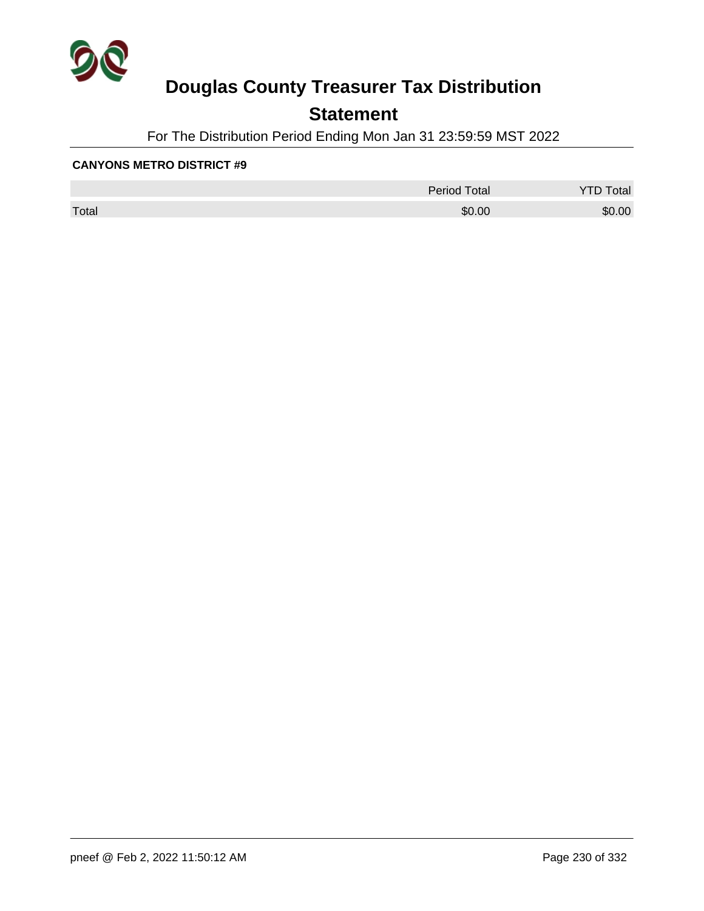# Douglas County Treasurer Tax Distribution

## Statement

For The Distribution Period Ending Mon Jan 31 23:59:59 MST 2022

**CANYONS METRO DISTRICT #9**

| | Period Total | YTD Total |
|---|---|---|
| Total | $0.00 | $0.00 |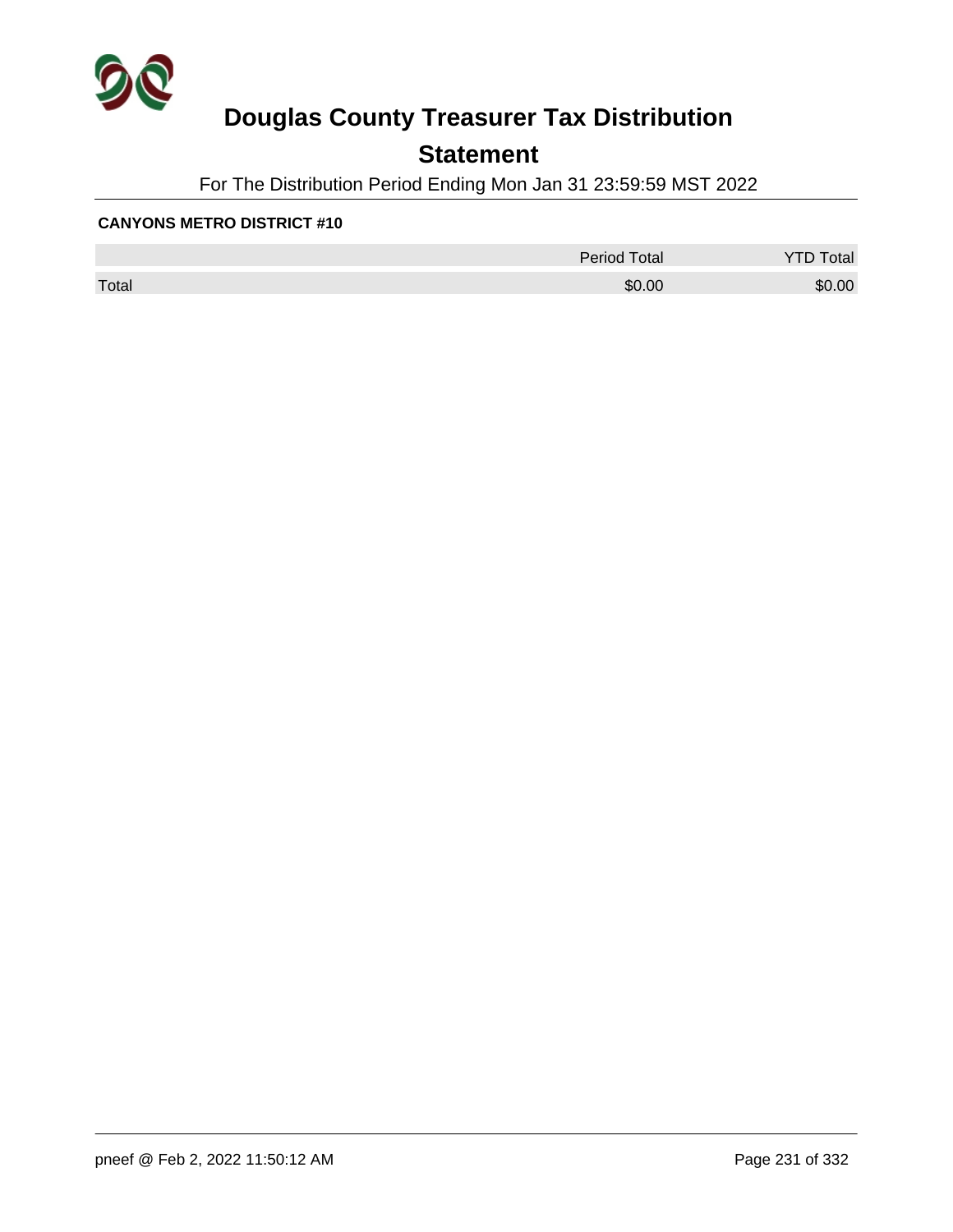# Douglas County Treasurer Tax Distribution

## Statement

For The Distribution Period Ending Mon Jan 31 23:59:59 MST 2022

**CANYONS METRO DISTRICT #10**

| | Period Total | YTD Total |
|---|---|---|
| Total | $0.00 | $0.00 |

pneef @ Feb 2, 2022 11:50:12 AM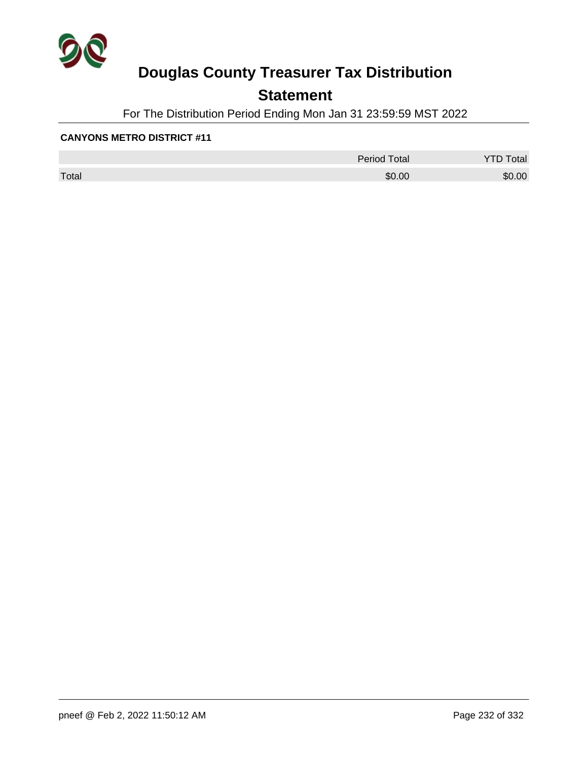# Douglas County Treasurer Tax Distribution

## Statement

For The Distribution Period Ending Mon Jan 31 23:59:59 MST 2022

**CANYONS METRO DISTRICT #11**

| | Period Total | YTD Total |
|---|---|---|
| Total | $0.00 | $0.00 |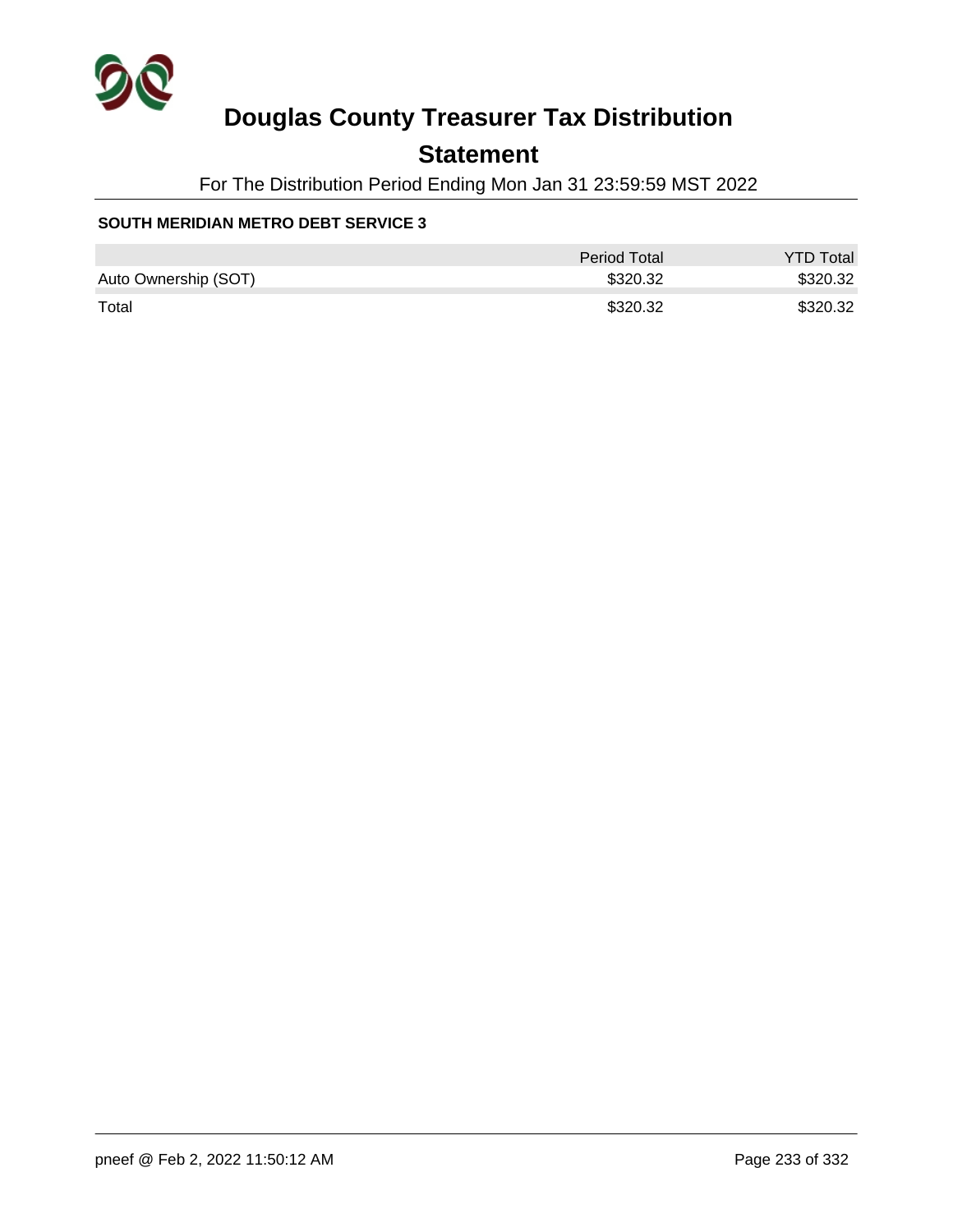# Douglas County Treasurer Tax Distribution

## Statement

For The Distribution Period Ending Mon Jan 31 23:59:59 MST 2022

**SOUTH MERIDIAN METRO DEBT SERVICE 3**

| | Period Total | YTD Total |
|---|---|---|
| Auto Ownership (SOT) | $320.32 | $320.32 |
| Total | $320.32 | $320.32 |

pneef @ Feb 2, 2022 11:50:12 AM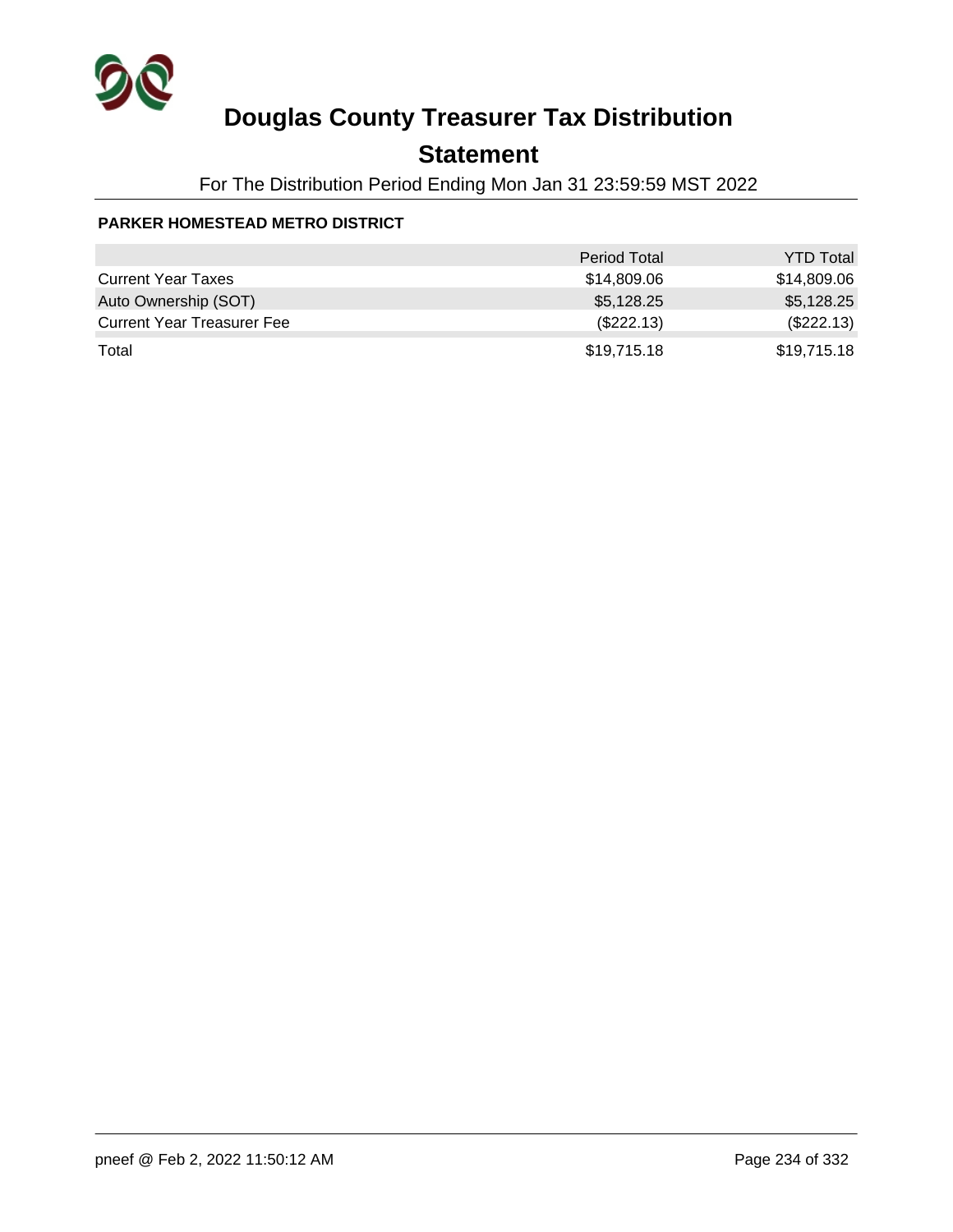# Douglas County Treasurer Tax Distribution

## Statement

For The Distribution Period Ending Mon Jan 31 23:59:59 MST 2022

**PARKER HOMESTEAD METRO DISTRICT**

| | Period Total | YTD Total |
|---|---|---|
| Current Year Taxes | $14,809.06 | $14,809.06 |
| Auto Ownership (SOT) | $5,128.25 | $5,128.25 |
| Current Year Treasurer Fee | ($222.13) | ($222.13) |
| Total | $19,715.18 | $19,715.18 |

pneef @ Feb 2, 2022 11:50:12 AM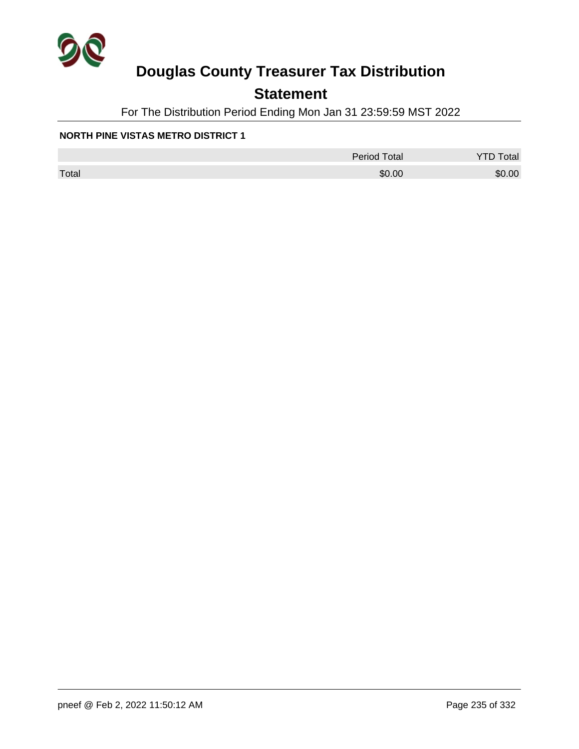# Douglas County Treasurer Tax Distribution

## Statement

For The Distribution Period Ending Mon Jan 31 23:59:59 MST 2022

**NORTH PINE VISTAS METRO DISTRICT 1**

| | Period Total | YTD Total |
|---|---|---|
| Total | $0.00 | $0.00 |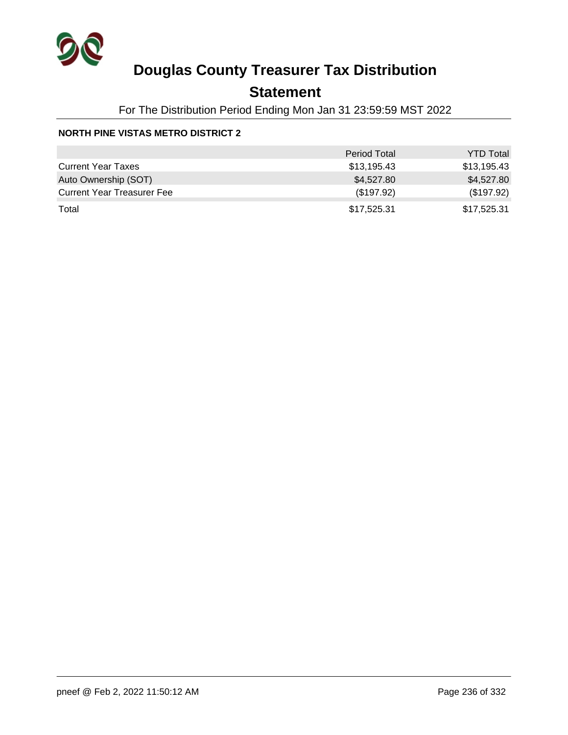# Douglas County Treasurer Tax Distribution

## Statement

For The Distribution Period Ending Mon Jan 31 23:59:59 MST 2022

**NORTH PINE VISTAS METRO DISTRICT 2**

| | Period Total | YTD Total |
|---|---|---|
| Current Year Taxes | $13,195.43 | $13,195.43 |
| Auto Ownership (SOT) | $4,527.80 | $4,527.80 |
| Current Year Treasurer Fee | ($197.92) | ($197.92) |
| Total | $17,525.31 | $17,525.31 |

pneef @ Feb 2, 2022 11:50:12 AM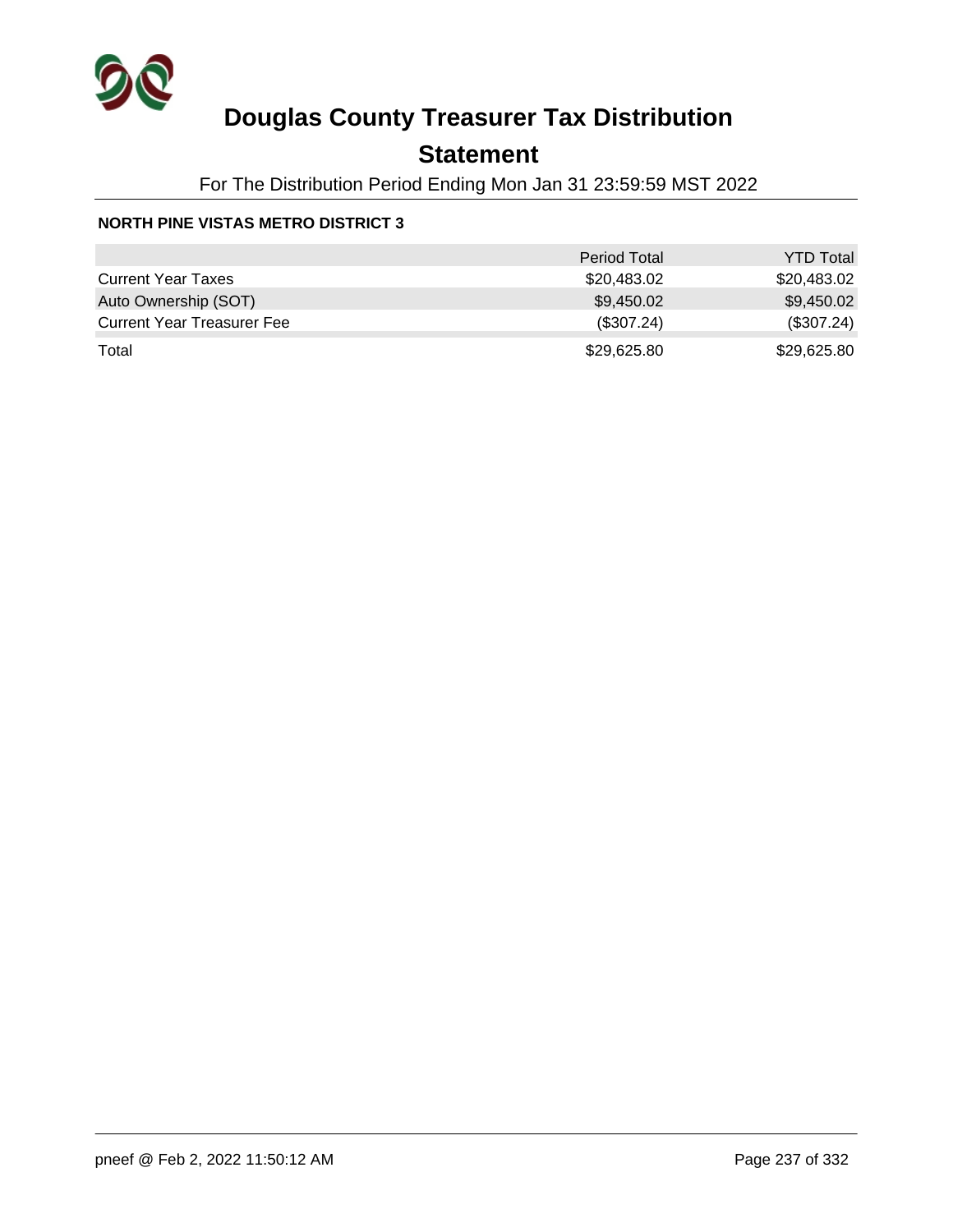# Douglas County Treasurer Tax Distribution

## Statement

For The Distribution Period Ending Mon Jan 31 23:59:59 MST 2022

**NORTH PINE VISTAS METRO DISTRICT 3**

| | Period Total | YTD Total |
|---|---|---|
| Current Year Taxes | $20,483.02 | $20,483.02 |
| Auto Ownership (SOT) | $9,450.02 | $9,450.02 |
| Current Year Treasurer Fee | ($307.24) | ($307.24) |
| Total | $29,625.80 | $29,625.80 |

pneef @ Feb 2, 2022 11:50:12 AM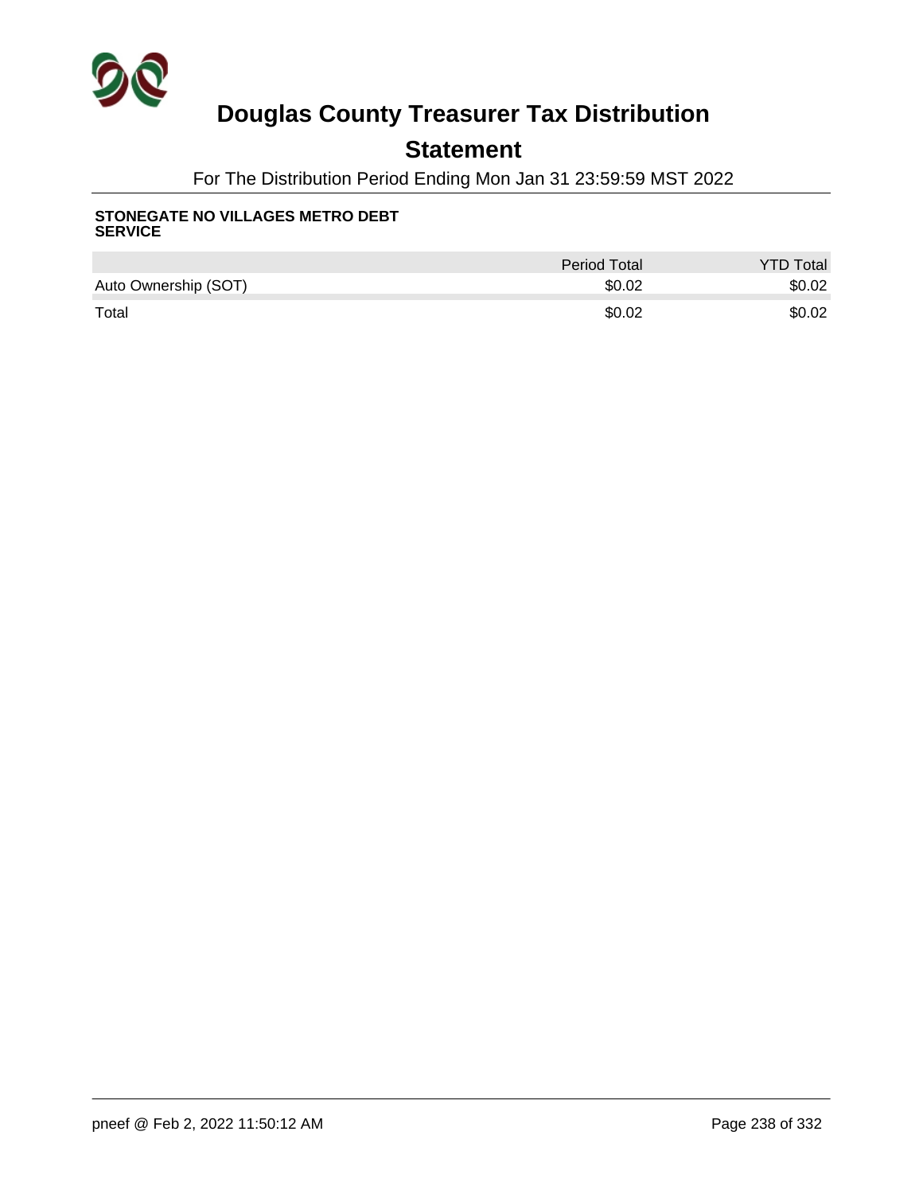# Douglas County Treasurer Tax Distribution

## Statement

For The Distribution Period Ending Mon Jan 31 23:59:59 MST 2022

**STONEGATE NO VILLAGES METRO DEBT SERVICE**

| | Period Total | YTD Total |
|---|---|---|
| Auto Ownership (SOT) | $0.02 | $0.02 |
| Total | $0.02 | $0.02 |

pneef @ Feb 2, 2022 11:50:12 AM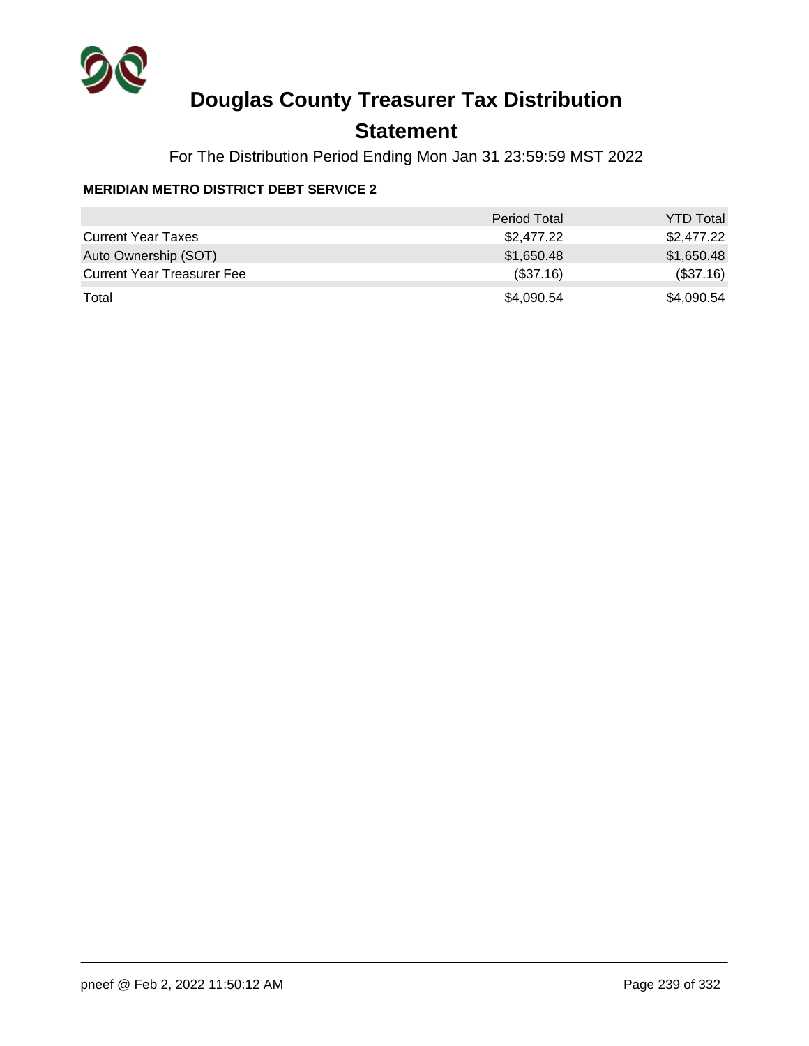# Douglas County Treasurer Tax Distribution

## Statement

For The Distribution Period Ending Mon Jan 31 23:59:59 MST 2022

**MERIDIAN METRO DISTRICT DEBT SERVICE 2**

| | Period Total | YTD Total |
|---|---|---|
| Current Year Taxes | $2,477.22 | $2,477.22 |
| Auto Ownership (SOT) | $1,650.48 | $1,650.48 |
| Current Year Treasurer Fee | ($37.16) | ($37.16) |
| Total | $4,090.54 | $4,090.54 |

pneef @ Feb 2, 2022 11:50:12 AM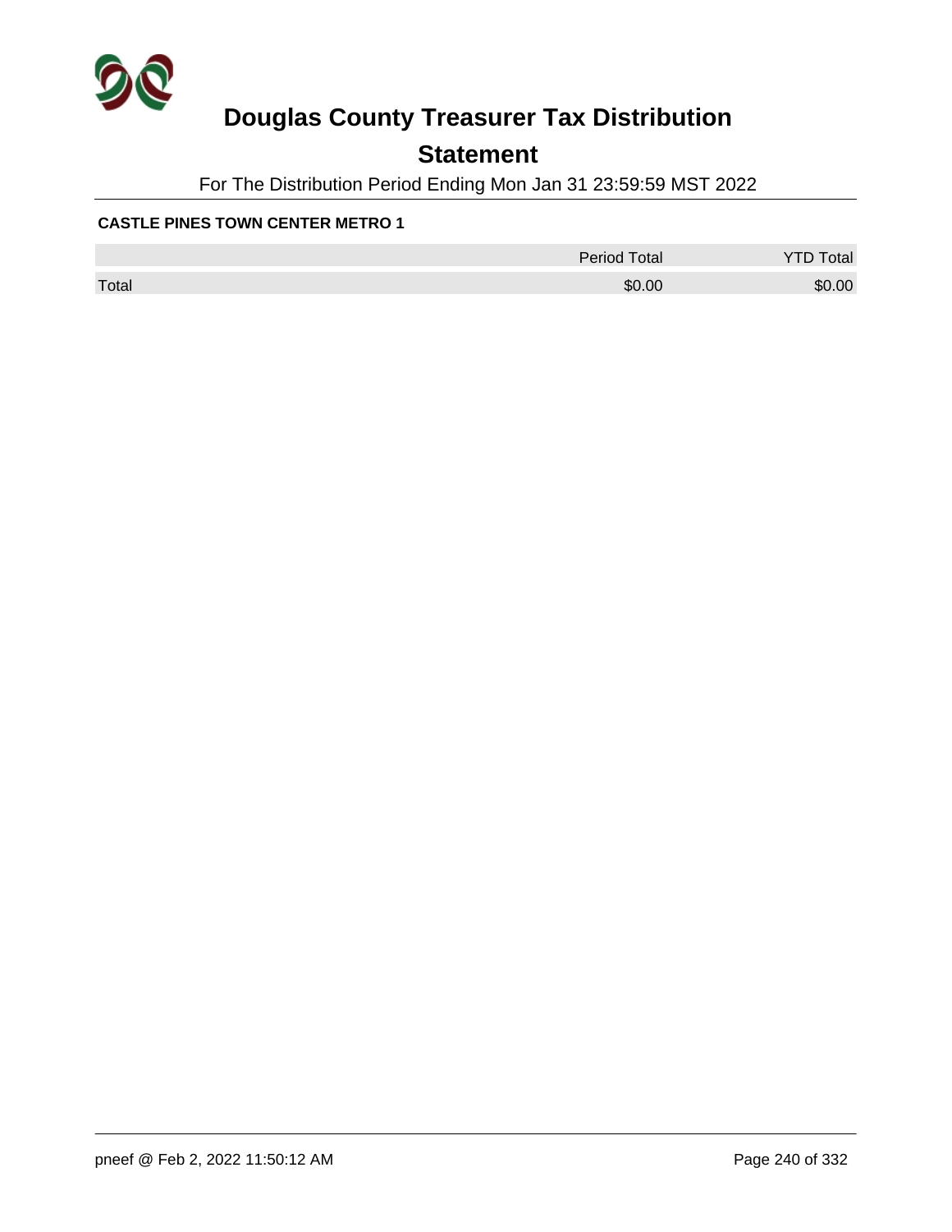# Douglas County Treasurer Tax Distribution

## Statement

For The Distribution Period Ending Mon Jan 31 23:59:59 MST 2022

**CASTLE PINES TOWN CENTER METRO 1**

| | Period Total | YTD Total |
|---|---|---|
| Total | $0.00 | $0.00 |

pneef @ Feb 2, 2022 11:50:12 AM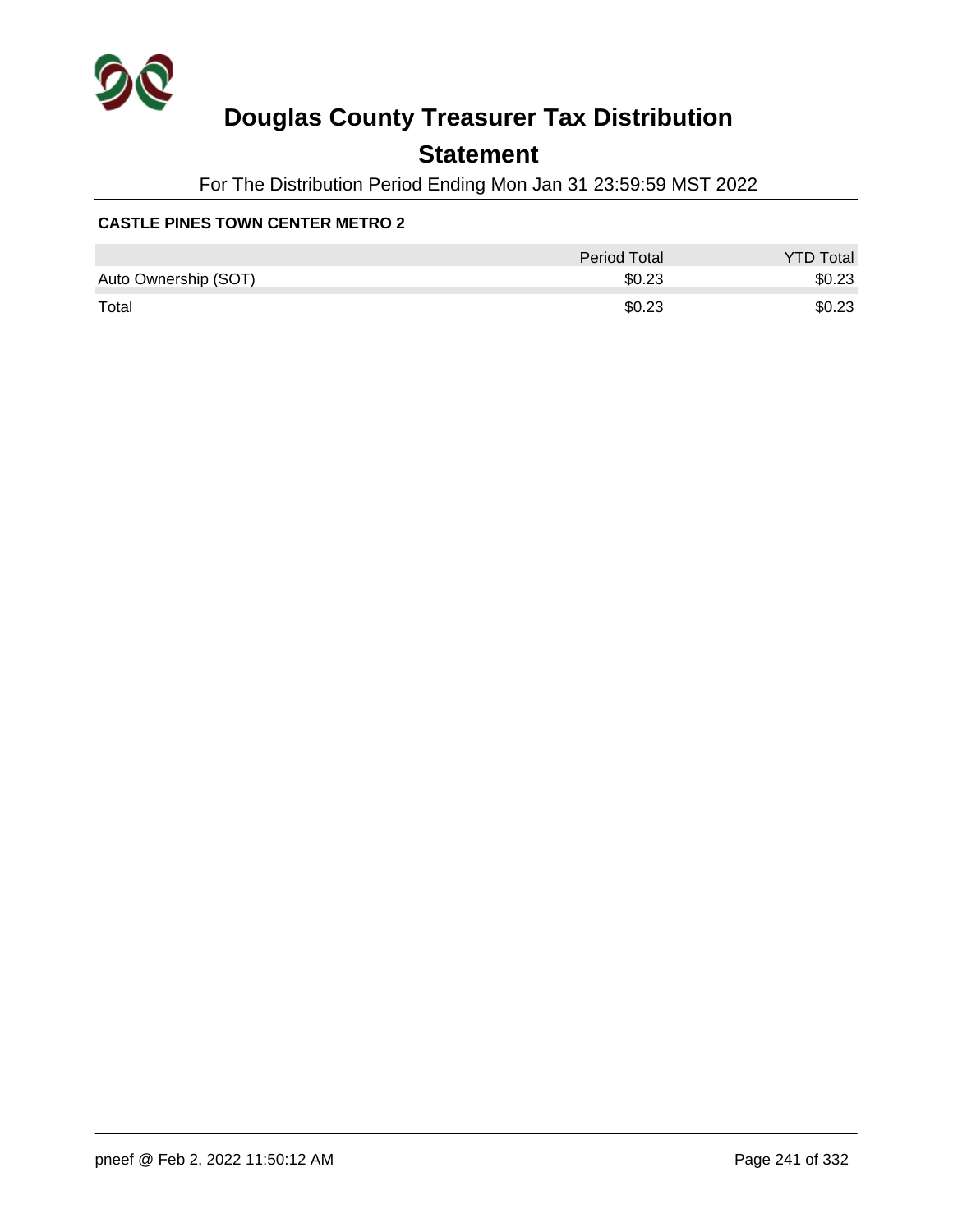# Douglas County Treasurer Tax Distribution

## Statement

For The Distribution Period Ending Mon Jan 31 23:59:59 MST 2022

### CASTLE PINES TOWN CENTER METRO 2

| | Period Total | YTD Total |
|---|---|---|
| Auto Ownership (SOT) | $0.23 | $0.23 |
| Total | $0.23 | $0.23 |

pneef @ Feb 2, 2022 11:50:12 AM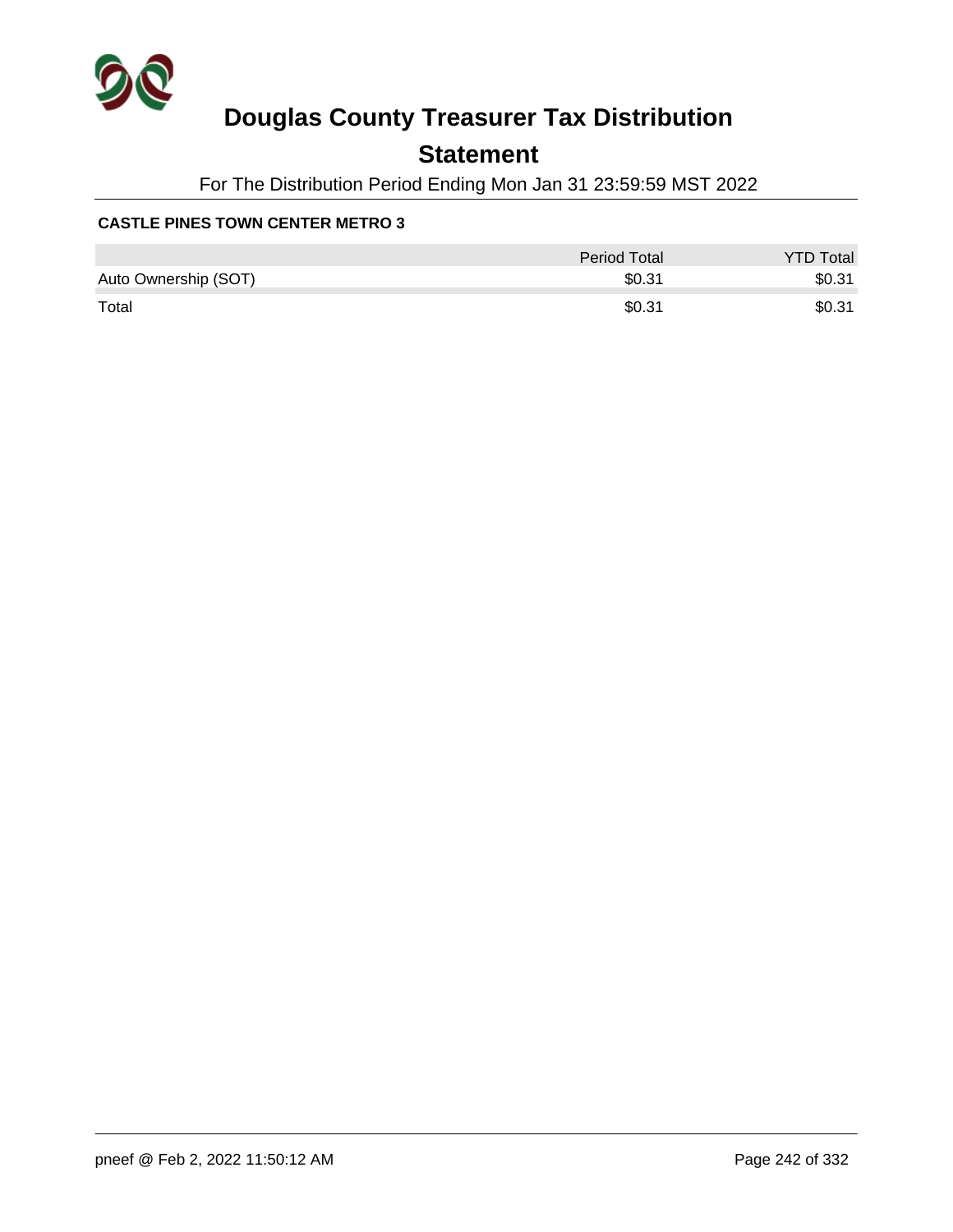# Douglas County Treasurer Tax Distribution

## Statement

For The Distribution Period Ending Mon Jan 31 23:59:59 MST 2022

**CASTLE PINES TOWN CENTER METRO 3**

| | Period Total | YTD Total |
|---|---|---|
| Auto Ownership (SOT) | $0.31 | $0.31 |
| Total | $0.31 | $0.31 |

pneef @ Feb 2, 2022 11:50:12 AM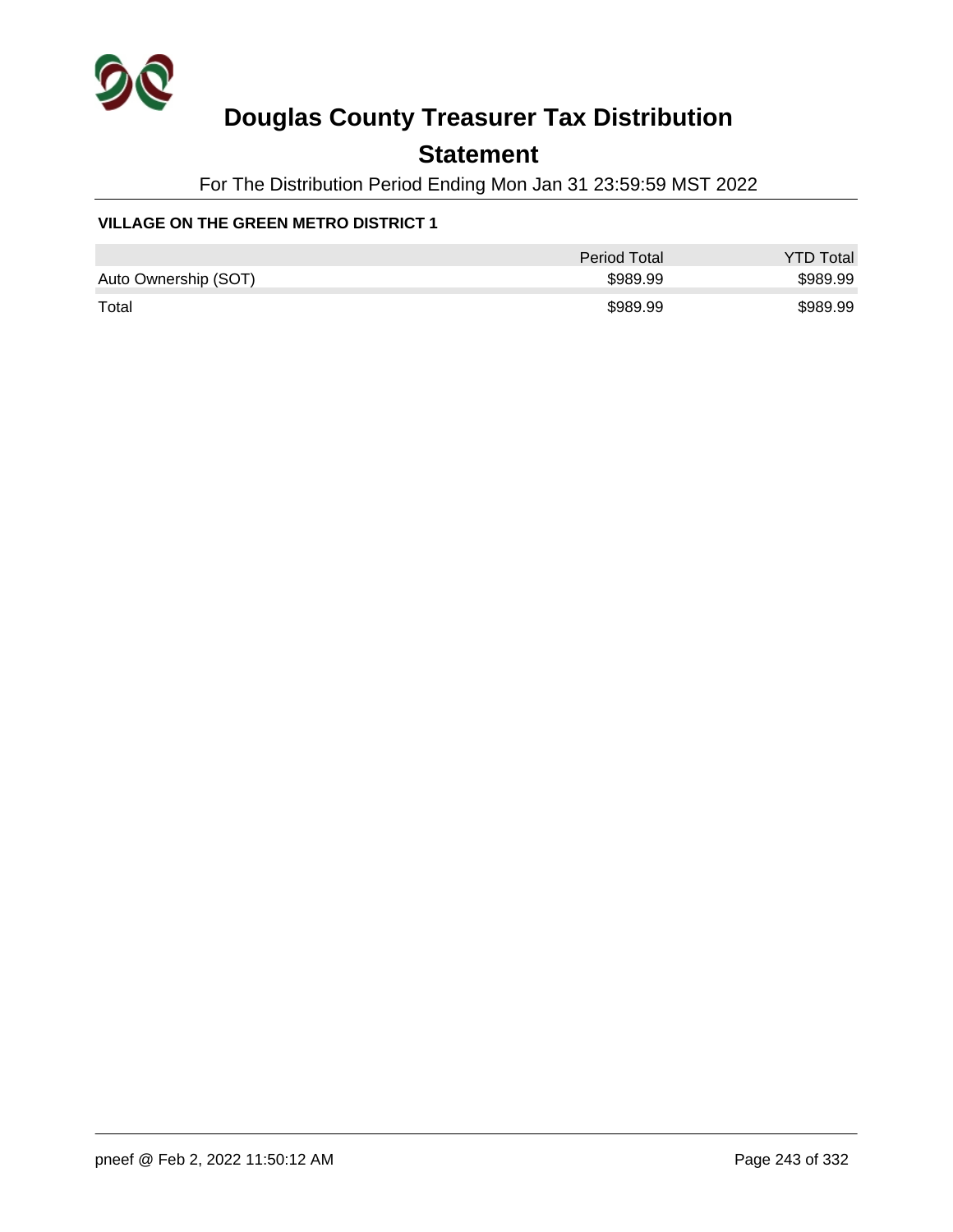# Douglas County Treasurer Tax Distribution

## Statement

For The Distribution Period Ending Mon Jan 31 23:59:59 MST 2022

**VILLAGE ON THE GREEN METRO DISTRICT 1**

| | Period Total | YTD Total |
|---|---|---|
| Auto Ownership (SOT) | $989.99 | $989.99 |
| Total | $989.99 | $989.99 |

pneef @ Feb 2, 2022 11:50:12 AM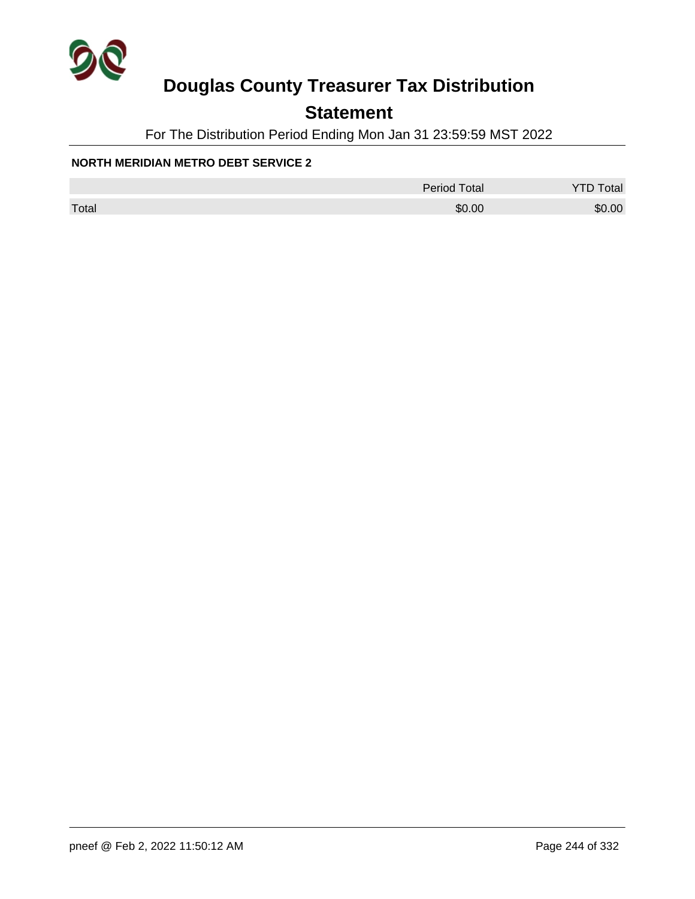# Douglas County Treasurer Tax Distribution

## Statement

For The Distribution Period Ending Mon Jan 31 23:59:59 MST 2022

### NORTH MERIDIAN METRO DEBT SERVICE 2

| | Period Total | YTD Total |
|---|---|---|
| Total | $0.00 | $0.00 |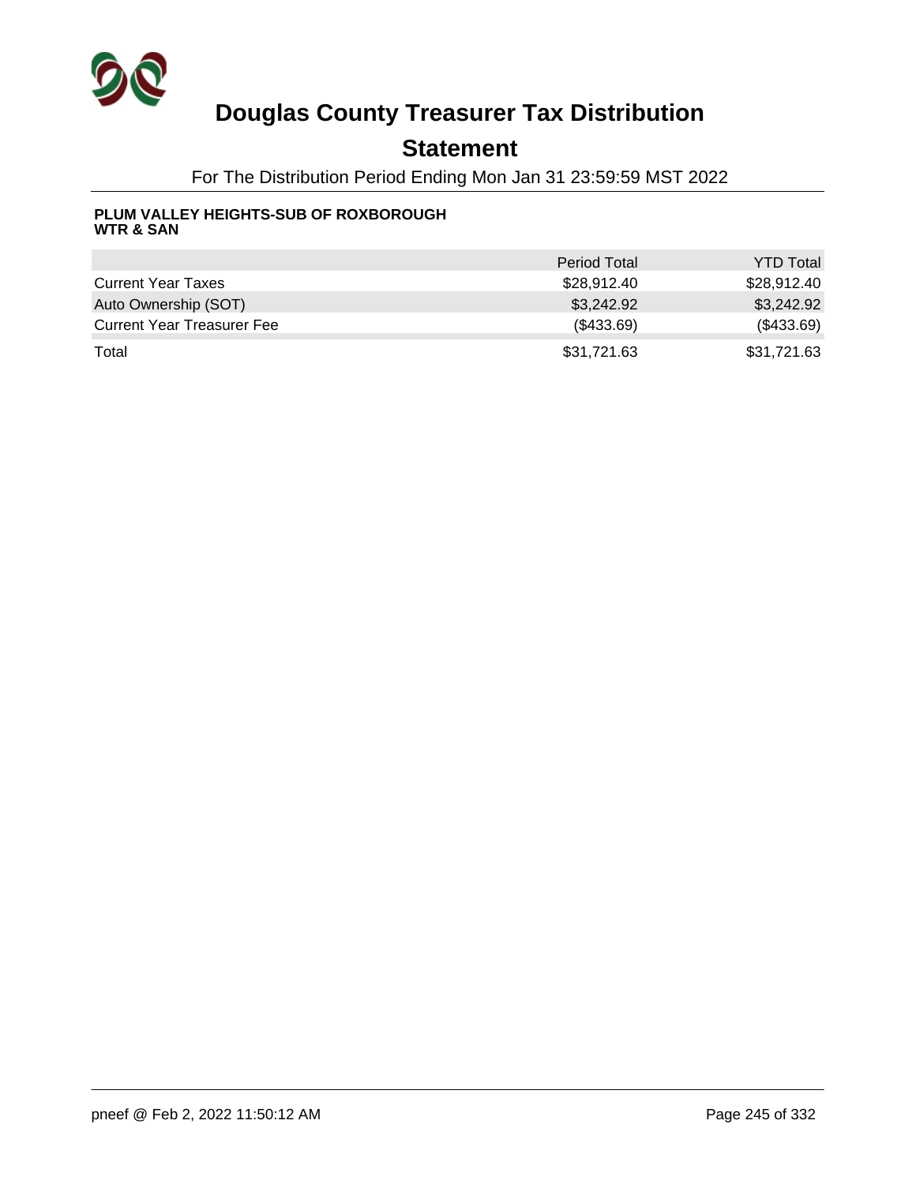# Douglas County Treasurer Tax Distribution

## Statement

For The Distribution Period Ending Mon Jan 31 23:59:59 MST 2022

**PLUM VALLEY HEIGHTS-SUB OF ROXBOROUGH WTR & SAN**

| | Period Total | YTD Total |
|---|---|---|
| Current Year Taxes | $28,912.40 | $28,912.40 |
| Auto Ownership (SOT) | $3,242.92 | $3,242.92 |
| Current Year Treasurer Fee | ($433.69) | ($433.69) |
| Total | $31,721.63 | $31,721.63 |

pneef @ Feb 2, 2022 11:50:12 AM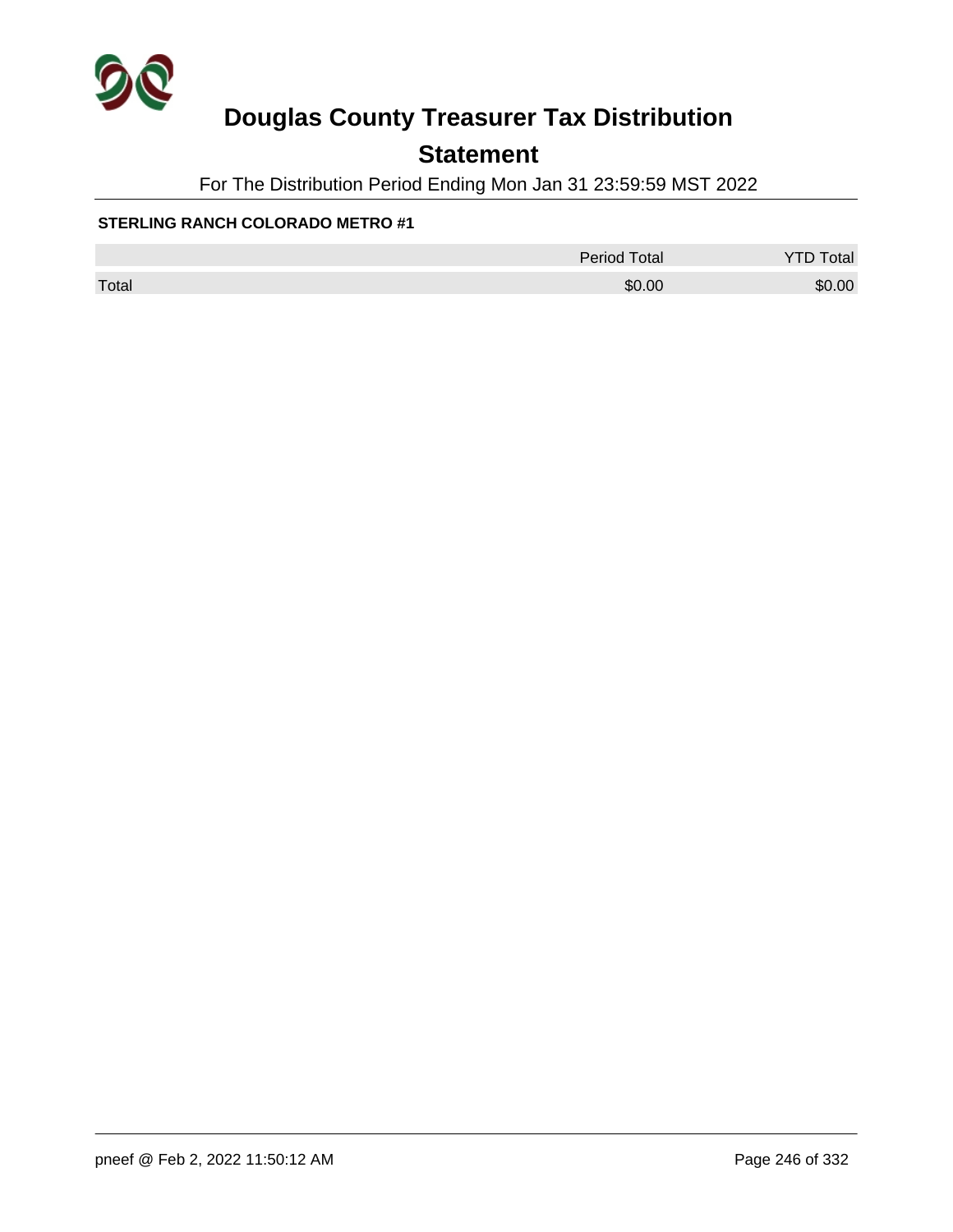# Douglas County Treasurer Tax Distribution

## Statement

For The Distribution Period Ending Mon Jan 31 23:59:59 MST 2022

**STERLING RANCH COLORADO METRO #1**

| | Period Total | YTD Total |
|---|---|---|
| Total | $0.00 | $0.00 |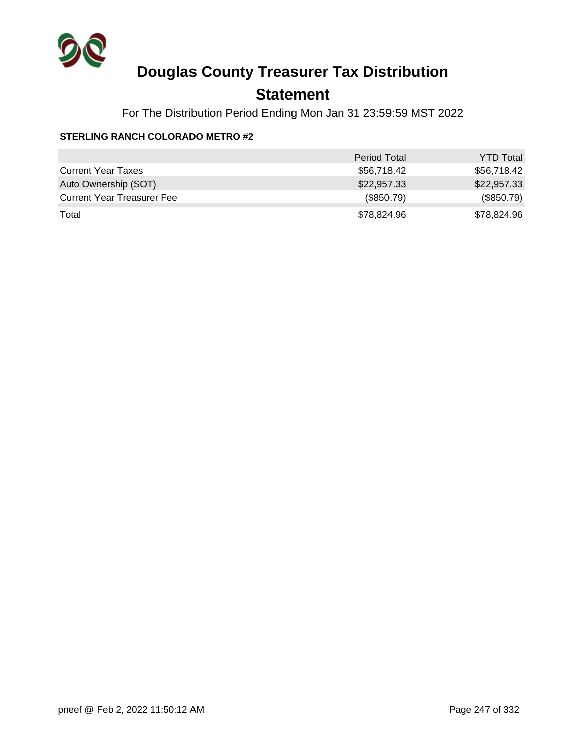# Douglas County Treasurer Tax Distribution

## Statement

For The Distribution Period Ending Mon Jan 31 23:59:59 MST 2022

**STERLING RANCH COLORADO METRO #2**

| | Period Total | YTD Total |
|---|---|---|
| Current Year Taxes | $56,718.42 | $56,718.42 |
| Auto Ownership (SOT) | $22,957.33 | $22,957.33 |
| Current Year Treasurer Fee | ($850.79) | ($850.79) |
| Total | $78,824.96 | $78,824.96 |

pneef @ Feb 2, 2022 11:50:12 AM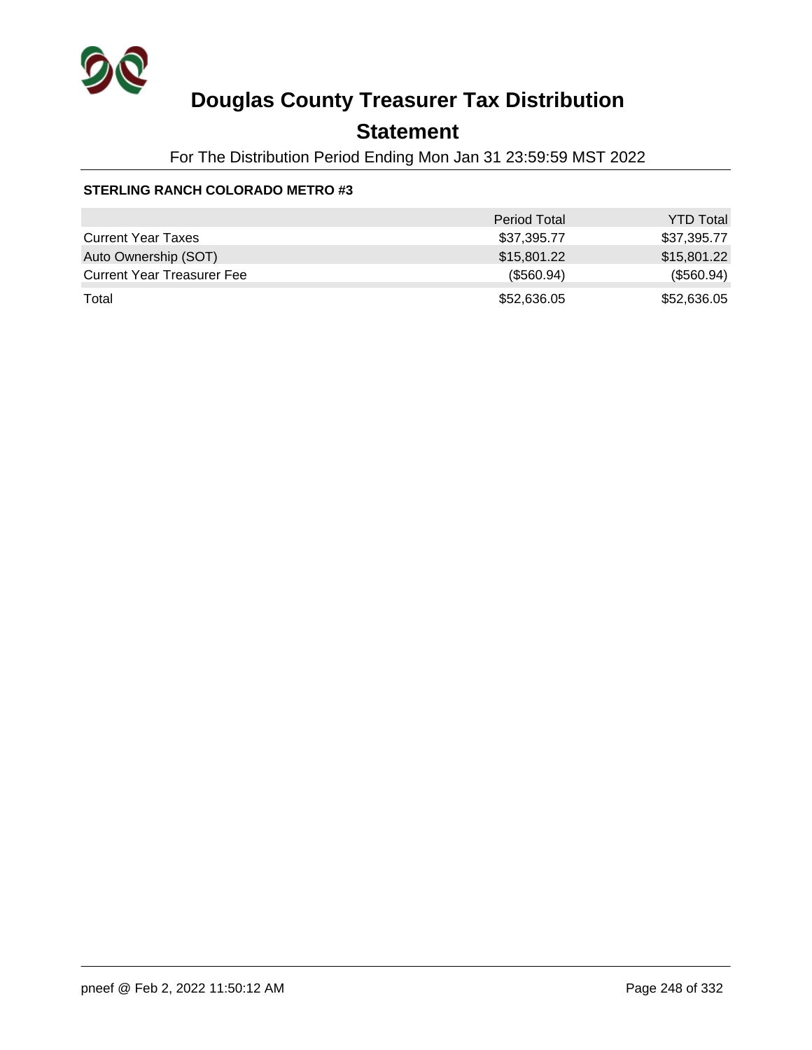# Douglas County Treasurer Tax Distribution

## Statement

For The Distribution Period Ending Mon Jan 31 23:59:59 MST 2022

**STERLING RANCH COLORADO METRO #3**

| | Period Total | YTD Total |
|---|---|---|
| Current Year Taxes | $37,395.77 | $37,395.77 |
| Auto Ownership (SOT) | $15,801.22 | $15,801.22 |
| Current Year Treasurer Fee | ($560.94) | ($560.94) |
| Total | $52,636.05 | $52,636.05 |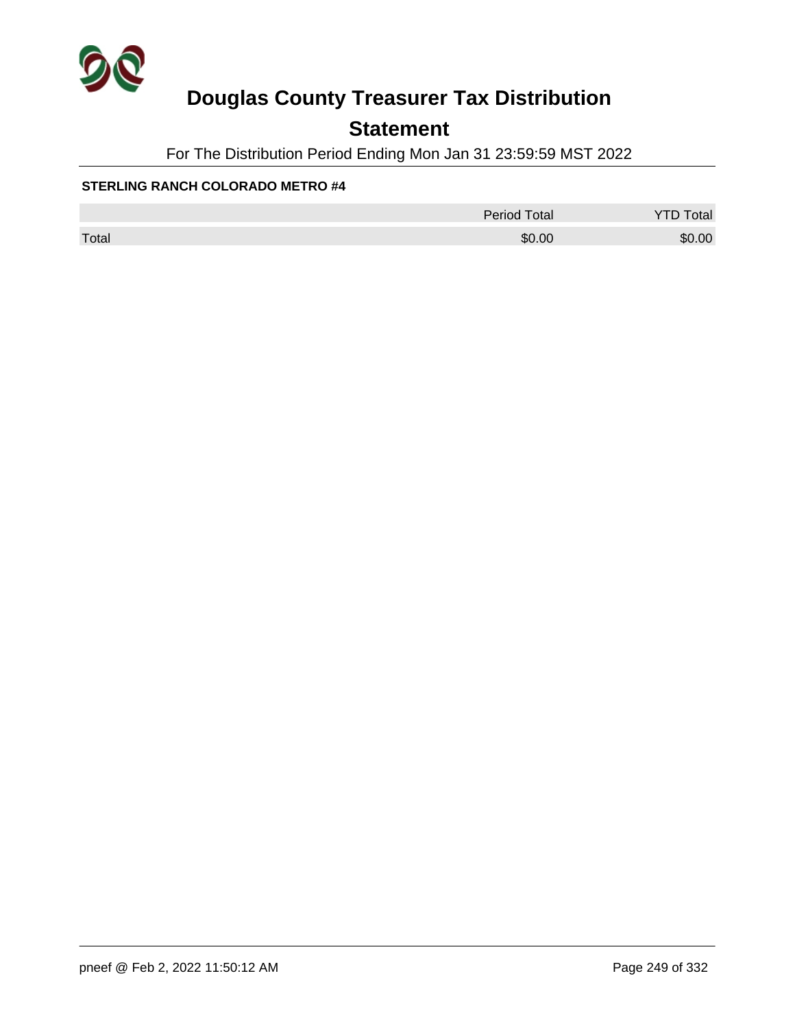# Douglas County Treasurer Tax Distribution

## Statement

For The Distribution Period Ending Mon Jan 31 23:59:59 MST 2022

**STERLING RANCH COLORADO METRO #4**

| | Period Total | YTD Total |
|---|---|---|
| Total | $0.00 | $0.00 |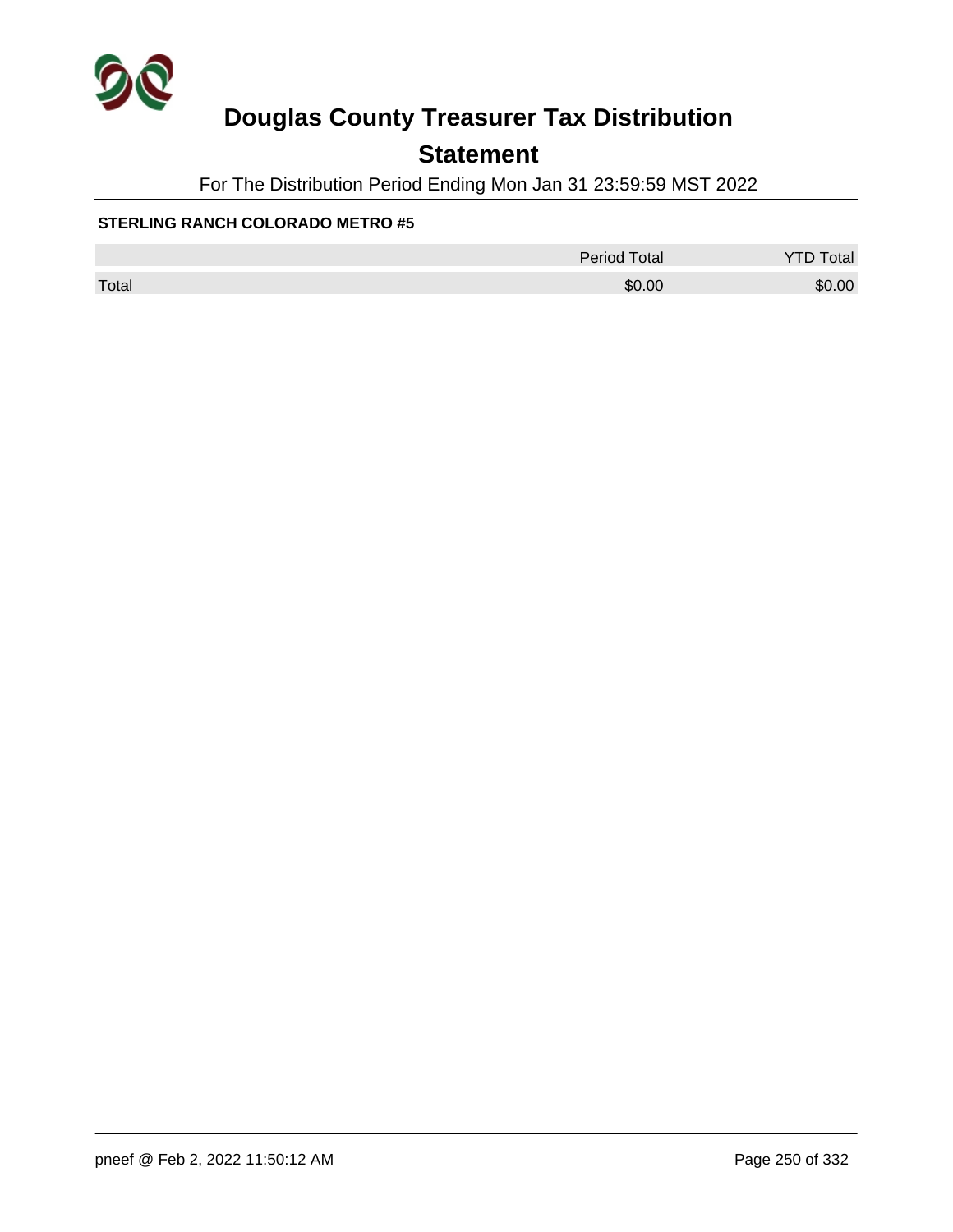# Douglas County Treasurer Tax Distribution

## Statement

For The Distribution Period Ending Mon Jan 31 23:59:59 MST 2022

**STERLING RANCH COLORADO METRO #5**

| | Period Total | YTD Total |
|---|---|---|
| Total | $0.00 | $0.00 |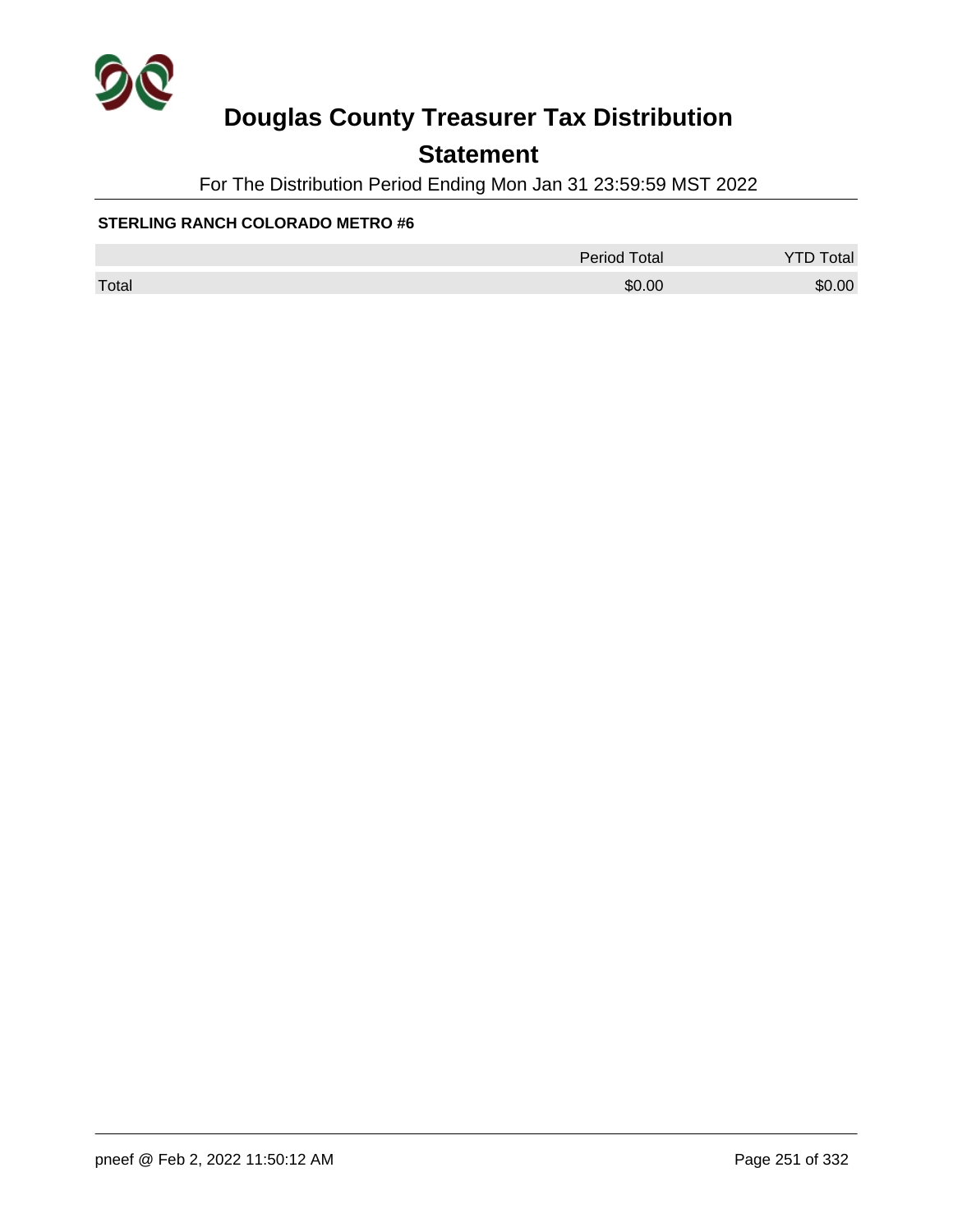# Douglas County Treasurer Tax Distribution

## Statement

For The Distribution Period Ending Mon Jan 31 23:59:59 MST 2022

**STERLING RANCH COLORADO METRO #6**

| | Period Total | YTD Total |
|---|---|---|
| Total | $0.00 | $0.00 |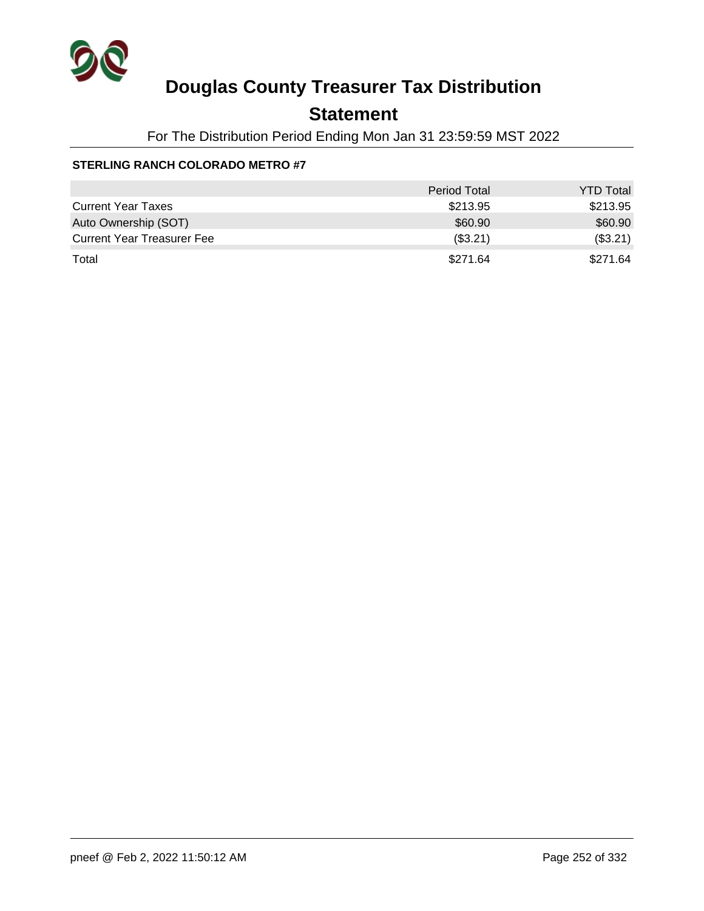# Douglas County Treasurer Tax Distribution

## Statement

For The Distribution Period Ending Mon Jan 31 23:59:59 MST 2022

**STERLING RANCH COLORADO METRO #7**

| | Period Total | YTD Total |
|---|---|---|
| Current Year Taxes | $213.95 | $213.95 |
| Auto Ownership (SOT) | $60.90 | $60.90 |
| Current Year Treasurer Fee | ($3.21) | ($3.21) |
| Total | $271.64 | $271.64 |

pneef @ Feb 2, 2022 11:50:12 AM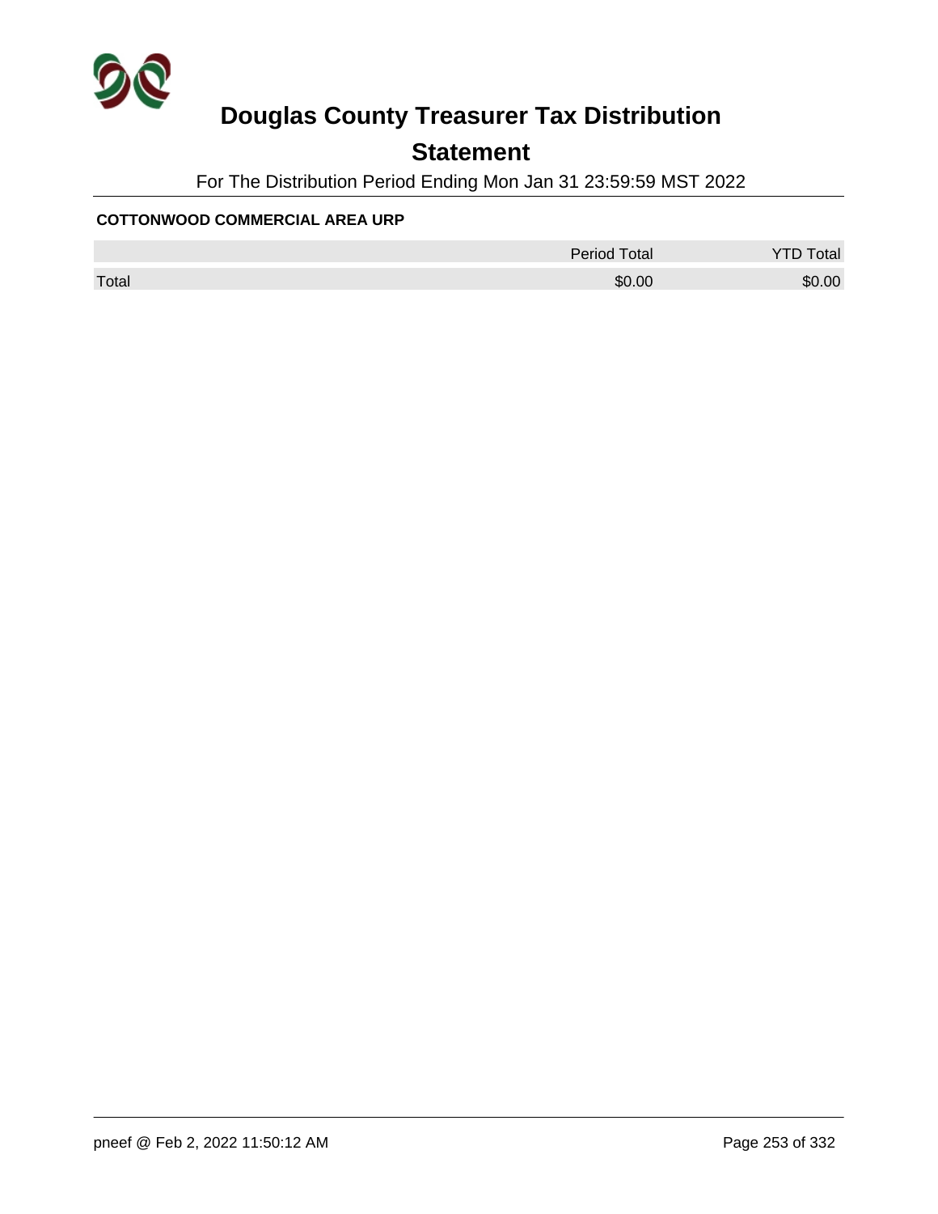# Douglas County Treasurer Tax Distribution

## Statement

For The Distribution Period Ending Mon Jan 31 23:59:59 MST 2022

**COTTONWOOD COMMERCIAL AREA URP**

| | Period Total | YTD Total |
|---|---|---|
| Total | $0.00 | $0.00 |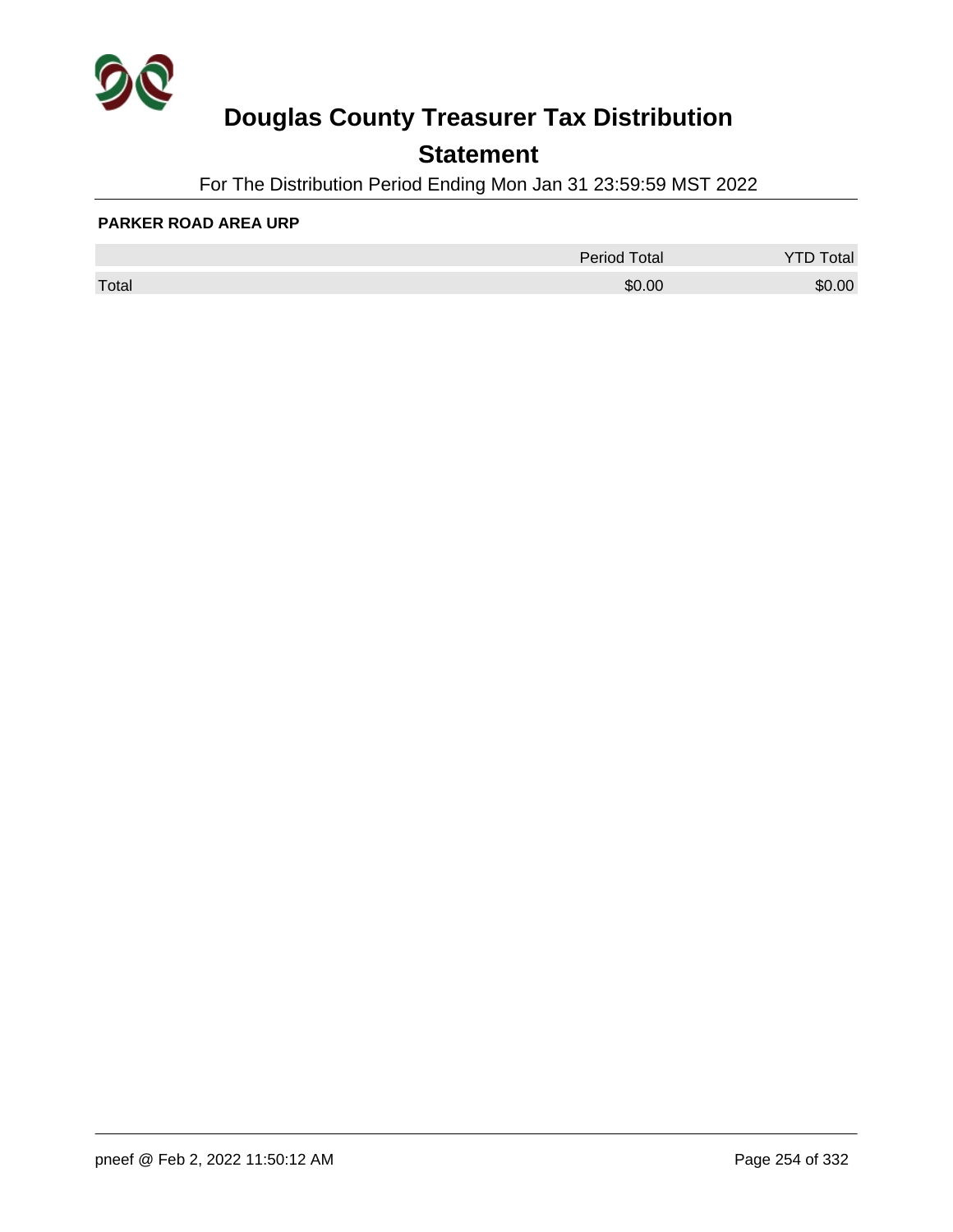# Douglas County Treasurer Tax Distribution

## Statement

For The Distribution Period Ending Mon Jan 31 23:59:59 MST 2022

**PARKER ROAD AREA URP**

| | Period Total | YTD Total |
|---|---|---|
| Total | $0.00 | $0.00 |

pneef @ Feb 2, 2022 11:50:12 AM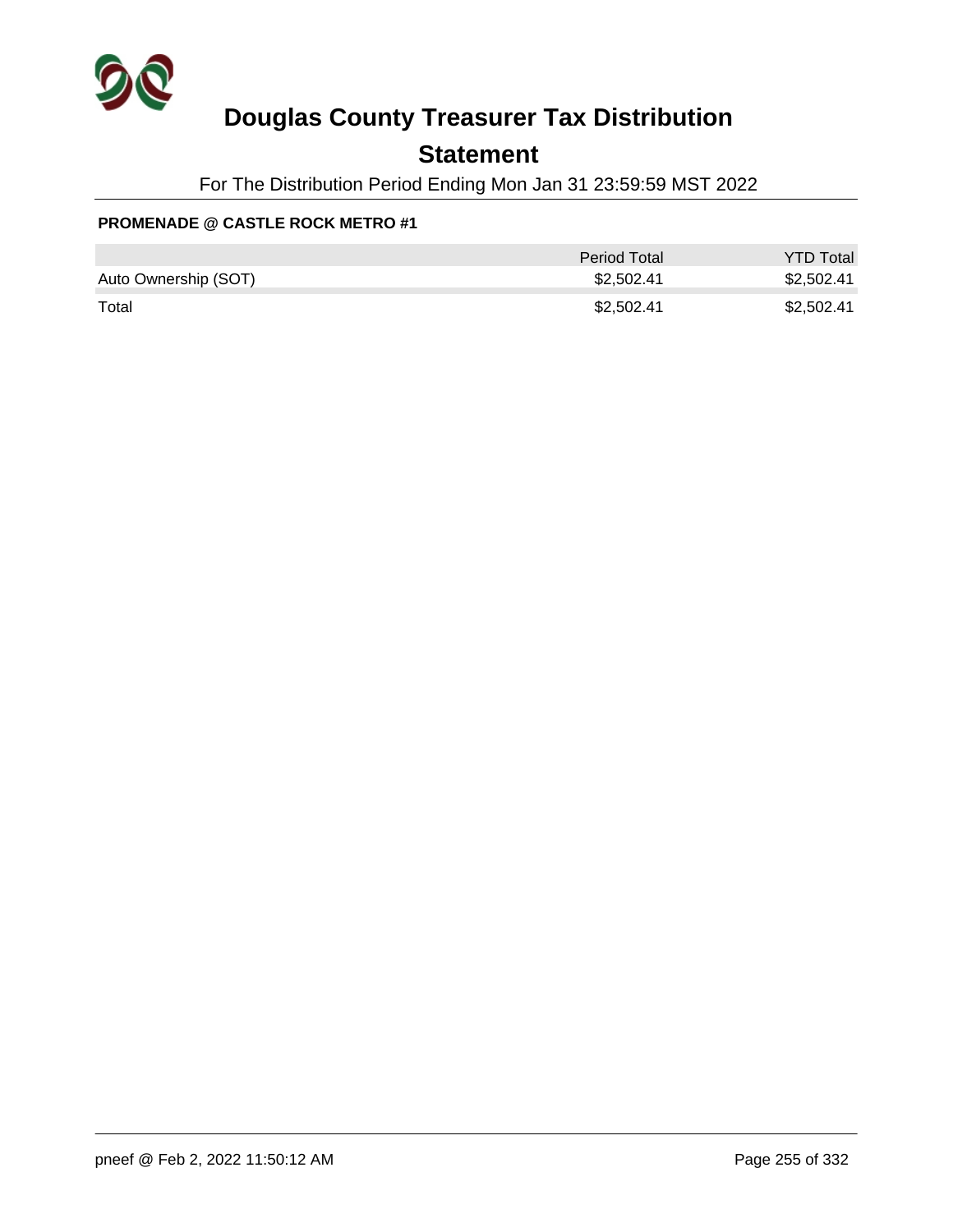# Douglas County Treasurer Tax Distribution

## Statement

For The Distribution Period Ending Mon Jan 31 23:59:59 MST 2022

**PROMENADE @ CASTLE ROCK METRO #1**

| | Period Total | YTD Total |
|---|---|---|
| Auto Ownership (SOT) | $2,502.41 | $2,502.41 |
| Total | $2,502.41 | $2,502.41 |

pneef @ Feb 2, 2022 11:50:12 AM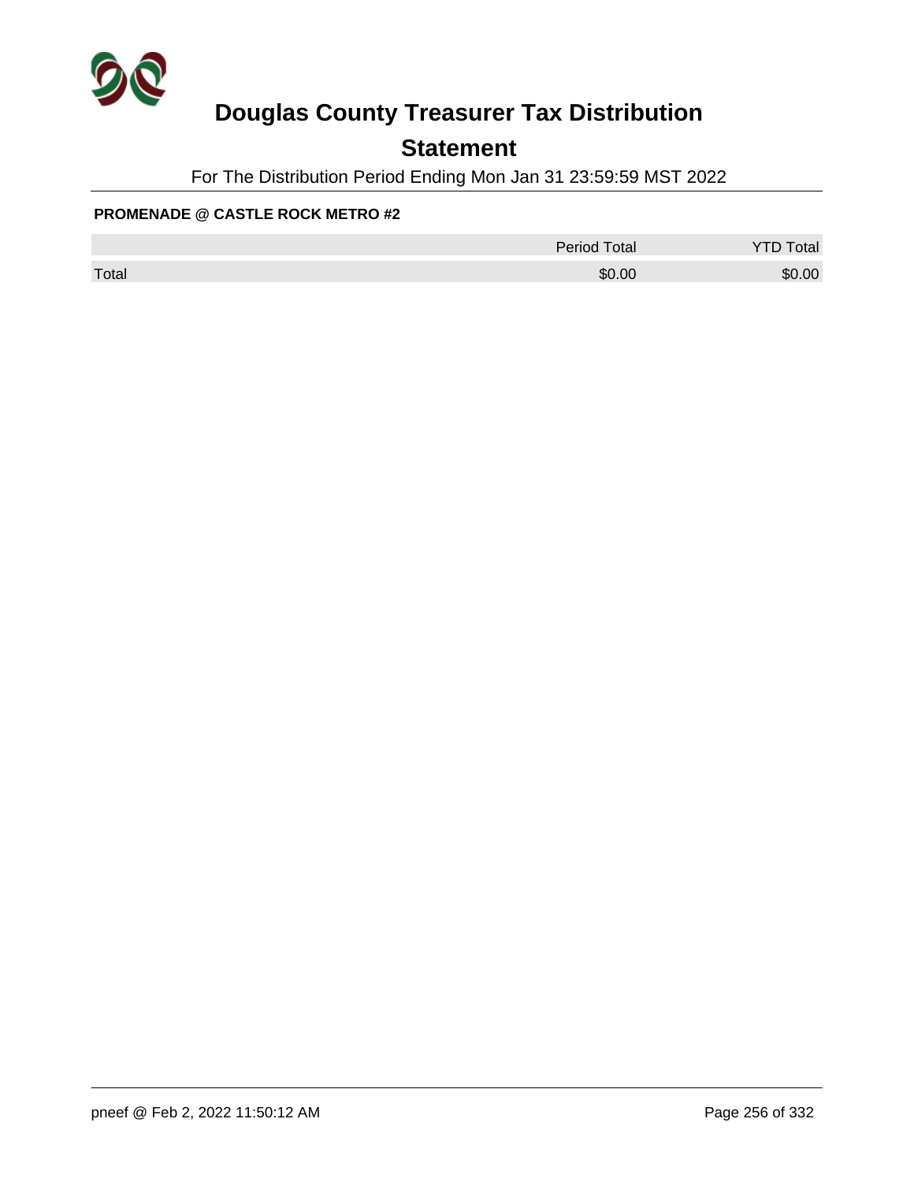# Douglas County Treasurer Tax Distribution

## Statement

For The Distribution Period Ending Mon Jan 31 23:59:59 MST 2022

**PROMENADE @ CASTLE ROCK METRO #2**

| | Period Total | YTD Total |
|---|---|---|
| Total | $0.00 | $0.00 |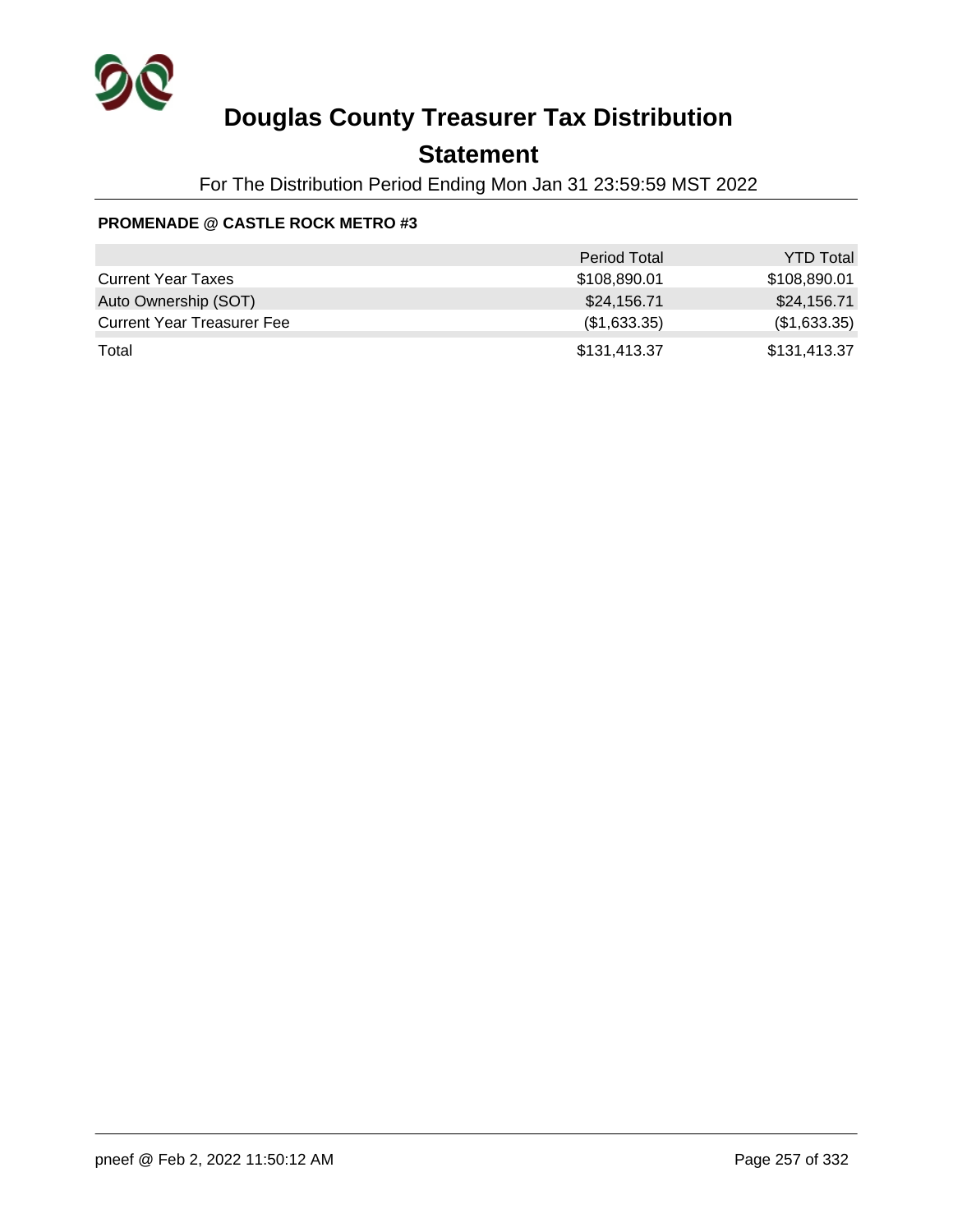# Douglas County Treasurer Tax Distribution

## Statement

For The Distribution Period Ending Mon Jan 31 23:59:59 MST 2022

**PROMENADE @ CASTLE ROCK METRO #3**

| | Period Total | YTD Total |
|---|---|---|
| Current Year Taxes | $108,890.01 | $108,890.01 |
| Auto Ownership (SOT) | $24,156.71 | $24,156.71 |
| Current Year Treasurer Fee | ($1,633.35) | ($1,633.35) |
| Total | $131,413.37 | $131,413.37 |

pneef @ Feb 2, 2022 11:50:12 AM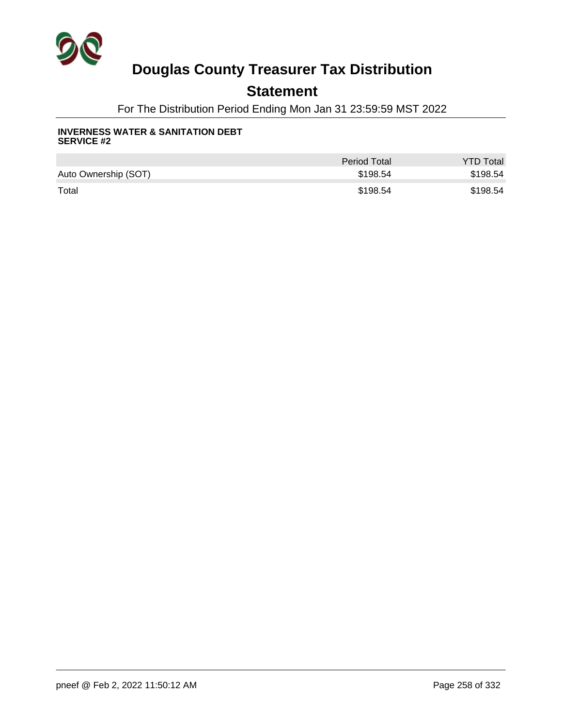# Douglas County Treasurer Tax Distribution

## Statement

For The Distribution Period Ending Mon Jan 31 23:59:59 MST 2022

**INVERNESS WATER & SANITATION DEBT SERVICE #2**

| | Period Total | YTD Total |
|---|---|---|
| Auto Ownership (SOT) | $198.54 | $198.54 |
| Total | $198.54 | $198.54 |

pneef @ Feb 2, 2022 11:50:12 AM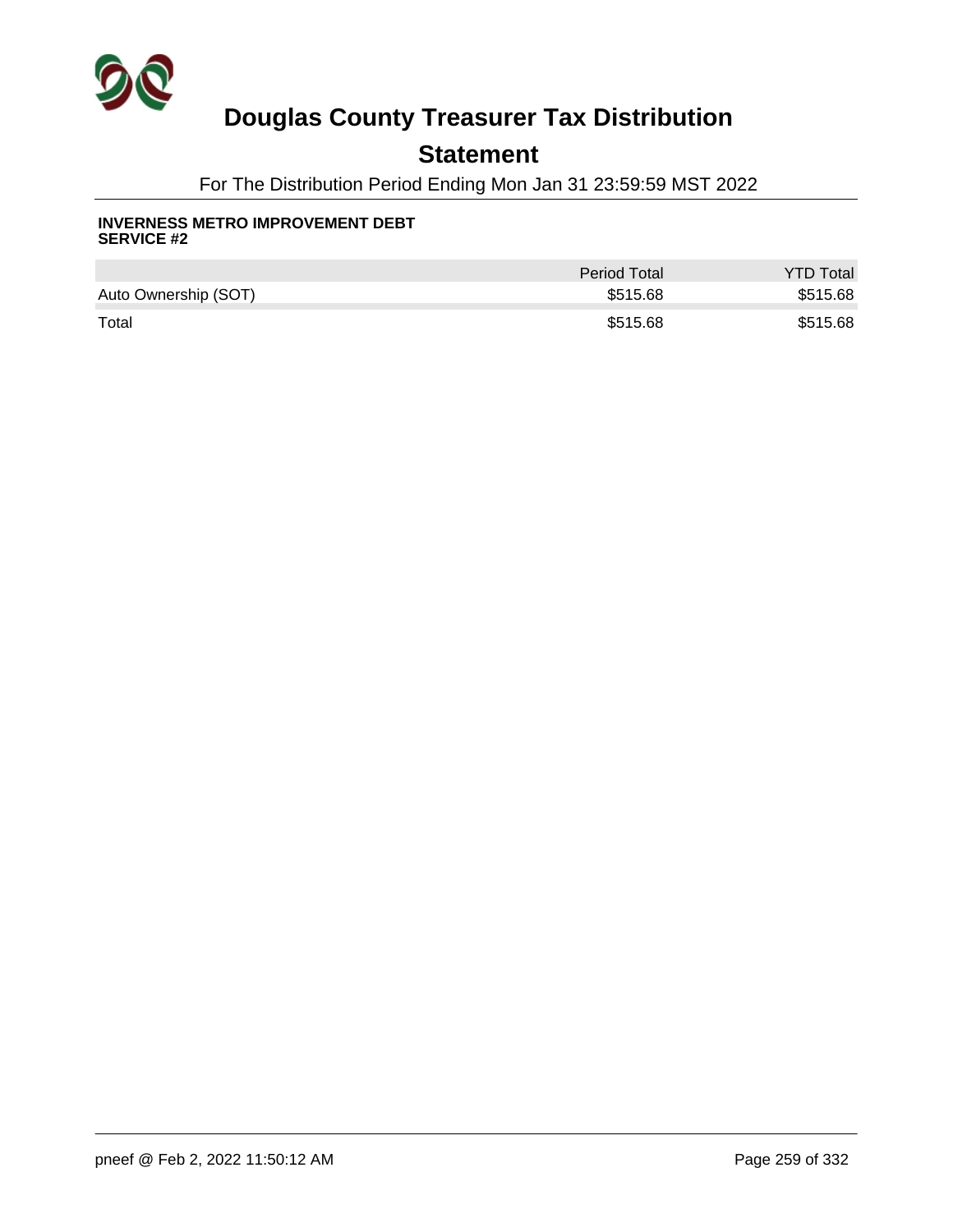# Douglas County Treasurer Tax Distribution

## Statement

For The Distribution Period Ending Mon Jan 31 23:59:59 MST 2022

**INVERNESS METRO IMPROVEMENT DEBT SERVICE #2**

| | Period Total | YTD Total |
|---|---|---|
| Auto Ownership (SOT) | $515.68 | $515.68 |
| Total | $515.68 | $515.68 |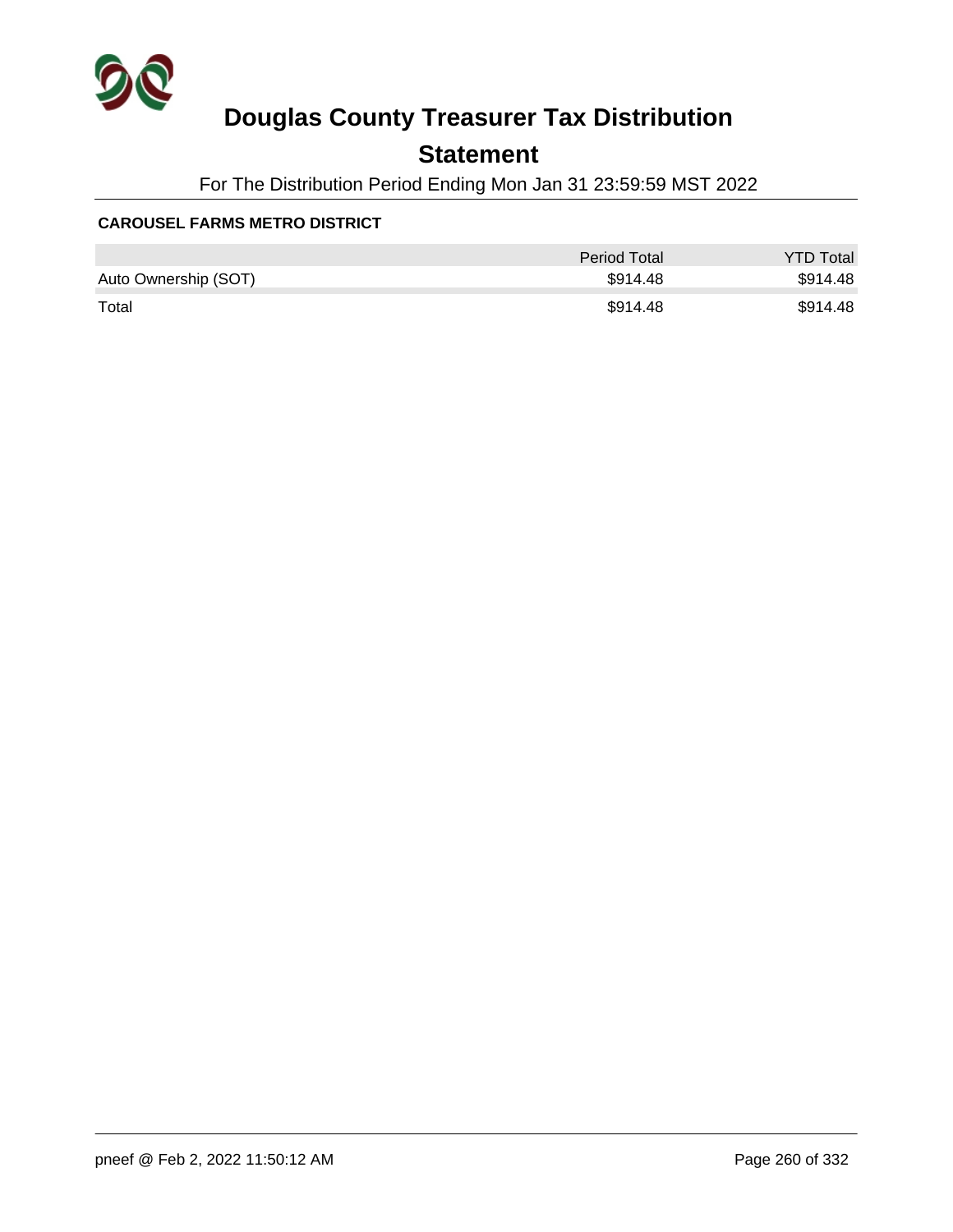# Douglas County Treasurer Tax Distribution

## Statement

For The Distribution Period Ending Mon Jan 31 23:59:59 MST 2022

**CAROUSEL FARMS METRO DISTRICT**

| | Period Total | YTD Total |
|---|---|---|
| Auto Ownership (SOT) | $914.48 | $914.48 |
| Total | $914.48 | $914.48 |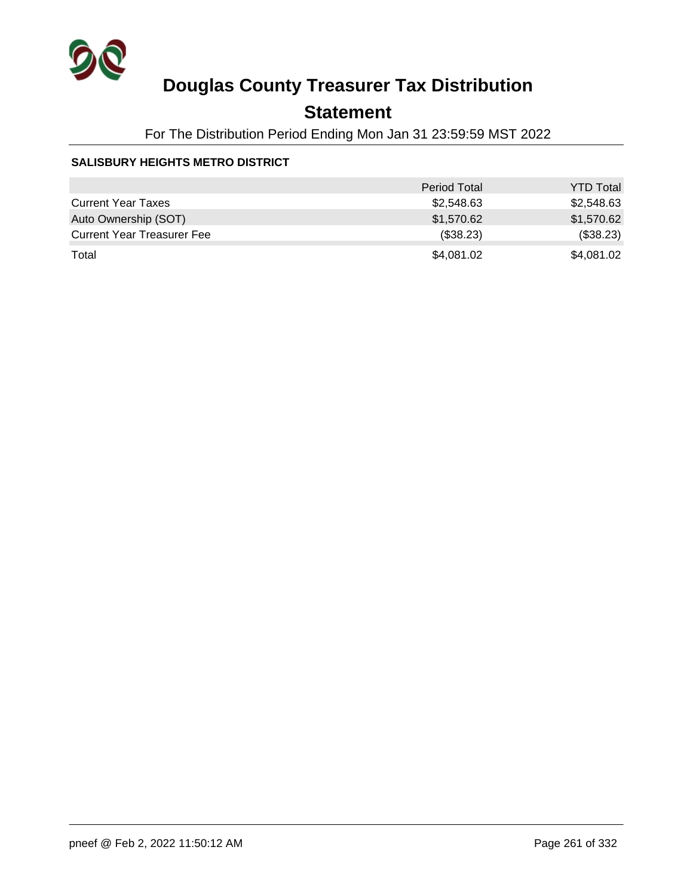# Douglas County Treasurer Tax Distribution

## Statement

For The Distribution Period Ending Mon Jan 31 23:59:59 MST 2022

**SALISBURY HEIGHTS METRO DISTRICT**

| | Period Total | YTD Total |
|---|---|---|
| Current Year Taxes | $2,548.63 | $2,548.63 |
| Auto Ownership (SOT) | $1,570.62 | $1,570.62 |
| Current Year Treasurer Fee | ($38.23) | ($38.23) |
| Total | $4,081.02 | $4,081.02 |

pneef @ Feb 2, 2022 11:50:12 AM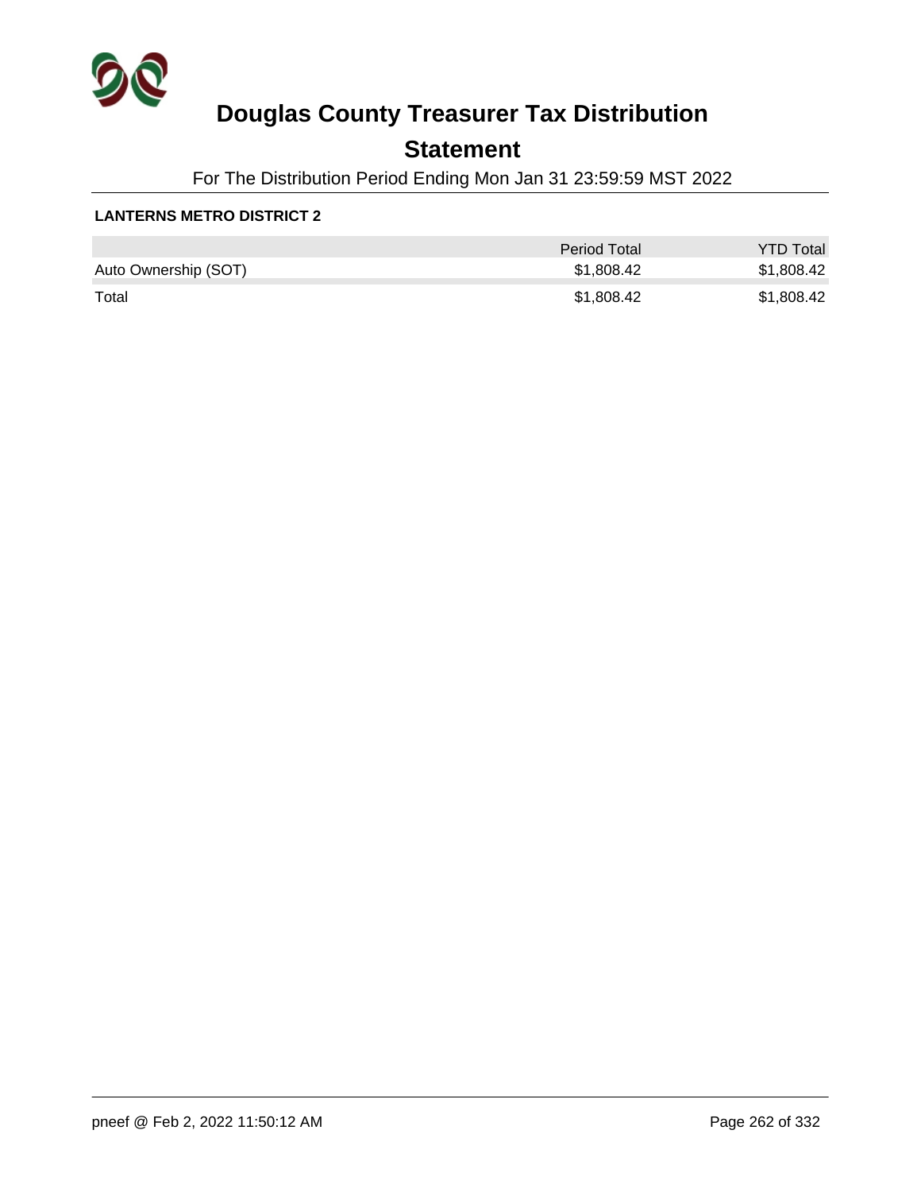# Douglas County Treasurer Tax Distribution

## Statement

For The Distribution Period Ending Mon Jan 31 23:59:59 MST 2022

**LANTERNS METRO DISTRICT 2**

| | Period Total | YTD Total |
|---|---|---|
| Auto Ownership (SOT) | $1,808.42 | $1,808.42 |
| Total | $1,808.42 | $1,808.42 |

pneef @ Feb 2, 2022 11:50:12 AM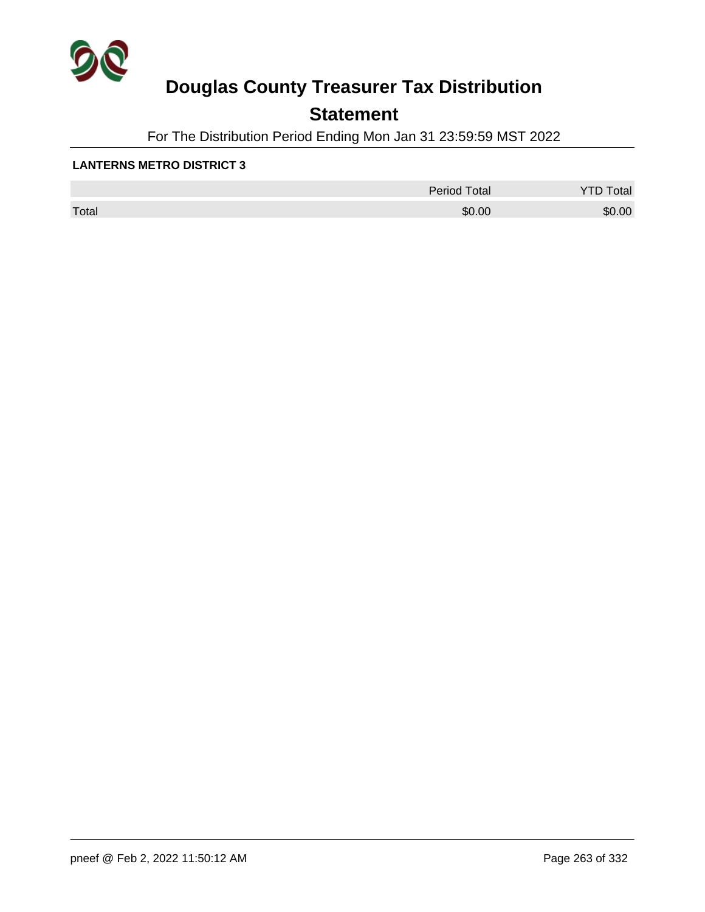# Douglas County Treasurer Tax Distribution

## Statement

For The Distribution Period Ending Mon Jan 31 23:59:59 MST 2022

**LANTERNS METRO DISTRICT 3**

| | Period Total | YTD Total |
|---|---|---|
| Total | $0.00 | $0.00 |

pneef @ Feb 2, 2022 11:50:12 AM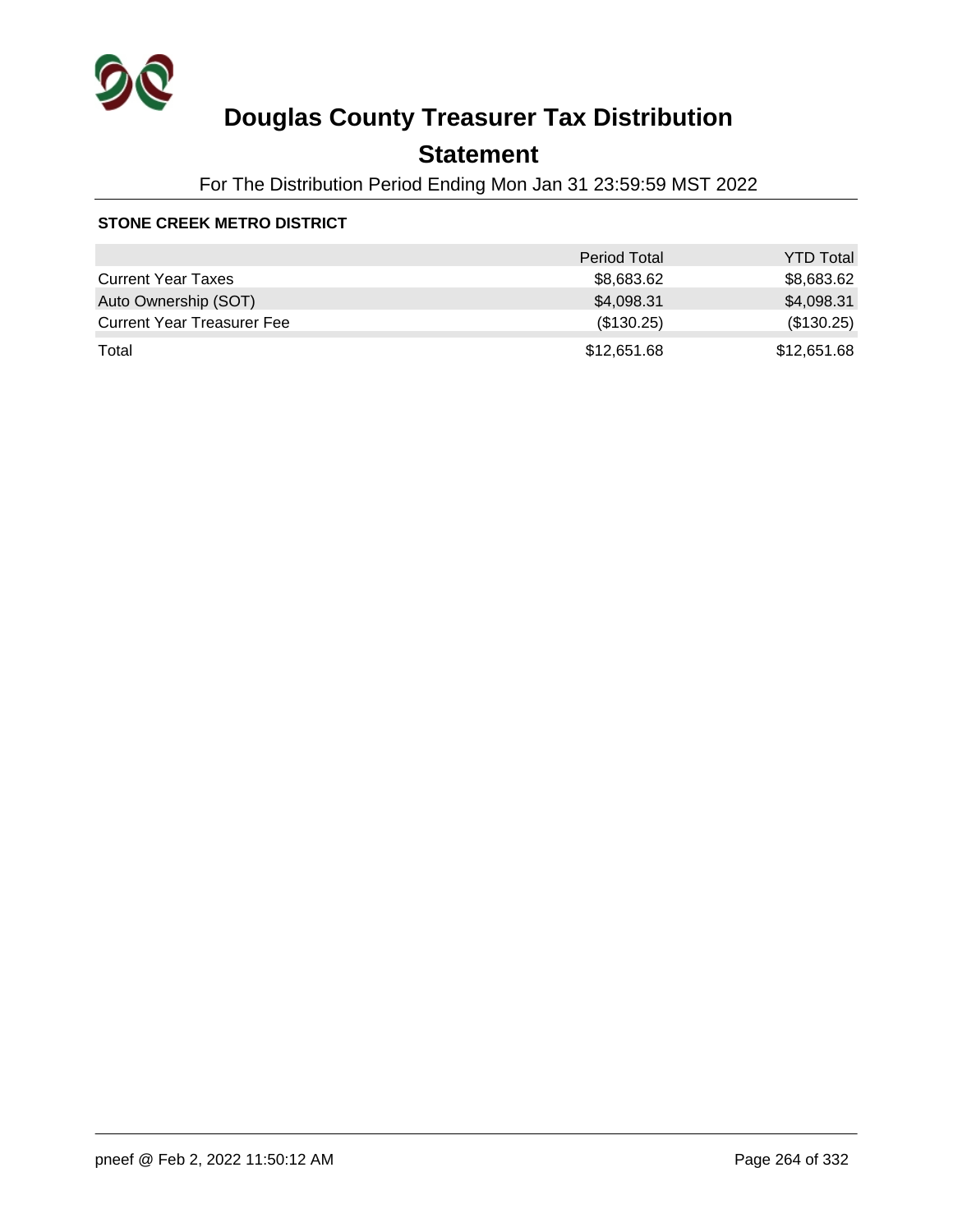# Douglas County Treasurer Tax Distribution

## Statement

For The Distribution Period Ending Mon Jan 31 23:59:59 MST 2022

**STONE CREEK METRO DISTRICT**

| | Period Total | YTD Total |
|---|---|---|
| Current Year Taxes | $8,683.62 | $8,683.62 |
| Auto Ownership (SOT) | $4,098.31 | $4,098.31 |
| Current Year Treasurer Fee | ($130.25) | ($130.25) |
| Total | $12,651.68 | $12,651.68 |

pneef @ Feb 2, 2022 11:50:12 AM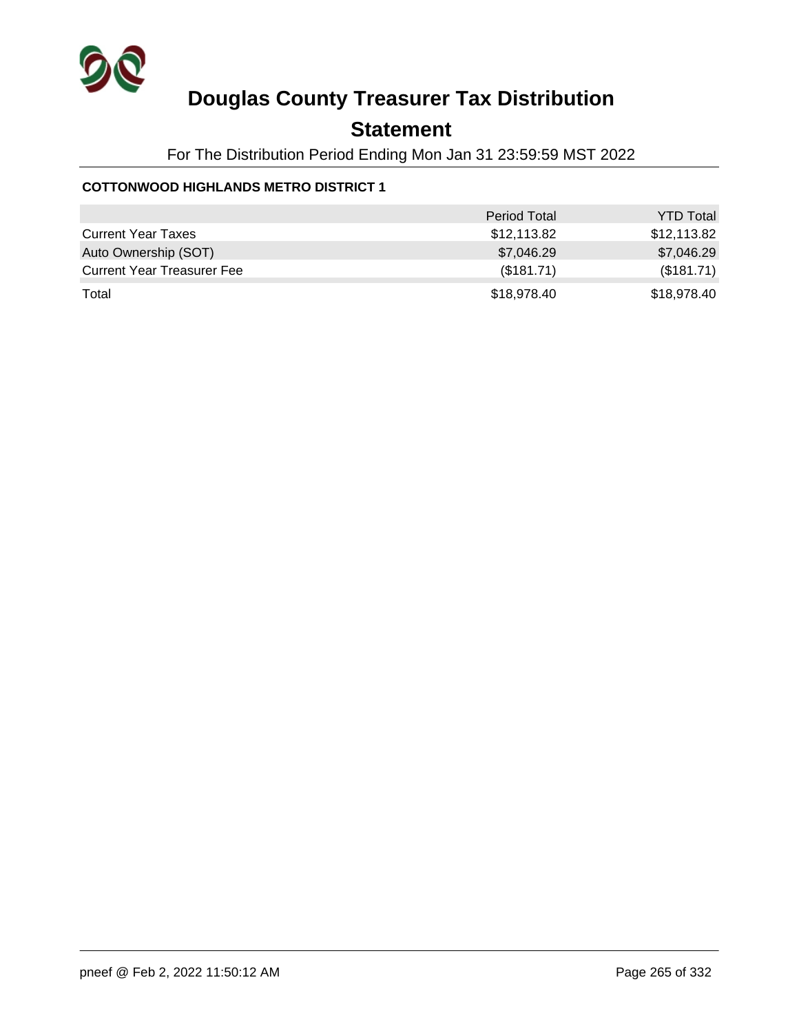# Douglas County Treasurer Tax Distribution

## Statement

For The Distribution Period Ending Mon Jan 31 23:59:59 MST 2022

### COTTONWOOD HIGHLANDS METRO DISTRICT 1

| | Period Total | YTD Total |
|---|---|---|
| Current Year Taxes | $12,113.82 | $12,113.82 |
| Auto Ownership (SOT) | $7,046.29 | $7,046.29 |
| Current Year Treasurer Fee | ($181.71) | ($181.71) |
| Total | $18,978.40 | $18,978.40 |

pneef @ Feb 2, 2022 11:50:12 AM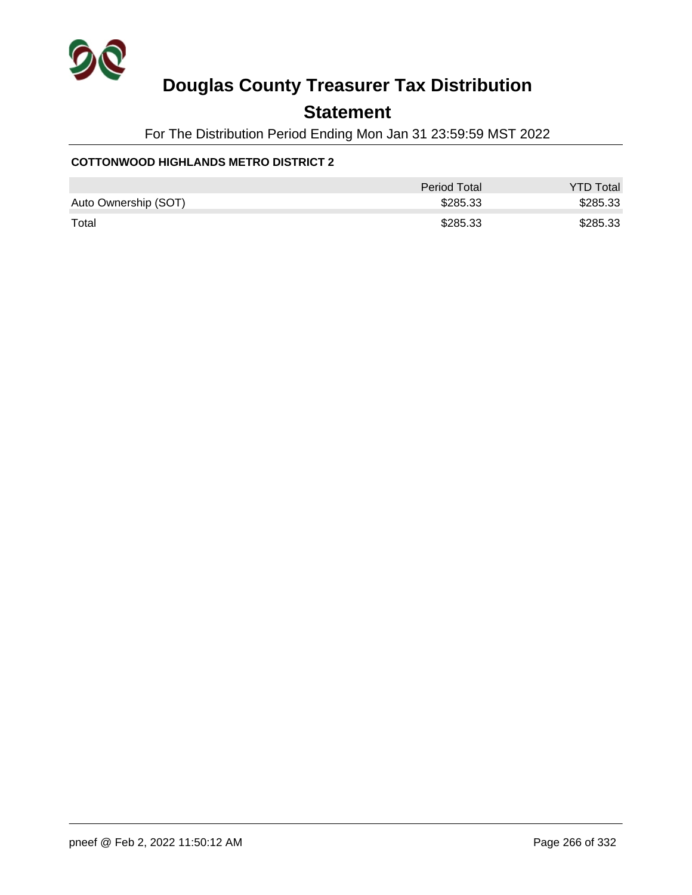# Douglas County Treasurer Tax Distribution

## Statement

For The Distribution Period Ending Mon Jan 31 23:59:59 MST 2022

**COTTONWOOD HIGHLANDS METRO DISTRICT 2**

| | Period Total | YTD Total |
|---|---|---|
| Auto Ownership (SOT) | $285.33 | $285.33 |
| Total | $285.33 | $285.33 |

pneef @ Feb 2, 2022 11:50:12 AM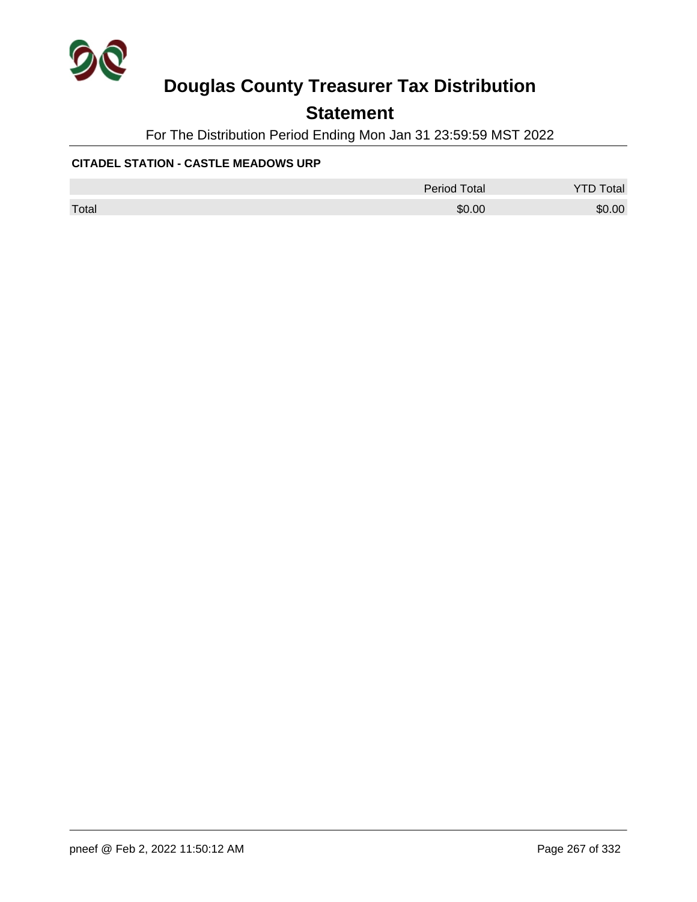# Douglas County Treasurer Tax Distribution

## Statement

For The Distribution Period Ending Mon Jan 31 23:59:59 MST 2022

**CITADEL STATION - CASTLE MEADOWS URP**

| | Period Total | YTD Total |
|---|---|---|
| Total | $0.00 | $0.00 |

pneef @ Feb 2, 2022 11:50:12 AM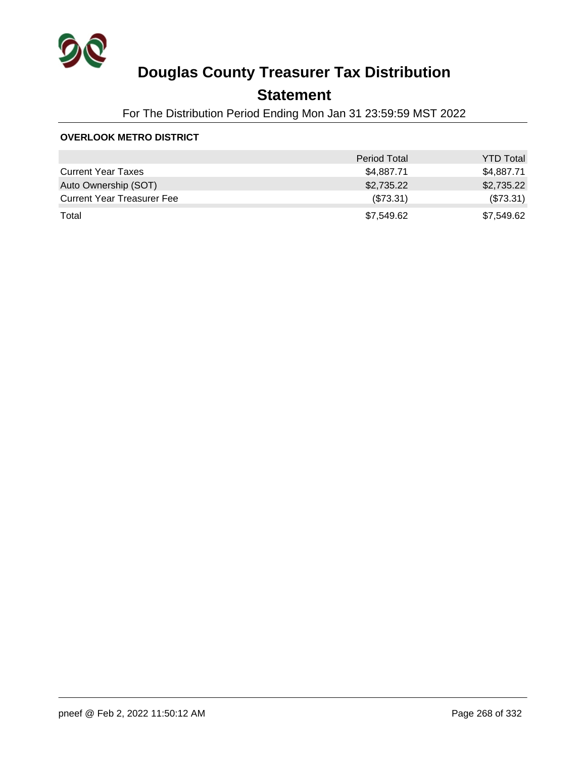# Douglas County Treasurer Tax Distribution

## Statement

For The Distribution Period Ending Mon Jan 31 23:59:59 MST 2022

**OVERLOOK METRO DISTRICT**

| | Period Total | YTD Total |
|---|---|---|
| Current Year Taxes | $4,887.71 | $4,887.71 |
| Auto Ownership (SOT) | $2,735.22 | $2,735.22 |
| Current Year Treasurer Fee | ($73.31) | ($73.31) |
| Total | $7,549.62 | $7,549.62 |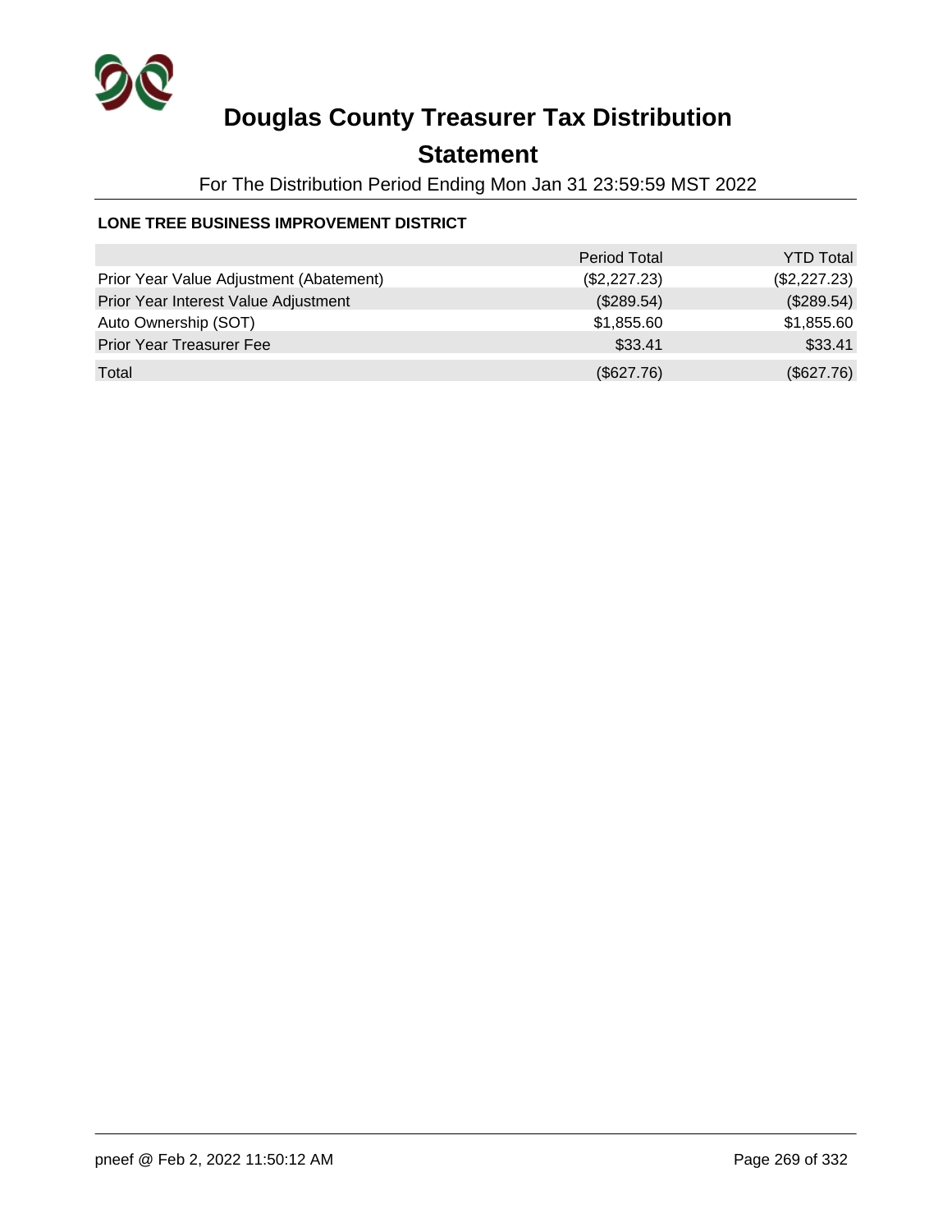# Douglas County Treasurer Tax Distribution

## Statement

For The Distribution Period Ending Mon Jan 31 23:59:59 MST 2022

**LONE TREE BUSINESS IMPROVEMENT DISTRICT**

| | Period Total | YTD Total |
|---|---|---|
| Prior Year Value Adjustment (Abatement) | ($2,227.23) | ($2,227.23) |
| Prior Year Interest Value Adjustment | ($289.54) | ($289.54) |
| Auto Ownership (SOT) | $1,855.60 | $1,855.60 |
| Prior Year Treasurer Fee | $33.41 | $33.41 |
| Total | ($627.76) | ($627.76) |

pneef @ Feb 2, 2022 11:50:12 AM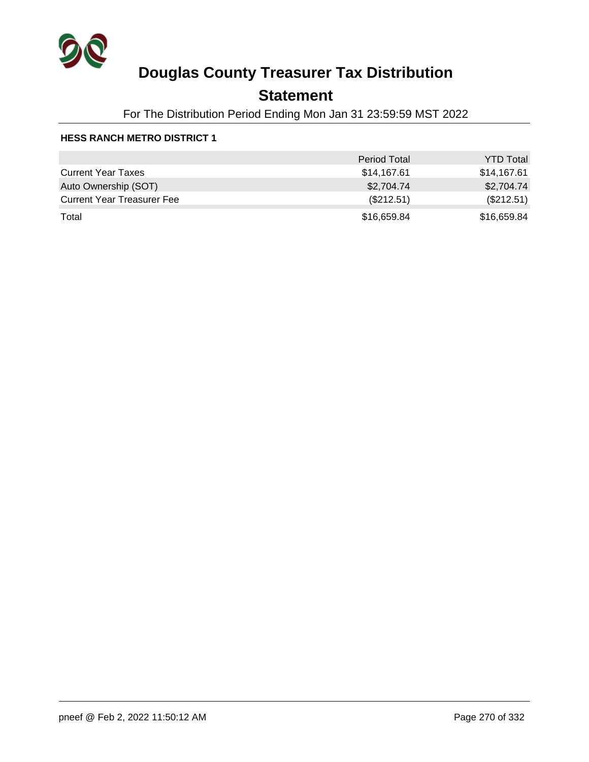# Douglas County Treasurer Tax Distribution

## Statement

For The Distribution Period Ending Mon Jan 31 23:59:59 MST 2022

**HESS RANCH METRO DISTRICT 1**

| | Period Total | YTD Total |
|---|---|---|
| Current Year Taxes | $14,167.61 | $14,167.61 |
| Auto Ownership (SOT) | $2,704.74 | $2,704.74 |
| Current Year Treasurer Fee | ($212.51) | ($212.51) |
| Total | $16,659.84 | $16,659.84 |

pneef @ Feb 2, 2022 11:50:12 AM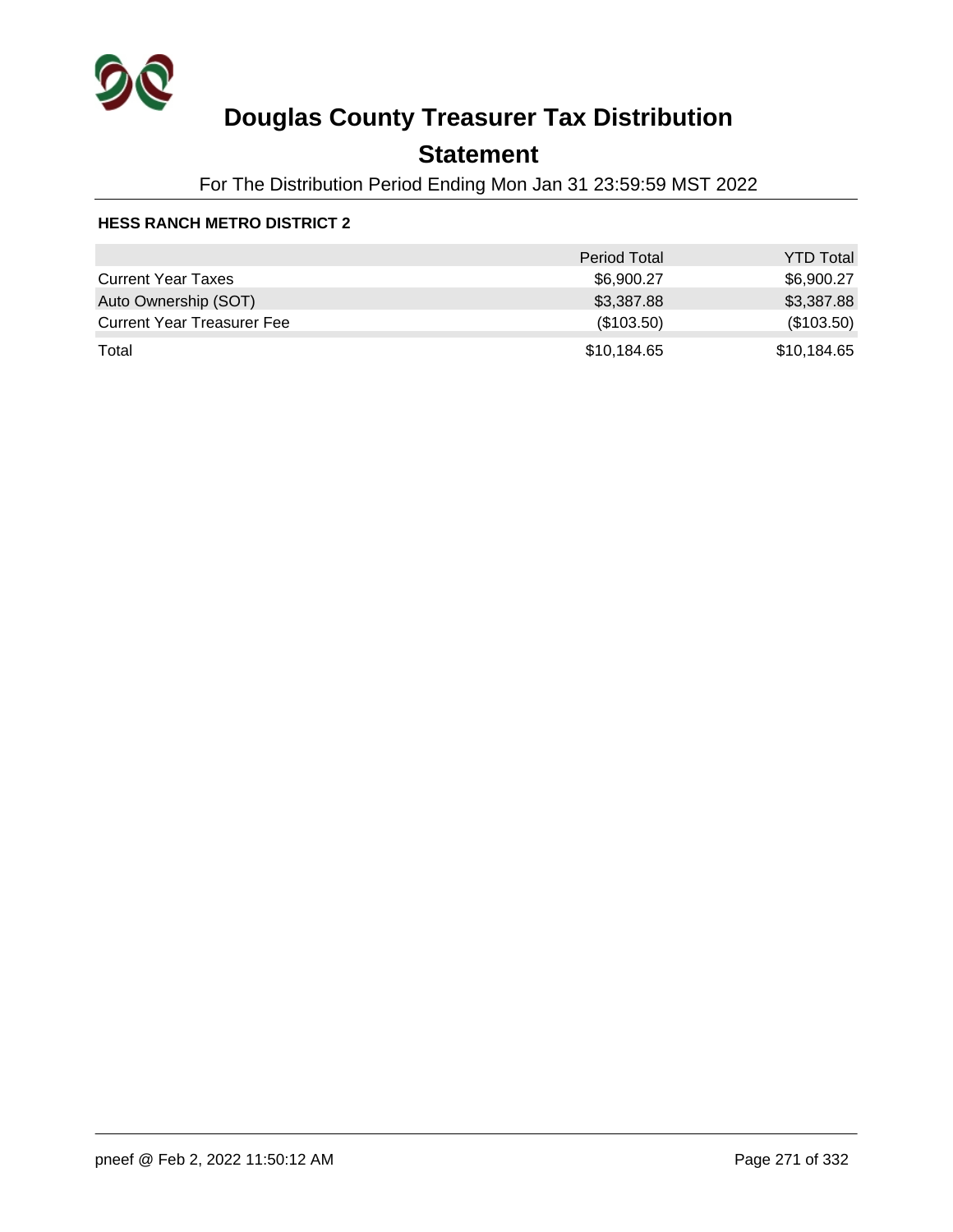# Douglas County Treasurer Tax Distribution

## Statement

For The Distribution Period Ending Mon Jan 31 23:59:59 MST 2022

### HESS RANCH METRO DISTRICT 2

| | Period Total | YTD Total |
|---|---|---|
| Current Year Taxes | $6,900.27 | $6,900.27 |
| Auto Ownership (SOT) | $3,387.88 | $3,387.88 |
| Current Year Treasurer Fee | ($103.50) | ($103.50) |
| Total | $10,184.65 | $10,184.65 |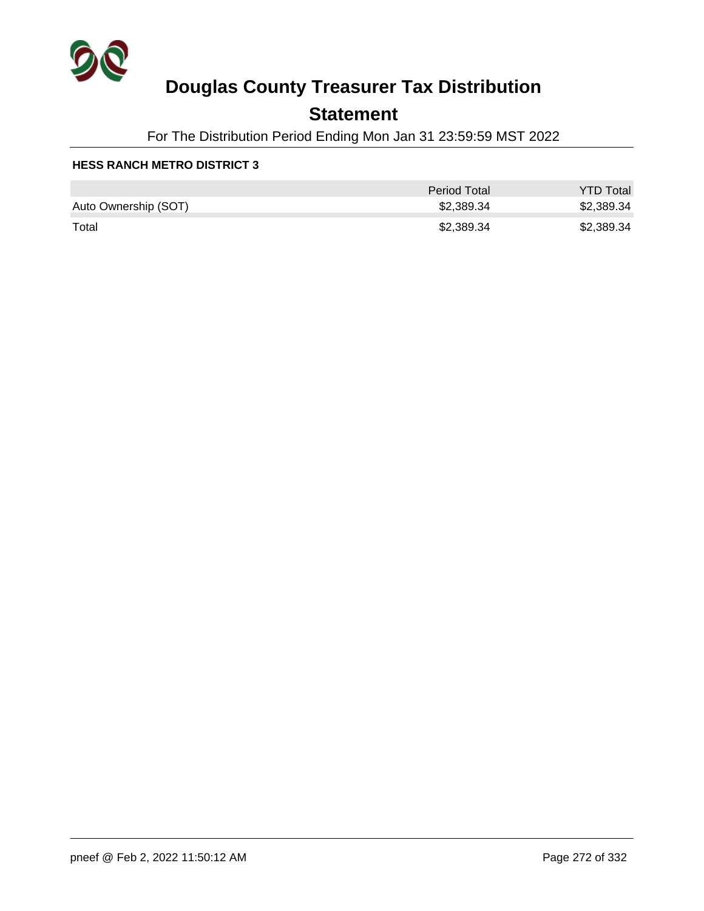# Douglas County Treasurer Tax Distribution

## Statement

For The Distribution Period Ending Mon Jan 31 23:59:59 MST 2022

### HESS RANCH METRO DISTRICT 3

| | Period Total | YTD Total |
|---|---|---|
| Auto Ownership (SOT) | $2,389.34 | $2,389.34 |
| Total | $2,389.34 | $2,389.34 |

pneef @ Feb 2, 2022 11:50:12 AM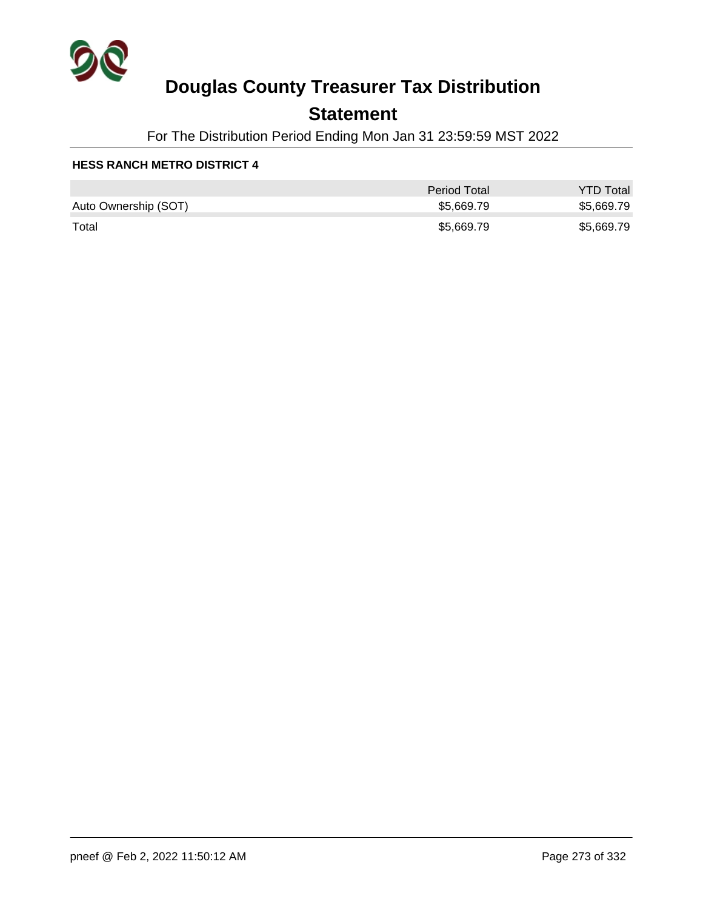# Douglas County Treasurer Tax Distribution

## Statement

For The Distribution Period Ending Mon Jan 31 23:59:59 MST 2022

### HESS RANCH METRO DISTRICT 4

| | Period Total | YTD Total |
|---|---|---|
| Auto Ownership (SOT) | $5,669.79 | $5,669.79 |
| Total | $5,669.79 | $5,669.79 |

pneef @ Feb 2, 2022 11:50:12 AM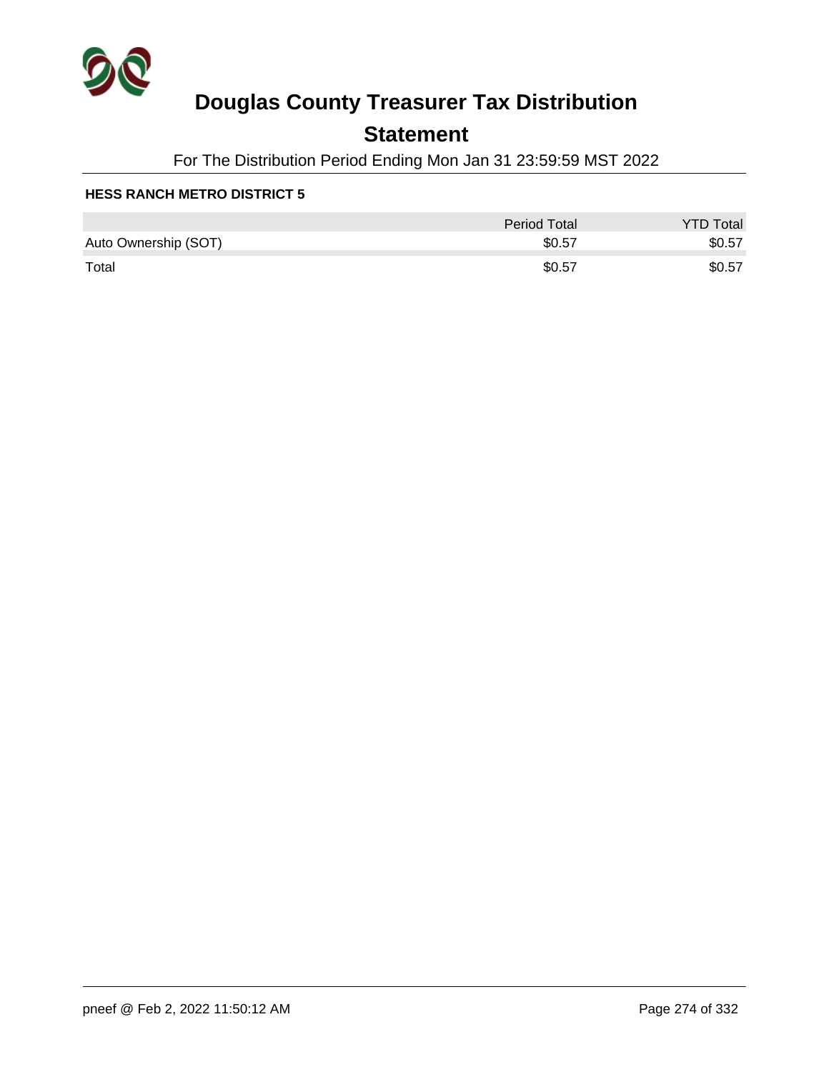# Douglas County Treasurer Tax Distribution

## Statement

For The Distribution Period Ending Mon Jan 31 23:59:59 MST 2022

### HESS RANCH METRO DISTRICT 5

| | Period Total | YTD Total |
|---|---|---|
| Auto Ownership (SOT) | $0.57 | $0.57 |
| Total | $0.57 | $0.57 |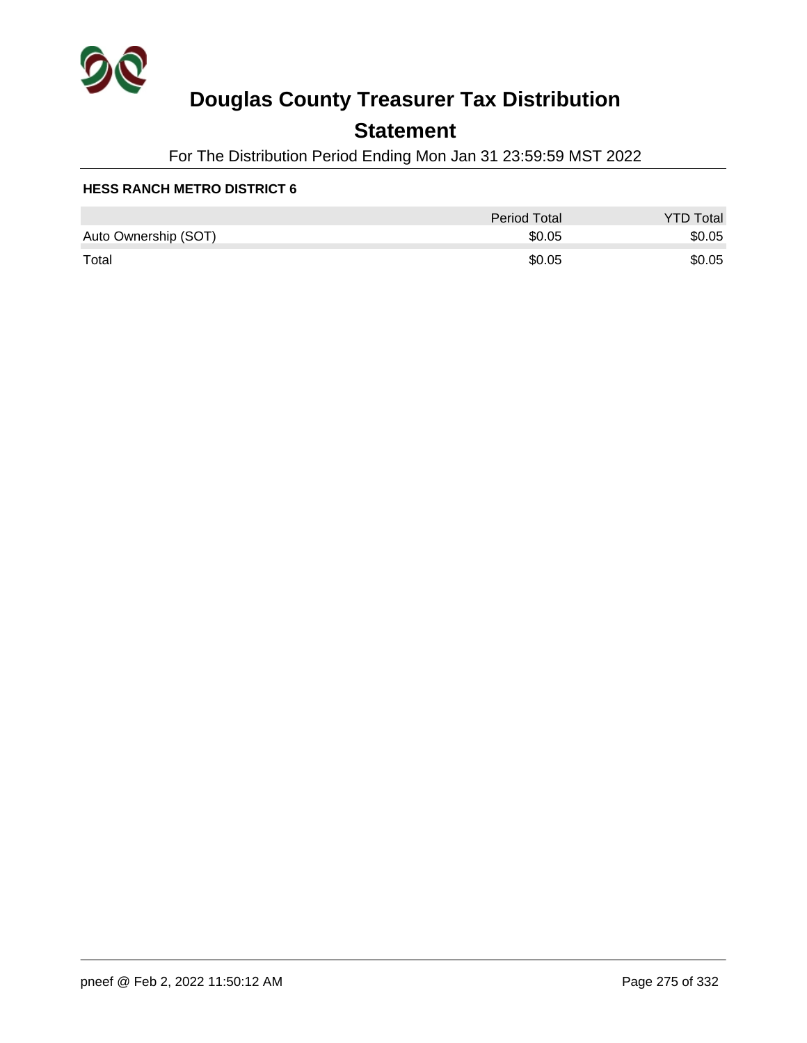# Douglas County Treasurer Tax Distribution

## Statement

For The Distribution Period Ending Mon Jan 31 23:59:59 MST 2022

### HESS RANCH METRO DISTRICT 6

| | Period Total | YTD Total |
|---|---:|---:|
| Auto Ownership (SOT) | $0.05 | $0.05 |
| Total | $0.05 | $0.05 |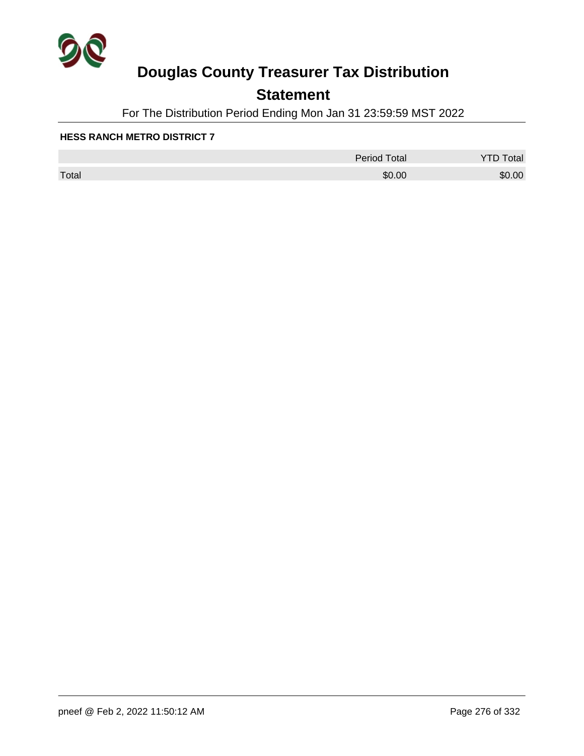# Douglas County Treasurer Tax Distribution

## Statement

For The Distribution Period Ending Mon Jan 31 23:59:59 MST 2022

**HESS RANCH METRO DISTRICT 7**

| | Period Total | YTD Total |
|---|---|---|
| Total | $0.00 | $0.00 |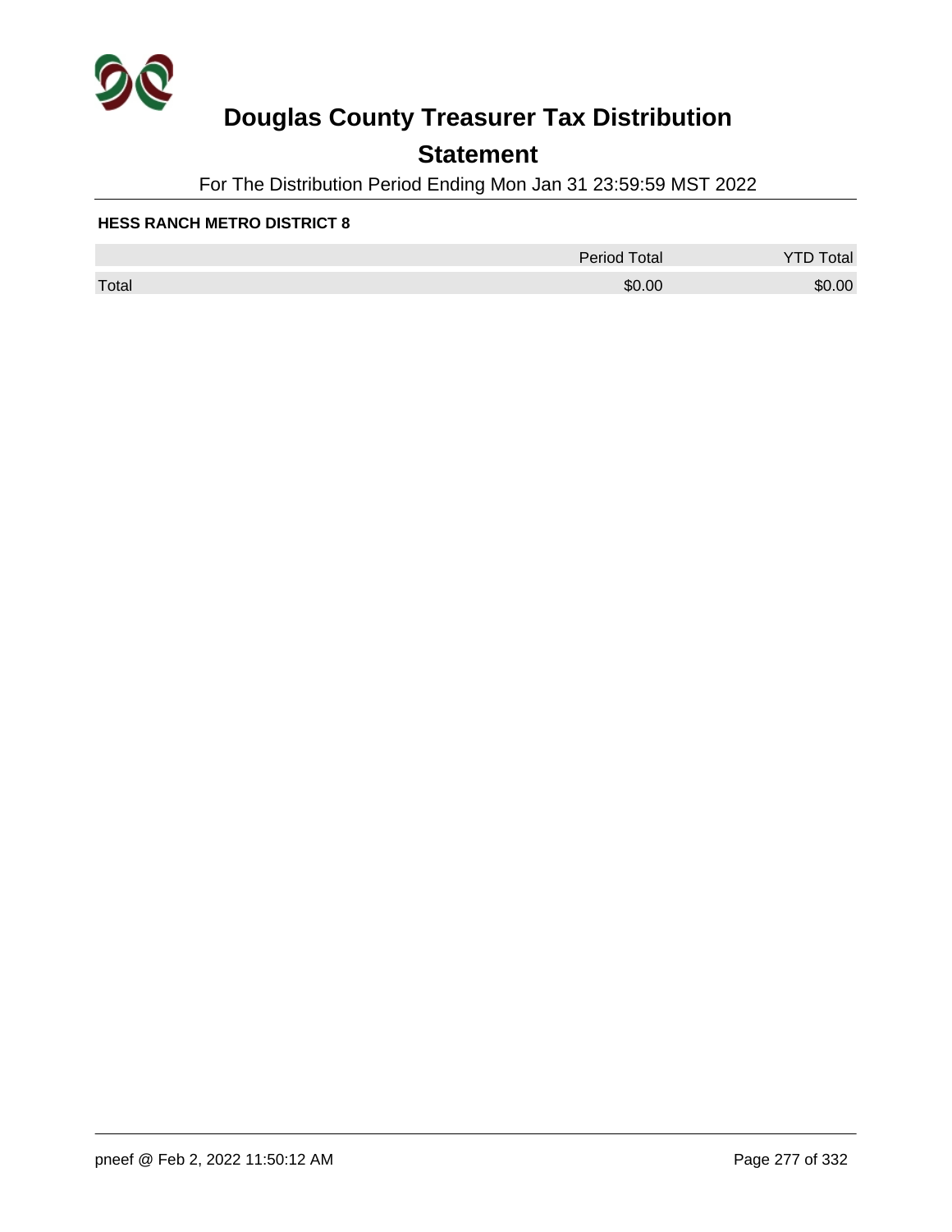# Douglas County Treasurer Tax Distribution

## Statement

For The Distribution Period Ending Mon Jan 31 23:59:59 MST 2022

**HESS RANCH METRO DISTRICT 8**

| | Period Total | YTD Total |
|---|---|---|
| Total | $0.00 | $0.00 |

pneef @ Feb 2, 2022 11:50:12 AM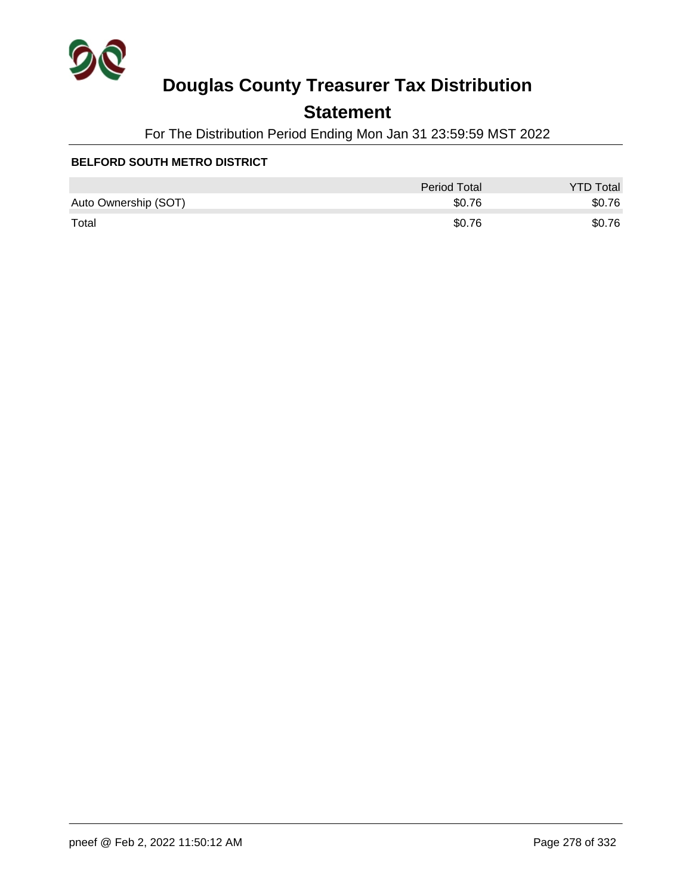# Douglas County Treasurer Tax Distribution

## Statement

For The Distribution Period Ending Mon Jan 31 23:59:59 MST 2022

**BELFORD SOUTH METRO DISTRICT**

| | Period Total | YTD Total |
|---|---|---|
| Auto Ownership (SOT) | $0.76 | $0.76 |
| Total | $0.76 | $0.76 |

pneef @ Feb 2, 2022 11:50:12 AM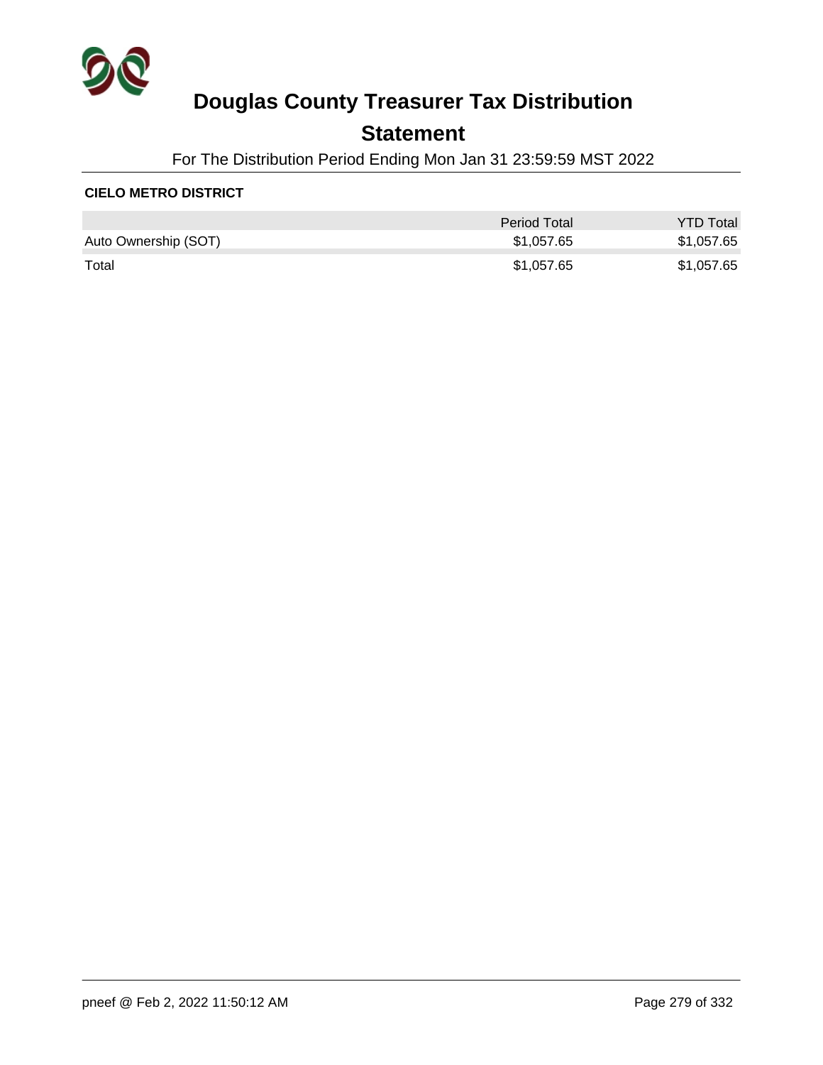# Douglas County Treasurer Tax Distribution

## Statement

For The Distribution Period Ending Mon Jan 31 23:59:59 MST 2022

### CIELO METRO DISTRICT

| | Period Total | YTD Total |
|---|---|---|
| Auto Ownership (SOT) | $1,057.65 | $1,057.65 |
| Total | $1,057.65 | $1,057.65 |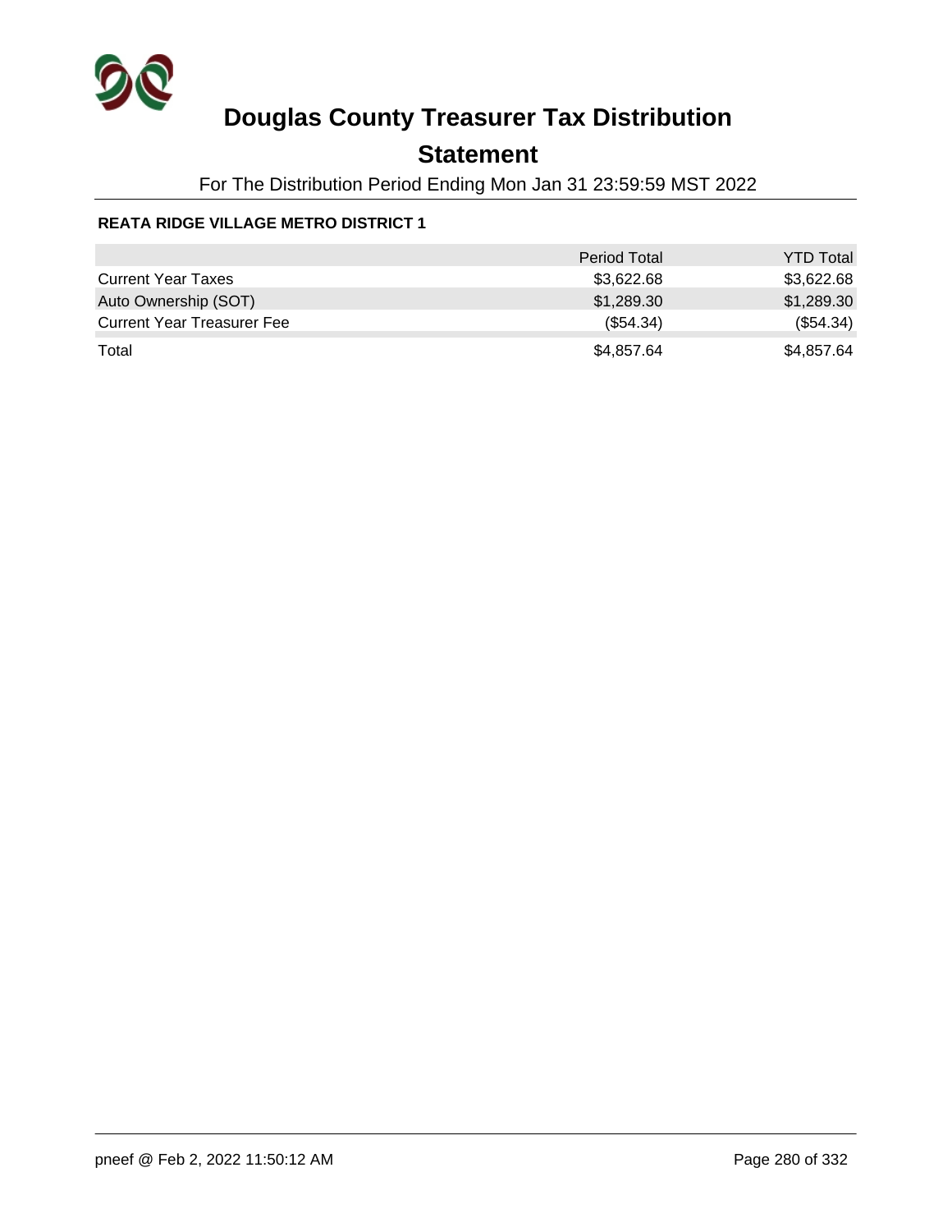# Douglas County Treasurer Tax Distribution

## Statement

For The Distribution Period Ending Mon Jan 31 23:59:59 MST 2022

**REATA RIDGE VILLAGE METRO DISTRICT 1**

| | Period Total | YTD Total |
|---|---|---|
| Current Year Taxes | $3,622.68 | $3,622.68 |
| Auto Ownership (SOT) | $1,289.30 | $1,289.30 |
| Current Year Treasurer Fee | ($54.34) | ($54.34) |
| Total | $4,857.64 | $4,857.64 |

pneef @ Feb 2, 2022 11:50:12 AM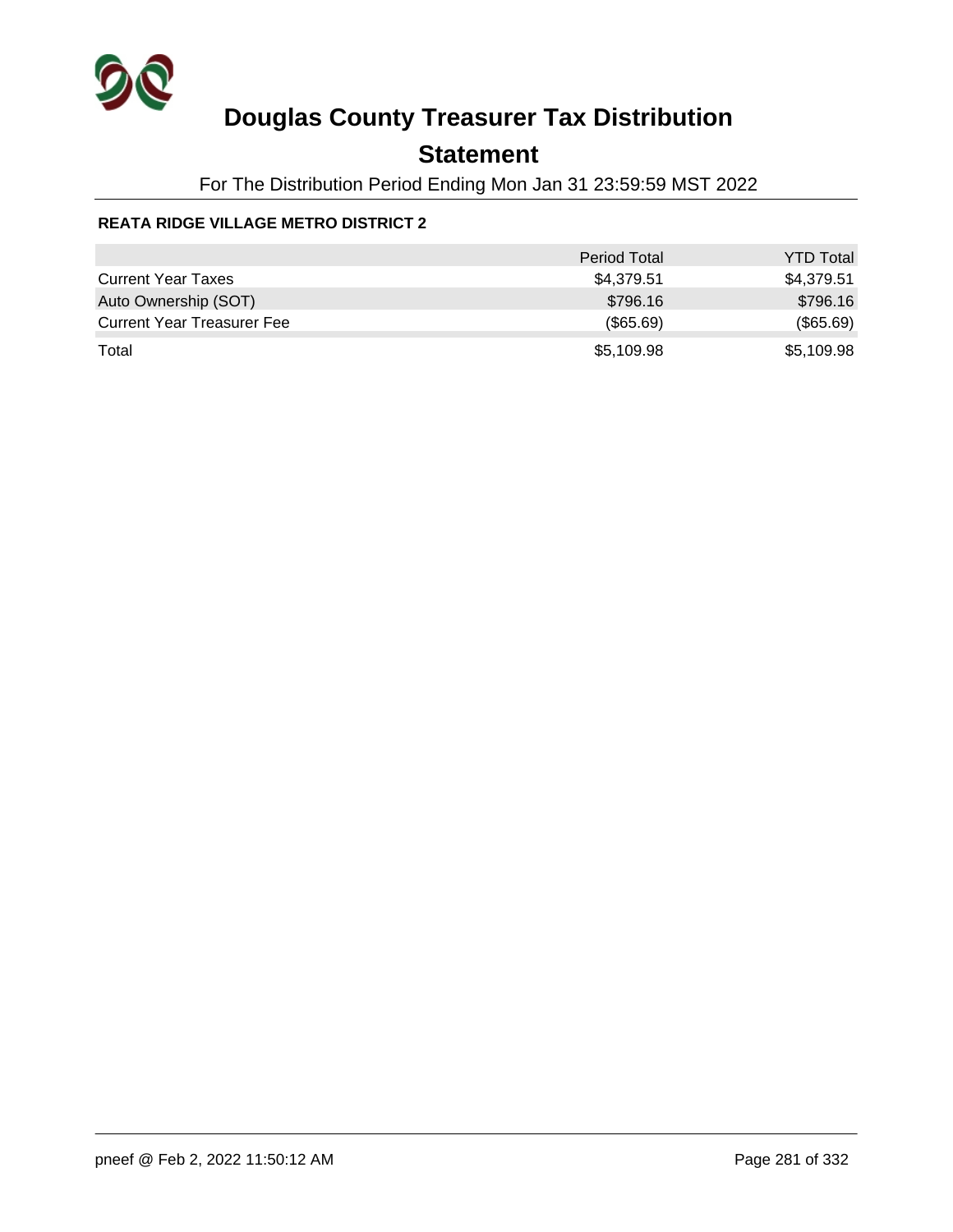# Douglas County Treasurer Tax Distribution

## Statement

For The Distribution Period Ending Mon Jan 31 23:59:59 MST 2022

**REATA RIDGE VILLAGE METRO DISTRICT 2**

| | Period Total | YTD Total |
|---|---|---|
| Current Year Taxes | $4,379.51 | $4,379.51 |
| Auto Ownership (SOT) | $796.16 | $796.16 |
| Current Year Treasurer Fee | ($65.69) | ($65.69) |
| Total | $5,109.98 | $5,109.98 |

pneef @ Feb 2, 2022 11:50:12 AM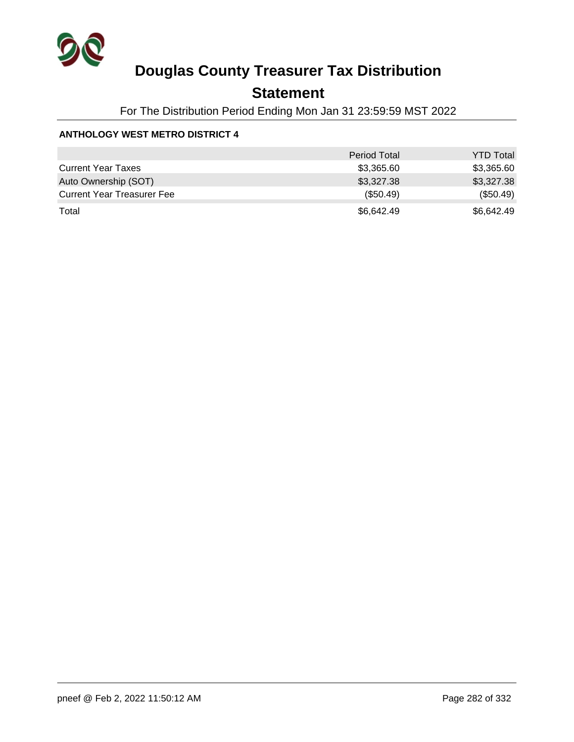# Douglas County Treasurer Tax Distribution

## Statement

For The Distribution Period Ending Mon Jan 31 23:59:59 MST 2022

**ANTHOLOGY WEST METRO DISTRICT 4**

| | Period Total | YTD Total |
|---|---|---|
| Current Year Taxes | $3,365.60 | $3,365.60 |
| Auto Ownership (SOT) | $3,327.38 | $3,327.38 |
| Current Year Treasurer Fee | ($50.49) | ($50.49) |
| Total | $6,642.49 | $6,642.49 |

pneef @ Feb 2, 2022 11:50:12 AM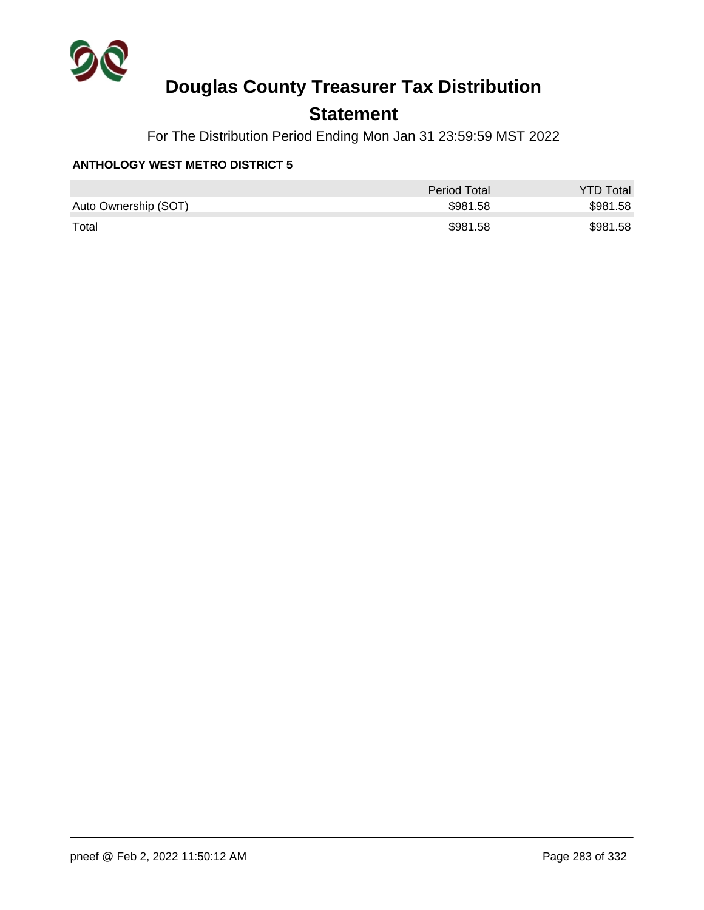# Douglas County Treasurer Tax Distribution

## Statement

For The Distribution Period Ending Mon Jan 31 23:59:59 MST 2022

**ANTHOLOGY WEST METRO DISTRICT 5**

| | Period Total | YTD Total |
|---|---|---|
| Auto Ownership (SOT) | $981.58 | $981.58 |
| Total | $981.58 | $981.58 |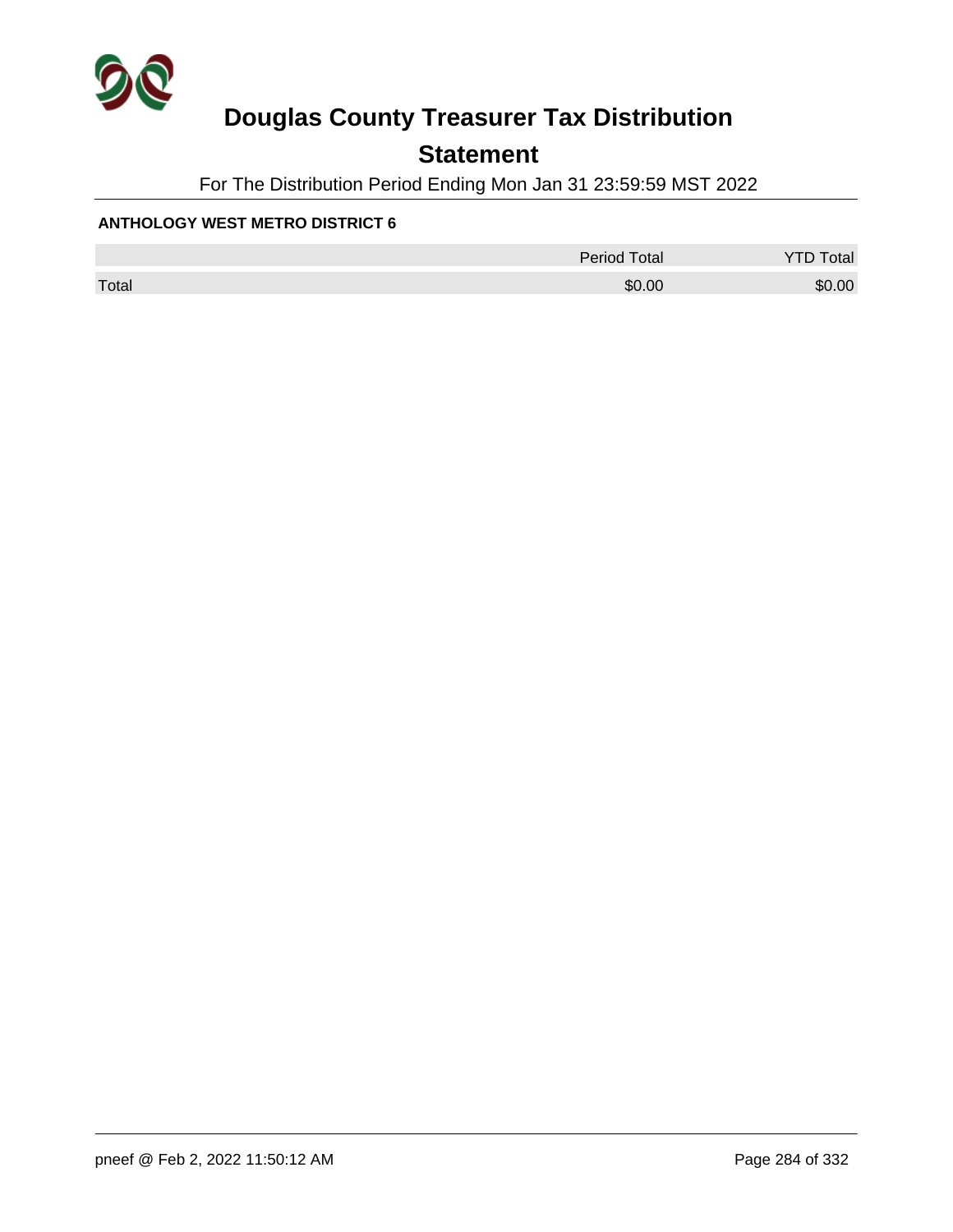# Douglas County Treasurer Tax Distribution

## Statement

For The Distribution Period Ending Mon Jan 31 23:59:59 MST 2022

**ANTHOLOGY WEST METRO DISTRICT 6**

| | Period Total | YTD Total |
|---|---|---|
| Total | $0.00 | $0.00 |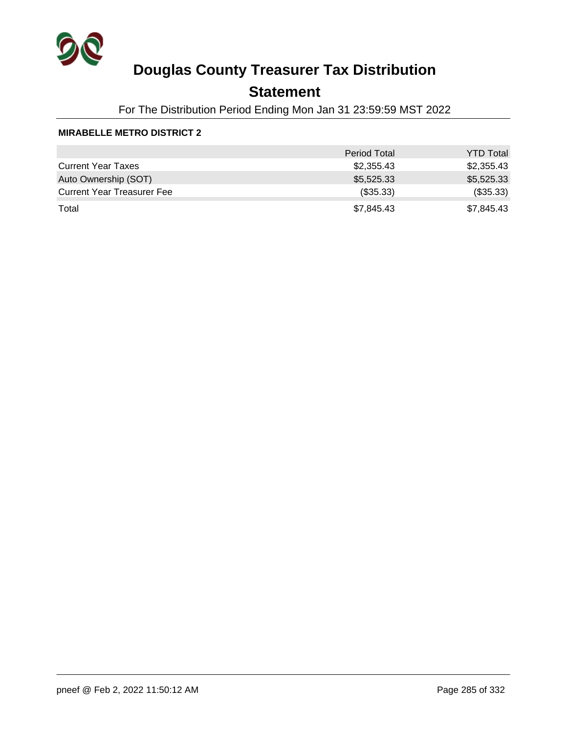# Douglas County Treasurer Tax Distribution

## Statement

For The Distribution Period Ending Mon Jan 31 23:59:59 MST 2022

**MIRABELLE METRO DISTRICT 2**

| | Period Total | YTD Total |
|---|---|---|
| Current Year Taxes | $2,355.43 | $2,355.43 |
| Auto Ownership (SOT) | $5,525.33 | $5,525.33 |
| Current Year Treasurer Fee | ($35.33) | ($35.33) |
| Total | $7,845.43 | $7,845.43 |

pneef @ Feb 2, 2022 11:50:12 AM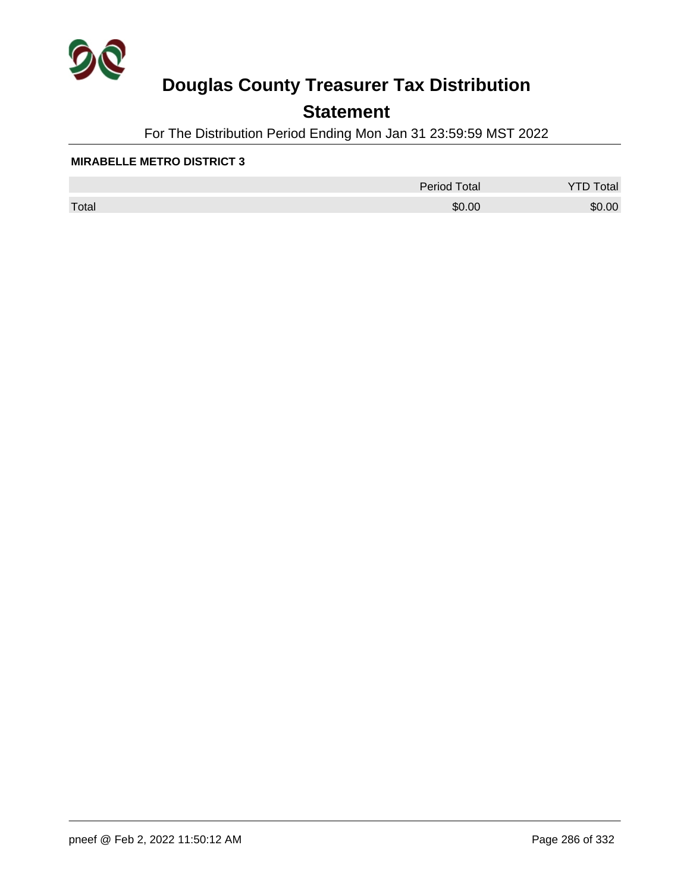# Douglas County Treasurer Tax Distribution

## Statement

For The Distribution Period Ending Mon Jan 31 23:59:59 MST 2022

**MIRABELLE METRO DISTRICT 3**

| | Period Total | YTD Total |
|---|---|---|
| Total | $0.00 | $0.00 |

pneef @ Feb 2, 2022 11:50:12 AM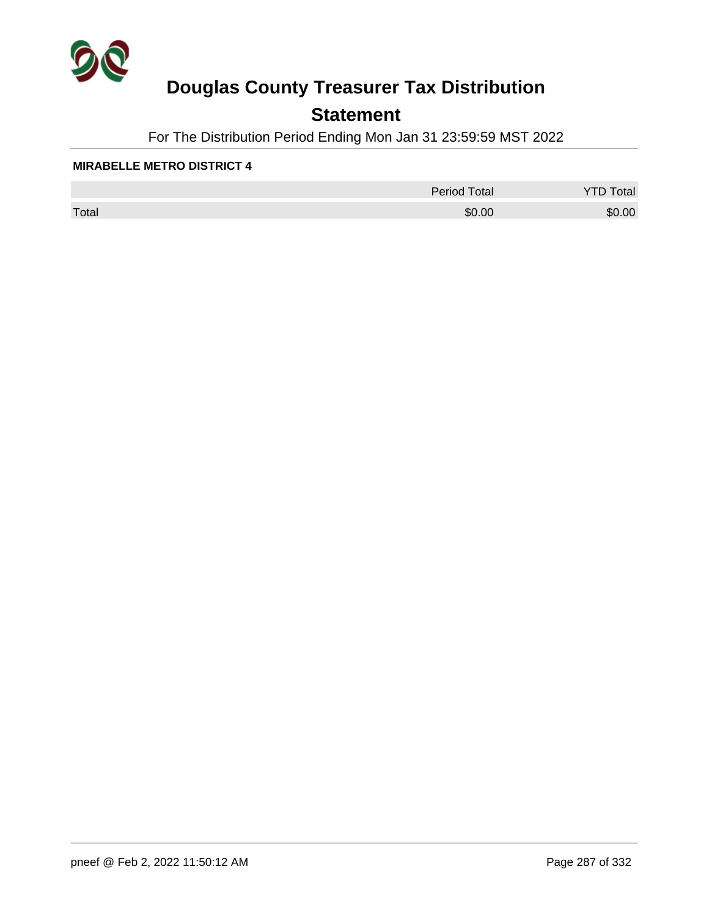# Douglas County Treasurer Tax Distribution

## Statement

For The Distribution Period Ending Mon Jan 31 23:59:59 MST 2022

**MIRABELLE METRO DISTRICT 4**

| | Period Total | YTD Total |
|---|---|---|
| Total | $0.00 | $0.00 |

pneef @ Feb 2, 2022 11:50:12 AM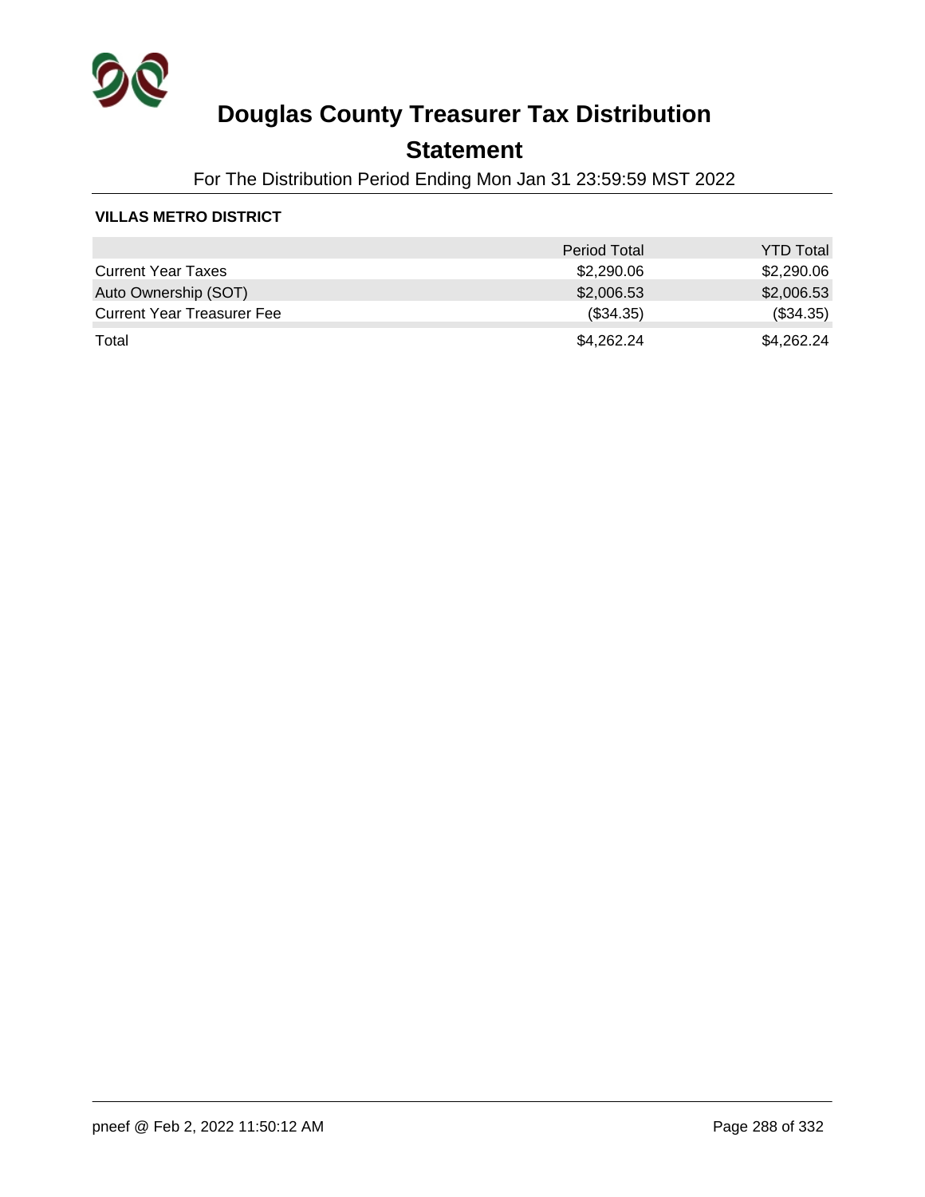# Douglas County Treasurer Tax Distribution

## Statement

For The Distribution Period Ending Mon Jan 31 23:59:59 MST 2022

**VILLAS METRO DISTRICT**

| | Period Total | YTD Total |
|---|---|---|
| Current Year Taxes | $2,290.06 | $2,290.06 |
| Auto Ownership (SOT) | $2,006.53 | $2,006.53 |
| Current Year Treasurer Fee | ($34.35) | ($34.35) |
| Total | $4,262.24 | $4,262.24 |

pneef @ Feb 2, 2022 11:50:12 AM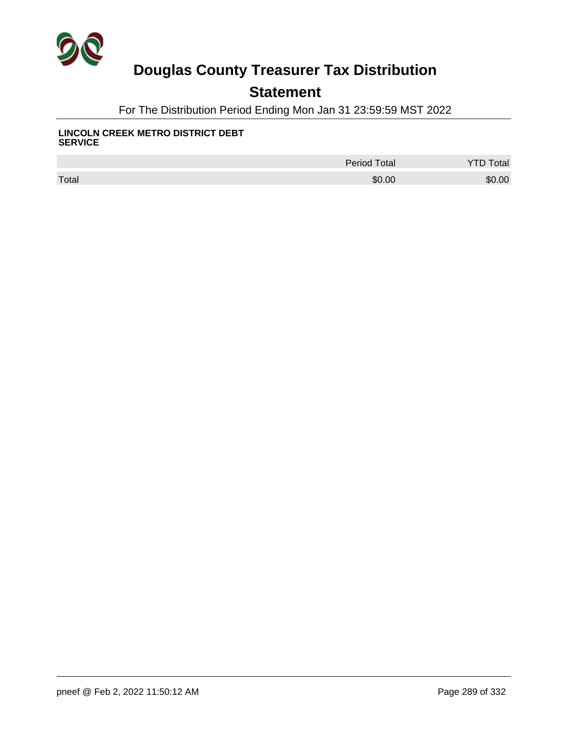# Douglas County Treasurer Tax Distribution

## Statement

For The Distribution Period Ending Mon Jan 31 23:59:59 MST 2022

**LINCOLN CREEK METRO DISTRICT DEBT SERVICE**

| | Period Total | YTD Total |
|---|---|---|
| Total | $0.00 | $0.00 |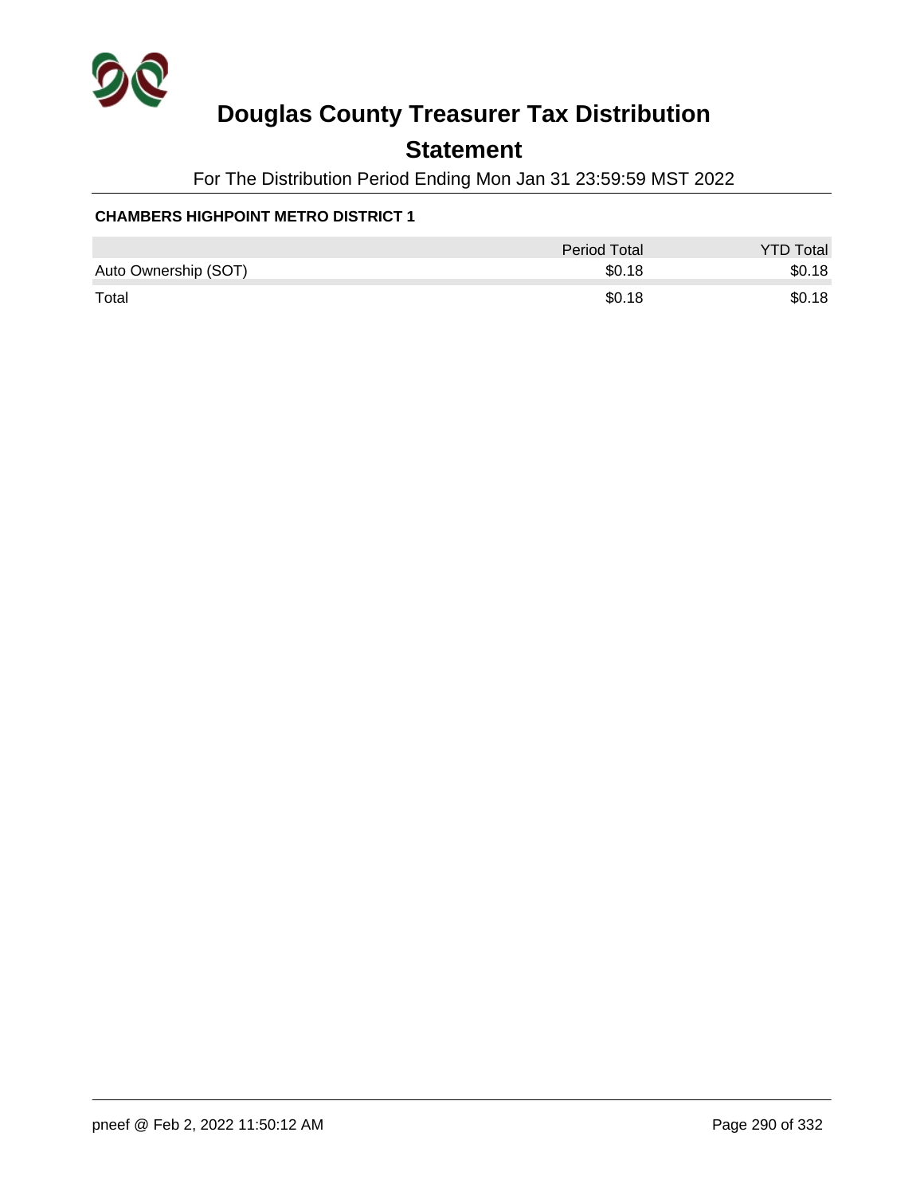# Douglas County Treasurer Tax Distribution

## Statement

For The Distribution Period Ending Mon Jan 31 23:59:59 MST 2022

**CHAMBERS HIGHPOINT METRO DISTRICT 1**

| | Period Total | YTD Total |
|---|---|---|
| Auto Ownership (SOT) | $0.18 | $0.18 |
| Total | $0.18 | $0.18 |

pneef @ Feb 2, 2022 11:50:12 AM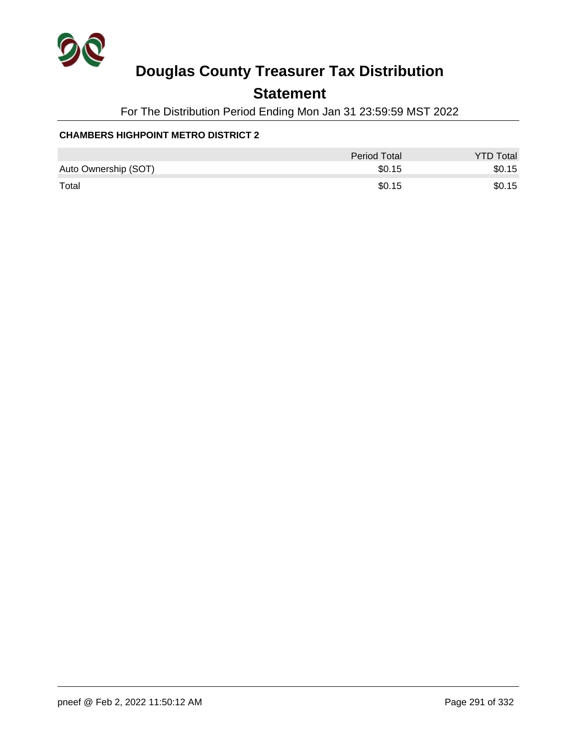# Douglas County Treasurer Tax Distribution

## Statement

For The Distribution Period Ending Mon Jan 31 23:59:59 MST 2022

**CHAMBERS HIGHPOINT METRO DISTRICT 2**

| | Period Total | YTD Total |
|---|---|---|
| Auto Ownership (SOT) | $0.15 | $0.15 |
| Total | $0.15 | $0.15 |

pneef @ Feb 2, 2022 11:50:12 AM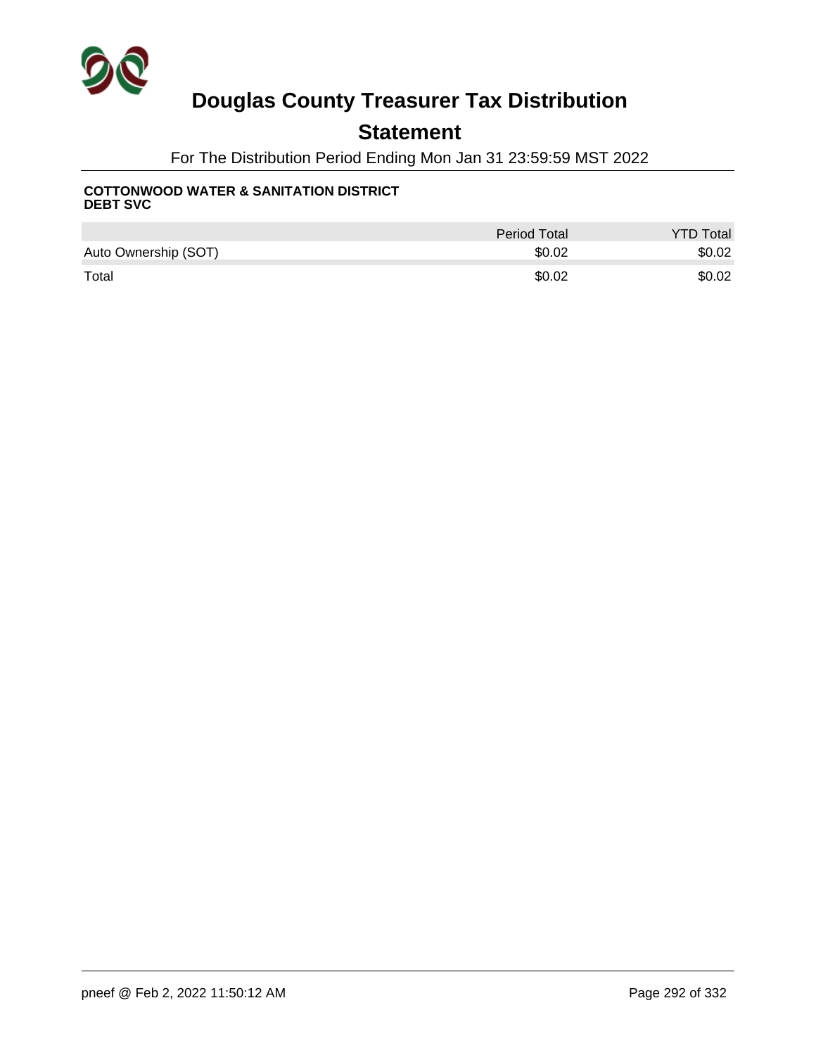# Douglas County Treasurer Tax Distribution

## Statement

For The Distribution Period Ending Mon Jan 31 23:59:59 MST 2022

**COTTONWOOD WATER & SANITATION DISTRICT**
**DEBT SVC**

| | Period Total | YTD Total |
|---|---|---|
| Auto Ownership (SOT) | $0.02 | $0.02 |
| Total | $0.02 | $0.02 |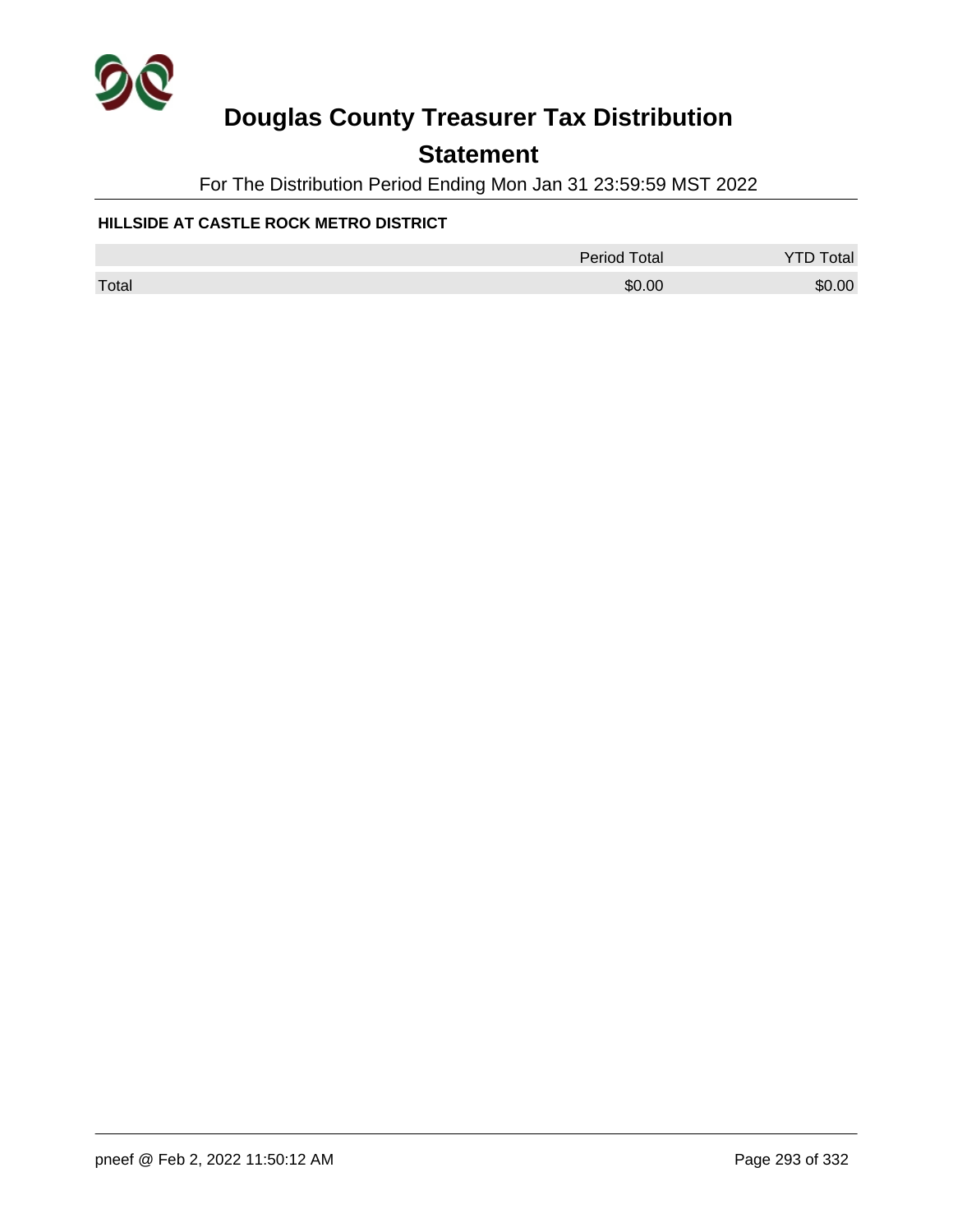# Douglas County Treasurer Tax Distribution

## Statement

For The Distribution Period Ending Mon Jan 31 23:59:59 MST 2022

**HILLSIDE AT CASTLE ROCK METRO DISTRICT**

| | Period Total | YTD Total |
|---|---|---|
| Total | $0.00 | $0.00 |

pneef @ Feb 2, 2022 11:50:12 AM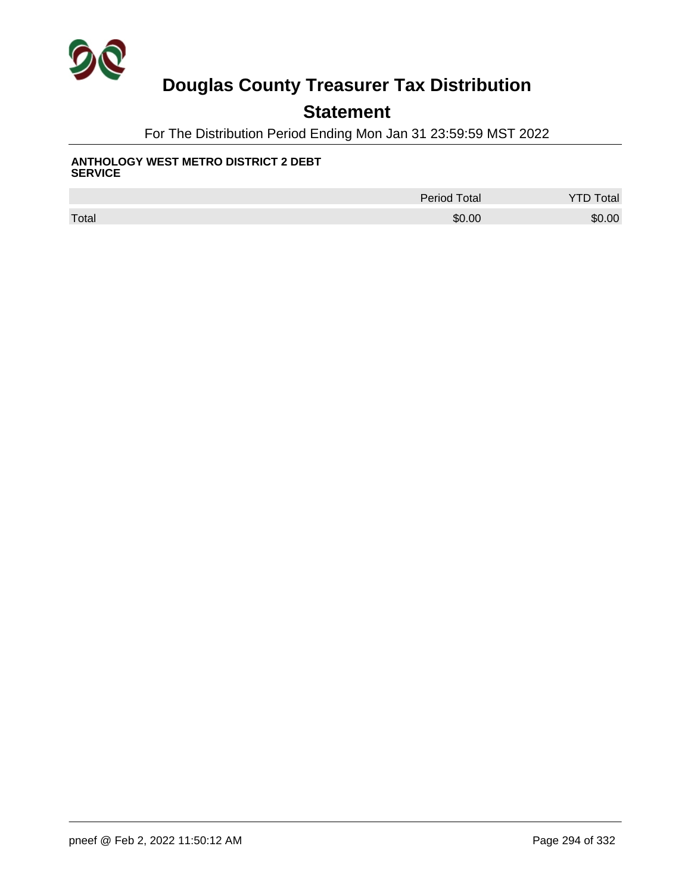# Douglas County Treasurer Tax Distribution

## Statement

For The Distribution Period Ending Mon Jan 31 23:59:59 MST 2022

**ANTHOLOGY WEST METRO DISTRICT 2 DEBT SERVICE**

| | Period Total | YTD Total |
|---|---|---|
| Total | $0.00 | $0.00 |

pneef @ Feb 2, 2022 11:50:12 AM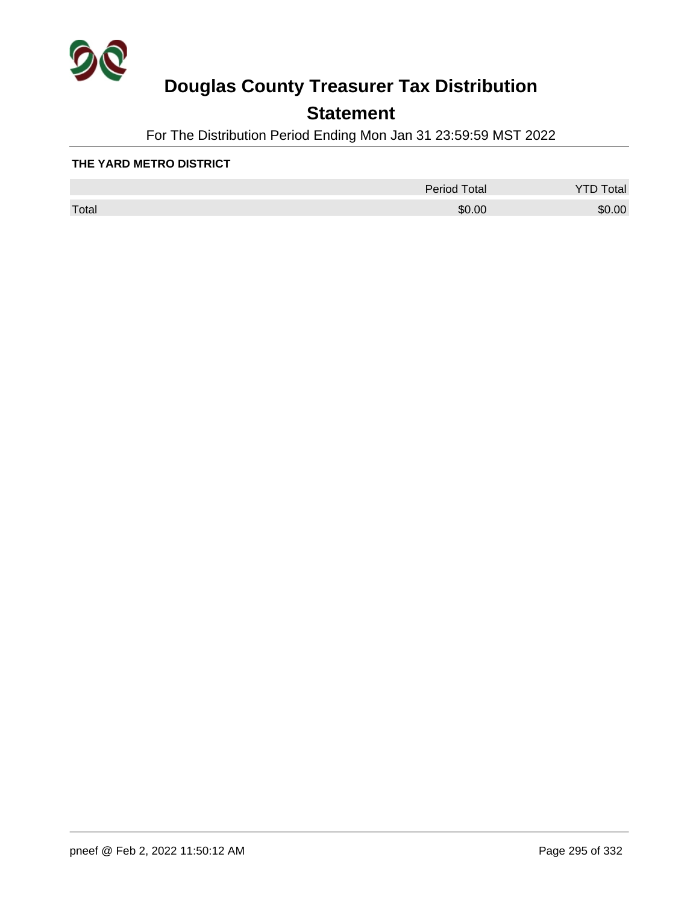# Douglas County Treasurer Tax Distribution

## Statement

For The Distribution Period Ending Mon Jan 31 23:59:59 MST 2022

**THE YARD METRO DISTRICT**

| | Period Total | YTD Total |
|---|---|---|
| Total | $0.00 | $0.00 |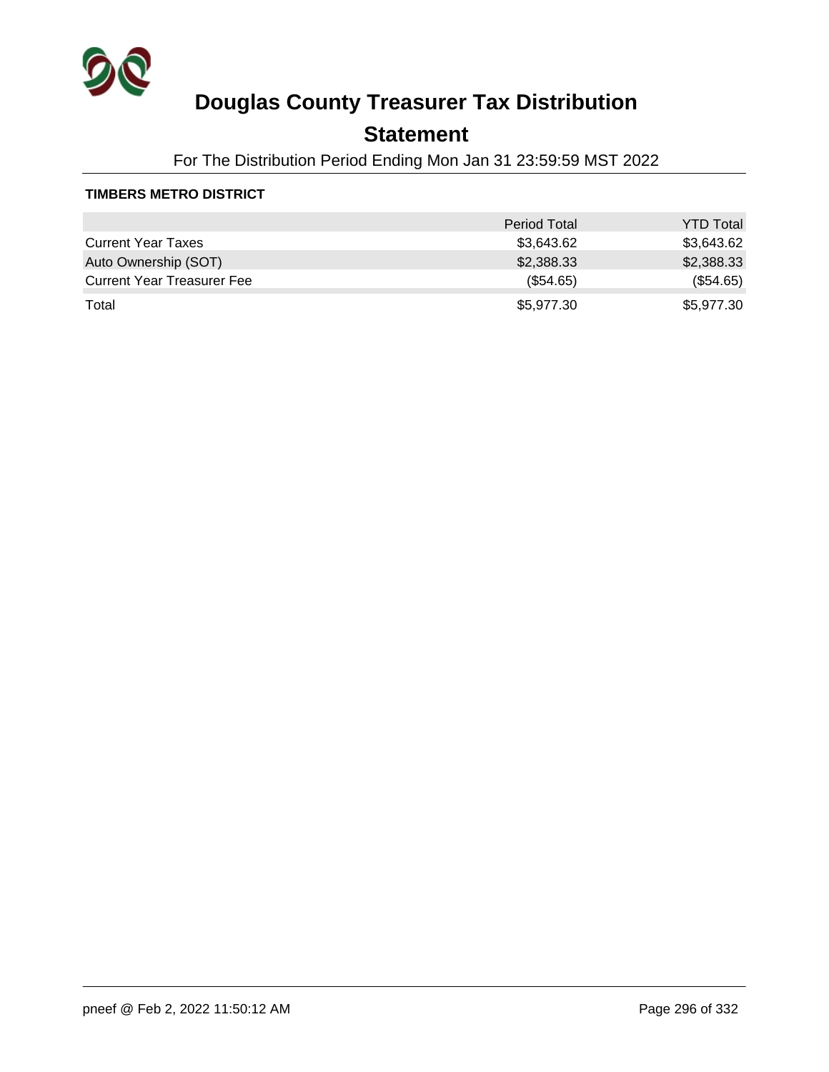# Douglas County Treasurer Tax Distribution

## Statement

For The Distribution Period Ending Mon Jan 31 23:59:59 MST 2022

**TIMBERS METRO DISTRICT**

| | Period Total | YTD Total |
|---|---|---|
| Current Year Taxes | $3,643.62 | $3,643.62 |
| Auto Ownership (SOT) | $2,388.33 | $2,388.33 |
| Current Year Treasurer Fee | ($54.65) | ($54.65) |
| Total | $5,977.30 | $5,977.30 |

pneef @ Feb 2, 2022 11:50:12 AM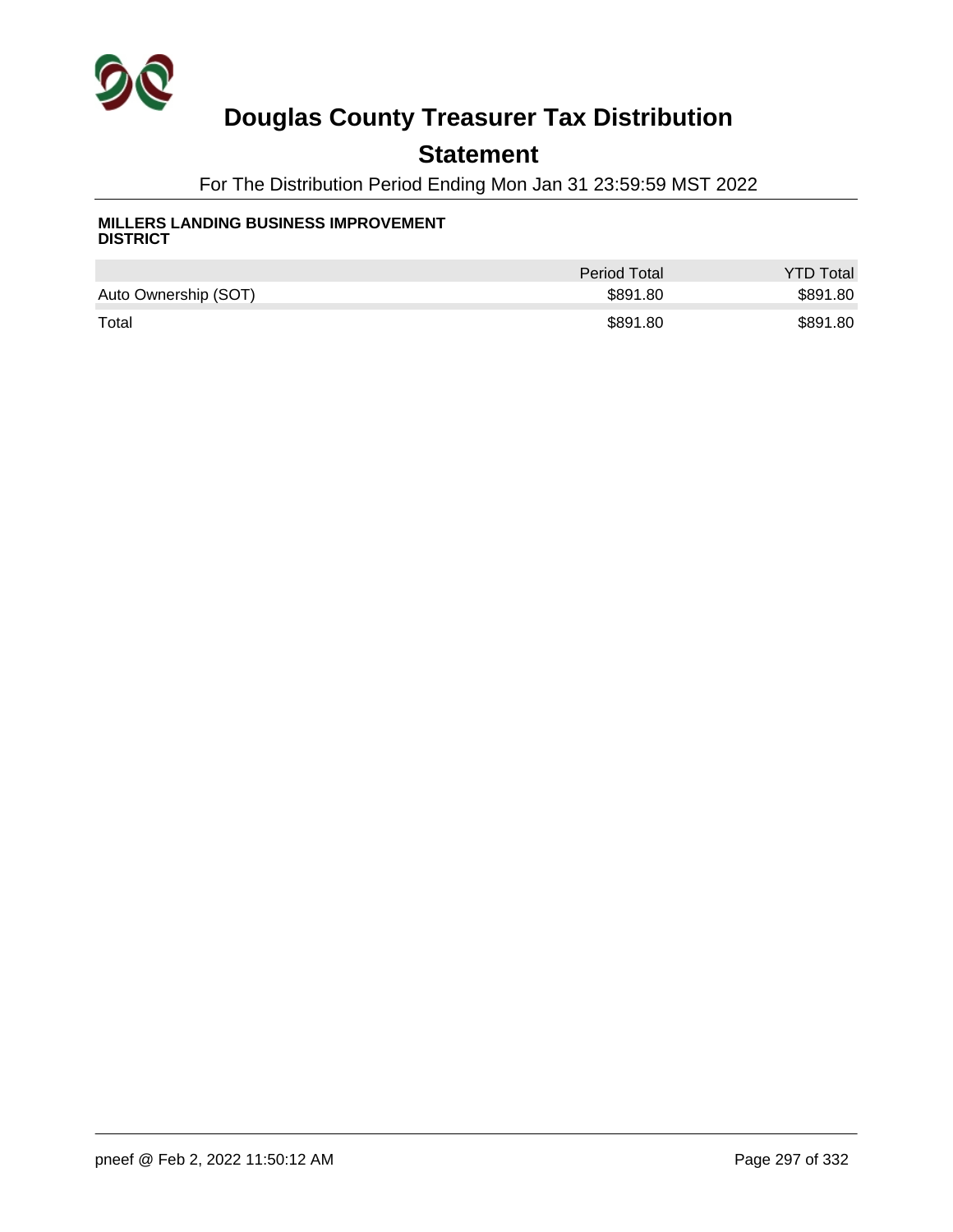# Douglas County Treasurer Tax Distribution

## Statement

For The Distribution Period Ending Mon Jan 31 23:59:59 MST 2022

**MILLERS LANDING BUSINESS IMPROVEMENT DISTRICT**

| | Period Total | YTD Total |
|---|---|---|
| Auto Ownership (SOT) | $891.80 | $891.80 |
| Total | $891.80 | $891.80 |

pneef @ Feb 2, 2022 11:50:12 AM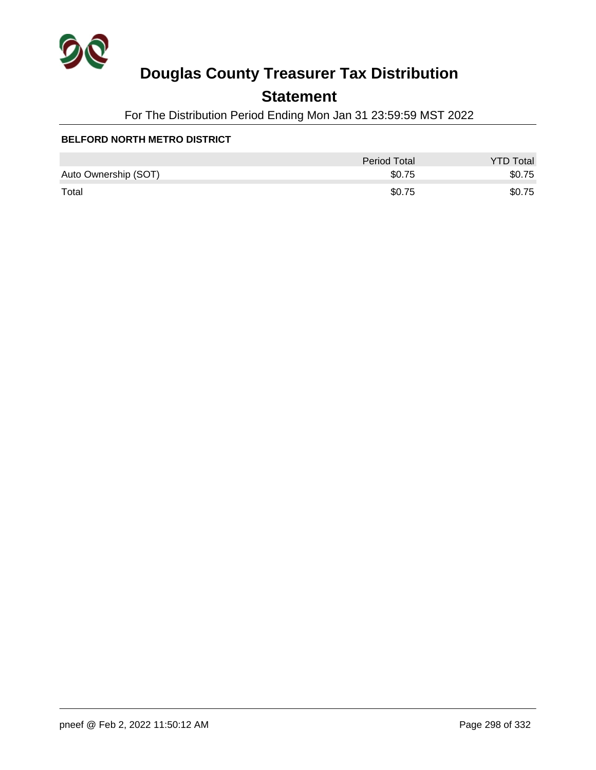# Douglas County Treasurer Tax Distribution

## Statement

For The Distribution Period Ending Mon Jan 31 23:59:59 MST 2022

**BELFORD NORTH METRO DISTRICT**

| | Period Total | YTD Total |
|---|---|---|
| Auto Ownership (SOT) | $0.75 | $0.75 |
| Total | $0.75 | $0.75 |

pneef @ Feb 2, 2022 11:50:12 AM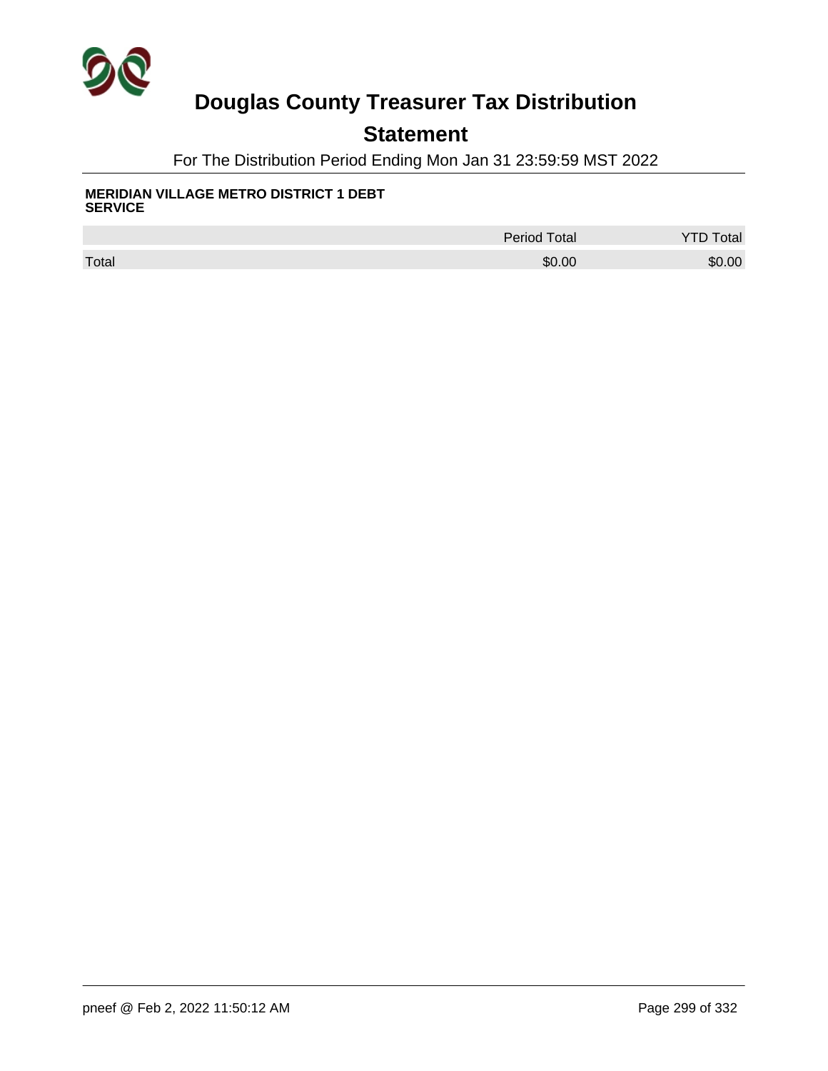# Douglas County Treasurer Tax Distribution

## Statement

For The Distribution Period Ending Mon Jan 31 23:59:59 MST 2022

**MERIDIAN VILLAGE METRO DISTRICT 1 DEBT SERVICE**

| | Period Total | YTD Total |
|---|---|---|
| Total | $0.00 | $0.00 |

pneef @ Feb 2, 2022 11:50:12 AM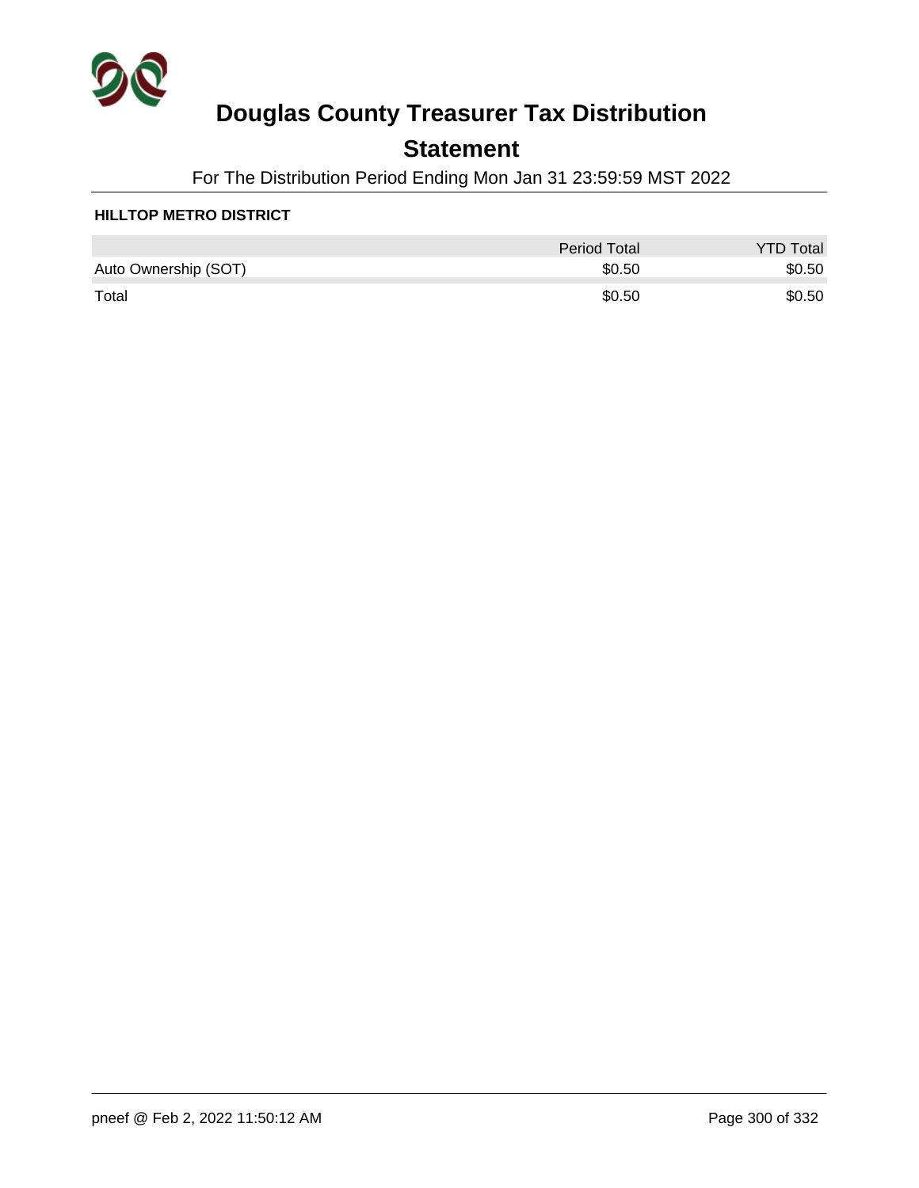# Douglas County Treasurer Tax Distribution

## Statement

For The Distribution Period Ending Mon Jan 31 23:59:59 MST 2022

### HILLTOP METRO DISTRICT

| | Period Total | YTD Total |
|---|---:|---:|
| Auto Ownership (SOT) | $0.50 | $0.50 |
| Total | $0.50 | $0.50 |

pneef @ Feb 2, 2022 11:50:12 AM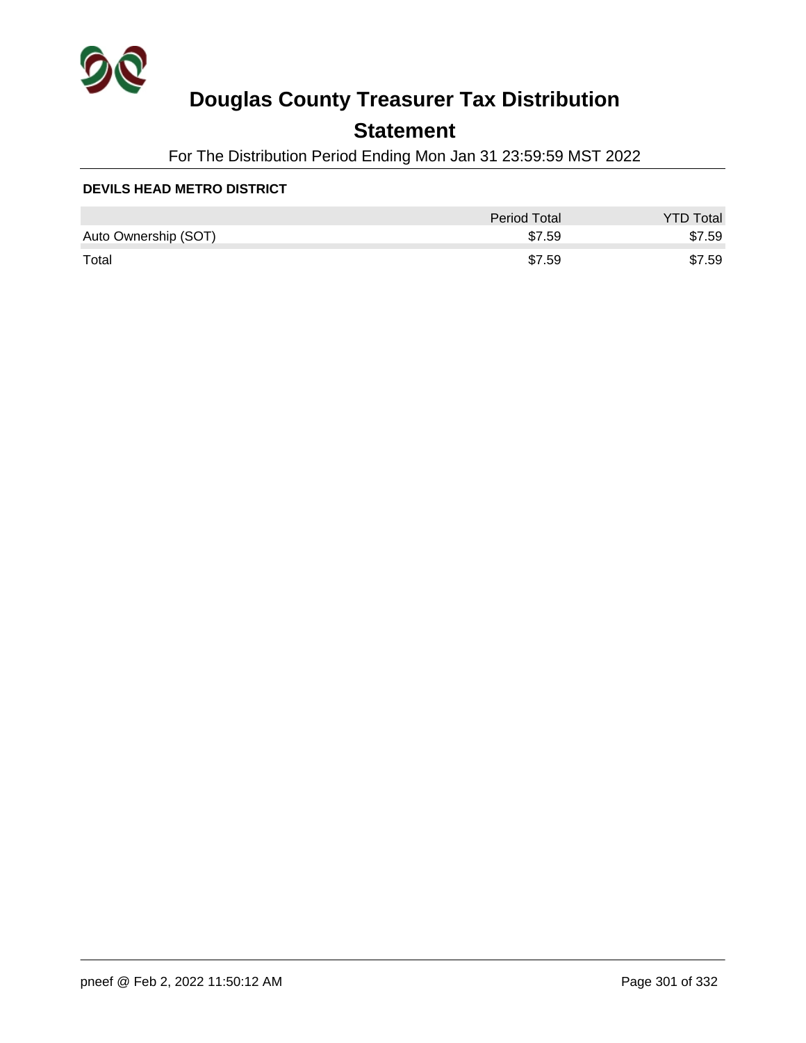# Douglas County Treasurer Tax Distribution

## Statement

For The Distribution Period Ending Mon Jan 31 23:59:59 MST 2022

### DEVILS HEAD METRO DISTRICT

| | Period Total | YTD Total |
|---|---|---|
| Auto Ownership (SOT) | $7.59 | $7.59 |
| Total | $7.59 | $7.59 |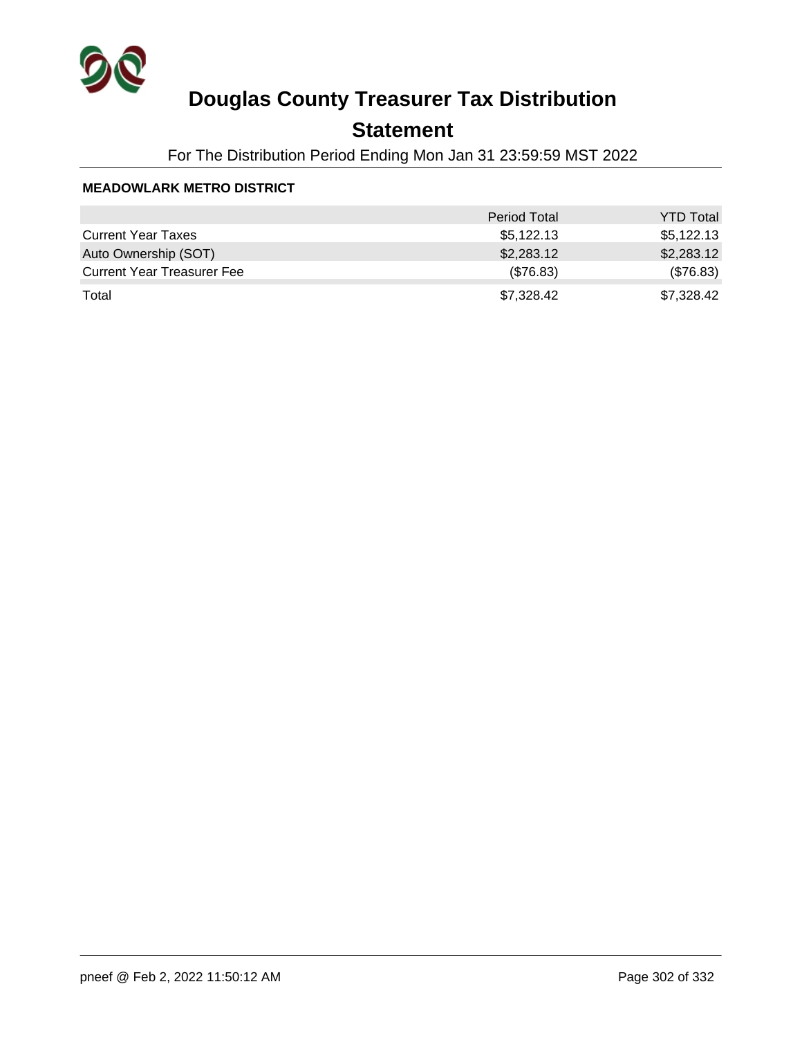# Douglas County Treasurer Tax Distribution

## Statement

For The Distribution Period Ending Mon Jan 31 23:59:59 MST 2022

**MEADOWLARK METRO DISTRICT**

| | Period Total | YTD Total |
|---|---|---|
| Current Year Taxes | $5,122.13 | $5,122.13 |
| Auto Ownership (SOT) | $2,283.12 | $2,283.12 |
| Current Year Treasurer Fee | ($76.83) | ($76.83) |
| Total | $7,328.42 | $7,328.42 |

pneef @ Feb 2, 2022 11:50:12 AM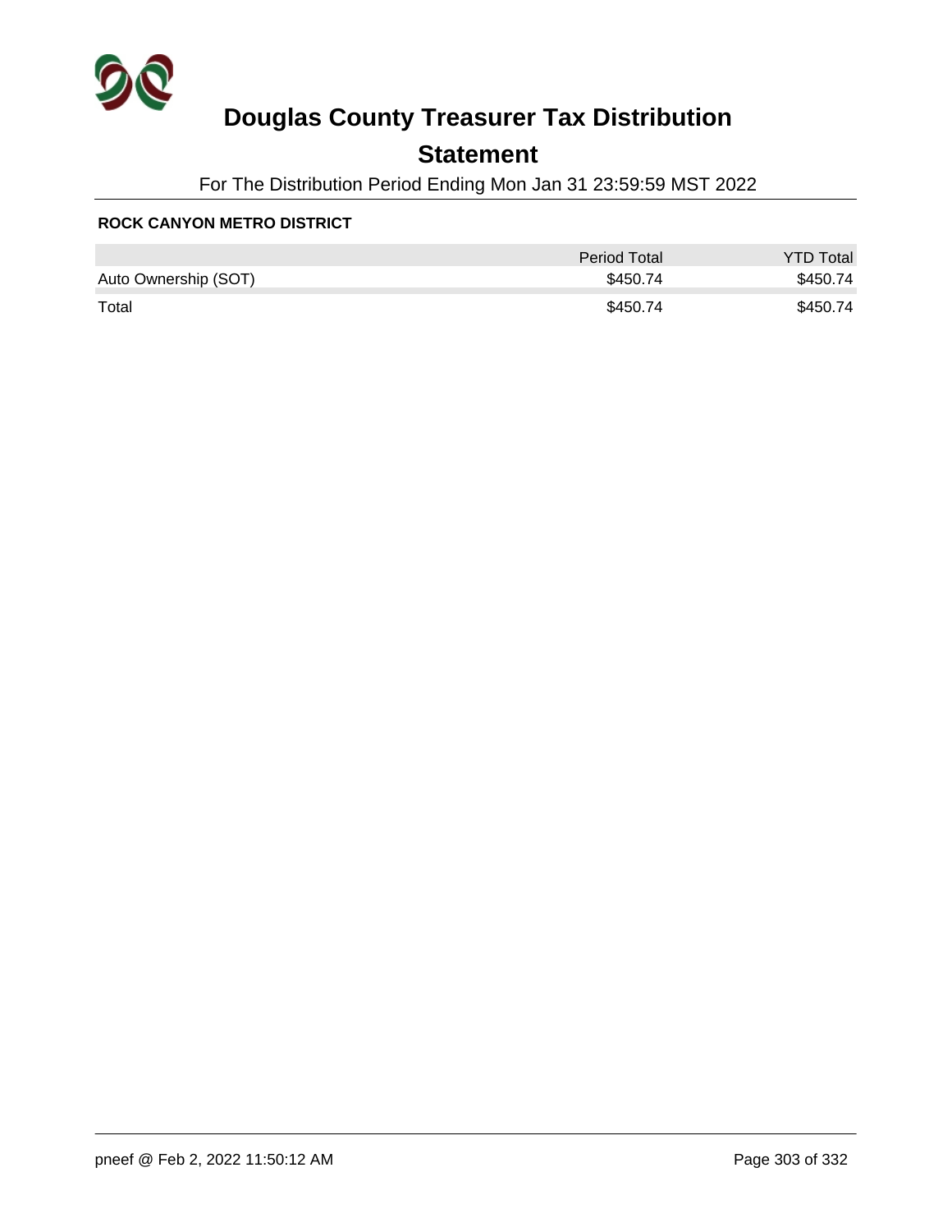# Douglas County Treasurer Tax Distribution

## Statement

For The Distribution Period Ending Mon Jan 31 23:59:59 MST 2022

**ROCK CANYON METRO DISTRICT**

| | Period Total | YTD Total |
|---|---|---|
| Auto Ownership (SOT) | $450.74 | $450.74 |
| Total | $450.74 | $450.74 |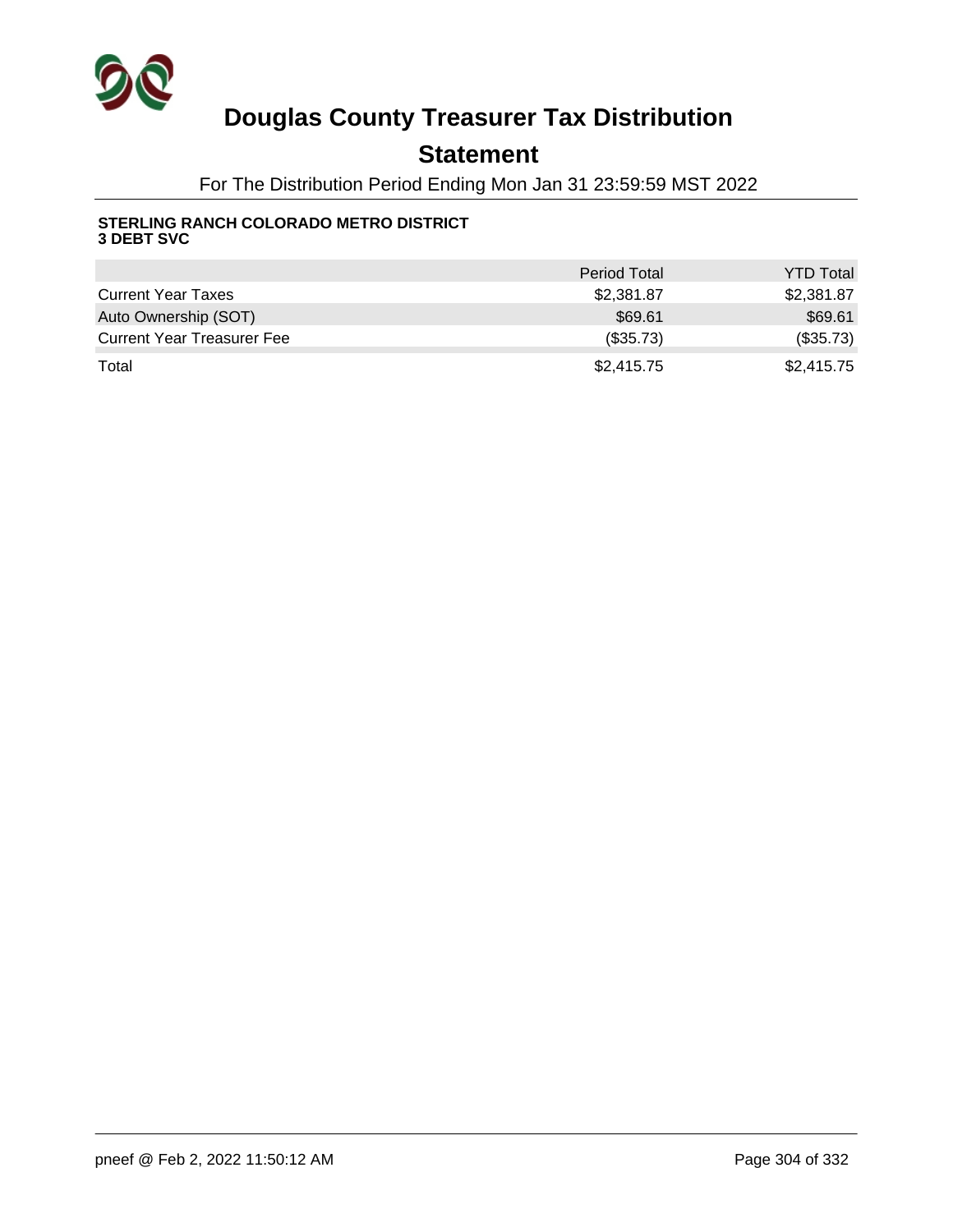# Douglas County Treasurer Tax Distribution

## Statement

For The Distribution Period Ending Mon Jan 31 23:59:59 MST 2022

**STERLING RANCH COLORADO METRO DISTRICT 3 DEBT SVC**

| | Period Total | YTD Total |
|---|---|---|
| Current Year Taxes | $2,381.87 | $2,381.87 |
| Auto Ownership (SOT) | $69.61 | $69.61 |
| Current Year Treasurer Fee | ($35.73) | ($35.73) |
| Total | $2,415.75 | $2,415.75 |

pneef @ Feb 2, 2022 11:50:12 AM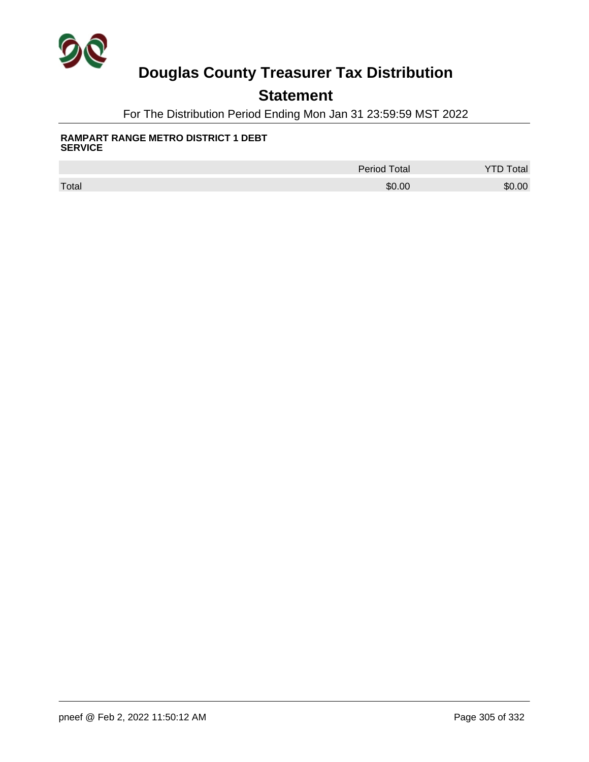# Douglas County Treasurer Tax Distribution

## Statement

For The Distribution Period Ending Mon Jan 31 23:59:59 MST 2022

**RAMPART RANGE METRO DISTRICT 1 DEBT SERVICE**

| | Period Total | YTD Total |
|---|---|---|
| Total | $0.00 | $0.00 |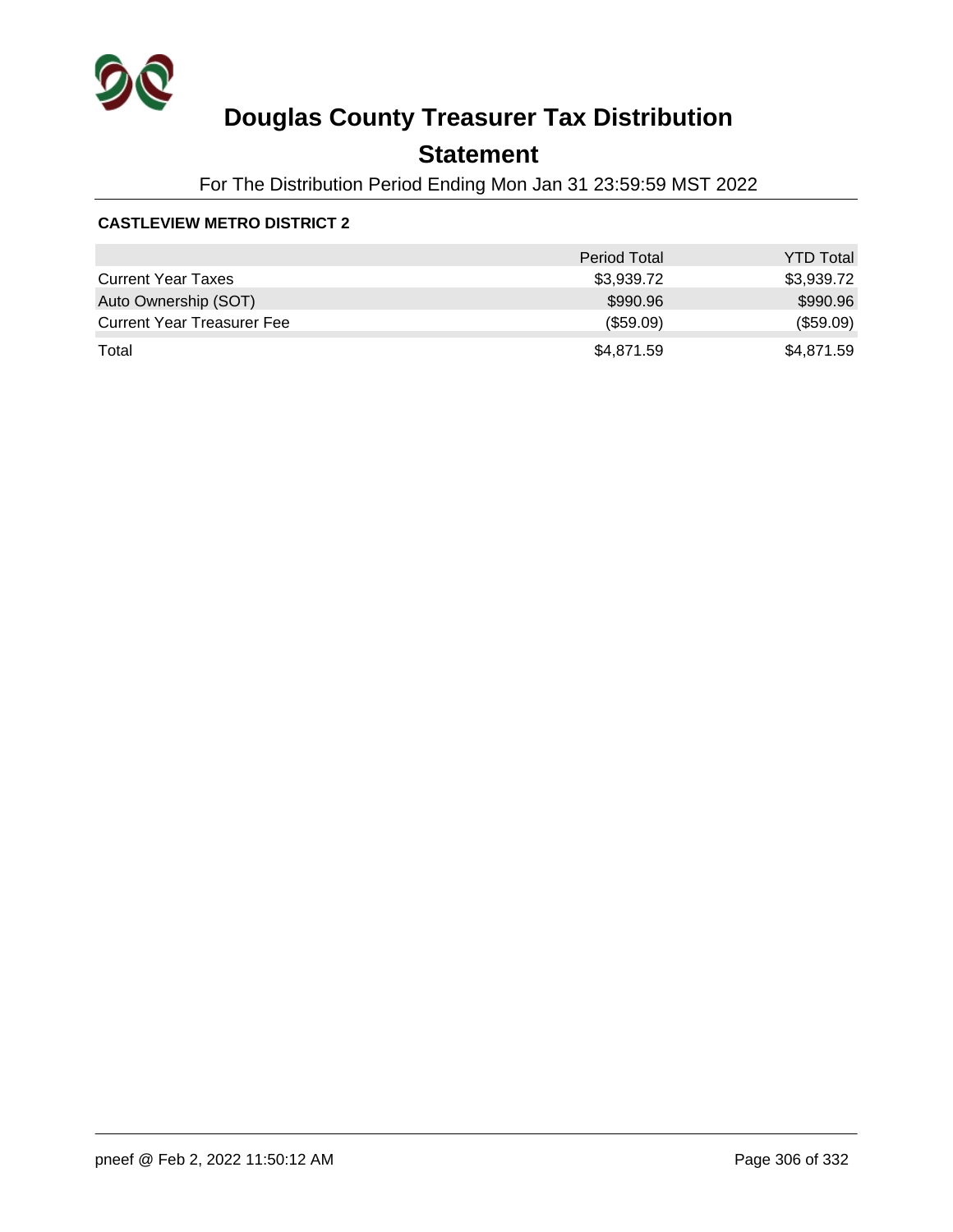# Douglas County Treasurer Tax Distribution

## Statement

For The Distribution Period Ending Mon Jan 31 23:59:59 MST 2022

### CASTLEVIEW METRO DISTRICT 2

| | Period Total | YTD Total |
|---|---|---|
| Current Year Taxes | $3,939.72 | $3,939.72 |
| Auto Ownership (SOT) | $990.96 | $990.96 |
| Current Year Treasurer Fee | ($59.09) | ($59.09) |
| Total | $4,871.59 | $4,871.59 |

pneef @ Feb 2, 2022 11:50:12 AM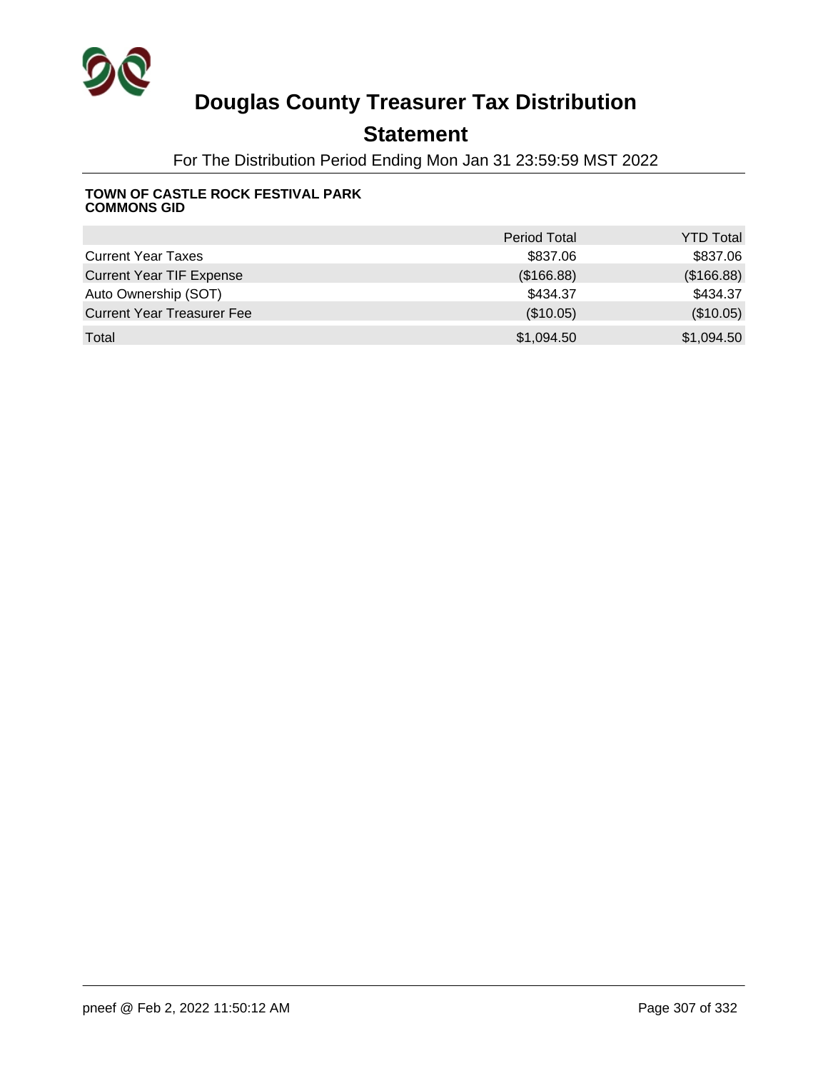# Douglas County Treasurer Tax Distribution

## Statement

For The Distribution Period Ending Mon Jan 31 23:59:59 MST 2022

**TOWN OF CASTLE ROCK FESTIVAL PARK COMMONS GID**

| | Period Total | YTD Total |
|---|---|---|
| Current Year Taxes | $837.06 | $837.06 |
| Current Year TIF Expense | ($166.88) | ($166.88) |
| Auto Ownership (SOT) | $434.37 | $434.37 |
| Current Year Treasurer Fee | ($10.05) | ($10.05) |
| Total | $1,094.50 | $1,094.50 |

pneef @ Feb 2, 2022 11:50:12 AM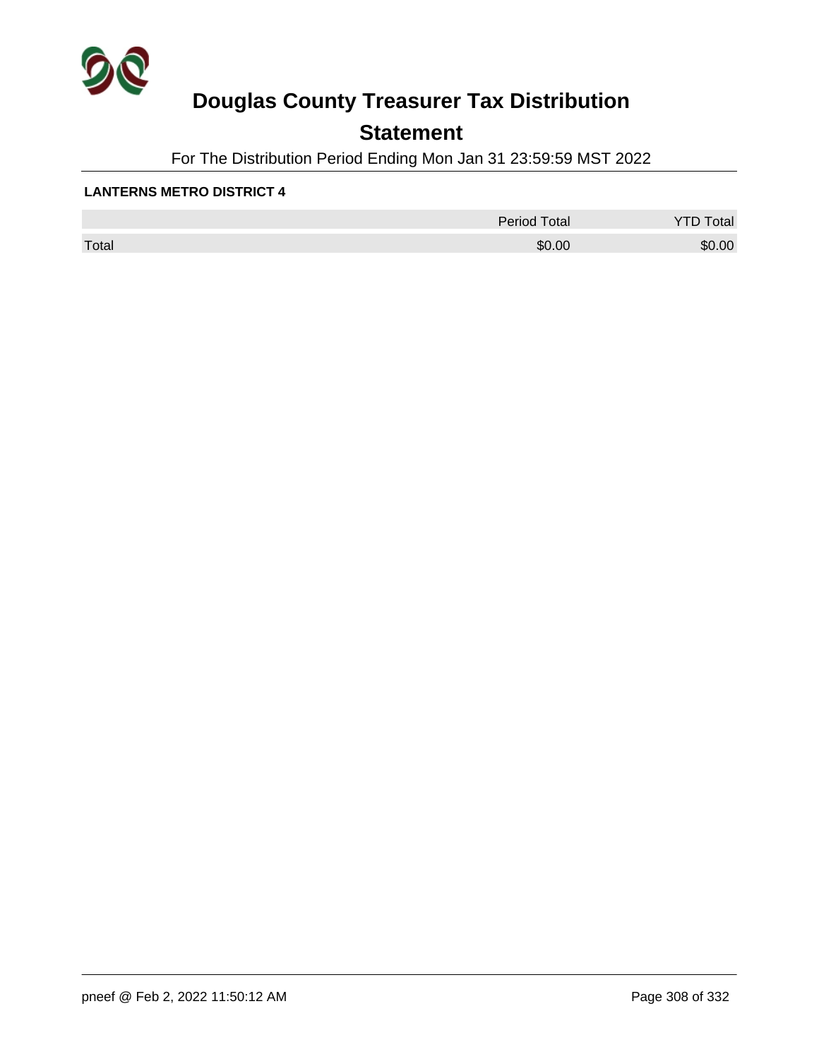# Douglas County Treasurer Tax Distribution

## Statement

For The Distribution Period Ending Mon Jan 31 23:59:59 MST 2022

**LANTERNS METRO DISTRICT 4**

| | Period Total | YTD Total |
|---|---|---|
| Total | $0.00 | $0.00 |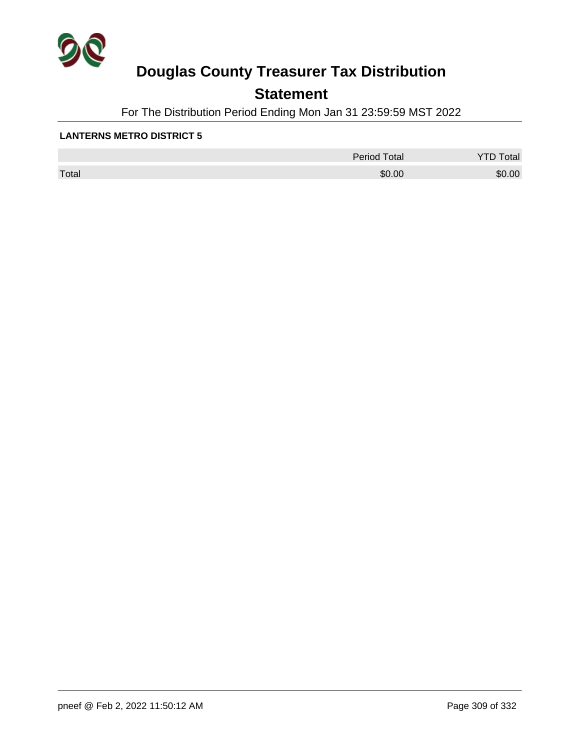# Douglas County Treasurer Tax Distribution

## Statement

For The Distribution Period Ending Mon Jan 31 23:59:59 MST 2022

**LANTERNS METRO DISTRICT 5**

| | Period Total | YTD Total |
|---|---|---|
| Total | $0.00 | $0.00 |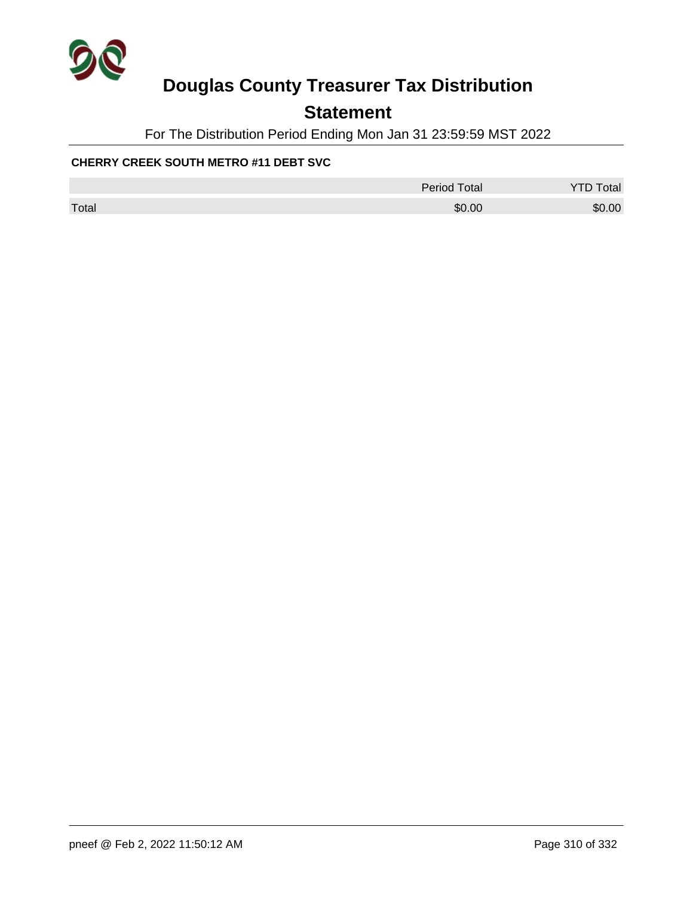# Douglas County Treasurer Tax Distribution

## Statement

For The Distribution Period Ending Mon Jan 31 23:59:59 MST 2022

**CHERRY CREEK SOUTH METRO #11 DEBT SVC**

| | Period Total | YTD Total |
|---|---|---|
| Total | $0.00 | $0.00 |

pneef @ Feb 2, 2022 11:50:12 AM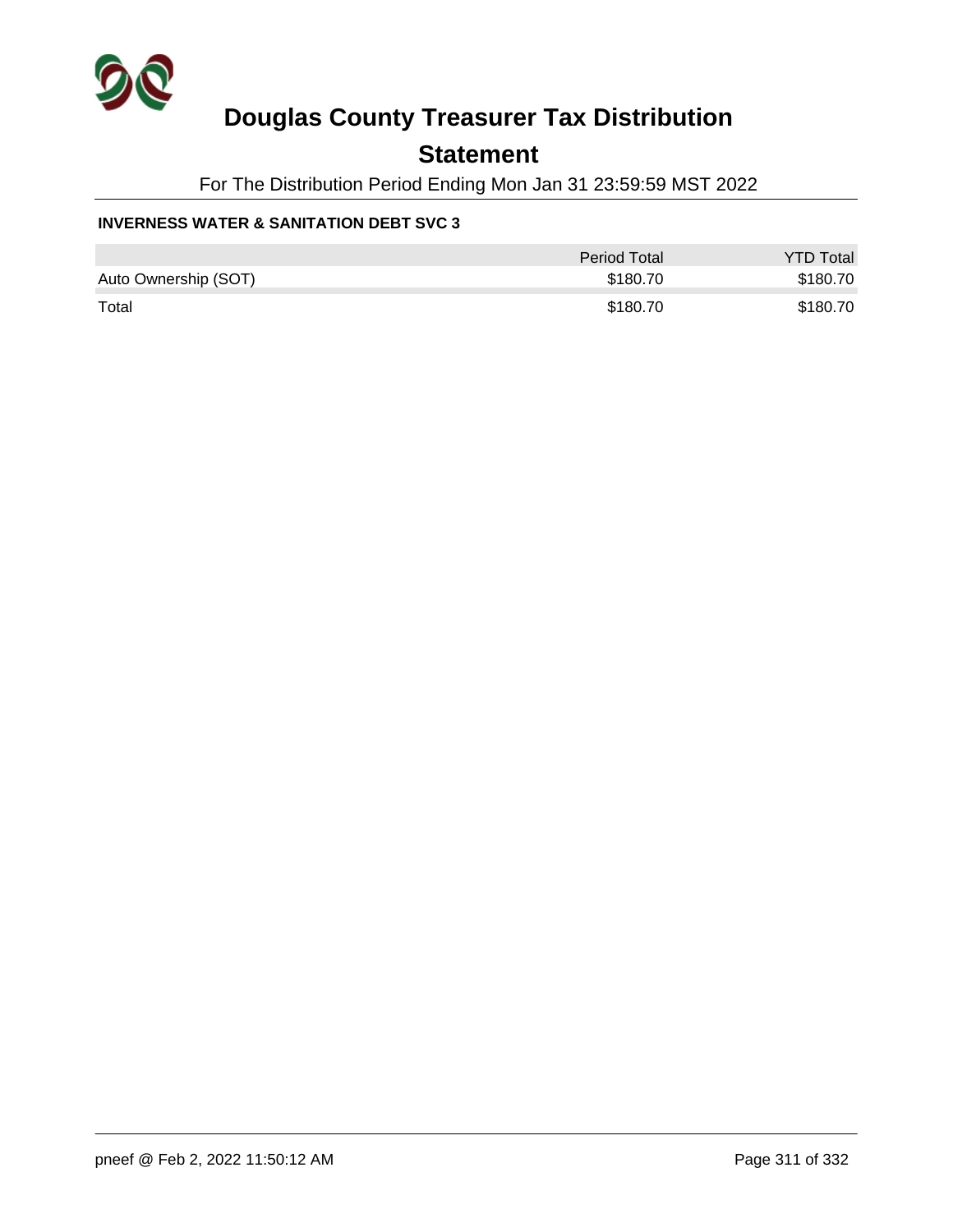# Douglas County Treasurer Tax Distribution

## Statement

For The Distribution Period Ending Mon Jan 31 23:59:59 MST 2022

**INVERNESS WATER & SANITATION DEBT SVC 3**

| | Period Total | YTD Total |
|---|---|---|
| Auto Ownership (SOT) | $180.70 | $180.70 |
| Total | $180.70 | $180.70 |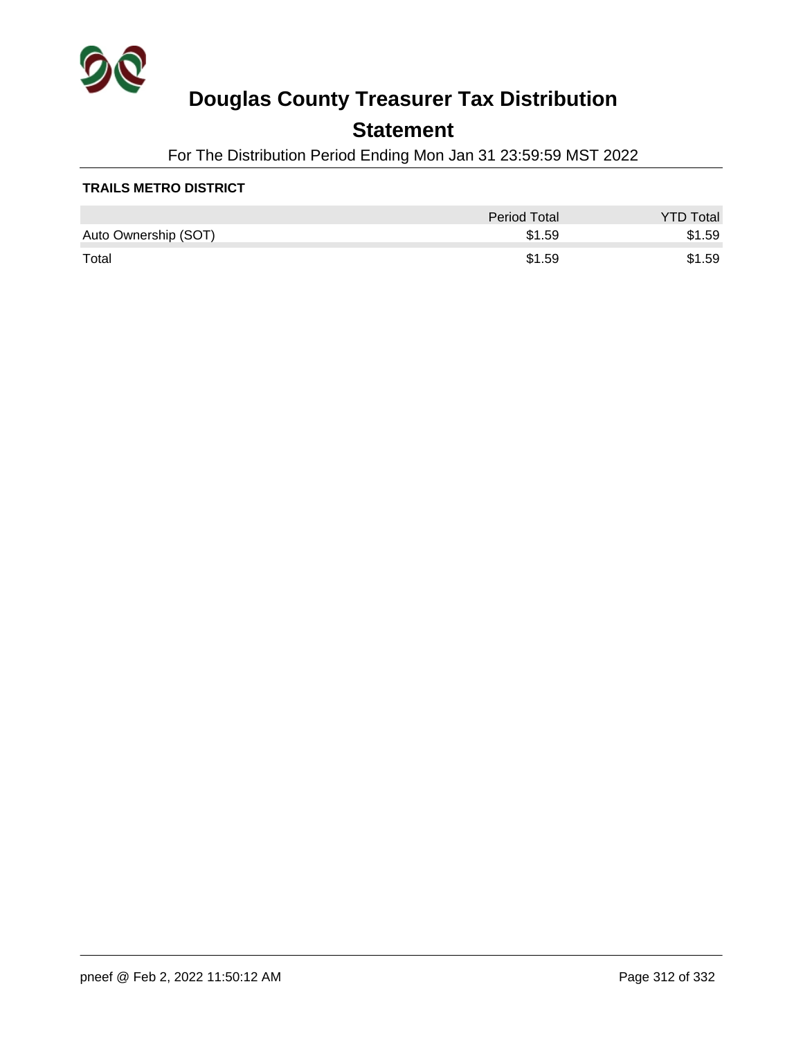# Douglas County Treasurer Tax Distribution

## Statement

For The Distribution Period Ending Mon Jan 31 23:59:59 MST 2022

**TRAILS METRO DISTRICT**

| | Period Total | YTD Total |
|---|---|---|
| Auto Ownership (SOT) | $1.59 | $1.59 |
| Total | $1.59 | $1.59 |

pneef @ Feb 2, 2022 11:50:12 AM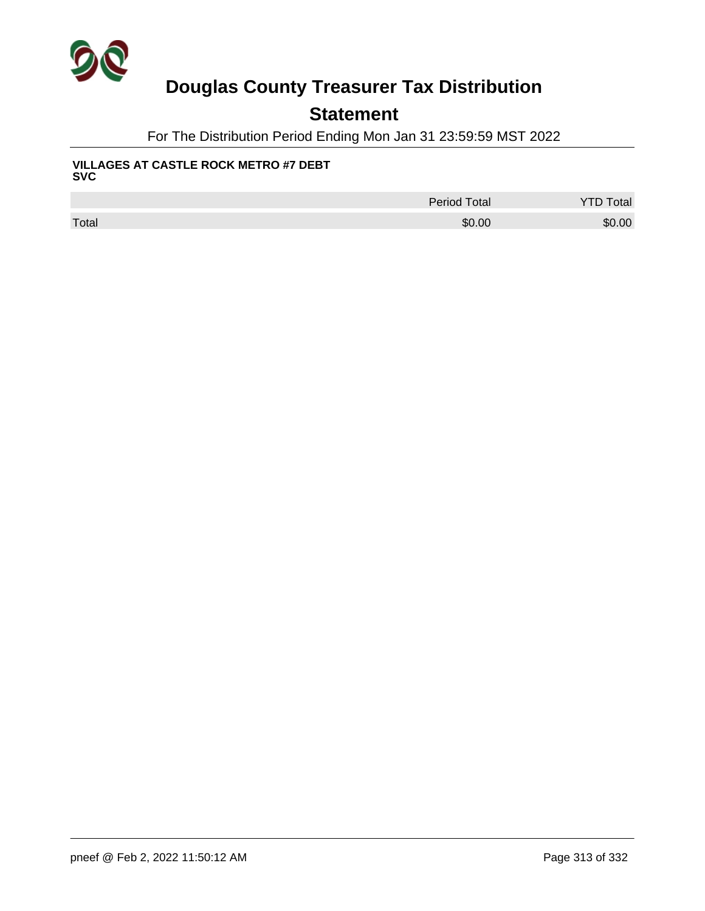# Douglas County Treasurer Tax Distribution

## Statement

For The Distribution Period Ending Mon Jan 31 23:59:59 MST 2022

**VILLAGES AT CASTLE ROCK METRO #7 DEBT SVC**

| | Period Total | YTD Total |
|---|---|---|
| Total | $0.00 | $0.00 |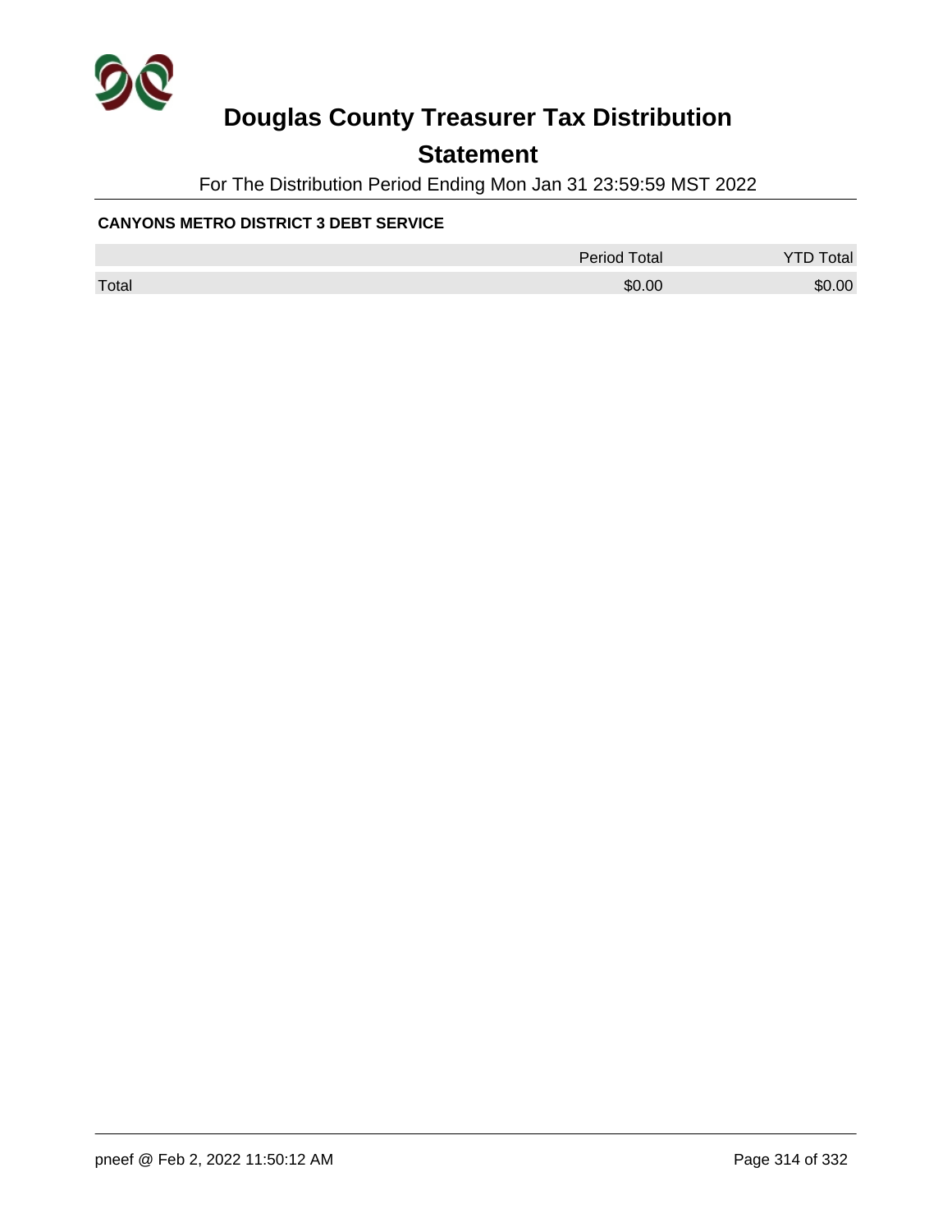# Douglas County Treasurer Tax Distribution

## Statement

For The Distribution Period Ending Mon Jan 31 23:59:59 MST 2022

**CANYONS METRO DISTRICT 3 DEBT SERVICE**

| | Period Total | YTD Total |
|---|---|---|
| Total | $0.00 | $0.00 |

pneef @ Feb 2, 2022 11:50:12 AM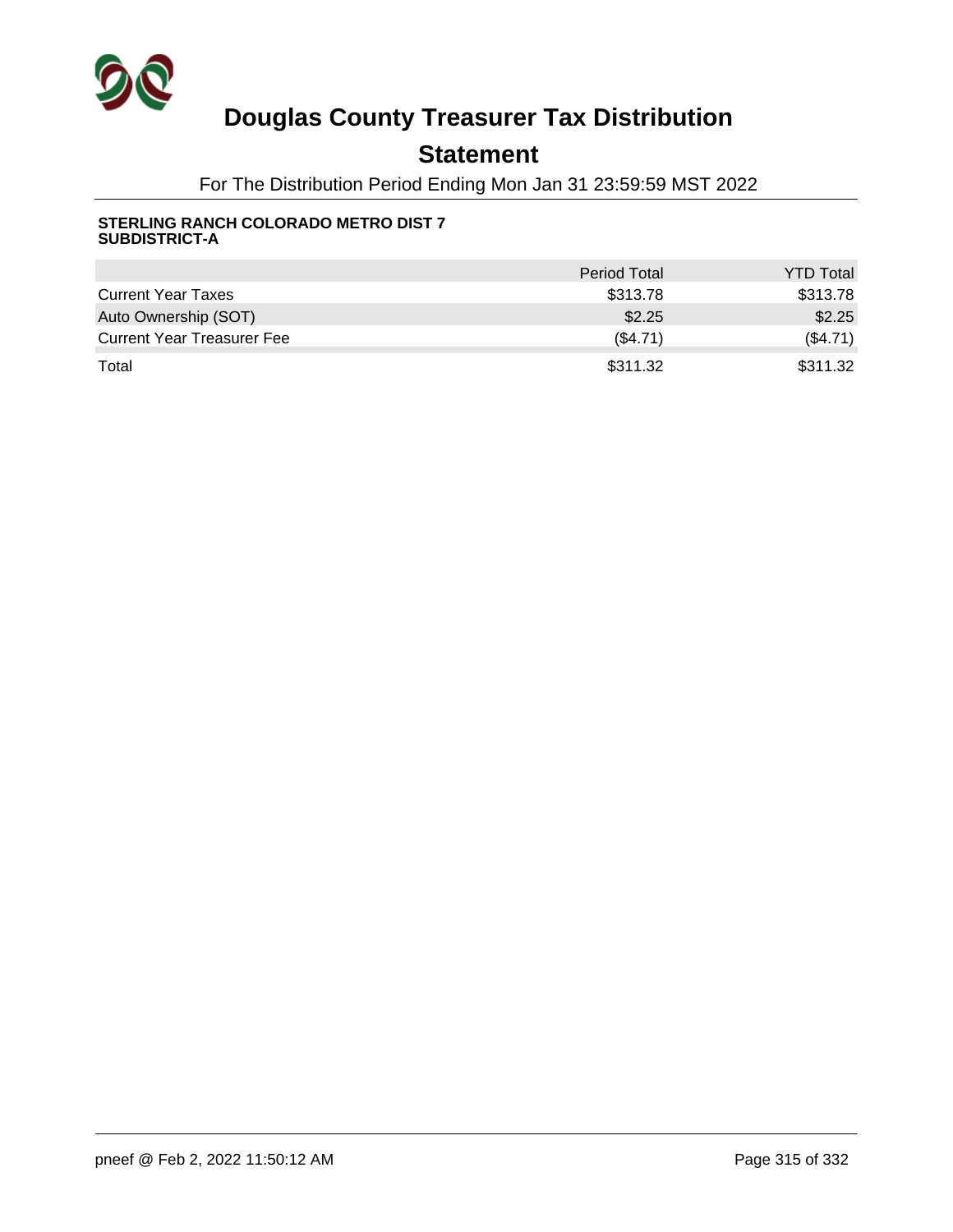# Douglas County Treasurer Tax Distribution

## Statement

For The Distribution Period Ending Mon Jan 31 23:59:59 MST 2022

**STERLING RANCH COLORADO METRO DIST 7 SUBDISTRICT-A**

| | Period Total | YTD Total |
|---|---|---|
| Current Year Taxes | $313.78 | $313.78 |
| Auto Ownership (SOT) | $2.25 | $2.25 |
| Current Year Treasurer Fee | ($4.71) | ($4.71) |
| Total | $311.32 | $311.32 |

pneef @ Feb 2, 2022 11:50:12 AM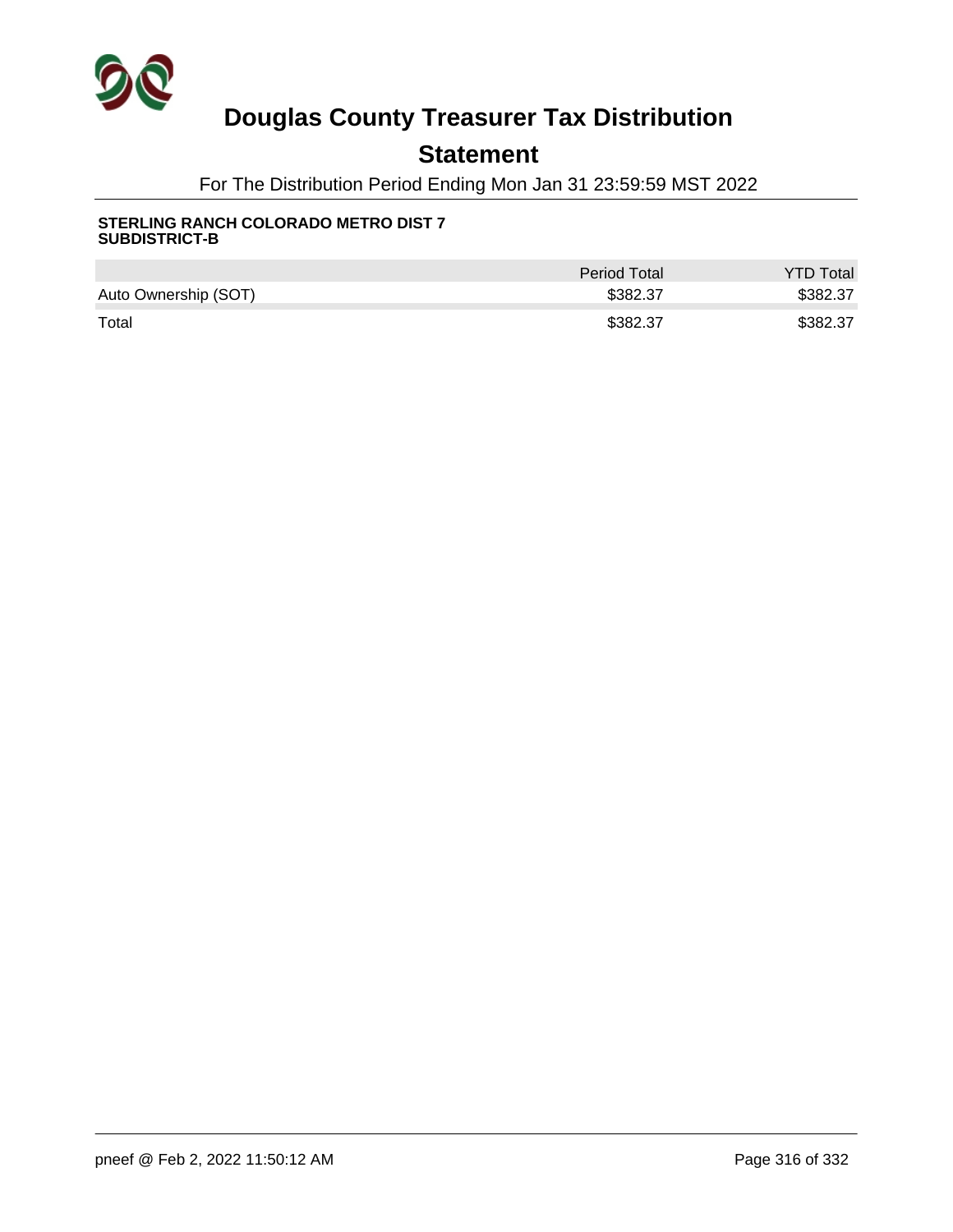# Douglas County Treasurer Tax Distribution

## Statement

For The Distribution Period Ending Mon Jan 31 23:59:59 MST 2022

**STERLING RANCH COLORADO METRO DIST 7 SUBDISTRICT-B**

| | Period Total | YTD Total |
|---|---|---|
| Auto Ownership (SOT) | $382.37 | $382.37 |
| Total | $382.37 | $382.37 |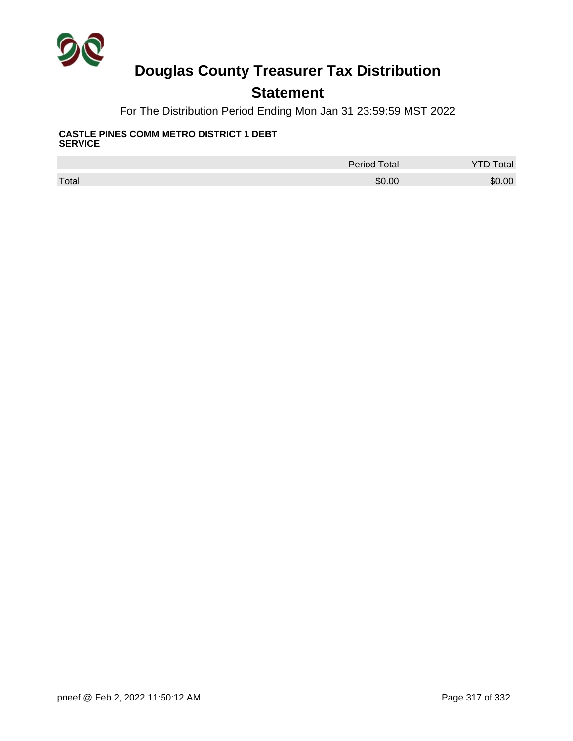# Douglas County Treasurer Tax Distribution

## Statement

For The Distribution Period Ending Mon Jan 31 23:59:59 MST 2022

**CASTLE PINES COMM METRO DISTRICT 1 DEBT SERVICE**

| | Period Total | YTD Total |
|---|---|---|
| Total | $0.00 | $0.00 |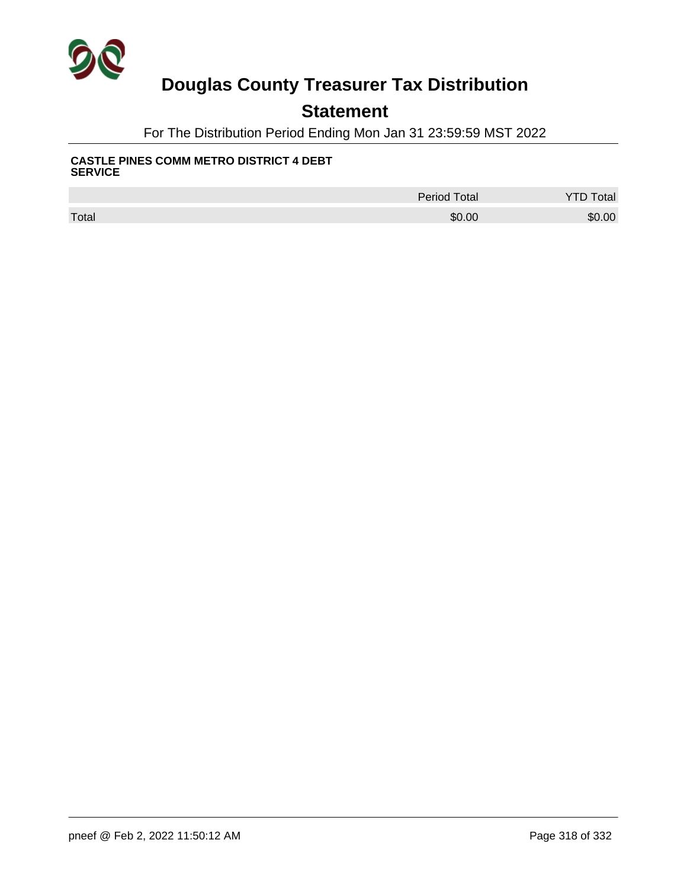# Douglas County Treasurer Tax Distribution

## Statement

For The Distribution Period Ending Mon Jan 31 23:59:59 MST 2022

**CASTLE PINES COMM METRO DISTRICT 4 DEBT SERVICE**

| | Period Total | YTD Total |
|---|---|---|
| Total | $0.00 | $0.00 |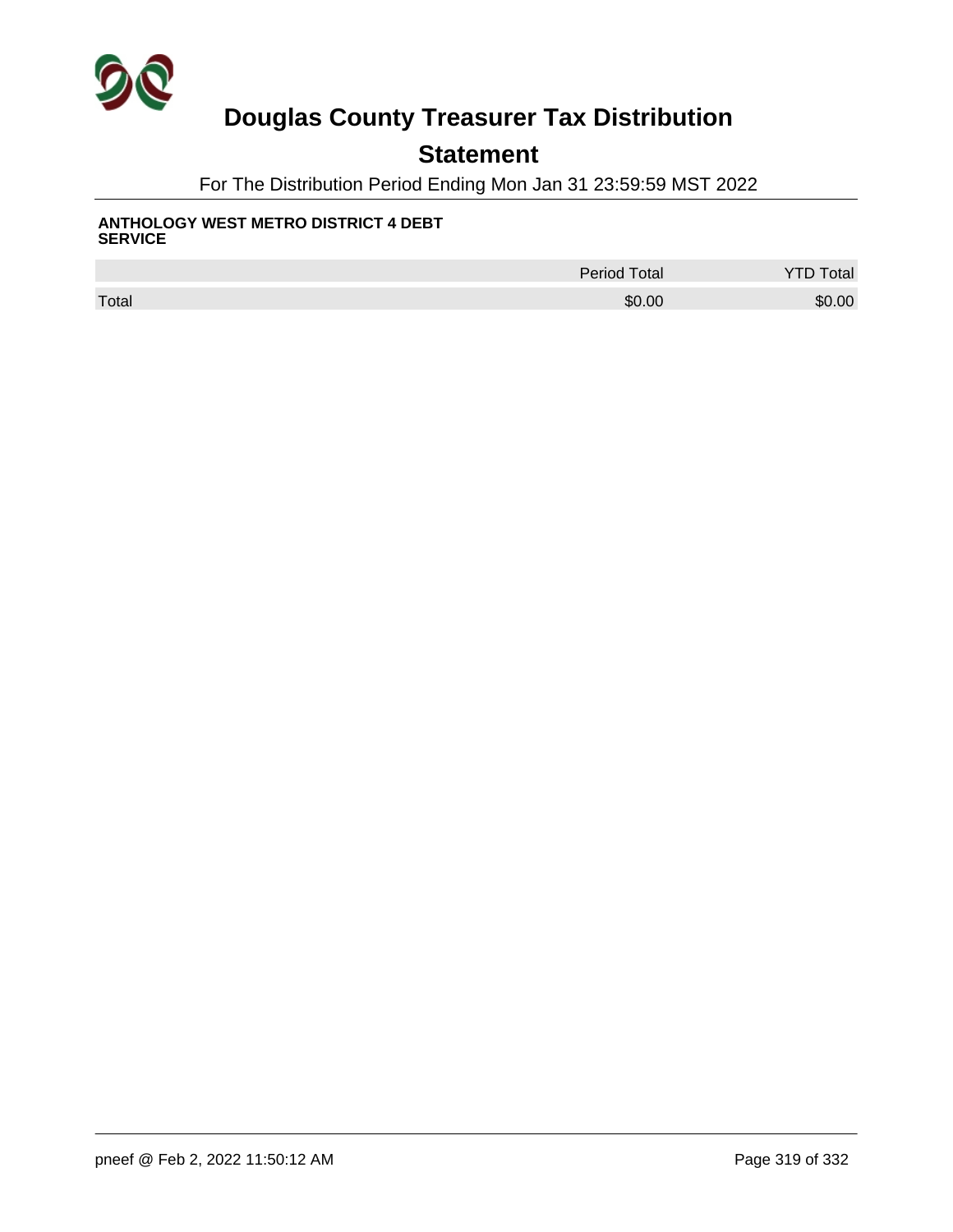# Douglas County Treasurer Tax Distribution

## Statement

For The Distribution Period Ending Mon Jan 31 23:59:59 MST 2022

**ANTHOLOGY WEST METRO DISTRICT 4 DEBT SERVICE**

| | Period Total | YTD Total |
|---|---|---|
| Total | $0.00 | $0.00 |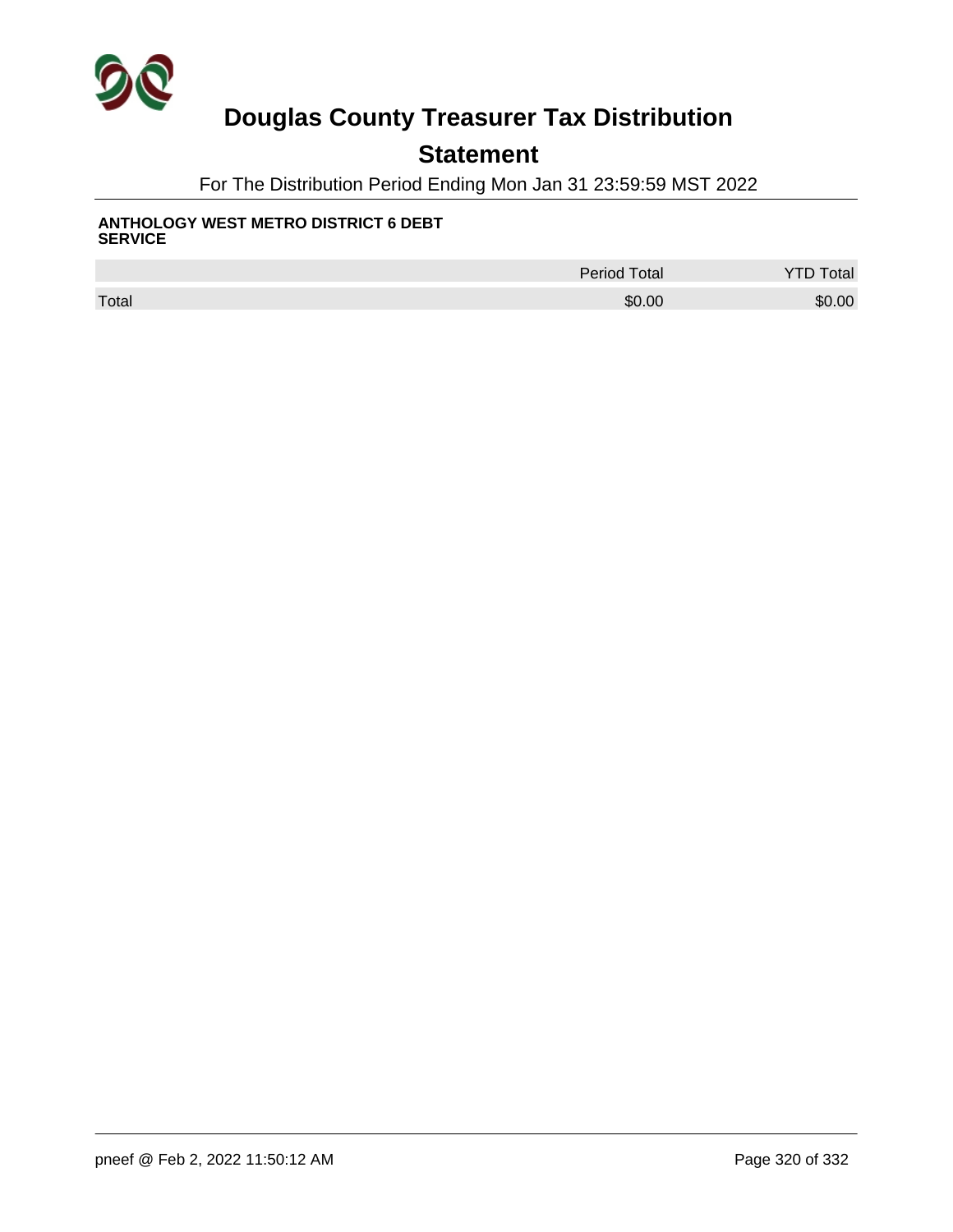# Douglas County Treasurer Tax Distribution

## Statement

For The Distribution Period Ending Mon Jan 31 23:59:59 MST 2022

**ANTHOLOGY WEST METRO DISTRICT 6 DEBT SERVICE**

| | Period Total | YTD Total |
|---|---|---|
| Total | $0.00 | $0.00 |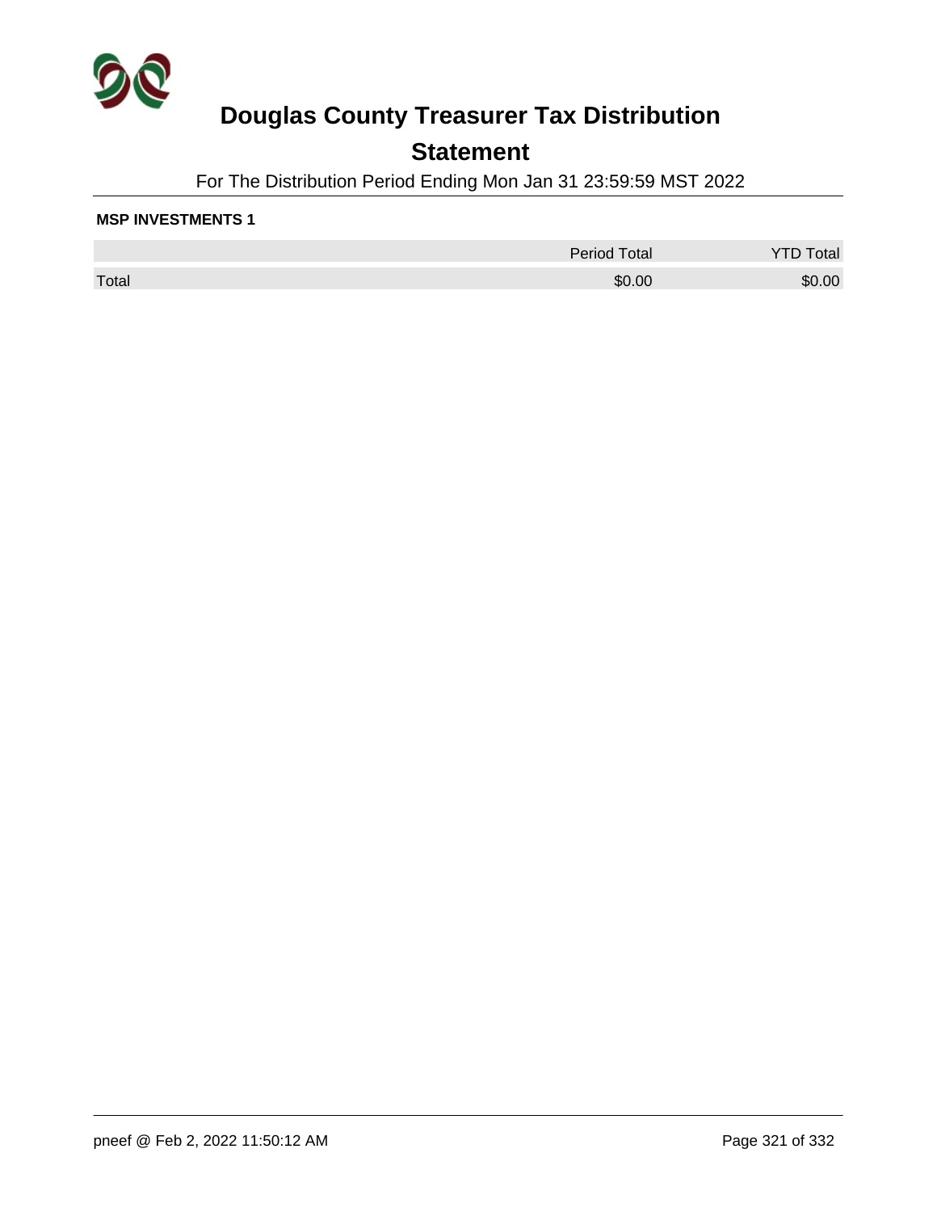# Douglas County Treasurer Tax Distribution

## Statement

For The Distribution Period Ending Mon Jan 31 23:59:59 MST 2022

**MSP INVESTMENTS 1**

| | Period Total | YTD Total |
|---|---|---|
| Total | $0.00 | $0.00 |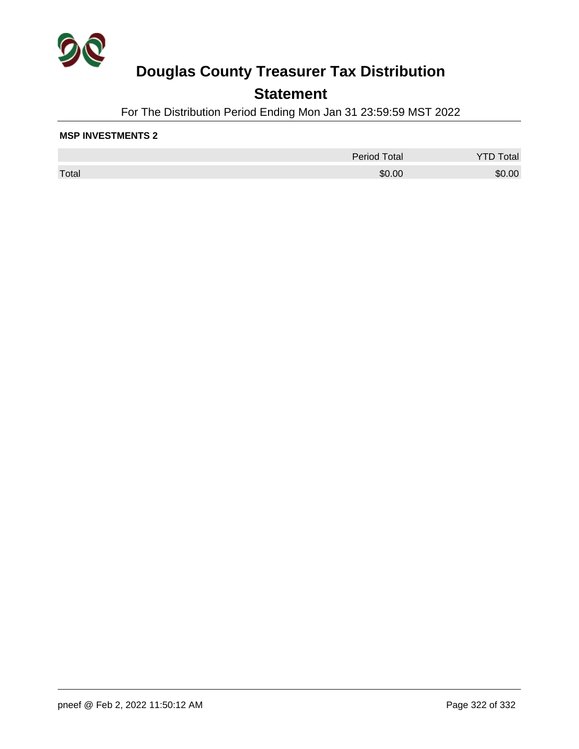# Douglas County Treasurer Tax Distribution

## Statement

For The Distribution Period Ending Mon Jan 31 23:59:59 MST 2022

**MSP INVESTMENTS 2**

| | Period Total | YTD Total |
|---|---|---|
| Total | $0.00 | $0.00 |

pneef @ Feb 2, 2022 11:50:12 AM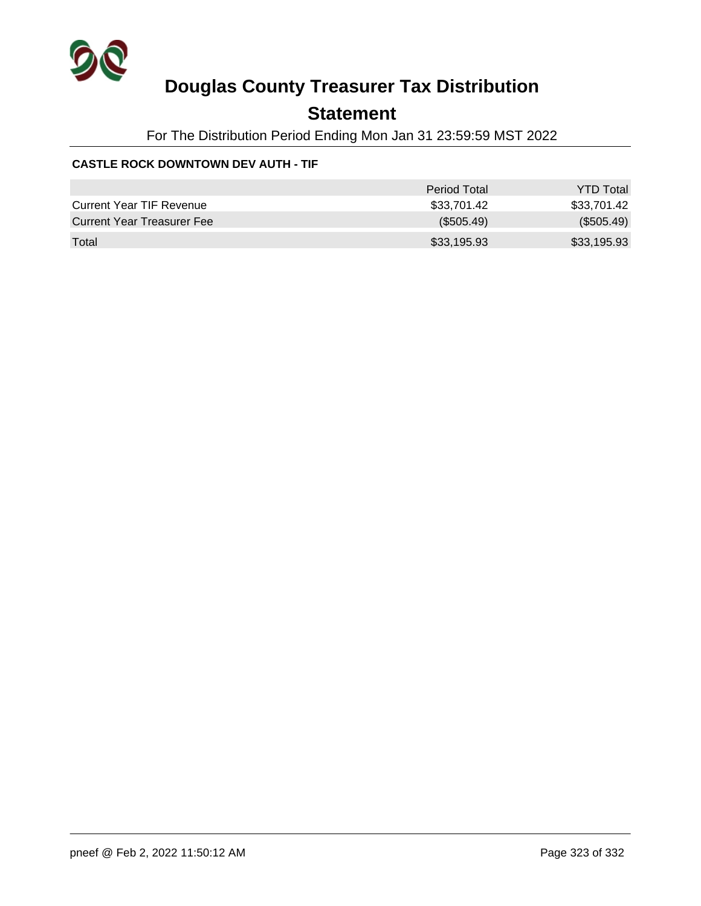# Douglas County Treasurer Tax Distribution

## Statement

For The Distribution Period Ending Mon Jan 31 23:59:59 MST 2022

**CASTLE ROCK DOWNTOWN DEV AUTH - TIF**

| | Period Total | YTD Total |
|---|---|---|
| Current Year TIF Revenue | $33,701.42 | $33,701.42 |
| Current Year Treasurer Fee | ($505.49) | ($505.49) |
| Total | $33,195.93 | $33,195.93 |

pneef @ Feb 2, 2022 11:50:12 AM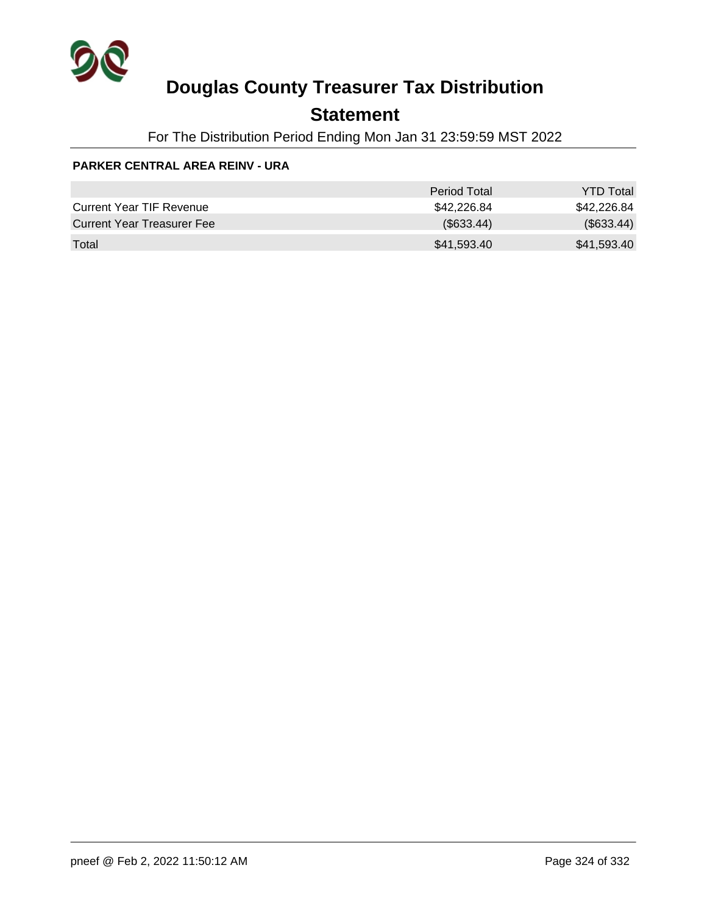# Douglas County Treasurer Tax Distribution

## Statement

For The Distribution Period Ending Mon Jan 31 23:59:59 MST 2022

**PARKER CENTRAL AREA REINV - URA**

| | Period Total | YTD Total |
|---|---|---|
| Current Year TIF Revenue | $42,226.84 | $42,226.84 |
| Current Year Treasurer Fee | ($633.44) | ($633.44) |
| Total | $41,593.40 | $41,593.40 |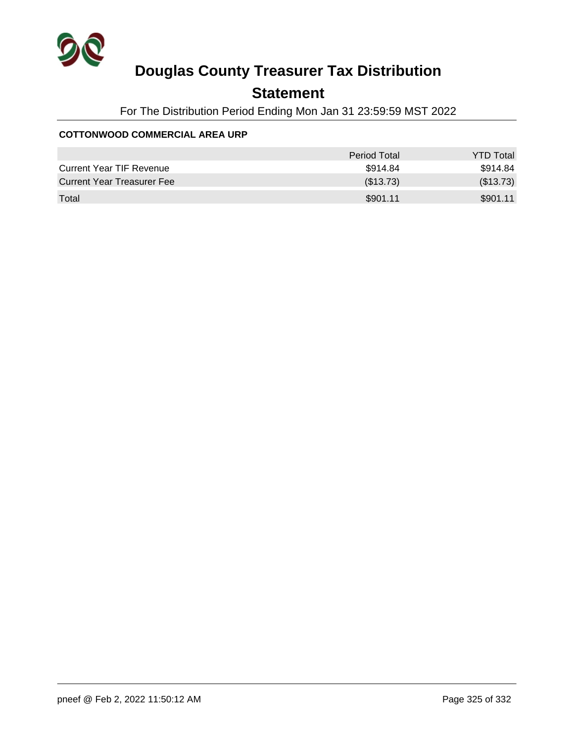# Douglas County Treasurer Tax Distribution

## Statement

For The Distribution Period Ending Mon Jan 31 23:59:59 MST 2022

**COTTONWOOD COMMERCIAL AREA URP**

| | Period Total | YTD Total |
|---|---:|---:|
| Current Year TIF Revenue | $914.84 | $914.84 |
| Current Year Treasurer Fee | ($13.73) | ($13.73) |
| Total | $901.11 | $901.11 |

pneef @ Feb 2, 2022 11:50:12 AM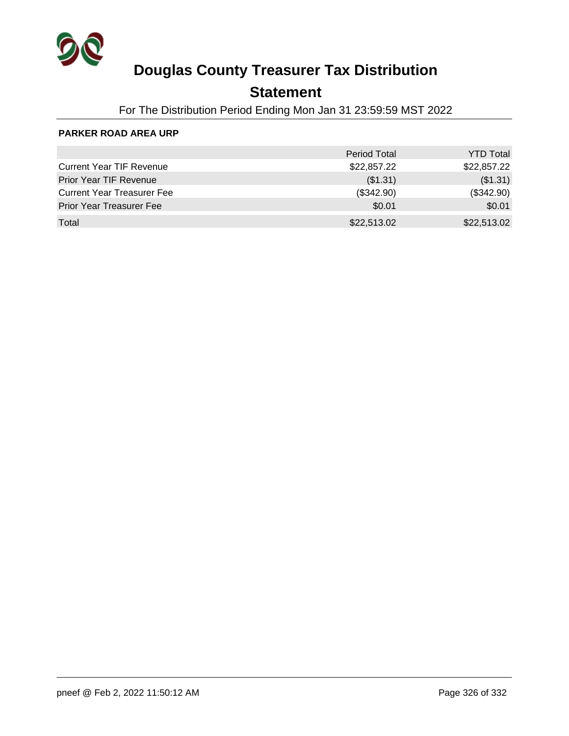# Douglas County Treasurer Tax Distribution

## Statement

For The Distribution Period Ending Mon Jan 31 23:59:59 MST 2022

### PARKER ROAD AREA URP

| | Period Total | YTD Total |
|---|---:|---:|
| Current Year TIF Revenue | $22,857.22 | $22,857.22 |
| Prior Year TIF Revenue | ($1.31) | ($1.31) |
| Current Year Treasurer Fee | ($342.90) | ($342.90) |
| Prior Year Treasurer Fee | $0.01 | $0.01 |
| Total | $22,513.02 | $22,513.02 |

pneef @ Feb 2, 2022 11:50:12 AM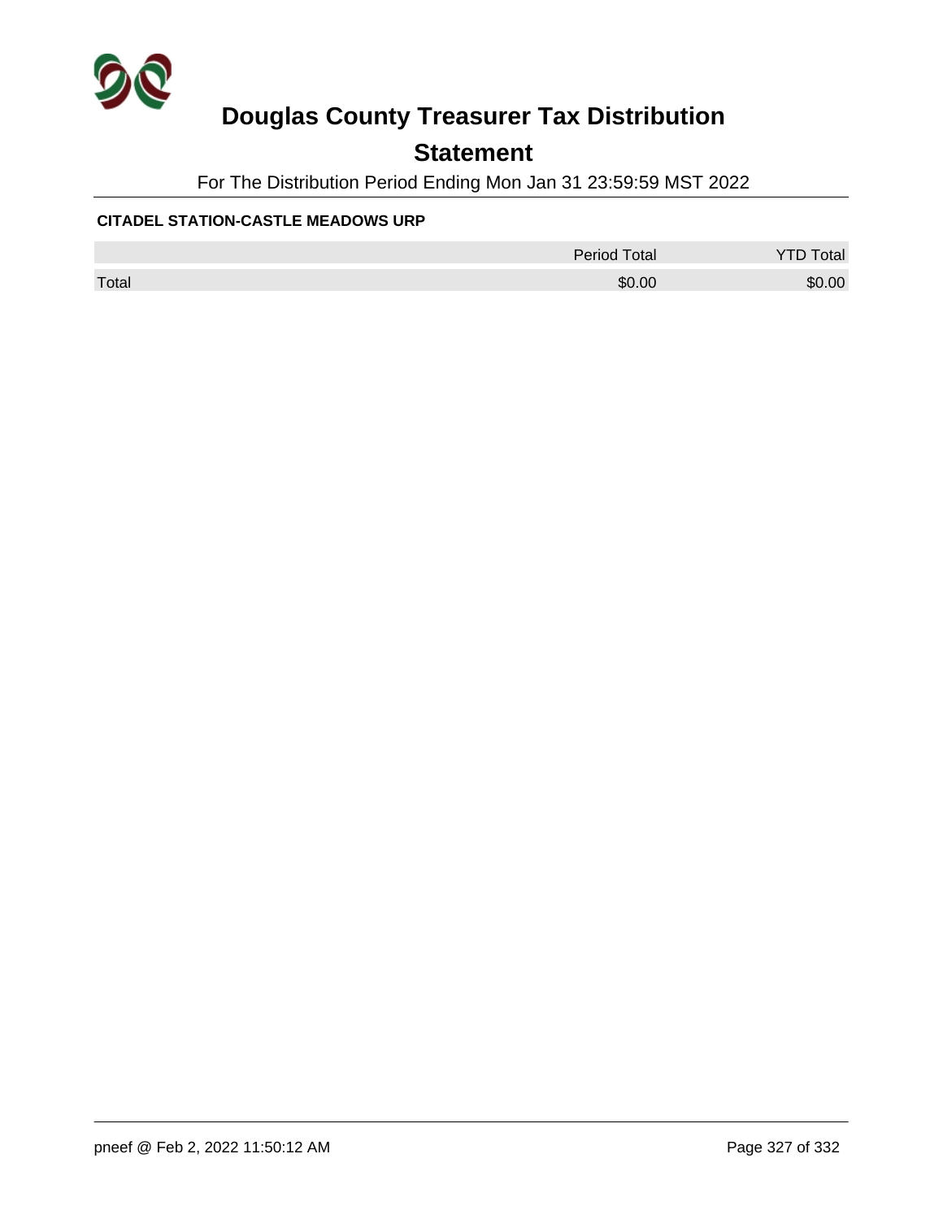# Douglas County Treasurer Tax Distribution

## Statement

For The Distribution Period Ending Mon Jan 31 23:59:59 MST 2022

**CITADEL STATION-CASTLE MEADOWS URP**

| | Period Total | YTD Total |
|---|---|---|
| Total | $0.00 | $0.00 |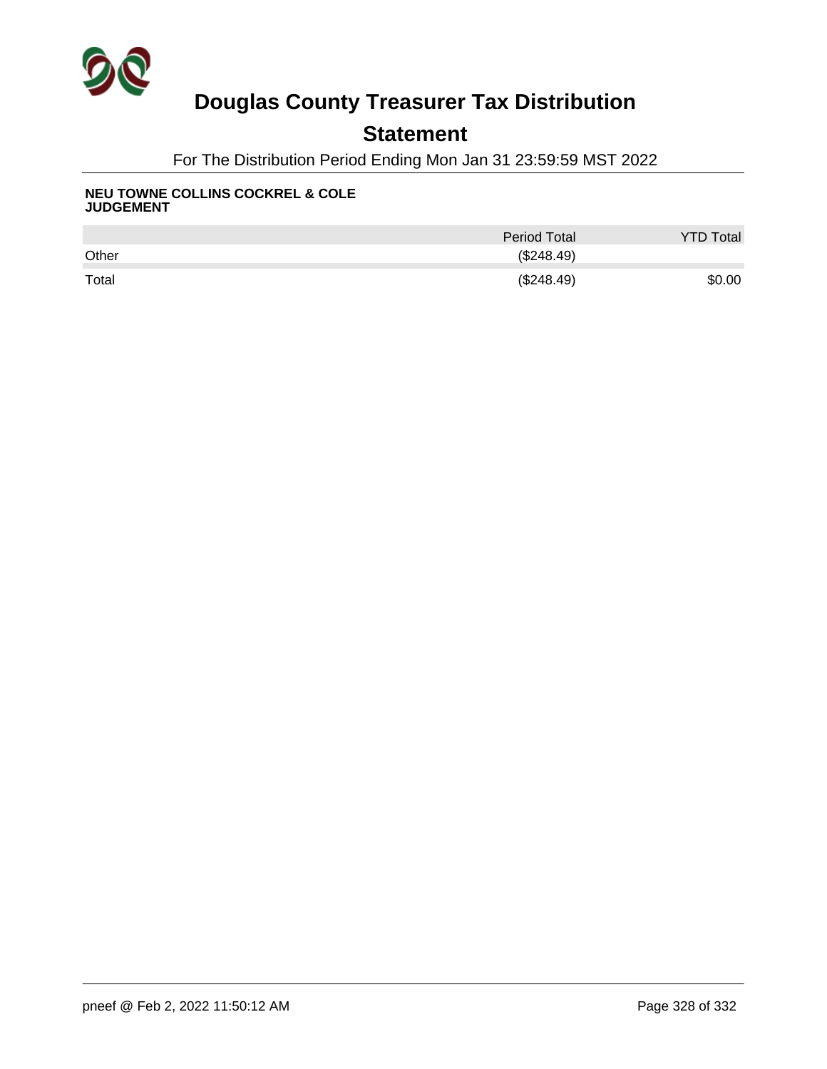# Douglas County Treasurer Tax Distribution

## Statement

For The Distribution Period Ending Mon Jan 31 23:59:59 MST 2022

**NEU TOWNE COLLINS COCKREL & COLE JUDGEMENT**

| | Period Total | YTD Total |
|---|---|---|
| Other | ($248.49) | |
| Total | ($248.49) | $0.00 |

pneef @ Feb 2, 2022 11:50:12 AM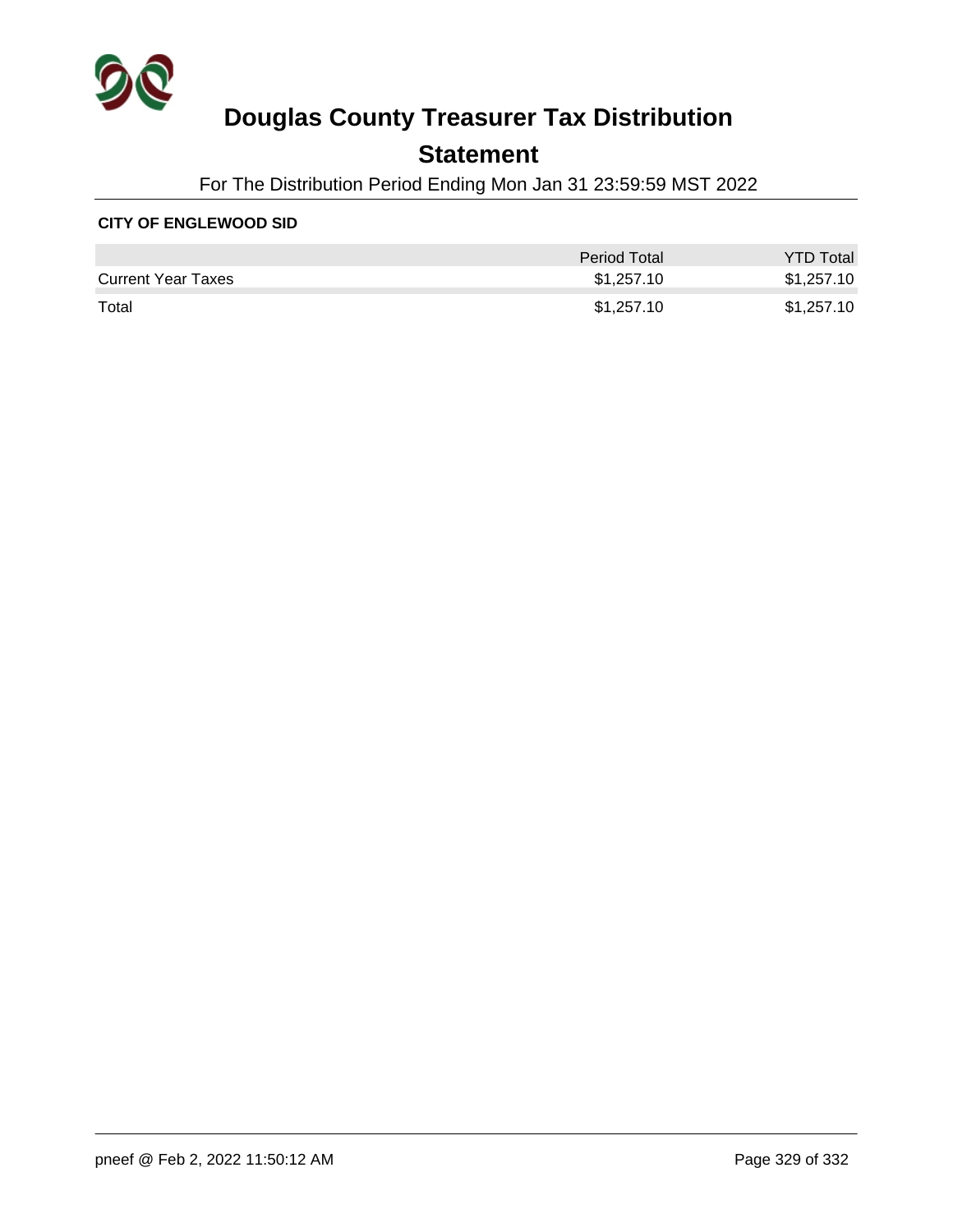# Douglas County Treasurer Tax Distribution

## Statement

For The Distribution Period Ending Mon Jan 31 23:59:59 MST 2022

**CITY OF ENGLEWOOD SID**

| | Period Total | YTD Total |
|---|---|---|
| Current Year Taxes | $1,257.10 | $1,257.10 |
| Total | $1,257.10 | $1,257.10 |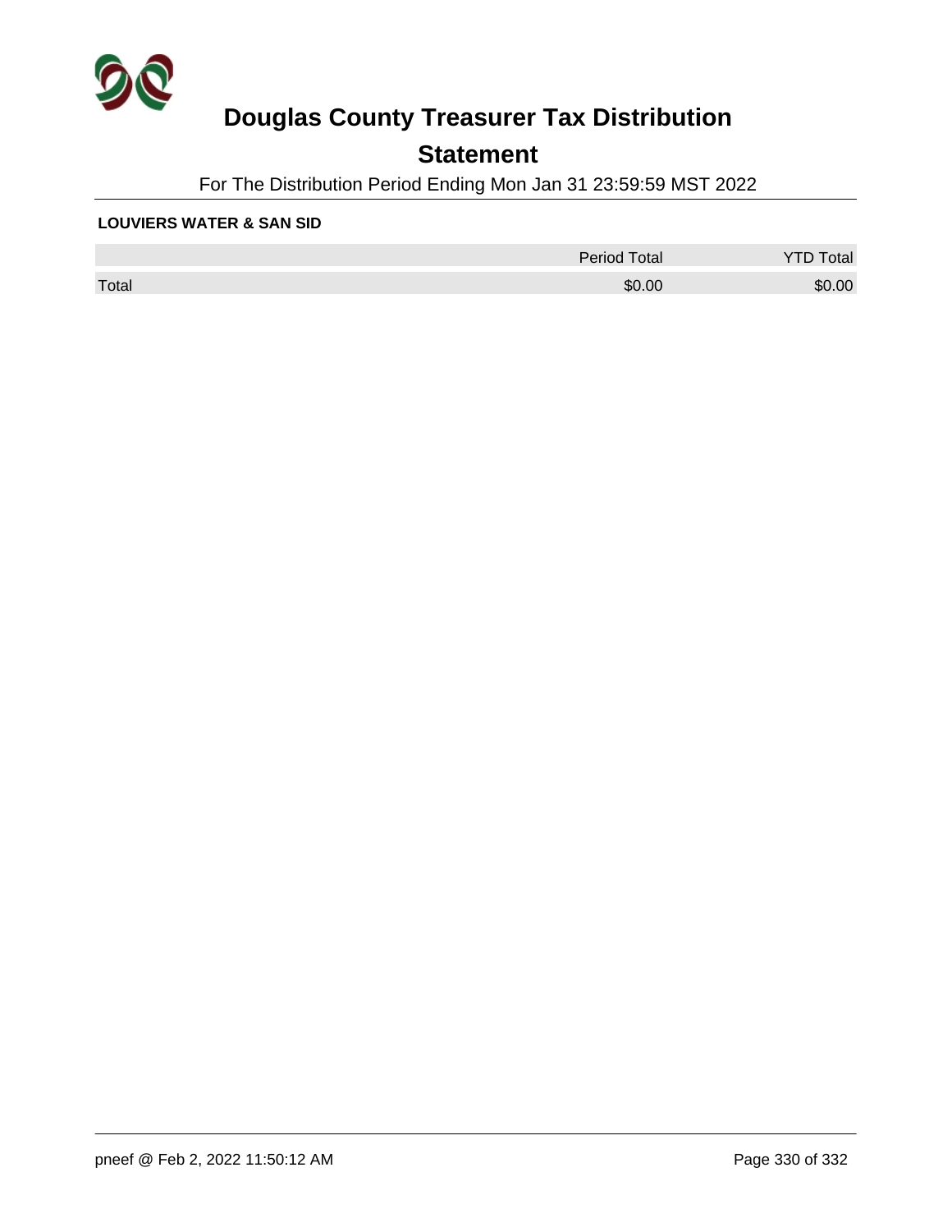# Douglas County Treasurer Tax Distribution

## Statement

For The Distribution Period Ending Mon Jan 31 23:59:59 MST 2022

**LOUVIERS WATER & SAN SID**

| | Period Total | YTD Total |
|---|---|---|
| Total | $0.00 | $0.00 |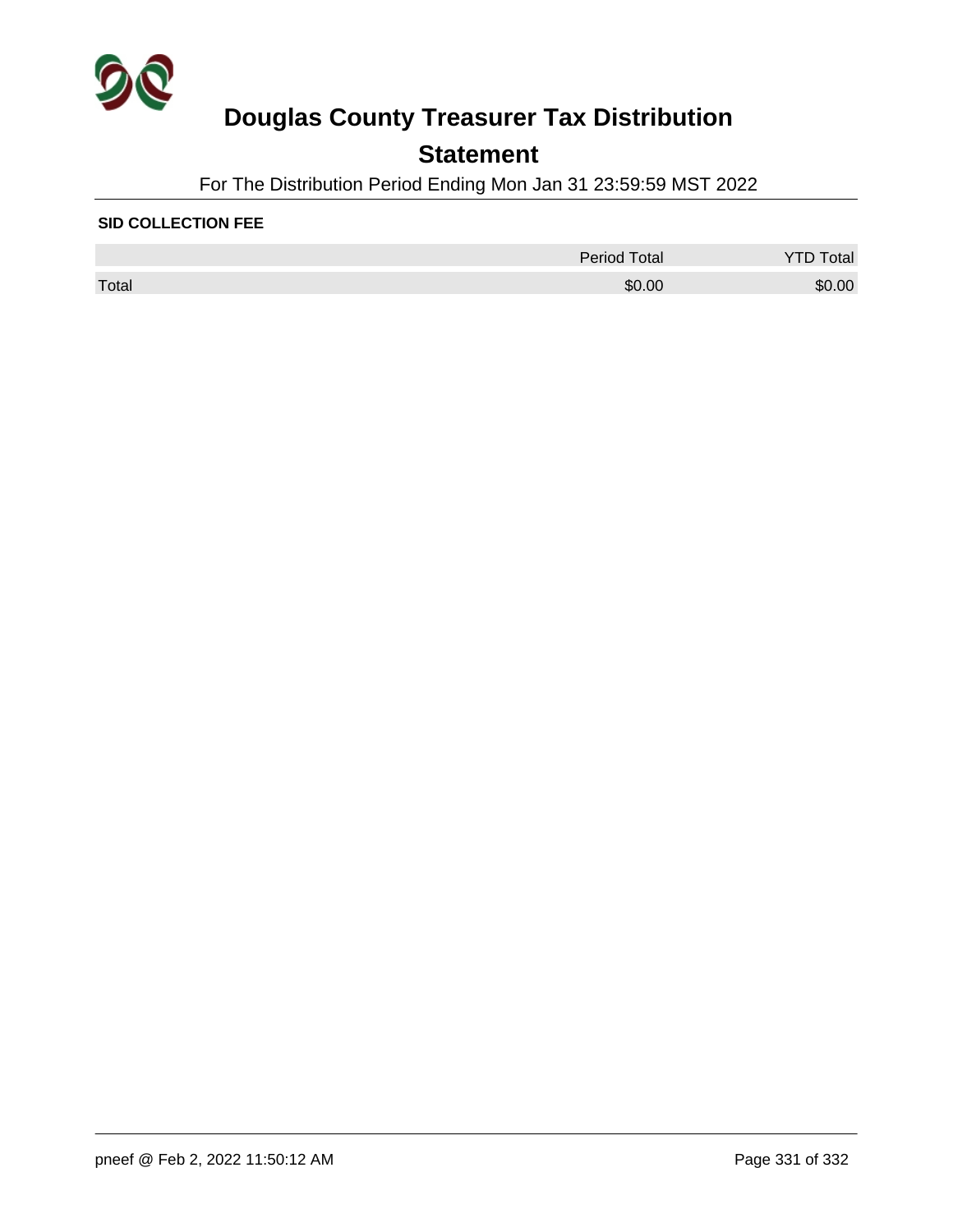# Douglas County Treasurer Tax Distribution

## Statement

For The Distribution Period Ending Mon Jan 31 23:59:59 MST 2022

**SID COLLECTION FEE**

| | Period Total | YTD Total |
|---|---|---|
| Total | $0.00 | $0.00 |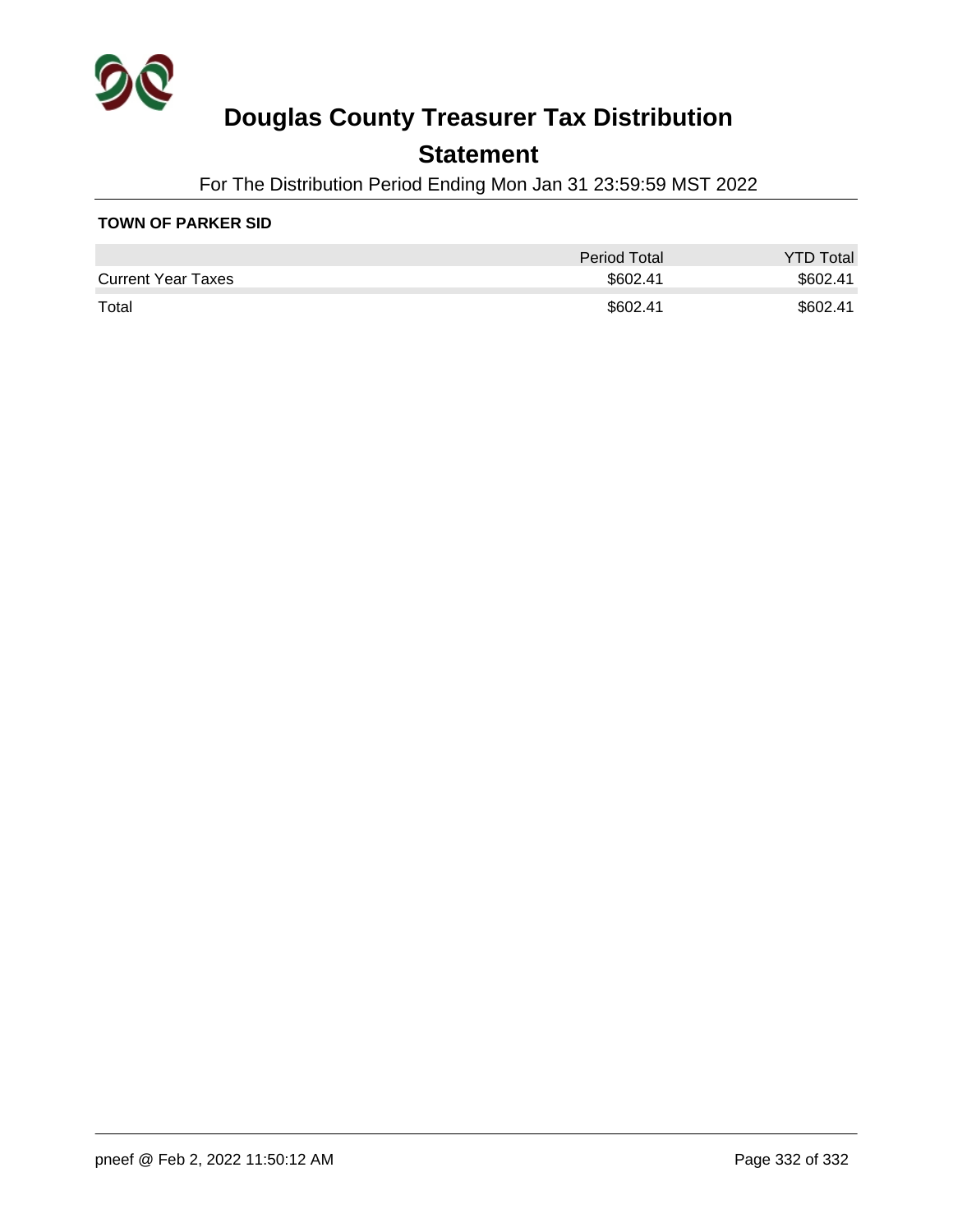# Douglas County Treasurer Tax Distribution

## Statement

For The Distribution Period Ending Mon Jan 31 23:59:59 MST 2022

**TOWN OF PARKER SID**

| | Period Total | YTD Total |
|---|---|---|
| Current Year Taxes | $602.41 | $602.41 |
| Total | $602.41 | $602.41 |

pneef @ Feb 2, 2022 11:50:12 AM